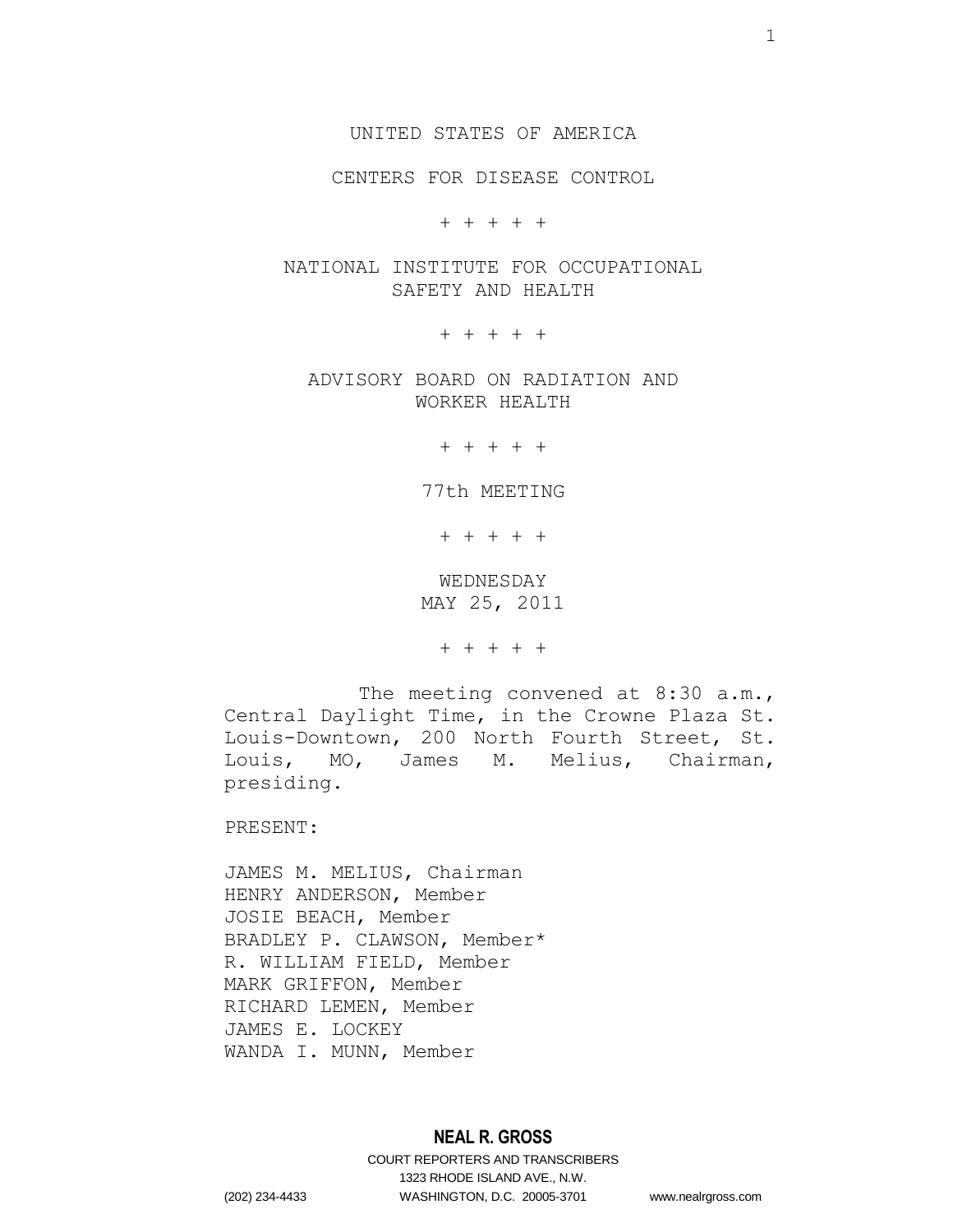UNITED STATES OF AMERICA

CENTERS FOR DISEASE CONTROL

\+ + + + +

NATIONAL INSTITUTE FOR OCCUPATIONAL SAFETY AND HEALTH

\+ + + + +

ADVISORY BOARD ON RADIATION AND WORKER HEALTH

\+ + + + +

77th MEETING

\+ + + + +

WEDNESDAY
MAY 25, 2011

\+ + + + +

The meeting convened at 8:30 a.m., Central Daylight Time, in the Crowne Plaza St. Louis-Downtown, 200 North Fourth Street, St. Louis, MO, James M. Melius, Chairman, presiding.

PRESENT:

JAMES M. MELIUS, Chairman
HENRY ANDERSON, Member
JOSIE BEACH, Member
BRADLEY P. CLAWSON, Member*
R. WILLIAM FIELD, Member
MARK GRIFFON, Member
RICHARD LEMEN, Member
JAMES E. LOCKEY
WANDA I. MUNN, Member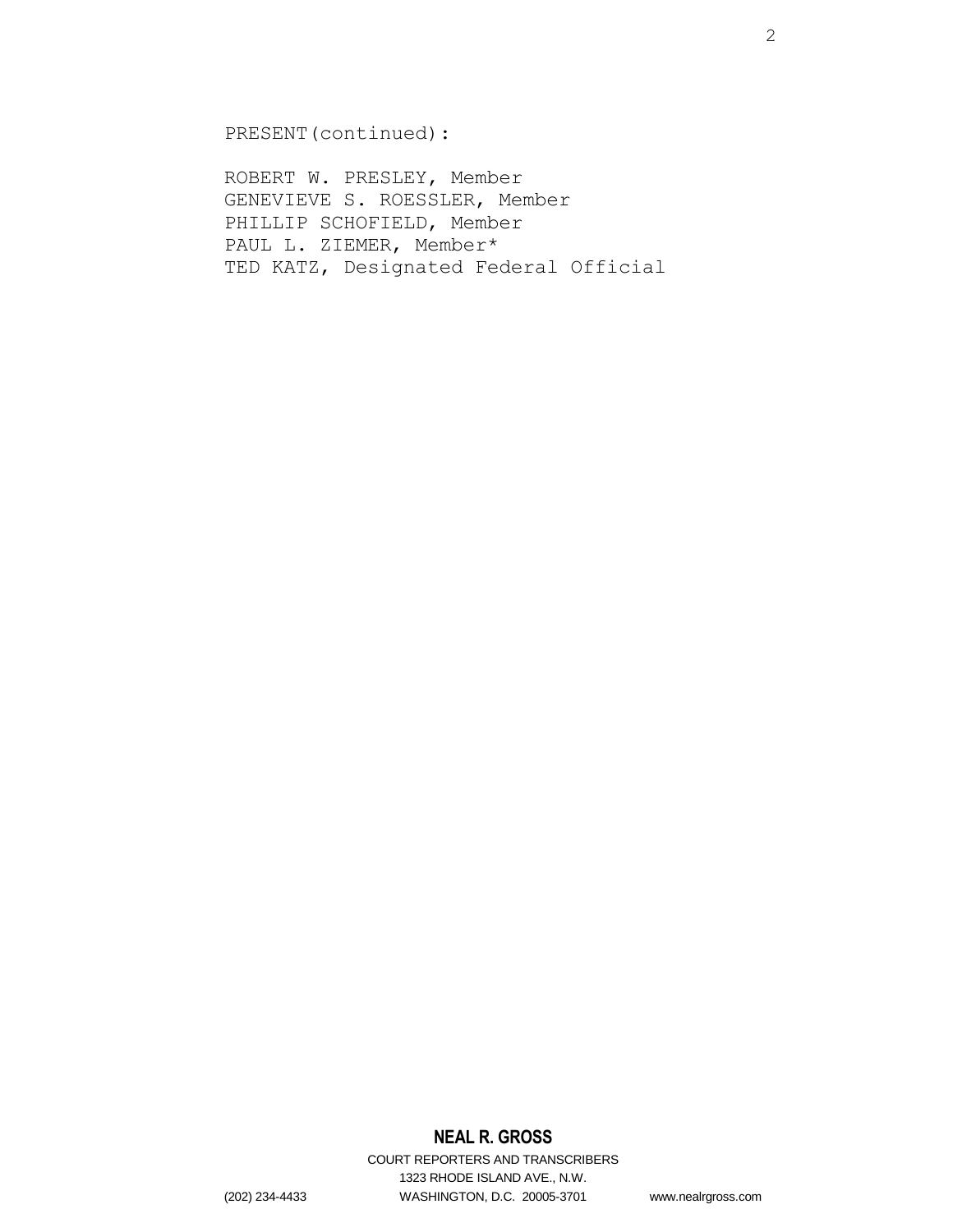PRESENT(continued):

ROBERT W. PRESLEY, Member
GENEVIEVE S. ROESSLER, Member
PHILLIP SCHOFIELD, Member
PAUL L. ZIEMER, Member*
TED KATZ, Designated Federal Official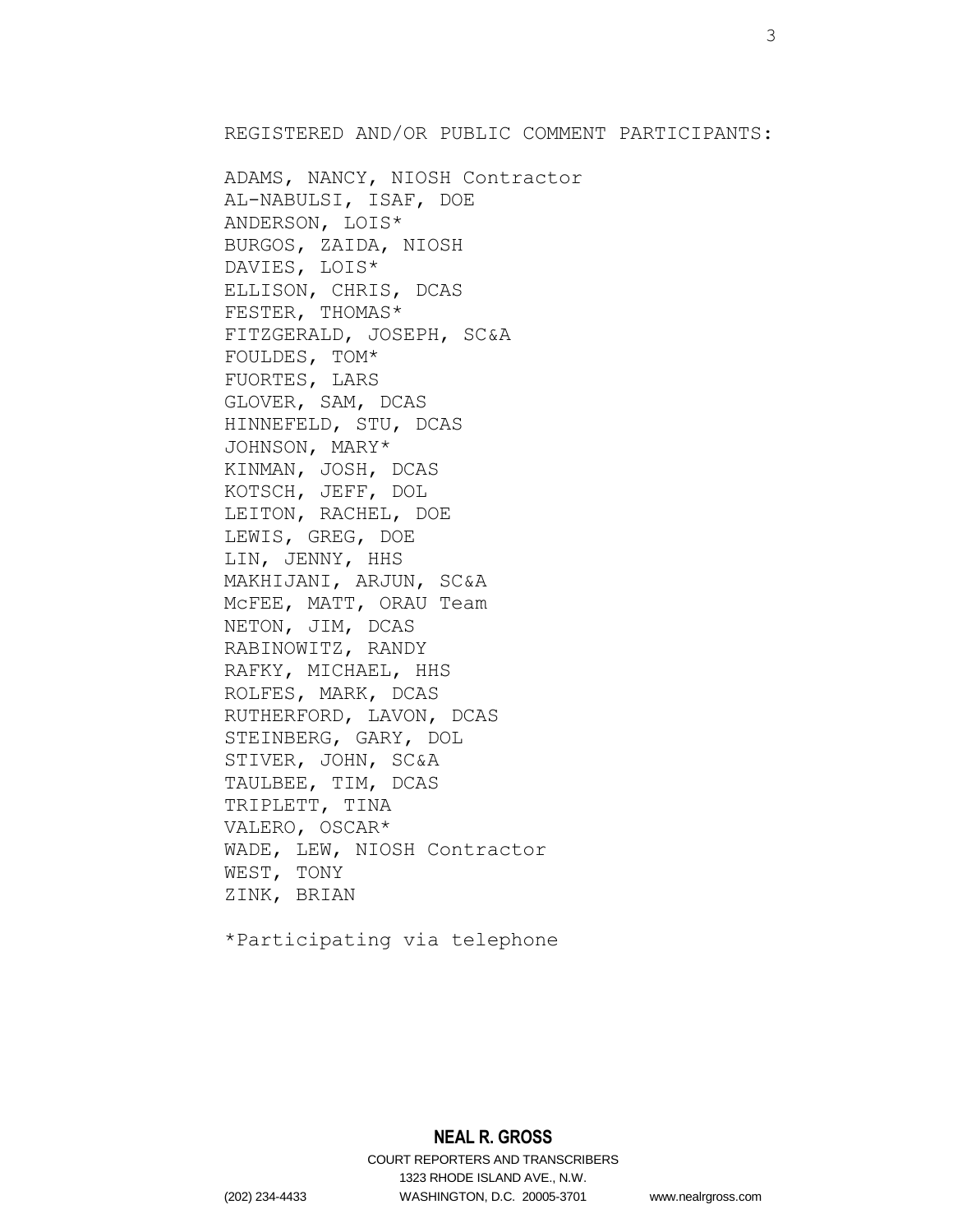REGISTERED AND/OR PUBLIC COMMENT PARTICIPANTS:

ADAMS, NANCY, NIOSH Contractor
AL-NABULSI, ISAF, DOE
ANDERSON, LOIS*
BURGOS, ZAIDA, NIOSH
DAVIES, LOIS*
ELLISON, CHRIS, DCAS
FESTER, THOMAS*
FITZGERALD, JOSEPH, SC&A
FOULDES, TOM*
FUORTES, LARS
GLOVER, SAM, DCAS
HINNEFELD, STU, DCAS
JOHNSON, MARY*
KINMAN, JOSH, DCAS
KOTSCH, JEFF, DOL
LEITON, RACHEL, DOE
LEWIS, GREG, DOE
LIN, JENNY, HHS
MAKHIJANI, ARJUN, SC&A
McFEE, MATT, ORAU Team
NETON, JIM, DCAS
RABINOWITZ, RANDY
RAFKY, MICHAEL, HHS
ROLFES, MARK, DCAS
RUTHERFORD, LAVON, DCAS
STEINBERG, GARY, DOL
STIVER, JOHN, SC&A
TAULBEE, TIM, DCAS
TRIPLETT, TINA
VALERO, OSCAR*
WADE, LEW, NIOSH Contractor
WEST, TONY
ZINK, BRIAN

*Participating via telephone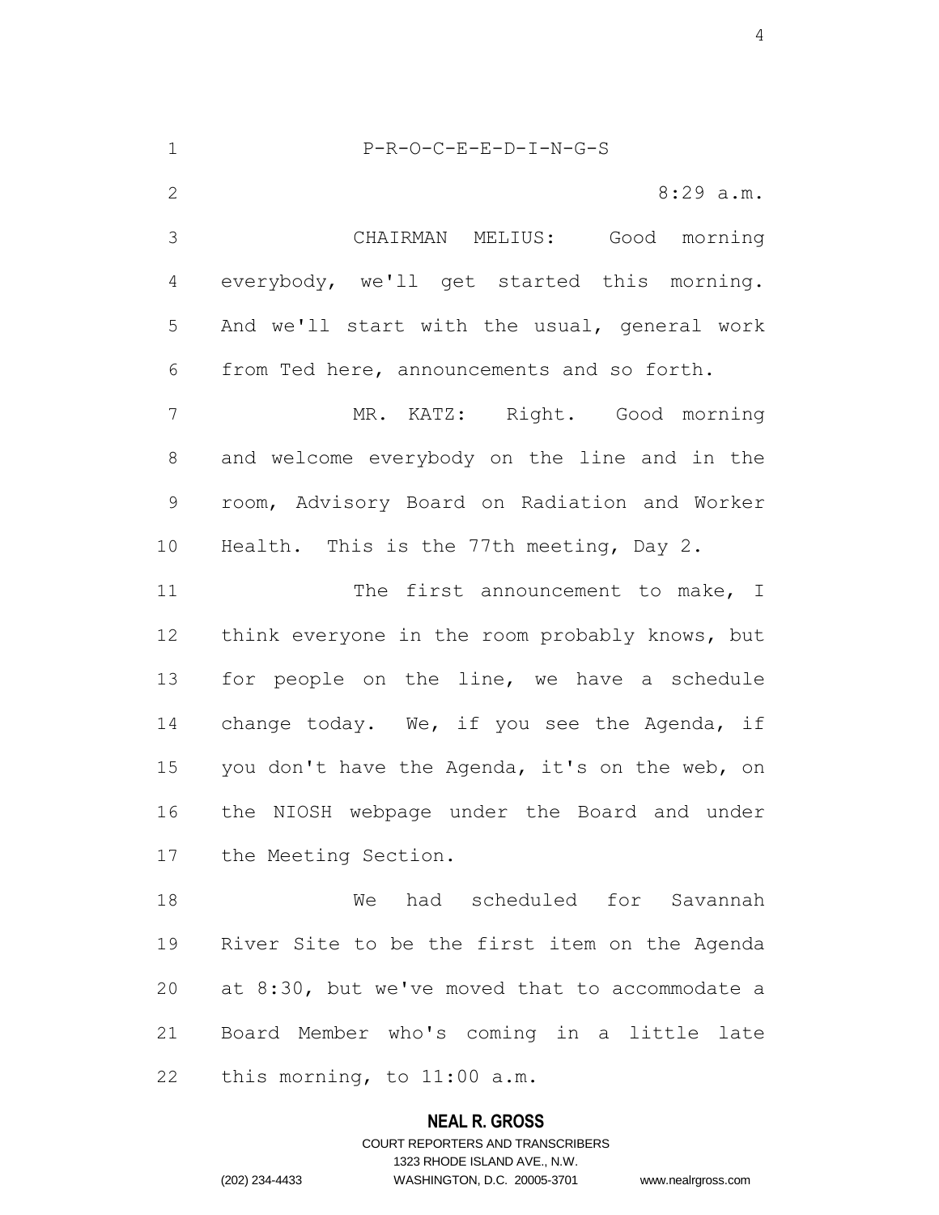P-R-O-C-E-E-D-I-N-G-S

8:29 a.m.

CHAIRMAN MELIUS: Good morning everybody, we'll get started this morning. And we'll start with the usual, general work from Ted here, announcements and so forth.

MR. KATZ: Right. Good morning and welcome everybody on the line and in the room, Advisory Board on Radiation and Worker Health. This is the 77th meeting, Day 2.

The first announcement to make, I think everyone in the room probably knows, but for people on the line, we have a schedule change today. We, if you see the Agenda, if you don't have the Agenda, it's on the web, on the NIOSH webpage under the Board and under the Meeting Section.

We had scheduled for Savannah River Site to be the first item on the Agenda at 8:30, but we've moved that to accommodate a Board Member who's coming in a little late this morning, to 11:00 a.m.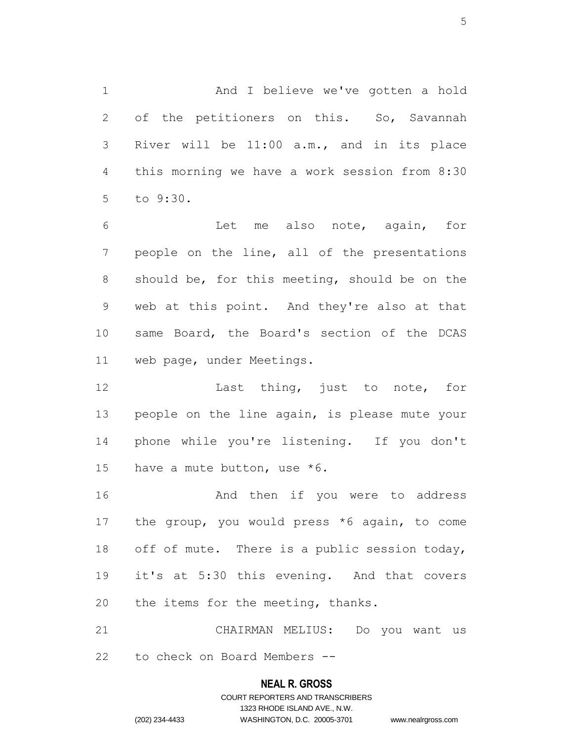And I believe we've gotten a hold of the petitioners on this. So, Savannah River will be 11:00 a.m., and in its place this morning we have a work session from 8:30 to 9:30.

Let me also note, again, for people on the line, all of the presentations should be, for this meeting, should be on the web at this point. And they're also at that same Board, the Board's section of the DCAS web page, under Meetings.

Last thing, just to note, for people on the line again, is please mute your phone while you're listening. If you don't have a mute button, use *6.

And then if you were to address the group, you would press *6 again, to come off of mute. There is a public session today, it's at 5:30 this evening. And that covers the items for the meeting, thanks.

CHAIRMAN MELIUS: Do you want us to check on Board Members --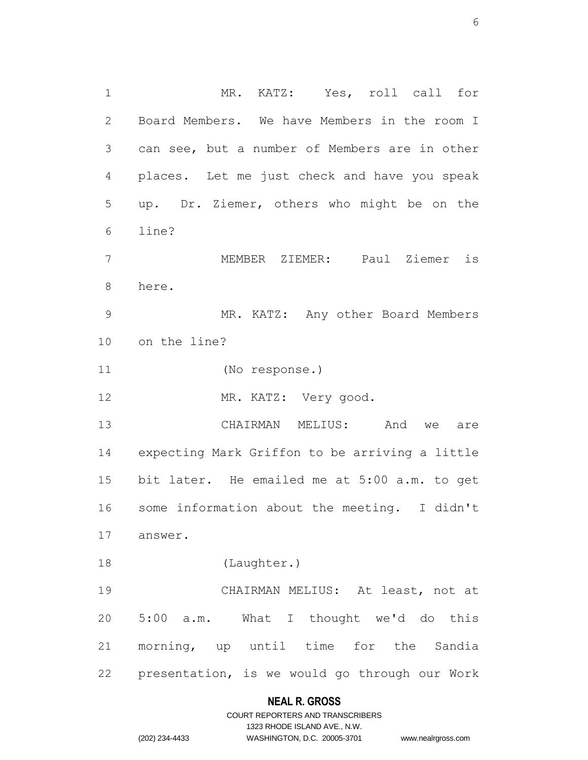MR. KATZ: Yes, roll call for Board Members. We have Members in the room I can see, but a number of Members are in other places. Let me just check and have you speak up. Dr. Ziemer, others who might be on the line?

MEMBER ZIEMER: Paul Ziemer is here.

MR. KATZ: Any other Board Members on the line?

(No response.)

MR. KATZ: Very good.

CHAIRMAN MELIUS: And we are expecting Mark Griffon to be arriving a little bit later. He emailed me at 5:00 a.m. to get some information about the meeting. I didn't answer.

(Laughter.)

CHAIRMAN MELIUS: At least, not at 5:00 a.m. What I thought we'd do this morning, up until time for the Sandia presentation, is we would go through our Work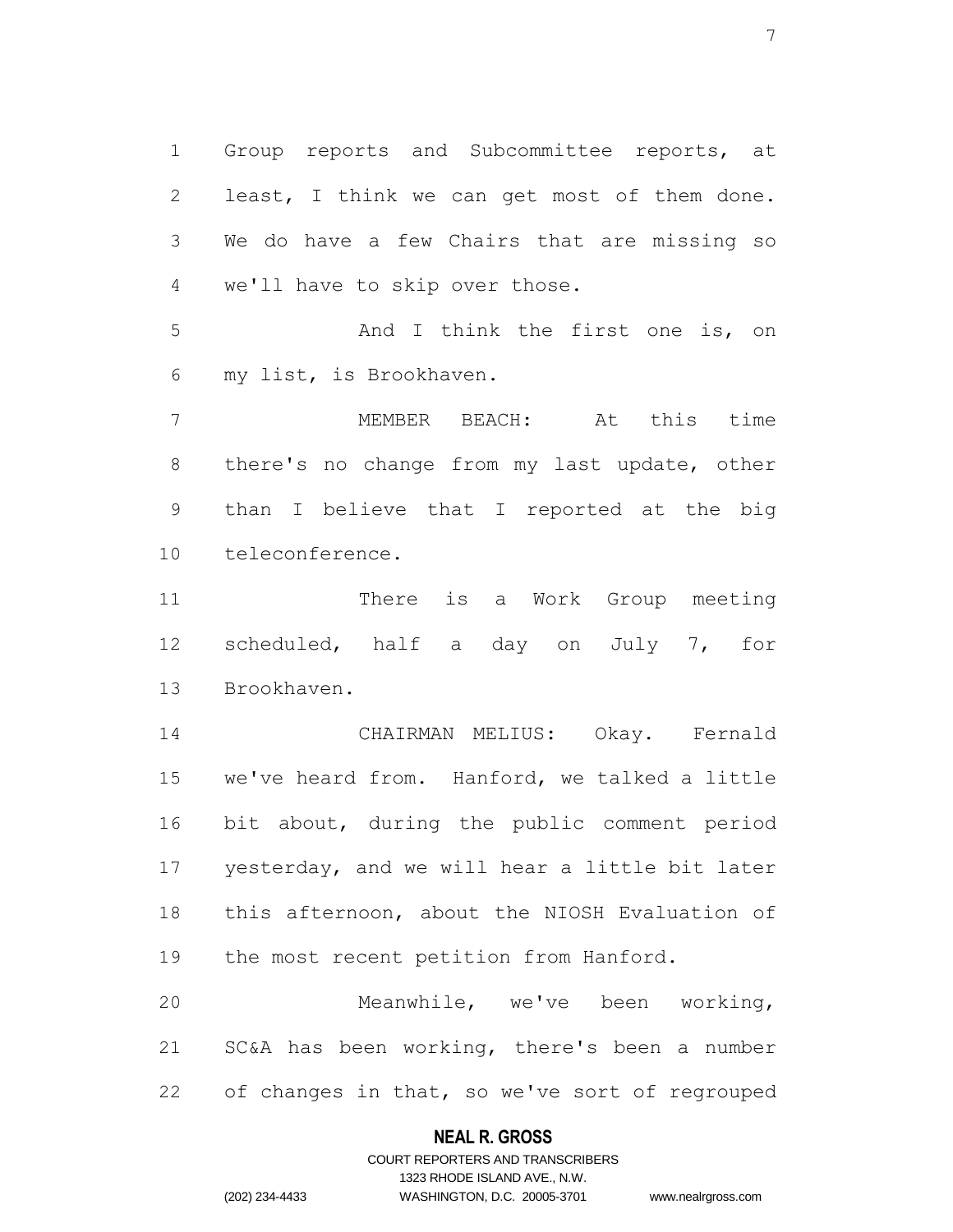Group reports and Subcommittee reports, at least, I think we can get most of them done. We do have a few Chairs that are missing so we'll have to skip over those.

And I think the first one is, on my list, is Brookhaven.

MEMBER BEACH: At this time there's no change from my last update, other than I believe that I reported at the big teleconference.

There is a Work Group meeting scheduled, half a day on July 7, for Brookhaven.

CHAIRMAN MELIUS: Okay. Fernald we've heard from. Hanford, we talked a little bit about, during the public comment period yesterday, and we will hear a little bit later this afternoon, about the NIOSH Evaluation of the most recent petition from Hanford.

Meanwhile, we've been working, SC&A has been working, there's been a number of changes in that, so we've sort of regrouped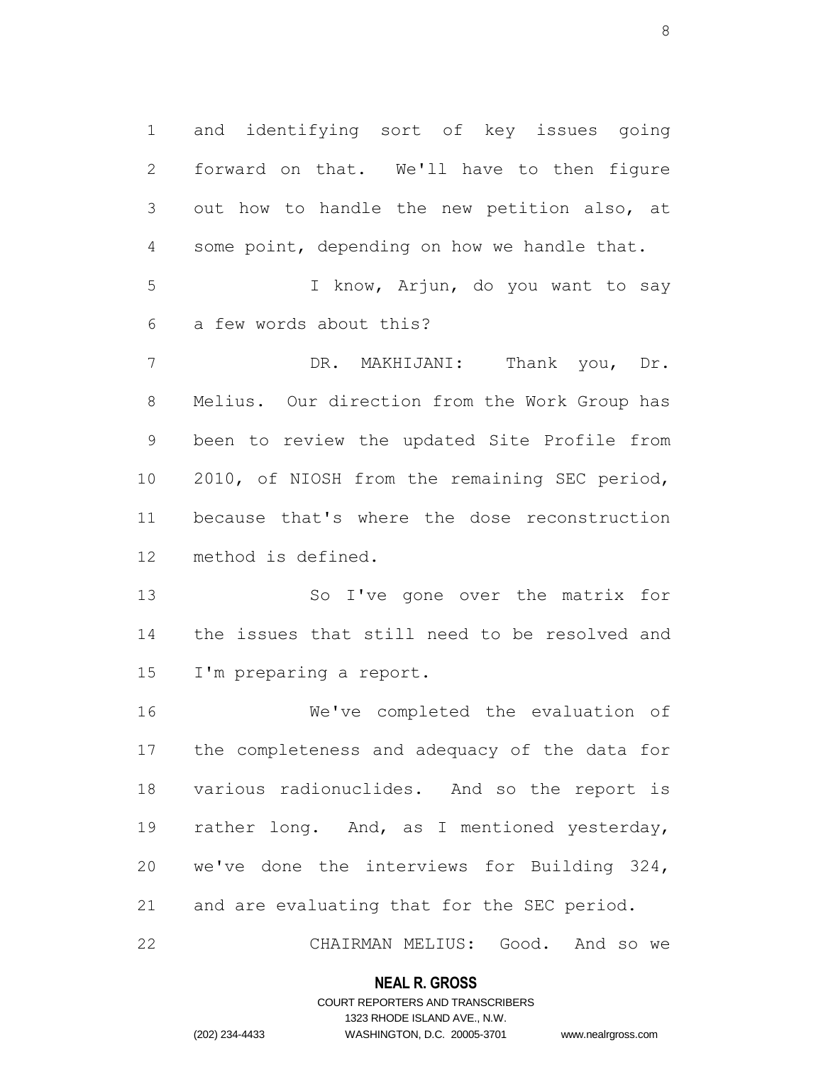and identifying sort of key issues going forward on that. We'll have to then figure out how to handle the new petition also, at some point, depending on how we handle that.

I know, Arjun, do you want to say a few words about this?

DR. MAKHIJANI: Thank you, Dr. Melius. Our direction from the Work Group has been to review the updated Site Profile from 2010, of NIOSH from the remaining SEC period, because that's where the dose reconstruction method is defined.

So I've gone over the matrix for the issues that still need to be resolved and I'm preparing a report.

We've completed the evaluation of the completeness and adequacy of the data for various radionuclides. And so the report is rather long. And, as I mentioned yesterday, we've done the interviews for Building 324, and are evaluating that for the SEC period.

CHAIRMAN MELIUS: Good. And so we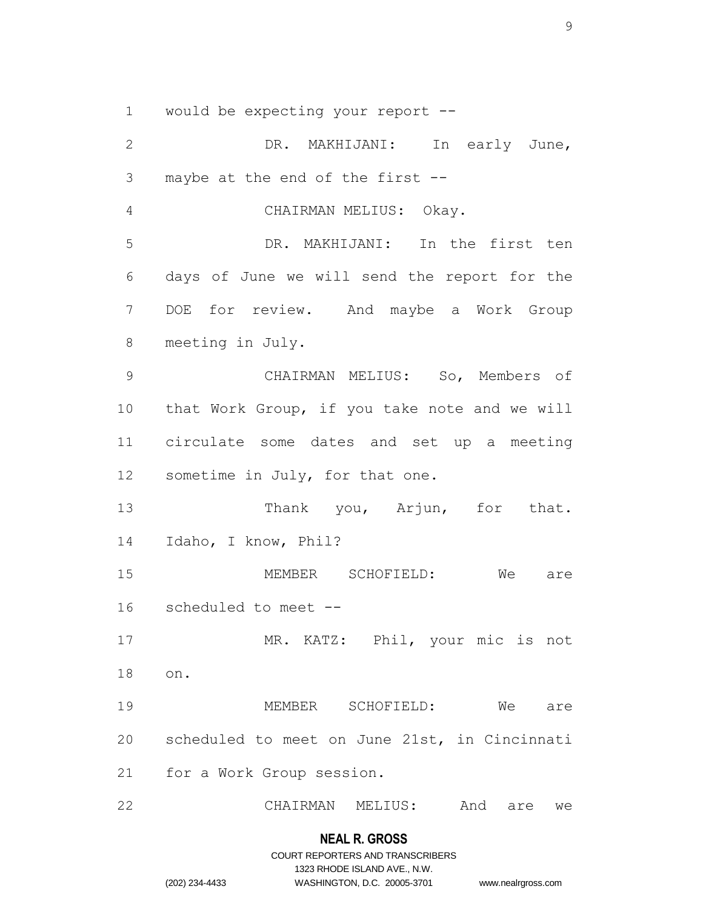would be expecting your report --

DR. MAKHIJANI: In early June, maybe at the end of the first --

CHAIRMAN MELIUS: Okay.

DR. MAKHIJANI: In the first ten days of June we will send the report for the DOE for review. And maybe a Work Group meeting in July.

CHAIRMAN MELIUS: So, Members of that Work Group, if you take note and we will circulate some dates and set up a meeting sometime in July, for that one.

Thank you, Arjun, for that. Idaho, I know, Phil?

MEMBER SCHOFIELD: We are scheduled to meet --

MR. KATZ: Phil, your mic is not on.

MEMBER SCHOFIELD: We are scheduled to meet on June 21st, in Cincinnati for a Work Group session.

CHAIRMAN MELIUS: And are we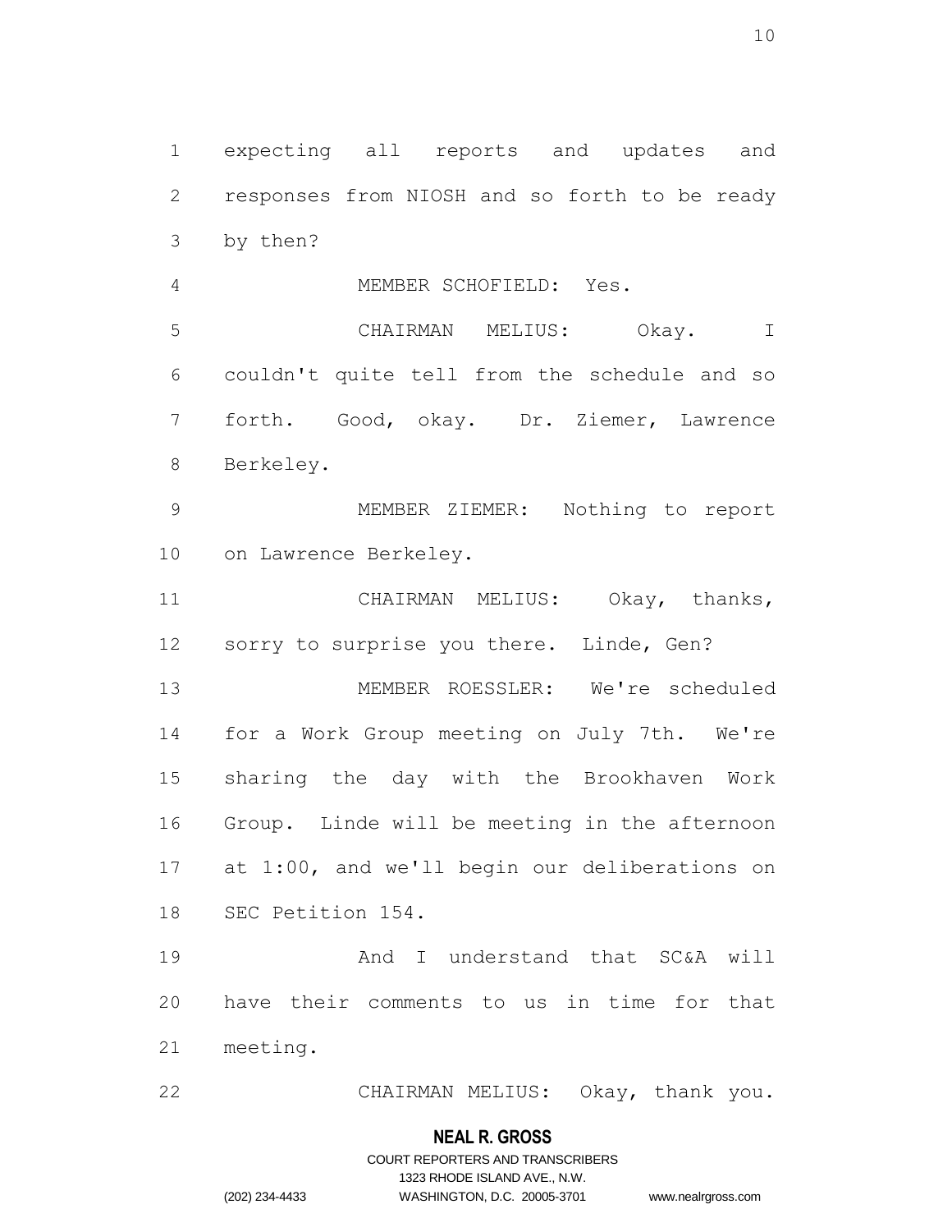expecting all reports and updates and responses from NIOSH and so forth to be ready by then?

MEMBER SCHOFIELD: Yes.

CHAIRMAN MELIUS: Okay. I couldn't quite tell from the schedule and so forth. Good, okay. Dr. Ziemer, Lawrence Berkeley.

MEMBER ZIEMER: Nothing to report on Lawrence Berkeley.

CHAIRMAN MELIUS: Okay, thanks, sorry to surprise you there. Linde, Gen?

MEMBER ROESSLER: We're scheduled for a Work Group meeting on July 7th. We're sharing the day with the Brookhaven Work Group. Linde will be meeting in the afternoon at 1:00, and we'll begin our deliberations on SEC Petition 154.

And I understand that SC&A will have their comments to us in time for that meeting.

CHAIRMAN MELIUS: Okay, thank you.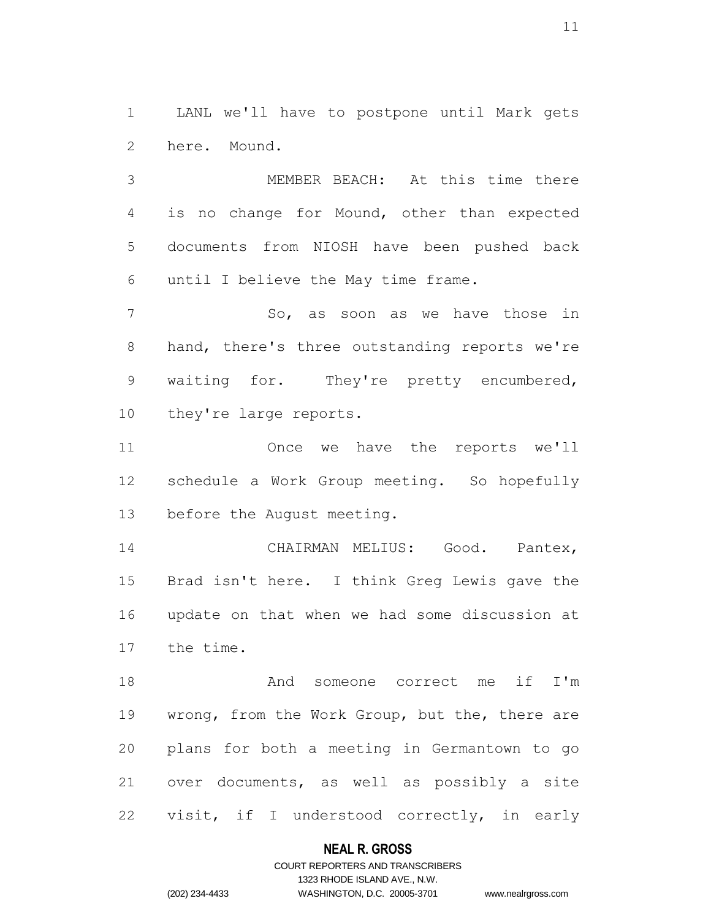LANL we'll have to postpone until Mark gets here. Mound.

MEMBER BEACH: At this time there is no change for Mound, other than expected documents from NIOSH have been pushed back until I believe the May time frame.

So, as soon as we have those in hand, there's three outstanding reports we're waiting for. They're pretty encumbered, they're large reports.

Once we have the reports we'll schedule a Work Group meeting. So hopefully before the August meeting.

CHAIRMAN MELIUS: Good. Pantex, Brad isn't here. I think Greg Lewis gave the update on that when we had some discussion at the time.

And someone correct me if I'm wrong, from the Work Group, but the, there are plans for both a meeting in Germantown to go over documents, as well as possibly a site visit, if I understood correctly, in early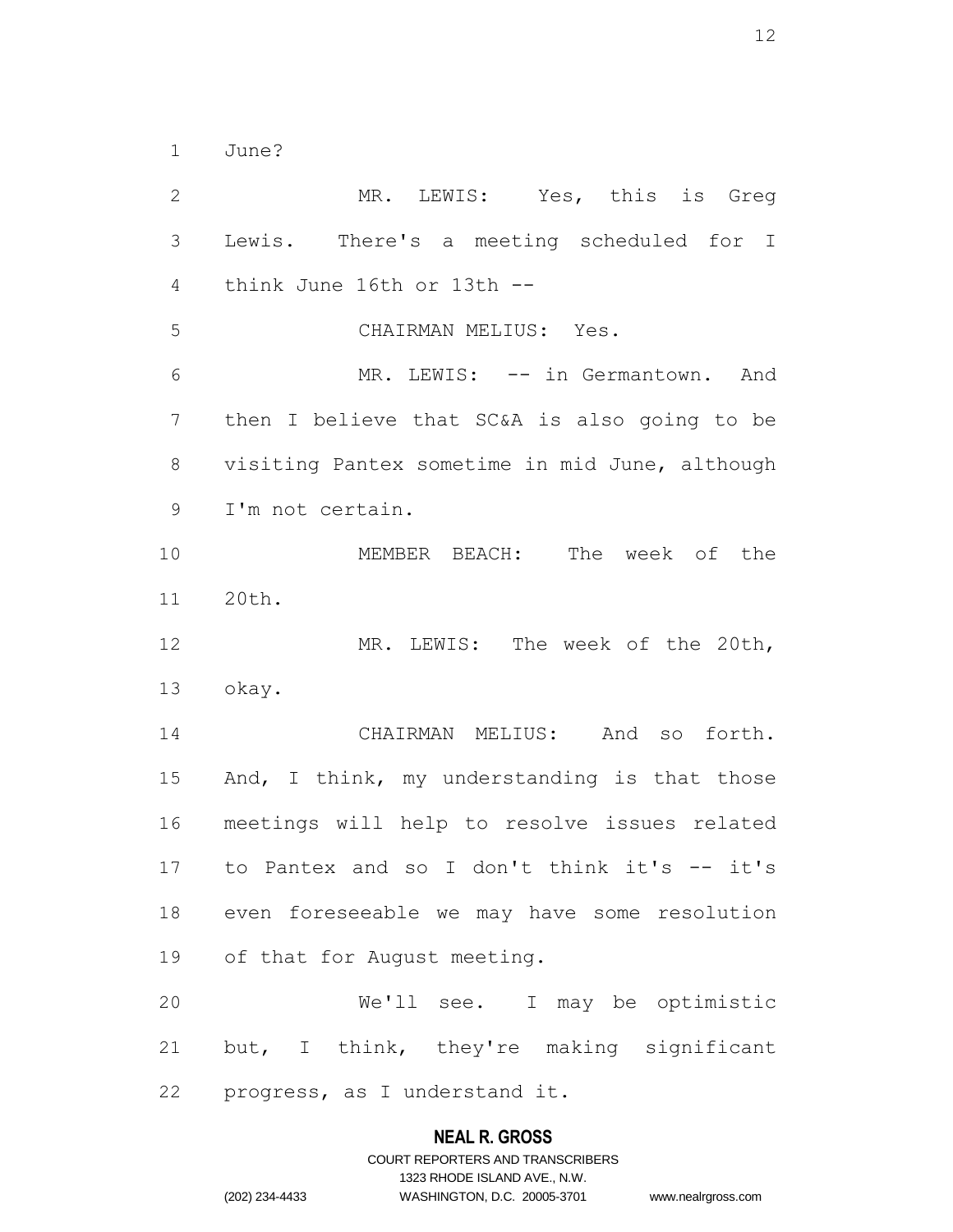June?

MR. LEWIS: Yes, this is Greg Lewis. There's a meeting scheduled for I think June 16th or 13th --

CHAIRMAN MELIUS: Yes.

MR. LEWIS: -- in Germantown. And then I believe that SC&A is also going to be visiting Pantex sometime in mid June, although I'm not certain.

MEMBER BEACH: The week of the 20th.

MR. LEWIS: The week of the 20th, okay.

CHAIRMAN MELIUS: And so forth. And, I think, my understanding is that those meetings will help to resolve issues related to Pantex and so I don't think it's -- it's even foreseeable we may have some resolution of that for August meeting.

We'll see. I may be optimistic but, I think, they're making significant progress, as I understand it.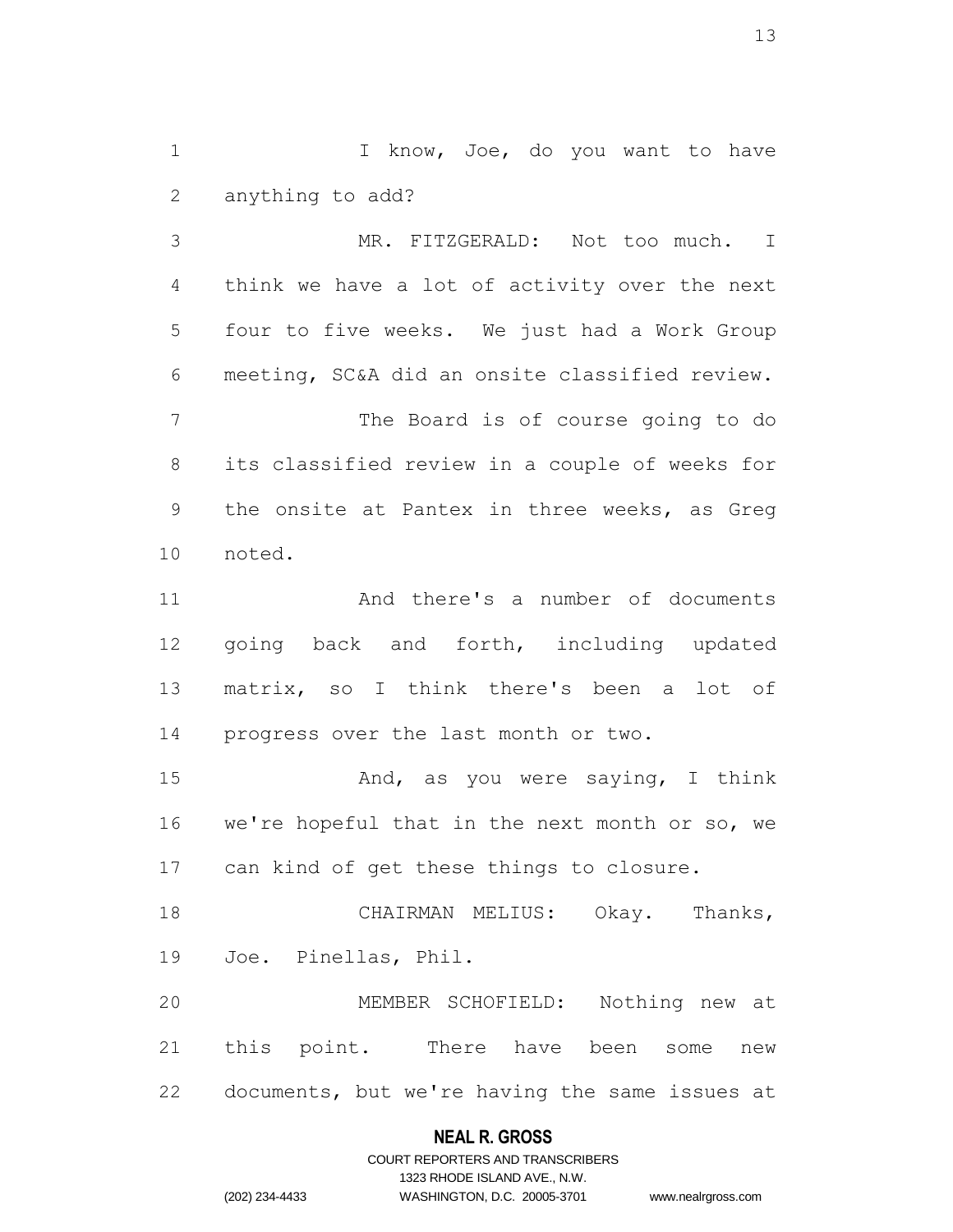I know, Joe, do you want to have anything to add?

MR. FITZGERALD: Not too much. I think we have a lot of activity over the next four to five weeks. We just had a Work Group meeting, SC&A did an onsite classified review.

The Board is of course going to do its classified review in a couple of weeks for the onsite at Pantex in three weeks, as Greg noted.

And there's a number of documents going back and forth, including updated matrix, so I think there's been a lot of progress over the last month or two.

And, as you were saying, I think we're hopeful that in the next month or so, we can kind of get these things to closure.

CHAIRMAN MELIUS: Okay. Thanks, Joe. Pinellas, Phil.

MEMBER SCHOFIELD: Nothing new at this point. There have been some new documents, but we're having the same issues at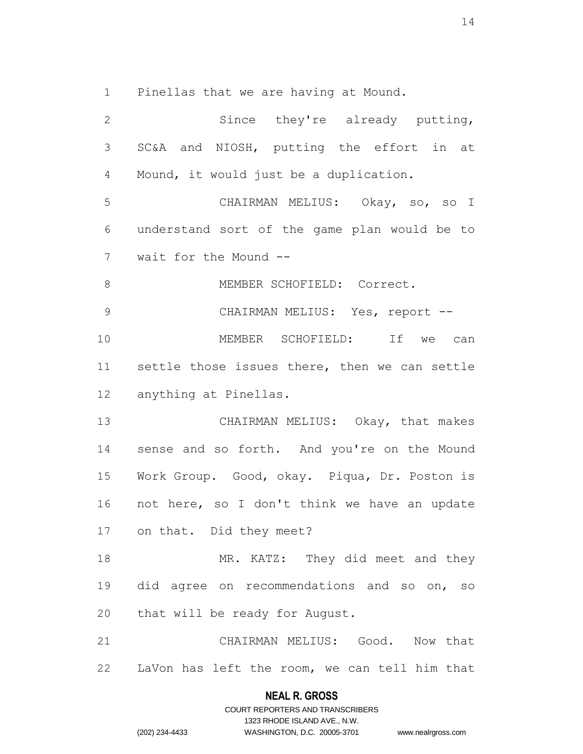Pinellas that we are having at Mound.

Since they're already putting, SC&A and NIOSH, putting the effort in at Mound, it would just be a duplication.

CHAIRMAN MELIUS: Okay, so, so I understand sort of the game plan would be to wait for the Mound --

MEMBER SCHOFIELD: Correct.

CHAIRMAN MELIUS: Yes, report --

MEMBER SCHOFIELD: If we can settle those issues there, then we can settle anything at Pinellas.

CHAIRMAN MELIUS: Okay, that makes sense and so forth. And you're on the Mound Work Group. Good, okay. Piqua, Dr. Poston is not here, so I don't think we have an update on that. Did they meet?

MR. KATZ: They did meet and they did agree on recommendations and so on, so that will be ready for August.

CHAIRMAN MELIUS: Good. Now that LaVon has left the room, we can tell him that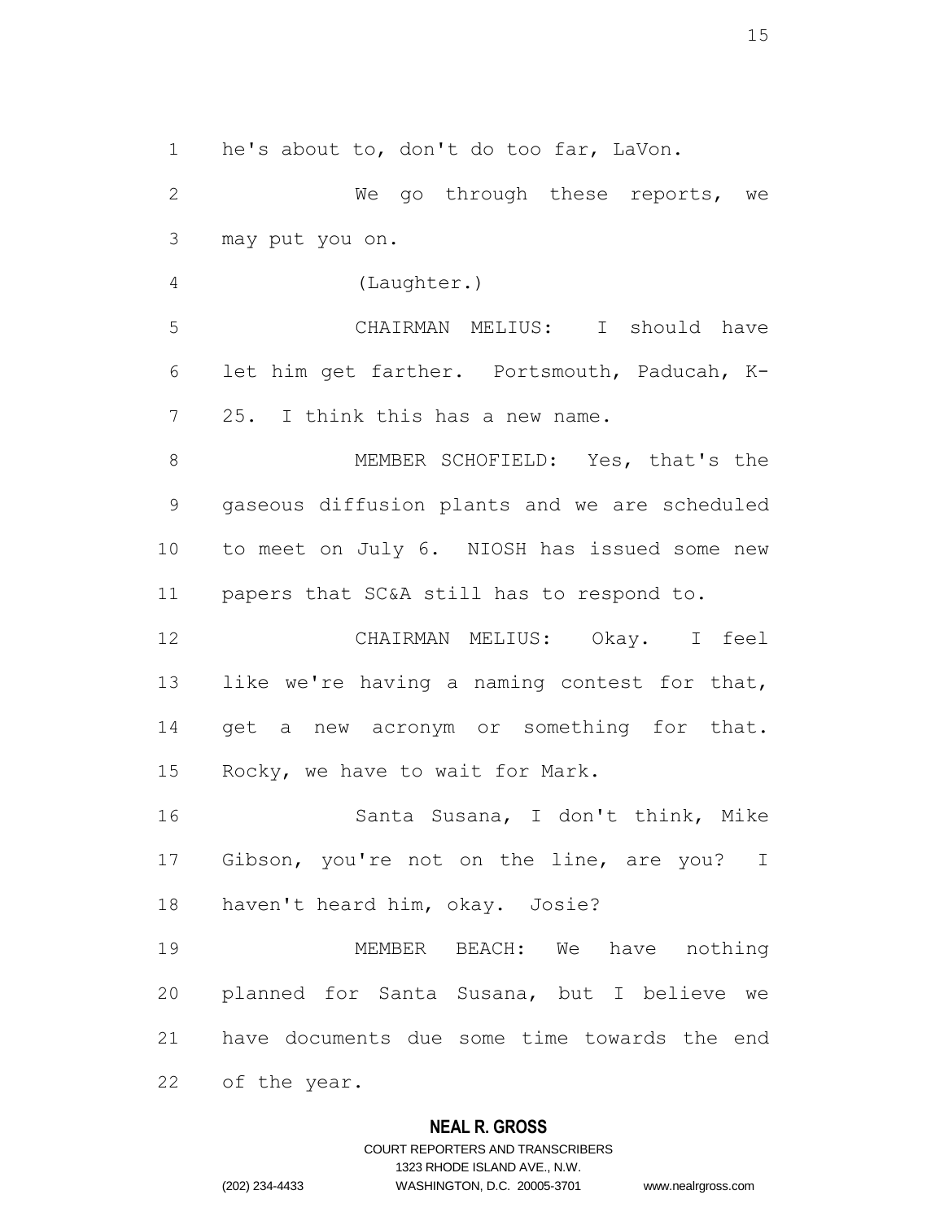he's about to, don't do too far, LaVon.

We go through these reports, we may put you on.

(Laughter.)

CHAIRMAN MELIUS: I should have let him get farther. Portsmouth, Paducah, K-25. I think this has a new name.

MEMBER SCHOFIELD: Yes, that's the gaseous diffusion plants and we are scheduled to meet on July 6. NIOSH has issued some new papers that SC&A still has to respond to.

CHAIRMAN MELIUS: Okay. I feel like we're having a naming contest for that, get a new acronym or something for that. Rocky, we have to wait for Mark.

Santa Susana, I don't think, Mike Gibson, you're not on the line, are you? I haven't heard him, okay. Josie?

MEMBER BEACH: We have nothing planned for Santa Susana, but I believe we have documents due some time towards the end of the year.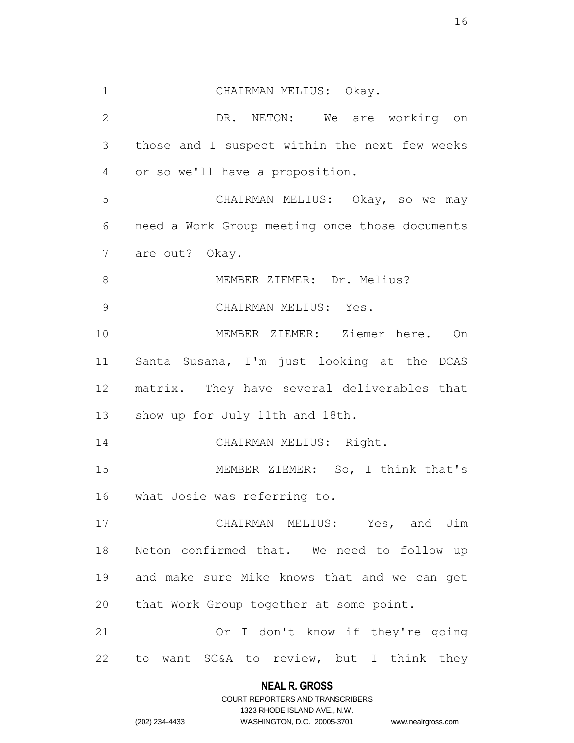CHAIRMAN MELIUS: Okay.

DR. NETON: We are working on those and I suspect within the next few weeks or so we'll have a proposition.

CHAIRMAN MELIUS: Okay, so we may need a Work Group meeting once those documents are out? Okay.

MEMBER ZIEMER: Dr. Melius?

CHAIRMAN MELIUS: Yes.

MEMBER ZIEMER: Ziemer here. On Santa Susana, I'm just looking at the DCAS matrix. They have several deliverables that show up for July 11th and 18th.

CHAIRMAN MELIUS: Right.

MEMBER ZIEMER: So, I think that's what Josie was referring to.

CHAIRMAN MELIUS: Yes, and Jim Neton confirmed that. We need to follow up and make sure Mike knows that and we can get that Work Group together at some point.

Or I don't know if they're going to want SC&A to review, but I think they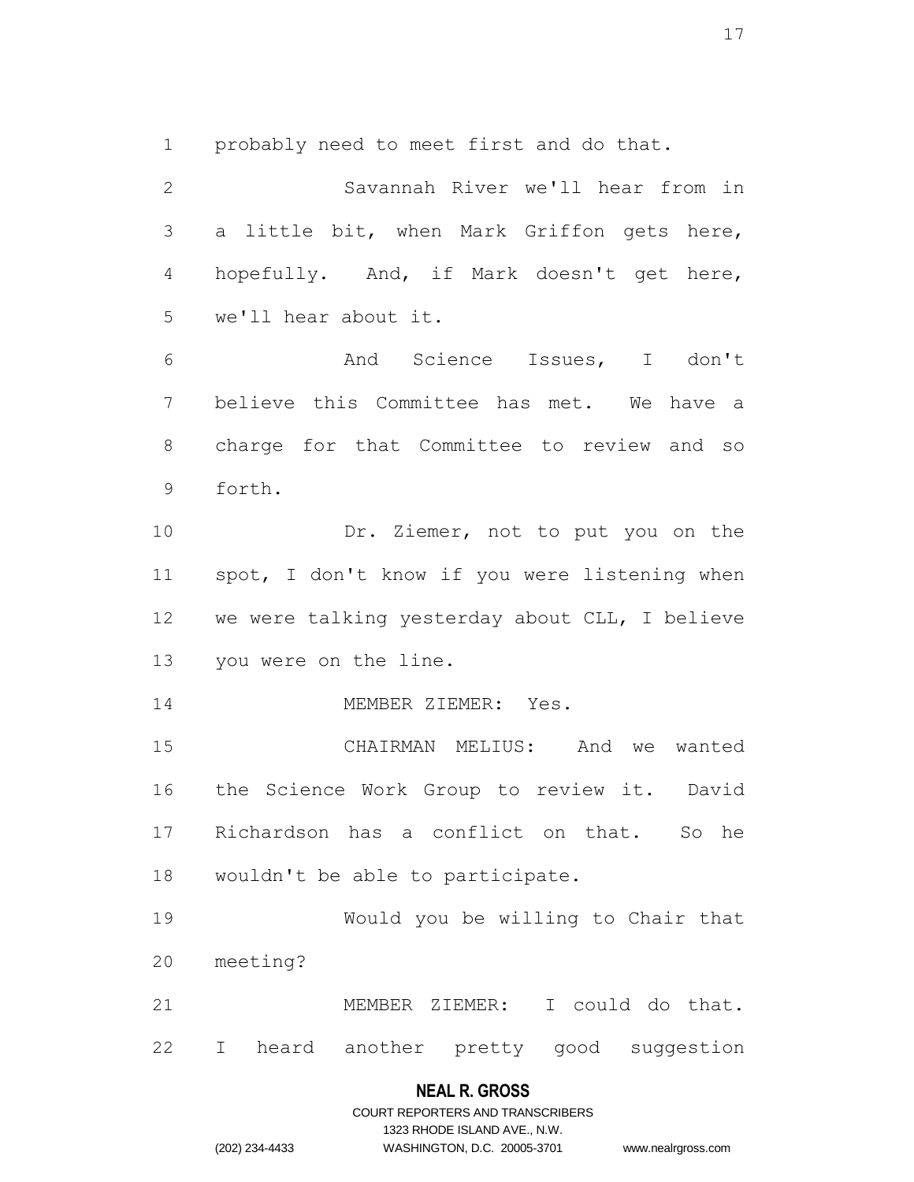probably need to meet first and do that.

Savannah River we'll hear from in a little bit, when Mark Griffon gets here, hopefully. And, if Mark doesn't get here, we'll hear about it.

And Science Issues, I don't believe this Committee has met. We have a charge for that Committee to review and so forth.

Dr. Ziemer, not to put you on the spot, I don't know if you were listening when we were talking yesterday about CLL, I believe you were on the line.

MEMBER ZIEMER: Yes.

CHAIRMAN MELIUS: And we wanted the Science Work Group to review it. David Richardson has a conflict on that. So he wouldn't be able to participate.

Would you be willing to Chair that meeting?

MEMBER ZIEMER: I could do that. I heard another pretty good suggestion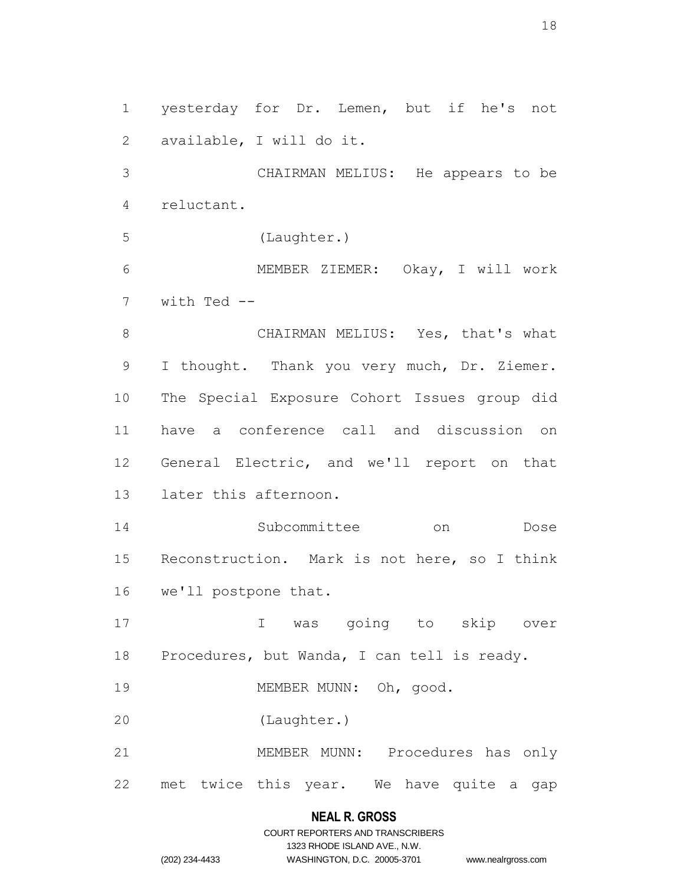yesterday for Dr. Lemen, but if he's not available, I will do it.

CHAIRMAN MELIUS: He appears to be reluctant.

(Laughter.)

MEMBER ZIEMER: Okay, I will work with Ted --

CHAIRMAN MELIUS: Yes, that's what I thought. Thank you very much, Dr. Ziemer. The Special Exposure Cohort Issues group did have a conference call and discussion on General Electric, and we'll report on that later this afternoon.

Subcommittee on Dose Reconstruction. Mark is not here, so I think we'll postpone that.

I was going to skip over Procedures, but Wanda, I can tell is ready.

MEMBER MUNN: Oh, good.

(Laughter.)

MEMBER MUNN: Procedures has only met twice this year. We have quite a gap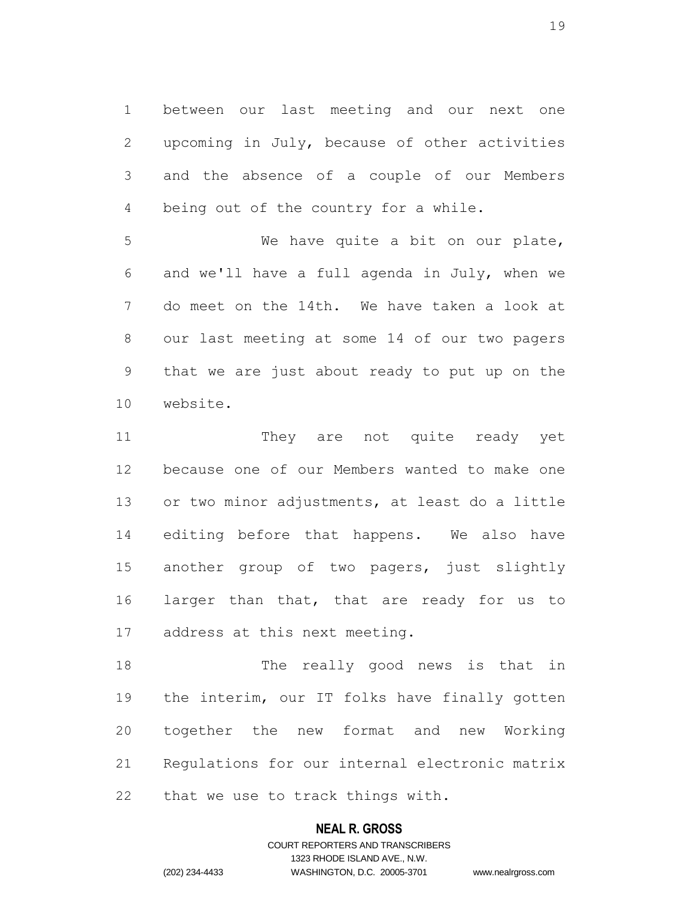between our last meeting and our next one upcoming in July, because of other activities and the absence of a couple of our Members being out of the country for a while.

We have quite a bit on our plate, and we'll have a full agenda in July, when we do meet on the 14th. We have taken a look at our last meeting at some 14 of our two pagers that we are just about ready to put up on the website.

They are not quite ready yet because one of our Members wanted to make one or two minor adjustments, at least do a little editing before that happens. We also have another group of two pagers, just slightly larger than that, that are ready for us to address at this next meeting.

The really good news is that in the interim, our IT folks have finally gotten together the new format and new Working Regulations for our internal electronic matrix that we use to track things with.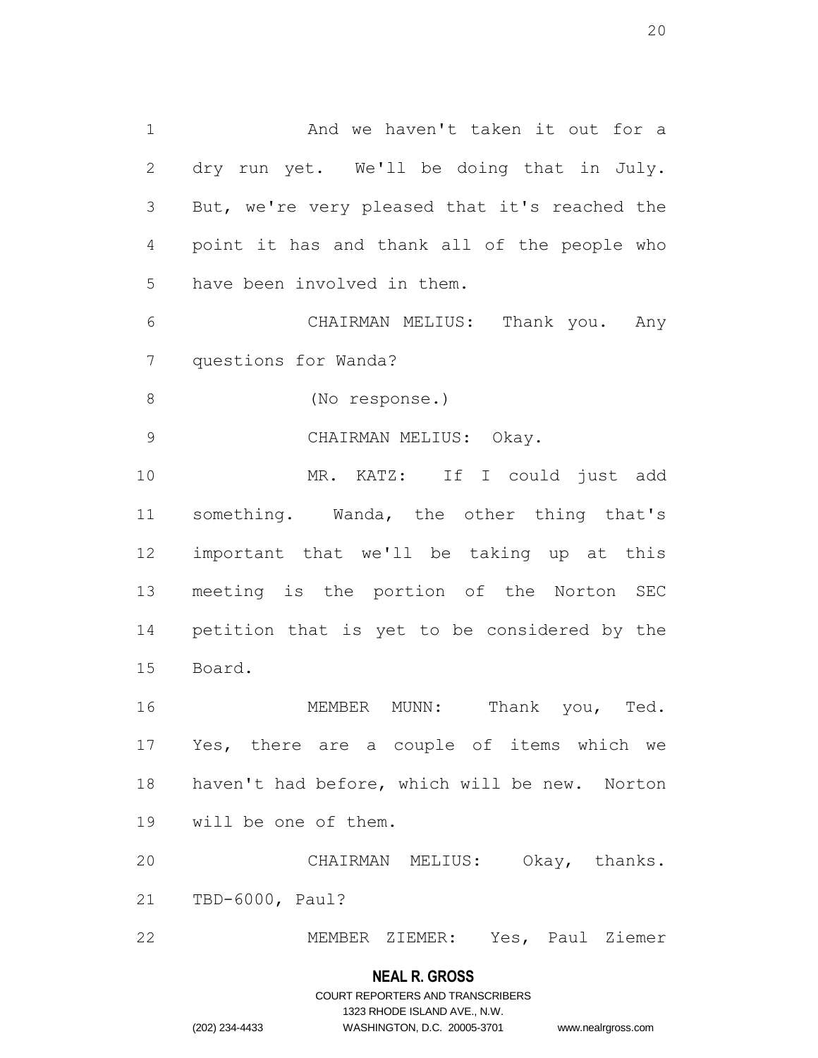And we haven't taken it out for a dry run yet. We'll be doing that in July. But, we're very pleased that it's reached the point it has and thank all of the people who have been involved in them.

CHAIRMAN MELIUS: Thank you. Any questions for Wanda?

(No response.)

CHAIRMAN MELIUS: Okay.

MR. KATZ: If I could just add something. Wanda, the other thing that's important that we'll be taking up at this meeting is the portion of the Norton SEC petition that is yet to be considered by the Board.

MEMBER MUNN: Thank you, Ted. Yes, there are a couple of items which we haven't had before, which will be new. Norton will be one of them.

CHAIRMAN MELIUS: Okay, thanks. TBD-6000, Paul?

MEMBER ZIEMER: Yes, Paul Ziemer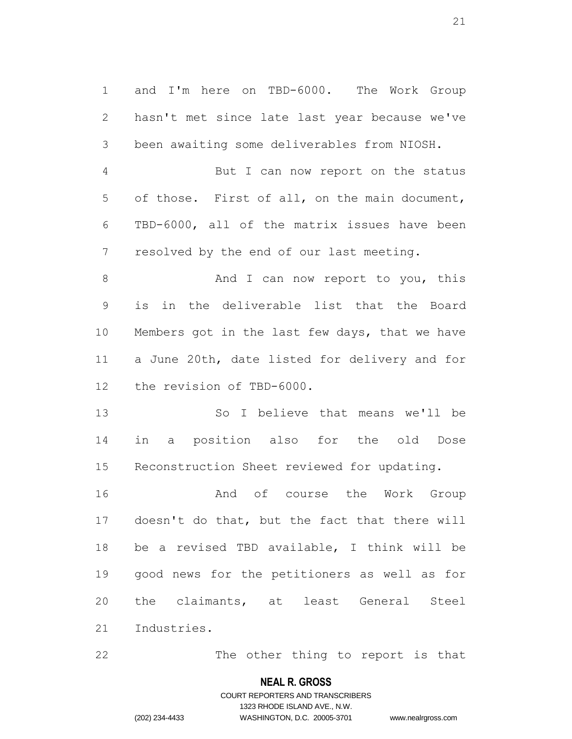and I'm here on TBD-6000. The Work Group hasn't met since late last year because we've been awaiting some deliverables from NIOSH.

But I can now report on the status of those. First of all, on the main document, TBD-6000, all of the matrix issues have been resolved by the end of our last meeting.

And I can now report to you, this is in the deliverable list that the Board Members got in the last few days, that we have a June 20th, date listed for delivery and for the revision of TBD-6000.

So I believe that means we'll be in a position also for the old Dose Reconstruction Sheet reviewed for updating.

And of course the Work Group doesn't do that, but the fact that there will be a revised TBD available, I think will be good news for the petitioners as well as for the claimants, at least General Steel Industries.

The other thing to report is that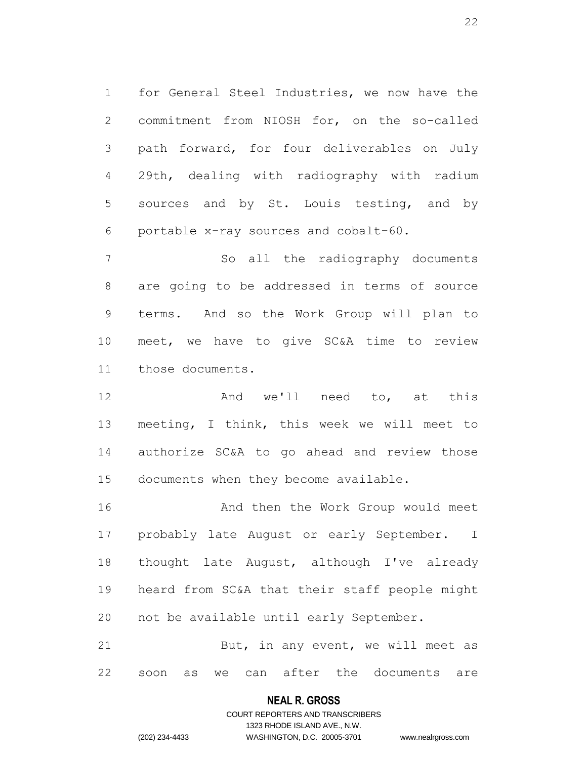for General Steel Industries, we now have the commitment from NIOSH for, on the so-called path forward, for four deliverables on July 29th, dealing with radiography with radium sources and by St. Louis testing, and by portable x-ray sources and cobalt-60.

So all the radiography documents are going to be addressed in terms of source terms. And so the Work Group will plan to meet, we have to give SC&A time to review those documents.

And we'll need to, at this meeting, I think, this week we will meet to authorize SC&A to go ahead and review those documents when they become available.

And then the Work Group would meet probably late August or early September. I thought late August, although I've already heard from SC&A that their staff people might not be available until early September.

But, in any event, we will meet as soon as we can after the documents are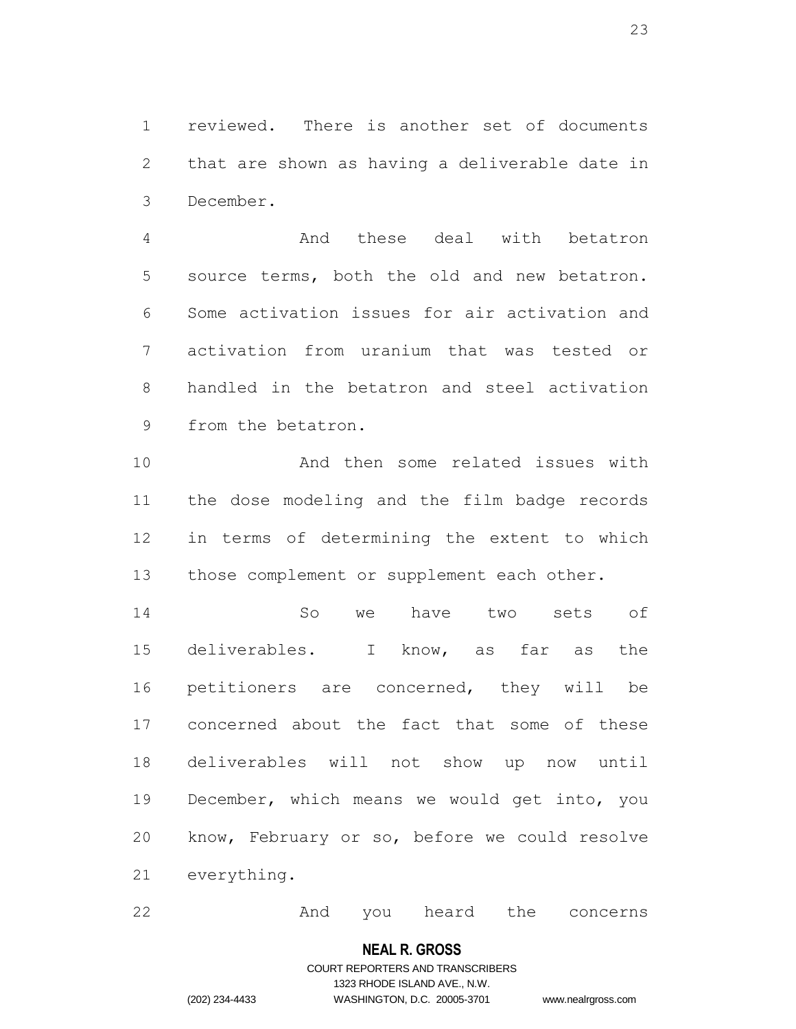reviewed. There is another set of documents that are shown as having a deliverable date in December.

And these deal with betatron source terms, both the old and new betatron. Some activation issues for air activation and activation from uranium that was tested or handled in the betatron and steel activation from the betatron.

And then some related issues with the dose modeling and the film badge records in terms of determining the extent to which those complement or supplement each other.

So we have two sets of deliverables. I know, as far as the petitioners are concerned, they will be concerned about the fact that some of these deliverables will not show up now until December, which means we would get into, you know, February or so, before we could resolve everything.

And you heard the concerns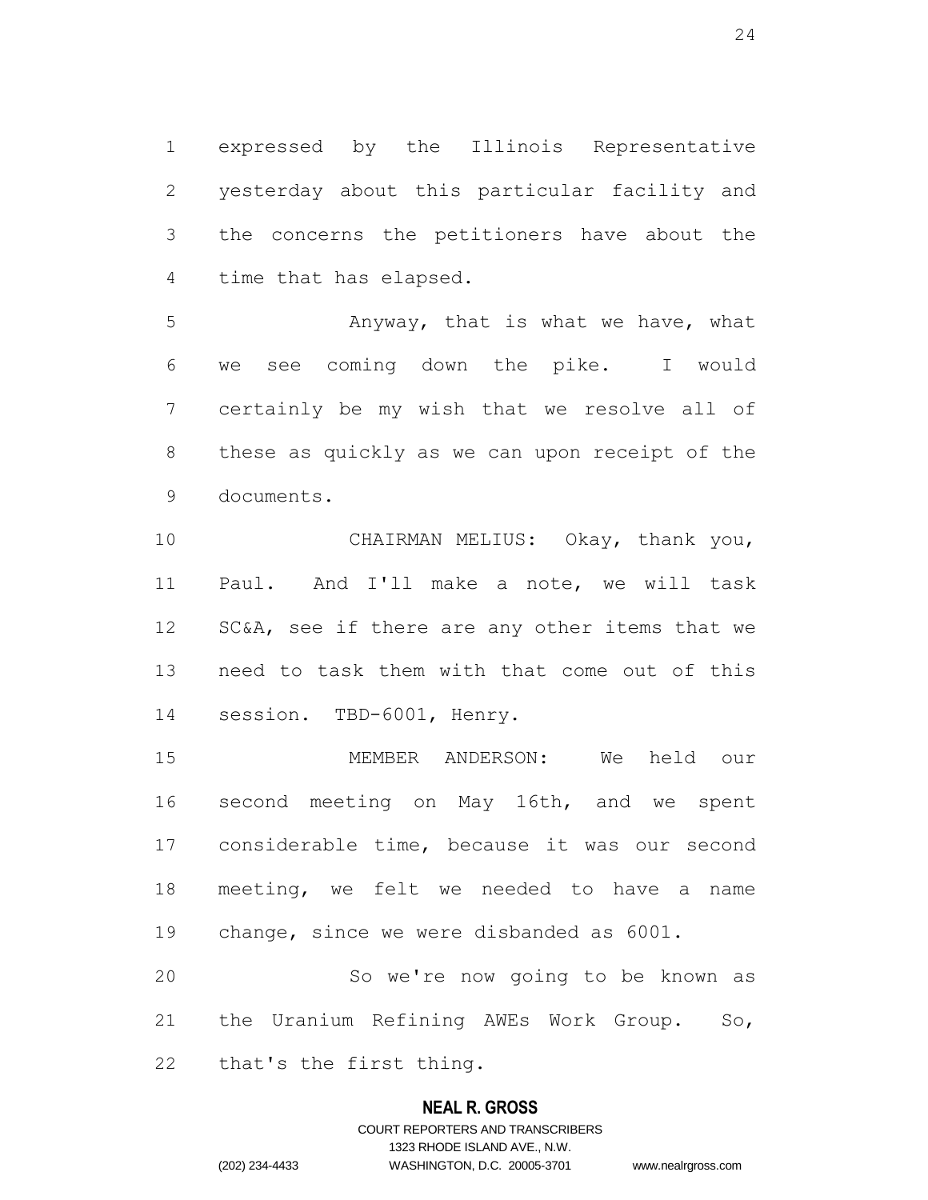expressed by the Illinois Representative yesterday about this particular facility and the concerns the petitioners have about the time that has elapsed.

Anyway, that is what we have, what we see coming down the pike. I would certainly be my wish that we resolve all of these as quickly as we can upon receipt of the documents.

CHAIRMAN MELIUS: Okay, thank you, Paul. And I'll make a note, we will task SC&A, see if there are any other items that we need to task them with that come out of this session. TBD-6001, Henry.

MEMBER ANDERSON: We held our second meeting on May 16th, and we spent considerable time, because it was our second meeting, we felt we needed to have a name change, since we were disbanded as 6001.

So we're now going to be known as the Uranium Refining AWEs Work Group. So, that's the first thing.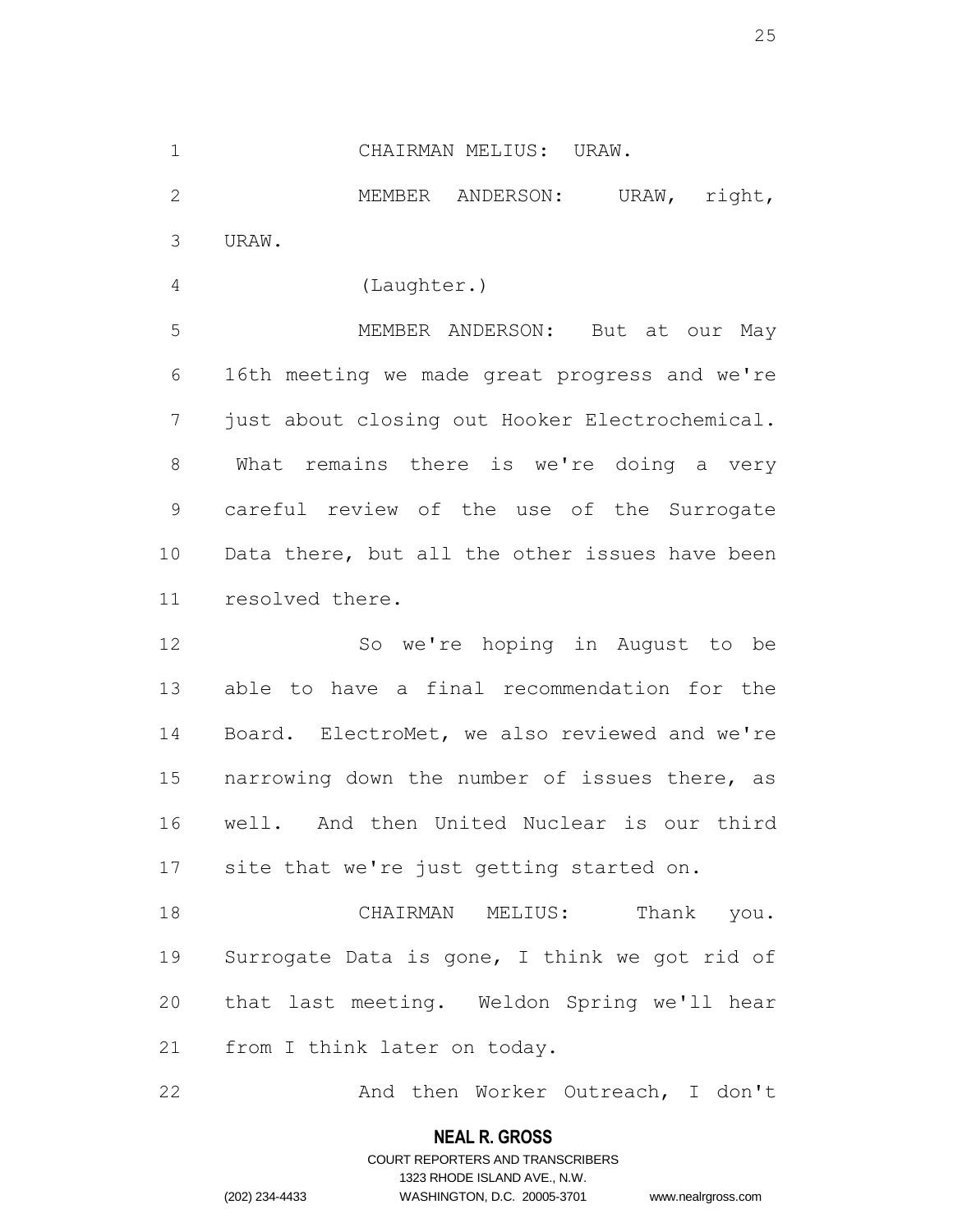CHAIRMAN MELIUS: URAW.

MEMBER ANDERSON: URAW, right, URAW.

(Laughter.)

MEMBER ANDERSON: But at our May 16th meeting we made great progress and we're just about closing out Hooker Electrochemical. What remains there is we're doing a very careful review of the use of the Surrogate Data there, but all the other issues have been resolved there.

So we're hoping in August to be able to have a final recommendation for the Board. ElectroMet, we also reviewed and we're narrowing down the number of issues there, as well. And then United Nuclear is our third site that we're just getting started on.

CHAIRMAN MELIUS: Thank you. Surrogate Data is gone, I think we got rid of that last meeting. Weldon Spring we'll hear from I think later on today.

And then Worker Outreach, I don't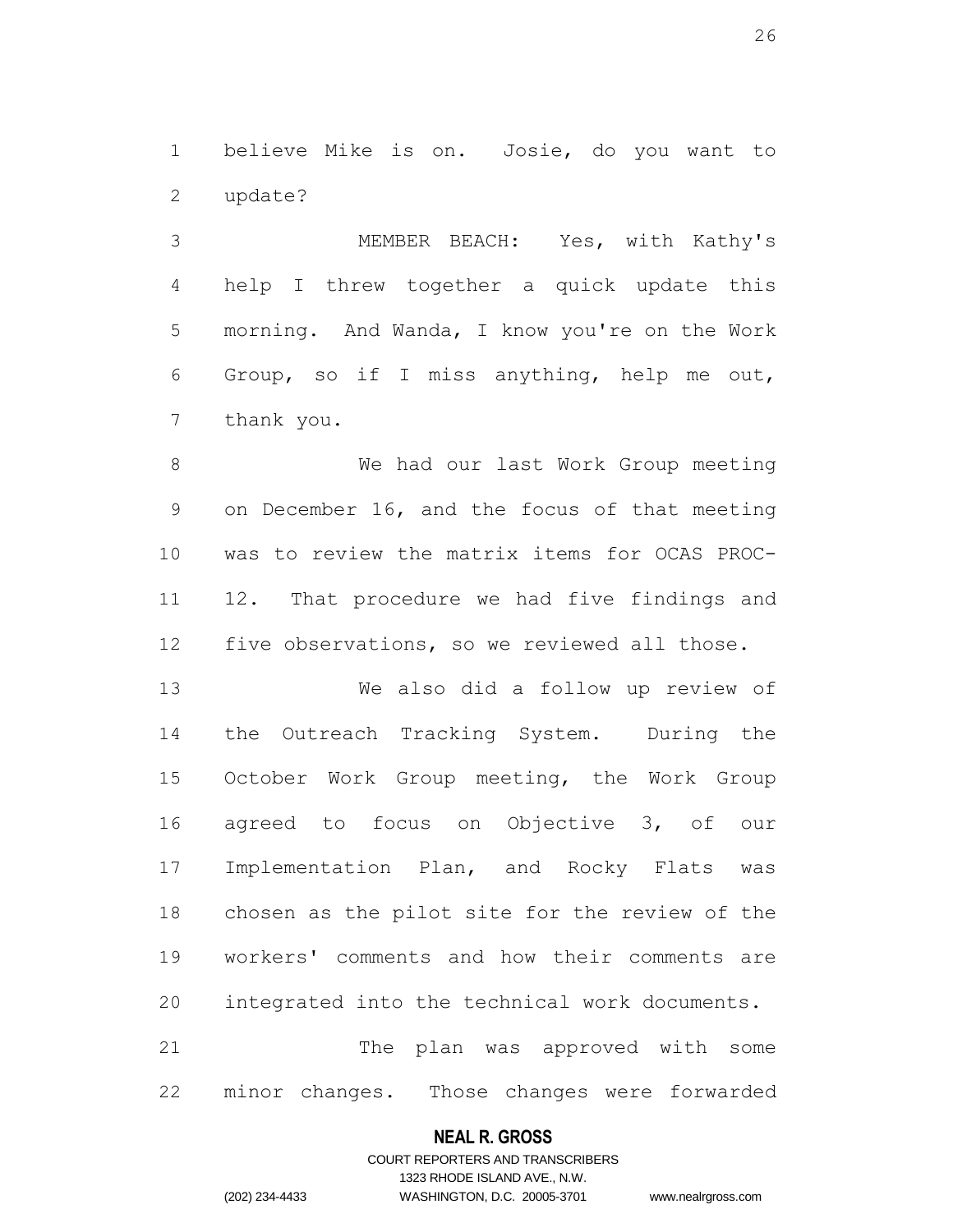believe Mike is on. Josie, do you want to update?

MEMBER BEACH: Yes, with Kathy's help I threw together a quick update this morning. And Wanda, I know you're on the Work Group, so if I miss anything, help me out, thank you.

We had our last Work Group meeting on December 16, and the focus of that meeting was to review the matrix items for OCAS PROC-12. That procedure we had five findings and five observations, so we reviewed all those.

We also did a follow up review of the Outreach Tracking System. During the October Work Group meeting, the Work Group agreed to focus on Objective 3, of our Implementation Plan, and Rocky Flats was chosen as the pilot site for the review of the workers' comments and how their comments are integrated into the technical work documents.

The plan was approved with some minor changes. Those changes were forwarded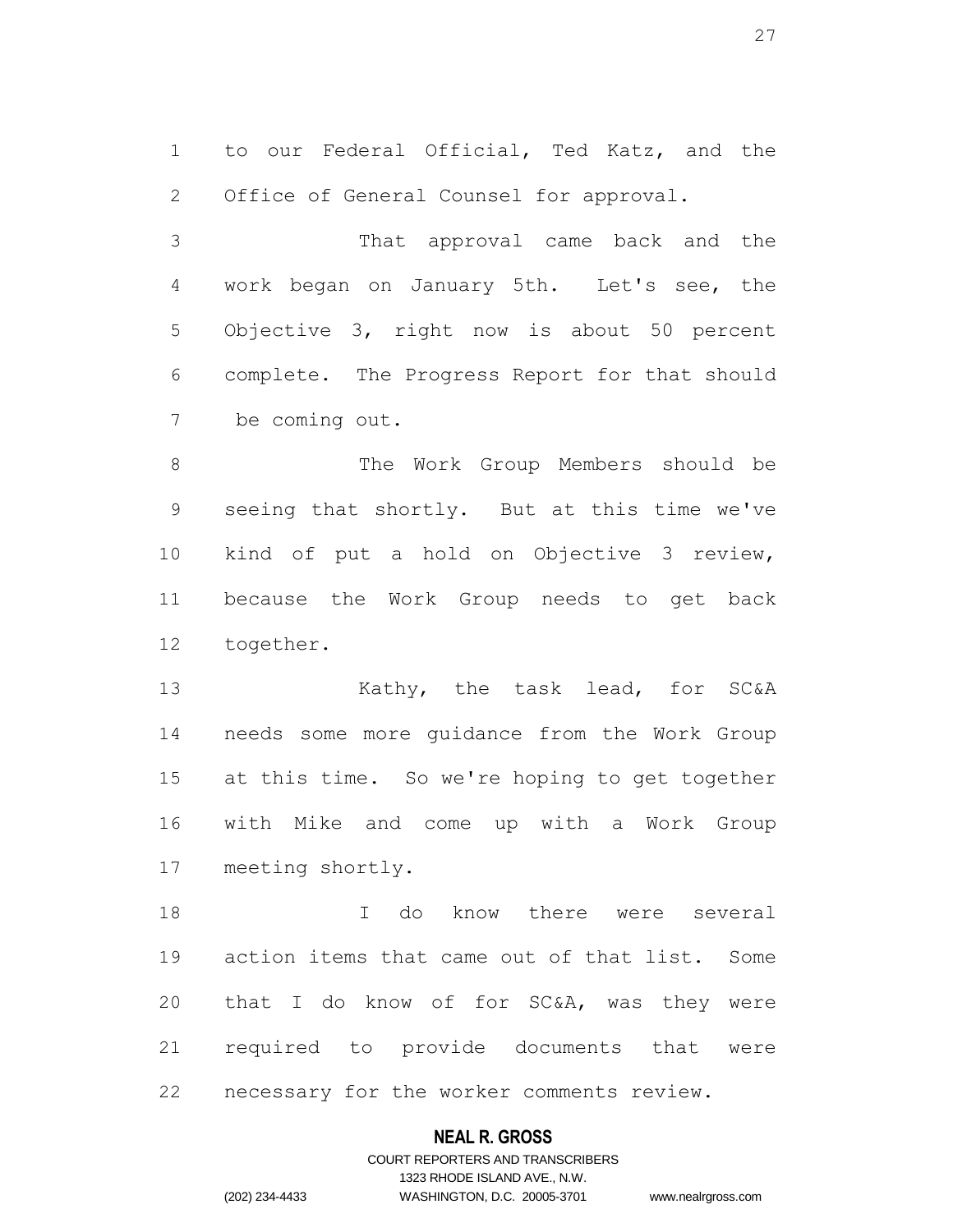to our Federal Official, Ted Katz, and the Office of General Counsel for approval.

That approval came back and the work began on January 5th. Let's see, the Objective 3, right now is about 50 percent complete. The Progress Report for that should be coming out.

The Work Group Members should be seeing that shortly. But at this time we've kind of put a hold on Objective 3 review, because the Work Group needs to get back together.

Kathy, the task lead, for SC&A needs some more guidance from the Work Group at this time. So we're hoping to get together with Mike and come up with a Work Group meeting shortly.

I do know there were several action items that came out of that list. Some that I do know of for SC&A, was they were required to provide documents that were necessary for the worker comments review.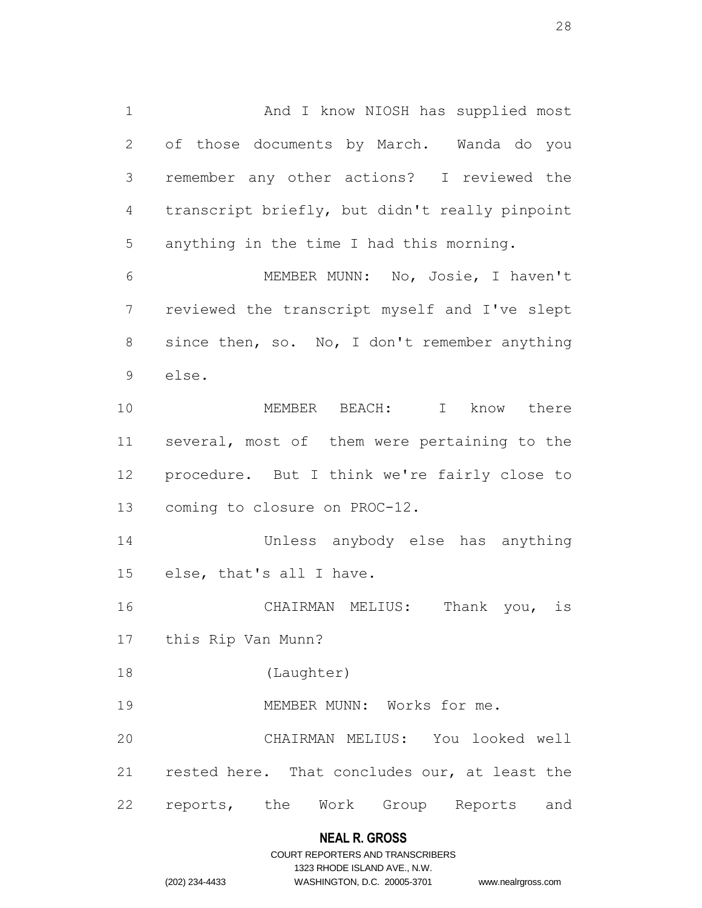And I know NIOSH has supplied most of those documents by March. Wanda do you remember any other actions? I reviewed the transcript briefly, but didn't really pinpoint anything in the time I had this morning.

MEMBER MUNN: No, Josie, I haven't reviewed the transcript myself and I've slept since then, so. No, I don't remember anything else.

MEMBER BEACH: I know there several, most of them were pertaining to the procedure. But I think we're fairly close to coming to closure on PROC-12.

Unless anybody else has anything else, that's all I have.

CHAIRMAN MELIUS: Thank you, is this Rip Van Munn?

(Laughter)

MEMBER MUNN: Works for me.

CHAIRMAN MELIUS: You looked well rested here. That concludes our, at least the reports, the Work Group Reports and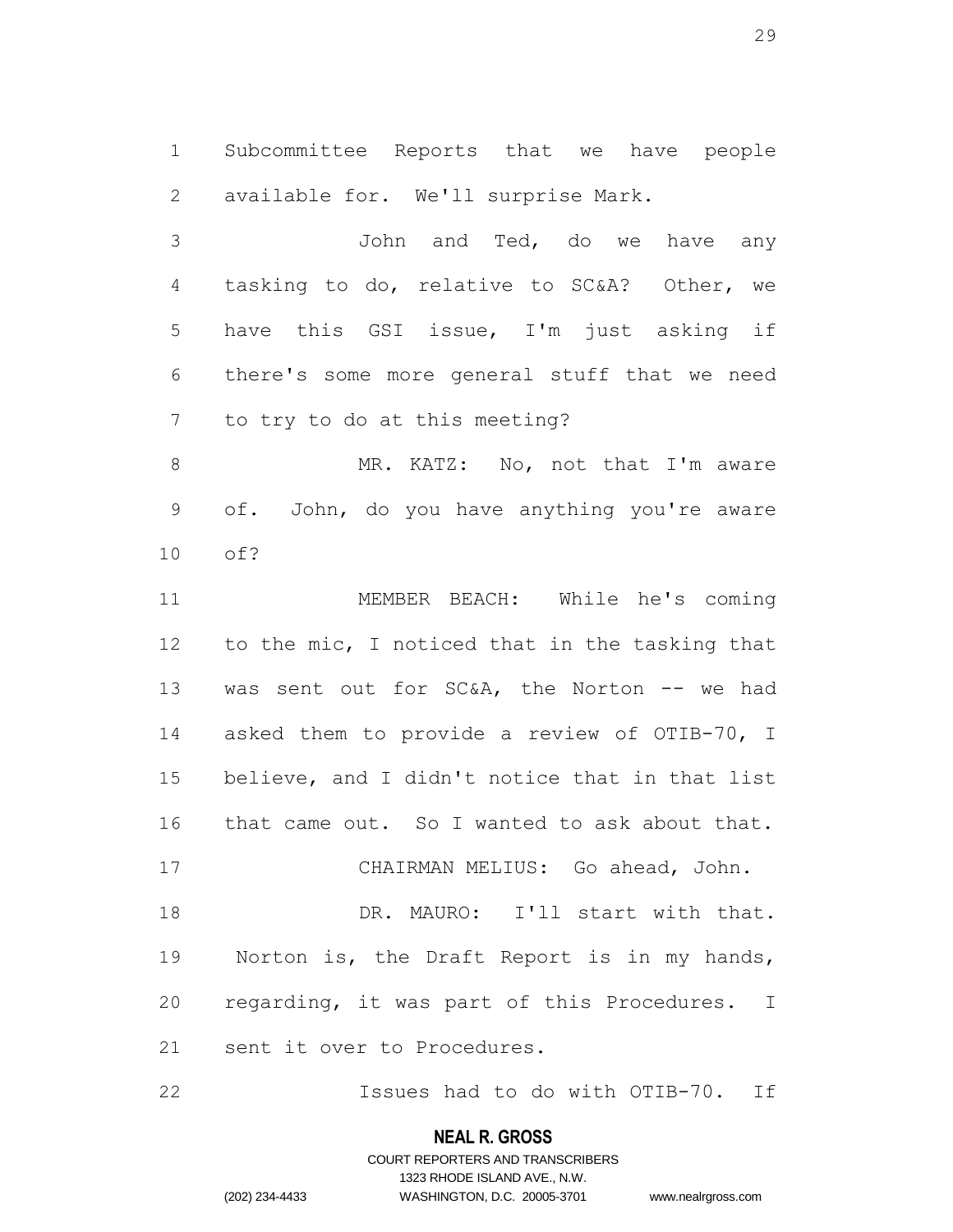Subcommittee Reports that we have people available for. We'll surprise Mark.

John and Ted, do we have any tasking to do, relative to SC&A? Other, we have this GSI issue, I'm just asking if there's some more general stuff that we need to try to do at this meeting?

MR. KATZ: No, not that I'm aware of. John, do you have anything you're aware of?

MEMBER BEACH: While he's coming to the mic, I noticed that in the tasking that was sent out for SC&A, the Norton -- we had asked them to provide a review of OTIB-70, I believe, and I didn't notice that in that list that came out. So I wanted to ask about that.

CHAIRMAN MELIUS: Go ahead, John.

DR. MAURO: I'll start with that. Norton is, the Draft Report is in my hands, regarding, it was part of this Procedures. I sent it over to Procedures.

Issues had to do with OTIB-70. If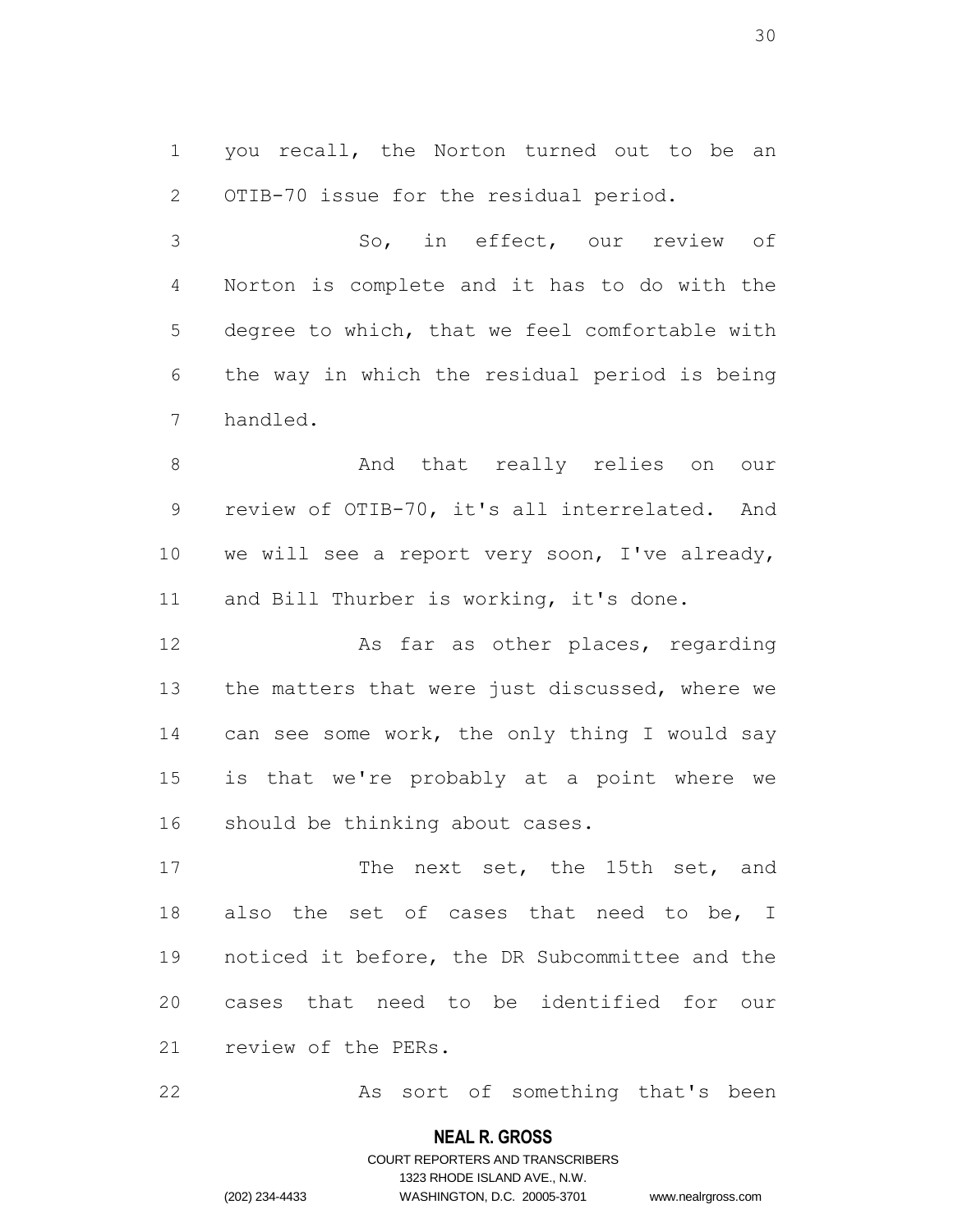you recall, the Norton turned out to be an OTIB-70 issue for the residual period.

So, in effect, our review of Norton is complete and it has to do with the degree to which, that we feel comfortable with the way in which the residual period is being handled.

And that really relies on our review of OTIB-70, it's all interrelated. And we will see a report very soon, I've already, and Bill Thurber is working, it's done.

As far as other places, regarding the matters that were just discussed, where we can see some work, the only thing I would say is that we're probably at a point where we should be thinking about cases.

The next set, the 15th set, and also the set of cases that need to be, I noticed it before, the DR Subcommittee and the cases that need to be identified for our review of the PERs.

As sort of something that's been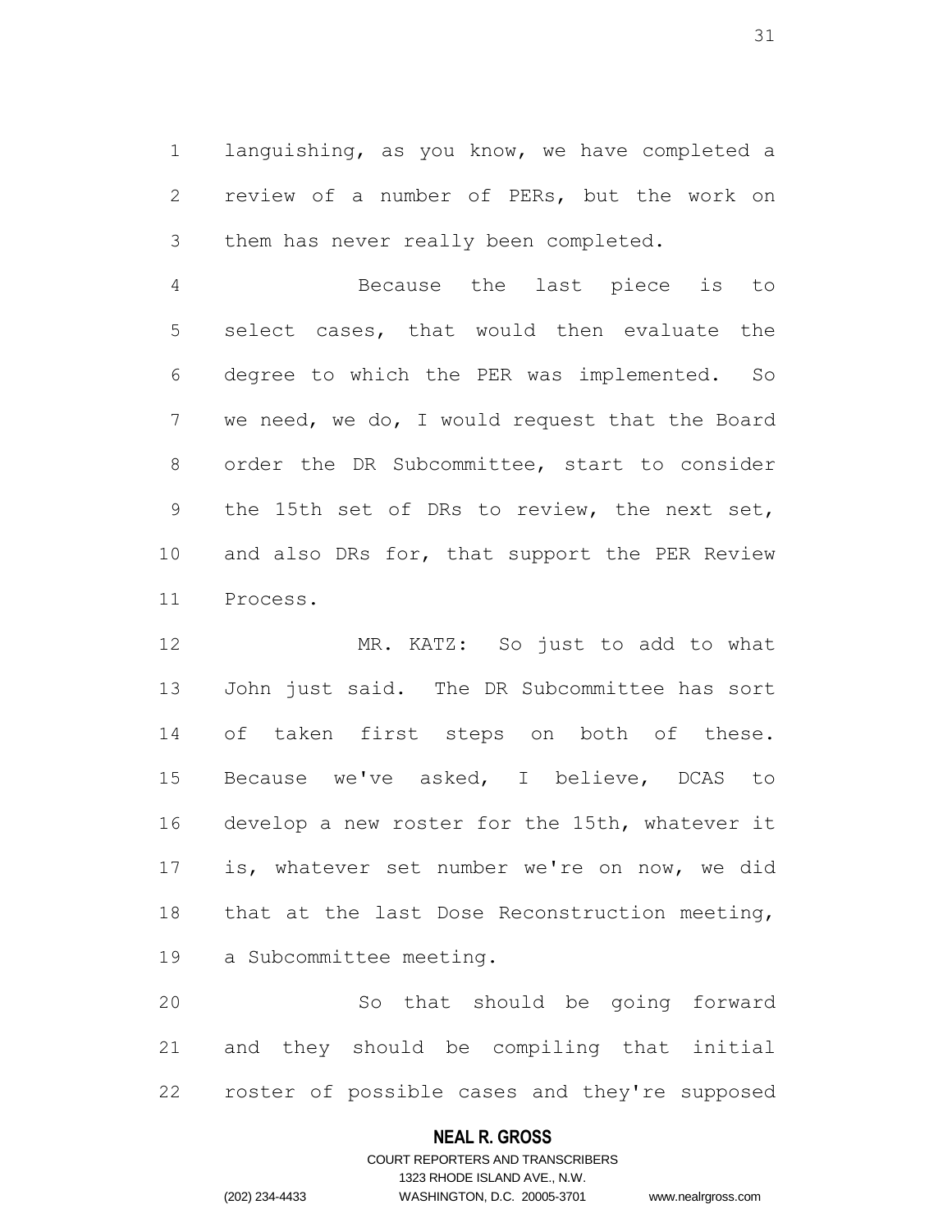languishing, as you know, we have completed a review of a number of PERs, but the work on them has never really been completed.

Because the last piece is to select cases, that would then evaluate the degree to which the PER was implemented. So we need, we do, I would request that the Board order the DR Subcommittee, start to consider the 15th set of DRs to review, the next set, and also DRs for, that support the PER Review Process.

MR. KATZ: So just to add to what John just said. The DR Subcommittee has sort of taken first steps on both of these. Because we've asked, I believe, DCAS to develop a new roster for the 15th, whatever it is, whatever set number we're on now, we did that at the last Dose Reconstruction meeting, a Subcommittee meeting.

So that should be going forward and they should be compiling that initial roster of possible cases and they're supposed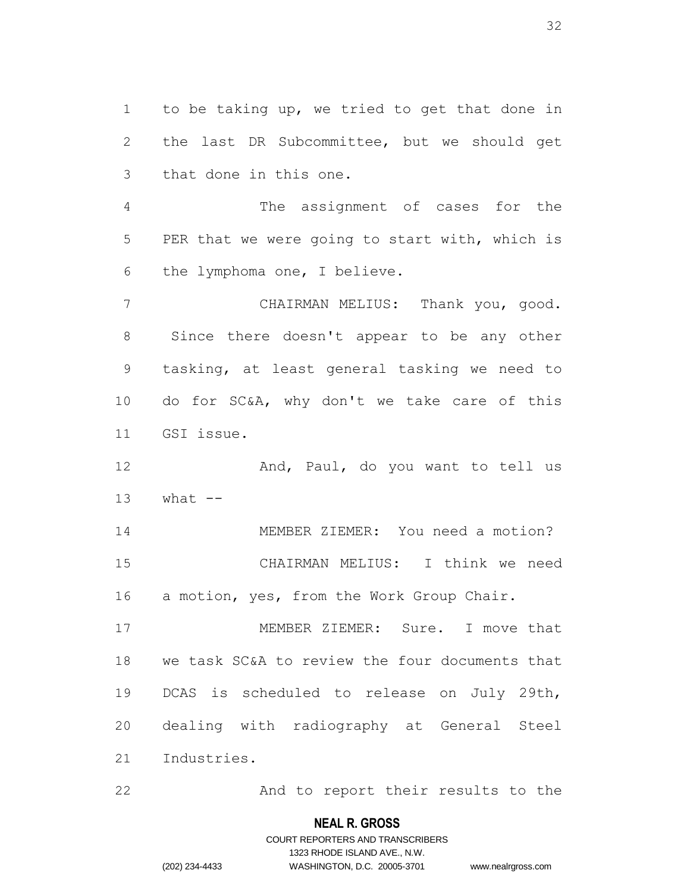to be taking up, we tried to get that done in the last DR Subcommittee, but we should get that done in this one.

The assignment of cases for the PER that we were going to start with, which is the lymphoma one, I believe.

CHAIRMAN MELIUS: Thank you, good. Since there doesn't appear to be any other tasking, at least general tasking we need to do for SC&A, why don't we take care of this GSI issue.

And, Paul, do you want to tell us what --

MEMBER ZIEMER: You need a motion?

CHAIRMAN MELIUS: I think we need a motion, yes, from the Work Group Chair.

MEMBER ZIEMER: Sure. I move that we task SC&A to review the four documents that DCAS is scheduled to release on July 29th, dealing with radiography at General Steel Industries.

And to report their results to the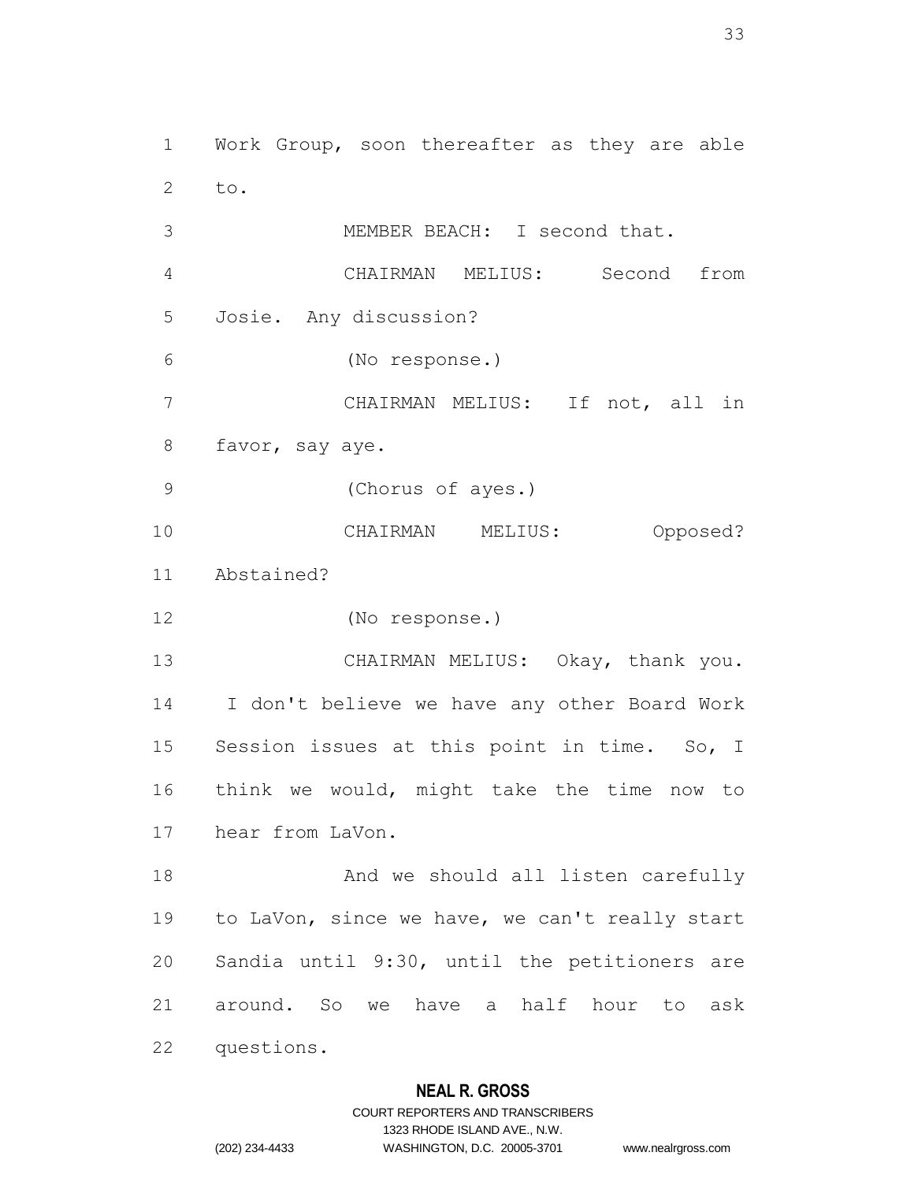Work Group, soon thereafter as they are able to.

MEMBER BEACH: I second that.

CHAIRMAN MELIUS: Second from Josie. Any discussion?

(No response.)

CHAIRMAN MELIUS: If not, all in favor, say aye.

(Chorus of ayes.)

CHAIRMAN MELIUS: Opposed? Abstained?

(No response.)

CHAIRMAN MELIUS: Okay, thank you. I don't believe we have any other Board Work Session issues at this point in time. So, I think we would, might take the time now to hear from LaVon.

And we should all listen carefully to LaVon, since we have, we can't really start Sandia until 9:30, until the petitioners are around. So we have a half hour to ask questions.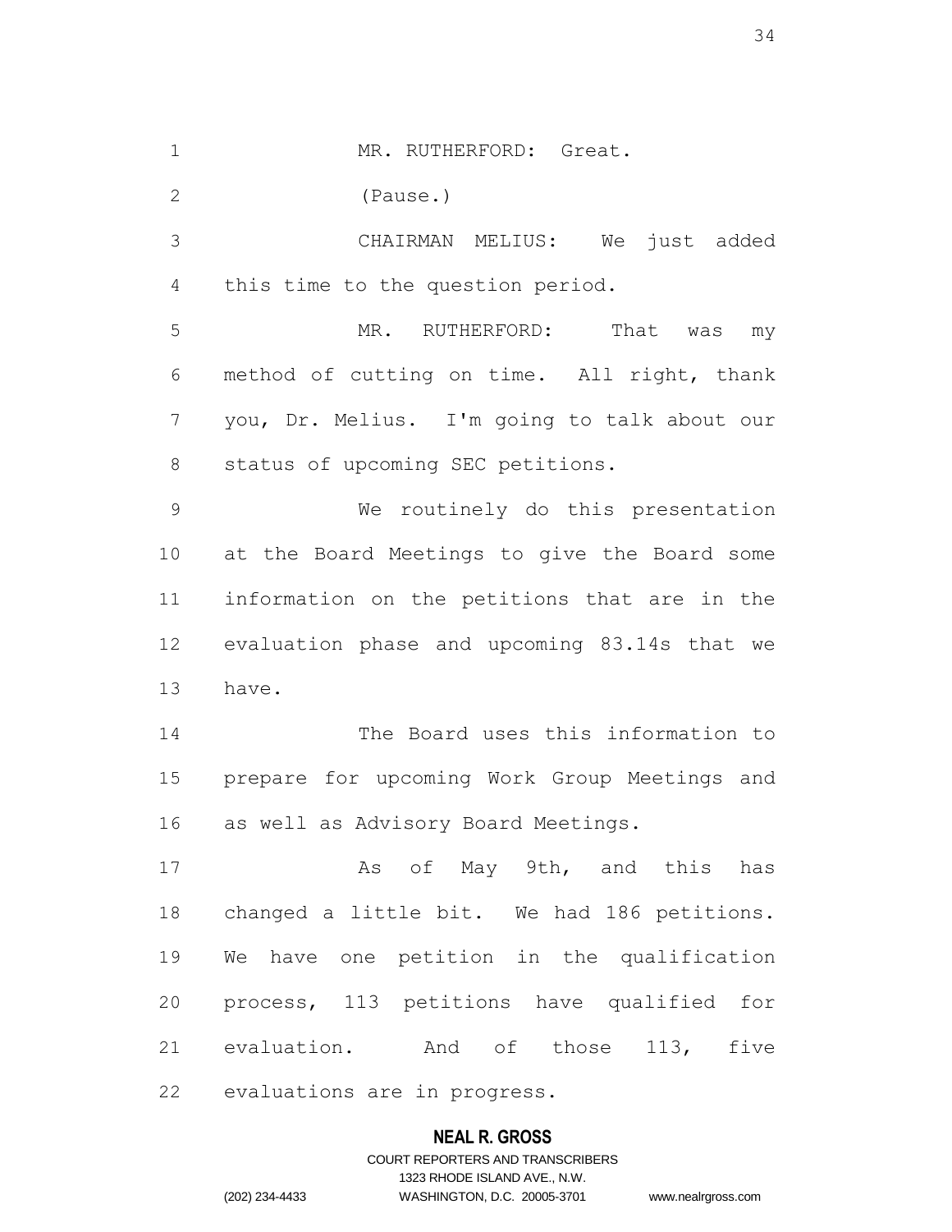MR. RUTHERFORD: Great.

(Pause.)

CHAIRMAN MELIUS: We just added this time to the question period.

MR. RUTHERFORD: That was my method of cutting on time. All right, thank you, Dr. Melius. I'm going to talk about our status of upcoming SEC petitions.

We routinely do this presentation at the Board Meetings to give the Board some information on the petitions that are in the evaluation phase and upcoming 83.14s that we have.

The Board uses this information to prepare for upcoming Work Group Meetings and as well as Advisory Board Meetings.

As of May 9th, and this has changed a little bit. We had 186 petitions. We have one petition in the qualification process, 113 petitions have qualified for evaluation. And of those 113, five evaluations are in progress.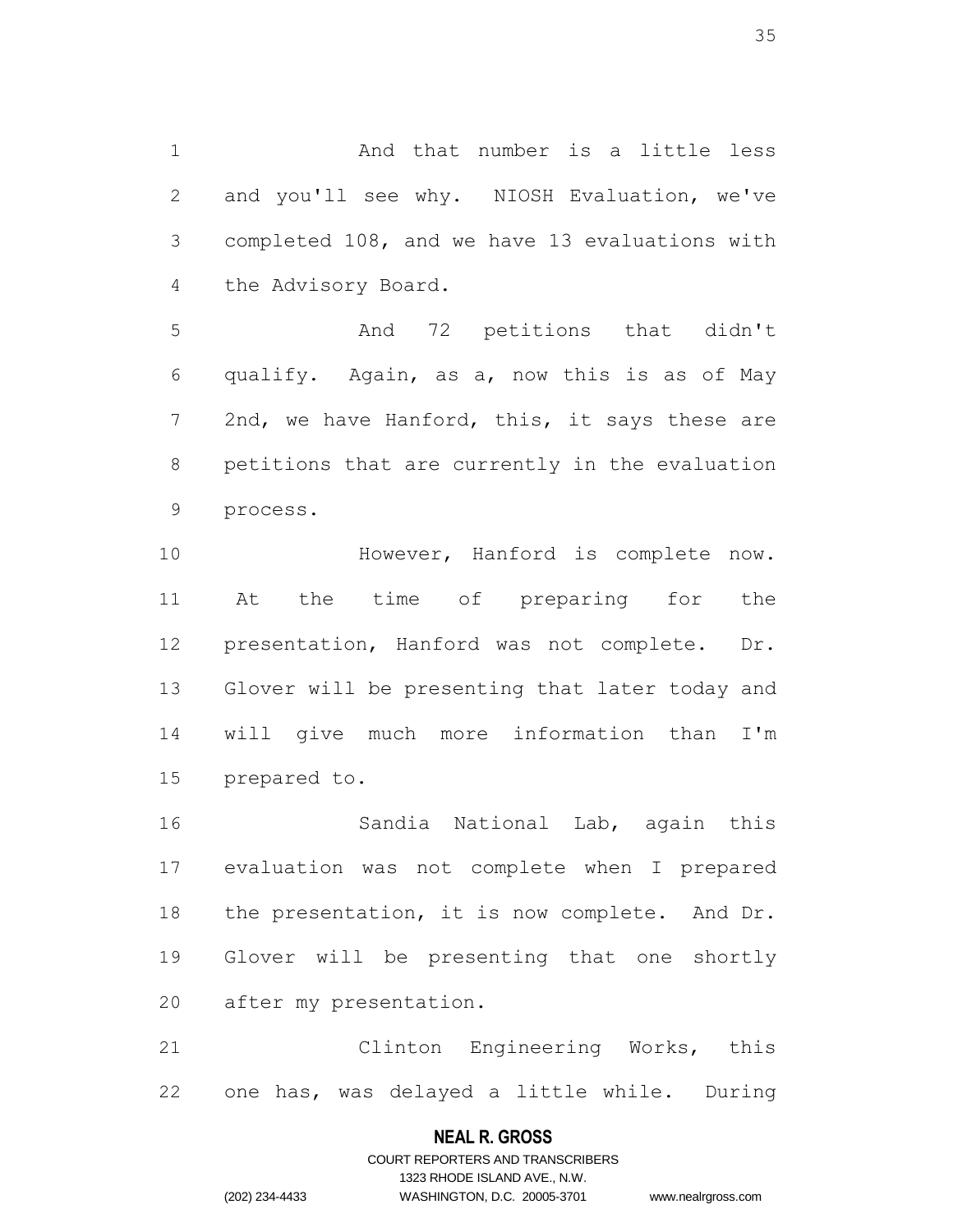And that number is a little less and you'll see why. NIOSH Evaluation, we've completed 108, and we have 13 evaluations with the Advisory Board.

And 72 petitions that didn't qualify. Again, as a, now this is as of May 2nd, we have Hanford, this, it says these are petitions that are currently in the evaluation process.

However, Hanford is complete now. At the time of preparing for the presentation, Hanford was not complete. Dr. Glover will be presenting that later today and will give much more information than I'm prepared to.

Sandia National Lab, again this evaluation was not complete when I prepared the presentation, it is now complete. And Dr. Glover will be presenting that one shortly after my presentation.

Clinton Engineering Works, this one has, was delayed a little while. During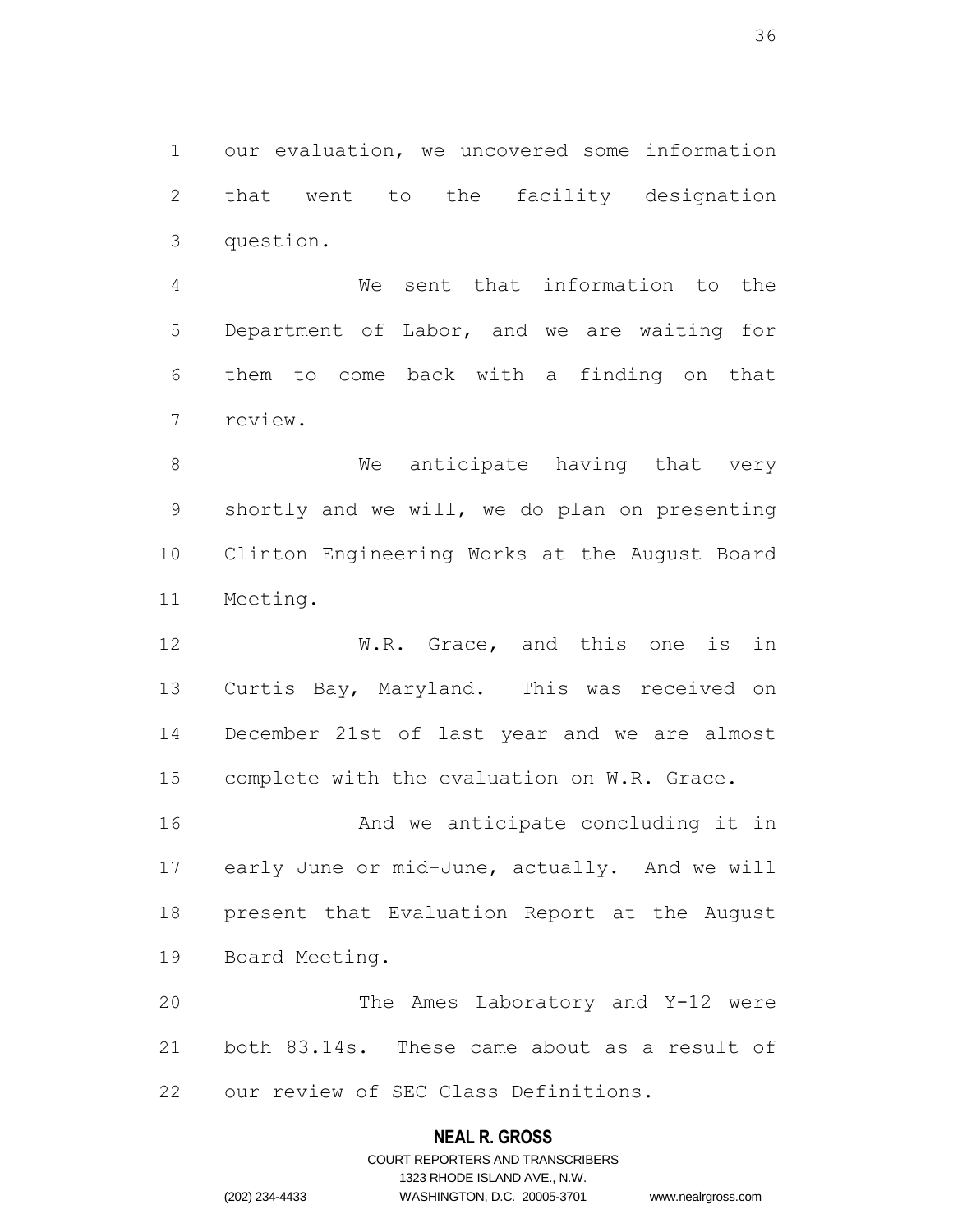our evaluation, we uncovered some information that went to the facility designation question.

We sent that information to the Department of Labor, and we are waiting for them to come back with a finding on that review.

We anticipate having that very shortly and we will, we do plan on presenting Clinton Engineering Works at the August Board Meeting.

W.R. Grace, and this one is in Curtis Bay, Maryland. This was received on December 21st of last year and we are almost complete with the evaluation on W.R. Grace.

And we anticipate concluding it in early June or mid-June, actually. And we will present that Evaluation Report at the August Board Meeting.

The Ames Laboratory and Y-12 were both 83.14s. These came about as a result of our review of SEC Class Definitions.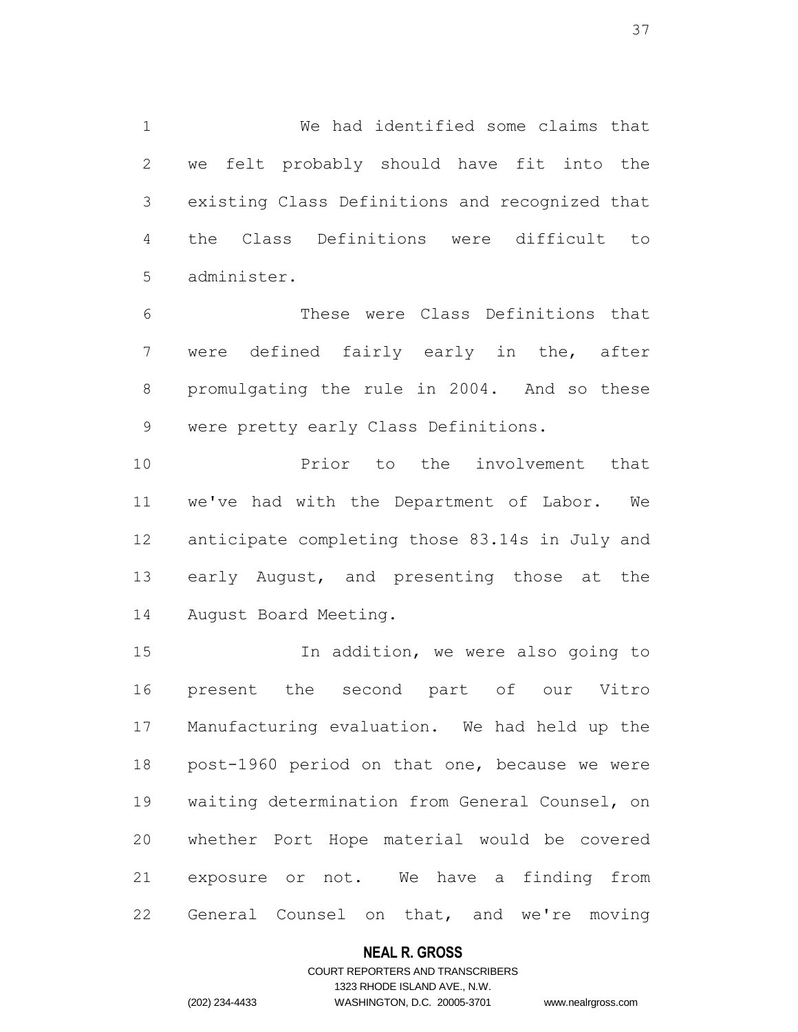We had identified some claims that we felt probably should have fit into the existing Class Definitions and recognized that the Class Definitions were difficult to administer.

These were Class Definitions that were defined fairly early in the, after promulgating the rule in 2004. And so these were pretty early Class Definitions.

Prior to the involvement that we've had with the Department of Labor. We anticipate completing those 83.14s in July and early August, and presenting those at the August Board Meeting.

In addition, we were also going to present the second part of our Vitro Manufacturing evaluation. We had held up the post-1960 period on that one, because we were waiting determination from General Counsel, on whether Port Hope material would be covered exposure or not. We have a finding from General Counsel on that, and we're moving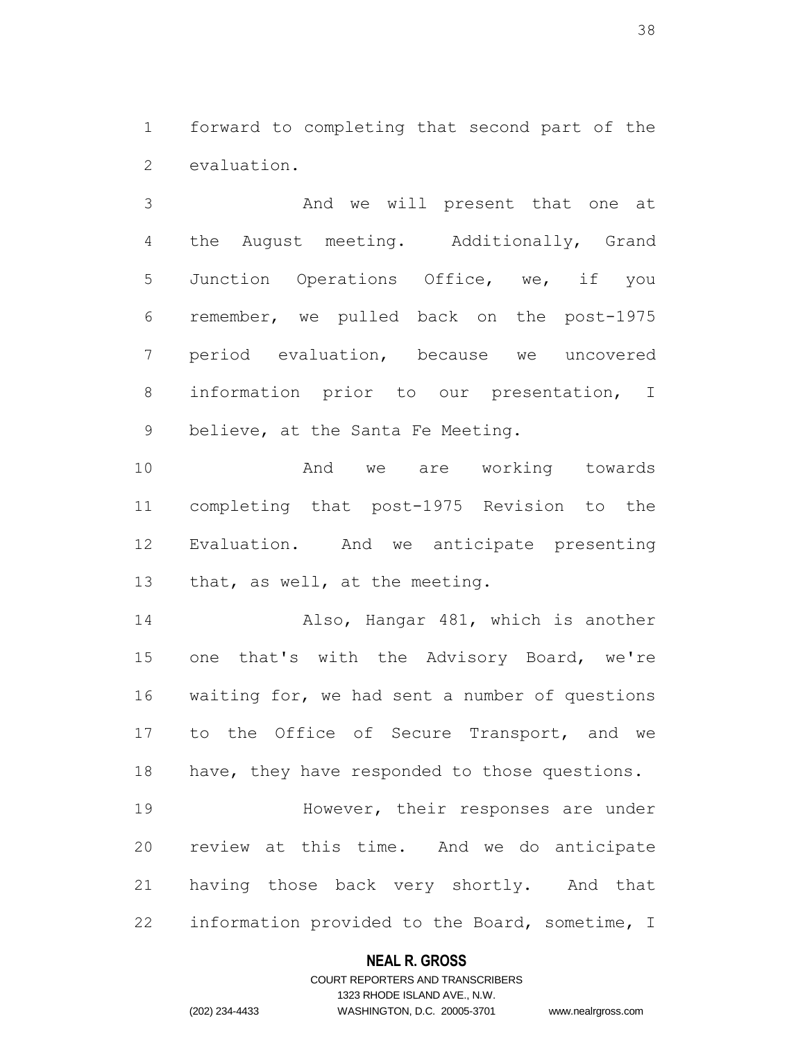forward to completing that second part of the evaluation.

And we will present that one at the August meeting. Additionally, Grand Junction Operations Office, we, if you remember, we pulled back on the post-1975 period evaluation, because we uncovered information prior to our presentation, I believe, at the Santa Fe Meeting.

And we are working towards completing that post-1975 Revision to the Evaluation. And we anticipate presenting that, as well, at the meeting.

Also, Hangar 481, which is another one that's with the Advisory Board, we're waiting for, we had sent a number of questions to the Office of Secure Transport, and we have, they have responded to those questions.

However, their responses are under review at this time. And we do anticipate having those back very shortly. And that information provided to the Board, sometime, I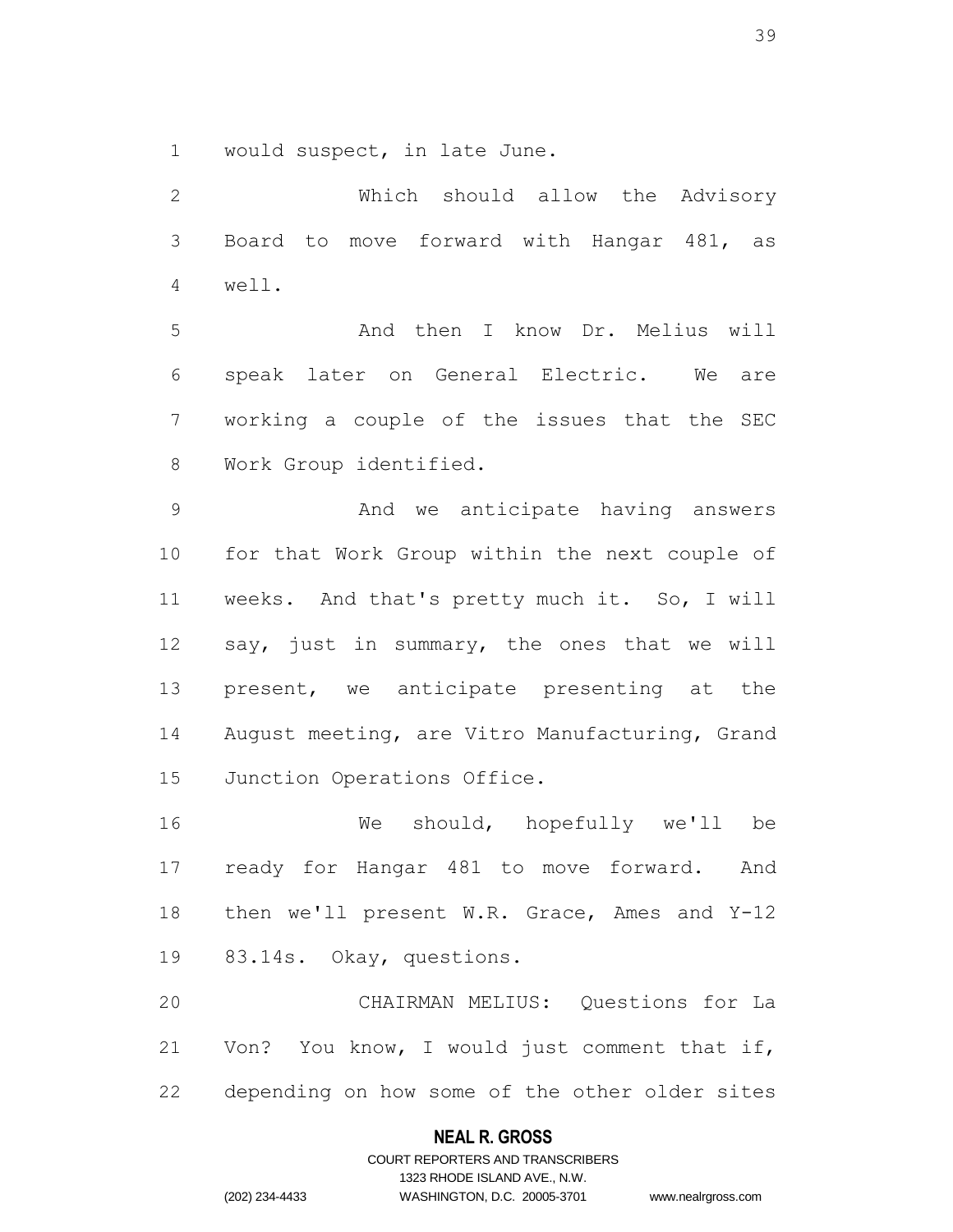would suspect, in late June.

Which should allow the Advisory Board to move forward with Hangar 481, as well.

And then I know Dr. Melius will speak later on General Electric. We are working a couple of the issues that the SEC Work Group identified.

And we anticipate having answers for that Work Group within the next couple of weeks. And that's pretty much it. So, I will say, just in summary, the ones that we will present, we anticipate presenting at the August meeting, are Vitro Manufacturing, Grand Junction Operations Office.

We should, hopefully we'll be ready for Hangar 481 to move forward. And then we'll present W.R. Grace, Ames and Y-12 83.14s. Okay, questions.

CHAIRMAN MELIUS: Questions for La Von? You know, I would just comment that if, depending on how some of the other older sites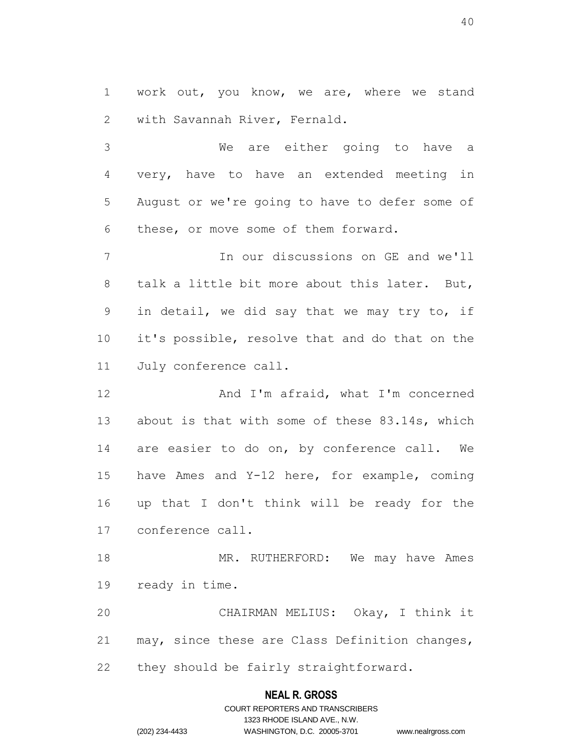work out, you know, we are, where we stand with Savannah River, Fernald.

We are either going to have a very, have to have an extended meeting in August or we're going to have to defer some of these, or move some of them forward.

In our discussions on GE and we'll talk a little bit more about this later. But, in detail, we did say that we may try to, if it's possible, resolve that and do that on the July conference call.

And I'm afraid, what I'm concerned about is that with some of these 83.14s, which are easier to do on, by conference call. We have Ames and Y-12 here, for example, coming up that I don't think will be ready for the conference call.

MR. RUTHERFORD: We may have Ames ready in time.

CHAIRMAN MELIUS: Okay, I think it may, since these are Class Definition changes, they should be fairly straightforward.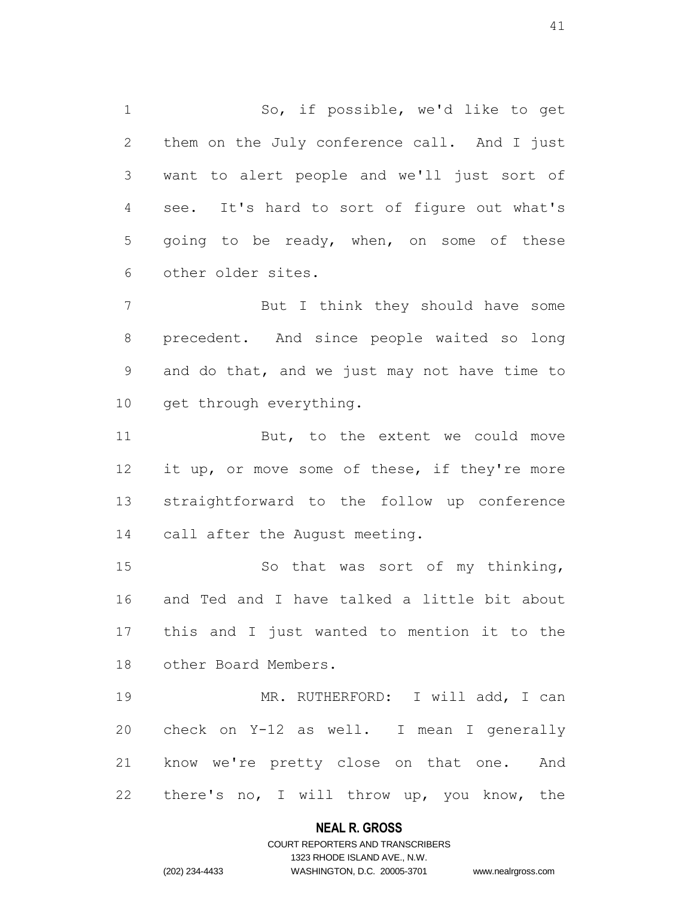So, if possible, we'd like to get them on the July conference call. And I just want to alert people and we'll just sort of see. It's hard to sort of figure out what's going to be ready, when, on some of these other older sites.

But I think they should have some precedent. And since people waited so long and do that, and we just may not have time to get through everything.

But, to the extent we could move it up, or move some of these, if they're more straightforward to the follow up conference call after the August meeting.

So that was sort of my thinking, and Ted and I have talked a little bit about this and I just wanted to mention it to the other Board Members.

MR. RUTHERFORD: I will add, I can check on Y-12 as well. I mean I generally know we're pretty close on that one. And there's no, I will throw up, you know, the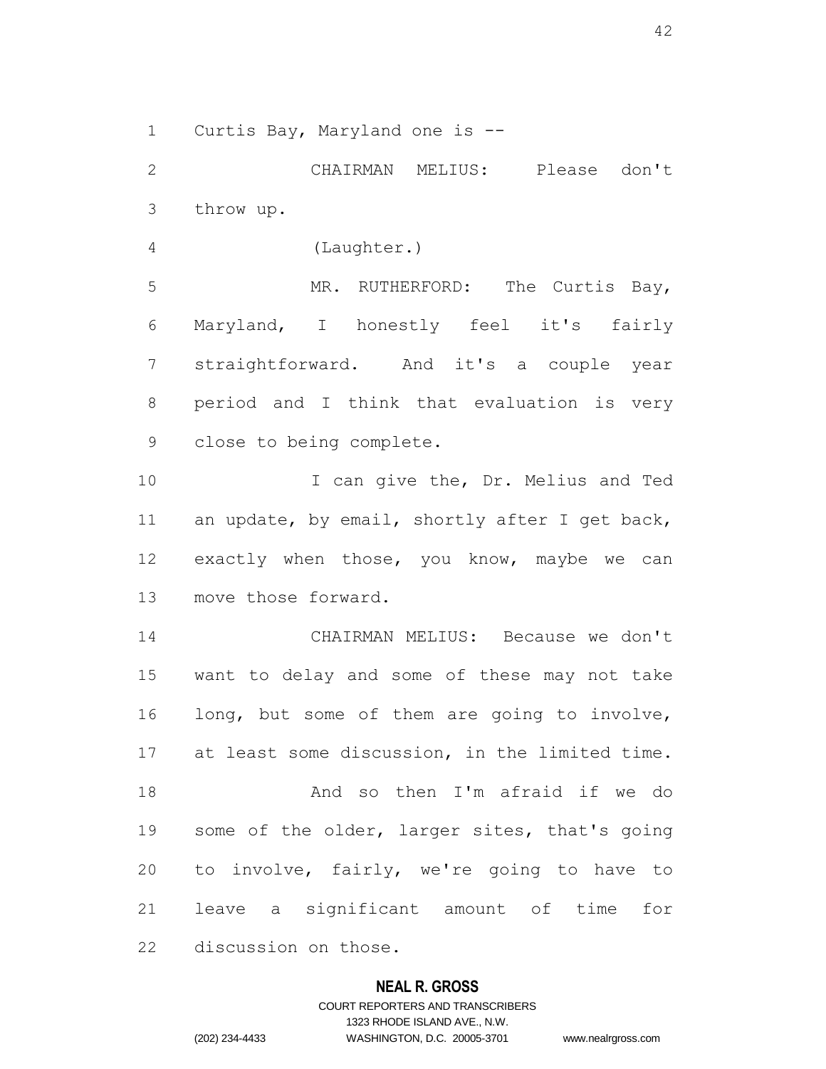Curtis Bay, Maryland one is --

CHAIRMAN MELIUS: Please don't throw up.

(Laughter.)

MR. RUTHERFORD: The Curtis Bay, Maryland, I honestly feel it's fairly straightforward. And it's a couple year period and I think that evaluation is very close to being complete.

I can give the, Dr. Melius and Ted an update, by email, shortly after I get back, exactly when those, you know, maybe we can move those forward.

CHAIRMAN MELIUS: Because we don't want to delay and some of these may not take long, but some of them are going to involve, at least some discussion, in the limited time.

And so then I'm afraid if we do some of the older, larger sites, that's going to involve, fairly, we're going to have to leave a significant amount of time for discussion on those.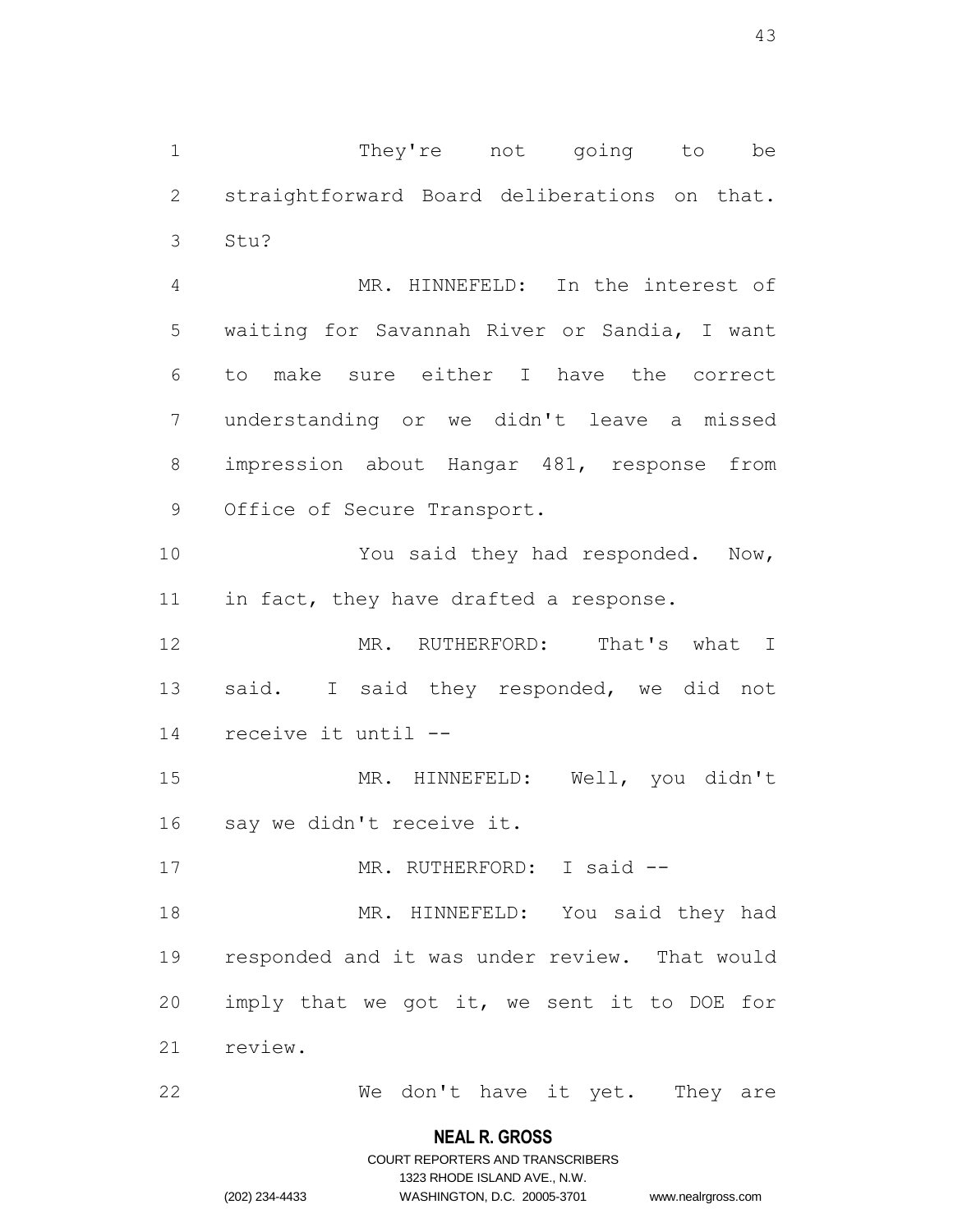They're not going to be straightforward Board deliberations on that. Stu?

MR. HINNEFELD: In the interest of waiting for Savannah River or Sandia, I want to make sure either I have the correct understanding or we didn't leave a missed impression about Hangar 481, response from Office of Secure Transport.

You said they had responded. Now, in fact, they have drafted a response.

MR. RUTHERFORD: That's what I said. I said they responded, we did not receive it until --

MR. HINNEFELD: Well, you didn't say we didn't receive it.

MR. RUTHERFORD: I said --

MR. HINNEFELD: You said they had responded and it was under review. That would imply that we got it, we sent it to DOE for review.

We don't have it yet. They are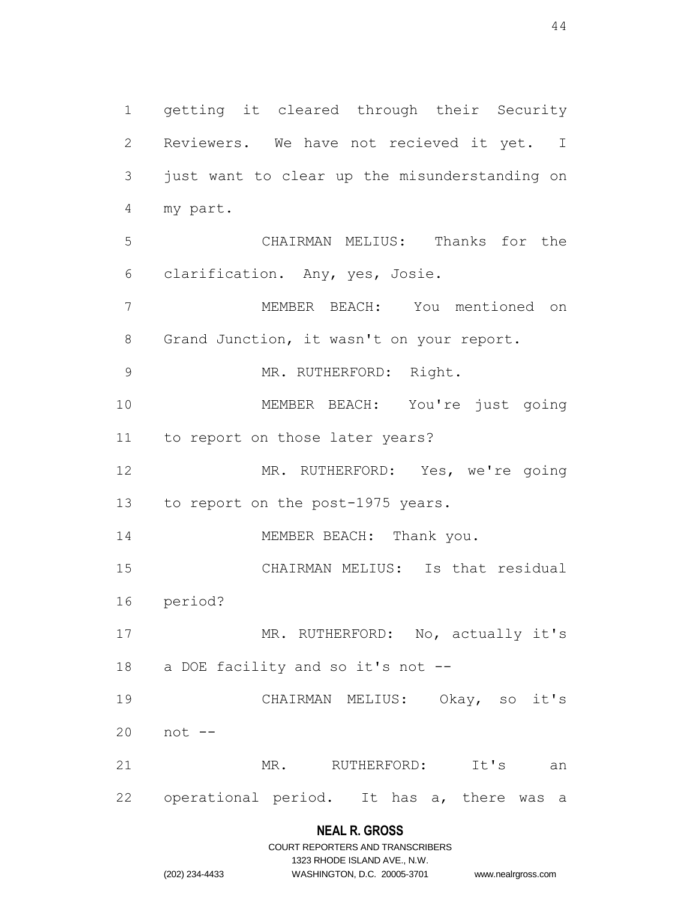getting it cleared through their Security Reviewers. We have not recieved it yet. I just want to clear up the misunderstanding on my part.

CHAIRMAN MELIUS: Thanks for the clarification. Any, yes, Josie.

MEMBER BEACH: You mentioned on Grand Junction, it wasn't on your report.

MR. RUTHERFORD: Right.

MEMBER BEACH: You're just going to report on those later years?

MR. RUTHERFORD: Yes, we're going to report on the post-1975 years.

MEMBER BEACH: Thank you.

CHAIRMAN MELIUS: Is that residual period?

MR. RUTHERFORD: No, actually it's a DOE facility and so it's not --

CHAIRMAN MELIUS: Okay, so it's not --

MR. RUTHERFORD: It's an operational period. It has a, there was a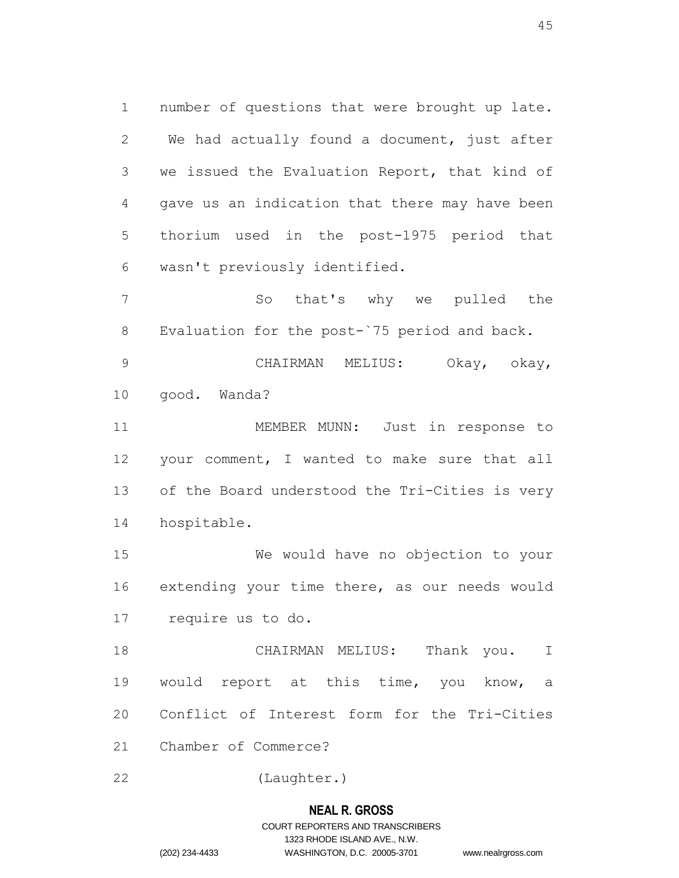number of questions that were brought up late. We had actually found a document, just after we issued the Evaluation Report, that kind of gave us an indication that there may have been thorium used in the post-1975 period that wasn't previously identified.

So that's why we pulled the Evaluation for the post-`75 period and back.

CHAIRMAN MELIUS: Okay, okay, good. Wanda?

MEMBER MUNN: Just in response to your comment, I wanted to make sure that all of the Board understood the Tri-Cities is very hospitable.

We would have no objection to your extending your time there, as our needs would require us to do.

CHAIRMAN MELIUS: Thank you. I would report at this time, you know, a Conflict of Interest form for the Tri-Cities Chamber of Commerce?

(Laughter.)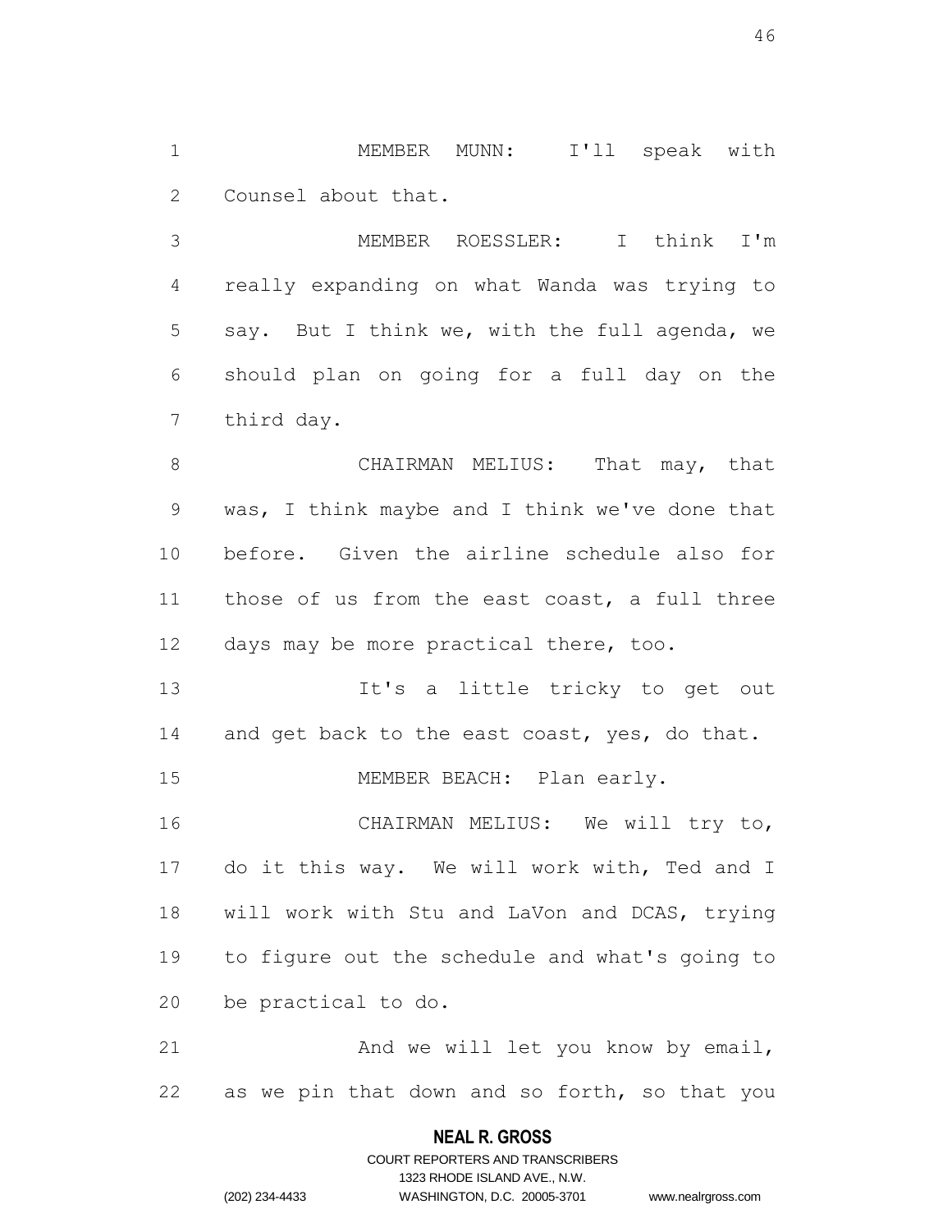MEMBER MUNN: I'll speak with Counsel about that.

MEMBER ROESSLER: I think I'm really expanding on what Wanda was trying to say. But I think we, with the full agenda, we should plan on going for a full day on the third day.

CHAIRMAN MELIUS: That may, that was, I think maybe and I think we've done that before. Given the airline schedule also for those of us from the east coast, a full three days may be more practical there, too.

It's a little tricky to get out and get back to the east coast, yes, do that.

MEMBER BEACH: Plan early.

CHAIRMAN MELIUS: We will try to, do it this way. We will work with, Ted and I will work with Stu and LaVon and DCAS, trying to figure out the schedule and what's going to be practical to do.

And we will let you know by email, as we pin that down and so forth, so that you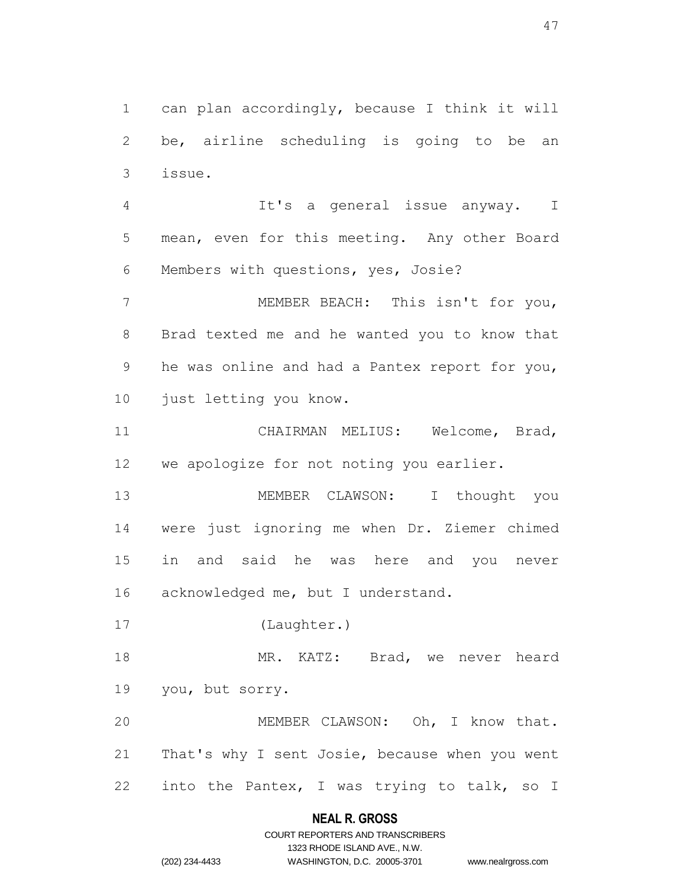can plan accordingly, because I think it will be, airline scheduling is going to be an issue.

It's a general issue anyway. I mean, even for this meeting. Any other Board Members with questions, yes, Josie?

MEMBER BEACH: This isn't for you, Brad texted me and he wanted you to know that he was online and had a Pantex report for you, just letting you know.

CHAIRMAN MELIUS: Welcome, Brad, we apologize for not noting you earlier.

MEMBER CLAWSON: I thought you were just ignoring me when Dr. Ziemer chimed in and said he was here and you never acknowledged me, but I understand.

(Laughter.)

MR. KATZ: Brad, we never heard you, but sorry.

MEMBER CLAWSON: Oh, I know that. That's why I sent Josie, because when you went into the Pantex, I was trying to talk, so I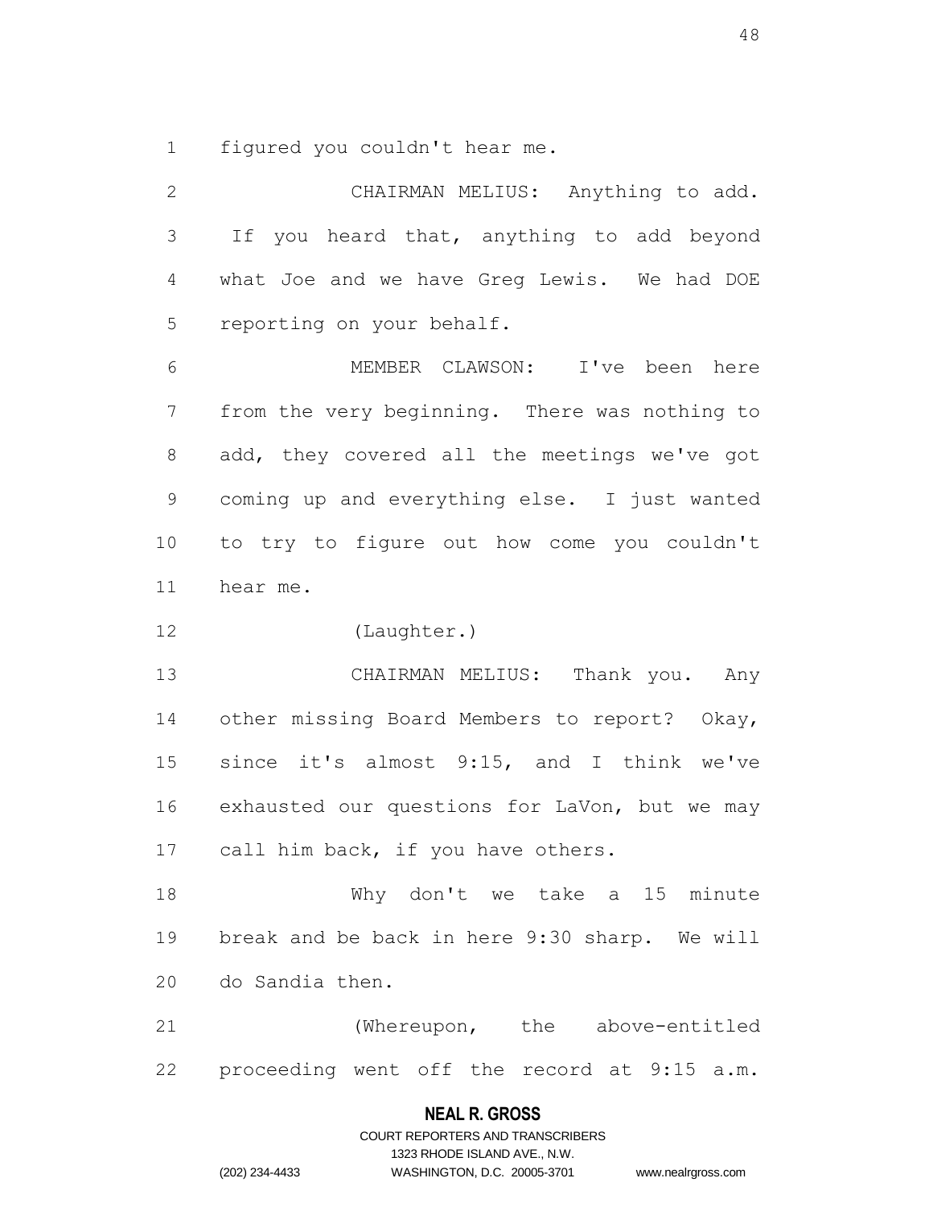figured you couldn't hear me.

CHAIRMAN MELIUS: Anything to add. If you heard that, anything to add beyond what Joe and we have Greg Lewis. We had DOE reporting on your behalf.

MEMBER CLAWSON: I've been here from the very beginning. There was nothing to add, they covered all the meetings we've got coming up and everything else. I just wanted to try to figure out how come you couldn't hear me.

(Laughter.)

CHAIRMAN MELIUS: Thank you. Any other missing Board Members to report? Okay, since it's almost 9:15, and I think we've exhausted our questions for LaVon, but we may call him back, if you have others.

Why don't we take a 15 minute break and be back in here 9:30 sharp. We will do Sandia then.

(Whereupon, the above-entitled proceeding went off the record at 9:15 a.m.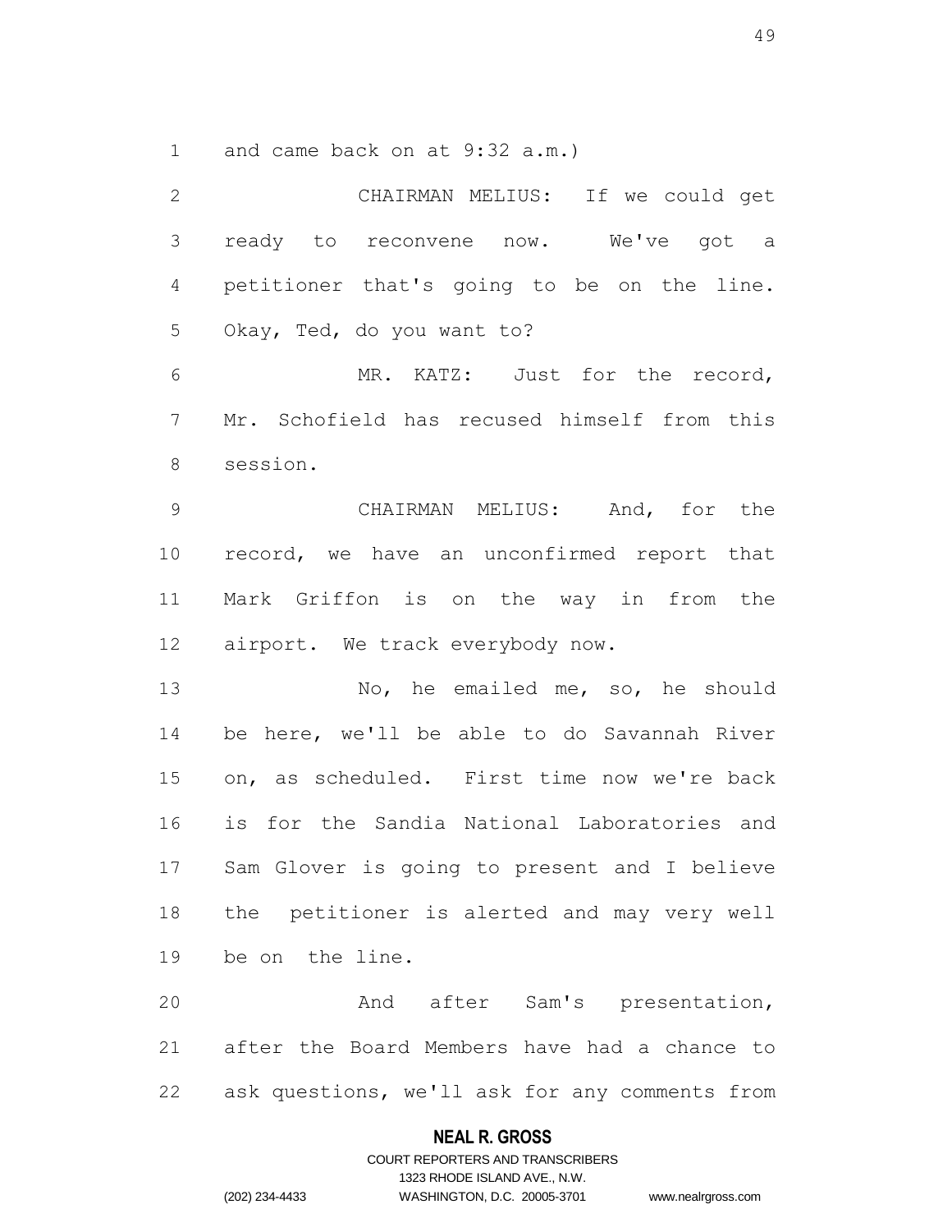and came back on at 9:32 a.m.)

CHAIRMAN MELIUS: If we could get ready to reconvene now. We've got a petitioner that's going to be on the line. Okay, Ted, do you want to?

MR. KATZ: Just for the record, Mr. Schofield has recused himself from this session.

CHAIRMAN MELIUS: And, for the record, we have an unconfirmed report that Mark Griffon is on the way in from the airport. We track everybody now.

No, he emailed me, so, he should be here, we'll be able to do Savannah River on, as scheduled. First time now we're back is for the Sandia National Laboratories and Sam Glover is going to present and I believe the petitioner is alerted and may very well be on the line.

And after Sam's presentation, after the Board Members have had a chance to ask questions, we'll ask for any comments from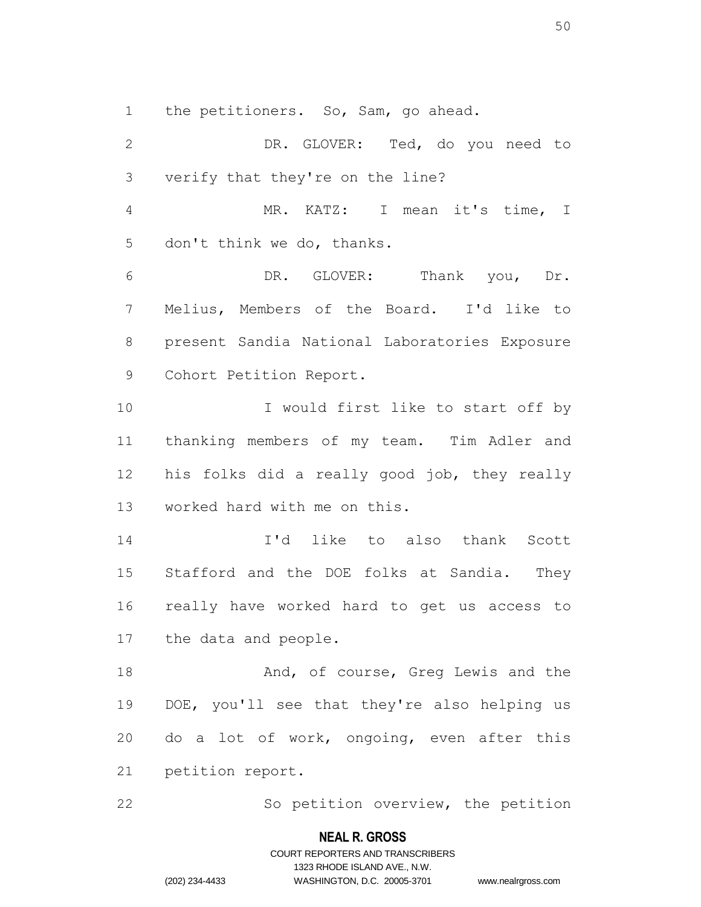the petitioners. So, Sam, go ahead.

DR. GLOVER: Ted, do you need to verify that they're on the line?

MR. KATZ: I mean it's time, I don't think we do, thanks.

DR. GLOVER: Thank you, Dr. Melius, Members of the Board. I'd like to present Sandia National Laboratories Exposure Cohort Petition Report.

I would first like to start off by thanking members of my team. Tim Adler and his folks did a really good job, they really worked hard with me on this.

I'd like to also thank Scott Stafford and the DOE folks at Sandia. They really have worked hard to get us access to the data and people.

And, of course, Greg Lewis and the DOE, you'll see that they're also helping us do a lot of work, ongoing, even after this petition report.

So petition overview, the petition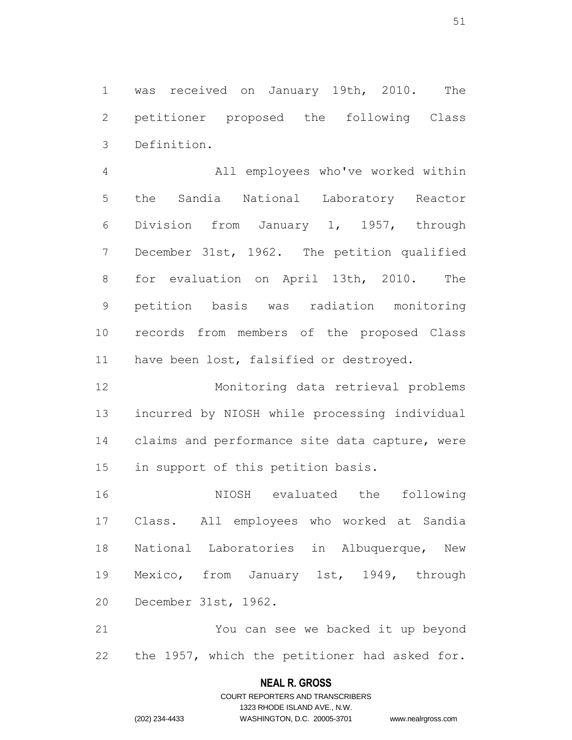was received on January 19th, 2010. The petitioner proposed the following Class Definition.

All employees who've worked within the Sandia National Laboratory Reactor Division from January 1, 1957, through December 31st, 1962. The petition qualified for evaluation on April 13th, 2010. The petition basis was radiation monitoring records from members of the proposed Class have been lost, falsified or destroyed.

Monitoring data retrieval problems incurred by NIOSH while processing individual claims and performance site data capture, were in support of this petition basis.

NIOSH evaluated the following Class. All employees who worked at Sandia National Laboratories in Albuquerque, New Mexico, from January 1st, 1949, through December 31st, 1962.

You can see we backed it up beyond the 1957, which the petitioner had asked for.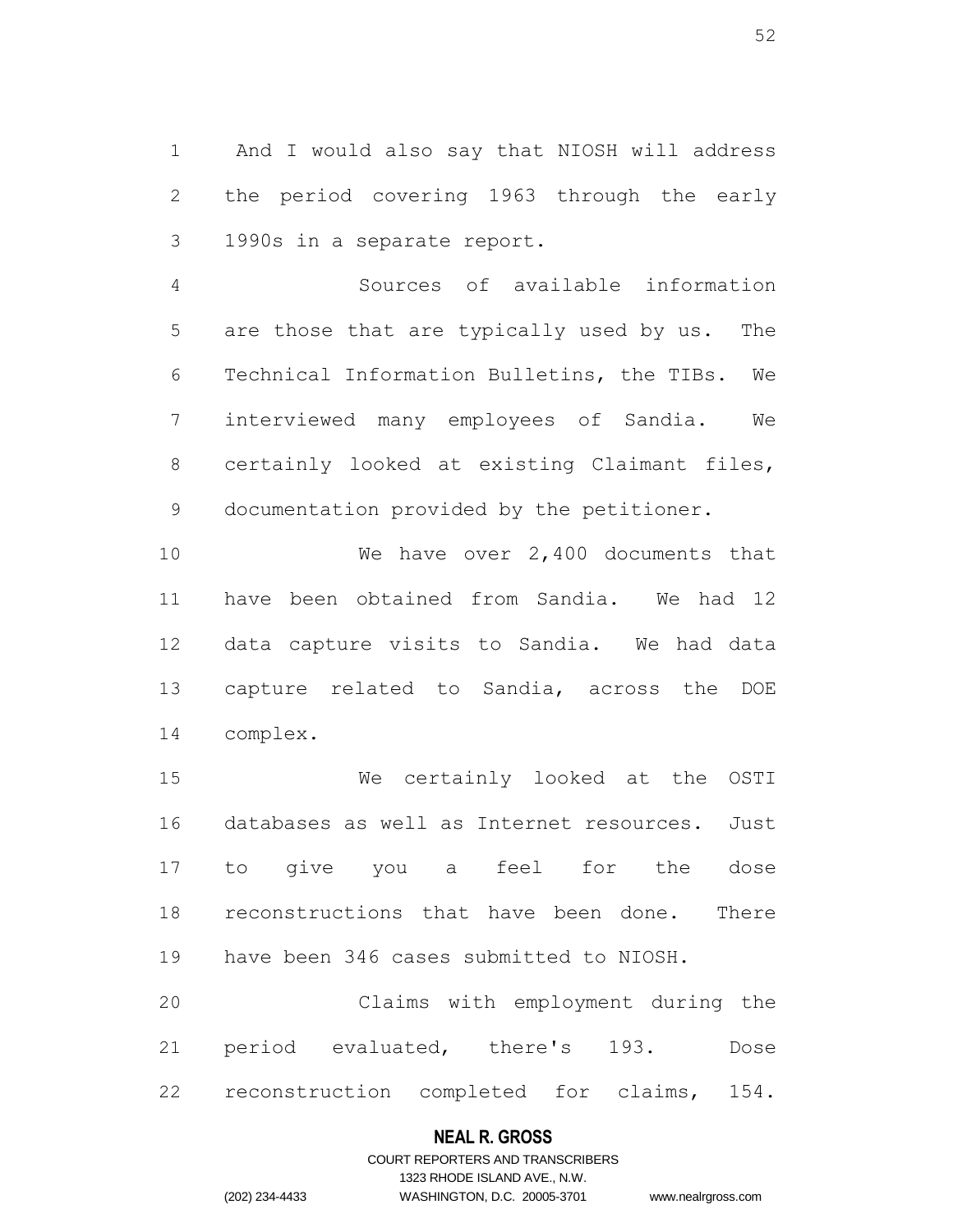And I would also say that NIOSH will address the period covering 1963 through the early 1990s in a separate report.

Sources of available information are those that are typically used by us. The Technical Information Bulletins, the TIBs. We interviewed many employees of Sandia. We certainly looked at existing Claimant files, documentation provided by the petitioner.

We have over 2,400 documents that have been obtained from Sandia. We had 12 data capture visits to Sandia. We had data capture related to Sandia, across the DOE complex.

We certainly looked at the OSTI databases as well as Internet resources. Just to give you a feel for the dose reconstructions that have been done. There have been 346 cases submitted to NIOSH.

Claims with employment during the period evaluated, there's 193. Dose reconstruction completed for claims, 154.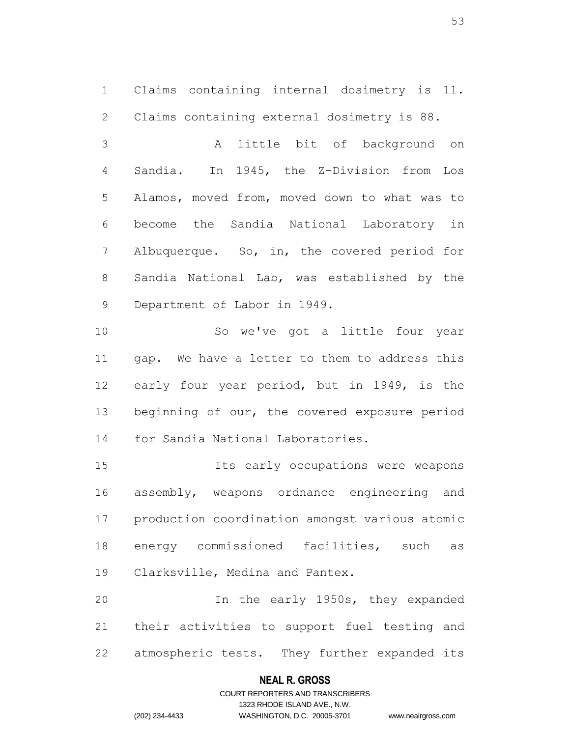Claims containing internal dosimetry is 11. Claims containing external dosimetry is 88.

A little bit of background on Sandia. In 1945, the Z-Division from Los Alamos, moved from, moved down to what was to become the Sandia National Laboratory in Albuquerque. So, in, the covered period for Sandia National Lab, was established by the Department of Labor in 1949.

So we've got a little four year gap. We have a letter to them to address this early four year period, but in 1949, is the beginning of our, the covered exposure period for Sandia National Laboratories.

Its early occupations were weapons assembly, weapons ordnance engineering and production coordination amongst various atomic energy commissioned facilities, such as Clarksville, Medina and Pantex.

In the early 1950s, they expanded their activities to support fuel testing and atmospheric tests. They further expanded its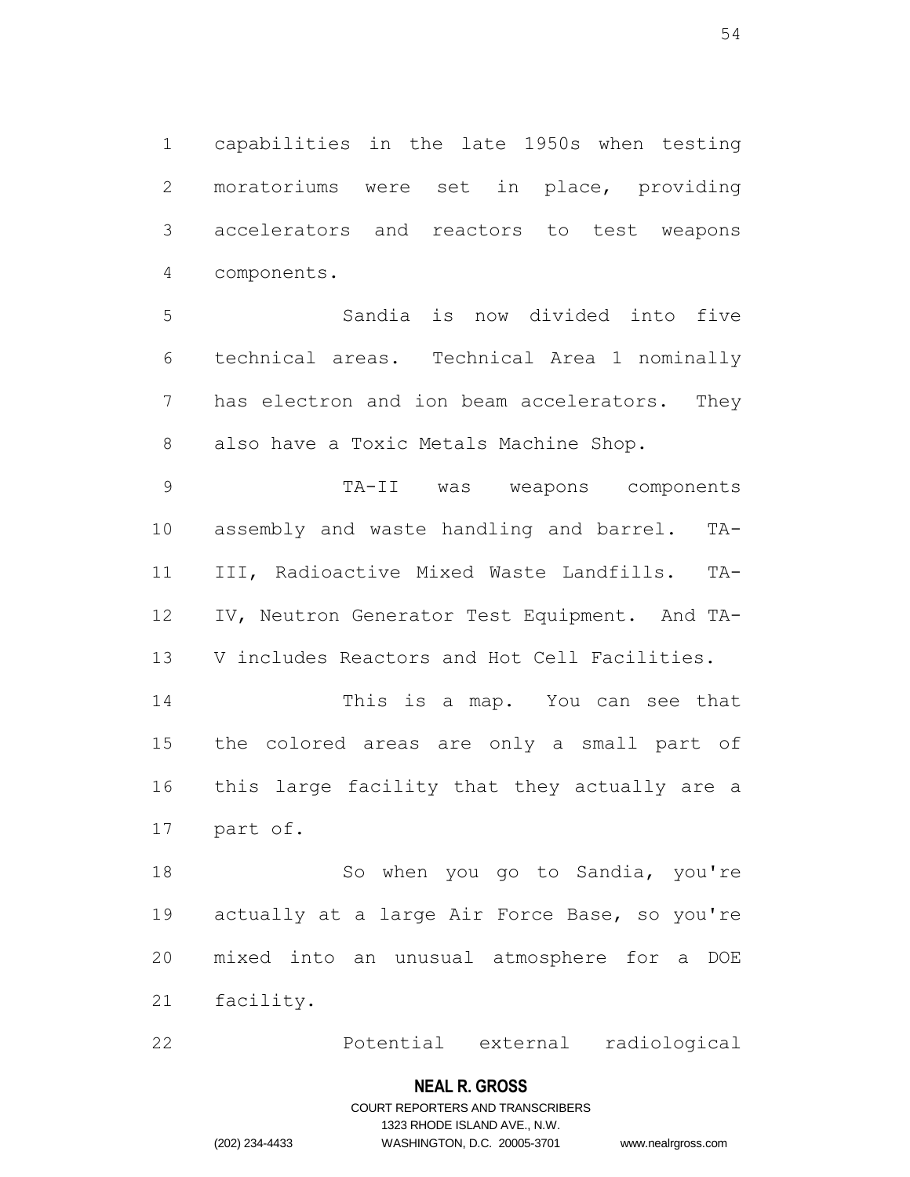capabilities in the late 1950s when testing moratoriums were set in place, providing accelerators and reactors to test weapons components.

Sandia is now divided into five technical areas. Technical Area 1 nominally has electron and ion beam accelerators. They also have a Toxic Metals Machine Shop.

TA-II was weapons components assembly and waste handling and barrel. TA-III, Radioactive Mixed Waste Landfills. TA-IV, Neutron Generator Test Equipment. And TA-V includes Reactors and Hot Cell Facilities.

This is a map. You can see that the colored areas are only a small part of this large facility that they actually are a part of.

So when you go to Sandia, you're actually at a large Air Force Base, so you're mixed into an unusual atmosphere for a DOE facility.

Potential external radiological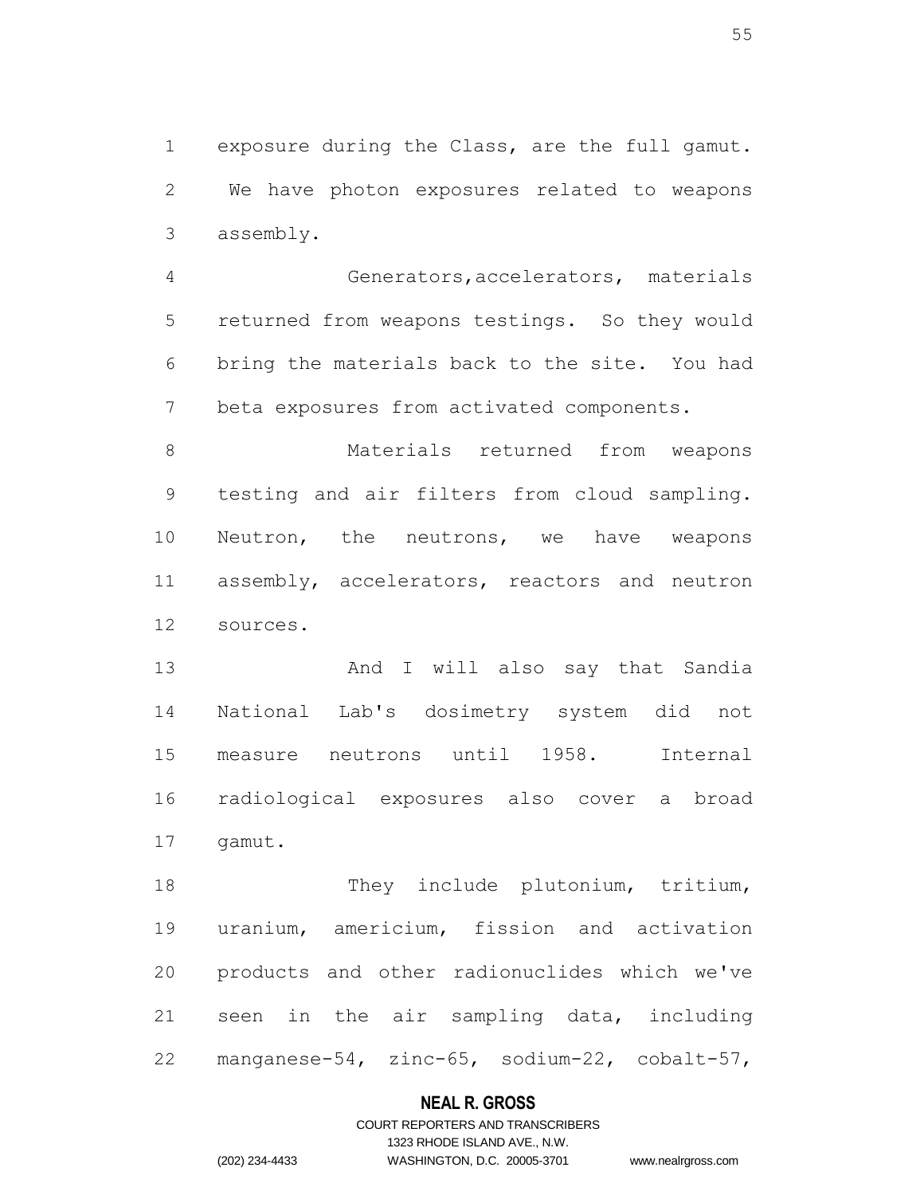exposure during the Class, are the full gamut. We have photon exposures related to weapons assembly.

Generators,accelerators, materials returned from weapons testings. So they would bring the materials back to the site. You had beta exposures from activated components.

Materials returned from weapons testing and air filters from cloud sampling. Neutron, the neutrons, we have weapons assembly, accelerators, reactors and neutron sources.

And I will also say that Sandia National Lab's dosimetry system did not measure neutrons until 1958. Internal radiological exposures also cover a broad gamut.

They include plutonium, tritium, uranium, americium, fission and activation products and other radionuclides which we've seen in the air sampling data, including manganese-54, zinc-65, sodium-22, cobalt-57,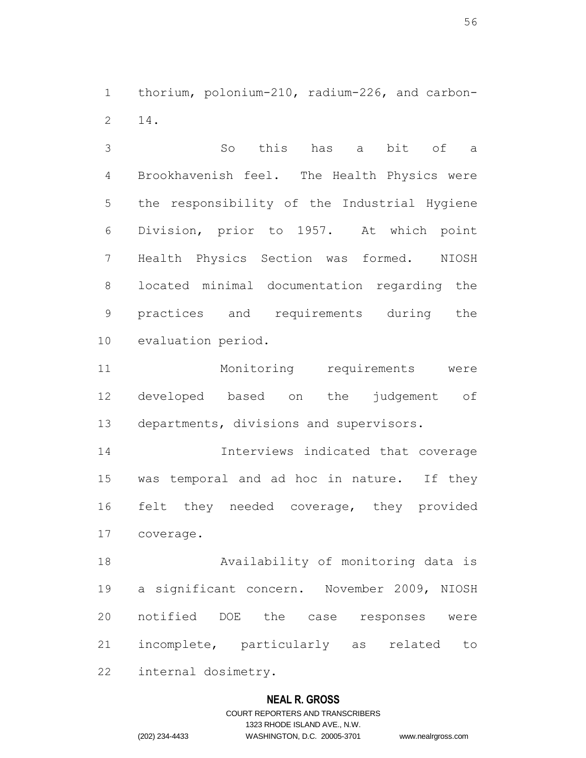thorium, polonium-210, radium-226, and carbon-14.

So this has a bit of a Brookhavenish feel. The Health Physics were the responsibility of the Industrial Hygiene Division, prior to 1957. At which point Health Physics Section was formed. NIOSH located minimal documentation regarding the practices and requirements during the evaluation period.

Monitoring requirements were developed based on the judgement of departments, divisions and supervisors.

Interviews indicated that coverage was temporal and ad hoc in nature. If they felt they needed coverage, they provided coverage.

Availability of monitoring data is a significant concern. November 2009, NIOSH notified DOE the case responses were incomplete, particularly as related to internal dosimetry.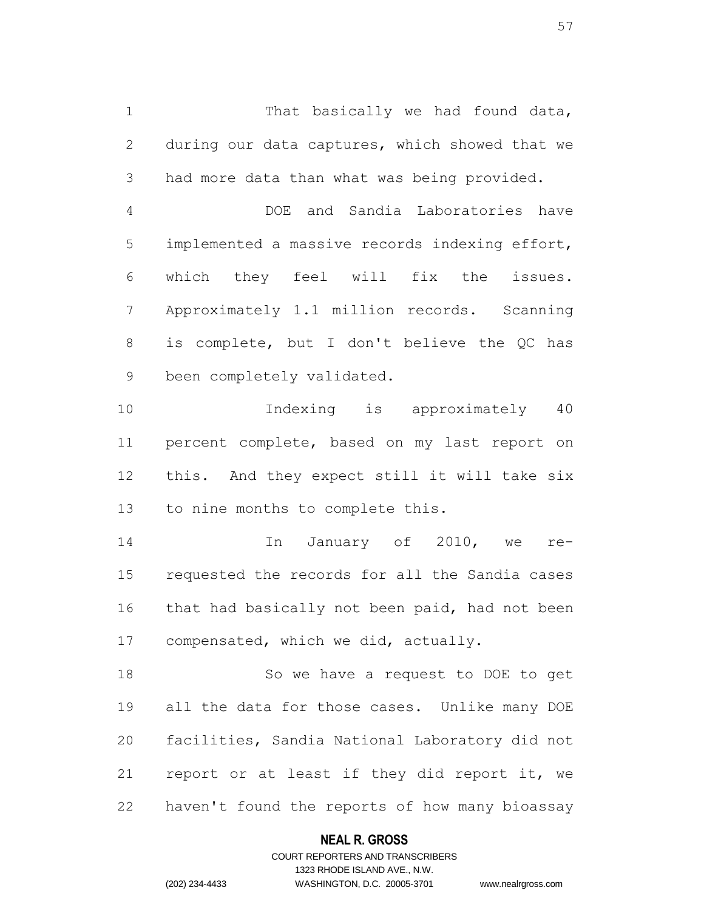That basically we had found data, during our data captures, which showed that we had more data than what was being provided.

DOE and Sandia Laboratories have implemented a massive records indexing effort, which they feel will fix the issues. Approximately 1.1 million records. Scanning is complete, but I don't believe the QC has been completely validated.

Indexing is approximately 40 percent complete, based on my last report on this. And they expect still it will take six to nine months to complete this.

In January of 2010, we re-requested the records for all the Sandia cases that had basically not been paid, had not been compensated, which we did, actually.

So we have a request to DOE to get all the data for those cases. Unlike many DOE facilities, Sandia National Laboratory did not report or at least if they did report it, we haven't found the reports of how many bioassay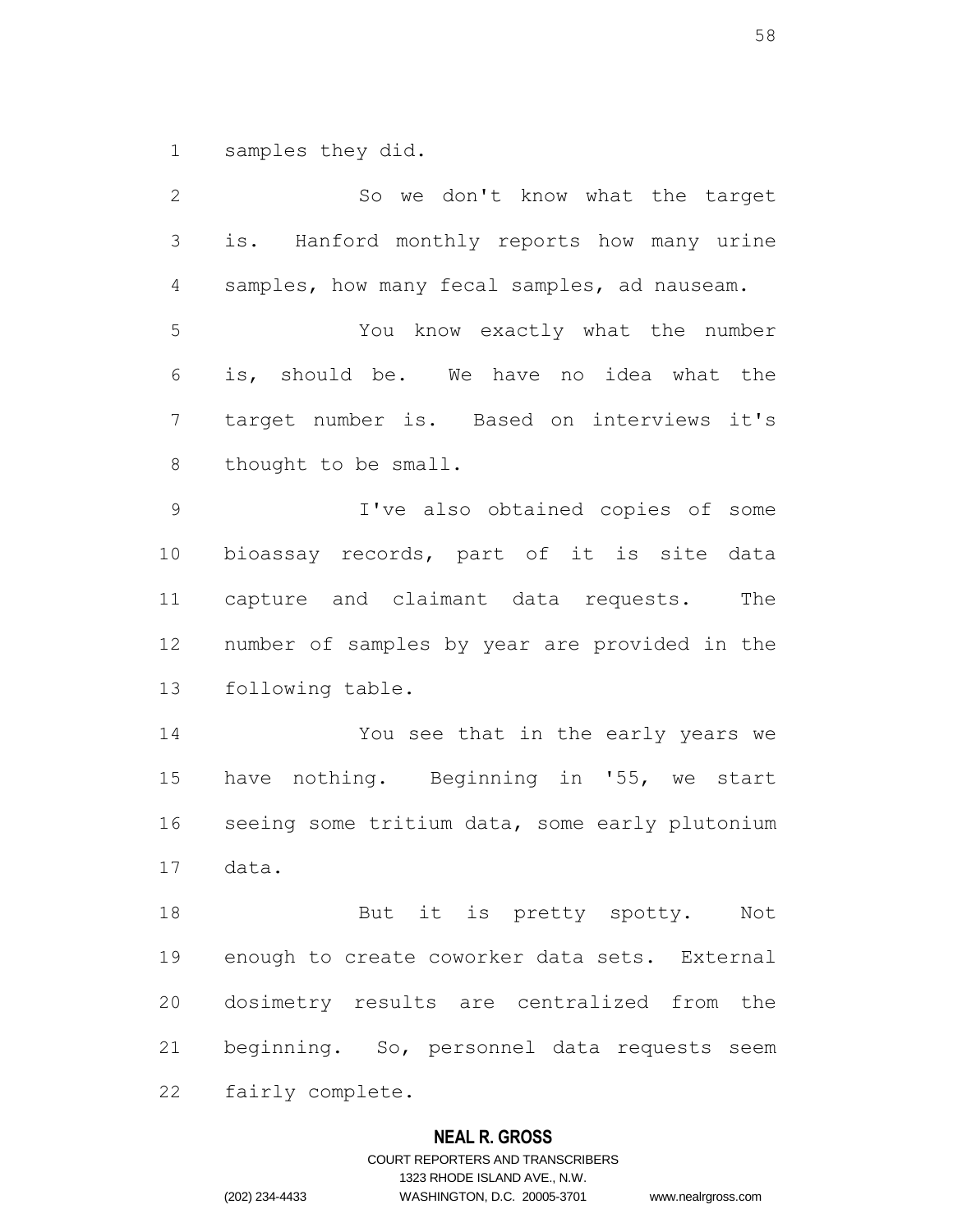samples they did.

So we don't know what the target is. Hanford monthly reports how many urine samples, how many fecal samples, ad nauseam.

You know exactly what the number is, should be. We have no idea what the target number is. Based on interviews it's thought to be small.

I've also obtained copies of some bioassay records, part of it is site data capture and claimant data requests. The number of samples by year are provided in the following table.

You see that in the early years we have nothing. Beginning in '55, we start seeing some tritium data, some early plutonium data.

But it is pretty spotty. Not enough to create coworker data sets. External dosimetry results are centralized from the beginning. So, personnel data requests seem fairly complete.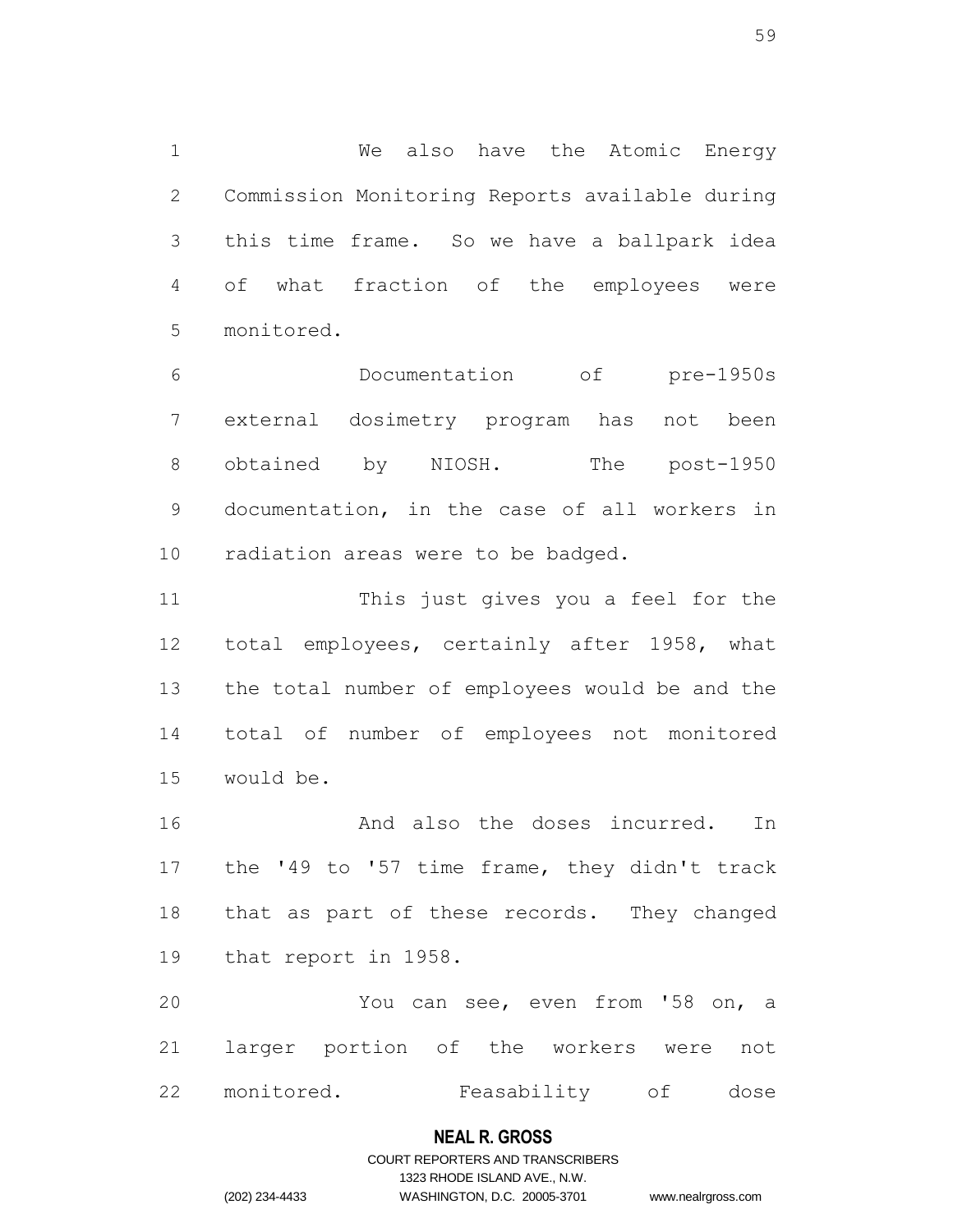We also have the Atomic Energy Commission Monitoring Reports available during this time frame. So we have a ballpark idea of what fraction of the employees were monitored.

Documentation of pre-1950s external dosimetry program has not been obtained by NIOSH. The post-1950 documentation, in the case of all workers in radiation areas were to be badged.

This just gives you a feel for the total employees, certainly after 1958, what the total number of employees would be and the total of number of employees not monitored would be.

And also the doses incurred. In the '49 to '57 time frame, they didn't track that as part of these records. They changed that report in 1958.

You can see, even from '58 on, a larger portion of the workers were not monitored. Feasability of dose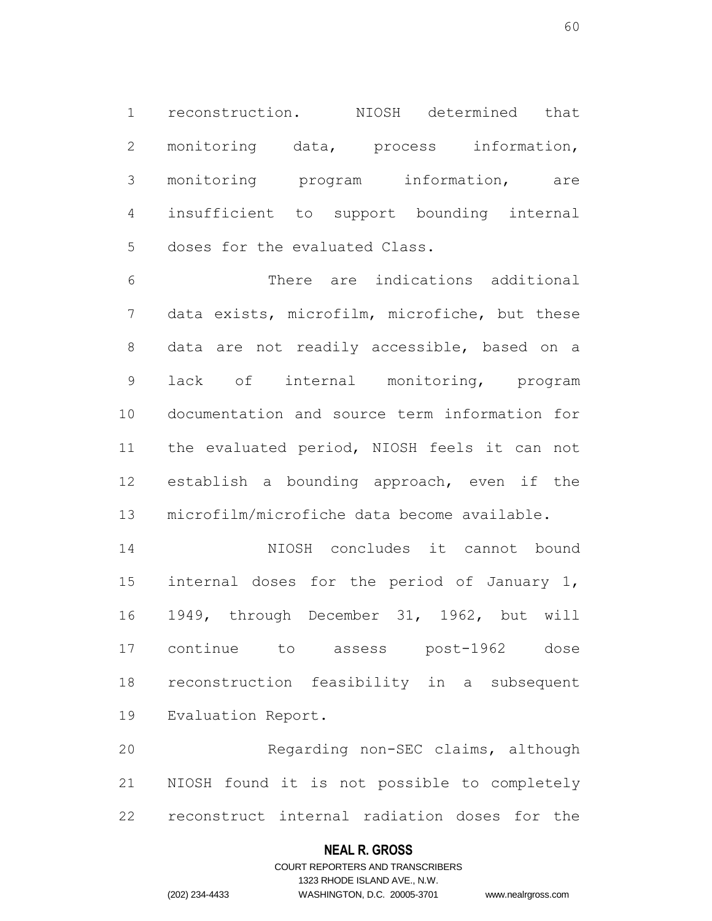reconstruction. NIOSH determined that monitoring data, process information, monitoring program information, are insufficient to support bounding internal doses for the evaluated Class.

There are indications additional data exists, microfilm, microfiche, but these data are not readily accessible, based on a lack of internal monitoring, program documentation and source term information for the evaluated period, NIOSH feels it can not establish a bounding approach, even if the microfilm/microfiche data become available.

NIOSH concludes it cannot bound internal doses for the period of January 1, 1949, through December 31, 1962, but will continue to assess post-1962 dose reconstruction feasibility in a subsequent Evaluation Report.

Regarding non-SEC claims, although NIOSH found it is not possible to completely reconstruct internal radiation doses for the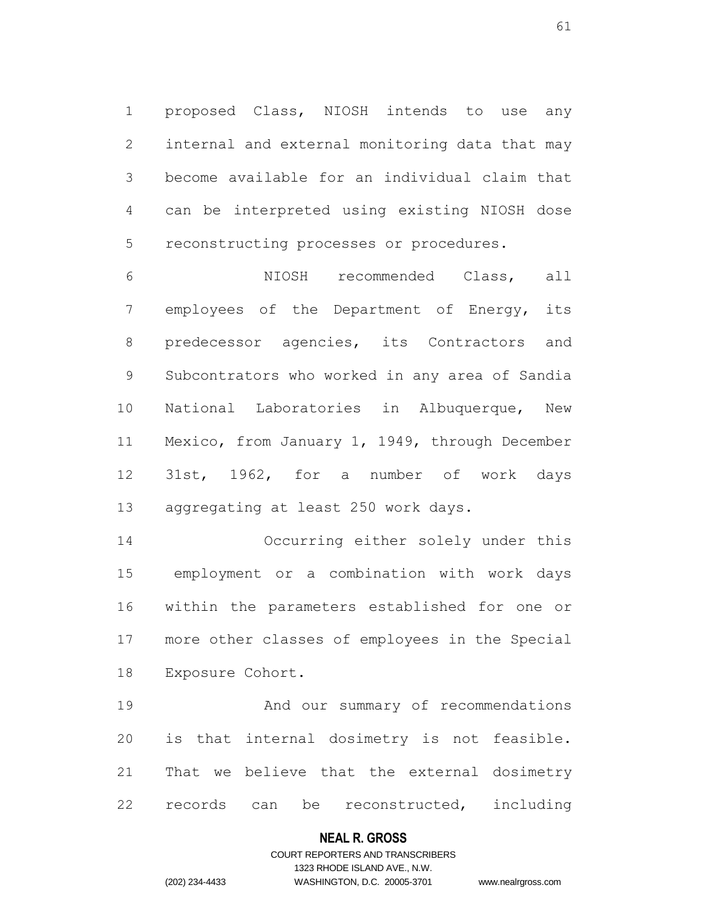proposed Class, NIOSH intends to use any internal and external monitoring data that may become available for an individual claim that can be interpreted using existing NIOSH dose reconstructing processes or procedures.

NIOSH recommended Class, all employees of the Department of Energy, its predecessor agencies, its Contractors and Subcontrators who worked in any area of Sandia National Laboratories in Albuquerque, New Mexico, from January 1, 1949, through December 31st, 1962, for a number of work days aggregating at least 250 work days.

Occurring either solely under this employment or a combination with work days within the parameters established for one or more other classes of employees in the Special Exposure Cohort.

And our summary of recommendations is that internal dosimetry is not feasible. That we believe that the external dosimetry records can be reconstructed, including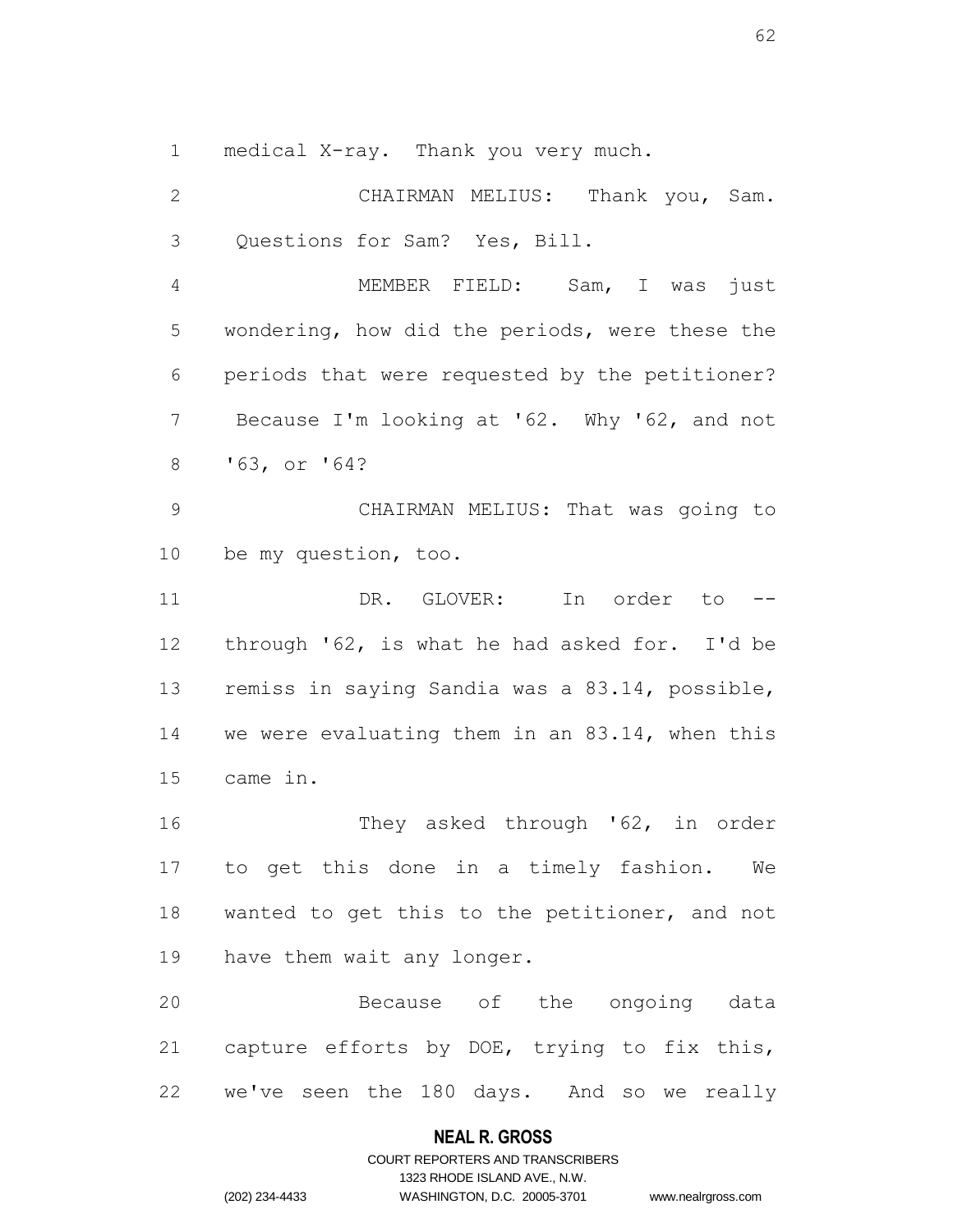medical X-ray. Thank you very much.

CHAIRMAN MELIUS: Thank you, Sam. Questions for Sam? Yes, Bill.

MEMBER FIELD: Sam, I was just wondering, how did the periods, were these the periods that were requested by the petitioner? Because I'm looking at '62. Why '62, and not '63, or '64?

CHAIRMAN MELIUS: That was going to be my question, too.

DR. GLOVER: In order to -- through '62, is what he had asked for. I'd be remiss in saying Sandia was a 83.14, possible, we were evaluating them in an 83.14, when this came in.

They asked through '62, in order to get this done in a timely fashion. We wanted to get this to the petitioner, and not have them wait any longer.

Because of the ongoing data capture efforts by DOE, trying to fix this, we've seen the 180 days. And so we really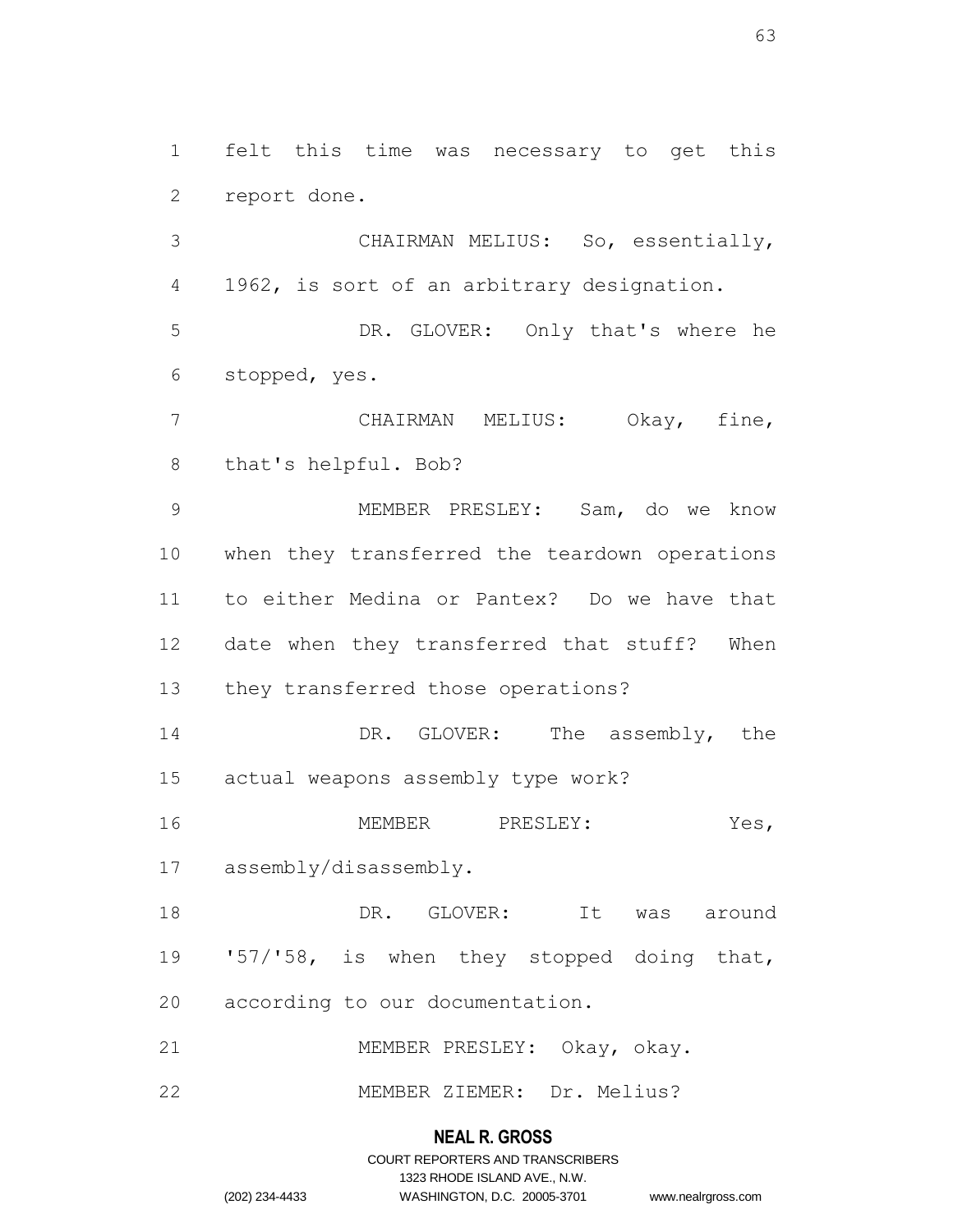felt this time was necessary to get this report done.

CHAIRMAN MELIUS: So, essentially, 1962, is sort of an arbitrary designation.

DR. GLOVER: Only that's where he stopped, yes.

CHAIRMAN MELIUS: Okay, fine, that's helpful. Bob?

MEMBER PRESLEY: Sam, do we know when they transferred the teardown operations to either Medina or Pantex? Do we have that date when they transferred that stuff? When they transferred those operations?

DR. GLOVER: The assembly, the actual weapons assembly type work?

MEMBER PRESLEY: Yes, assembly/disassembly.

DR. GLOVER: It was around '57/'58, is when they stopped doing that, according to our documentation.

MEMBER PRESLEY: Okay, okay.

MEMBER ZIEMER: Dr. Melius?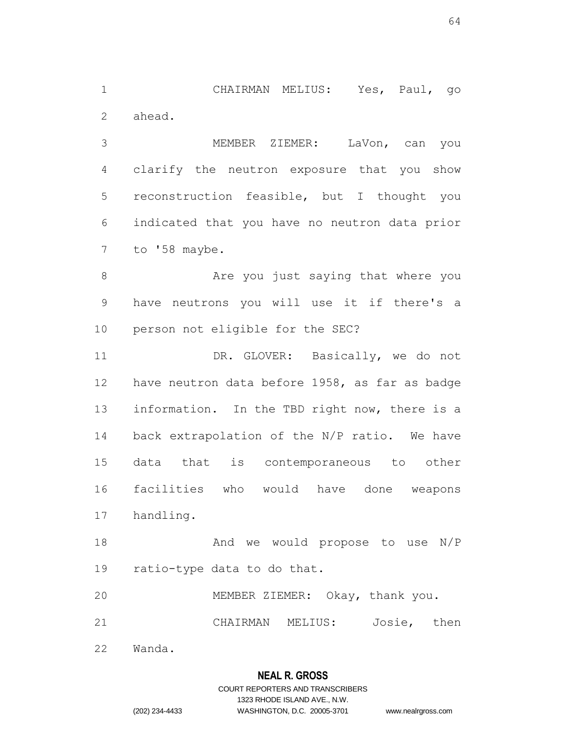CHAIRMAN MELIUS: Yes, Paul, go ahead.

MEMBER ZIEMER: LaVon, can you clarify the neutron exposure that you show reconstruction feasible, but I thought you indicated that you have no neutron data prior to '58 maybe.

Are you just saying that where you have neutrons you will use it if there's a person not eligible for the SEC?

DR. GLOVER: Basically, we do not have neutron data before 1958, as far as badge information. In the TBD right now, there is a back extrapolation of the N/P ratio. We have data that is contemporaneous to other facilities who would have done weapons handling.

And we would propose to use N/P ratio-type data to do that.

MEMBER ZIEMER: Okay, thank you.

CHAIRMAN MELIUS: Josie, then Wanda.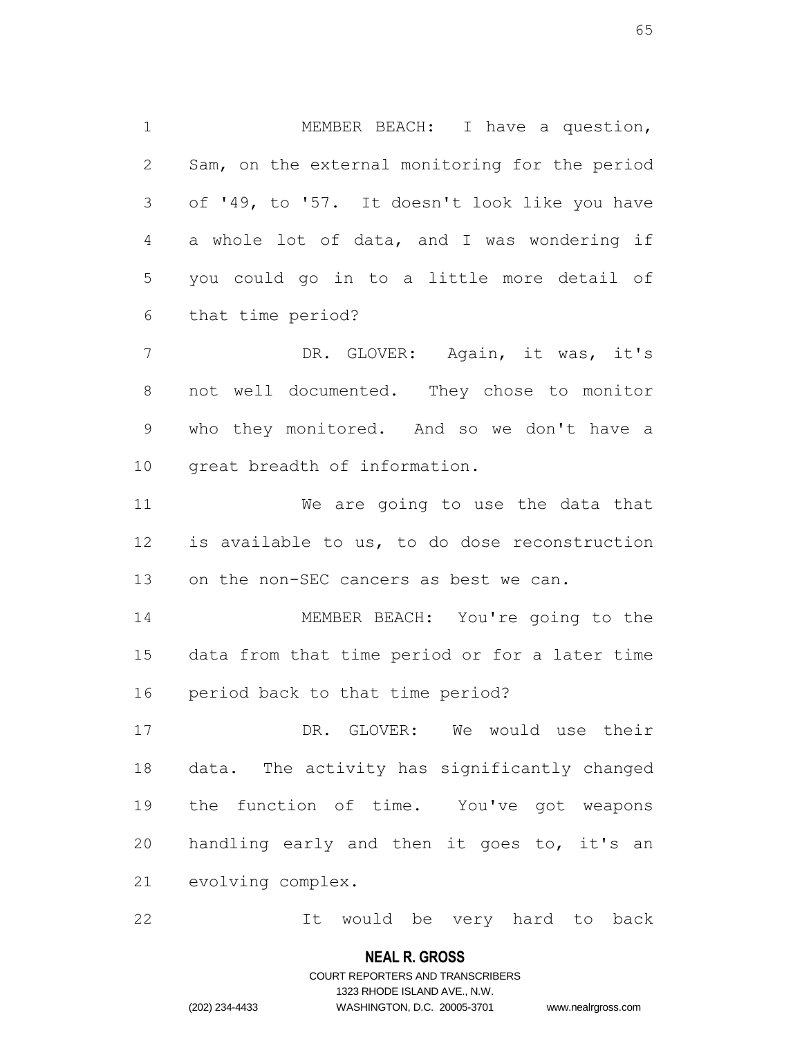MEMBER BEACH: I have a question, Sam, on the external monitoring for the period of '49, to '57. It doesn't look like you have a whole lot of data, and I was wondering if you could go in to a little more detail of that time period?

DR. GLOVER: Again, it was, it's not well documented. They chose to monitor who they monitored. And so we don't have a great breadth of information.

We are going to use the data that is available to us, to do dose reconstruction on the non-SEC cancers as best we can.

MEMBER BEACH: You're going to the data from that time period or for a later time period back to that time period?

DR. GLOVER: We would use their data. The activity has significantly changed the function of time. You've got weapons handling early and then it goes to, it's an evolving complex.

It would be very hard to back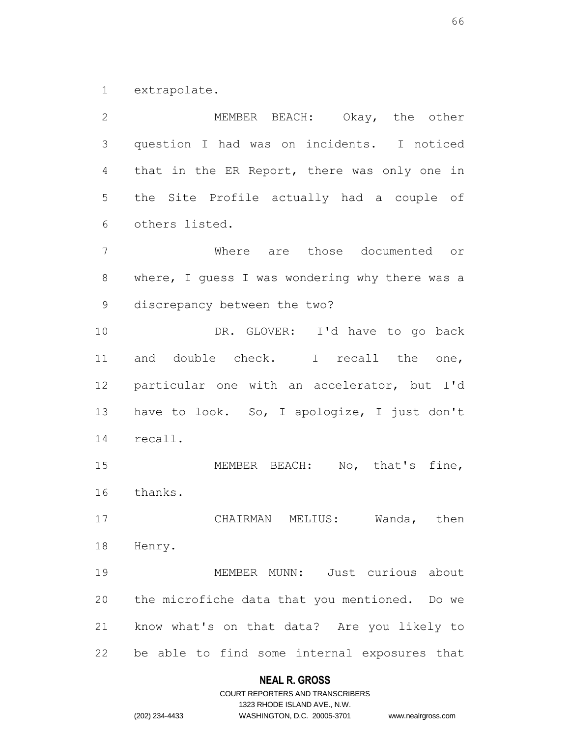extrapolate.

MEMBER BEACH: Okay, the other question I had was on incidents. I noticed that in the ER Report, there was only one in the Site Profile actually had a couple of others listed.

Where are those documented or where, I guess I was wondering why there was a discrepancy between the two?

DR. GLOVER: I'd have to go back and double check. I recall the one, particular one with an accelerator, but I'd have to look. So, I apologize, I just don't recall.

MEMBER BEACH: No, that's fine, thanks.

CHAIRMAN MELIUS: Wanda, then Henry.

MEMBER MUNN: Just curious about the microfiche data that you mentioned. Do we know what's on that data? Are you likely to be able to find some internal exposures that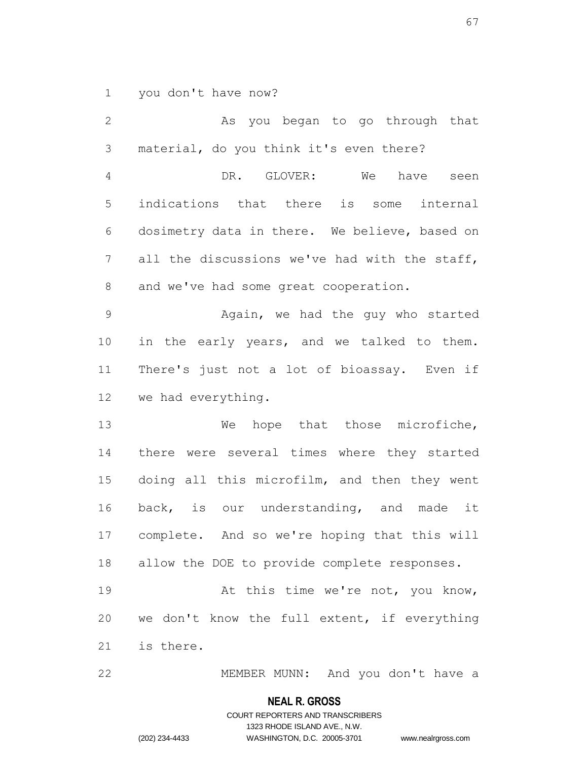you don't have now?

As you began to go through that material, do you think it's even there?

DR. GLOVER: We have seen indications that there is some internal dosimetry data in there. We believe, based on all the discussions we've had with the staff, and we've had some great cooperation.

Again, we had the guy who started in the early years, and we talked to them. There's just not a lot of bioassay. Even if we had everything.

We hope that those microfiche, there were several times where they started doing all this microfilm, and then they went back, is our understanding, and made it complete. And so we're hoping that this will allow the DOE to provide complete responses.

At this time we're not, you know, we don't know the full extent, if everything is there.

MEMBER MUNN: And you don't have a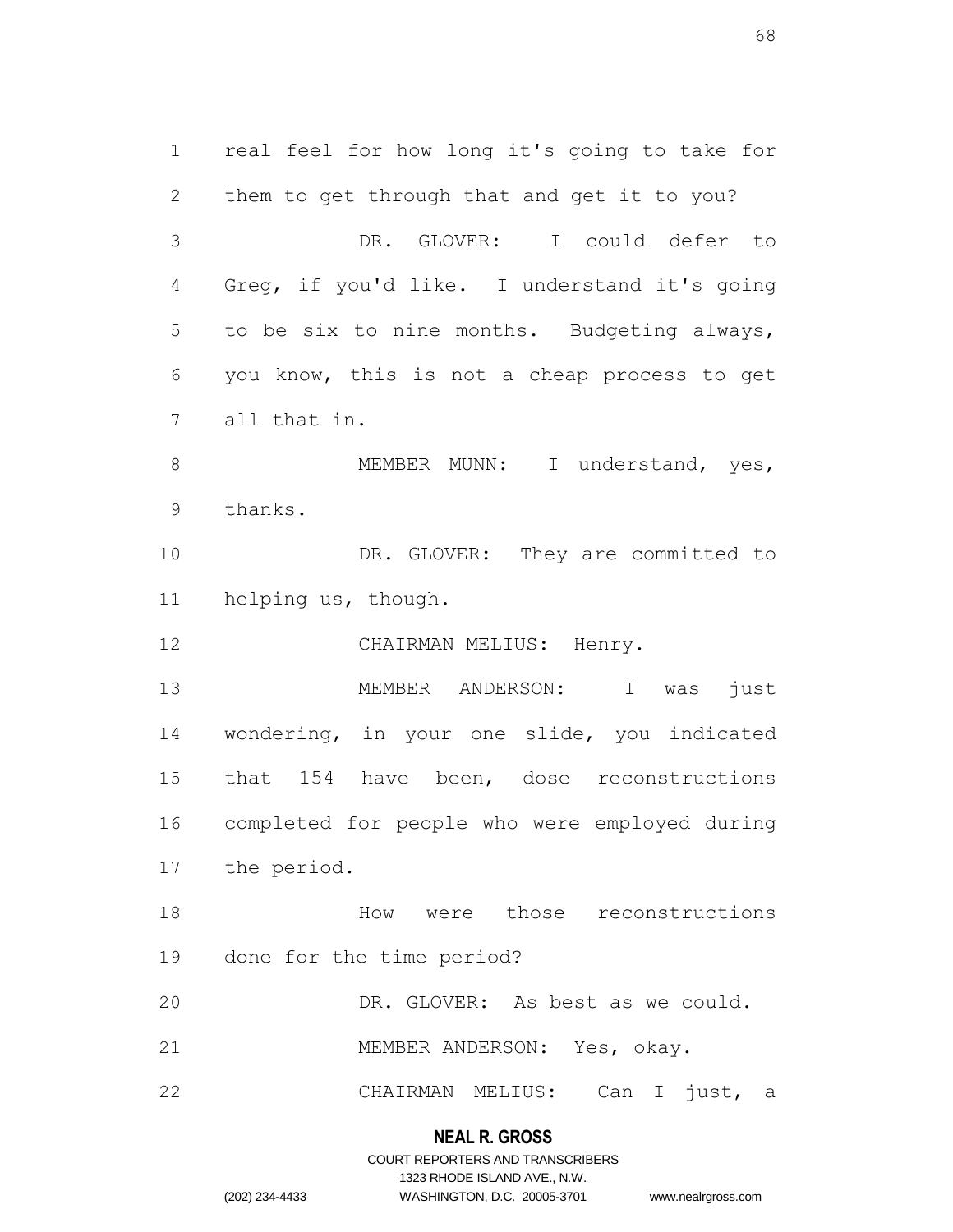real feel for how long it's going to take for them to get through that and get it to you?

DR. GLOVER: I could defer to Greg, if you'd like. I understand it's going to be six to nine months. Budgeting always, you know, this is not a cheap process to get all that in.

MEMBER MUNN: I understand, yes, thanks.

DR. GLOVER: They are committed to helping us, though.

CHAIRMAN MELIUS: Henry.

MEMBER ANDERSON: I was just wondering, in your one slide, you indicated that 154 have been, dose reconstructions completed for people who were employed during the period.

How were those reconstructions done for the time period?

DR. GLOVER: As best as we could.

MEMBER ANDERSON: Yes, okay.

CHAIRMAN MELIUS: Can I just, a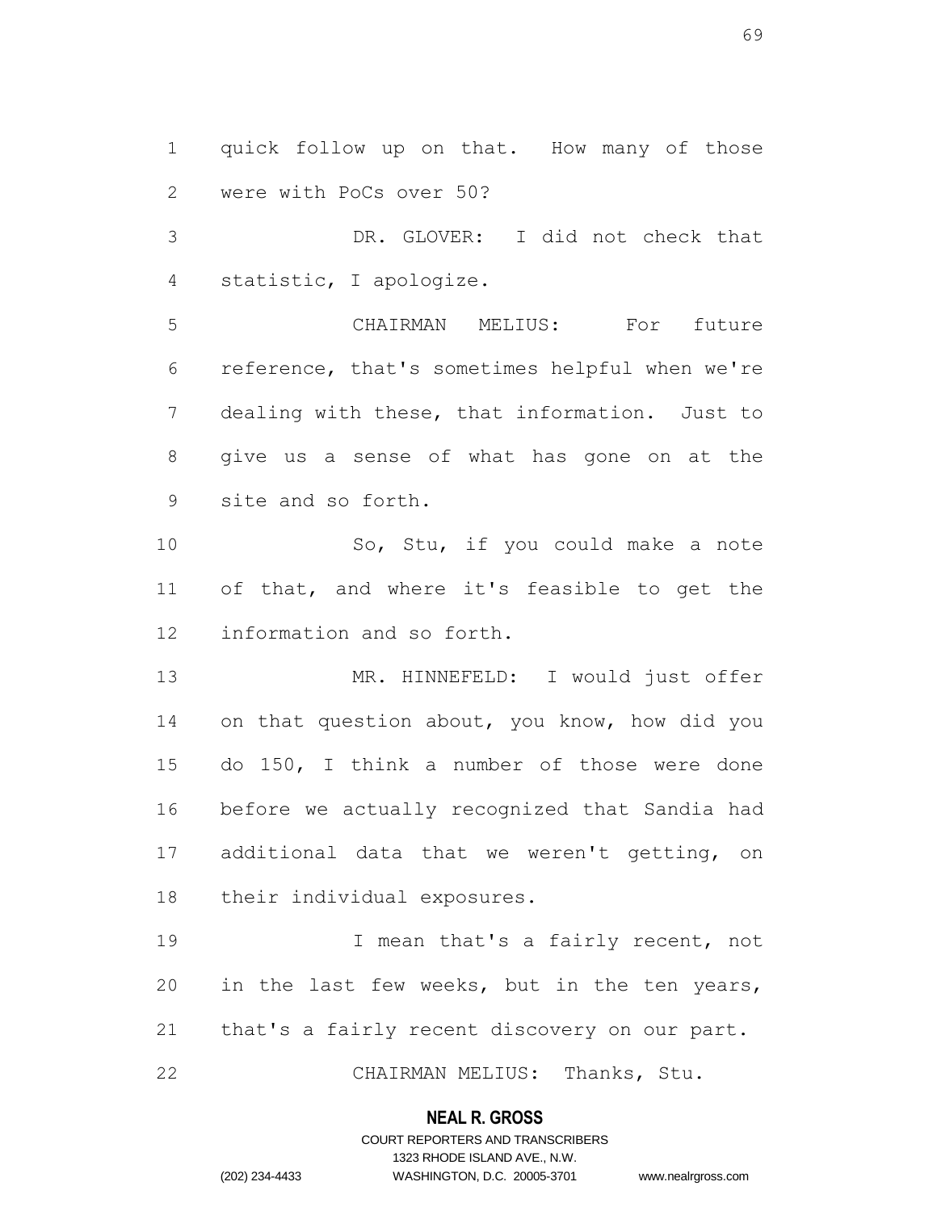quick follow up on that. How many of those were with PoCs over 50?

DR. GLOVER: I did not check that statistic, I apologize.

CHAIRMAN MELIUS: For future reference, that's sometimes helpful when we're dealing with these, that information. Just to give us a sense of what has gone on at the site and so forth.

So, Stu, if you could make a note of that, and where it's feasible to get the information and so forth.

MR. HINNEFELD: I would just offer on that question about, you know, how did you do 150, I think a number of those were done before we actually recognized that Sandia had additional data that we weren't getting, on their individual exposures.

I mean that's a fairly recent, not in the last few weeks, but in the ten years, that's a fairly recent discovery on our part.

CHAIRMAN MELIUS: Thanks, Stu.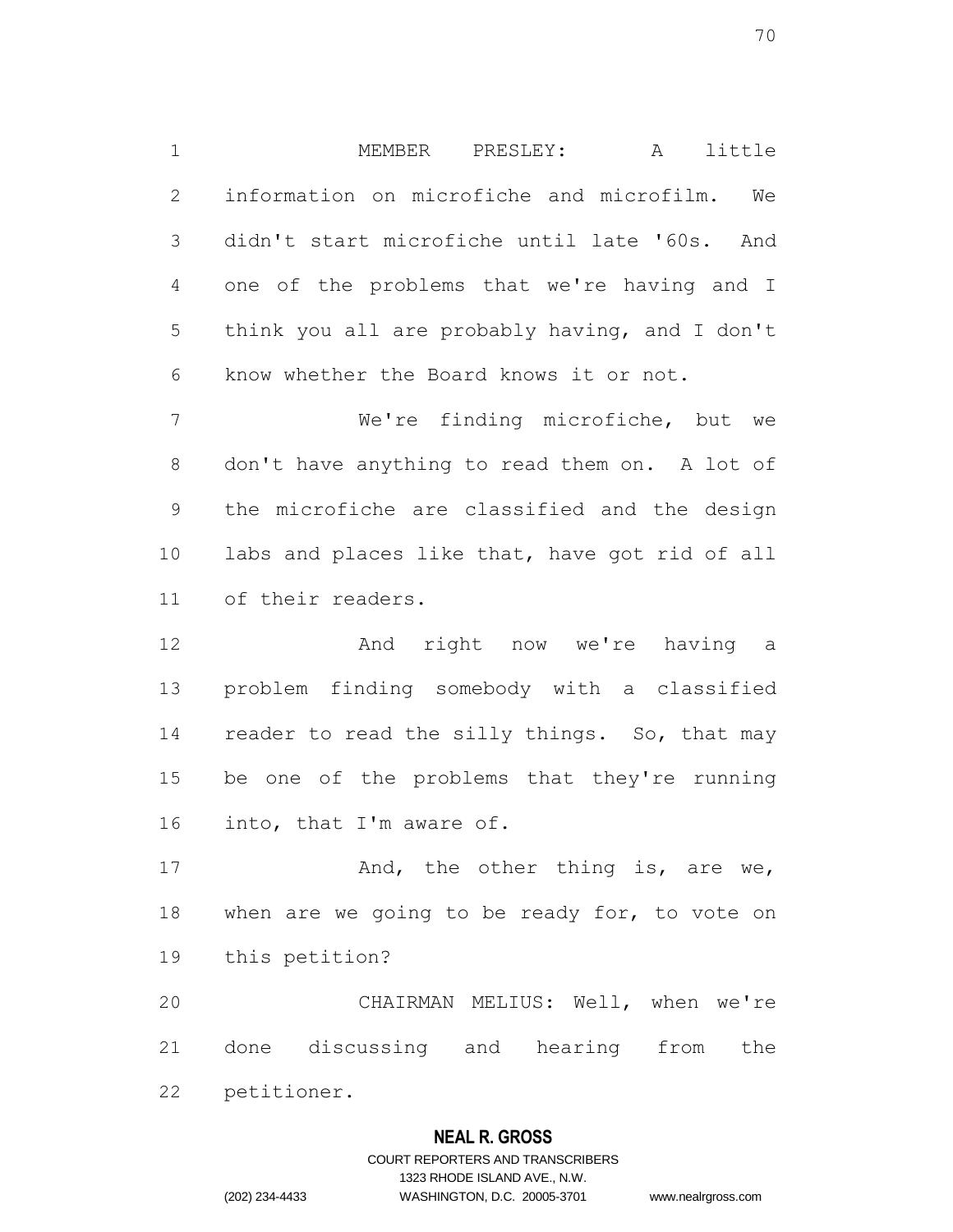MEMBER PRESLEY: A little information on microfiche and microfilm. We didn't start microfiche until late '60s. And one of the problems that we're having and I think you all are probably having, and I don't know whether the Board knows it or not.

We're finding microfiche, but we don't have anything to read them on. A lot of the microfiche are classified and the design labs and places like that, have got rid of all of their readers.

And right now we're having a problem finding somebody with a classified reader to read the silly things. So, that may be one of the problems that they're running into, that I'm aware of.

And, the other thing is, are we, when are we going to be ready for, to vote on this petition?

CHAIRMAN MELIUS: Well, when we're done discussing and hearing from the petitioner.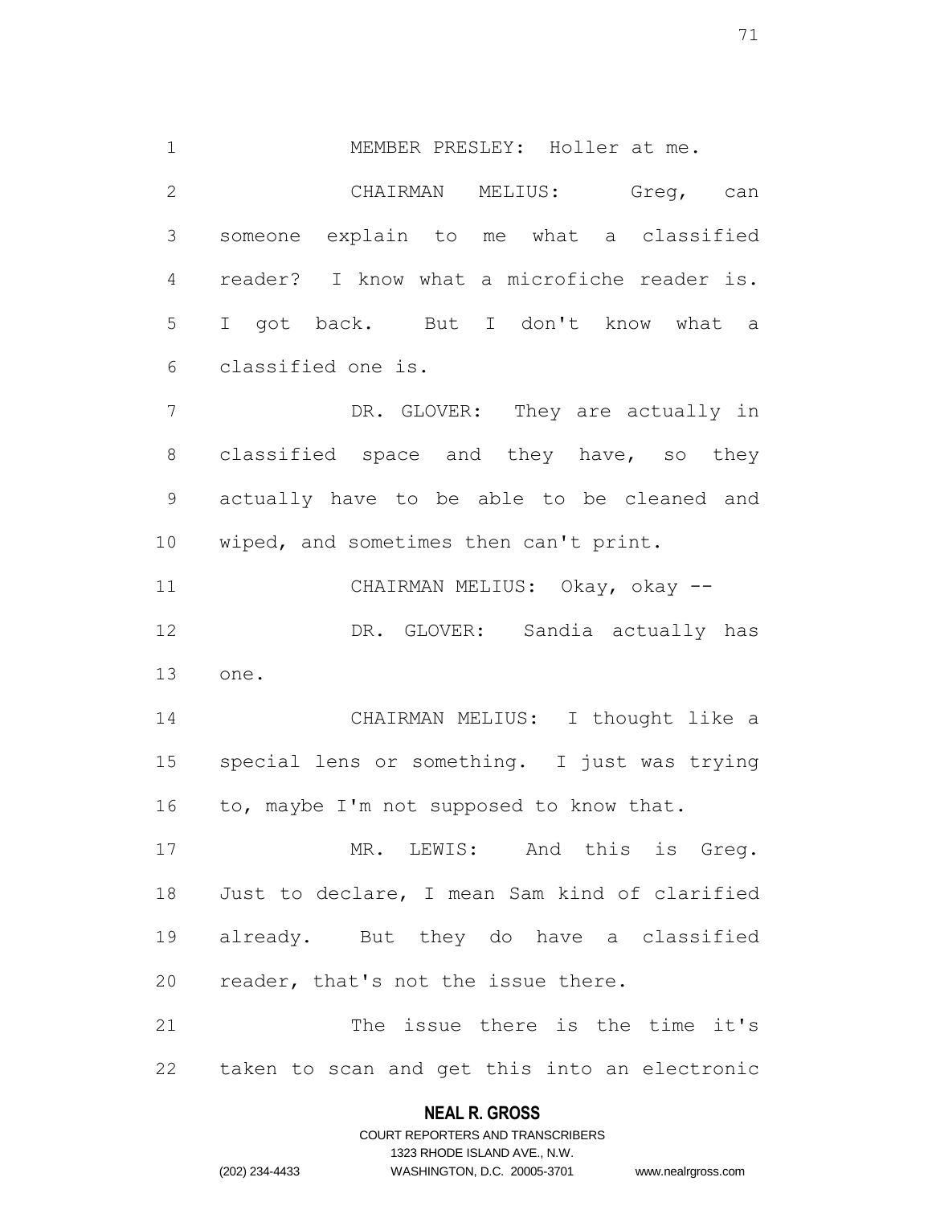MEMBER PRESLEY: Holler at me.

CHAIRMAN MELIUS: Greg, can someone explain to me what a classified reader? I know what a microfiche reader is. I got back. But I don't know what a classified one is.

DR. GLOVER: They are actually in classified space and they have, so they actually have to be able to be cleaned and wiped, and sometimes then can't print.

CHAIRMAN MELIUS: Okay, okay --

DR. GLOVER: Sandia actually has one.

CHAIRMAN MELIUS: I thought like a special lens or something. I just was trying to, maybe I'm not supposed to know that.

MR. LEWIS: And this is Greg. Just to declare, I mean Sam kind of clarified already. But they do have a classified reader, that's not the issue there.

The issue there is the time it's taken to scan and get this into an electronic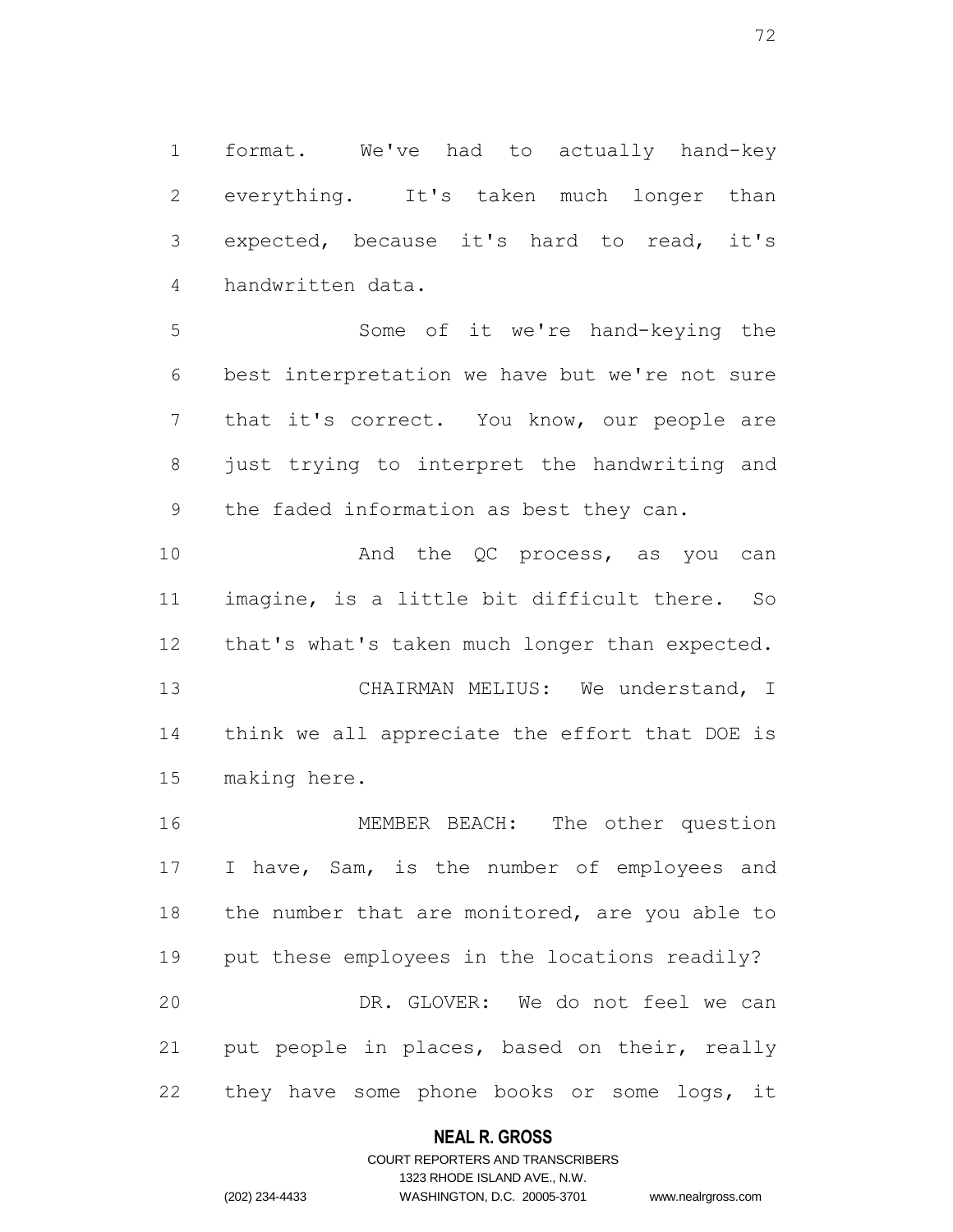format. We've had to actually hand-key everything. It's taken much longer than expected, because it's hard to read, it's handwritten data.

Some of it we're hand-keying the best interpretation we have but we're not sure that it's correct. You know, our people are just trying to interpret the handwriting and the faded information as best they can.

And the QC process, as you can imagine, is a little bit difficult there. So that's what's taken much longer than expected.

CHAIRMAN MELIUS: We understand, I think we all appreciate the effort that DOE is making here.

MEMBER BEACH: The other question I have, Sam, is the number of employees and the number that are monitored, are you able to put these employees in the locations readily?

DR. GLOVER: We do not feel we can put people in places, based on their, really they have some phone books or some logs, it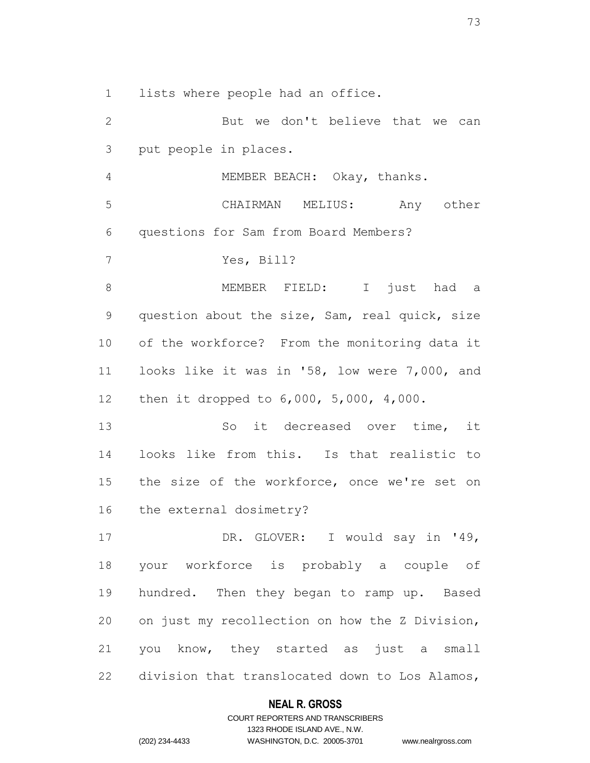lists where people had an office.

But we don't believe that we can put people in places.

MEMBER BEACH: Okay, thanks.

CHAIRMAN MELIUS: Any other questions for Sam from Board Members?

Yes, Bill?

MEMBER FIELD: I just had a question about the size, Sam, real quick, size of the workforce? From the monitoring data it looks like it was in '58, low were 7,000, and then it dropped to 6,000, 5,000, 4,000.

So it decreased over time, it looks like from this. Is that realistic to the size of the workforce, once we're set on the external dosimetry?

DR. GLOVER: I would say in '49, your workforce is probably a couple of hundred. Then they began to ramp up. Based on just my recollection on how the Z Division, you know, they started as just a small division that translocated down to Los Alamos,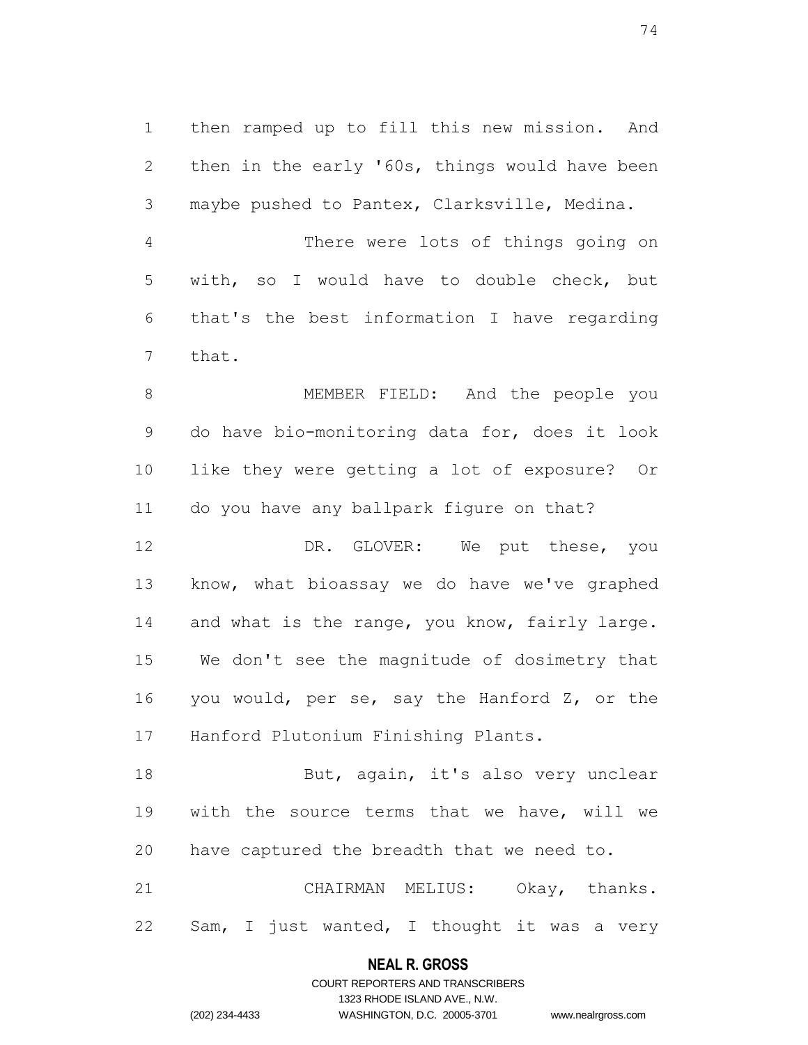then ramped up to fill this new mission. And then in the early '60s, things would have been maybe pushed to Pantex, Clarksville, Medina.

There were lots of things going on with, so I would have to double check, but that's the best information I have regarding that.

MEMBER FIELD: And the people you do have bio-monitoring data for, does it look like they were getting a lot of exposure? Or do you have any ballpark figure on that?

DR. GLOVER: We put these, you know, what bioassay we do have we've graphed and what is the range, you know, fairly large. We don't see the magnitude of dosimetry that you would, per se, say the Hanford Z, or the Hanford Plutonium Finishing Plants.

But, again, it's also very unclear with the source terms that we have, will we have captured the breadth that we need to.

CHAIRMAN MELIUS: Okay, thanks. Sam, I just wanted, I thought it was a very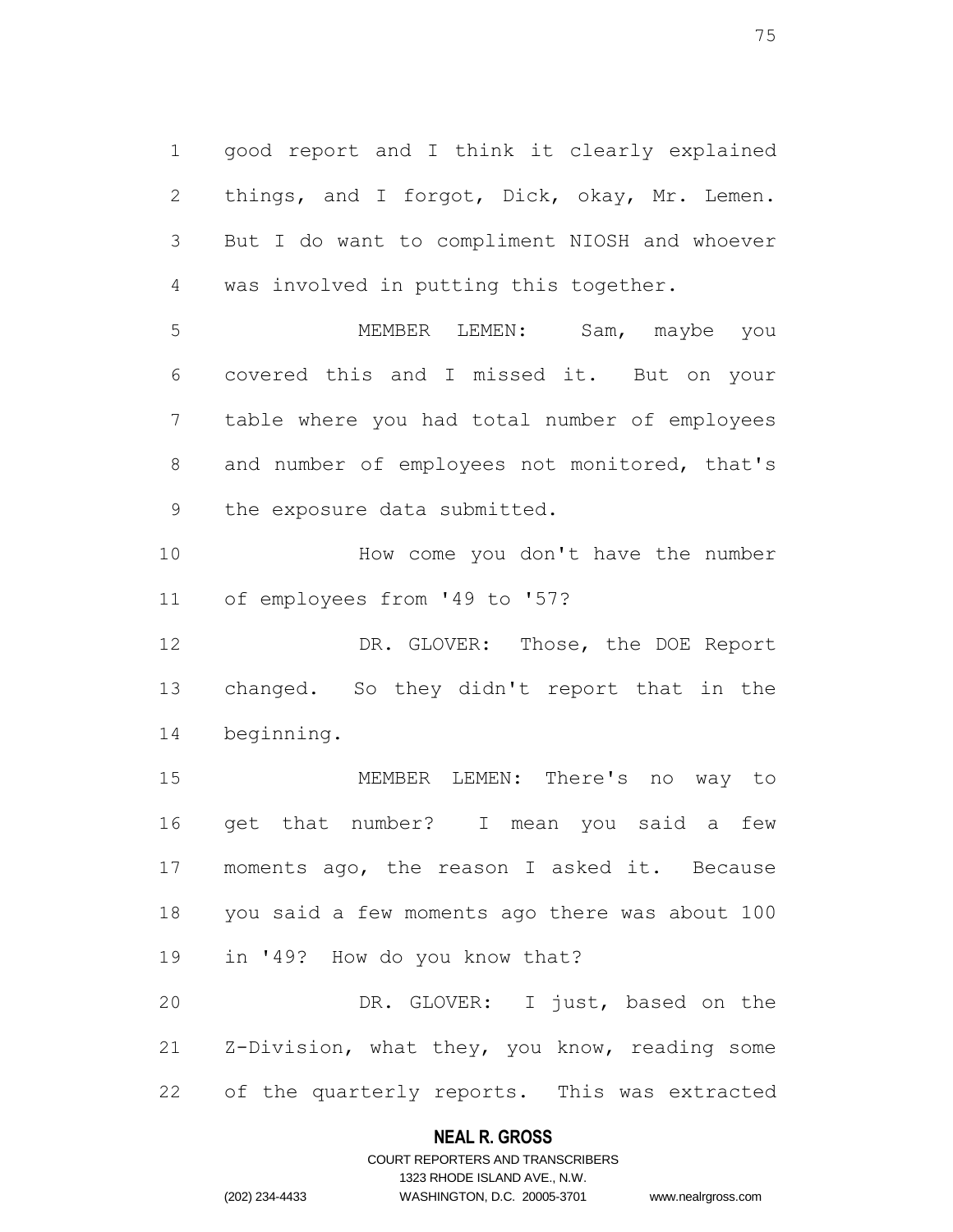good report and I think it clearly explained things, and I forgot, Dick, okay, Mr. Lemen. But I do want to compliment NIOSH and whoever was involved in putting this together.

MEMBER LEMEN: Sam, maybe you covered this and I missed it. But on your table where you had total number of employees and number of employees not monitored, that's the exposure data submitted.

How come you don't have the number of employees from '49 to '57?

DR. GLOVER: Those, the DOE Report changed. So they didn't report that in the beginning.

MEMBER LEMEN: There's no way to get that number? I mean you said a few moments ago, the reason I asked it. Because you said a few moments ago there was about 100 in '49? How do you know that?

DR. GLOVER: I just, based on the Z-Division, what they, you know, reading some of the quarterly reports. This was extracted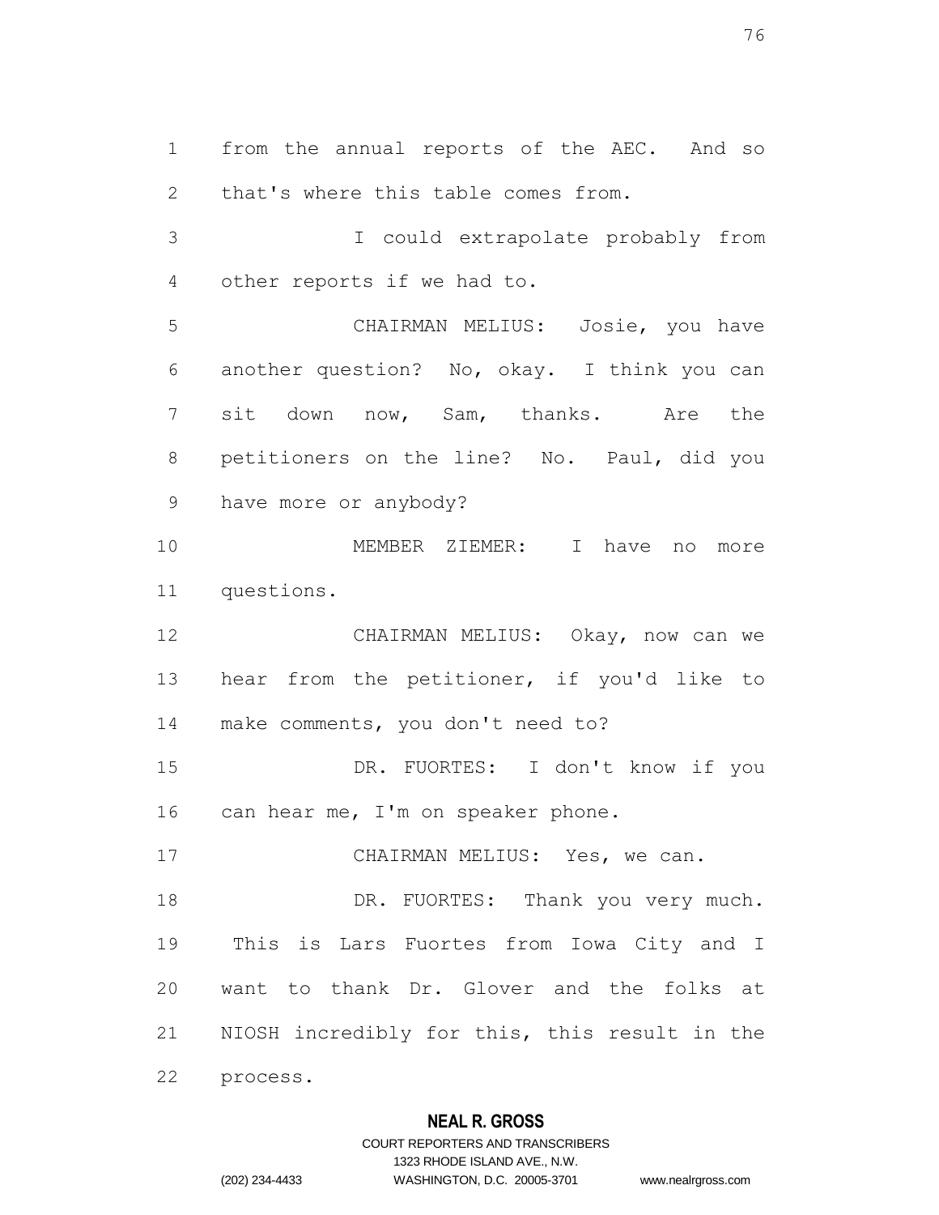from the annual reports of the AEC. And so that's where this table comes from.

I could extrapolate probably from other reports if we had to.

CHAIRMAN MELIUS: Josie, you have another question? No, okay. I think you can sit down now, Sam, thanks. Are the petitioners on the line? No. Paul, did you have more or anybody?

MEMBER ZIEMER: I have no more questions.

CHAIRMAN MELIUS: Okay, now can we hear from the petitioner, if you'd like to make comments, you don't need to?

DR. FUORTES: I don't know if you can hear me, I'm on speaker phone.

CHAIRMAN MELIUS: Yes, we can.

DR. FUORTES: Thank you very much. This is Lars Fuortes from Iowa City and I want to thank Dr. Glover and the folks at NIOSH incredibly for this, this result in the process.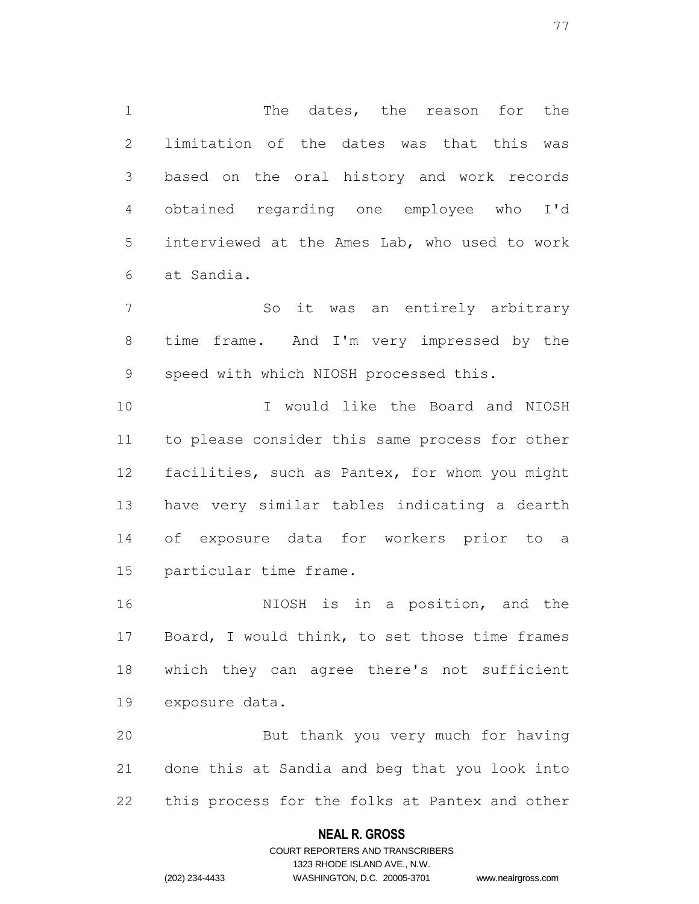The dates, the reason for the limitation of the dates was that this was based on the oral history and work records obtained regarding one employee who I'd interviewed at the Ames Lab, who used to work at Sandia.

So it was an entirely arbitrary time frame. And I'm very impressed by the speed with which NIOSH processed this.

I would like the Board and NIOSH to please consider this same process for other facilities, such as Pantex, for whom you might have very similar tables indicating a dearth of exposure data for workers prior to a particular time frame.

NIOSH is in a position, and the Board, I would think, to set those time frames which they can agree there's not sufficient exposure data.

But thank you very much for having done this at Sandia and beg that you look into this process for the folks at Pantex and other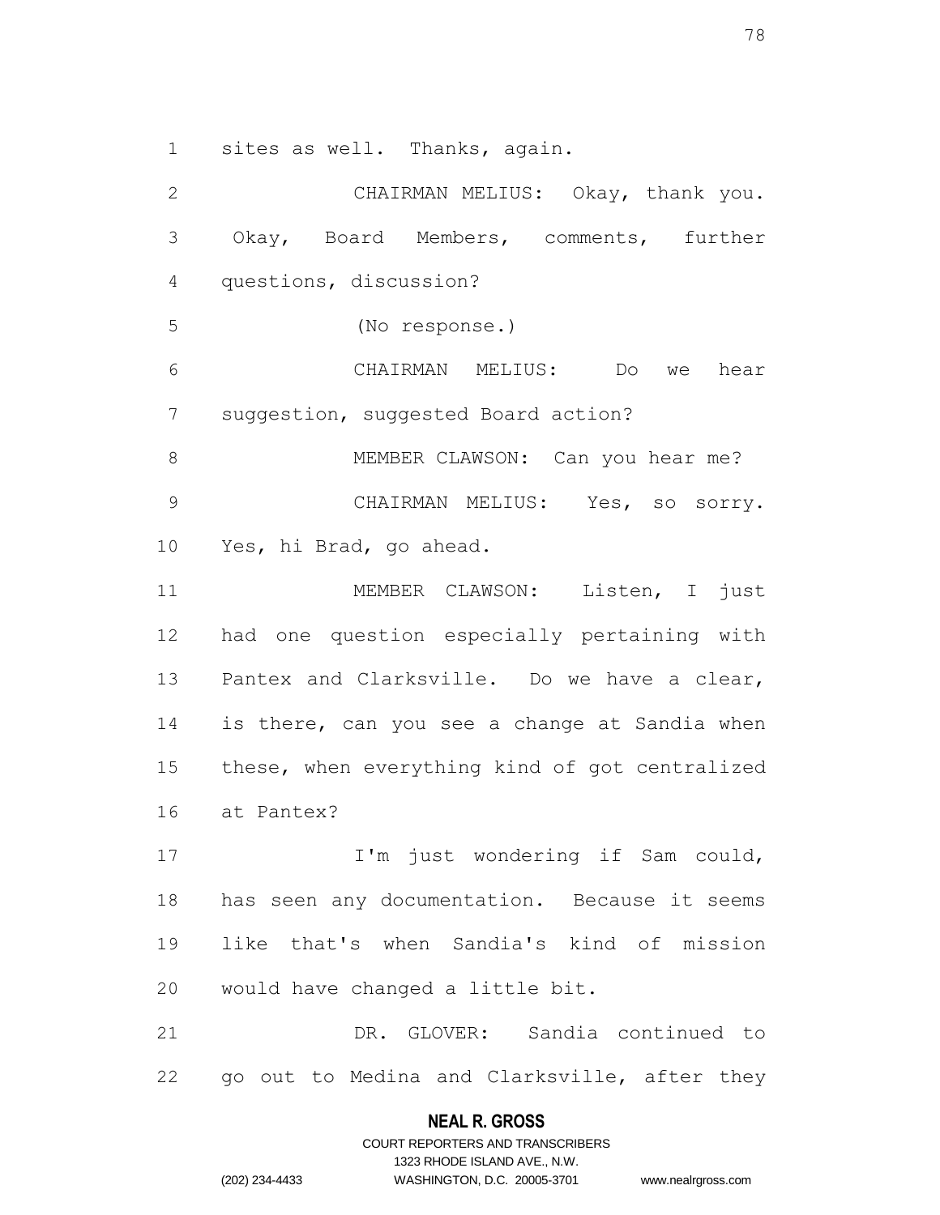sites as well. Thanks, again.

CHAIRMAN MELIUS: Okay, thank you. Okay, Board Members, comments, further questions, discussion?

(No response.)

CHAIRMAN MELIUS: Do we hear suggestion, suggested Board action?

MEMBER CLAWSON: Can you hear me?

CHAIRMAN MELIUS: Yes, so sorry. Yes, hi Brad, go ahead.

MEMBER CLAWSON: Listen, I just had one question especially pertaining with Pantex and Clarksville. Do we have a clear, is there, can you see a change at Sandia when these, when everything kind of got centralized at Pantex?

I'm just wondering if Sam could, has seen any documentation. Because it seems like that's when Sandia's kind of mission would have changed a little bit.

DR. GLOVER: Sandia continued to go out to Medina and Clarksville, after they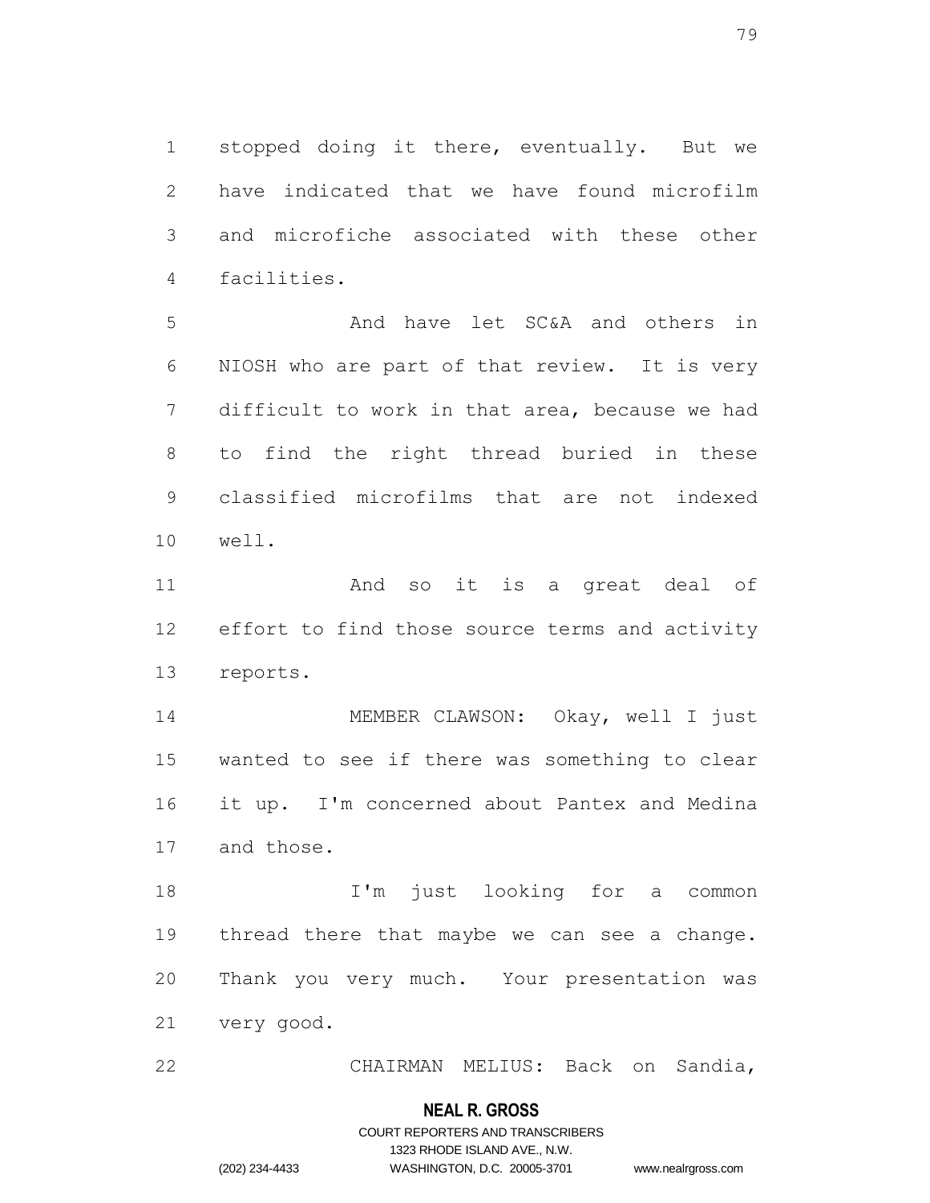stopped doing it there, eventually. But we have indicated that we have found microfilm and microfiche associated with these other facilities.

And have let SC&A and others in NIOSH who are part of that review. It is very difficult to work in that area, because we had to find the right thread buried in these classified microfilms that are not indexed well.

And so it is a great deal of effort to find those source terms and activity reports.

MEMBER CLAWSON: Okay, well I just wanted to see if there was something to clear it up. I'm concerned about Pantex and Medina and those.

I'm just looking for a common thread there that maybe we can see a change. Thank you very much. Your presentation was very good.

CHAIRMAN MELIUS: Back on Sandia,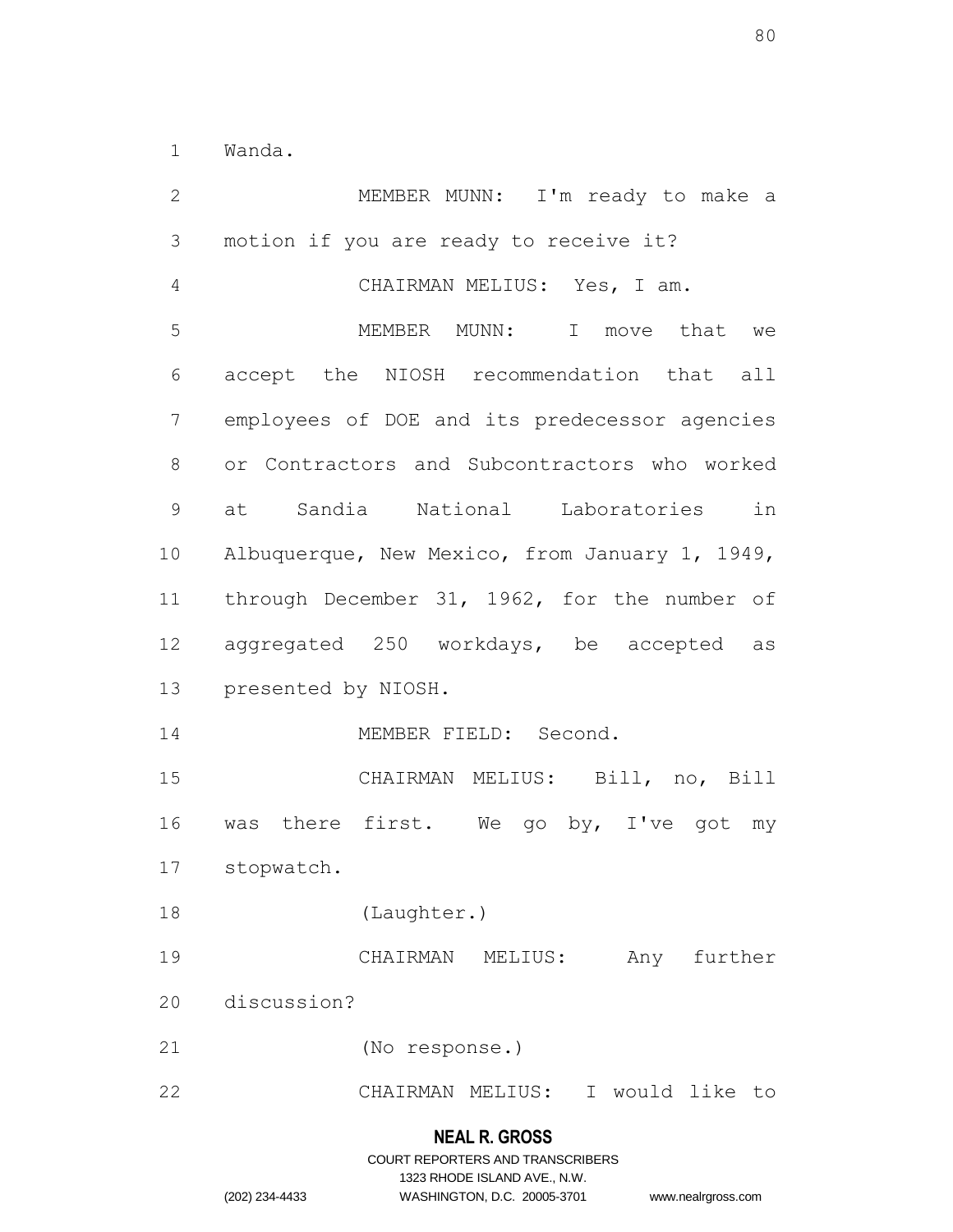Wanda.

MEMBER MUNN: I'm ready to make a motion if you are ready to receive it?

CHAIRMAN MELIUS: Yes, I am.

MEMBER MUNN: I move that we accept the NIOSH recommendation that all employees of DOE and its predecessor agencies or Contractors and Subcontractors who worked at Sandia National Laboratories in Albuquerque, New Mexico, from January 1, 1949, through December 31, 1962, for the number of aggregated 250 workdays, be accepted as presented by NIOSH.

MEMBER FIELD: Second.

CHAIRMAN MELIUS: Bill, no, Bill was there first. We go by, I've got my stopwatch.

(Laughter.)

CHAIRMAN MELIUS: Any further discussion?

(No response.)

CHAIRMAN MELIUS: I would like to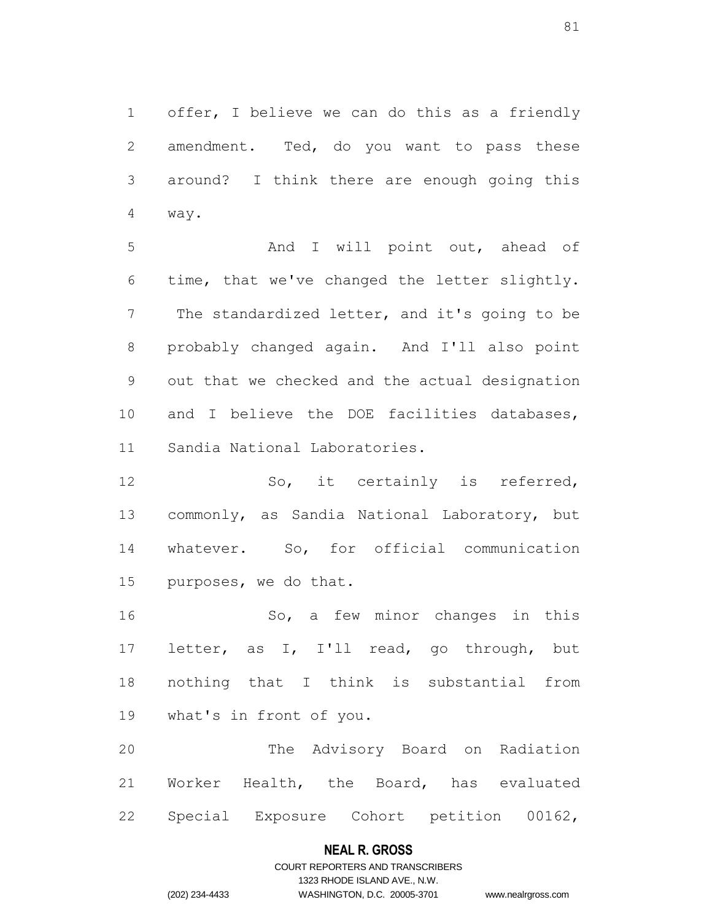offer, I believe we can do this as a friendly amendment. Ted, do you want to pass these around? I think there are enough going this way.

And I will point out, ahead of time, that we've changed the letter slightly. The standardized letter, and it's going to be probably changed again. And I'll also point out that we checked and the actual designation and I believe the DOE facilities databases, Sandia National Laboratories.

So, it certainly is referred, commonly, as Sandia National Laboratory, but whatever. So, for official communication purposes, we do that.

So, a few minor changes in this letter, as I, I'll read, go through, but nothing that I think is substantial from what's in front of you.

The Advisory Board on Radiation Worker Health, the Board, has evaluated Special Exposure Cohort petition 00162,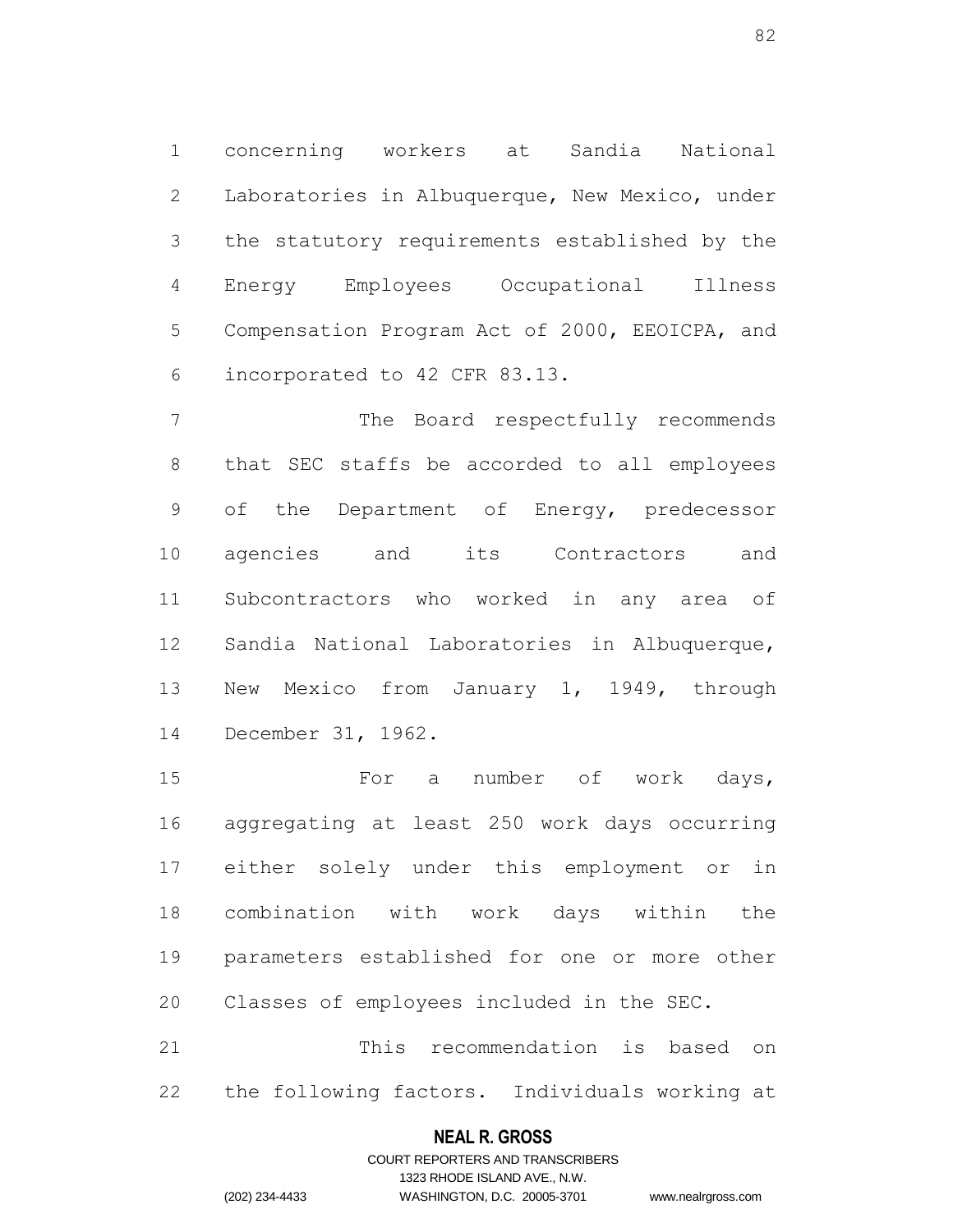concerning workers at Sandia National Laboratories in Albuquerque, New Mexico, under the statutory requirements established by the Energy Employees Occupational Illness Compensation Program Act of 2000, EEOICPA, and incorporated to 42 CFR 83.13.

The Board respectfully recommends that SEC staffs be accorded to all employees of the Department of Energy, predecessor agencies and its Contractors and Subcontractors who worked in any area of Sandia National Laboratories in Albuquerque, New Mexico from January 1, 1949, through December 31, 1962.

For a number of work days, aggregating at least 250 work days occurring either solely under this employment or in combination with work days within the parameters established for one or more other Classes of employees included in the SEC.

This recommendation is based on the following factors. Individuals working at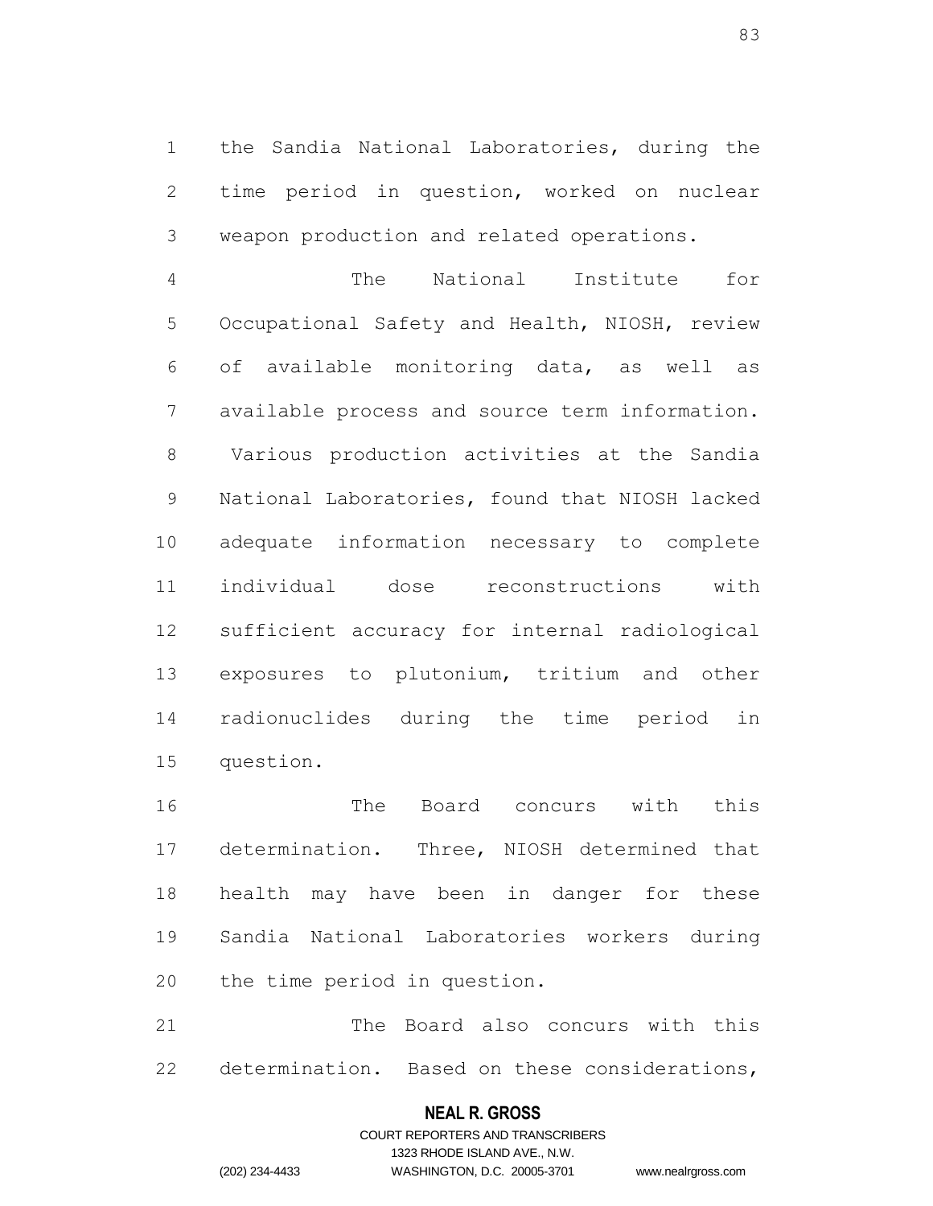the Sandia National Laboratories, during the time period in question, worked on nuclear weapon production and related operations.

The National Institute for Occupational Safety and Health, NIOSH, review of available monitoring data, as well as available process and source term information. Various production activities at the Sandia National Laboratories, found that NIOSH lacked adequate information necessary to complete individual dose reconstructions with sufficient accuracy for internal radiological exposures to plutonium, tritium and other radionuclides during the time period in question.

The Board concurs with this determination. Three, NIOSH determined that health may have been in danger for these Sandia National Laboratories workers during the time period in question.

The Board also concurs with this determination. Based on these considerations,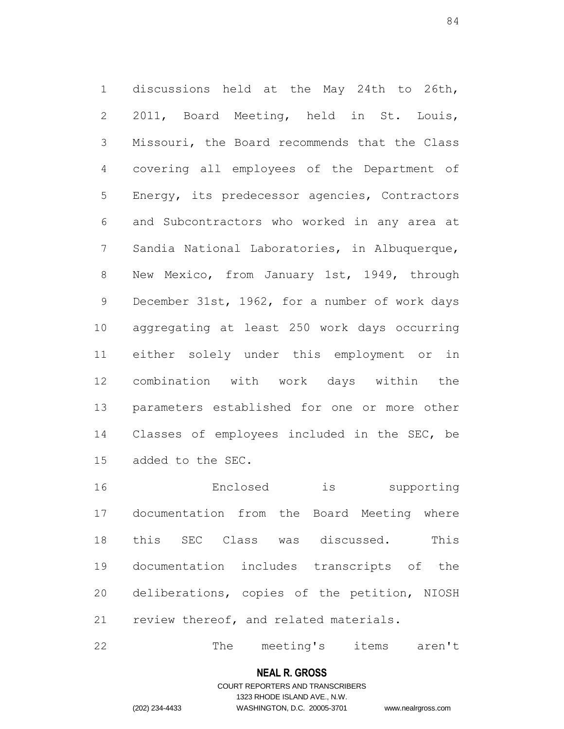discussions held at the May 24th to 26th, 2011, Board Meeting, held in St. Louis, Missouri, the Board recommends that the Class covering all employees of the Department of Energy, its predecessor agencies, Contractors and Subcontractors who worked in any area at Sandia National Laboratories, in Albuquerque, New Mexico, from January 1st, 1949, through December 31st, 1962, for a number of work days aggregating at least 250 work days occurring either solely under this employment or in combination with work days within the parameters established for one or more other Classes of employees included in the SEC, be added to the SEC.

Enclosed is supporting documentation from the Board Meeting where this SEC Class was discussed. This documentation includes transcripts of the deliberations, copies of the petition, NIOSH review thereof, and related materials.

The meeting's items aren't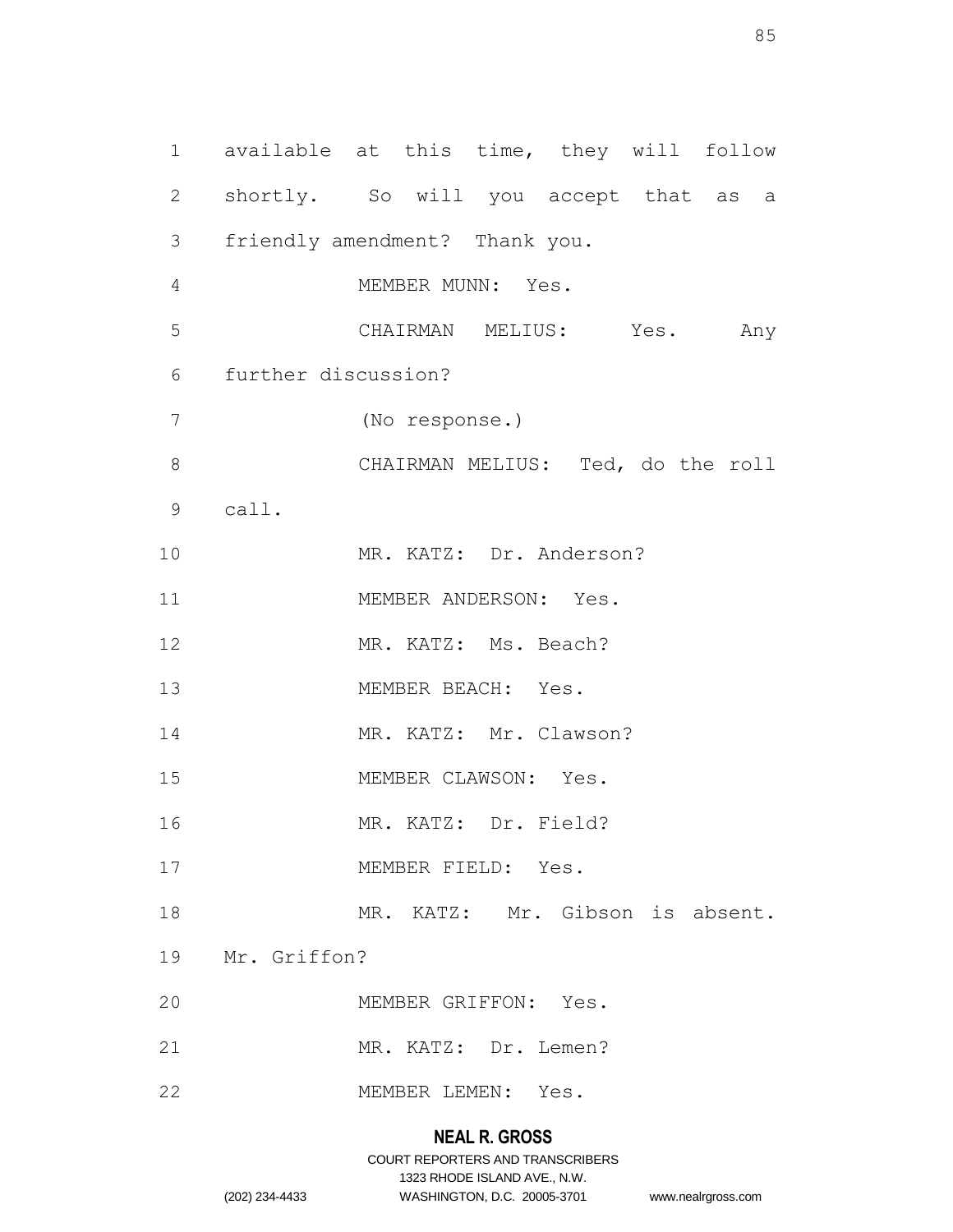available at this time, they will follow shortly. So will you accept that as a friendly amendment? Thank you.

MEMBER MUNN: Yes.

CHAIRMAN MELIUS: Yes. Any further discussion?

(No response.)

CHAIRMAN MELIUS: Ted, do the roll call.

MR. KATZ: Dr. Anderson?

MEMBER ANDERSON: Yes.

MR. KATZ: Ms. Beach?

MEMBER BEACH: Yes.

MR. KATZ: Mr. Clawson?

MEMBER CLAWSON: Yes.

MR. KATZ: Dr. Field?

MEMBER FIELD: Yes.

MR. KATZ: Mr. Gibson is absent. Mr. Griffon?

MEMBER GRIFFON: Yes.

MR. KATZ: Dr. Lemen?

MEMBER LEMEN: Yes.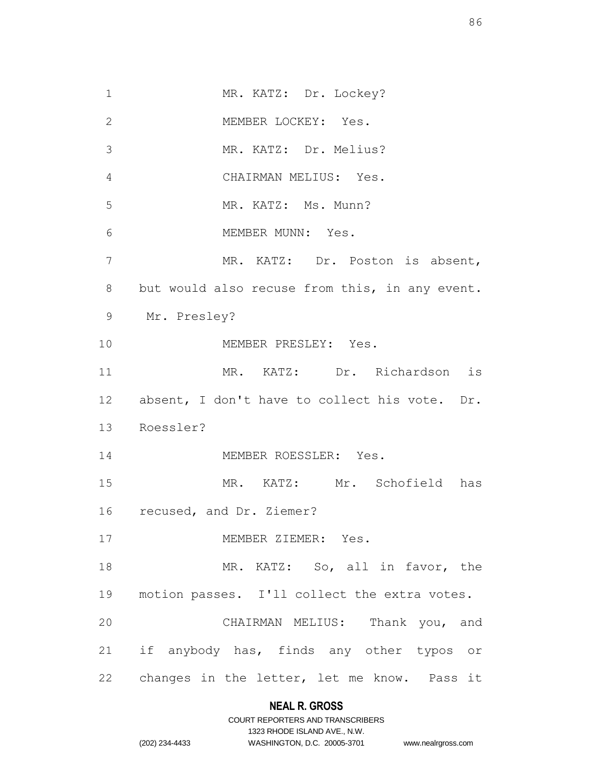MR. KATZ: Dr. Lockey?

MEMBER LOCKEY: Yes.

MR. KATZ: Dr. Melius?

CHAIRMAN MELIUS: Yes.

MR. KATZ: Ms. Munn?

MEMBER MUNN: Yes.

MR. KATZ: Dr. Poston is absent, but would also recuse from this, in any event. Mr. Presley?

MEMBER PRESLEY: Yes.

MR. KATZ: Dr. Richardson is absent, I don't have to collect his vote. Dr. Roessler?

MEMBER ROESSLER: Yes.

MR. KATZ: Mr. Schofield has recused, and Dr. Ziemer?

MEMBER ZIEMER: Yes.

MR. KATZ: So, all in favor, the motion passes. I'll collect the extra votes.

CHAIRMAN MELIUS: Thank you, and if anybody has, finds any other typos or changes in the letter, let me know. Pass it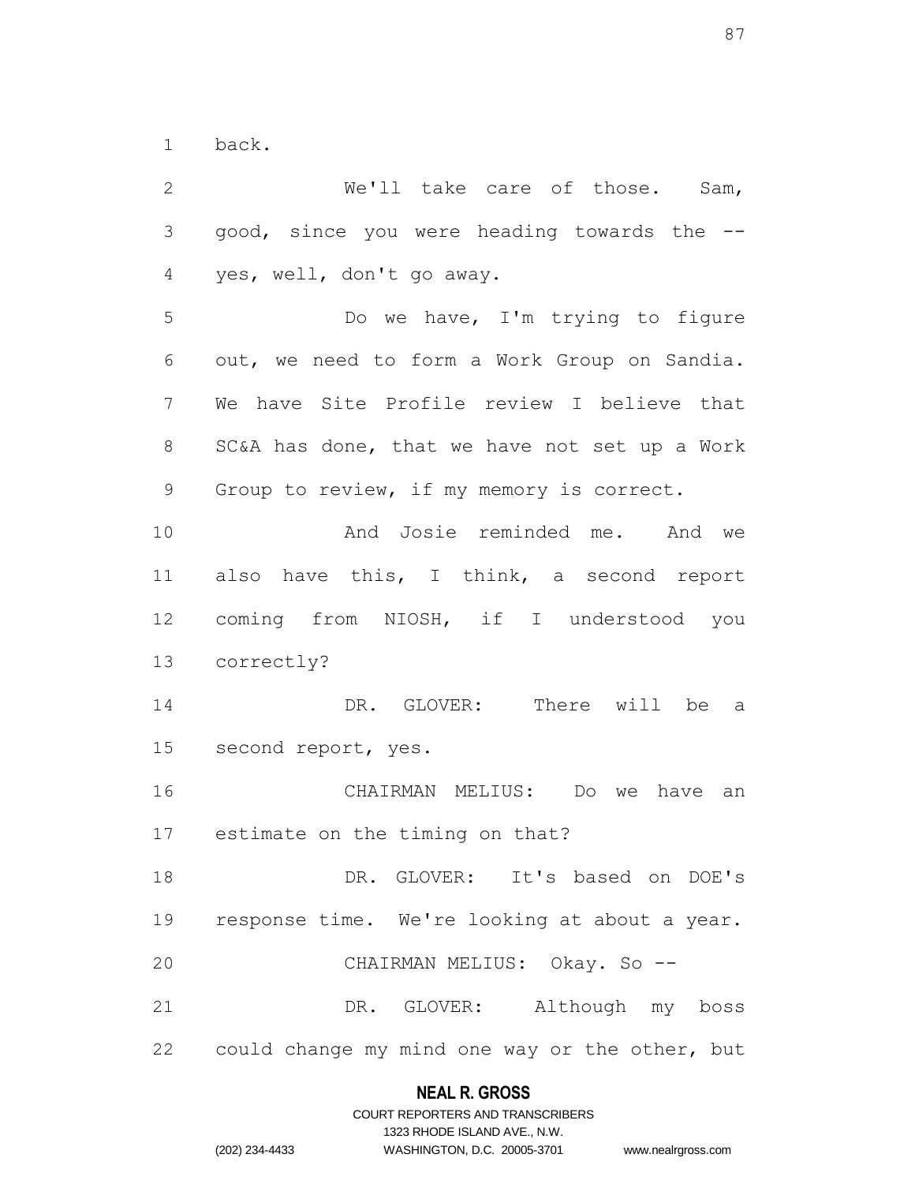back.

We'll take care of those. Sam, good, since you were heading towards the -- yes, well, don't go away.

Do we have, I'm trying to figure out, we need to form a Work Group on Sandia. We have Site Profile review I believe that SC&A has done, that we have not set up a Work Group to review, if my memory is correct.

And Josie reminded me. And we also have this, I think, a second report coming from NIOSH, if I understood you correctly?

DR. GLOVER: There will be a second report, yes.

CHAIRMAN MELIUS: Do we have an estimate on the timing on that?

DR. GLOVER: It's based on DOE's response time. We're looking at about a year.

CHAIRMAN MELIUS: Okay. So --

DR. GLOVER: Although my boss could change my mind one way or the other, but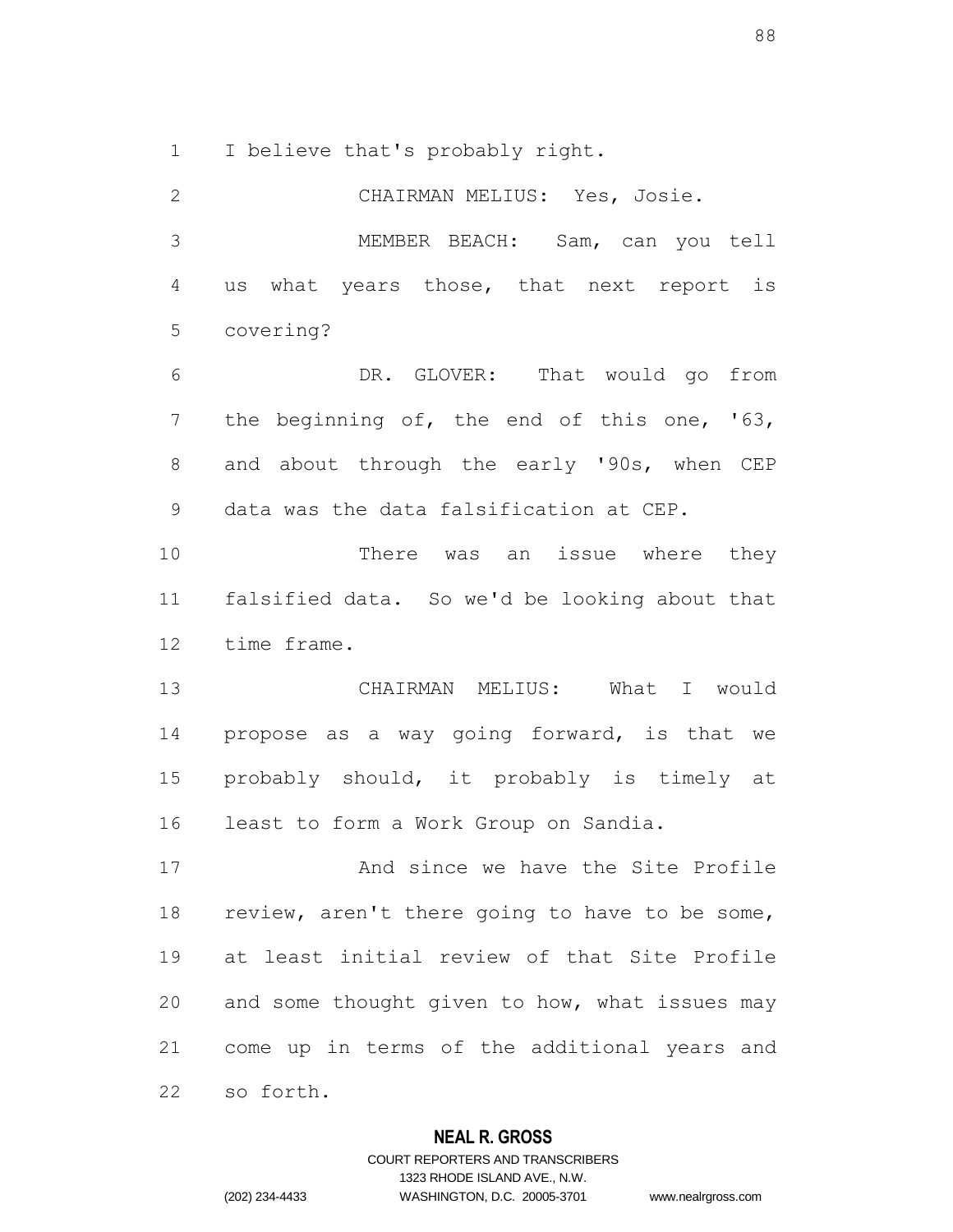I believe that's probably right.

CHAIRMAN MELIUS: Yes, Josie.

MEMBER BEACH: Sam, can you tell us what years those, that next report is covering?

DR. GLOVER: That would go from the beginning of, the end of this one, '63, and about through the early '90s, when CEP data was the data falsification at CEP.

There was an issue where they falsified data. So we'd be looking about that time frame.

CHAIRMAN MELIUS: What I would propose as a way going forward, is that we probably should, it probably is timely at least to form a Work Group on Sandia.

And since we have the Site Profile review, aren't there going to have to be some, at least initial review of that Site Profile and some thought given to how, what issues may come up in terms of the additional years and so forth.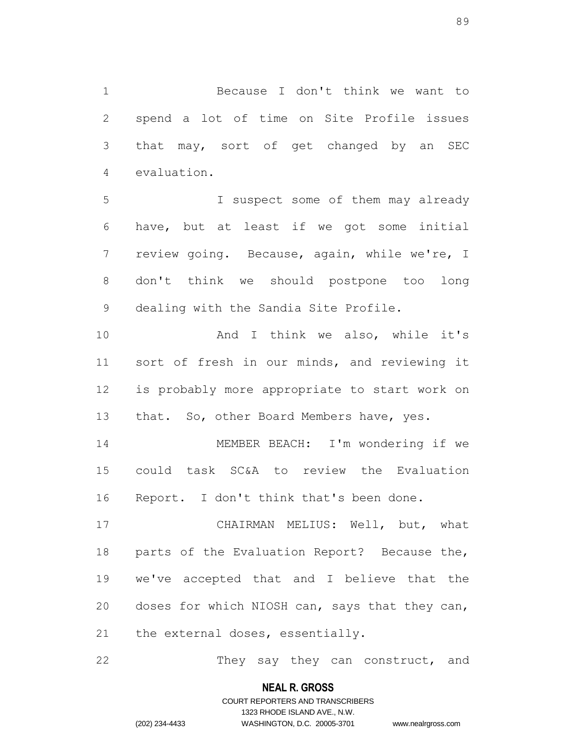Because I don't think we want to spend a lot of time on Site Profile issues that may, sort of get changed by an SEC evaluation.

I suspect some of them may already have, but at least if we got some initial review going. Because, again, while we're, I don't think we should postpone too long dealing with the Sandia Site Profile.

And I think we also, while it's sort of fresh in our minds, and reviewing it is probably more appropriate to start work on that. So, other Board Members have, yes.

MEMBER BEACH: I'm wondering if we could task SC&A to review the Evaluation Report. I don't think that's been done.

CHAIRMAN MELIUS: Well, but, what parts of the Evaluation Report? Because the, we've accepted that and I believe that the doses for which NIOSH can, says that they can, the external doses, essentially.

They say they can construct, and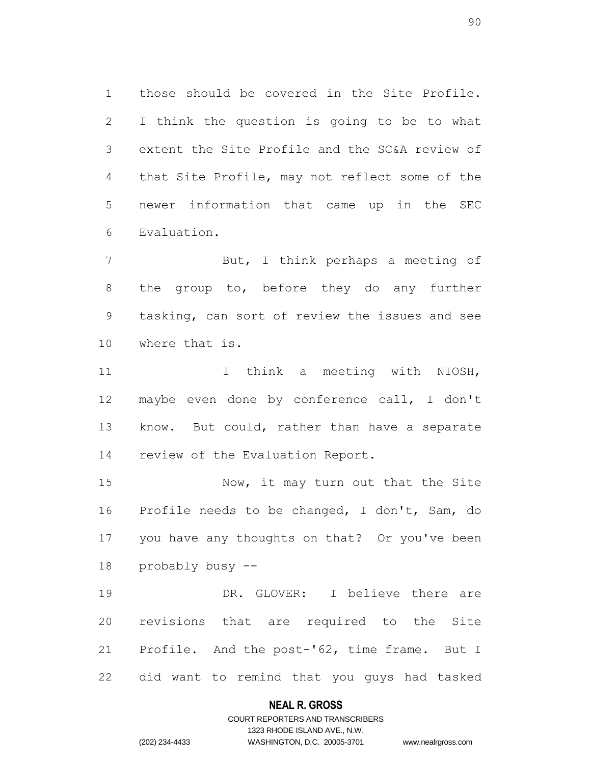those should be covered in the Site Profile. I think the question is going to be to what extent the Site Profile and the SC&A review of that Site Profile, may not reflect some of the newer information that came up in the SEC Evaluation.

But, I think perhaps a meeting of the group to, before they do any further tasking, can sort of review the issues and see where that is.

I think a meeting with NIOSH, maybe even done by conference call, I don't know. But could, rather than have a separate review of the Evaluation Report.

Now, it may turn out that the Site Profile needs to be changed, I don't, Sam, do you have any thoughts on that? Or you've been probably busy --

DR. GLOVER: I believe there are revisions that are required to the Site Profile. And the post-'62, time frame. But I did want to remind that you guys had tasked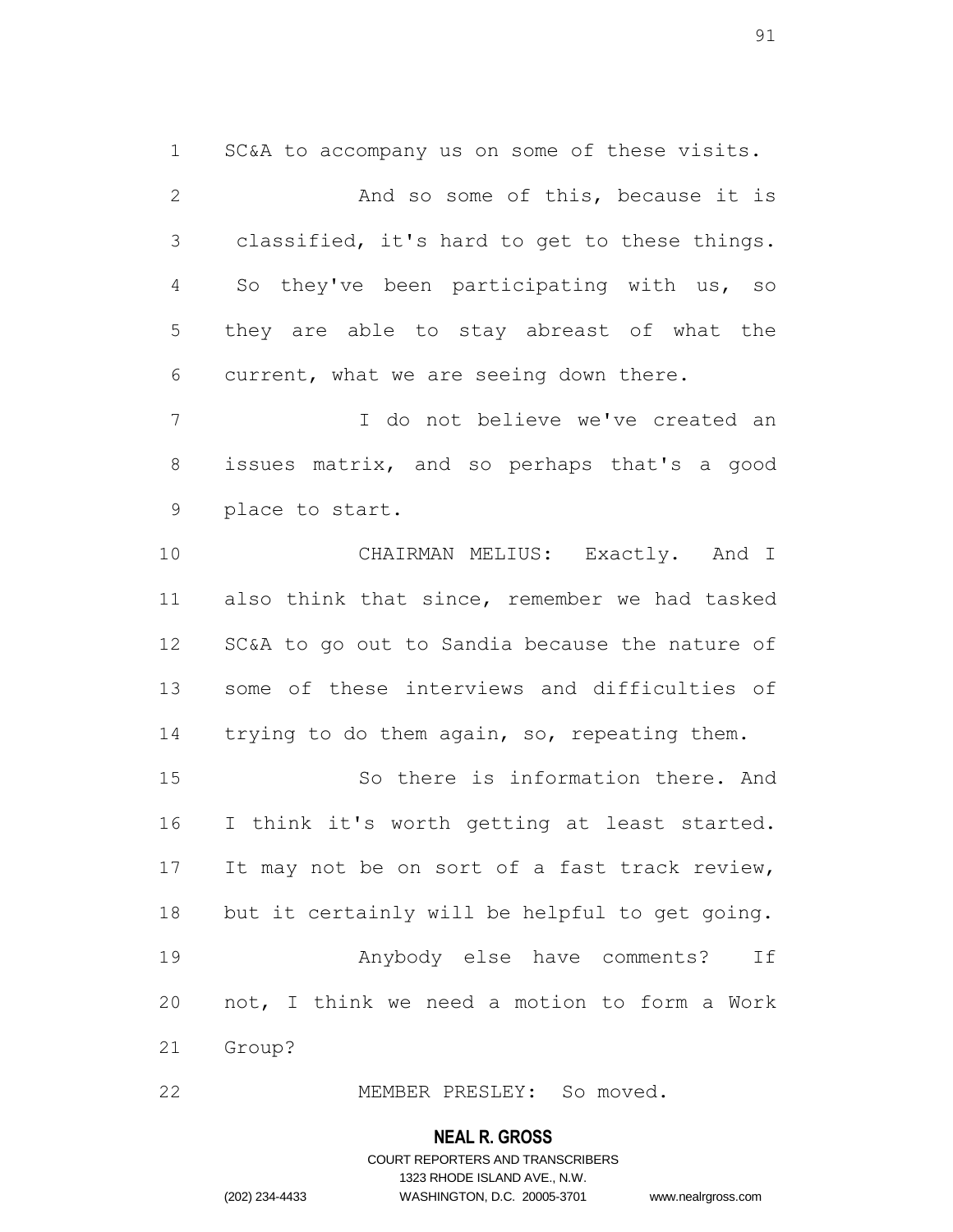SC&A to accompany us on some of these visits.

And so some of this, because it is classified, it's hard to get to these things. So they've been participating with us, so they are able to stay abreast of what the current, what we are seeing down there.

I do not believe we've created an issues matrix, and so perhaps that's a good place to start.

CHAIRMAN MELIUS: Exactly. And I also think that since, remember we had tasked SC&A to go out to Sandia because the nature of some of these interviews and difficulties of trying to do them again, so, repeating them.

So there is information there. And I think it's worth getting at least started. It may not be on sort of a fast track review, but it certainly will be helpful to get going.

Anybody else have comments? If not, I think we need a motion to form a Work Group?

MEMBER PRESLEY: So moved.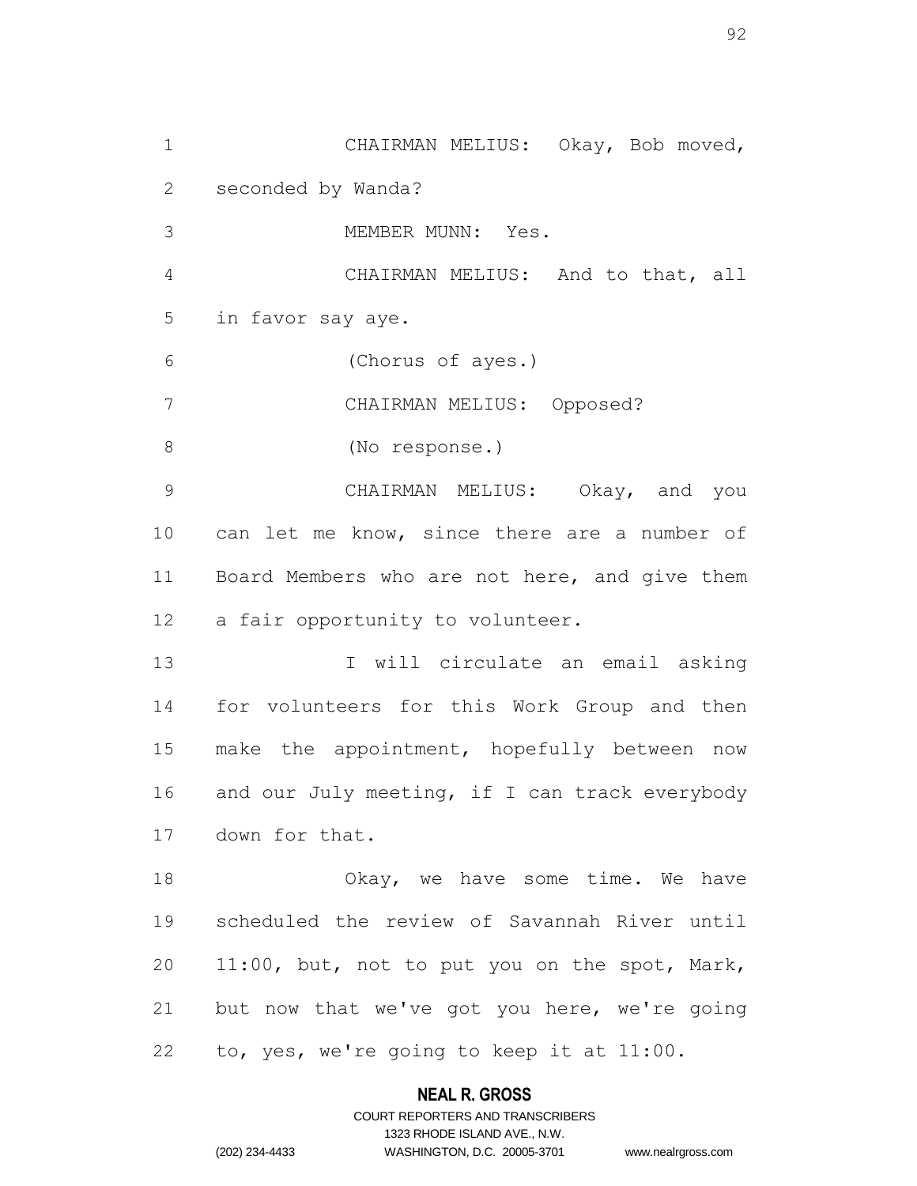CHAIRMAN MELIUS: Okay, Bob moved, seconded by Wanda?

MEMBER MUNN: Yes.

CHAIRMAN MELIUS: And to that, all in favor say aye.

(Chorus of ayes.)

CHAIRMAN MELIUS: Opposed?

(No response.)

CHAIRMAN MELIUS: Okay, and you can let me know, since there are a number of Board Members who are not here, and give them a fair opportunity to volunteer.

I will circulate an email asking for volunteers for this Work Group and then make the appointment, hopefully between now and our July meeting, if I can track everybody down for that.

Okay, we have some time. We have scheduled the review of Savannah River until 11:00, but, not to put you on the spot, Mark, but now that we've got you here, we're going to, yes, we're going to keep it at 11:00.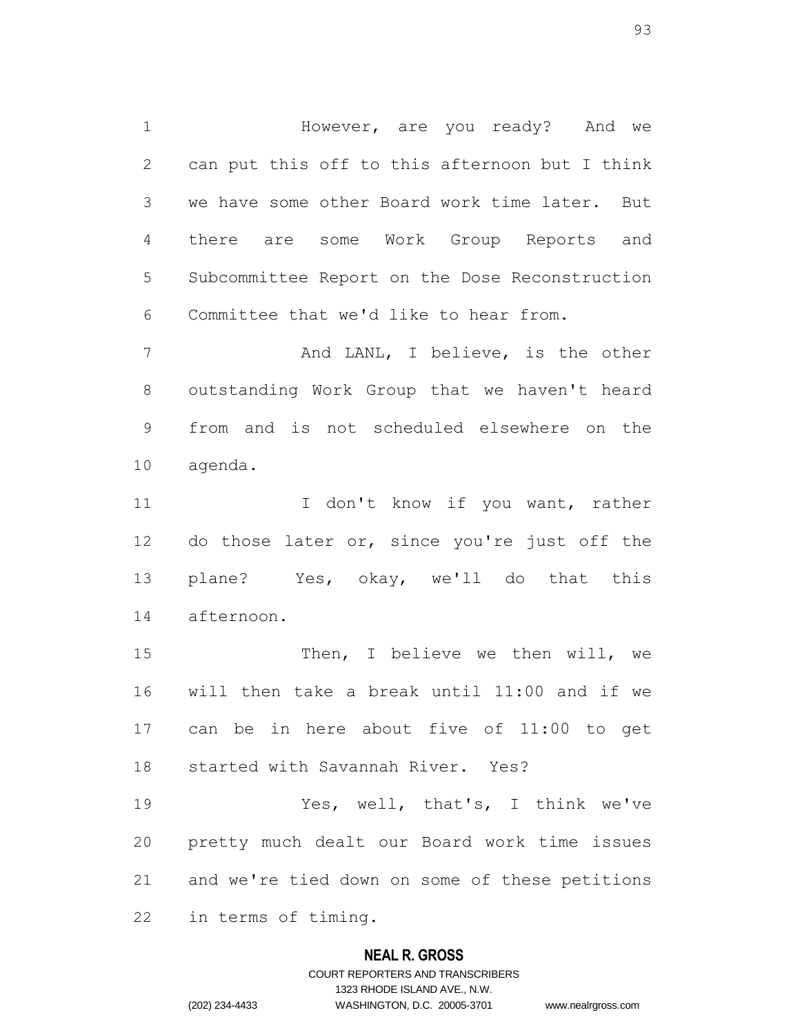However, are you ready? And we can put this off to this afternoon but I think we have some other Board work time later. But there are some Work Group Reports and Subcommittee Report on the Dose Reconstruction Committee that we'd like to hear from.

And LANL, I believe, is the other outstanding Work Group that we haven't heard from and is not scheduled elsewhere on the agenda.

I don't know if you want, rather do those later or, since you're just off the plane? Yes, okay, we'll do that this afternoon.

Then, I believe we then will, we will then take a break until 11:00 and if we can be in here about five of 11:00 to get started with Savannah River. Yes?

Yes, well, that's, I think we've pretty much dealt our Board work time issues and we're tied down on some of these petitions in terms of timing.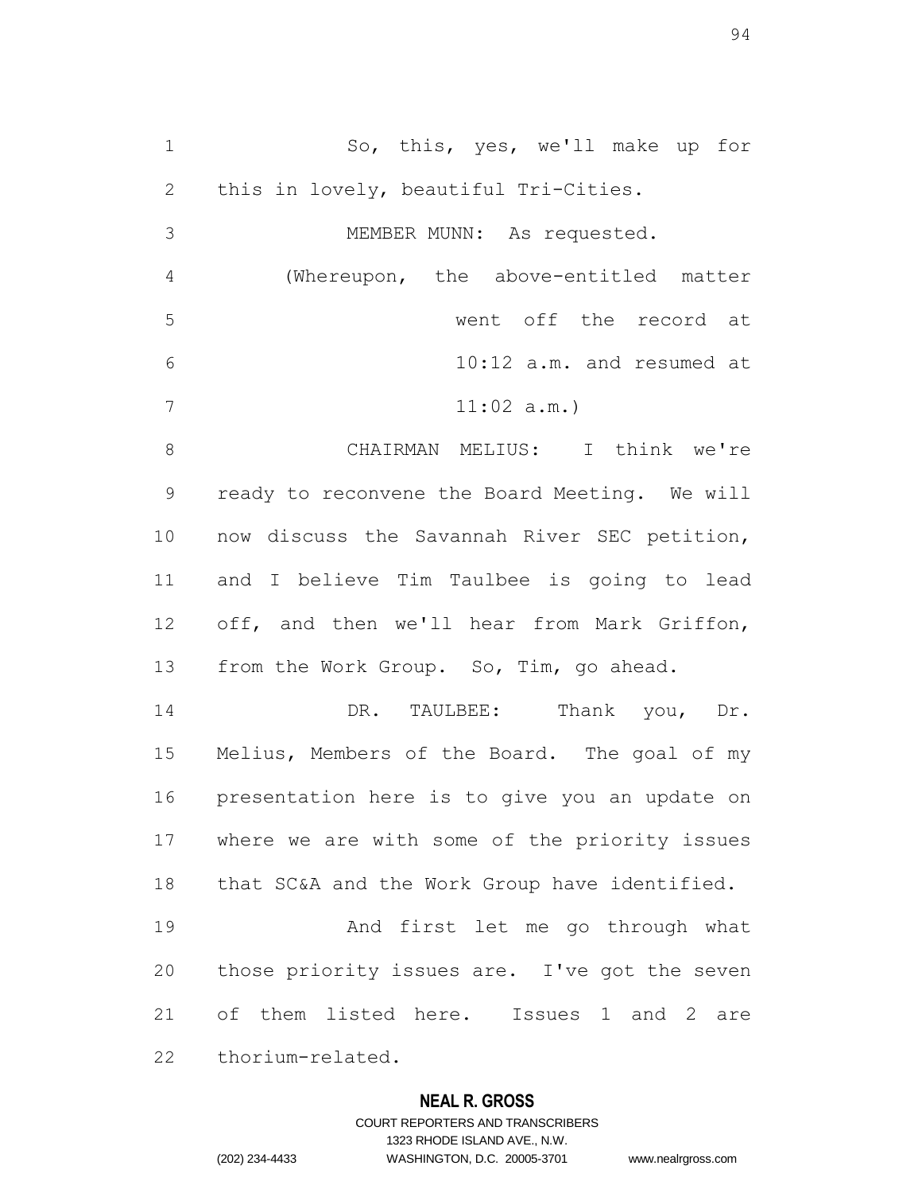So, this, yes, we'll make up for this in lovely, beautiful Tri-Cities.

MEMBER MUNN: As requested.

(Whereupon, the above-entitled matter went off the record at 10:12 a.m. and resumed at 11:02 a.m.)

CHAIRMAN MELIUS: I think we're ready to reconvene the Board Meeting. We will now discuss the Savannah River SEC petition, and I believe Tim Taulbee is going to lead off, and then we'll hear from Mark Griffon, from the Work Group. So, Tim, go ahead.

DR. TAULBEE: Thank you, Dr. Melius, Members of the Board. The goal of my presentation here is to give you an update on where we are with some of the priority issues that SC&A and the Work Group have identified.

And first let me go through what those priority issues are. I've got the seven of them listed here. Issues 1 and 2 are thorium-related.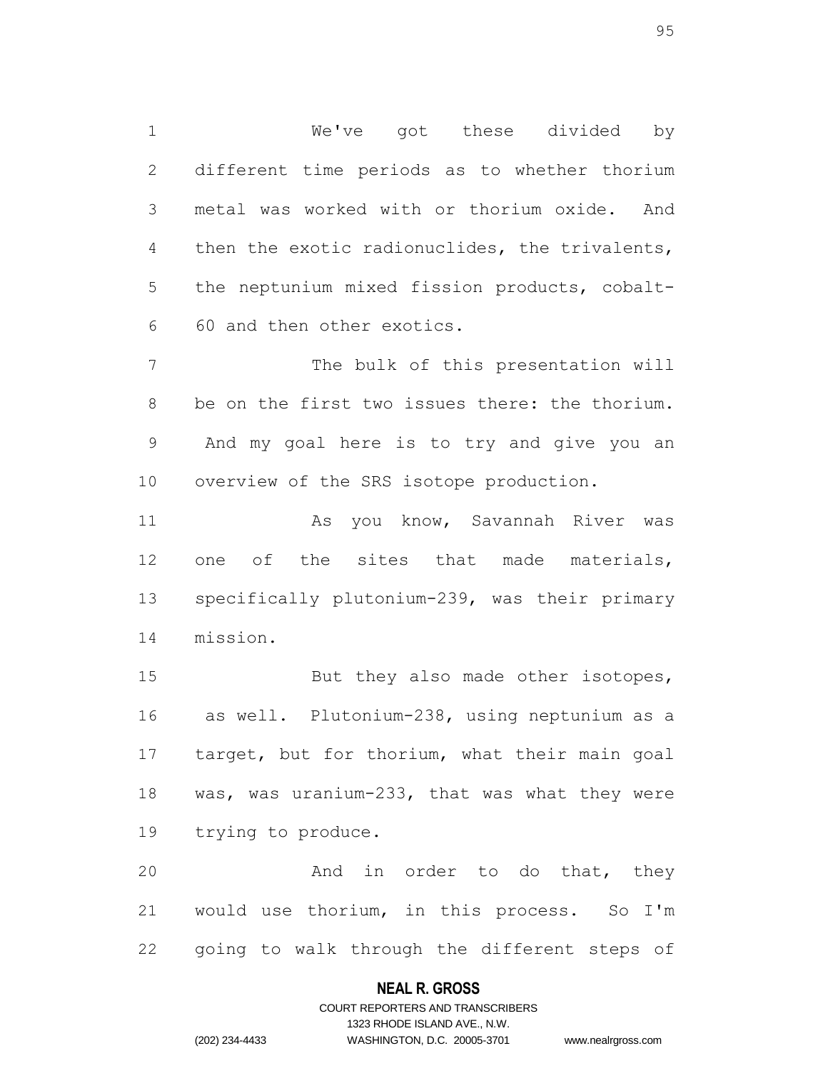We've got these divided by different time periods as to whether thorium metal was worked with or thorium oxide. And then the exotic radionuclides, the trivalents, the neptunium mixed fission products, cobalt-60 and then other exotics.

The bulk of this presentation will be on the first two issues there: the thorium. And my goal here is to try and give you an overview of the SRS isotope production.

As you know, Savannah River was one of the sites that made materials, specifically plutonium-239, was their primary mission.

But they also made other isotopes, as well. Plutonium-238, using neptunium as a target, but for thorium, what their main goal was, was uranium-233, that was what they were trying to produce.

And in order to do that, they would use thorium, in this process. So I'm going to walk through the different steps of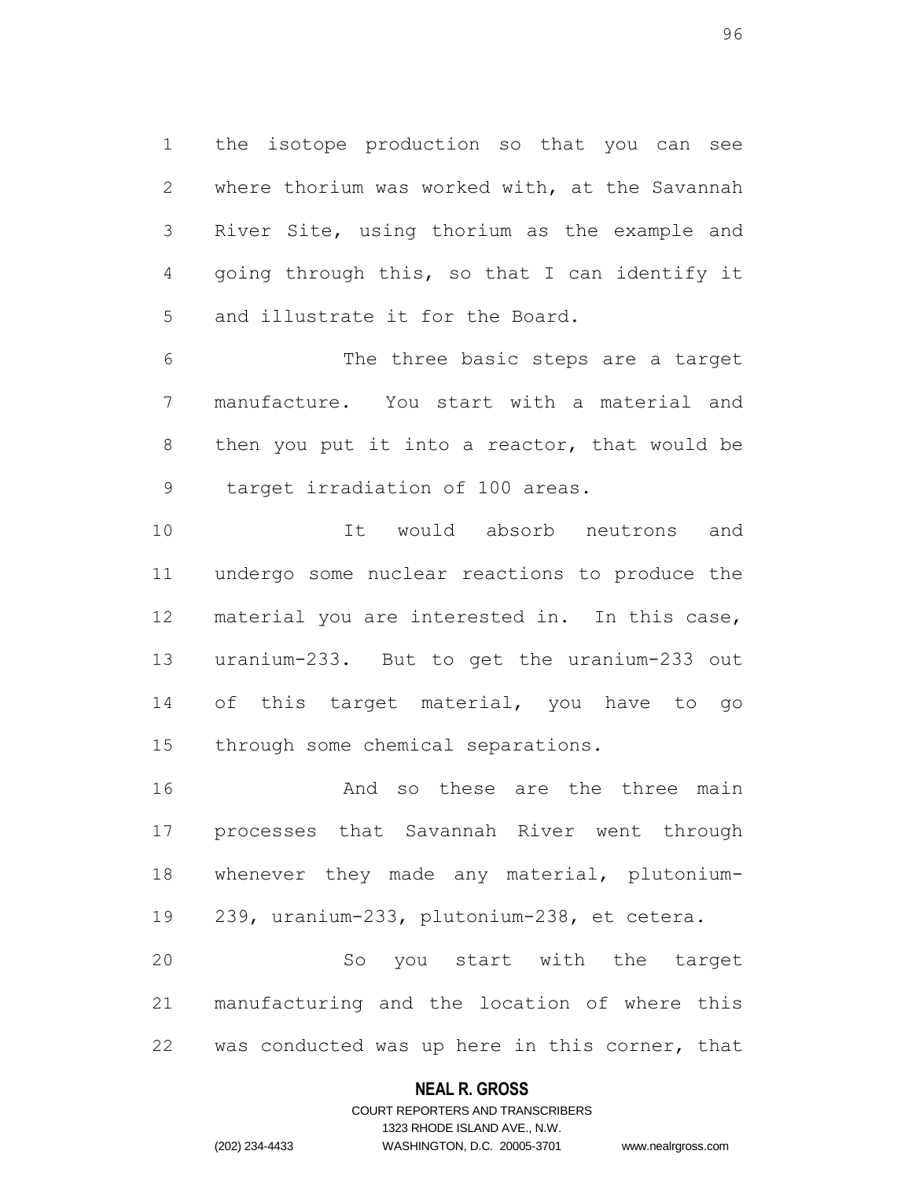the isotope production so that you can see where thorium was worked with, at the Savannah River Site, using thorium as the example and going through this, so that I can identify it and illustrate it for the Board.

The three basic steps are a target manufacture. You start with a material and then you put it into a reactor, that would be target irradiation of 100 areas.

It would absorb neutrons and undergo some nuclear reactions to produce the material you are interested in. In this case, uranium-233. But to get the uranium-233 out of this target material, you have to go through some chemical separations.

And so these are the three main processes that Savannah River went through whenever they made any material, plutonium-239, uranium-233, plutonium-238, et cetera.

So you start with the target manufacturing and the location of where this was conducted was up here in this corner, that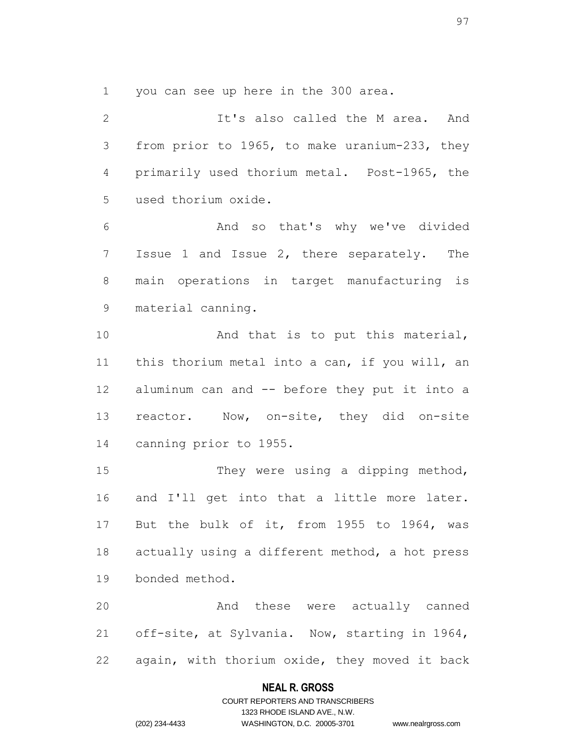you can see up here in the 300 area.

It's also called the M area. And from prior to 1965, to make uranium-233, they primarily used thorium metal. Post-1965, the used thorium oxide.

And so that's why we've divided Issue 1 and Issue 2, there separately. The main operations in target manufacturing is material canning.

And that is to put this material, this thorium metal into a can, if you will, an aluminum can and -- before they put it into a reactor. Now, on-site, they did on-site canning prior to 1955.

They were using a dipping method, and I'll get into that a little more later. But the bulk of it, from 1955 to 1964, was actually using a different method, a hot press bonded method.

And these were actually canned off-site, at Sylvania. Now, starting in 1964, again, with thorium oxide, they moved it back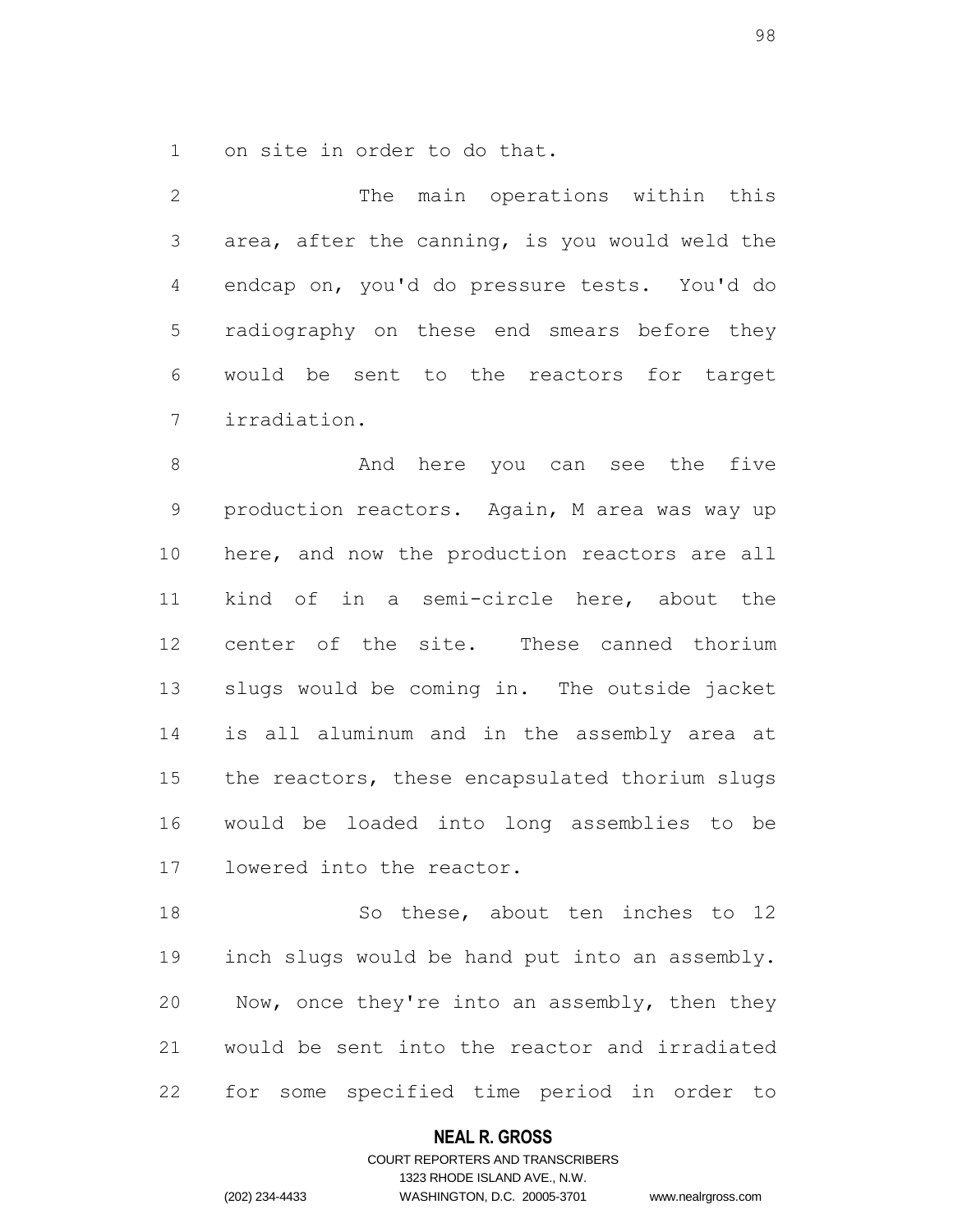on site in order to do that.

The main operations within this area, after the canning, is you would weld the endcap on, you'd do pressure tests. You'd do radiography on these end smears before they would be sent to the reactors for target irradiation.

And here you can see the five production reactors. Again, M area was way up here, and now the production reactors are all kind of in a semi-circle here, about the center of the site. These canned thorium slugs would be coming in. The outside jacket is all aluminum and in the assembly area at the reactors, these encapsulated thorium slugs would be loaded into long assemblies to be lowered into the reactor.

So these, about ten inches to 12 inch slugs would be hand put into an assembly. Now, once they're into an assembly, then they would be sent into the reactor and irradiated for some specified time period in order to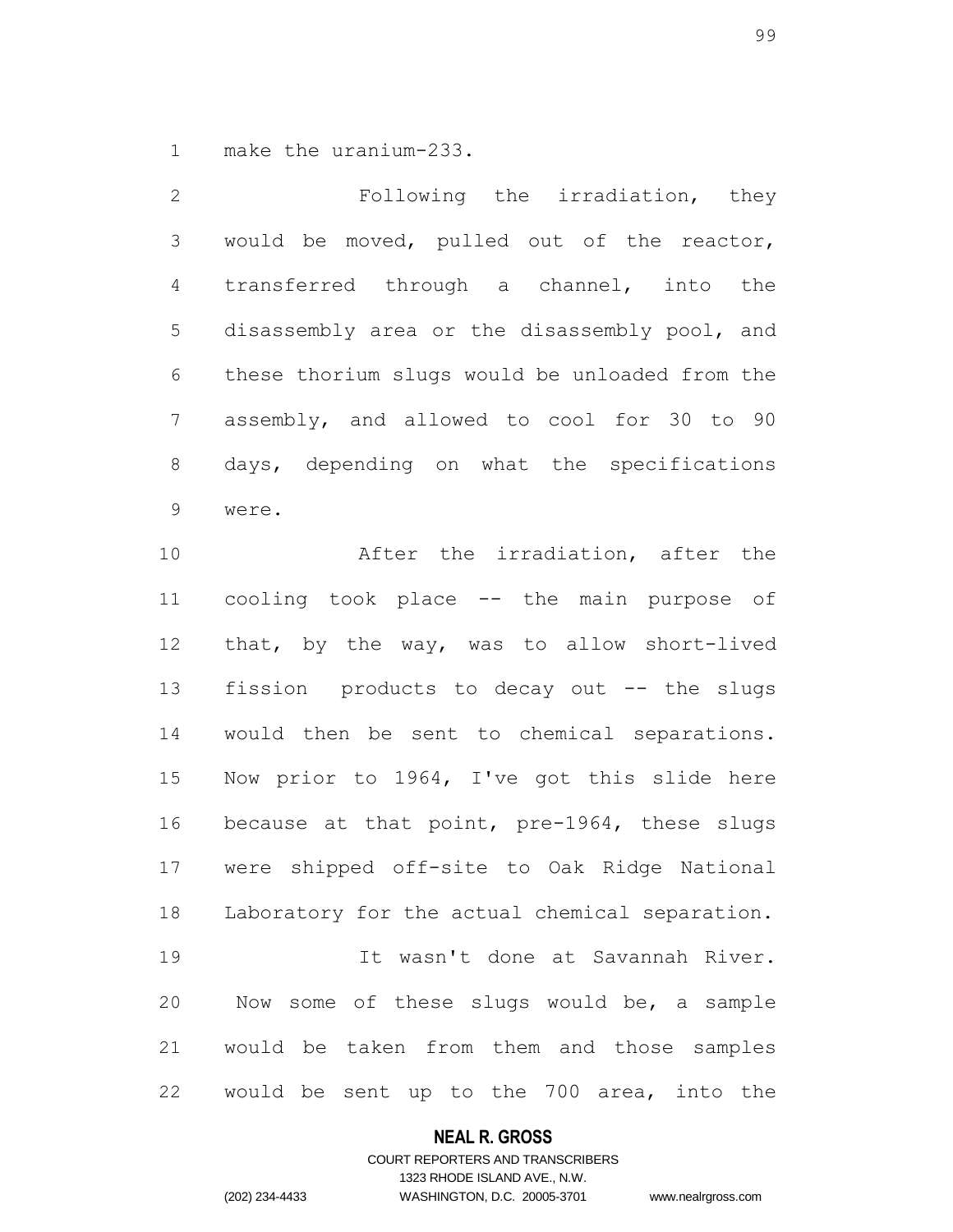make the uranium-233.

Following the irradiation, they would be moved, pulled out of the reactor, transferred through a channel, into the disassembly area or the disassembly pool, and these thorium slugs would be unloaded from the assembly, and allowed to cool for 30 to 90 days, depending on what the specifications were.

After the irradiation, after the cooling took place -- the main purpose of that, by the way, was to allow short-lived fission products to decay out -- the slugs would then be sent to chemical separations. Now prior to 1964, I've got this slide here because at that point, pre-1964, these slugs were shipped off-site to Oak Ridge National Laboratory for the actual chemical separation.

It wasn't done at Savannah River. Now some of these slugs would be, a sample would be taken from them and those samples would be sent up to the 700 area, into the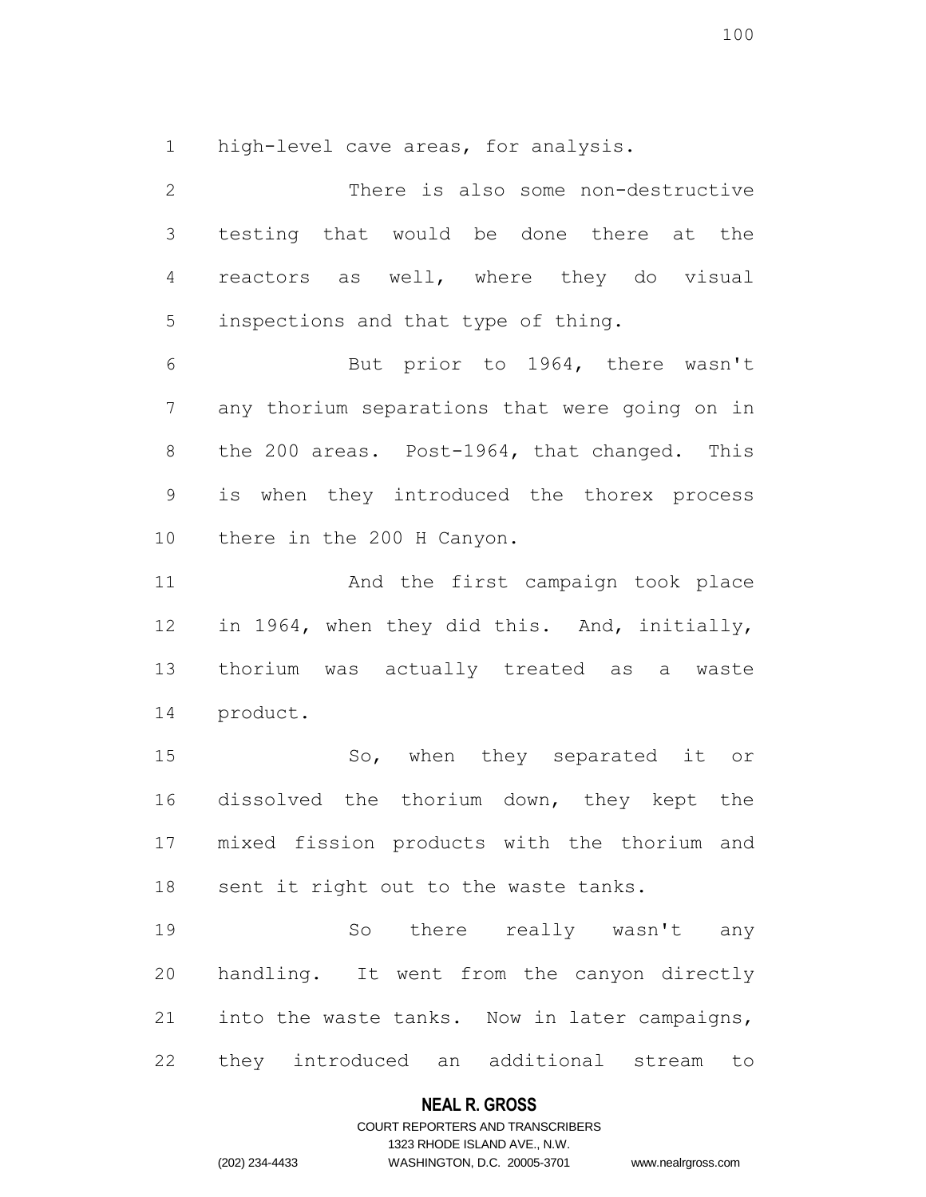high-level cave areas, for analysis.

There is also some non-destructive testing that would be done there at the reactors as well, where they do visual inspections and that type of thing.

But prior to 1964, there wasn't any thorium separations that were going on in the 200 areas. Post-1964, that changed. This is when they introduced the thorex process there in the 200 H Canyon.

And the first campaign took place in 1964, when they did this. And, initially, thorium was actually treated as a waste product.

So, when they separated it or dissolved the thorium down, they kept the mixed fission products with the thorium and sent it right out to the waste tanks.

So there really wasn't any handling. It went from the canyon directly into the waste tanks. Now in later campaigns, they introduced an additional stream to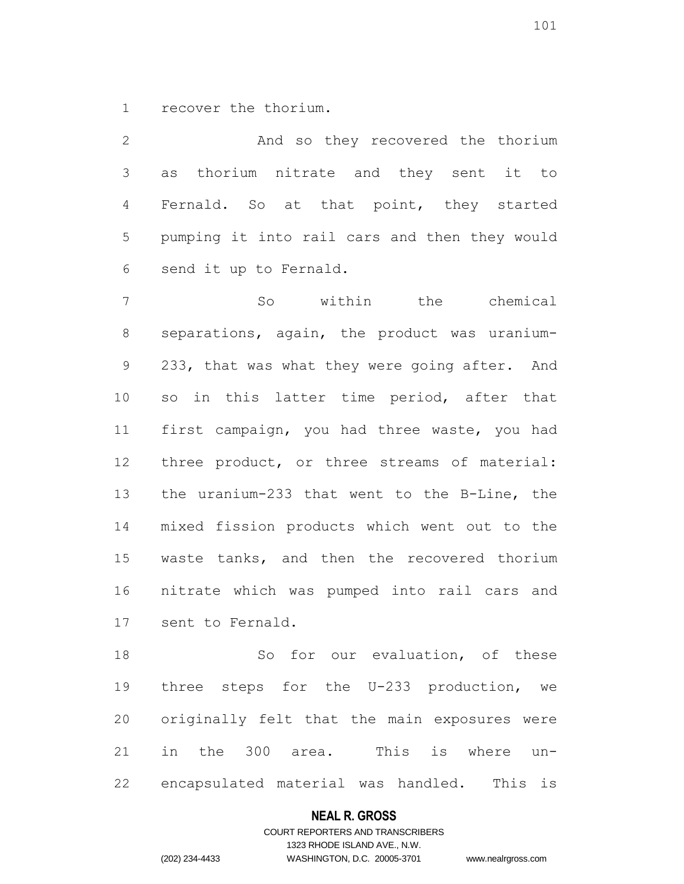recover the thorium.

And so they recovered the thorium as thorium nitrate and they sent it to Fernald. So at that point, they started pumping it into rail cars and then they would send it up to Fernald.

So within the chemical separations, again, the product was uranium-233, that was what they were going after. And so in this latter time period, after that first campaign, you had three waste, you had three product, or three streams of material: the uranium-233 that went to the B-Line, the mixed fission products which went out to the waste tanks, and then the recovered thorium nitrate which was pumped into rail cars and sent to Fernald.

So for our evaluation, of these three steps for the U-233 production, we originally felt that the main exposures were in the 300 area. This is where un-encapsulated material was handled. This is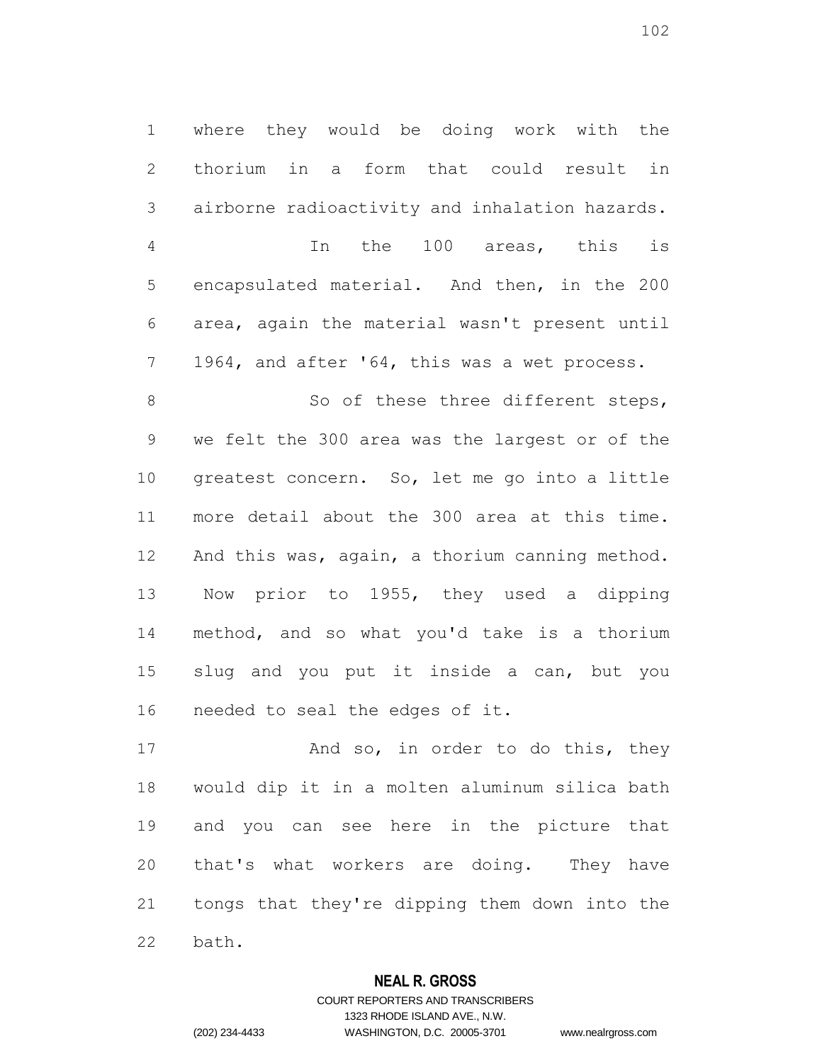where they would be doing work with the thorium in a form that could result in airborne radioactivity and inhalation hazards.

In the 100 areas, this is encapsulated material. And then, in the 200 area, again the material wasn't present until 1964, and after '64, this was a wet process.

So of these three different steps, we felt the 300 area was the largest or of the greatest concern. So, let me go into a little more detail about the 300 area at this time. And this was, again, a thorium canning method. Now prior to 1955, they used a dipping method, and so what you'd take is a thorium slug and you put it inside a can, but you needed to seal the edges of it.

And so, in order to do this, they would dip it in a molten aluminum silica bath and you can see here in the picture that that's what workers are doing. They have tongs that they're dipping them down into the bath.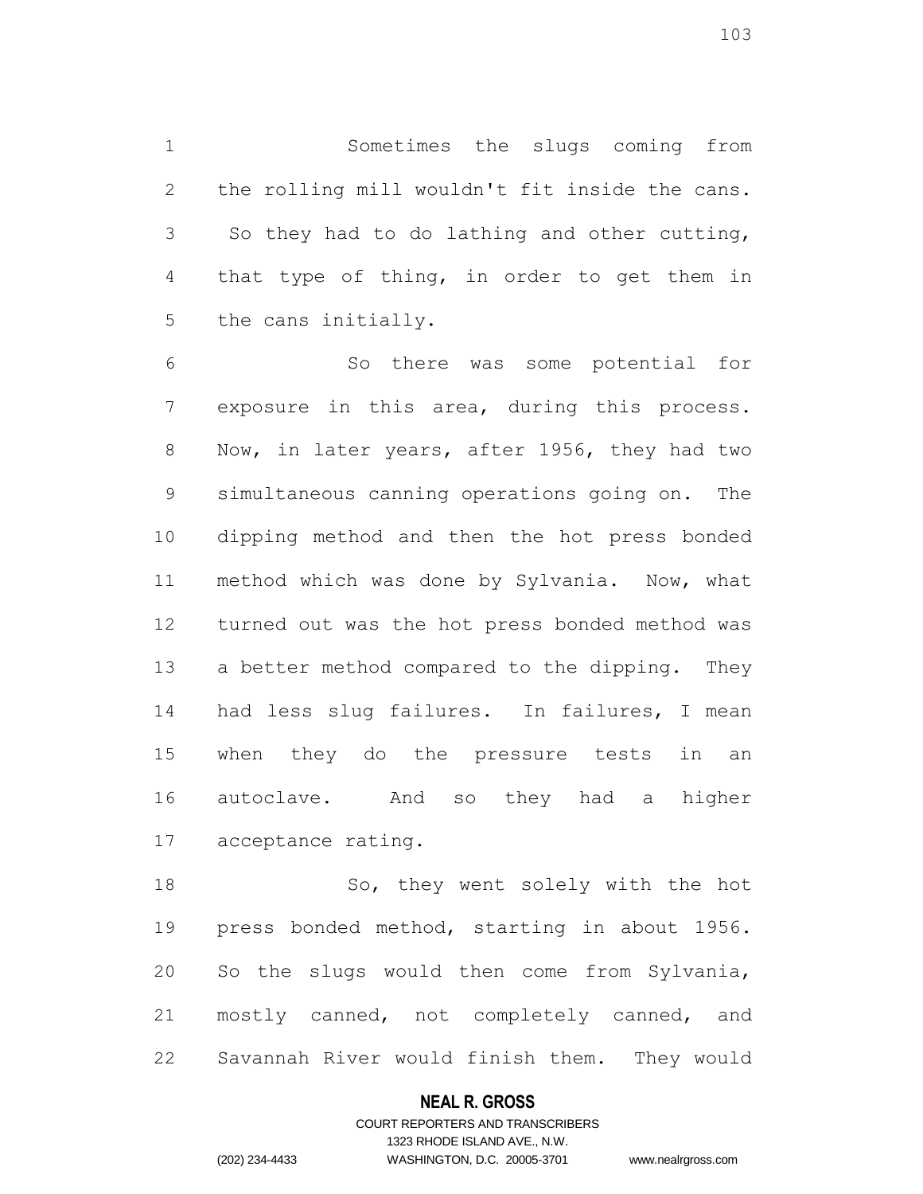Sometimes the slugs coming from the rolling mill wouldn't fit inside the cans. So they had to do lathing and other cutting, that type of thing, in order to get them in the cans initially.

So there was some potential for exposure in this area, during this process. Now, in later years, after 1956, they had two simultaneous canning operations going on. The dipping method and then the hot press bonded method which was done by Sylvania. Now, what turned out was the hot press bonded method was a better method compared to the dipping. They had less slug failures. In failures, I mean when they do the pressure tests in an autoclave. And so they had a higher acceptance rating.

So, they went solely with the hot press bonded method, starting in about 1956. So the slugs would then come from Sylvania, mostly canned, not completely canned, and Savannah River would finish them. They would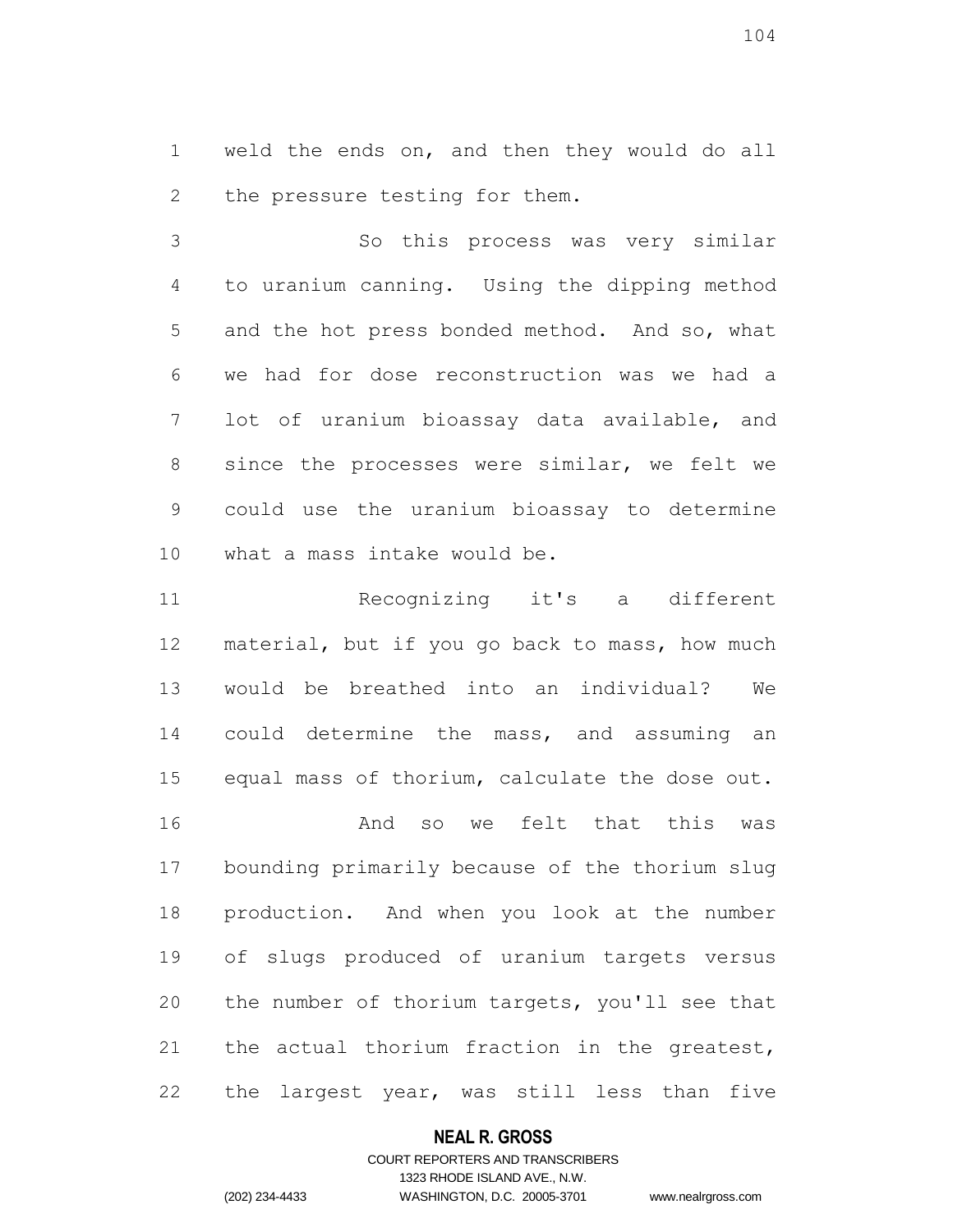weld the ends on, and then they would do all the pressure testing for them.

So this process was very similar to uranium canning. Using the dipping method and the hot press bonded method. And so, what we had for dose reconstruction was we had a lot of uranium bioassay data available, and since the processes were similar, we felt we could use the uranium bioassay to determine what a mass intake would be.

Recognizing it's a different material, but if you go back to mass, how much would be breathed into an individual? We could determine the mass, and assuming an equal mass of thorium, calculate the dose out.

And so we felt that this was bounding primarily because of the thorium slug production. And when you look at the number of slugs produced of uranium targets versus the number of thorium targets, you'll see that the actual thorium fraction in the greatest, the largest year, was still less than five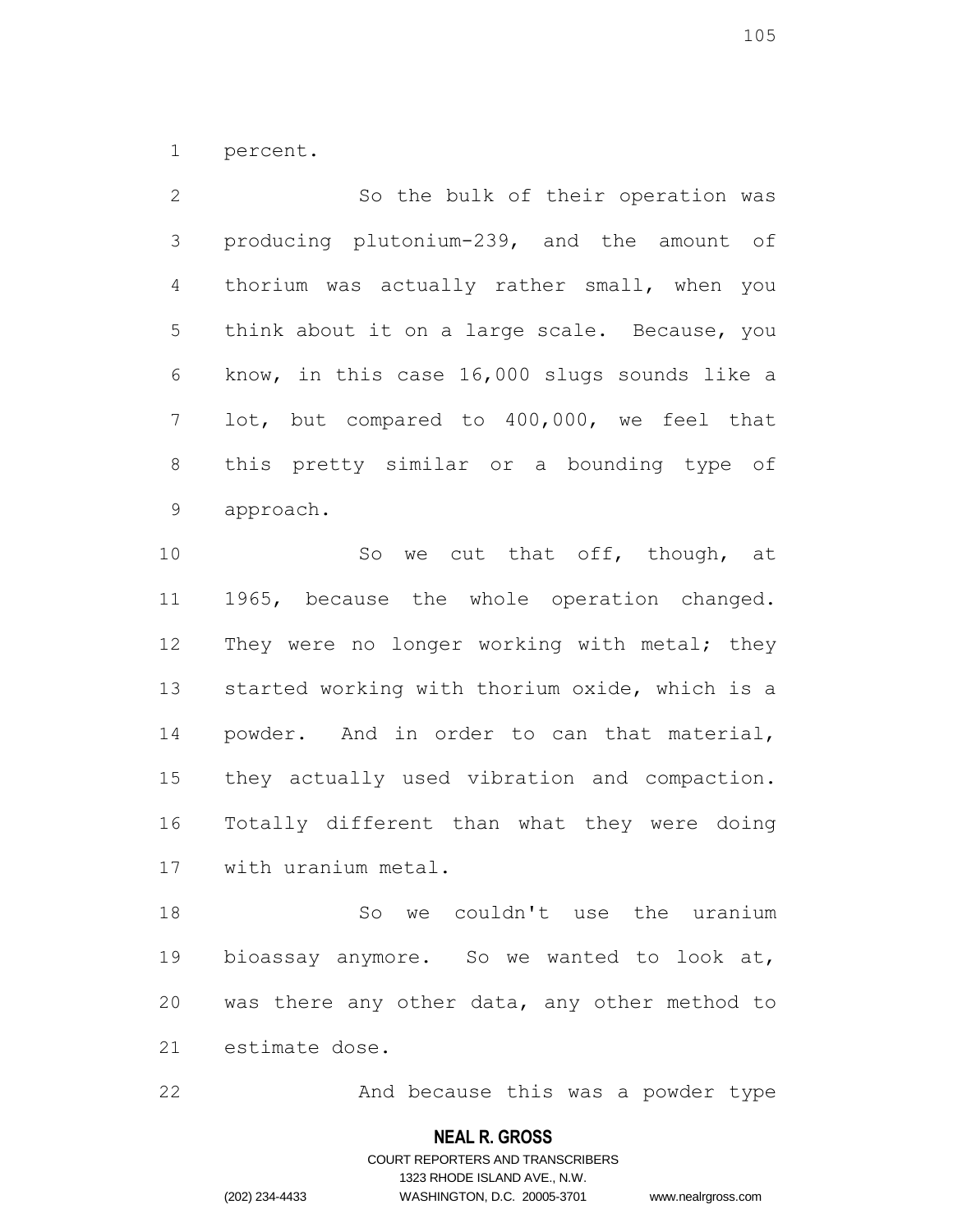percent.

So the bulk of their operation was producing plutonium-239, and the amount of thorium was actually rather small, when you think about it on a large scale. Because, you know, in this case 16,000 slugs sounds like a lot, but compared to 400,000, we feel that this pretty similar or a bounding type of approach.

So we cut that off, though, at 1965, because the whole operation changed. They were no longer working with metal; they started working with thorium oxide, which is a powder. And in order to can that material, they actually used vibration and compaction. Totally different than what they were doing with uranium metal.

So we couldn't use the uranium bioassay anymore. So we wanted to look at, was there any other data, any other method to estimate dose.

And because this was a powder type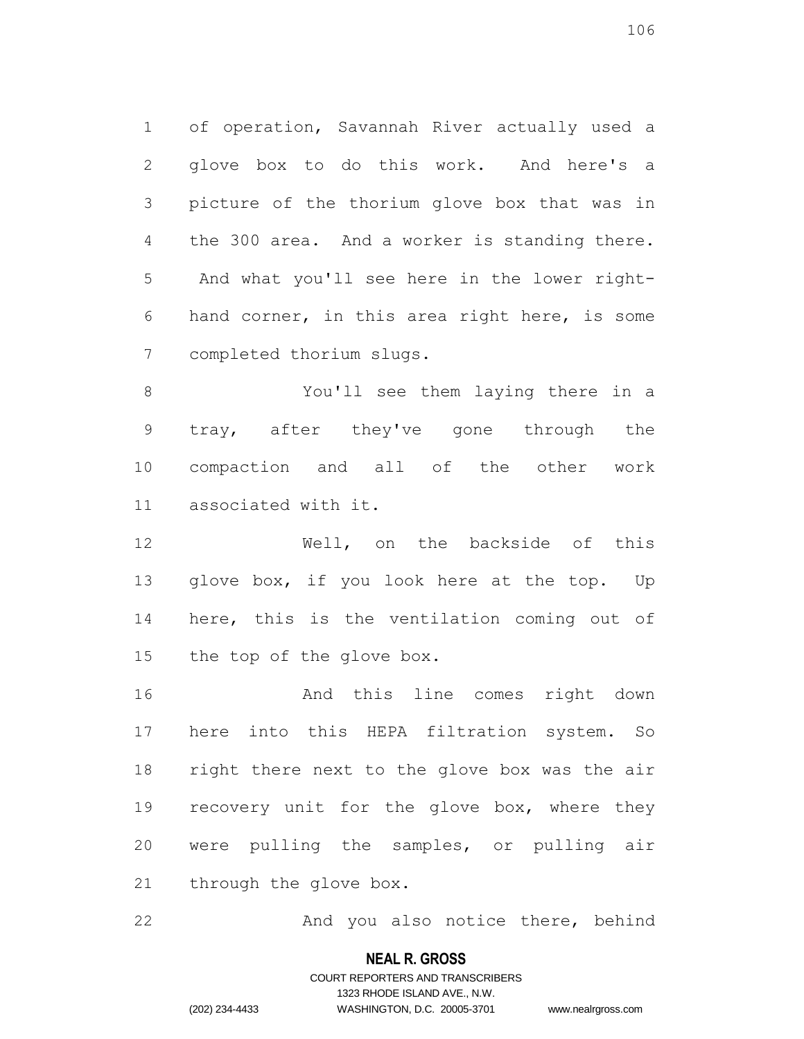of operation, Savannah River actually used a glove box to do this work. And here's a picture of the thorium glove box that was in the 300 area. And a worker is standing there. And what you'll see here in the lower right-hand corner, in this area right here, is some completed thorium slugs.

You'll see them laying there in a tray, after they've gone through the compaction and all of the other work associated with it.

Well, on the backside of this glove box, if you look here at the top. Up here, this is the ventilation coming out of the top of the glove box.

And this line comes right down here into this HEPA filtration system. So right there next to the glove box was the air recovery unit for the glove box, where they were pulling the samples, or pulling air through the glove box.

And you also notice there, behind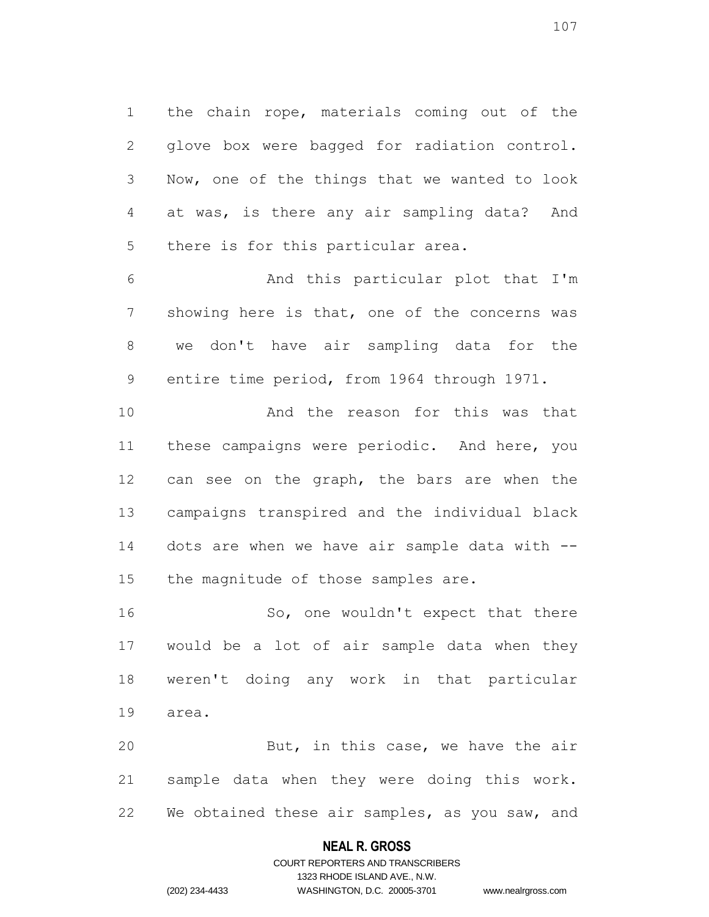the chain rope, materials coming out of the glove box were bagged for radiation control. Now, one of the things that we wanted to look at was, is there any air sampling data? And there is for this particular area.

And this particular plot that I'm showing here is that, one of the concerns was we don't have air sampling data for the entire time period, from 1964 through 1971.

And the reason for this was that these campaigns were periodic. And here, you can see on the graph, the bars are when the campaigns transpired and the individual black dots are when we have air sample data with -- the magnitude of those samples are.

So, one wouldn't expect that there would be a lot of air sample data when they weren't doing any work in that particular area.

But, in this case, we have the air sample data when they were doing this work. We obtained these air samples, as you saw, and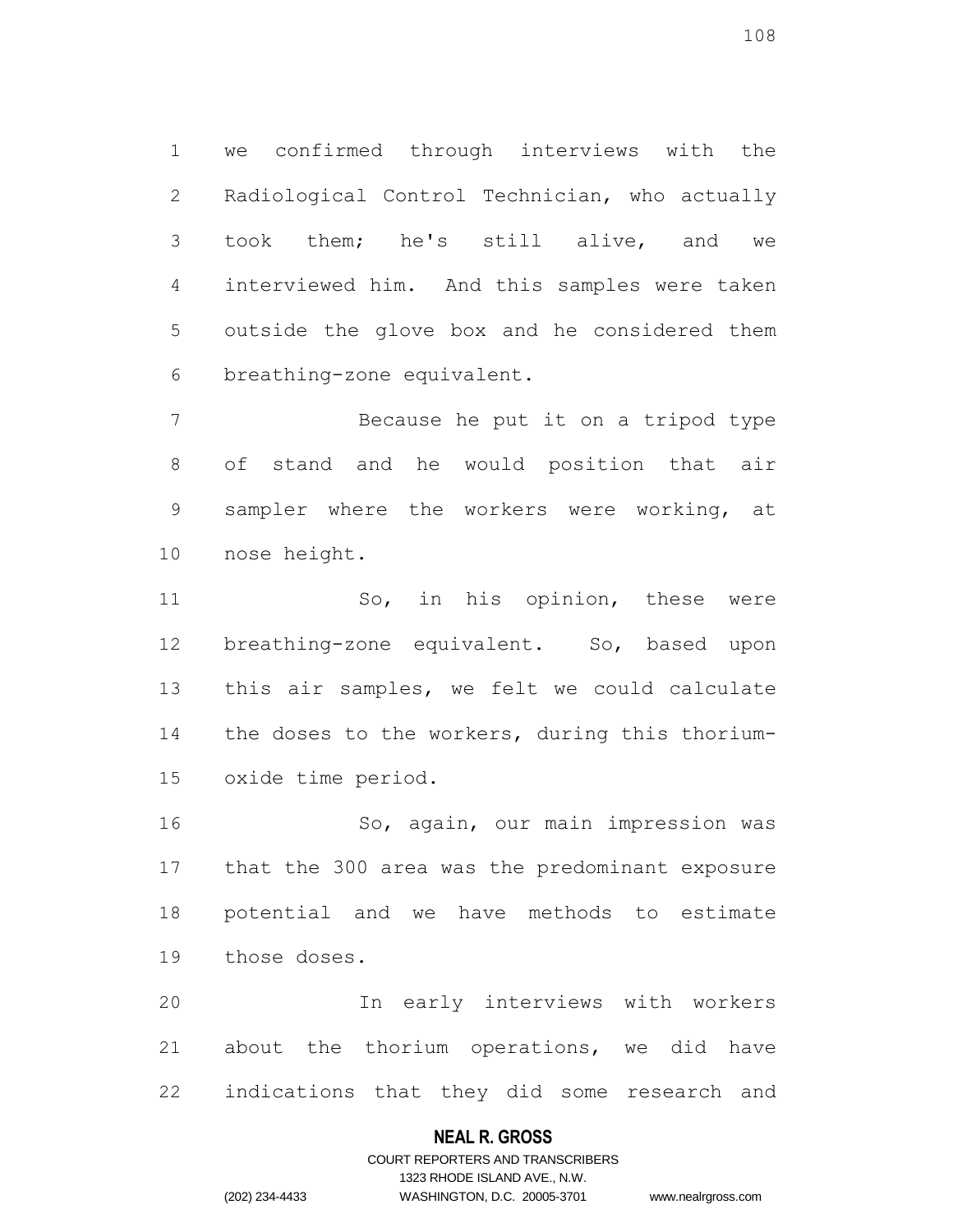we confirmed through interviews with the Radiological Control Technician, who actually took them; he's still alive, and we interviewed him. And this samples were taken outside the glove box and he considered them breathing-zone equivalent.

Because he put it on a tripod type of stand and he would position that air sampler where the workers were working, at nose height.

So, in his opinion, these were breathing-zone equivalent. So, based upon this air samples, we felt we could calculate the doses to the workers, during this thorium-oxide time period.

So, again, our main impression was that the 300 area was the predominant exposure potential and we have methods to estimate those doses.

In early interviews with workers about the thorium operations, we did have indications that they did some research and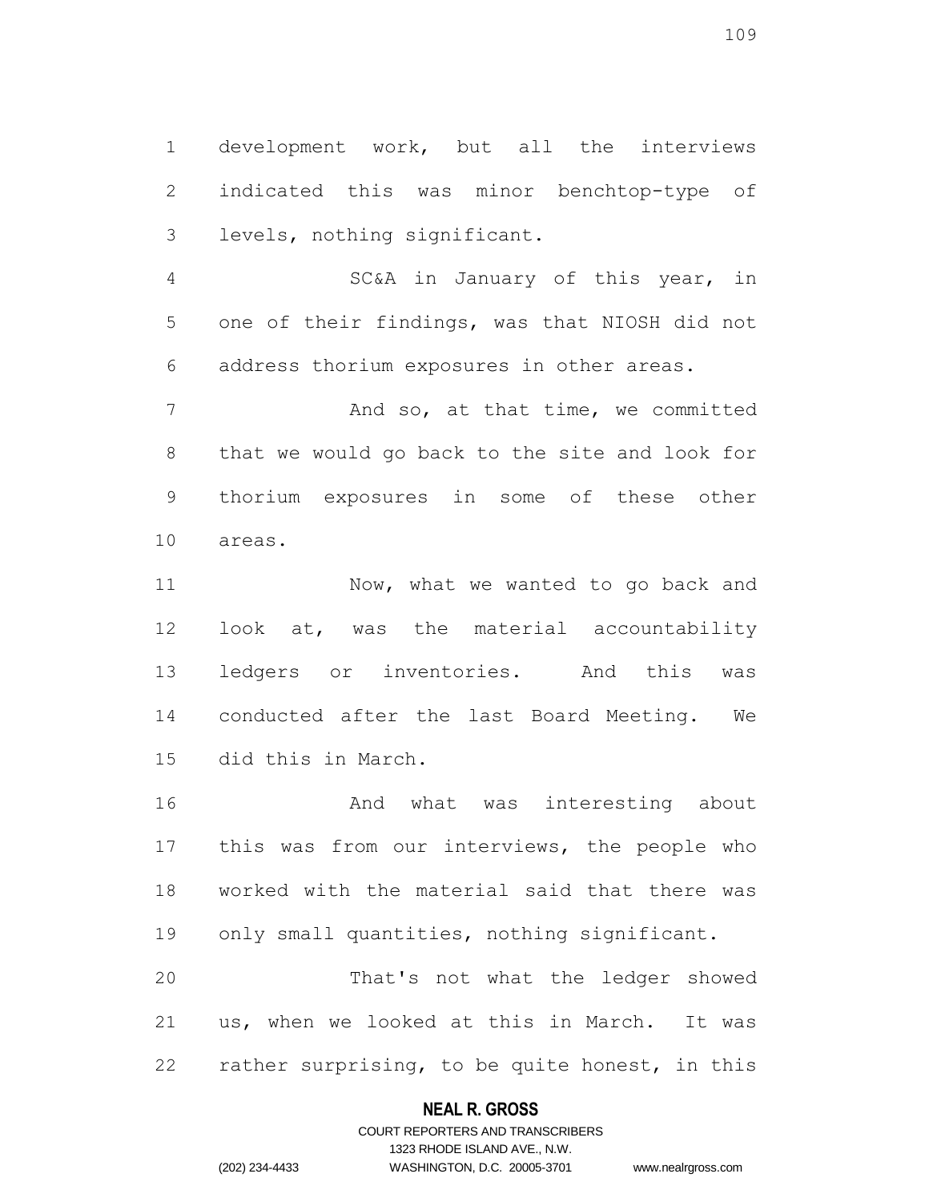development work, but all the interviews indicated this was minor benchtop-type of levels, nothing significant.

SC&A in January of this year, in one of their findings, was that NIOSH did not address thorium exposures in other areas.

And so, at that time, we committed that we would go back to the site and look for thorium exposures in some of these other areas.

Now, what we wanted to go back and look at, was the material accountability ledgers or inventories. And this was conducted after the last Board Meeting. We did this in March.

And what was interesting about this was from our interviews, the people who worked with the material said that there was only small quantities, nothing significant.

That's not what the ledger showed us, when we looked at this in March. It was rather surprising, to be quite honest, in this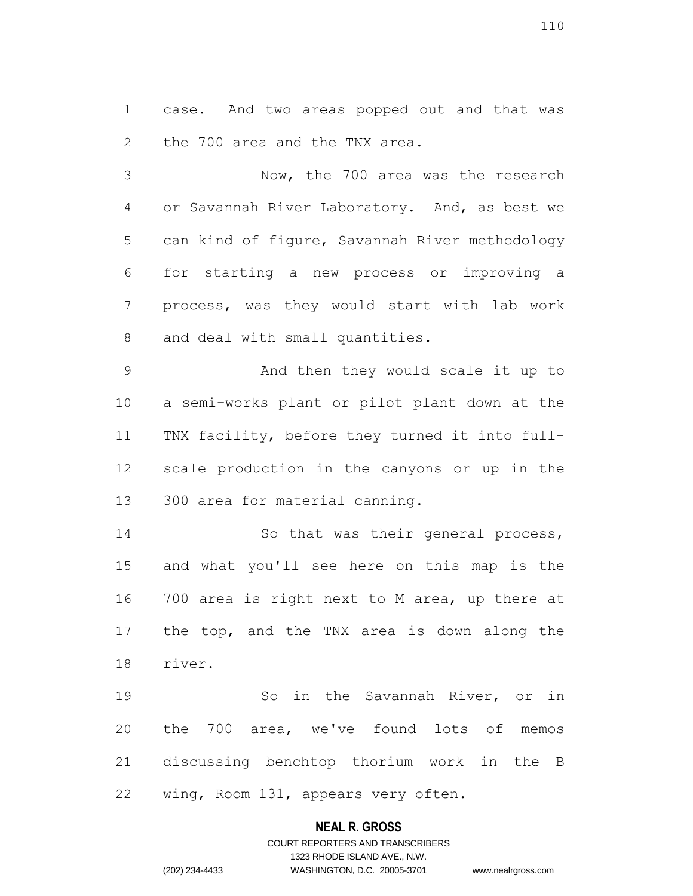case. And two areas popped out and that was the 700 area and the TNX area.

Now, the 700 area was the research or Savannah River Laboratory. And, as best we can kind of figure, Savannah River methodology for starting a new process or improving a process, was they would start with lab work and deal with small quantities.

And then they would scale it up to a semi-works plant or pilot plant down at the TNX facility, before they turned it into full-scale production in the canyons or up in the 300 area for material canning.

So that was their general process, and what you'll see here on this map is the 700 area is right next to M area, up there at the top, and the TNX area is down along the river.

So in the Savannah River, or in the 700 area, we've found lots of memos discussing benchtop thorium work in the B wing, Room 131, appears very often.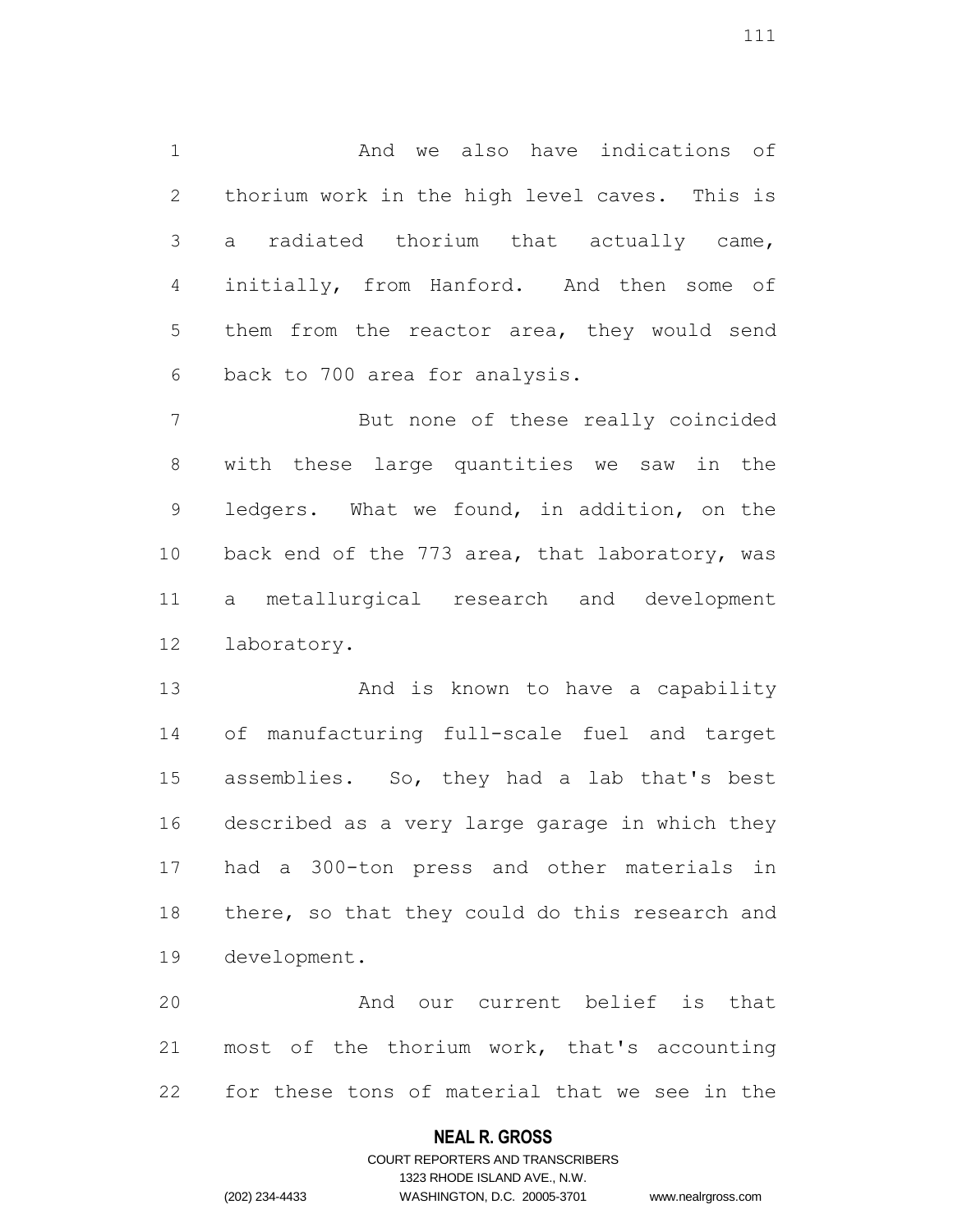And we also have indications of thorium work in the high level caves. This is a radiated thorium that actually came, initially, from Hanford. And then some of them from the reactor area, they would send back to 700 area for analysis.

But none of these really coincided with these large quantities we saw in the ledgers. What we found, in addition, on the back end of the 773 area, that laboratory, was a metallurgical research and development laboratory.

And is known to have a capability of manufacturing full-scale fuel and target assemblies. So, they had a lab that's best described as a very large garage in which they had a 300-ton press and other materials in there, so that they could do this research and development.

And our current belief is that most of the thorium work, that's accounting for these tons of material that we see in the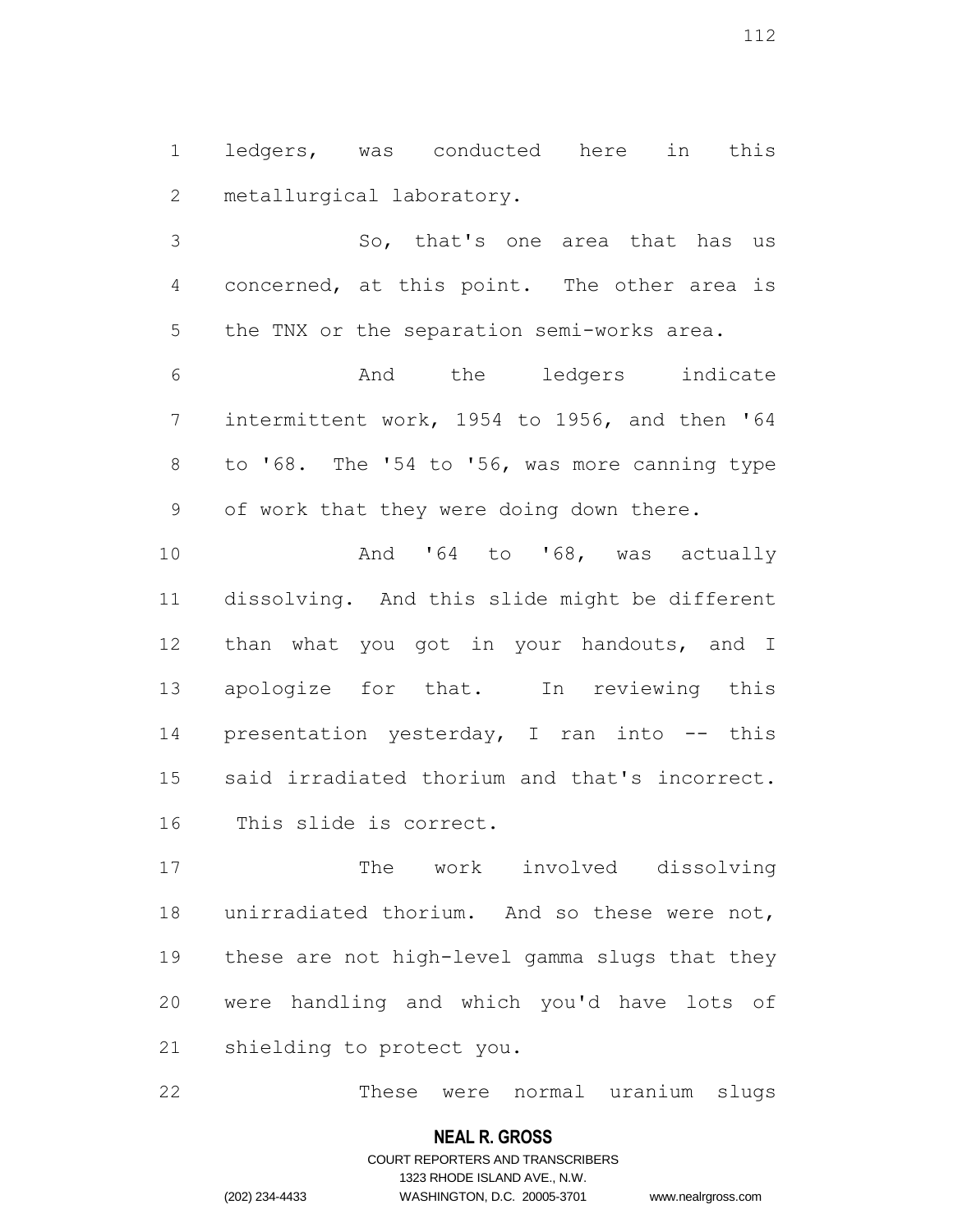ledgers, was conducted here in this metallurgical laboratory.

So, that's one area that has us concerned, at this point. The other area is the TNX or the separation semi-works area.

And the ledgers indicate intermittent work, 1954 to 1956, and then '64 to '68. The '54 to '56, was more canning type of work that they were doing down there.

And '64 to '68, was actually dissolving. And this slide might be different than what you got in your handouts, and I apologize for that. In reviewing this presentation yesterday, I ran into -- this said irradiated thorium and that's incorrect. This slide is correct.

The work involved dissolving unirradiated thorium. And so these were not, these are not high-level gamma slugs that they were handling and which you'd have lots of shielding to protect you.

These were normal uranium slugs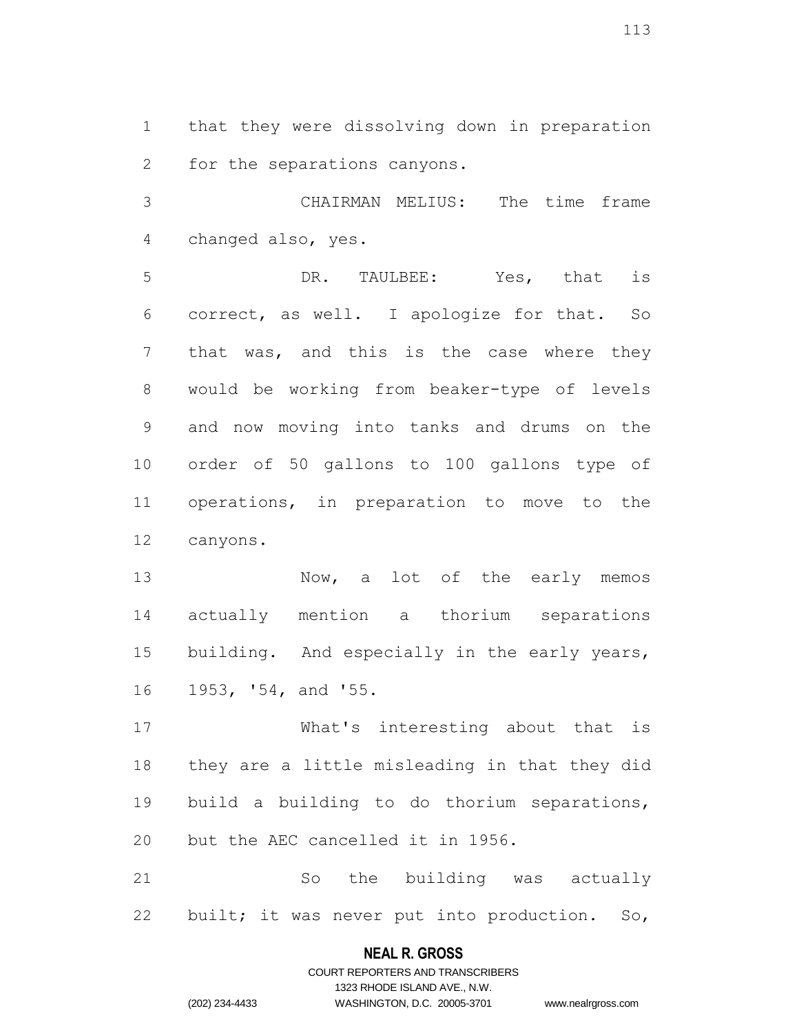that they were dissolving down in preparation for the separations canyons.

CHAIRMAN MELIUS: The time frame changed also, yes.

DR. TAULBEE: Yes, that is correct, as well. I apologize for that. So that was, and this is the case where they would be working from beaker-type of levels and now moving into tanks and drums on the order of 50 gallons to 100 gallons type of operations, in preparation to move to the canyons.

Now, a lot of the early memos actually mention a thorium separations building. And especially in the early years, 1953, '54, and '55.

What's interesting about that is they are a little misleading in that they did build a building to do thorium separations, but the AEC cancelled it in 1956.

So the building was actually built; it was never put into production. So,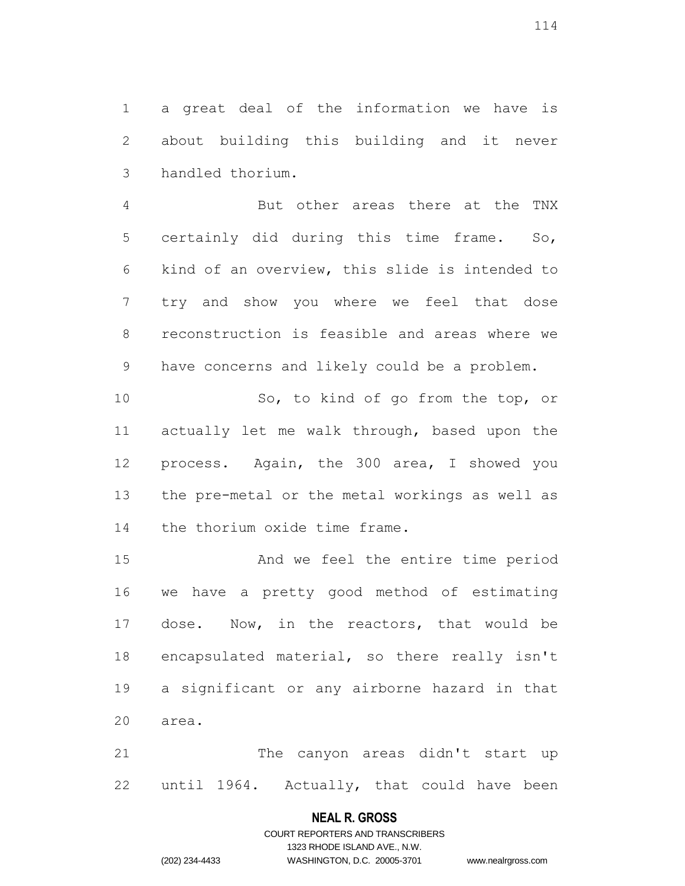a great deal of the information we have is about building this building and it never handled thorium.

But other areas there at the TNX certainly did during this time frame. So, kind of an overview, this slide is intended to try and show you where we feel that dose reconstruction is feasible and areas where we have concerns and likely could be a problem.

So, to kind of go from the top, or actually let me walk through, based upon the process. Again, the 300 area, I showed you the pre-metal or the metal workings as well as the thorium oxide time frame.

And we feel the entire time period we have a pretty good method of estimating dose. Now, in the reactors, that would be encapsulated material, so there really isn't a significant or any airborne hazard in that area.

The canyon areas didn't start up until 1964. Actually, that could have been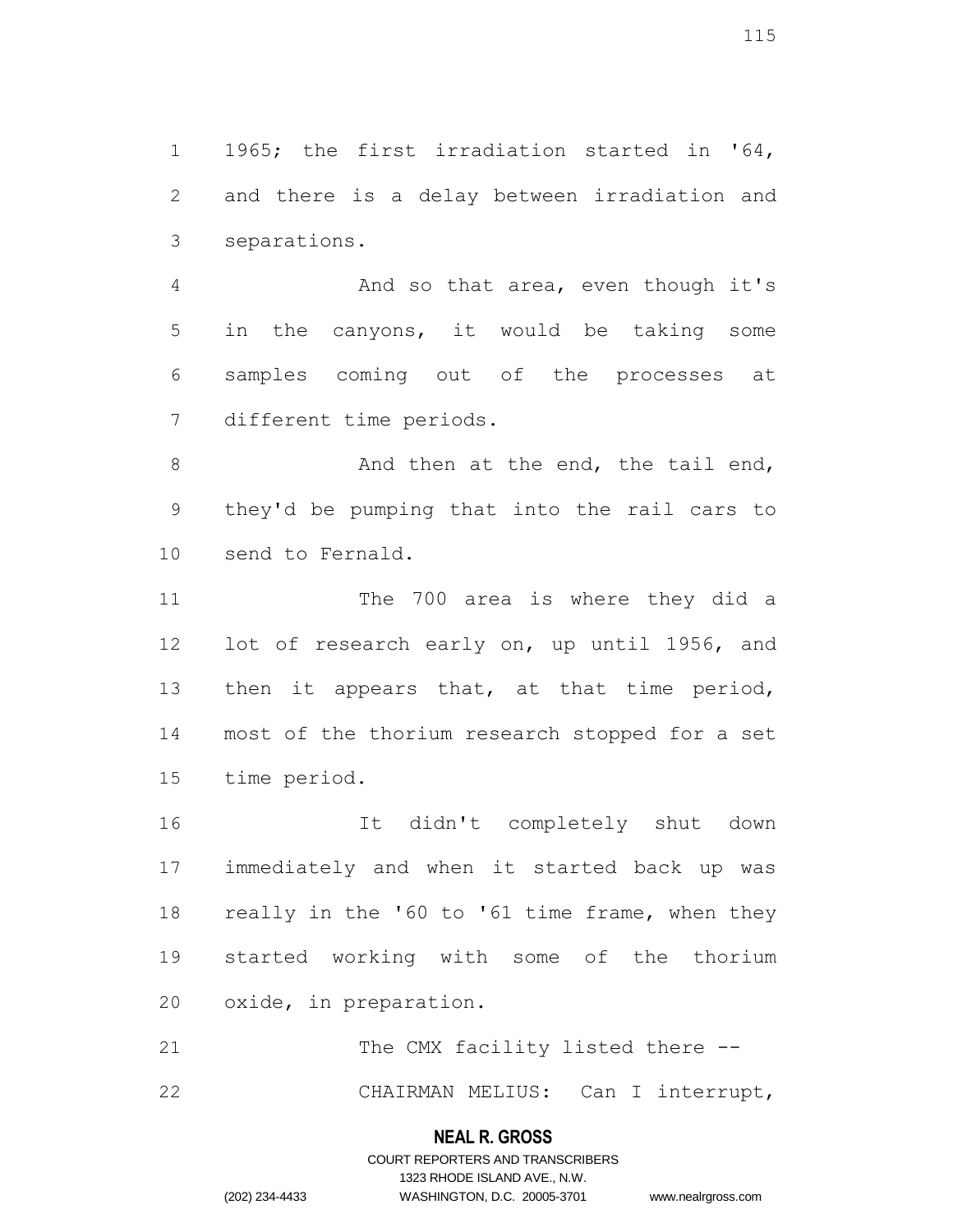1965; the first irradiation started in '64, and there is a delay between irradiation and separations.

And so that area, even though it's in the canyons, it would be taking some samples coming out of the processes at different time periods.

And then at the end, the tail end, they'd be pumping that into the rail cars to send to Fernald.

The 700 area is where they did a lot of research early on, up until 1956, and then it appears that, at that time period, most of the thorium research stopped for a set time period.

It didn't completely shut down immediately and when it started back up was really in the '60 to '61 time frame, when they started working with some of the thorium oxide, in preparation.

The CMX facility listed there --

CHAIRMAN MELIUS: Can I interrupt,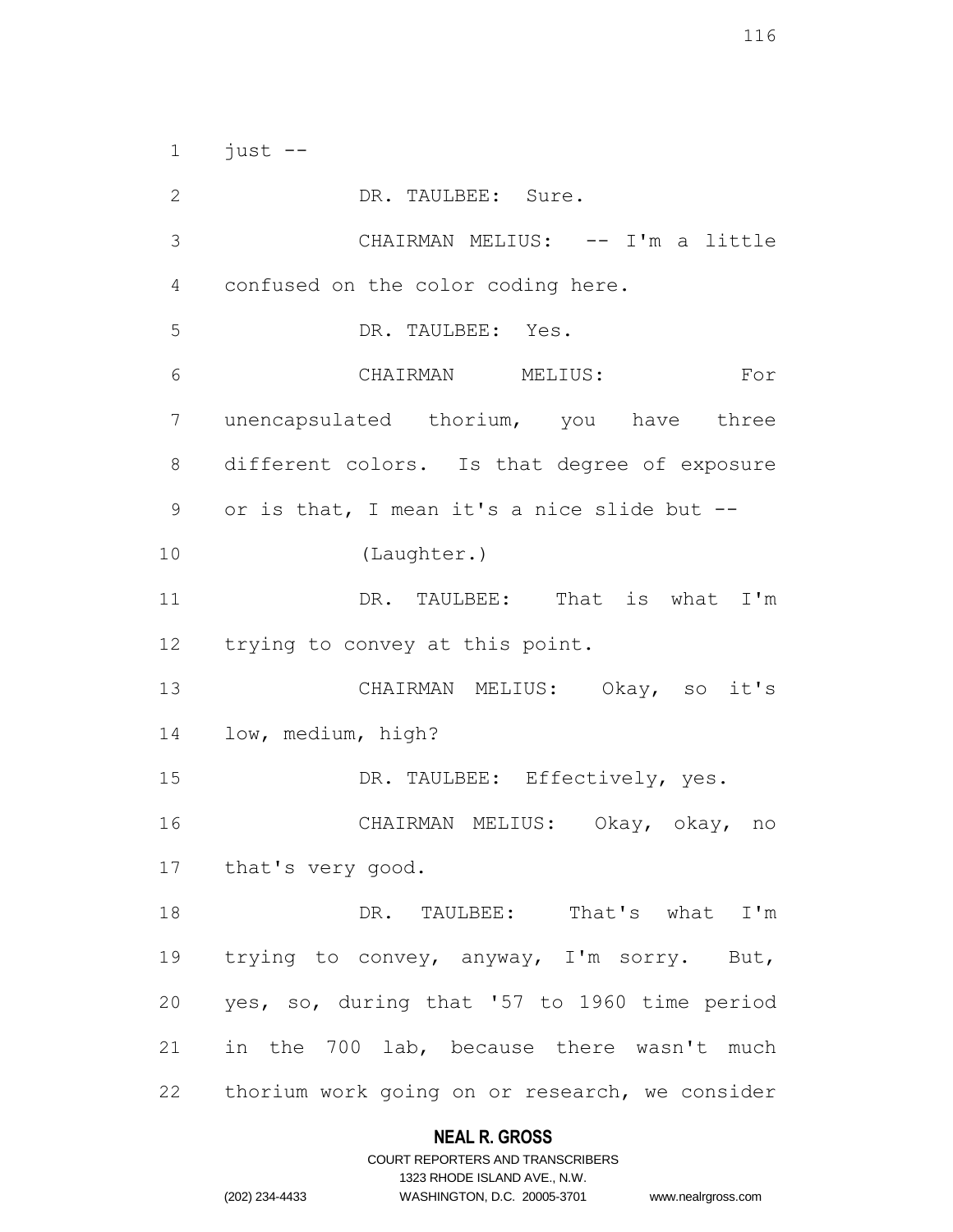just --

DR. TAULBEE: Sure.

CHAIRMAN MELIUS: -- I'm a little confused on the color coding here.

DR. TAULBEE: Yes.

CHAIRMAN MELIUS: For unencapsulated thorium, you have three different colors. Is that degree of exposure or is that, I mean it's a nice slide but --

(Laughter.)

DR. TAULBEE: That is what I'm trying to convey at this point.

CHAIRMAN MELIUS: Okay, so it's low, medium, high?

DR. TAULBEE: Effectively, yes.

CHAIRMAN MELIUS: Okay, okay, no that's very good.

DR. TAULBEE: That's what I'm trying to convey, anyway, I'm sorry. But, yes, so, during that '57 to 1960 time period in the 700 lab, because there wasn't much thorium work going on or research, we consider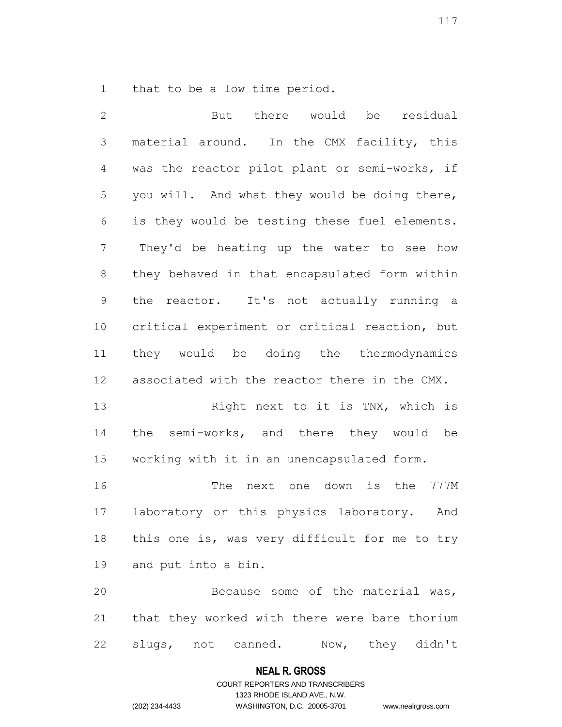that to be a low time period.

But there would be residual material around. In the CMX facility, this was the reactor pilot plant or semi-works, if you will. And what they would be doing there, is they would be testing these fuel elements. They'd be heating up the water to see how they behaved in that encapsulated form within the reactor. It's not actually running a critical experiment or critical reaction, but they would be doing the thermodynamics associated with the reactor there in the CMX.

Right next to it is TNX, which is the semi-works, and there they would be working with it in an unencapsulated form.

The next one down is the 777M laboratory or this physics laboratory. And this one is, was very difficult for me to try and put into a bin.

Because some of the material was, that they worked with there were bare thorium slugs, not canned. Now, they didn't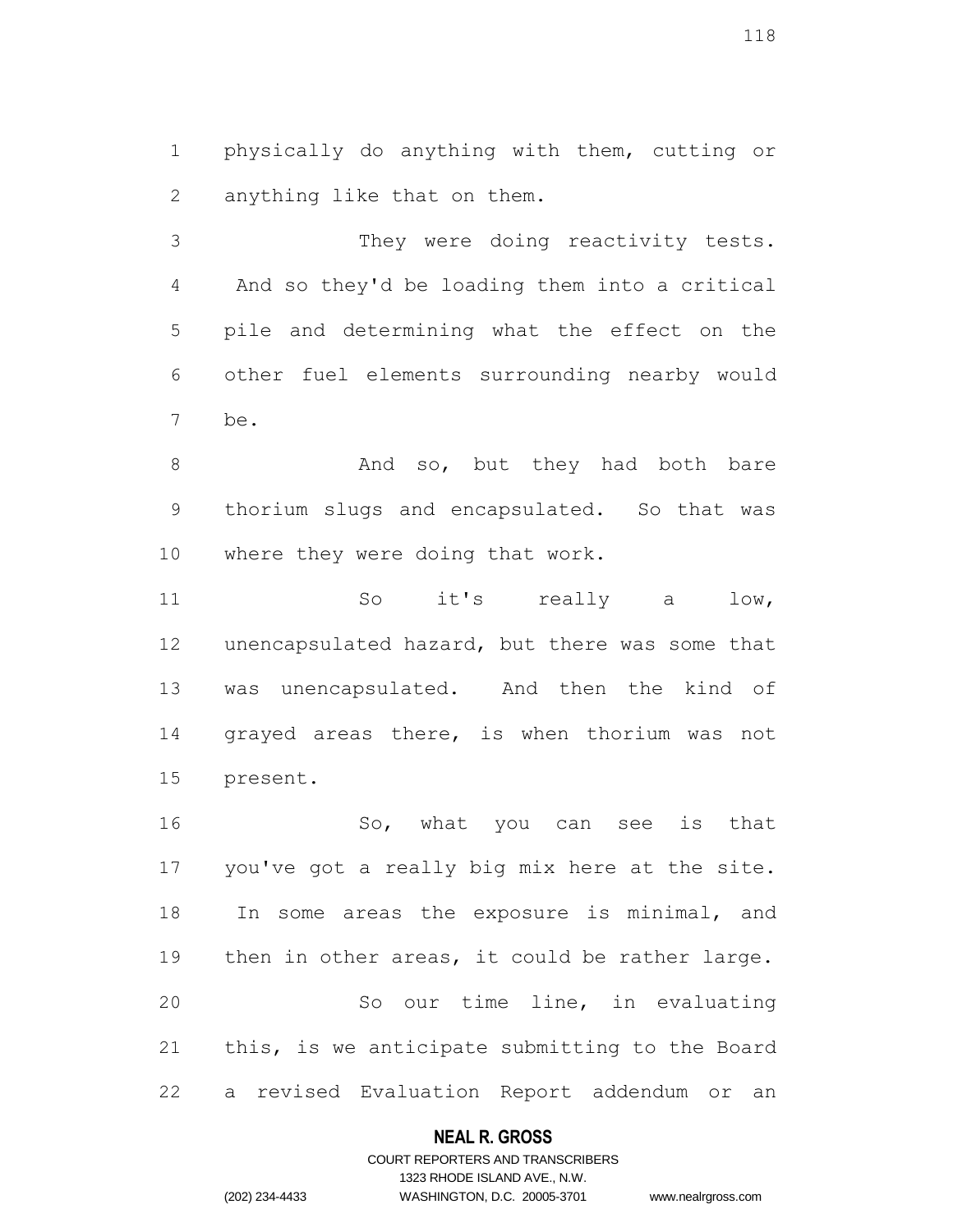physically do anything with them, cutting or anything like that on them.

They were doing reactivity tests. And so they'd be loading them into a critical pile and determining what the effect on the other fuel elements surrounding nearby would be.

And so, but they had both bare thorium slugs and encapsulated. So that was where they were doing that work.

So it's really a low, unencapsulated hazard, but there was some that was unencapsulated. And then the kind of grayed areas there, is when thorium was not present.

So, what you can see is that you've got a really big mix here at the site. In some areas the exposure is minimal, and then in other areas, it could be rather large.

So our time line, in evaluating this, is we anticipate submitting to the Board a revised Evaluation Report addendum or an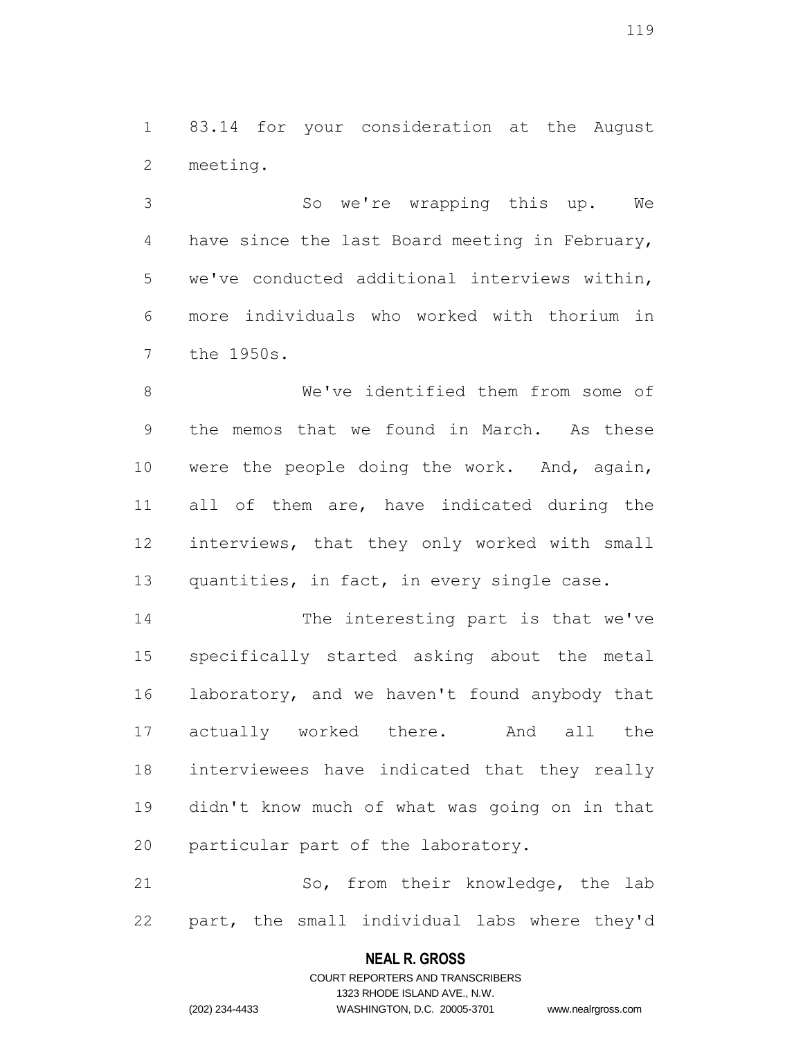83.14 for your consideration at the August meeting.

So we're wrapping this up. We have since the last Board meeting in February, we've conducted additional interviews within, more individuals who worked with thorium in the 1950s.

We've identified them from some of the memos that we found in March. As these were the people doing the work. And, again, all of them are, have indicated during the interviews, that they only worked with small quantities, in fact, in every single case.

The interesting part is that we've specifically started asking about the metal laboratory, and we haven't found anybody that actually worked there. And all the interviewees have indicated that they really didn't know much of what was going on in that particular part of the laboratory.

So, from their knowledge, the lab part, the small individual labs where they'd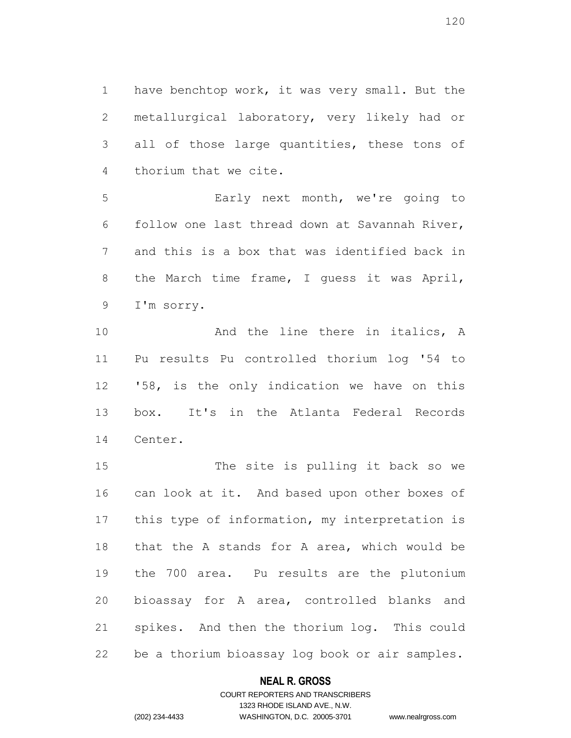have benchtop work, it was very small. But the metallurgical laboratory, very likely had or all of those large quantities, these tons of thorium that we cite.

Early next month, we're going to follow one last thread down at Savannah River, and this is a box that was identified back in the March time frame, I guess it was April, I'm sorry.

And the line there in italics, A Pu results Pu controlled thorium log '54 to '58, is the only indication we have on this box. It's in the Atlanta Federal Records Center.

The site is pulling it back so we can look at it. And based upon other boxes of this type of information, my interpretation is that the A stands for A area, which would be the 700 area. Pu results are the plutonium bioassay for A area, controlled blanks and spikes. And then the thorium log. This could be a thorium bioassay log book or air samples.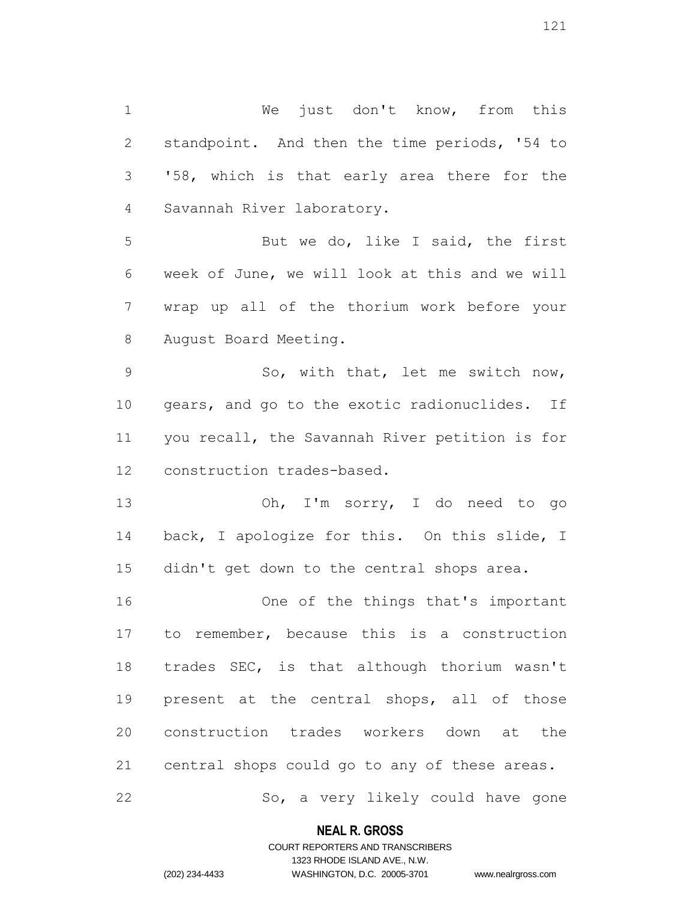We just don't know, from this standpoint. And then the time periods, '54 to '58, which is that early area there for the Savannah River laboratory.

But we do, like I said, the first week of June, we will look at this and we will wrap up all of the thorium work before your August Board Meeting.

So, with that, let me switch now, gears, and go to the exotic radionuclides. If you recall, the Savannah River petition is for construction trades-based.

Oh, I'm sorry, I do need to go back, I apologize for this. On this slide, I didn't get down to the central shops area.

One of the things that's important to remember, because this is a construction trades SEC, is that although thorium wasn't present at the central shops, all of those construction trades workers down at the central shops could go to any of these areas.

So, a very likely could have gone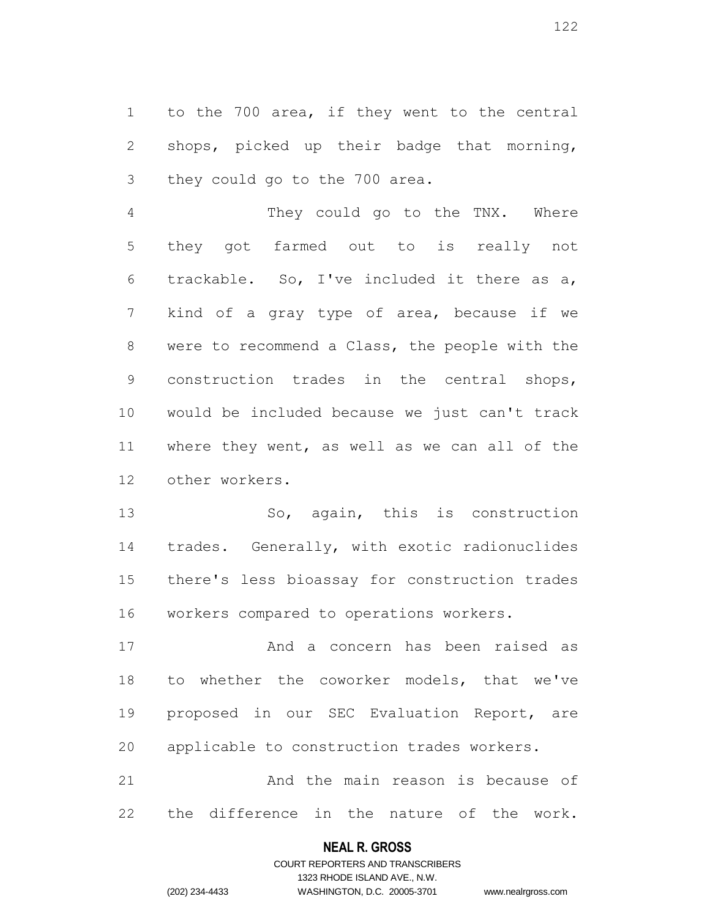to the 700 area, if they went to the central shops, picked up their badge that morning, they could go to the 700 area.

They could go to the TNX. Where they got farmed out to is really not trackable. So, I've included it there as a, kind of a gray type of area, because if we were to recommend a Class, the people with the construction trades in the central shops, would be included because we just can't track where they went, as well as we can all of the other workers.

So, again, this is construction trades. Generally, with exotic radionuclides there's less bioassay for construction trades workers compared to operations workers.

And a concern has been raised as to whether the coworker models, that we've proposed in our SEC Evaluation Report, are applicable to construction trades workers.

And the main reason is because of the difference in the nature of the work.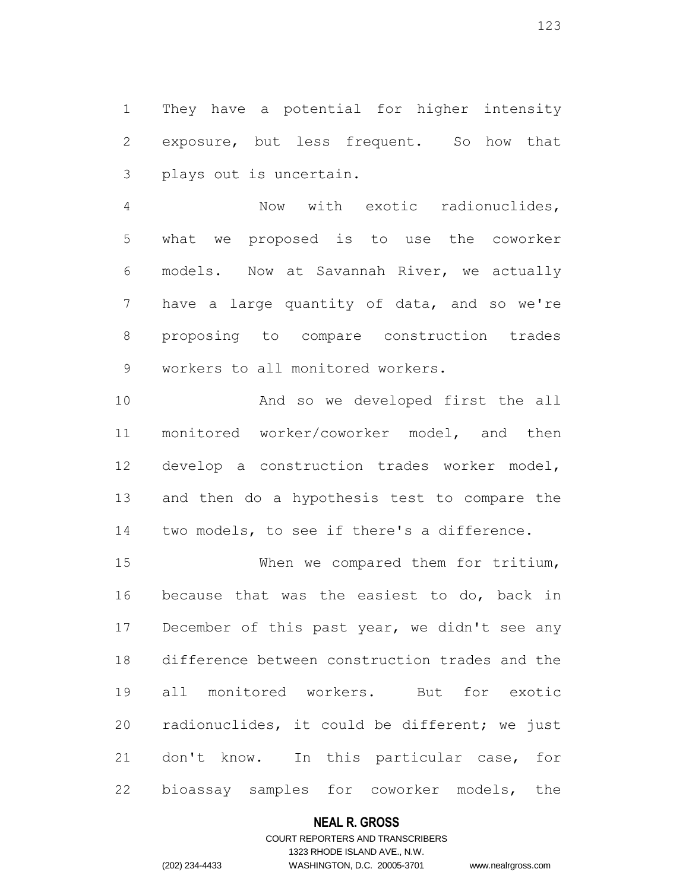They have a potential for higher intensity exposure, but less frequent. So how that plays out is uncertain.

Now with exotic radionuclides, what we proposed is to use the coworker models. Now at Savannah River, we actually have a large quantity of data, and so we're proposing to compare construction trades workers to all monitored workers.

And so we developed first the all monitored worker/coworker model, and then develop a construction trades worker model, and then do a hypothesis test to compare the two models, to see if there's a difference.

When we compared them for tritium, because that was the easiest to do, back in December of this past year, we didn't see any difference between construction trades and the all monitored workers. But for exotic radionuclides, it could be different; we just don't know. In this particular case, for bioassay samples for coworker models, the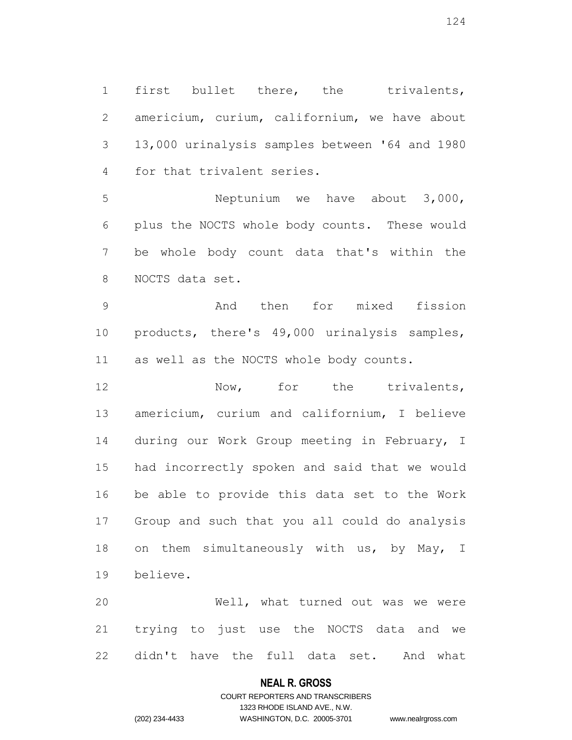first bullet there, the trivalents, americium, curium, californium, we have about 13,000 urinalysis samples between '64 and 1980 for that trivalent series.

Neptunium we have about 3,000, plus the NOCTS whole body counts. These would be whole body count data that's within the NOCTS data set.

And then for mixed fission products, there's 49,000 urinalysis samples, as well as the NOCTS whole body counts.

Now, for the trivalents, americium, curium and californium, I believe during our Work Group meeting in February, I had incorrectly spoken and said that we would be able to provide this data set to the Work Group and such that you all could do analysis on them simultaneously with us, by May, I believe.

Well, what turned out was we were trying to just use the NOCTS data and we didn't have the full data set. And what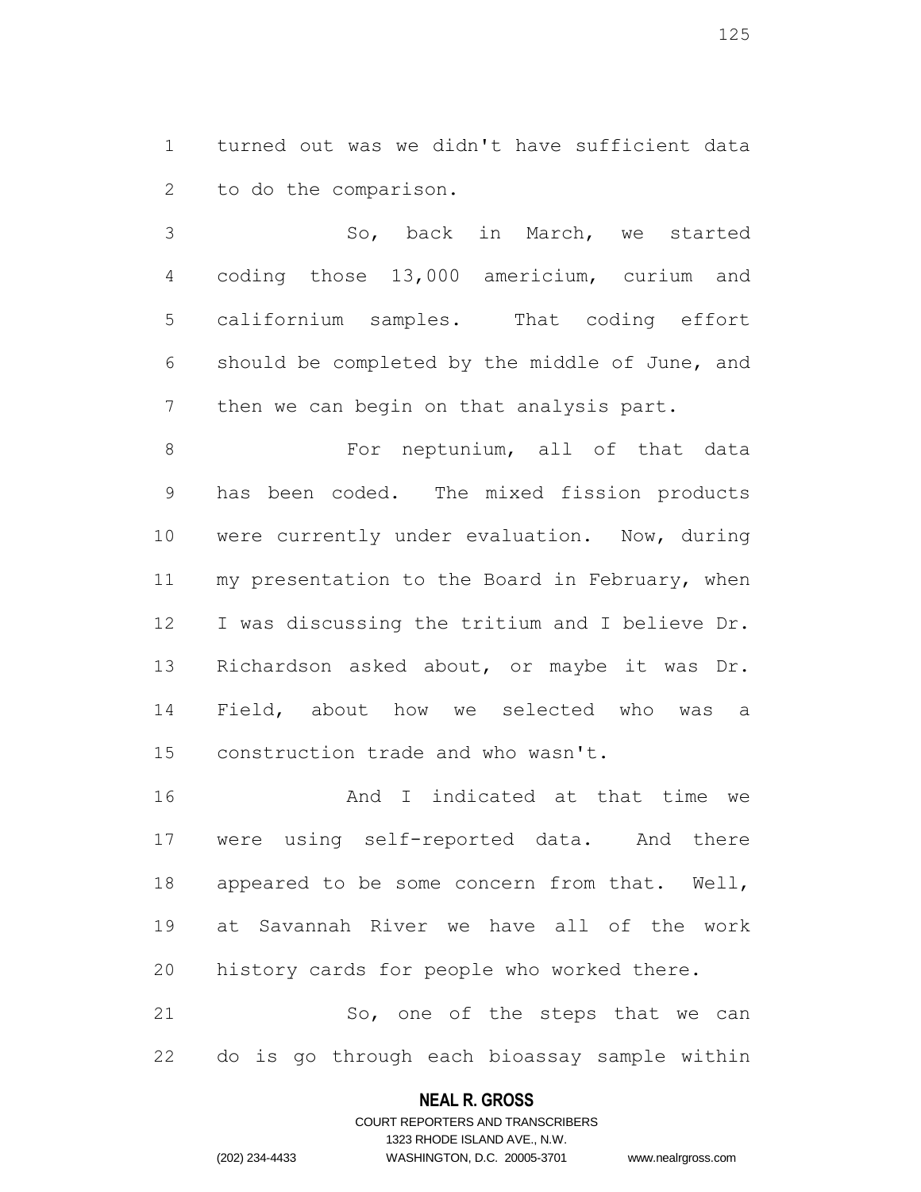turned out was we didn't have sufficient data to do the comparison.

So, back in March, we started coding those 13,000 americium, curium and californium samples. That coding effort should be completed by the middle of June, and then we can begin on that analysis part.

For neptunium, all of that data has been coded. The mixed fission products were currently under evaluation. Now, during my presentation to the Board in February, when I was discussing the tritium and I believe Dr. Richardson asked about, or maybe it was Dr. Field, about how we selected who was a construction trade and who wasn't.

And I indicated at that time we were using self-reported data. And there appeared to be some concern from that. Well, at Savannah River we have all of the work history cards for people who worked there.

So, one of the steps that we can do is go through each bioassay sample within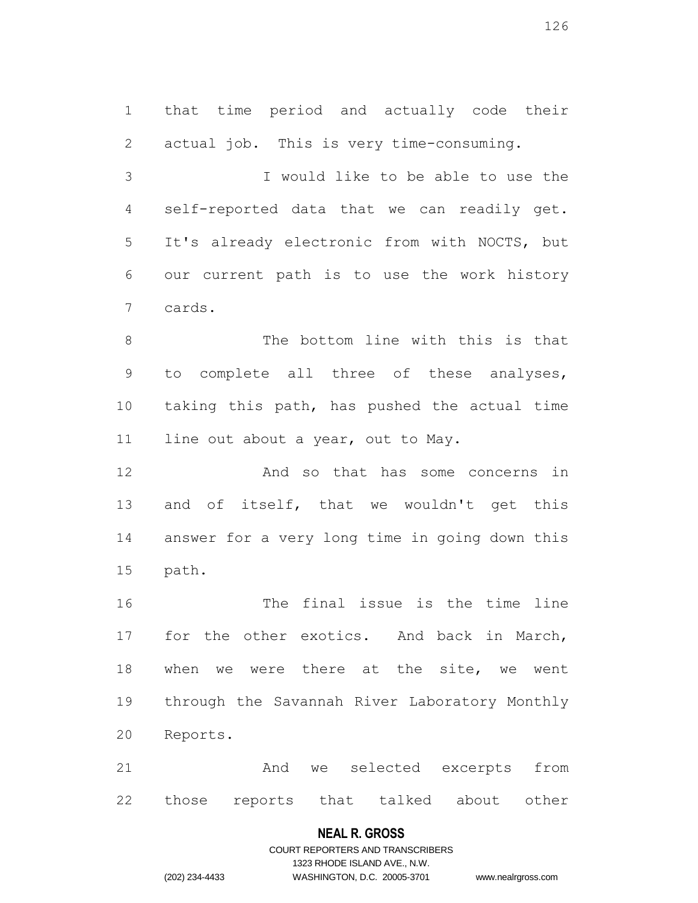that time period and actually code their actual job. This is very time-consuming.

I would like to be able to use the self-reported data that we can readily get. It's already electronic from with NOCTS, but our current path is to use the work history cards.

The bottom line with this is that to complete all three of these analyses, taking this path, has pushed the actual time line out about a year, out to May.

And so that has some concerns in and of itself, that we wouldn't get this answer for a very long time in going down this path.

The final issue is the time line for the other exotics. And back in March, when we were there at the site, we went through the Savannah River Laboratory Monthly Reports.

And we selected excerpts from those reports that talked about other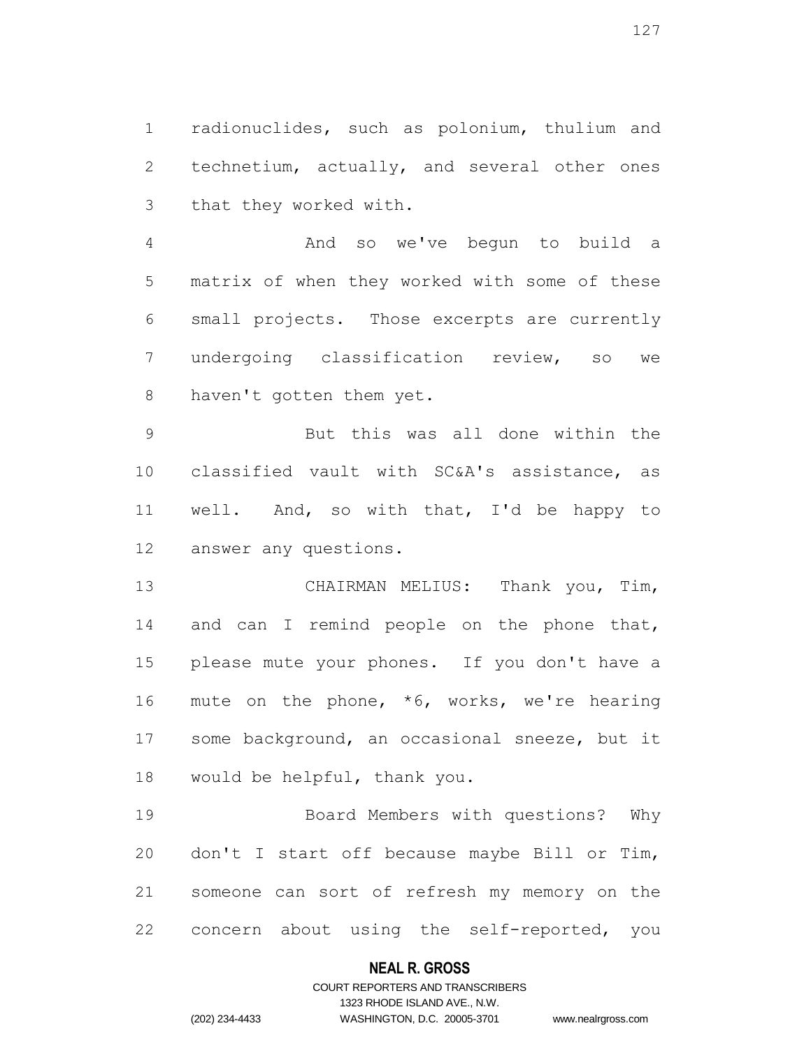radionuclides, such as polonium, thulium and technetium, actually, and several other ones that they worked with.

And so we've begun to build a matrix of when they worked with some of these small projects. Those excerpts are currently undergoing classification review, so we haven't gotten them yet.

But this was all done within the classified vault with SC&A's assistance, as well. And, so with that, I'd be happy to answer any questions.

CHAIRMAN MELIUS: Thank you, Tim, and can I remind people on the phone that, please mute your phones. If you don't have a mute on the phone, *6, works, we're hearing some background, an occasional sneeze, but it would be helpful, thank you.

Board Members with questions? Why don't I start off because maybe Bill or Tim, someone can sort of refresh my memory on the concern about using the self-reported, you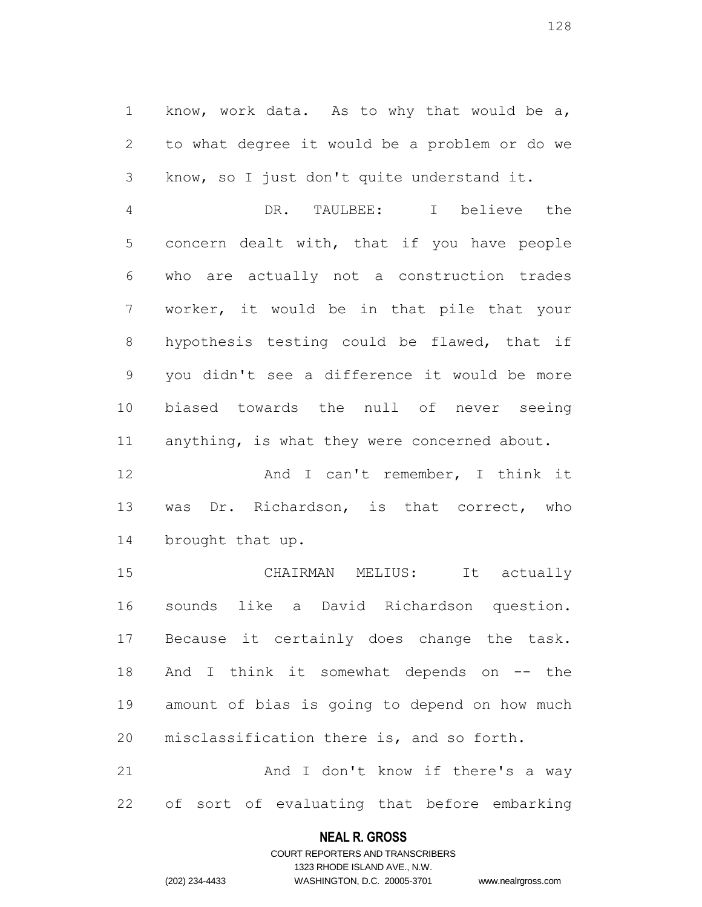know, work data. As to why that would be a, to what degree it would be a problem or do we know, so I just don't quite understand it.

DR. TAULBEE: I believe the concern dealt with, that if you have people who are actually not a construction trades worker, it would be in that pile that your hypothesis testing could be flawed, that if you didn't see a difference it would be more biased towards the null of never seeing anything, is what they were concerned about.

And I can't remember, I think it was Dr. Richardson, is that correct, who brought that up.

CHAIRMAN MELIUS: It actually sounds like a David Richardson question. Because it certainly does change the task. And I think it somewhat depends on -- the amount of bias is going to depend on how much misclassification there is, and so forth.

And I don't know if there's a way of sort of evaluating that before embarking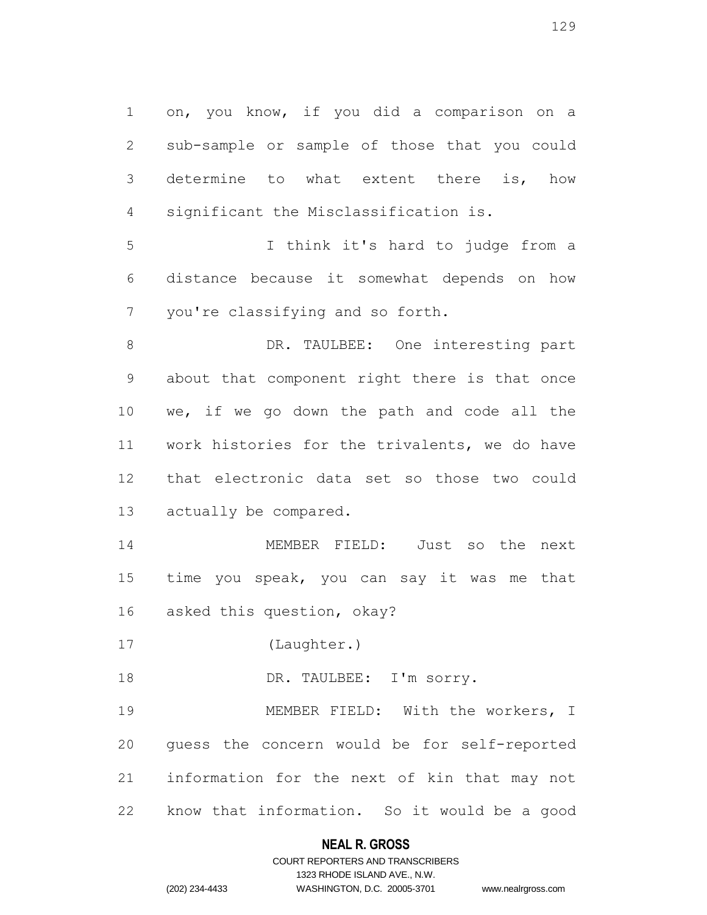on, you know, if you did a comparison on a sub-sample or sample of those that you could determine to what extent there is, how significant the Misclassification is.

I think it's hard to judge from a distance because it somewhat depends on how you're classifying and so forth.

DR. TAULBEE: One interesting part about that component right there is that once we, if we go down the path and code all the work histories for the trivalents, we do have that electronic data set so those two could actually be compared.

MEMBER FIELD: Just so the next time you speak, you can say it was me that asked this question, okay?

(Laughter.)

DR. TAULBEE: I'm sorry.

MEMBER FIELD: With the workers, I guess the concern would be for self-reported information for the next of kin that may not know that information. So it would be a good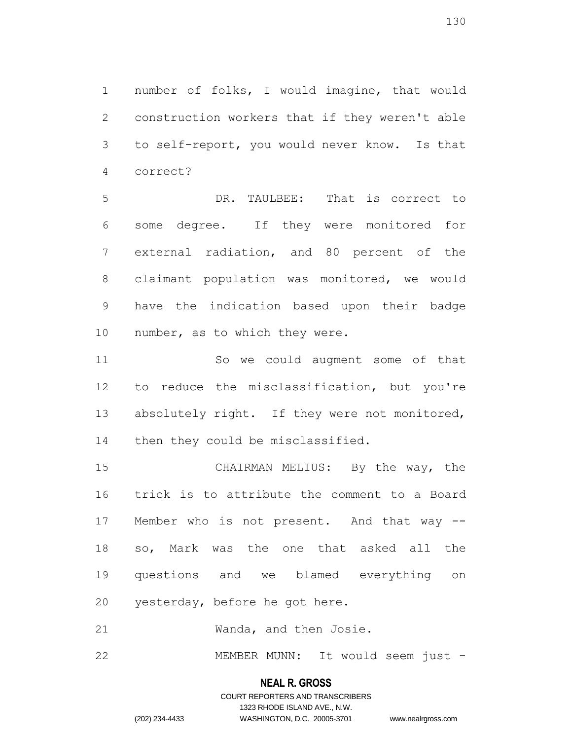number of folks, I would imagine, that would construction workers that if they weren't able to self-report, you would never know. Is that correct?

DR. TAULBEE: That is correct to some degree. If they were monitored for external radiation, and 80 percent of the claimant population was monitored, we would have the indication based upon their badge number, as to which they were.

So we could augment some of that to reduce the misclassification, but you're absolutely right. If they were not monitored, then they could be misclassified.

CHAIRMAN MELIUS: By the way, the trick is to attribute the comment to a Board Member who is not present. And that way -- so, Mark was the one that asked all the questions and we blamed everything on yesterday, before he got here.

Wanda, and then Josie.

MEMBER MUNN: It would seem just -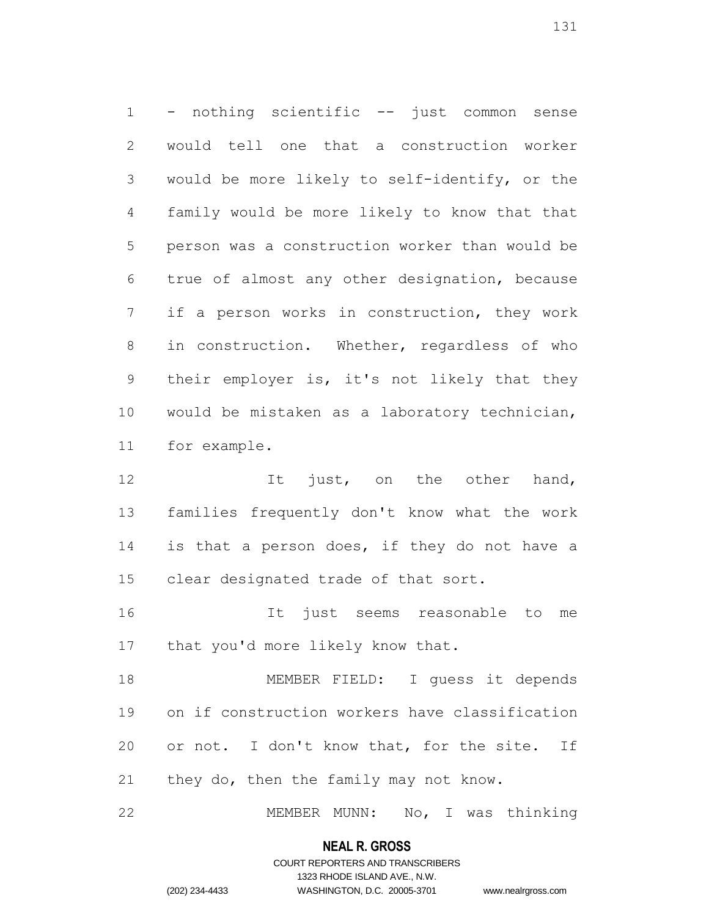- nothing scientific -- just common sense would tell one that a construction worker would be more likely to self-identify, or the family would be more likely to know that that person was a construction worker than would be true of almost any other designation, because if a person works in construction, they work in construction. Whether, regardless of who their employer is, it's not likely that they would be mistaken as a laboratory technician, for example.

It just, on the other hand, families frequently don't know what the work is that a person does, if they do not have a clear designated trade of that sort.

It just seems reasonable to me that you'd more likely know that.

MEMBER FIELD: I guess it depends on if construction workers have classification or not. I don't know that, for the site. If they do, then the family may not know.

MEMBER MUNN: No, I was thinking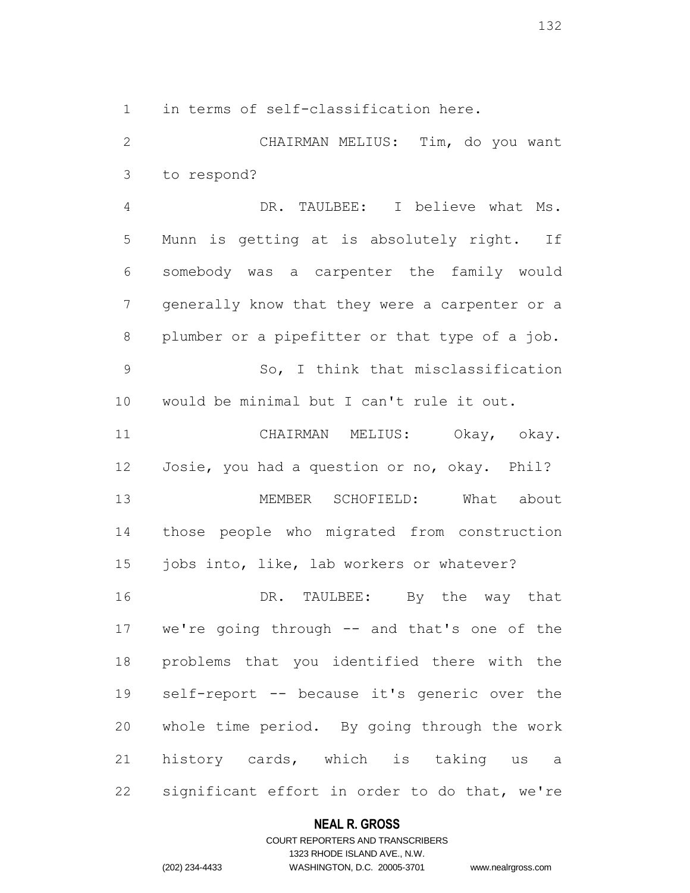in terms of self-classification here.

CHAIRMAN MELIUS: Tim, do you want to respond?

DR. TAULBEE: I believe what Ms. Munn is getting at is absolutely right. If somebody was a carpenter the family would generally know that they were a carpenter or a plumber or a pipefitter or that type of a job.

So, I think that misclassification would be minimal but I can't rule it out.

CHAIRMAN MELIUS: Okay, okay. Josie, you had a question or no, okay. Phil?

MEMBER SCHOFIELD: What about those people who migrated from construction jobs into, like, lab workers or whatever?

DR. TAULBEE: By the way that we're going through -- and that's one of the problems that you identified there with the self-report -- because it's generic over the whole time period. By going through the work history cards, which is taking us a significant effort in order to do that, we're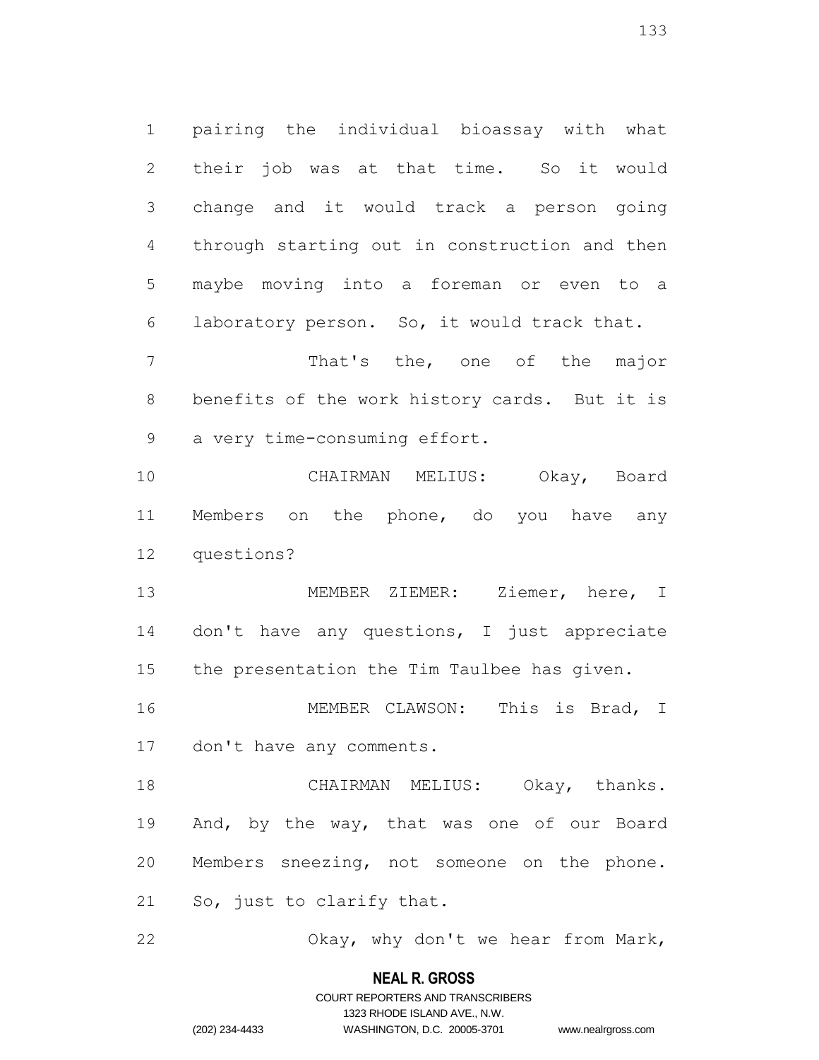pairing the individual bioassay with what their job was at that time. So it would change and it would track a person going through starting out in construction and then maybe moving into a foreman or even to a laboratory person. So, it would track that.

That's the, one of the major benefits of the work history cards. But it is a very time-consuming effort.

CHAIRMAN MELIUS: Okay, Board Members on the phone, do you have any questions?

MEMBER ZIEMER: Ziemer, here, I don't have any questions, I just appreciate the presentation the Tim Taulbee has given.

MEMBER CLAWSON: This is Brad, I don't have any comments.

CHAIRMAN MELIUS: Okay, thanks. And, by the way, that was one of our Board Members sneezing, not someone on the phone. So, just to clarify that.

Okay, why don't we hear from Mark,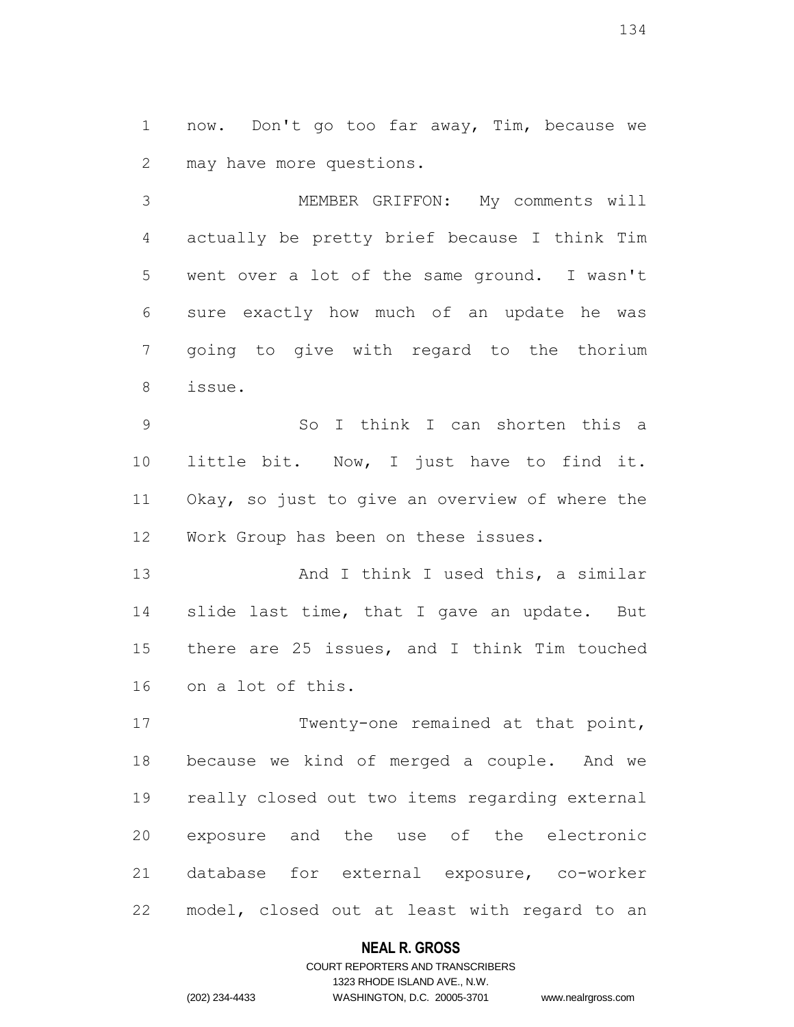now. Don't go too far away, Tim, because we may have more questions.

MEMBER GRIFFON: My comments will actually be pretty brief because I think Tim went over a lot of the same ground. I wasn't sure exactly how much of an update he was going to give with regard to the thorium issue.

So I think I can shorten this a little bit. Now, I just have to find it. Okay, so just to give an overview of where the Work Group has been on these issues.

And I think I used this, a similar slide last time, that I gave an update. But there are 25 issues, and I think Tim touched on a lot of this.

Twenty-one remained at that point, because we kind of merged a couple. And we really closed out two items regarding external exposure and the use of the electronic database for external exposure, co-worker model, closed out at least with regard to an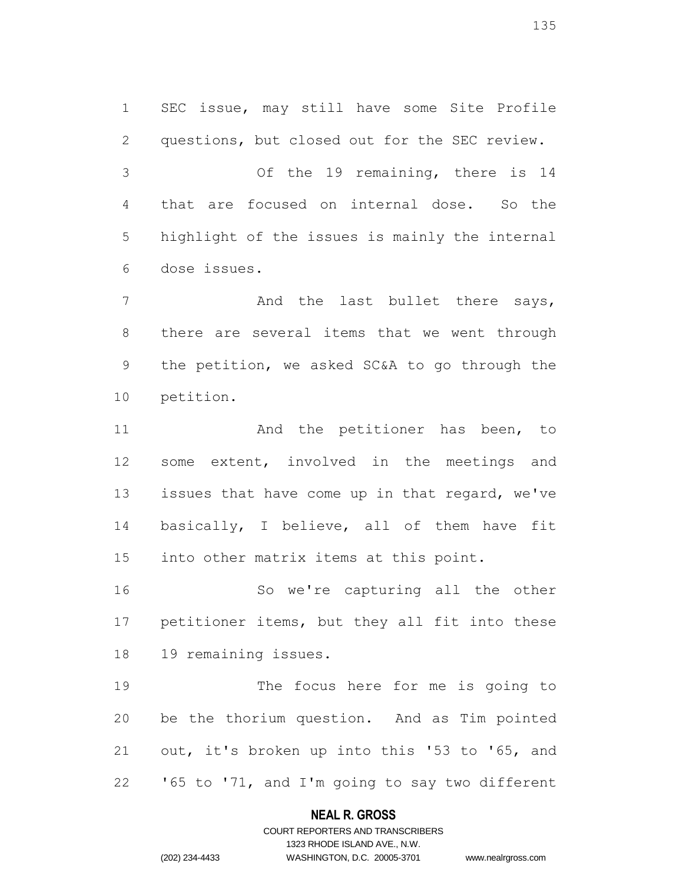SEC issue, may still have some Site Profile questions, but closed out for the SEC review.

Of the 19 remaining, there is 14 that are focused on internal dose. So the highlight of the issues is mainly the internal dose issues.

And the last bullet there says, there are several items that we went through the petition, we asked SC&A to go through the petition.

And the petitioner has been, to some extent, involved in the meetings and issues that have come up in that regard, we've basically, I believe, all of them have fit into other matrix items at this point.

So we're capturing all the other petitioner items, but they all fit into these 19 remaining issues.

The focus here for me is going to be the thorium question. And as Tim pointed out, it's broken up into this '53 to '65, and '65 to '71, and I'm going to say two different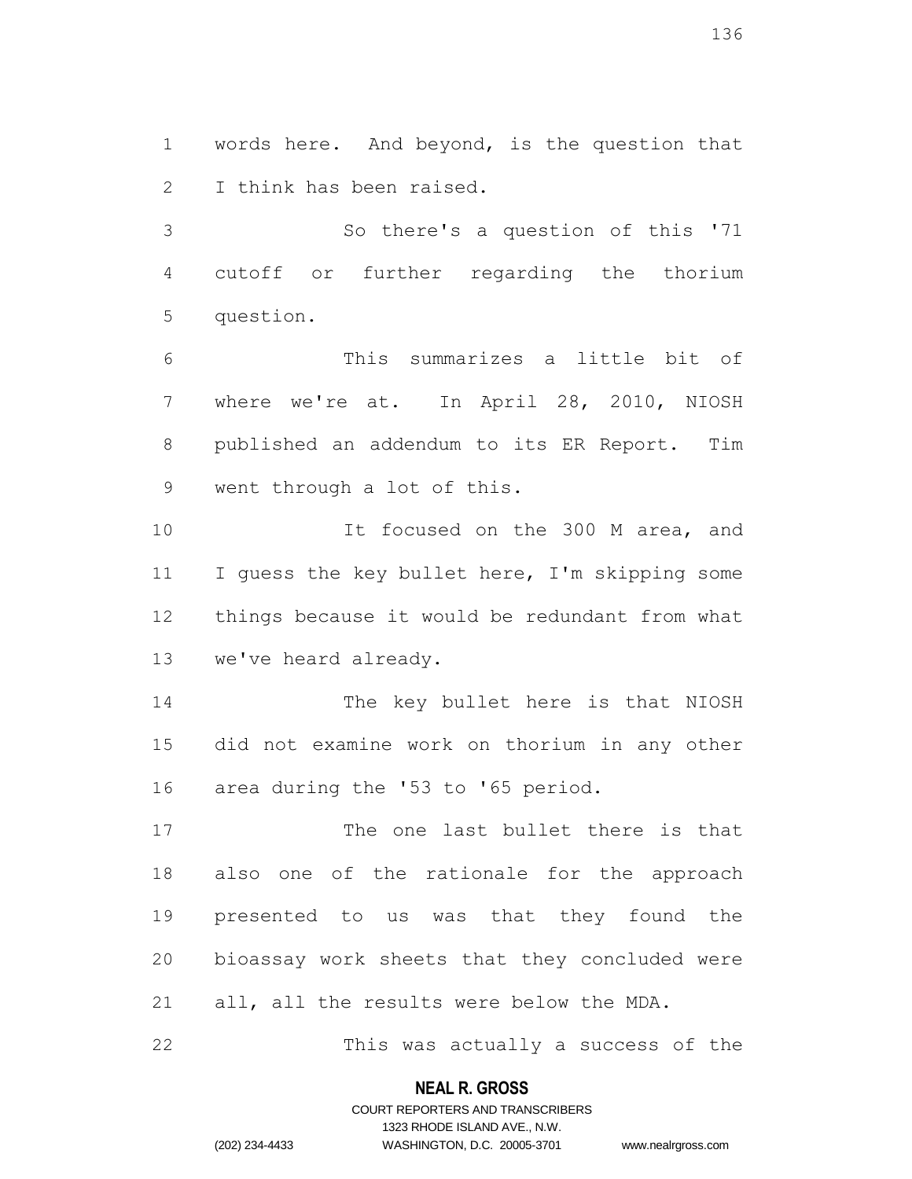words here. And beyond, is the question that I think has been raised.

So there's a question of this '71 cutoff or further regarding the thorium question.

This summarizes a little bit of where we're at. In April 28, 2010, NIOSH published an addendum to its ER Report. Tim went through a lot of this.

It focused on the 300 M area, and I guess the key bullet here, I'm skipping some things because it would be redundant from what we've heard already.

The key bullet here is that NIOSH did not examine work on thorium in any other area during the '53 to '65 period.

The one last bullet there is that also one of the rationale for the approach presented to us was that they found the bioassay work sheets that they concluded were all, all the results were below the MDA.

This was actually a success of the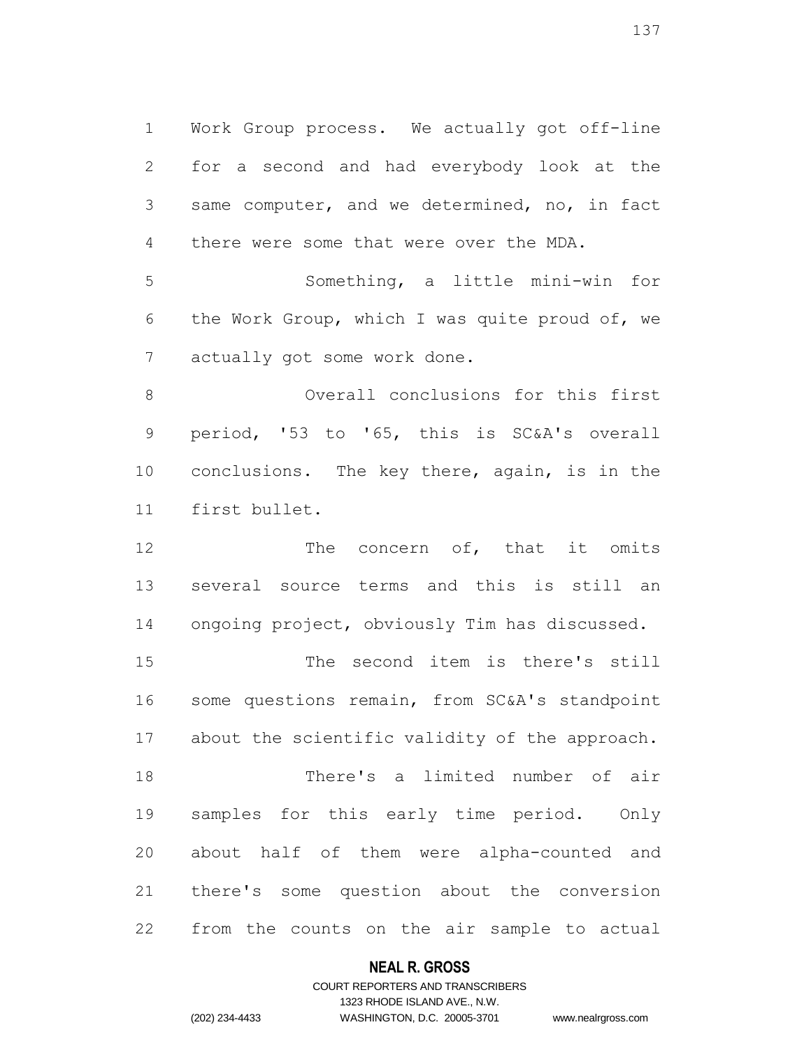Work Group process. We actually got off-line for a second and had everybody look at the same computer, and we determined, no, in fact there were some that were over the MDA.

Something, a little mini-win for the Work Group, which I was quite proud of, we actually got some work done.

Overall conclusions for this first period, '53 to '65, this is SC&A's overall conclusions. The key there, again, is in the first bullet.

The concern of, that it omits several source terms and this is still an ongoing project, obviously Tim has discussed.

The second item is there's still some questions remain, from SC&A's standpoint about the scientific validity of the approach.

There's a limited number of air samples for this early time period. Only about half of them were alpha-counted and there's some question about the conversion from the counts on the air sample to actual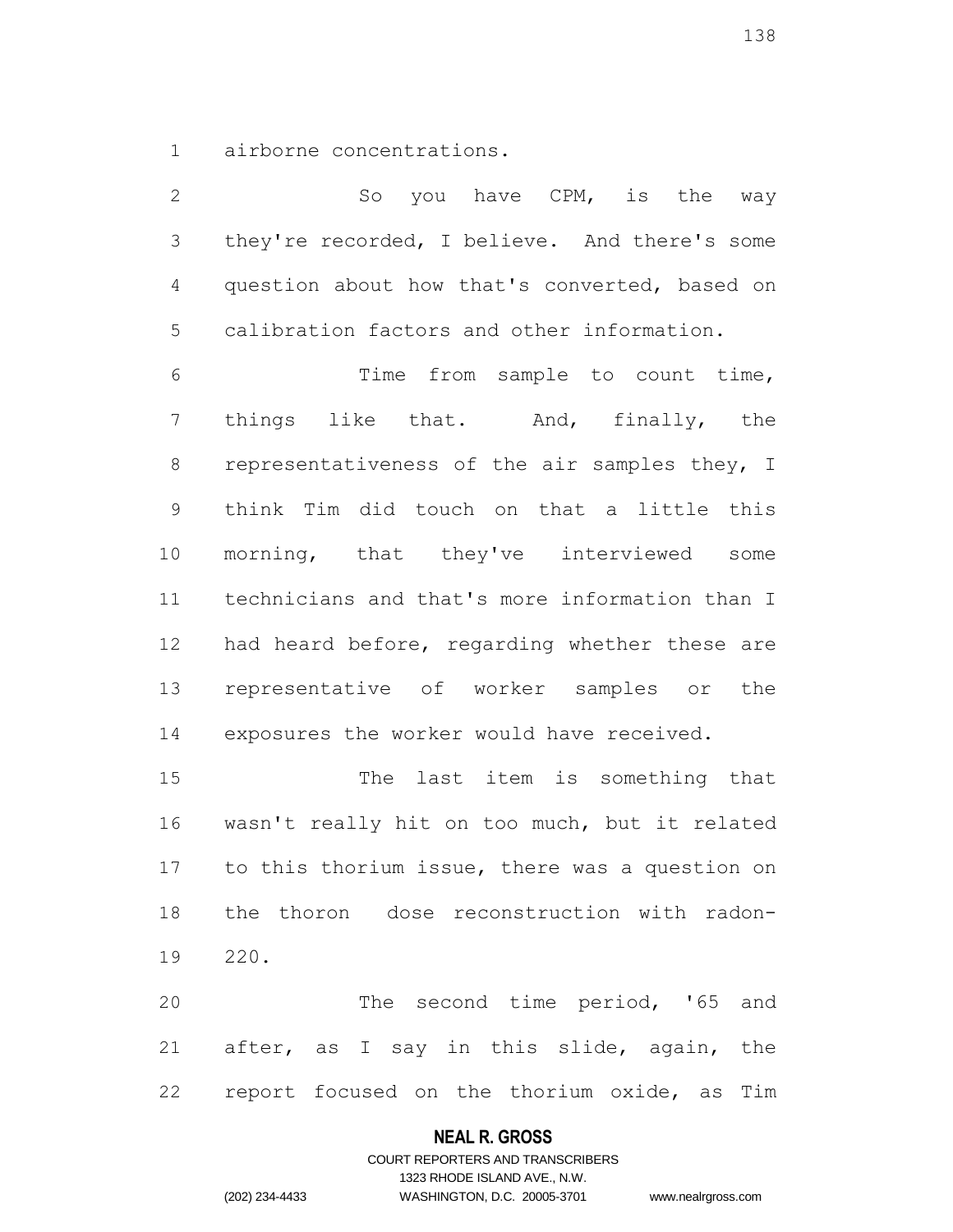airborne concentrations.

So you have CPM, is the way they're recorded, I believe. And there's some question about how that's converted, based on calibration factors and other information.

Time from sample to count time, things like that. And, finally, the representativeness of the air samples they, I think Tim did touch on that a little this morning, that they've interviewed some technicians and that's more information than I had heard before, regarding whether these are representative of worker samples or the exposures the worker would have received.

The last item is something that wasn't really hit on too much, but it related to this thorium issue, there was a question on the thoron dose reconstruction with radon-220.

The second time period, '65 and after, as I say in this slide, again, the report focused on the thorium oxide, as Tim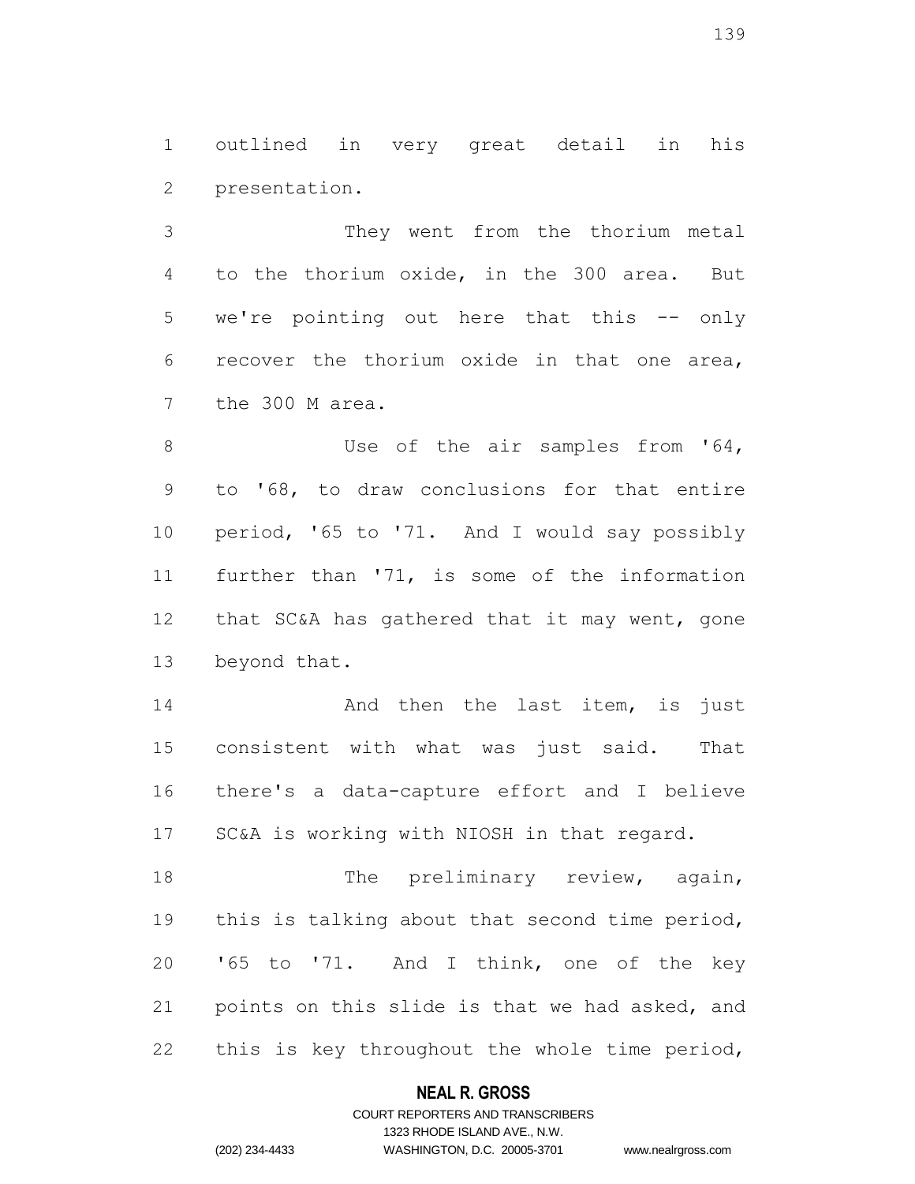outlined in very great detail in his presentation.

They went from the thorium metal to the thorium oxide, in the 300 area. But we're pointing out here that this -- only recover the thorium oxide in that one area, the 300 M area.

Use of the air samples from '64, to '68, to draw conclusions for that entire period, '65 to '71. And I would say possibly further than '71, is some of the information that SC&A has gathered that it may went, gone beyond that.

And then the last item, is just consistent with what was just said. That there's a data-capture effort and I believe SC&A is working with NIOSH in that regard.

The preliminary review, again, this is talking about that second time period, '65 to '71. And I think, one of the key points on this slide is that we had asked, and this is key throughout the whole time period,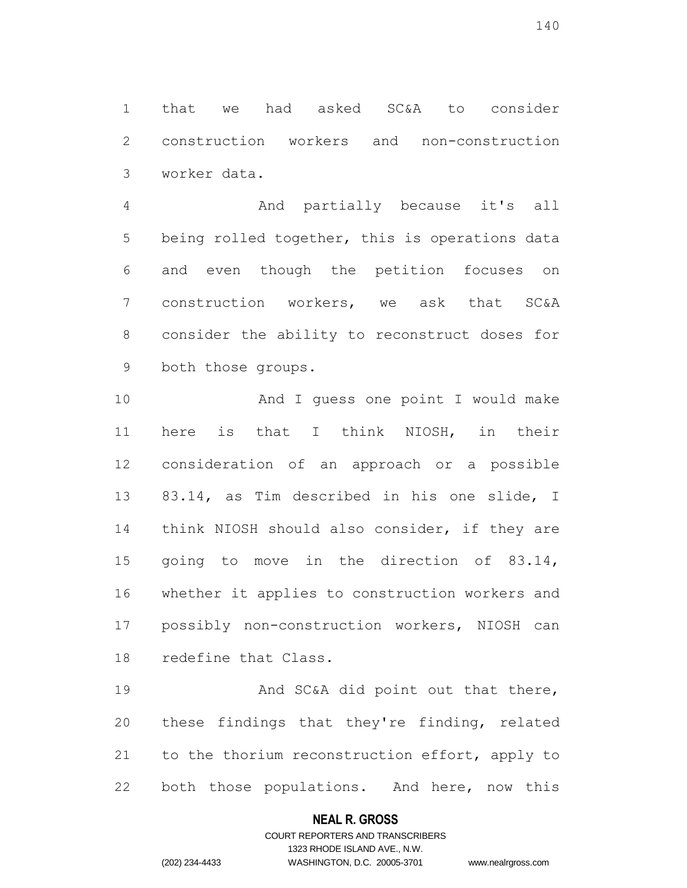that we had asked SC&A to consider construction workers and non-construction worker data.

And partially because it's all being rolled together, this is operations data and even though the petition focuses on construction workers, we ask that SC&A consider the ability to reconstruct doses for both those groups.

And I guess one point I would make here is that I think NIOSH, in their consideration of an approach or a possible 83.14, as Tim described in his one slide, I think NIOSH should also consider, if they are going to move in the direction of 83.14, whether it applies to construction workers and possibly non-construction workers, NIOSH can redefine that Class.

And SC&A did point out that there, these findings that they're finding, related to the thorium reconstruction effort, apply to both those populations. And here, now this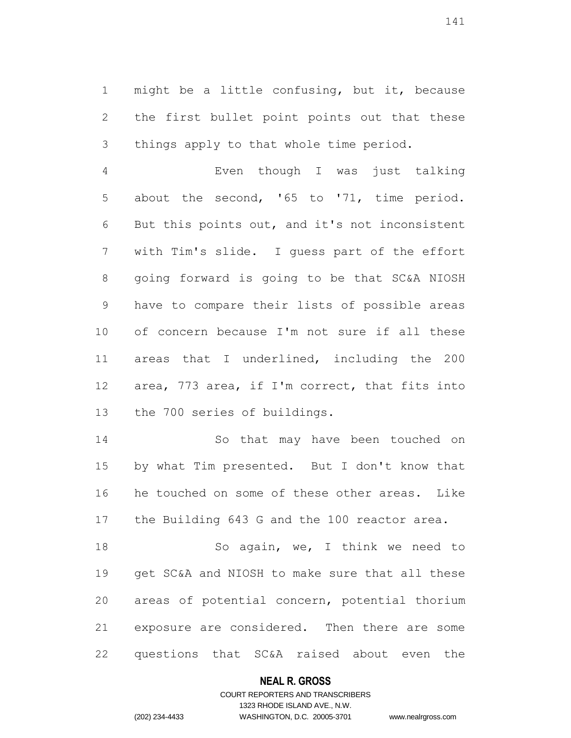might be a little confusing, but it, because the first bullet point points out that these things apply to that whole time period.

Even though I was just talking about the second, '65 to '71, time period. But this points out, and it's not inconsistent with Tim's slide. I guess part of the effort going forward is going to be that SC&A NIOSH have to compare their lists of possible areas of concern because I'm not sure if all these areas that I underlined, including the 200 area, 773 area, if I'm correct, that fits into the 700 series of buildings.

So that may have been touched on by what Tim presented. But I don't know that he touched on some of these other areas. Like the Building 643 G and the 100 reactor area.

So again, we, I think we need to get SC&A and NIOSH to make sure that all these areas of potential concern, potential thorium exposure are considered. Then there are some questions that SC&A raised about even the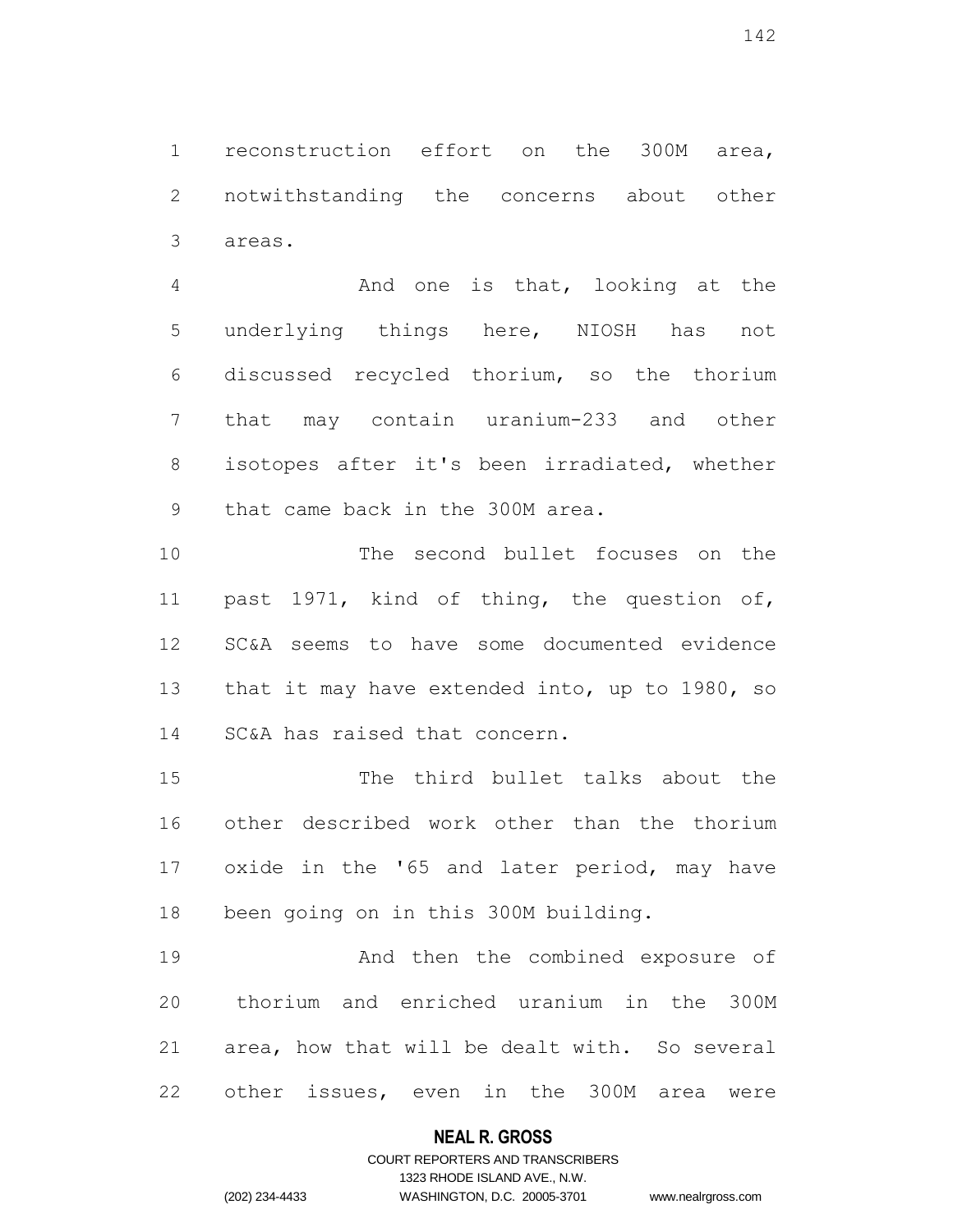reconstruction effort on the 300M area, notwithstanding the concerns about other areas.

And one is that, looking at the underlying things here, NIOSH has not discussed recycled thorium, so the thorium that may contain uranium-233 and other isotopes after it's been irradiated, whether that came back in the 300M area.

The second bullet focuses on the past 1971, kind of thing, the question of, SC&A seems to have some documented evidence that it may have extended into, up to 1980, so SC&A has raised that concern.

The third bullet talks about the other described work other than the thorium oxide in the '65 and later period, may have been going on in this 300M building.

And then the combined exposure of thorium and enriched uranium in the 300M area, how that will be dealt with. So several other issues, even in the 300M area were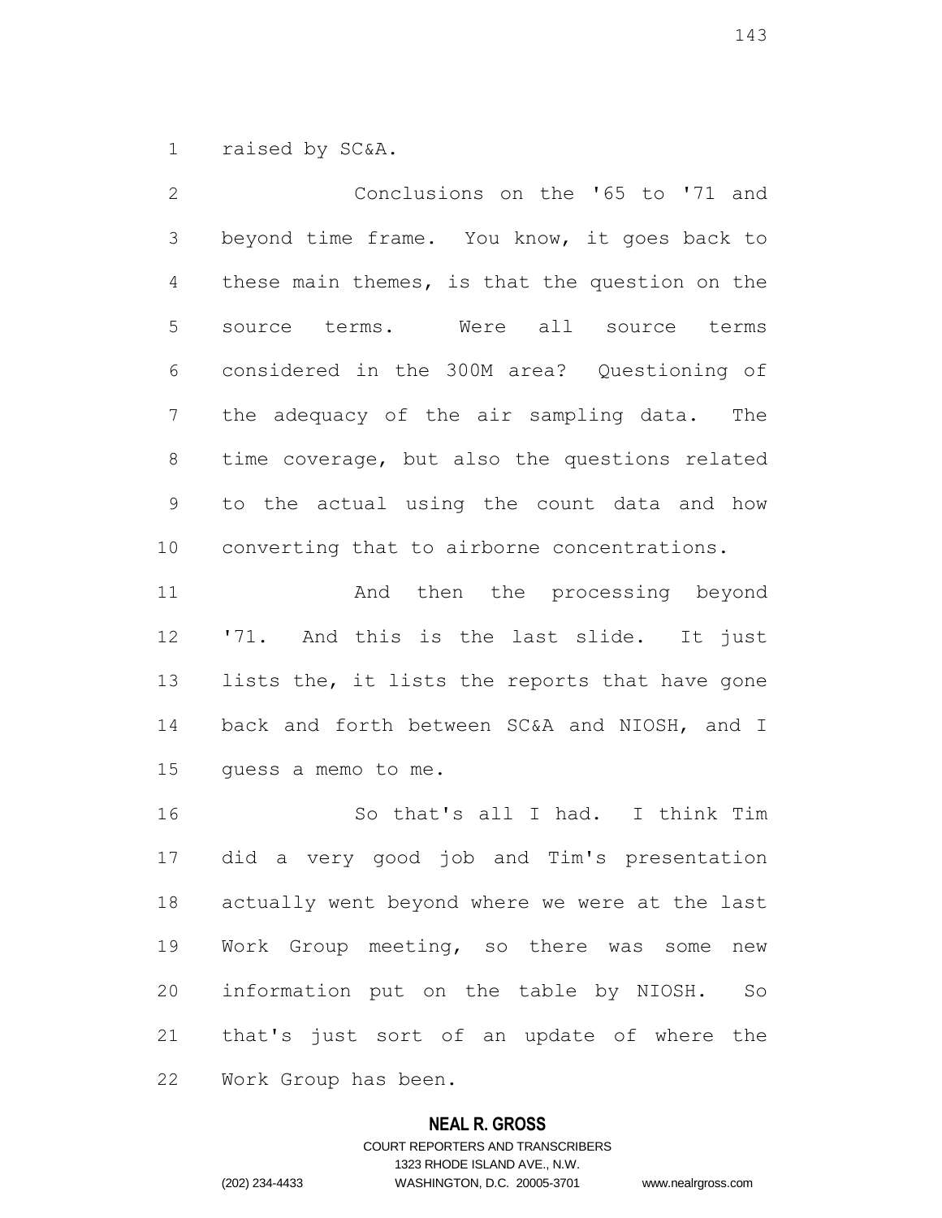raised by SC&A.

Conclusions on the '65 to '71 and beyond time frame. You know, it goes back to these main themes, is that the question on the source terms. Were all source terms considered in the 300M area? Questioning of the adequacy of the air sampling data. The time coverage, but also the questions related to the actual using the count data and how converting that to airborne concentrations.

And then the processing beyond '71. And this is the last slide. It just lists the, it lists the reports that have gone back and forth between SC&A and NIOSH, and I guess a memo to me.

So that's all I had. I think Tim did a very good job and Tim's presentation actually went beyond where we were at the last Work Group meeting, so there was some new information put on the table by NIOSH. So that's just sort of an update of where the Work Group has been.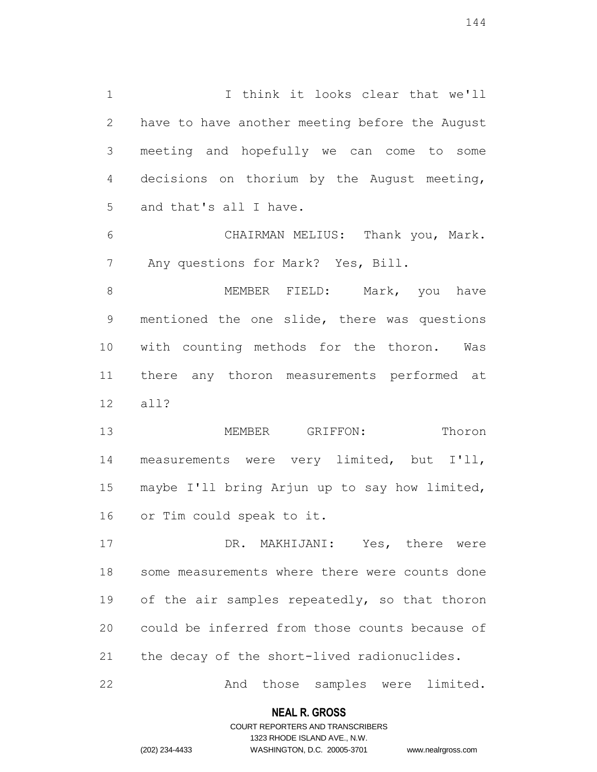I think it looks clear that we'll have to have another meeting before the August meeting and hopefully we can come to some decisions on thorium by the August meeting, and that's all I have.

CHAIRMAN MELIUS: Thank you, Mark. Any questions for Mark? Yes, Bill.

MEMBER FIELD: Mark, you have mentioned the one slide, there was questions with counting methods for the thoron. Was there any thoron measurements performed at all?

MEMBER GRIFFON: Thoron measurements were very limited, but I'll, maybe I'll bring Arjun up to say how limited, or Tim could speak to it.

DR. MAKHIJANI: Yes, there were some measurements where there were counts done of the air samples repeatedly, so that thoron could be inferred from those counts because of the decay of the short-lived radionuclides.

And those samples were limited.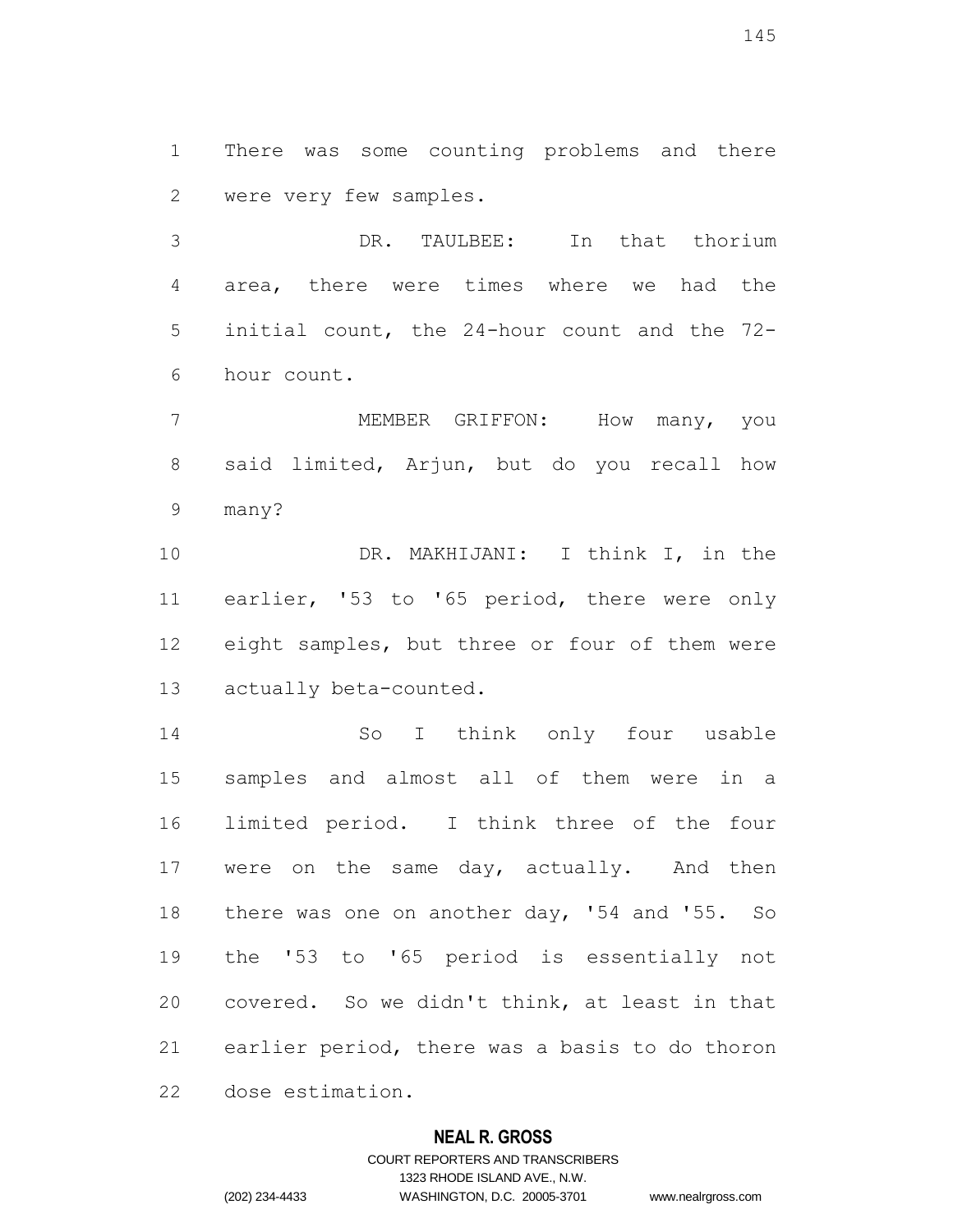There was some counting problems and there were very few samples.

DR. TAULBEE: In that thorium area, there were times where we had the initial count, the 24-hour count and the 72-hour count.

MEMBER GRIFFON: How many, you said limited, Arjun, but do you recall how many?

DR. MAKHIJANI: I think I, in the earlier, '53 to '65 period, there were only eight samples, but three or four of them were actually beta-counted.

So I think only four usable samples and almost all of them were in a limited period. I think three of the four were on the same day, actually. And then there was one on another day, '54 and '55. So the '53 to '65 period is essentially not covered. So we didn't think, at least in that earlier period, there was a basis to do thoron dose estimation.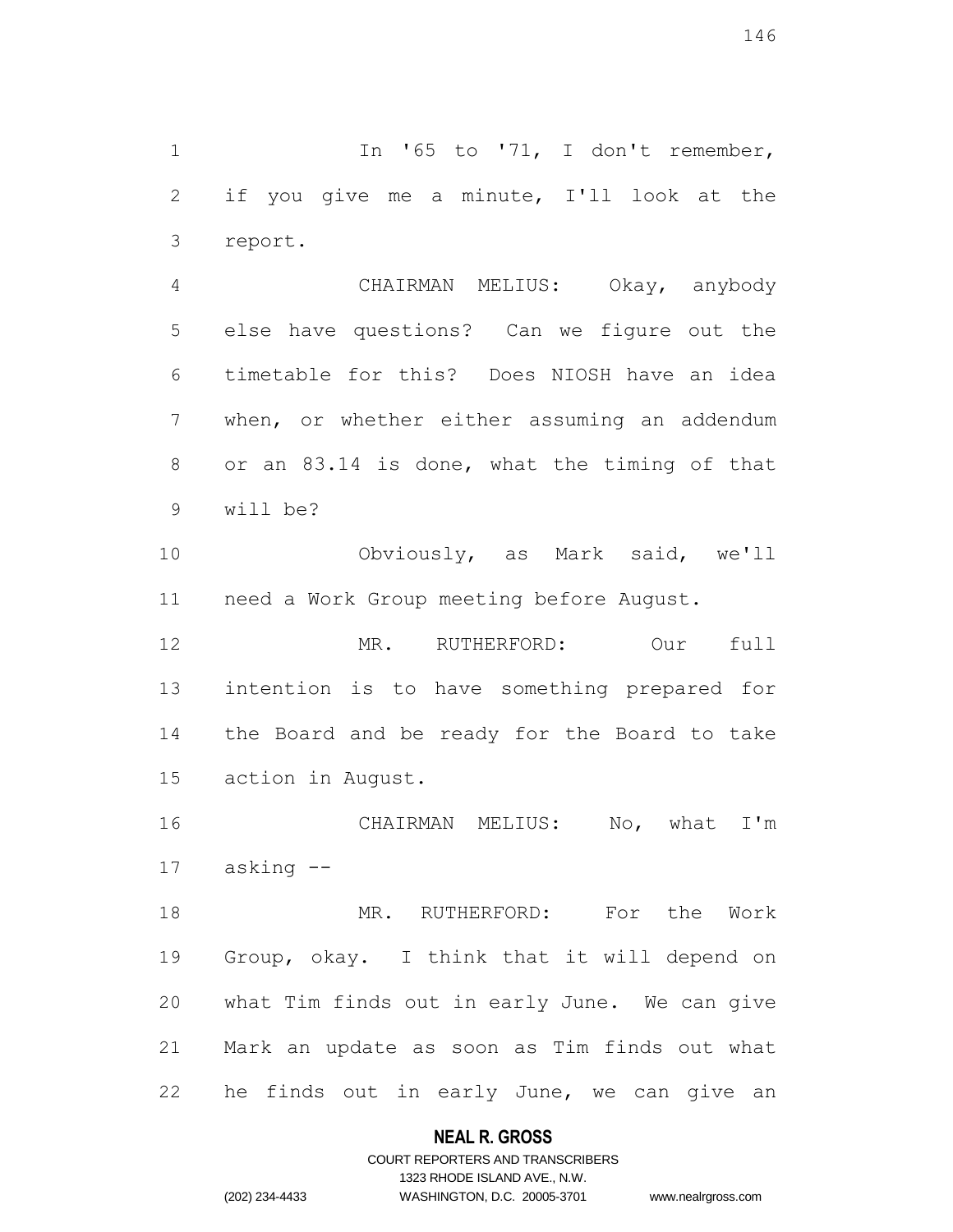In '65 to '71, I don't remember, if you give me a minute, I'll look at the report.

CHAIRMAN MELIUS: Okay, anybody else have questions? Can we figure out the timetable for this? Does NIOSH have an idea when, or whether either assuming an addendum or an 83.14 is done, what the timing of that will be?

Obviously, as Mark said, we'll need a Work Group meeting before August.

MR. RUTHERFORD: Our full intention is to have something prepared for the Board and be ready for the Board to take action in August.

CHAIRMAN MELIUS: No, what I'm asking --

MR. RUTHERFORD: For the Work Group, okay. I think that it will depend on what Tim finds out in early June. We can give Mark an update as soon as Tim finds out what he finds out in early June, we can give an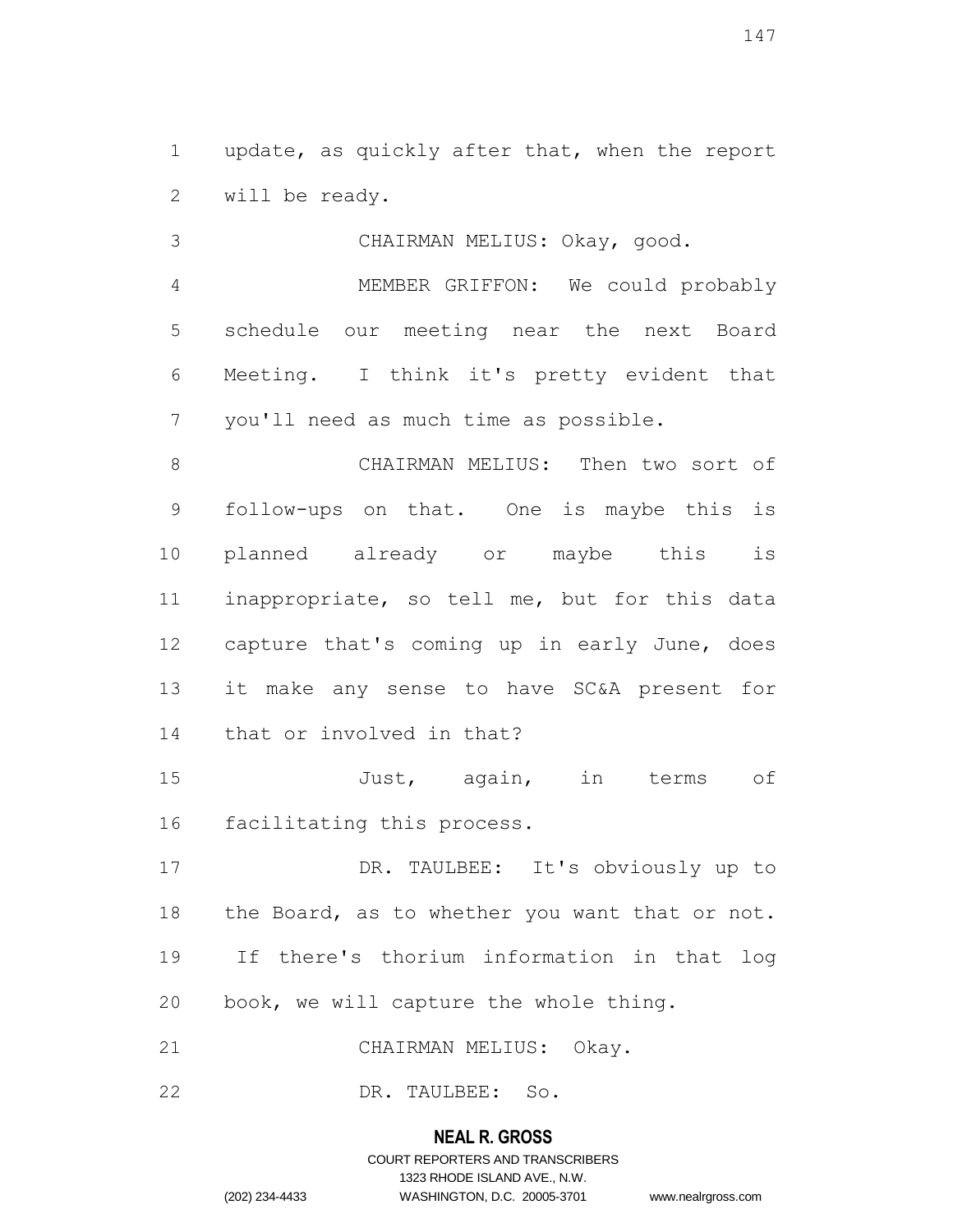update, as quickly after that, when the report will be ready.

CHAIRMAN MELIUS: Okay, good.

MEMBER GRIFFON: We could probably schedule our meeting near the next Board Meeting. I think it's pretty evident that you'll need as much time as possible.

CHAIRMAN MELIUS: Then two sort of follow-ups on that. One is maybe this is planned already or maybe this is inappropriate, so tell me, but for this data capture that's coming up in early June, does it make any sense to have SC&A present for that or involved in that?

Just, again, in terms of facilitating this process.

DR. TAULBEE: It's obviously up to the Board, as to whether you want that or not. If there's thorium information in that log book, we will capture the whole thing.

CHAIRMAN MELIUS: Okay.

DR. TAULBEE: So.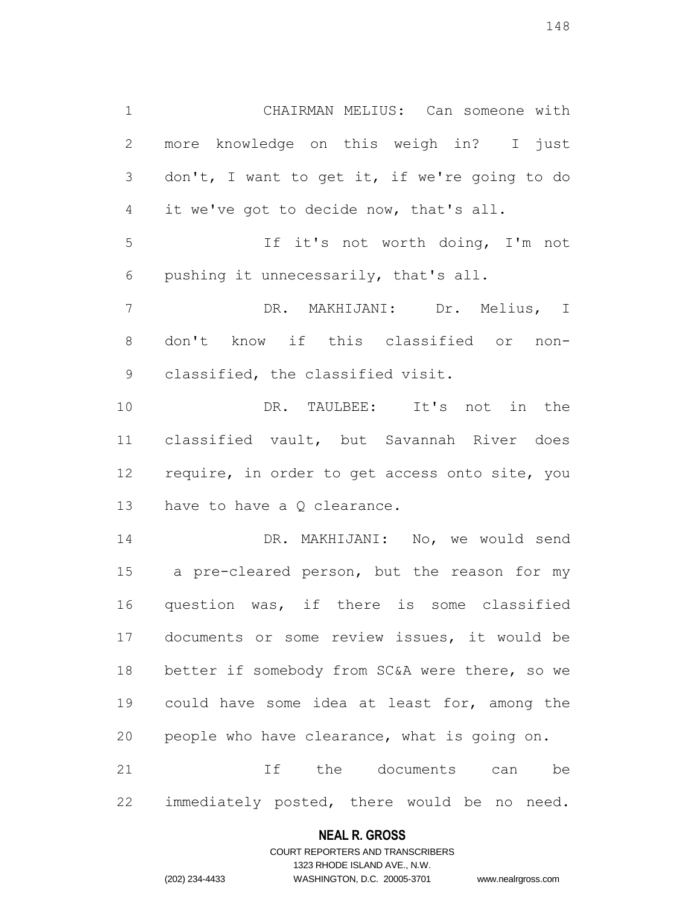CHAIRMAN MELIUS: Can someone with more knowledge on this weigh in? I just don't, I want to get it, if we're going to do it we've got to decide now, that's all.

If it's not worth doing, I'm not pushing it unnecessarily, that's all.

DR. MAKHIJANI: Dr. Melius, I don't know if this classified or non-classified, the classified visit.

DR. TAULBEE: It's not in the classified vault, but Savannah River does require, in order to get access onto site, you have to have a Q clearance.

DR. MAKHIJANI: No, we would send a pre-cleared person, but the reason for my question was, if there is some classified documents or some review issues, it would be better if somebody from SC&A were there, so we could have some idea at least for, among the people who have clearance, what is going on.

If the documents can be immediately posted, there would be no need.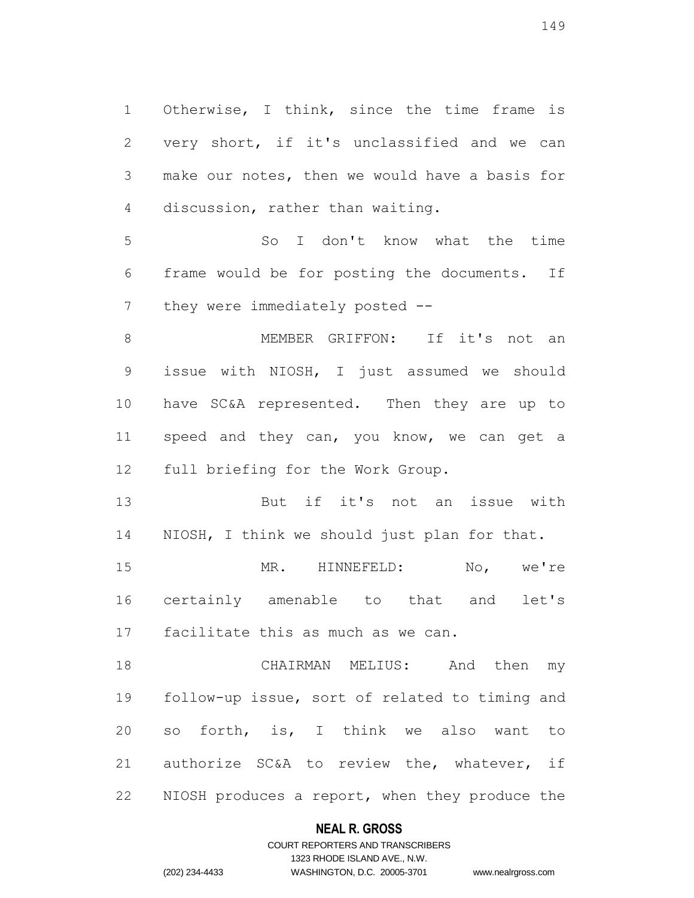Otherwise, I think, since the time frame is very short, if it's unclassified and we can make our notes, then we would have a basis for discussion, rather than waiting.

So I don't know what the time frame would be for posting the documents. If they were immediately posted --

MEMBER GRIFFON: If it's not an issue with NIOSH, I just assumed we should have SC&A represented. Then they are up to speed and they can, you know, we can get a full briefing for the Work Group.

But if it's not an issue with NIOSH, I think we should just plan for that.

MR. HINNEFELD: No, we're certainly amenable to that and let's facilitate this as much as we can.

CHAIRMAN MELIUS: And then my follow-up issue, sort of related to timing and so forth, is, I think we also want to authorize SC&A to review the, whatever, if NIOSH produces a report, when they produce the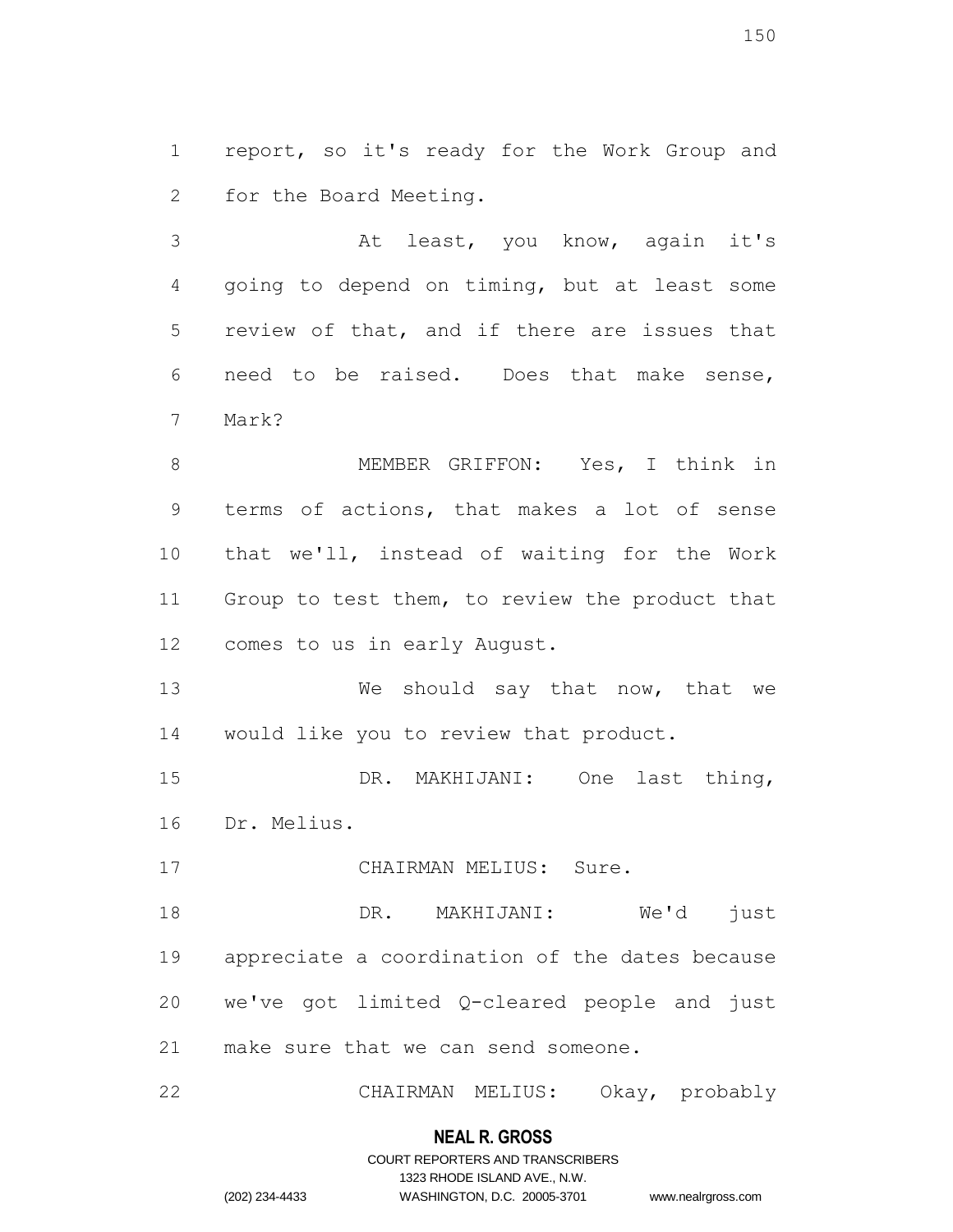report, so it's ready for the Work Group and for the Board Meeting.

At least, you know, again it's going to depend on timing, but at least some review of that, and if there are issues that need to be raised. Does that make sense, Mark?

MEMBER GRIFFON: Yes, I think in terms of actions, that makes a lot of sense that we'll, instead of waiting for the Work Group to test them, to review the product that comes to us in early August.

We should say that now, that we would like you to review that product.

DR. MAKHIJANI: One last thing, Dr. Melius.

CHAIRMAN MELIUS: Sure.

DR. MAKHIJANI: We'd just appreciate a coordination of the dates because we've got limited Q-cleared people and just make sure that we can send someone.

CHAIRMAN MELIUS: Okay, probably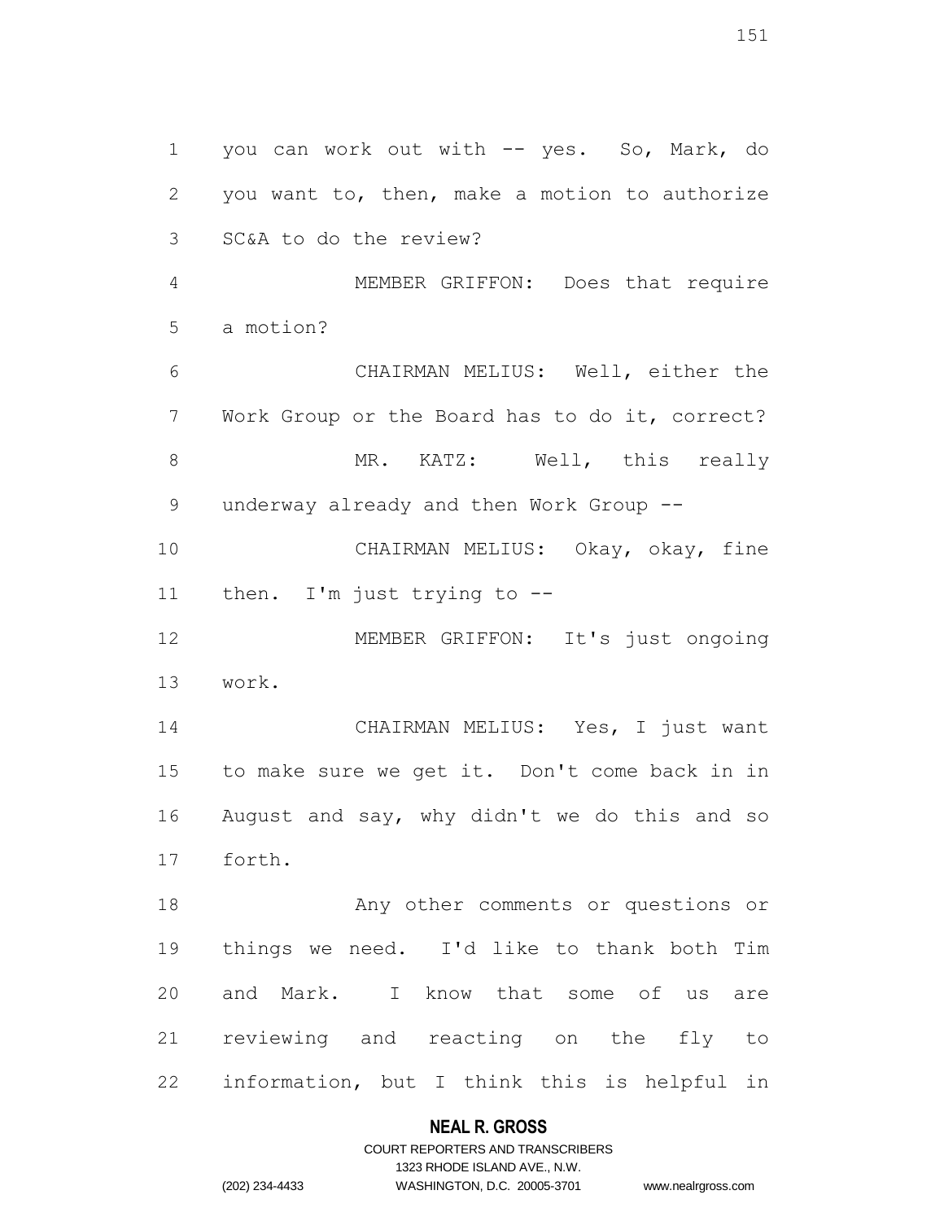you can work out with -- yes. So, Mark, do you want to, then, make a motion to authorize SC&A to do the review?

MEMBER GRIFFON: Does that require a motion?

CHAIRMAN MELIUS: Well, either the Work Group or the Board has to do it, correct?

MR. KATZ: Well, this really underway already and then Work Group --

CHAIRMAN MELIUS: Okay, okay, fine then. I'm just trying to --

MEMBER GRIFFON: It's just ongoing work.

CHAIRMAN MELIUS: Yes, I just want to make sure we get it. Don't come back in in August and say, why didn't we do this and so forth.

Any other comments or questions or things we need. I'd like to thank both Tim and Mark. I know that some of us are reviewing and reacting on the fly to information, but I think this is helpful in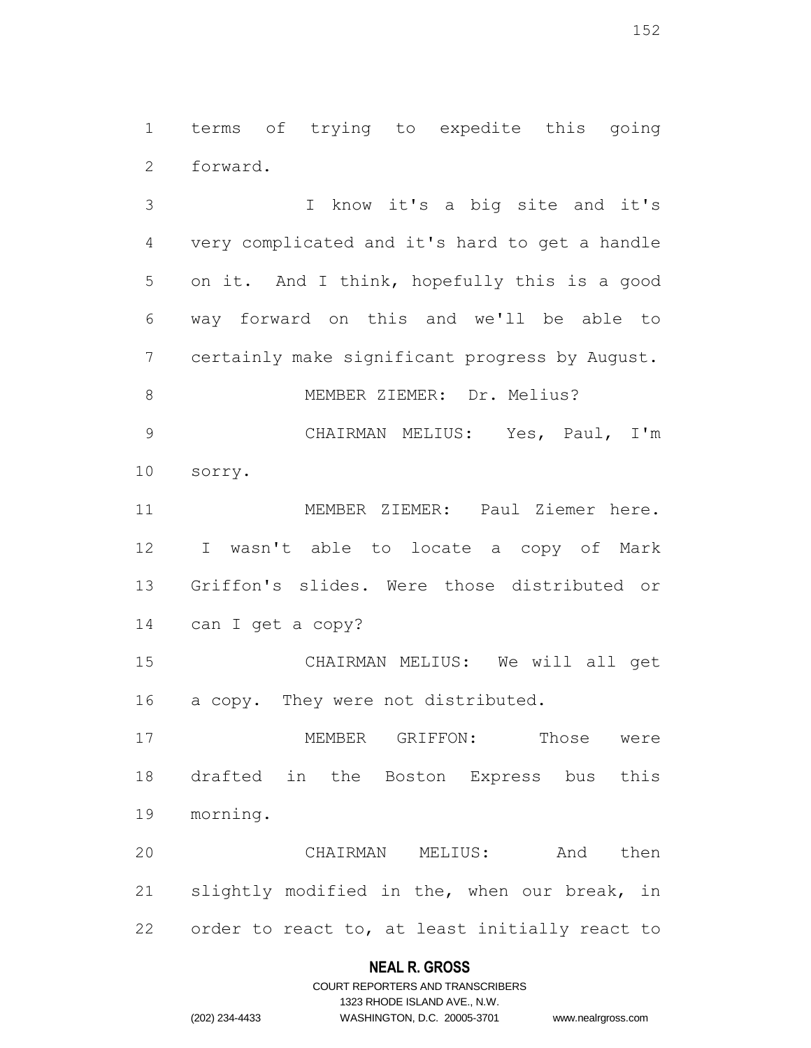terms of trying to expedite this going forward.

I know it's a big site and it's very complicated and it's hard to get a handle on it. And I think, hopefully this is a good way forward on this and we'll be able to certainly make significant progress by August.

MEMBER ZIEMER: Dr. Melius?

CHAIRMAN MELIUS: Yes, Paul, I'm sorry.

MEMBER ZIEMER: Paul Ziemer here. I wasn't able to locate a copy of Mark Griffon's slides. Were those distributed or can I get a copy?

CHAIRMAN MELIUS: We will all get a copy. They were not distributed.

MEMBER GRIFFON: Those were drafted in the Boston Express bus this morning.

CHAIRMAN MELIUS: And then slightly modified in the, when our break, in order to react to, at least initially react to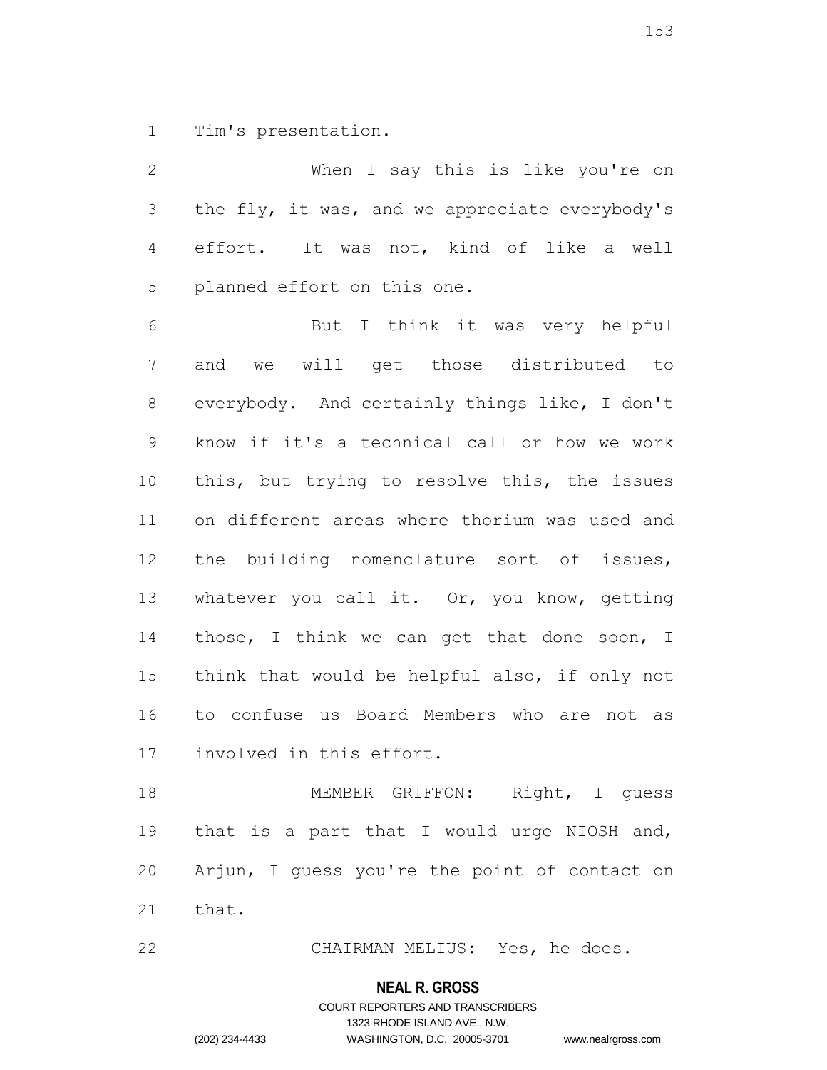Tim's presentation.

When I say this is like you're on the fly, it was, and we appreciate everybody's effort. It was not, kind of like a well planned effort on this one.

But I think it was very helpful and we will get those distributed to everybody. And certainly things like, I don't know if it's a technical call or how we work this, but trying to resolve this, the issues on different areas where thorium was used and the building nomenclature sort of issues, whatever you call it. Or, you know, getting those, I think we can get that done soon, I think that would be helpful also, if only not to confuse us Board Members who are not as involved in this effort.

MEMBER GRIFFON: Right, I guess that is a part that I would urge NIOSH and, Arjun, I guess you're the point of contact on that.

CHAIRMAN MELIUS: Yes, he does.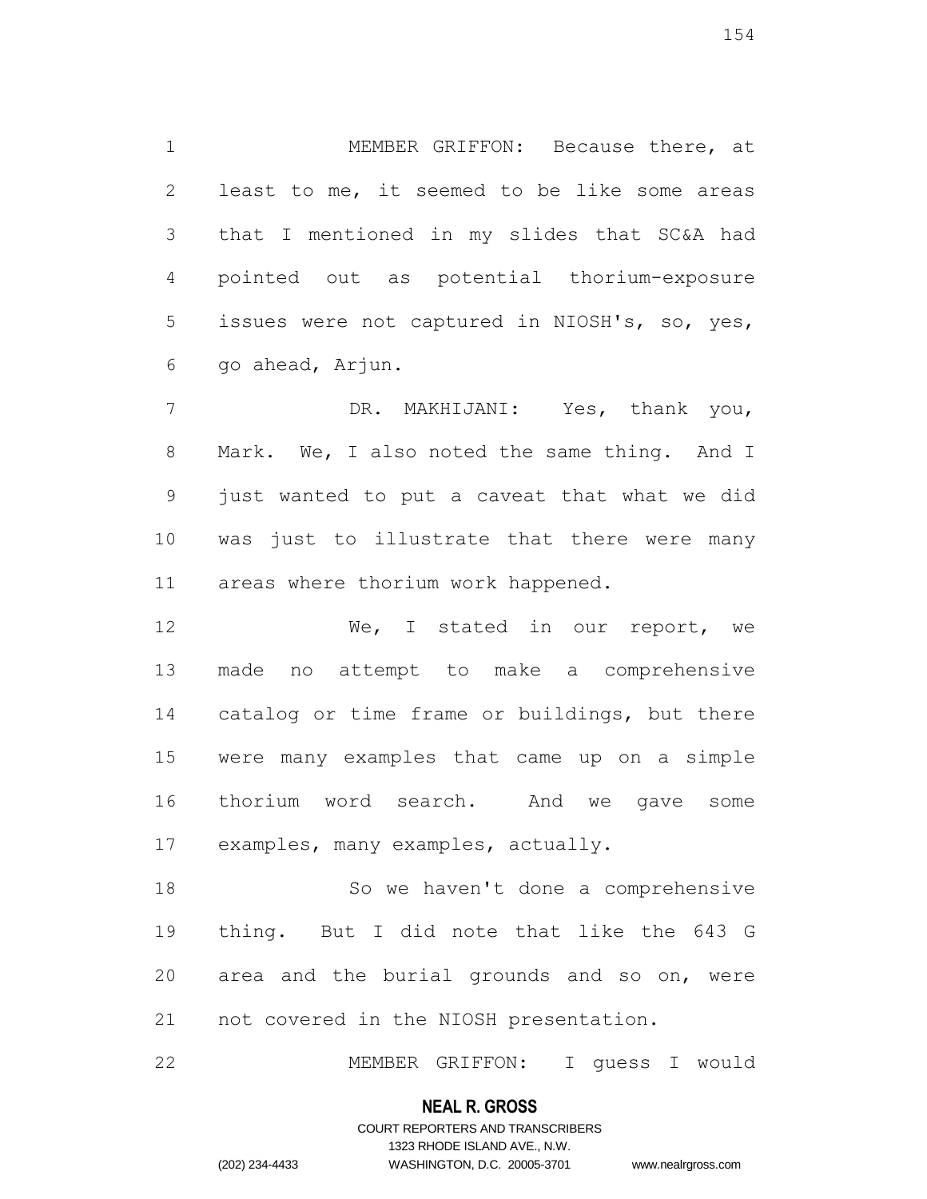MEMBER GRIFFON: Because there, at least to me, it seemed to be like some areas that I mentioned in my slides that SC&A had pointed out as potential thorium-exposure issues were not captured in NIOSH's, so, yes, go ahead, Arjun.

DR. MAKHIJANI: Yes, thank you, Mark. We, I also noted the same thing. And I just wanted to put a caveat that what we did was just to illustrate that there were many areas where thorium work happened.

We, I stated in our report, we made no attempt to make a comprehensive catalog or time frame or buildings, but there were many examples that came up on a simple thorium word search. And we gave some examples, many examples, actually.

So we haven't done a comprehensive thing. But I did note that like the 643 G area and the burial grounds and so on, were not covered in the NIOSH presentation.

MEMBER GRIFFON: I guess I would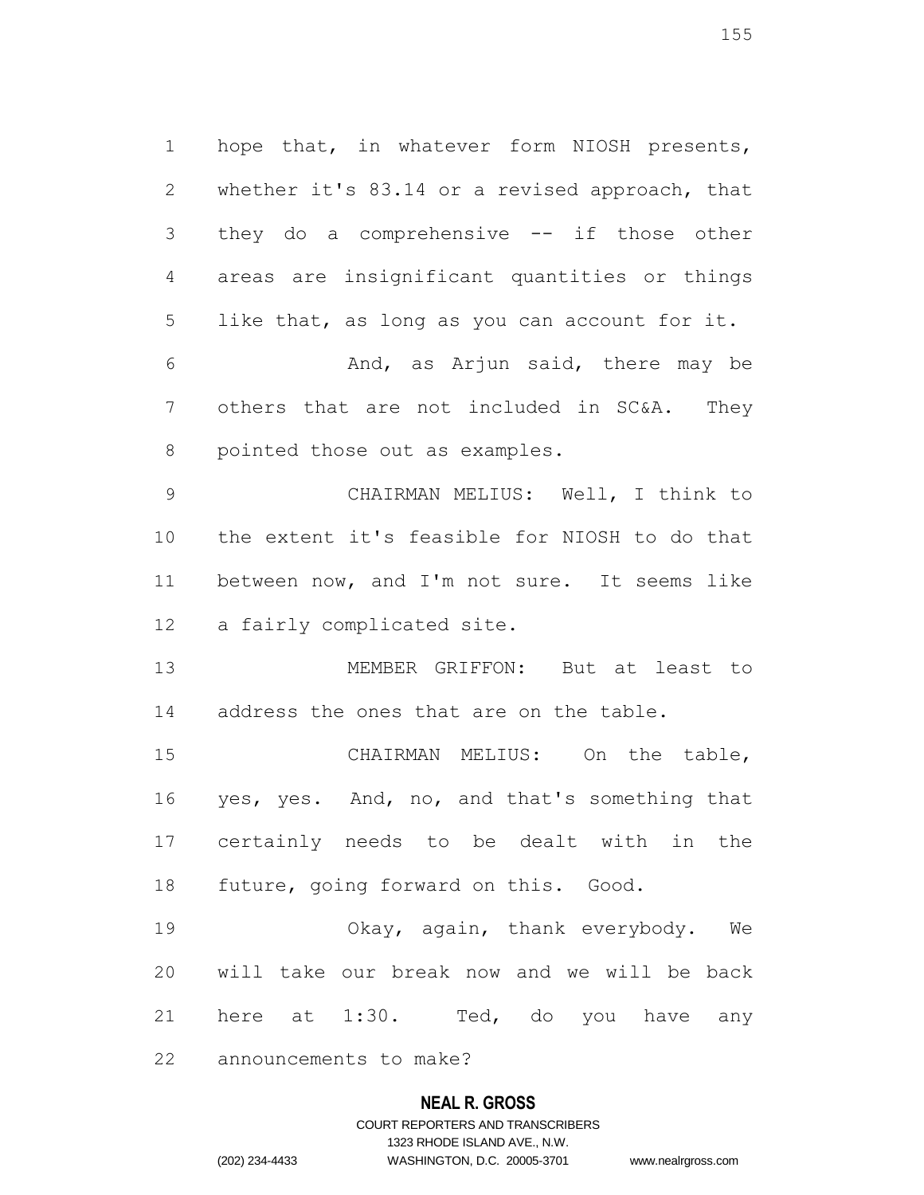hope that, in whatever form NIOSH presents, whether it's 83.14 or a revised approach, that they do a comprehensive -- if those other areas are insignificant quantities or things like that, as long as you can account for it.

And, as Arjun said, there may be others that are not included in SC&A. They pointed those out as examples.

CHAIRMAN MELIUS: Well, I think to the extent it's feasible for NIOSH to do that between now, and I'm not sure. It seems like a fairly complicated site.

MEMBER GRIFFON: But at least to address the ones that are on the table.

CHAIRMAN MELIUS: On the table, yes, yes. And, no, and that's something that certainly needs to be dealt with in the future, going forward on this. Good.

Okay, again, thank everybody. We will take our break now and we will be back here at 1:30. Ted, do you have any announcements to make?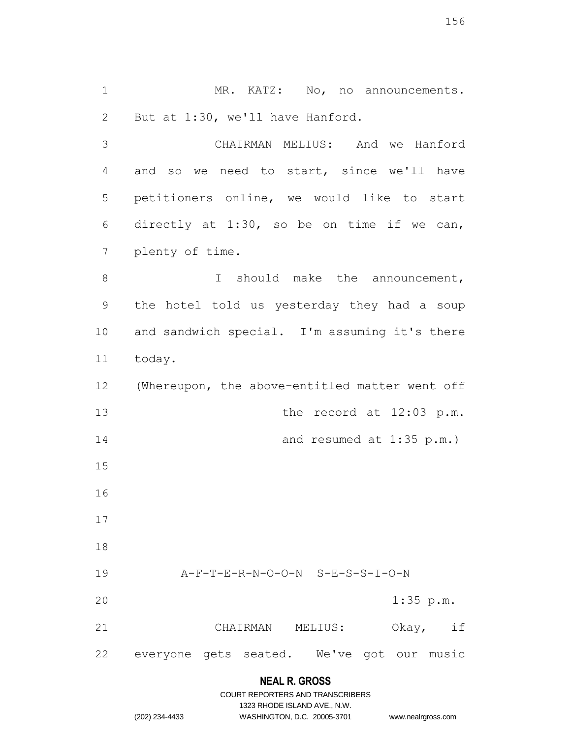MR. KATZ: No, no announcements. But at 1:30, we'll have Hanford.

CHAIRMAN MELIUS: And we Hanford and so we need to start, since we'll have petitioners online, we would like to start directly at 1:30, so be on time if we can, plenty of time.

I should make the announcement, the hotel told us yesterday they had a soup and sandwich special. I'm assuming it's there today.

(Whereupon, the above-entitled matter went off the record at 12:03 p.m. and resumed at 1:35 p.m.)

A-F-T-E-R-N-O-O-N S-E-S-S-I-O-N

1:35 p.m.

CHAIRMAN MELIUS: Okay, if everyone gets seated. We've got our music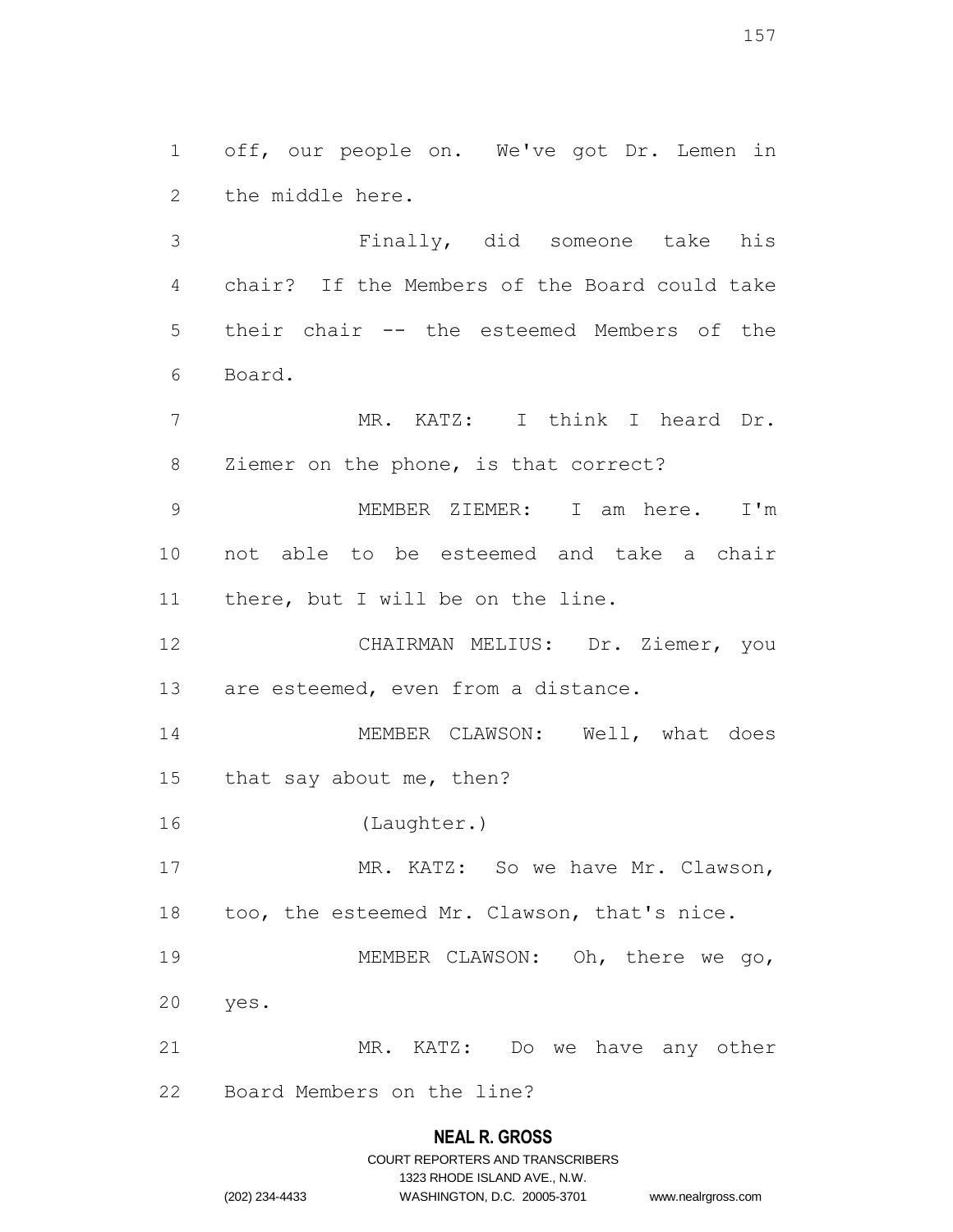off, our people on. We've got Dr. Lemen in the middle here.

Finally, did someone take his chair? If the Members of the Board could take their chair -- the esteemed Members of the Board.

MR. KATZ: I think I heard Dr. Ziemer on the phone, is that correct?

MEMBER ZIEMER: I am here. I'm not able to be esteemed and take a chair there, but I will be on the line.

CHAIRMAN MELIUS: Dr. Ziemer, you are esteemed, even from a distance.

MEMBER CLAWSON: Well, what does that say about me, then?

(Laughter.)

MR. KATZ: So we have Mr. Clawson, too, the esteemed Mr. Clawson, that's nice.

MEMBER CLAWSON: Oh, there we go, yes.

MR. KATZ: Do we have any other Board Members on the line?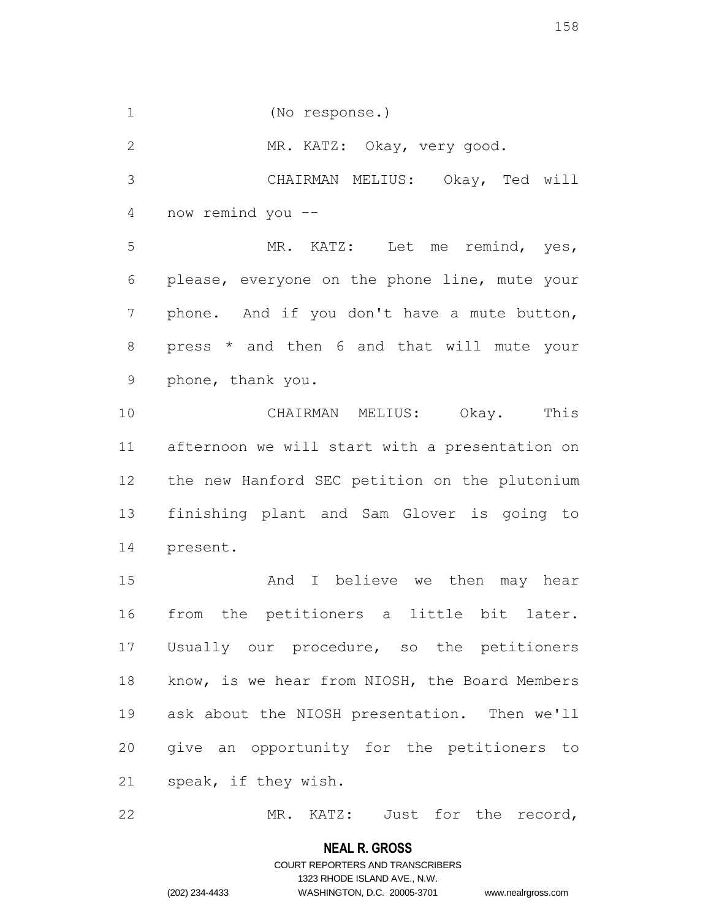(No response.)

MR. KATZ: Okay, very good.

CHAIRMAN MELIUS: Okay, Ted will now remind you --

MR. KATZ: Let me remind, yes, please, everyone on the phone line, mute your phone. And if you don't have a mute button, press * and then 6 and that will mute your phone, thank you.

CHAIRMAN MELIUS: Okay. This afternoon we will start with a presentation on the new Hanford SEC petition on the plutonium finishing plant and Sam Glover is going to present.

And I believe we then may hear from the petitioners a little bit later. Usually our procedure, so the petitioners know, is we hear from NIOSH, the Board Members ask about the NIOSH presentation. Then we'll give an opportunity for the petitioners to speak, if they wish.

MR. KATZ: Just for the record,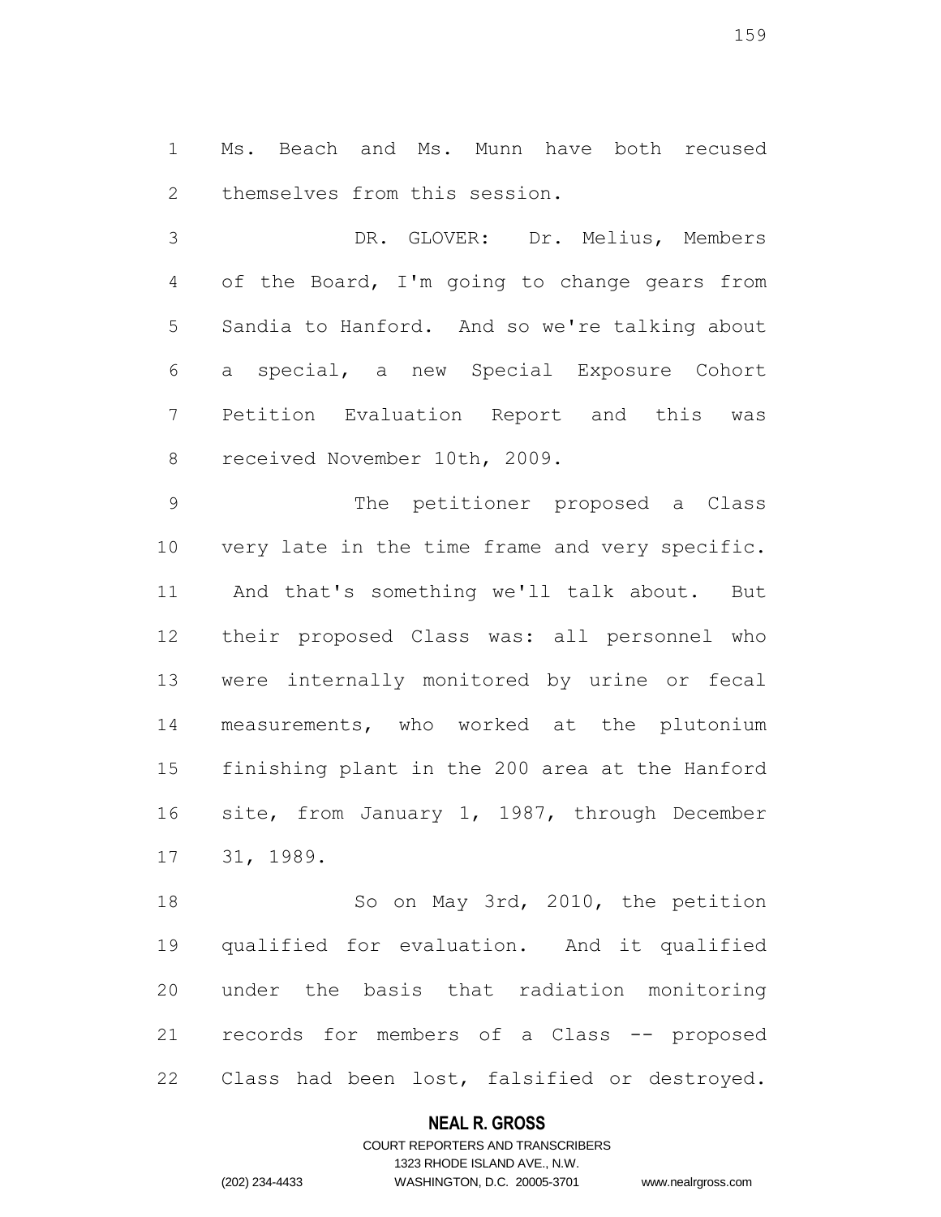Ms. Beach and Ms. Munn have both recused themselves from this session.

DR. GLOVER: Dr. Melius, Members of the Board, I'm going to change gears from Sandia to Hanford. And so we're talking about a special, a new Special Exposure Cohort Petition Evaluation Report and this was received November 10th, 2009.

The petitioner proposed a Class very late in the time frame and very specific. And that's something we'll talk about. But their proposed Class was: all personnel who were internally monitored by urine or fecal measurements, who worked at the plutonium finishing plant in the 200 area at the Hanford site, from January 1, 1987, through December 31, 1989.

So on May 3rd, 2010, the petition qualified for evaluation. And it qualified under the basis that radiation monitoring records for members of a Class -- proposed Class had been lost, falsified or destroyed.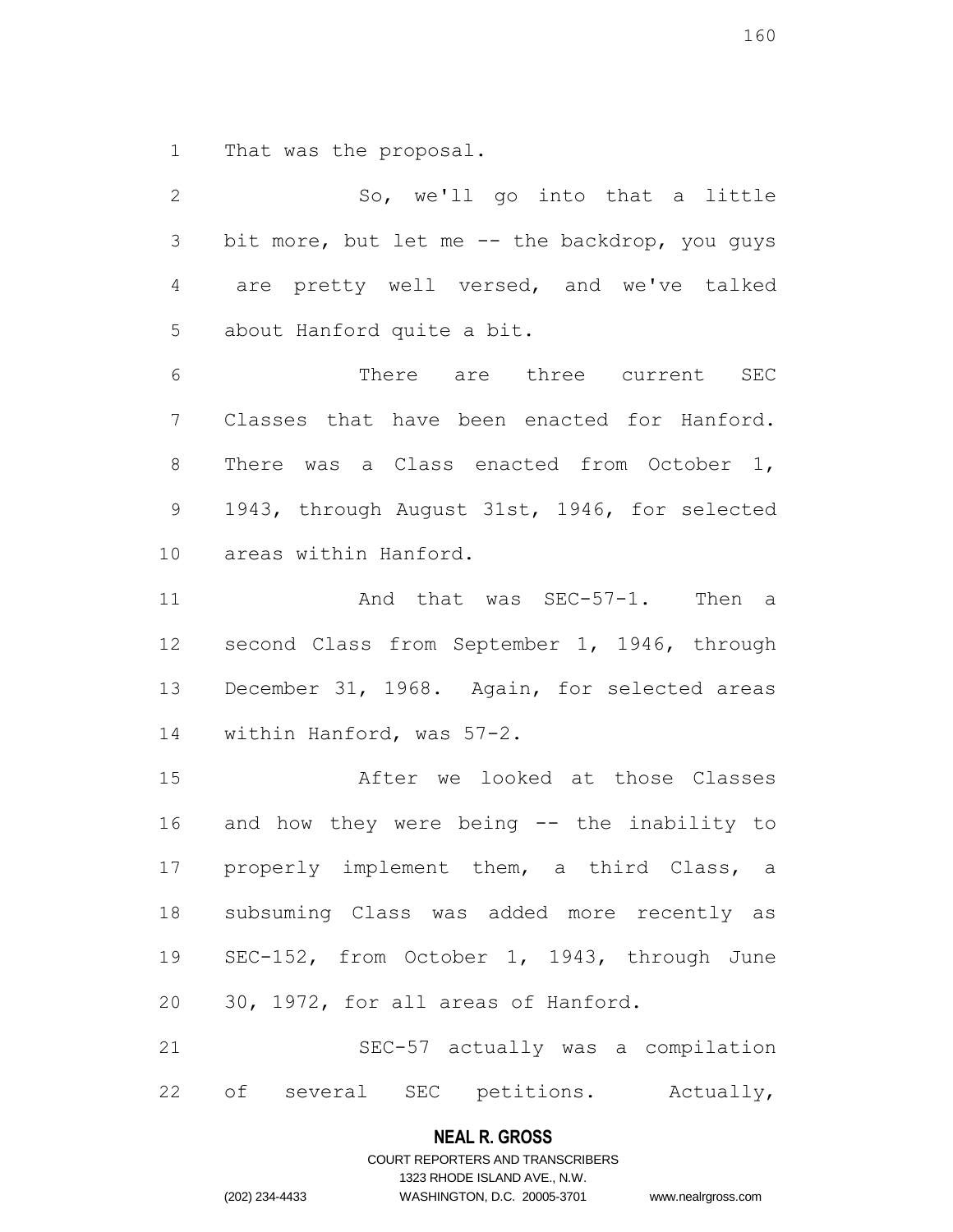That was the proposal.

So, we'll go into that a little bit more, but let me -- the backdrop, you guys are pretty well versed, and we've talked about Hanford quite a bit.

There are three current SEC Classes that have been enacted for Hanford. There was a Class enacted from October 1, 1943, through August 31st, 1946, for selected areas within Hanford.

And that was SEC-57-1. Then a second Class from September 1, 1946, through December 31, 1968. Again, for selected areas within Hanford, was 57-2.

After we looked at those Classes and how they were being -- the inability to properly implement them, a third Class, a subsuming Class was added more recently as SEC-152, from October 1, 1943, through June 30, 1972, for all areas of Hanford.

SEC-57 actually was a compilation of several SEC petitions. Actually,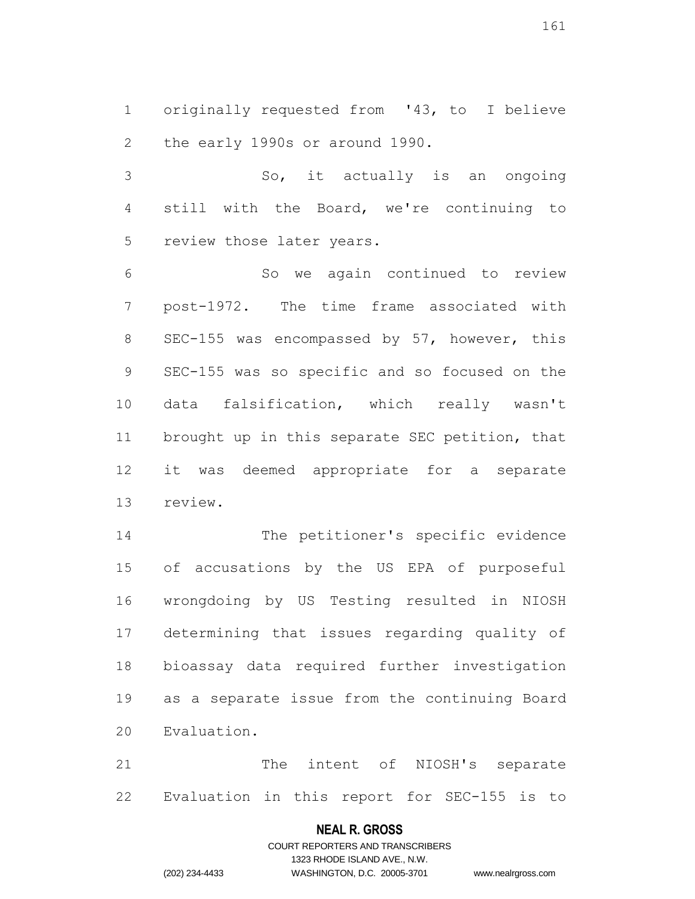originally requested from '43, to I believe the early 1990s or around 1990.

So, it actually is an ongoing still with the Board, we're continuing to review those later years.

So we again continued to review post-1972. The time frame associated with SEC-155 was encompassed by 57, however, this SEC-155 was so specific and so focused on the data falsification, which really wasn't brought up in this separate SEC petition, that it was deemed appropriate for a separate review.

The petitioner's specific evidence of accusations by the US EPA of purposeful wrongdoing by US Testing resulted in NIOSH determining that issues regarding quality of bioassay data required further investigation as a separate issue from the continuing Board Evaluation.

The intent of NIOSH's separate Evaluation in this report for SEC-155 is to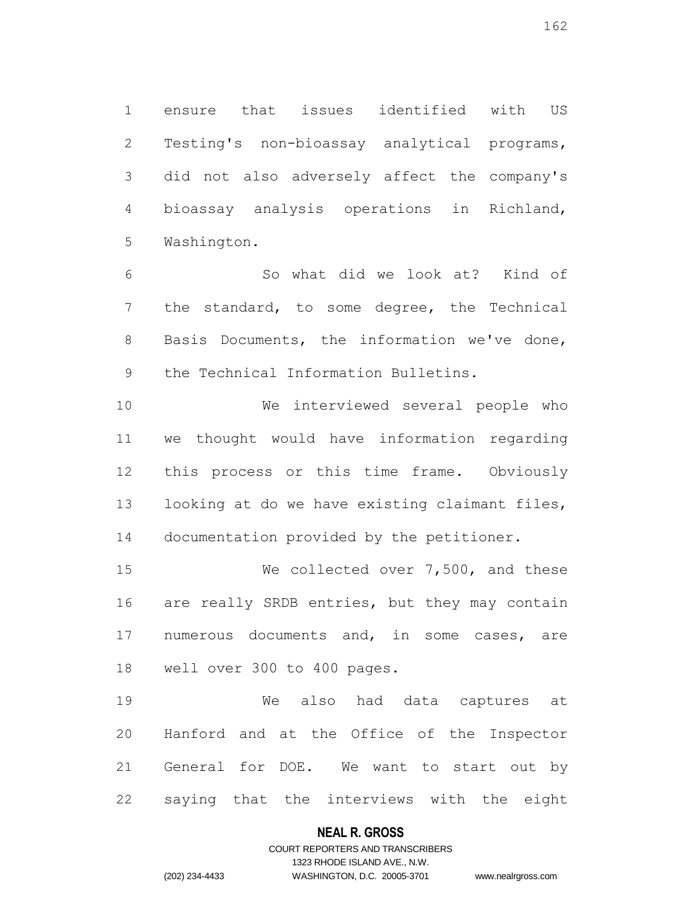ensure that issues identified with US Testing's non-bioassay analytical programs, did not also adversely affect the company's bioassay analysis operations in Richland, Washington.

So what did we look at? Kind of the standard, to some degree, the Technical Basis Documents, the information we've done, the Technical Information Bulletins.

We interviewed several people who we thought would have information regarding this process or this time frame. Obviously looking at do we have existing claimant files, documentation provided by the petitioner.

We collected over 7,500, and these are really SRDB entries, but they may contain numerous documents and, in some cases, are well over 300 to 400 pages.

We also had data captures at Hanford and at the Office of the Inspector General for DOE. We want to start out by saying that the interviews with the eight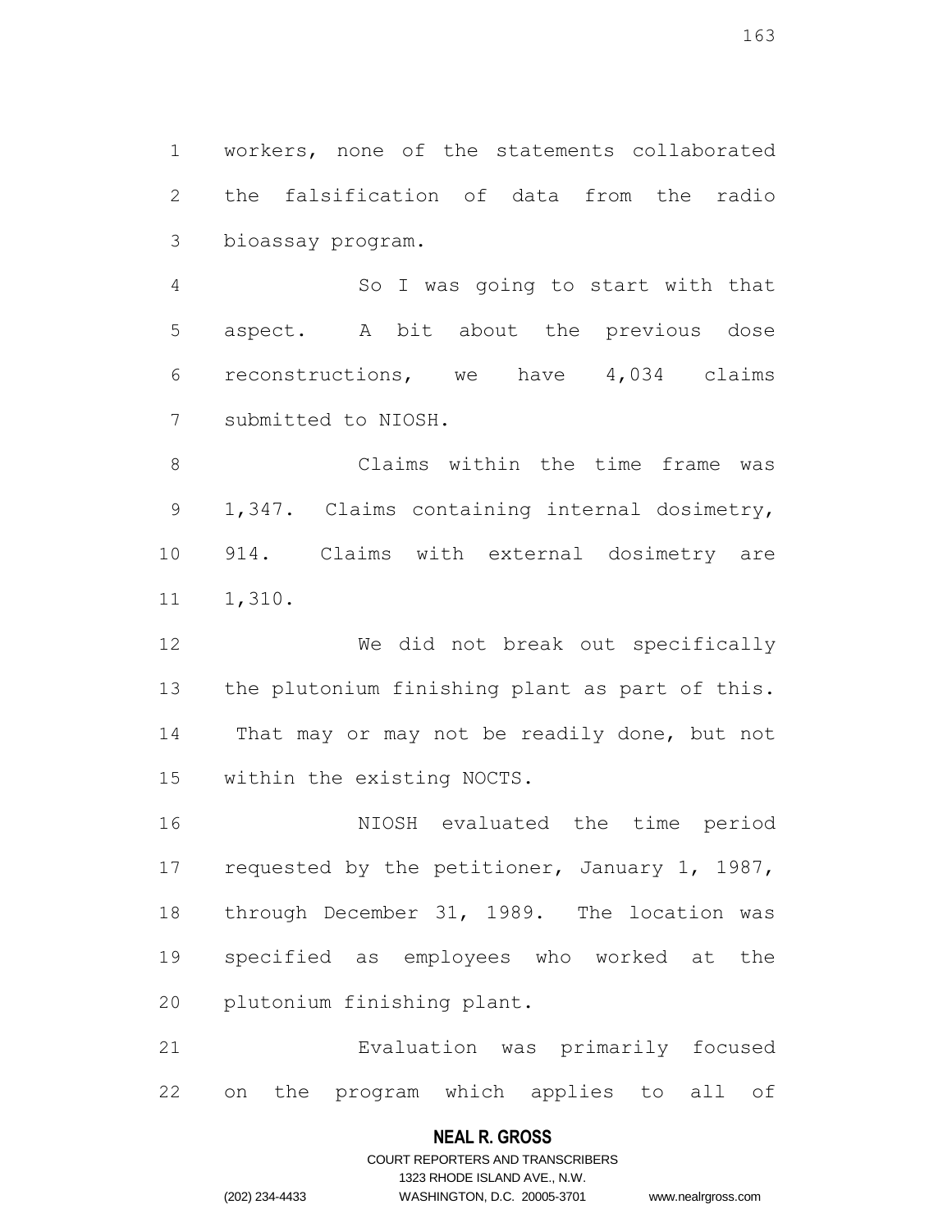workers, none of the statements collaborated the falsification of data from the radio bioassay program.

So I was going to start with that aspect. A bit about the previous dose reconstructions, we have 4,034 claims submitted to NIOSH.

Claims within the time frame was 1,347. Claims containing internal dosimetry, 914. Claims with external dosimetry are 1,310.

We did not break out specifically the plutonium finishing plant as part of this. That may or may not be readily done, but not within the existing NOCTS.

NIOSH evaluated the time period requested by the petitioner, January 1, 1987, through December 31, 1989. The location was specified as employees who worked at the plutonium finishing plant.

Evaluation was primarily focused on the program which applies to all of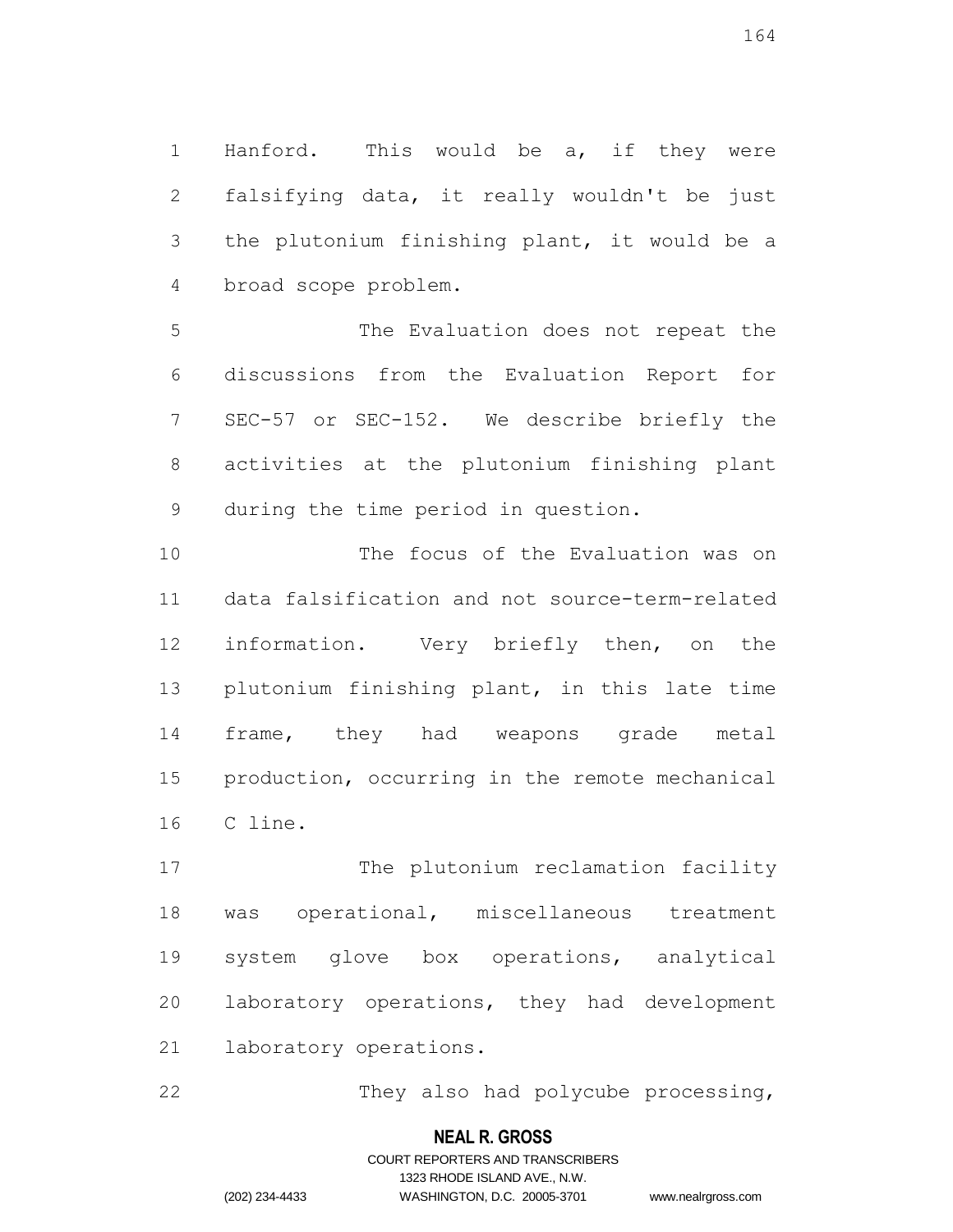Hanford. This would be a, if they were falsifying data, it really wouldn't be just the plutonium finishing plant, it would be a broad scope problem.

The Evaluation does not repeat the discussions from the Evaluation Report for SEC-57 or SEC-152. We describe briefly the activities at the plutonium finishing plant during the time period in question.

The focus of the Evaluation was on data falsification and not source-term-related information. Very briefly then, on the plutonium finishing plant, in this late time frame, they had weapons grade metal production, occurring in the remote mechanical C line.

The plutonium reclamation facility was operational, miscellaneous treatment system glove box operations, analytical laboratory operations, they had development laboratory operations.

They also had polycube processing,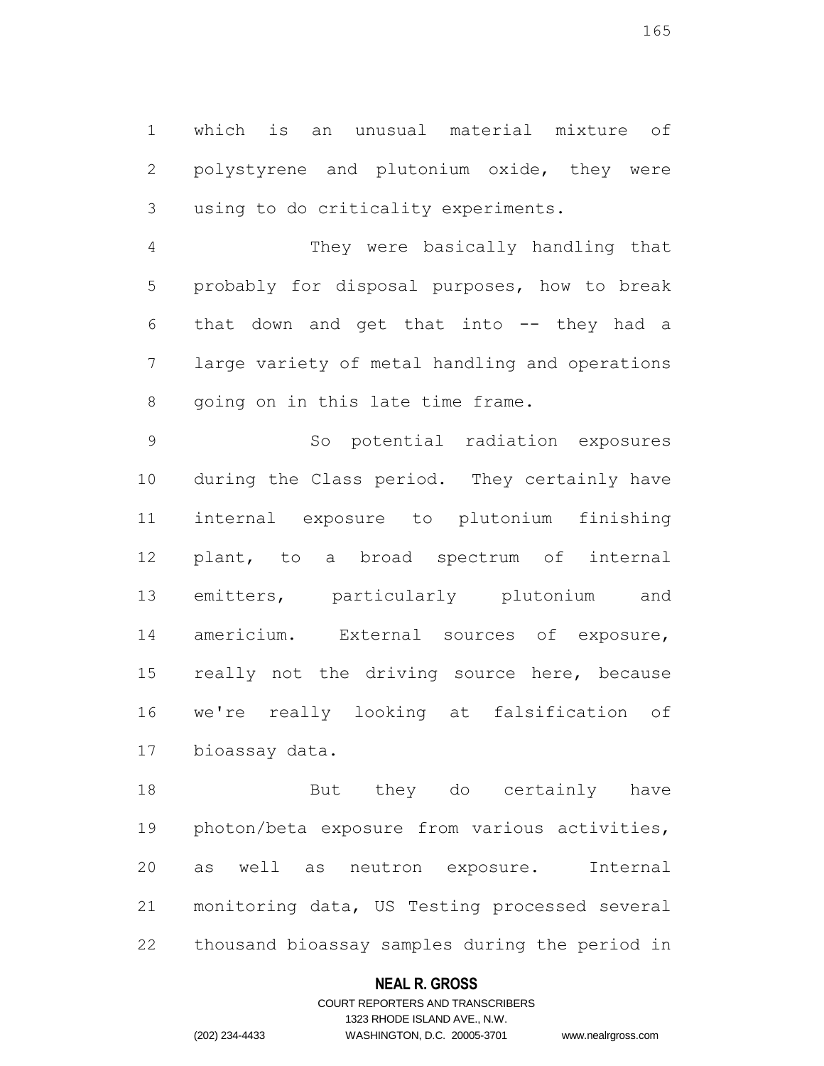which is an unusual material mixture of polystyrene and plutonium oxide, they were using to do criticality experiments.

They were basically handling that probably for disposal purposes, how to break that down and get that into -- they had a large variety of metal handling and operations going on in this late time frame.

So potential radiation exposures during the Class period. They certainly have internal exposure to plutonium finishing plant, to a broad spectrum of internal emitters, particularly plutonium and americium. External sources of exposure, really not the driving source here, because we're really looking at falsification of bioassay data.

But they do certainly have photon/beta exposure from various activities, as well as neutron exposure. Internal monitoring data, US Testing processed several thousand bioassay samples during the period in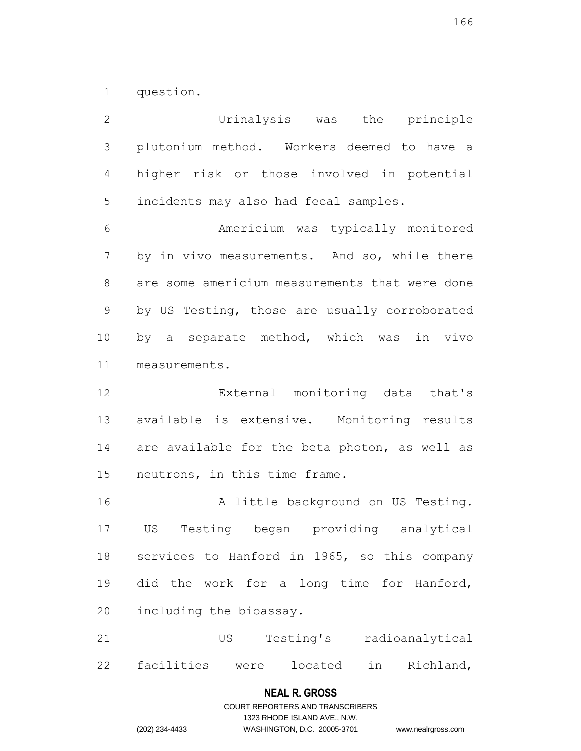question.

Urinalysis was the principle plutonium method. Workers deemed to have a higher risk or those involved in potential incidents may also had fecal samples.

Americium was typically monitored by in vivo measurements. And so, while there are some americium measurements that were done by US Testing, those are usually corroborated by a separate method, which was in vivo measurements.

External monitoring data that's available is extensive. Monitoring results are available for the beta photon, as well as neutrons, in this time frame.

A little background on US Testing. US Testing began providing analytical services to Hanford in 1965, so this company did the work for a long time for Hanford, including the bioassay.

US Testing's radioanalytical facilities were located in Richland,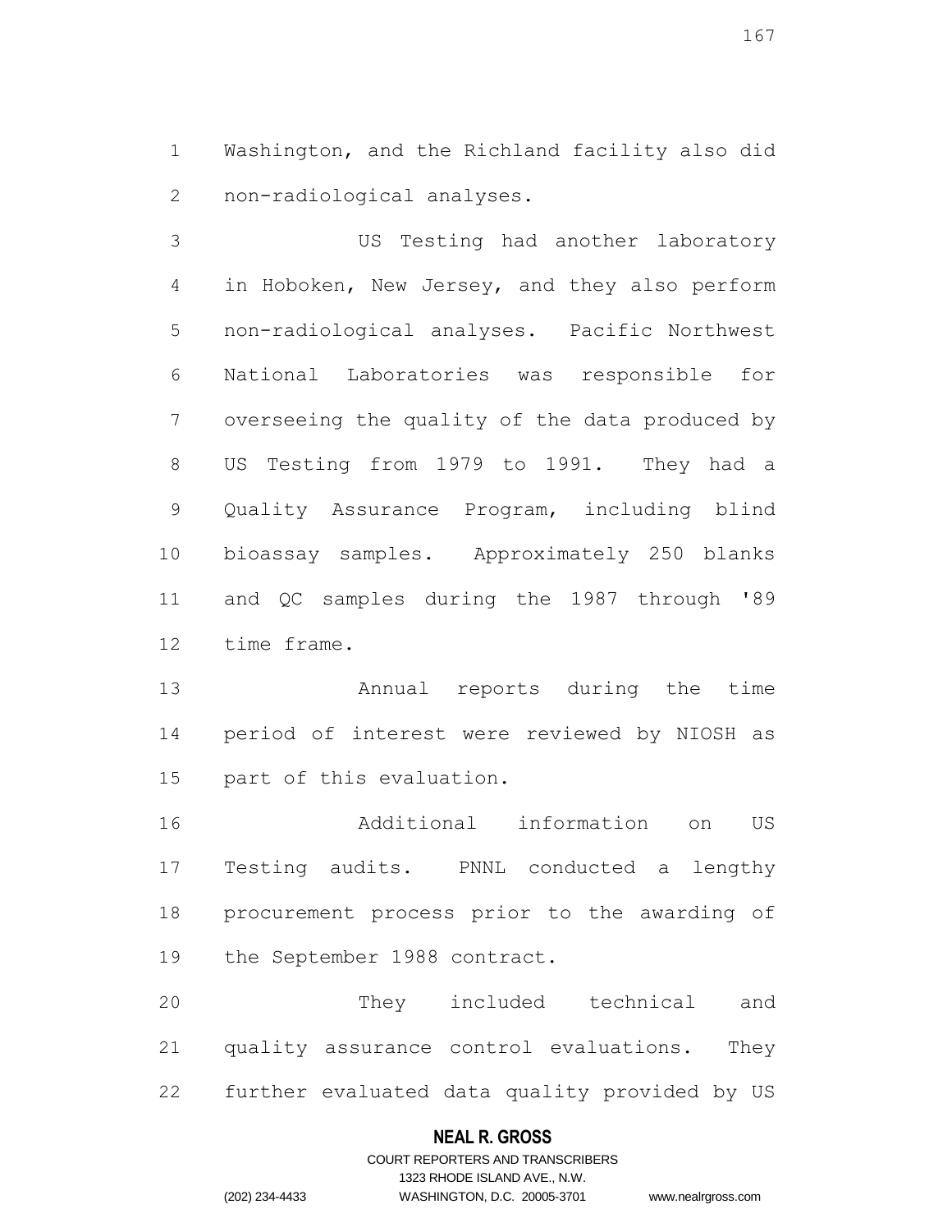Washington, and the Richland facility also did non-radiological analyses.

US Testing had another laboratory in Hoboken, New Jersey, and they also perform non-radiological analyses. Pacific Northwest National Laboratories was responsible for overseeing the quality of the data produced by US Testing from 1979 to 1991. They had a Quality Assurance Program, including blind bioassay samples. Approximately 250 blanks and QC samples during the 1987 through '89 time frame.

Annual reports during the time period of interest were reviewed by NIOSH as part of this evaluation.

Additional information on US Testing audits. PNNL conducted a lengthy procurement process prior to the awarding of the September 1988 contract.

They included technical and quality assurance control evaluations. They further evaluated data quality provided by US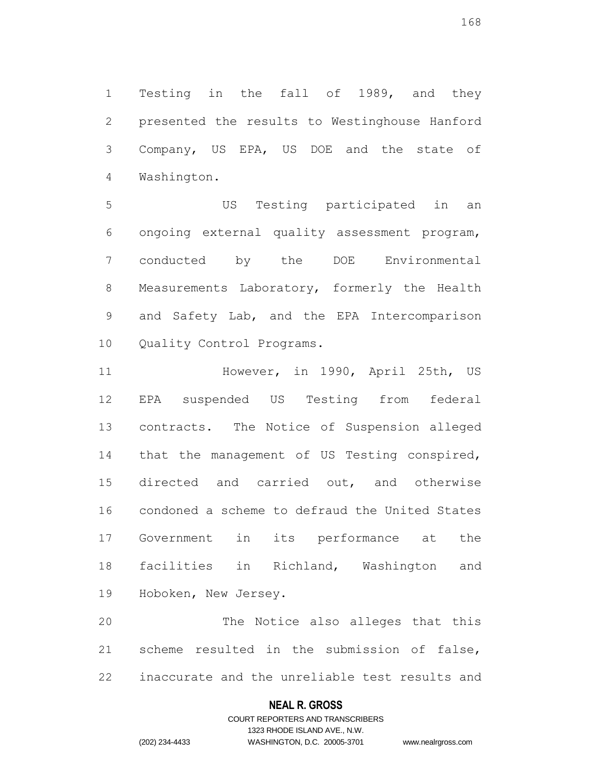Testing in the fall of 1989, and they presented the results to Westinghouse Hanford Company, US EPA, US DOE and the state of Washington.

US Testing participated in an ongoing external quality assessment program, conducted by the DOE Environmental Measurements Laboratory, formerly the Health and Safety Lab, and the EPA Intercomparison Quality Control Programs.

However, in 1990, April 25th, US EPA suspended US Testing from federal contracts. The Notice of Suspension alleged that the management of US Testing conspired, directed and carried out, and otherwise condoned a scheme to defraud the United States Government in its performance at the facilities in Richland, Washington and Hoboken, New Jersey.

The Notice also alleges that this scheme resulted in the submission of false, inaccurate and the unreliable test results and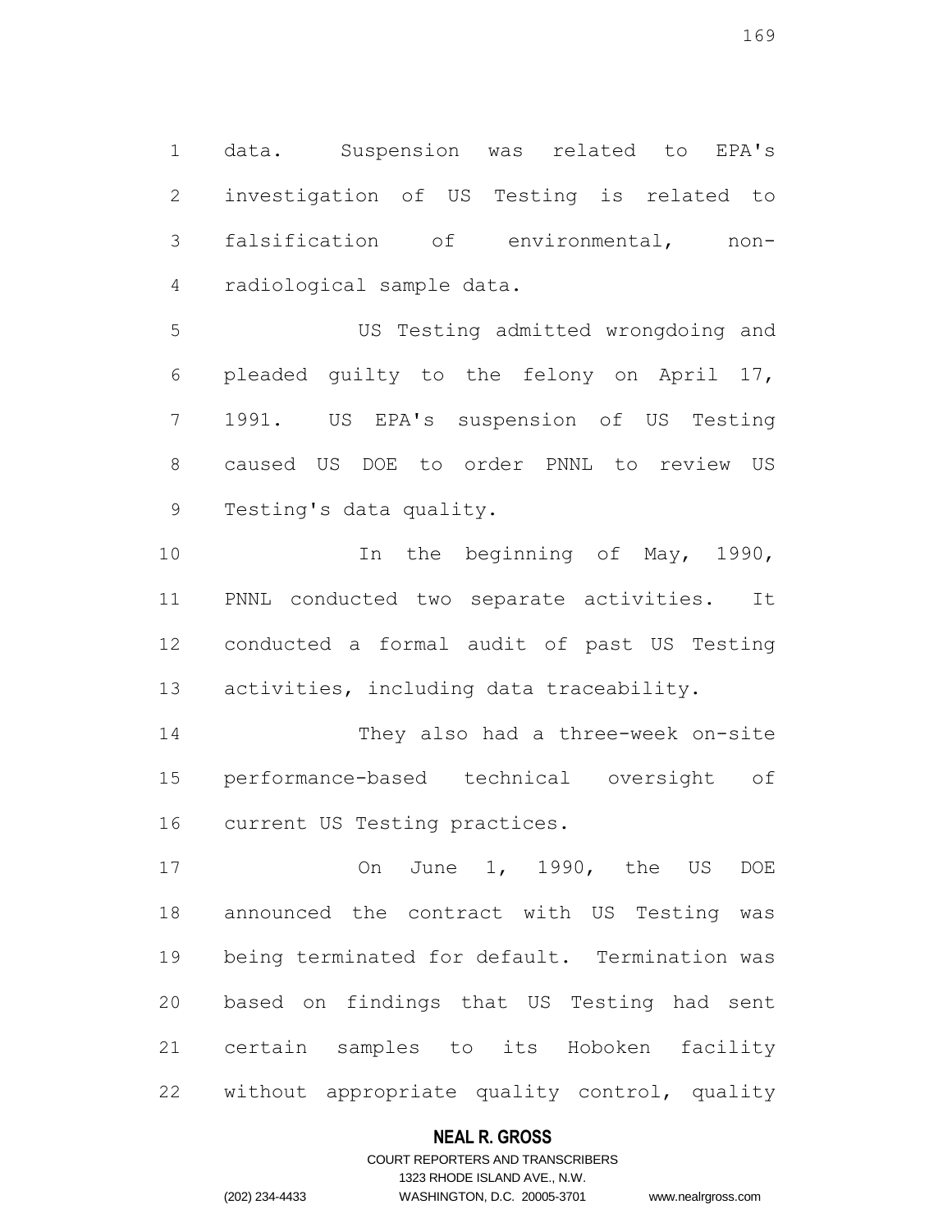data. Suspension was related to EPA's investigation of US Testing is related to falsification of environmental, non-radiological sample data.

US Testing admitted wrongdoing and pleaded guilty to the felony on April 17, 1991. US EPA's suspension of US Testing caused US DOE to order PNNL to review US Testing's data quality.

In the beginning of May, 1990, PNNL conducted two separate activities. It conducted a formal audit of past US Testing activities, including data traceability.

They also had a three-week on-site performance-based technical oversight of current US Testing practices.

On June 1, 1990, the US DOE announced the contract with US Testing was being terminated for default. Termination was based on findings that US Testing had sent certain samples to its Hoboken facility without appropriate quality control, quality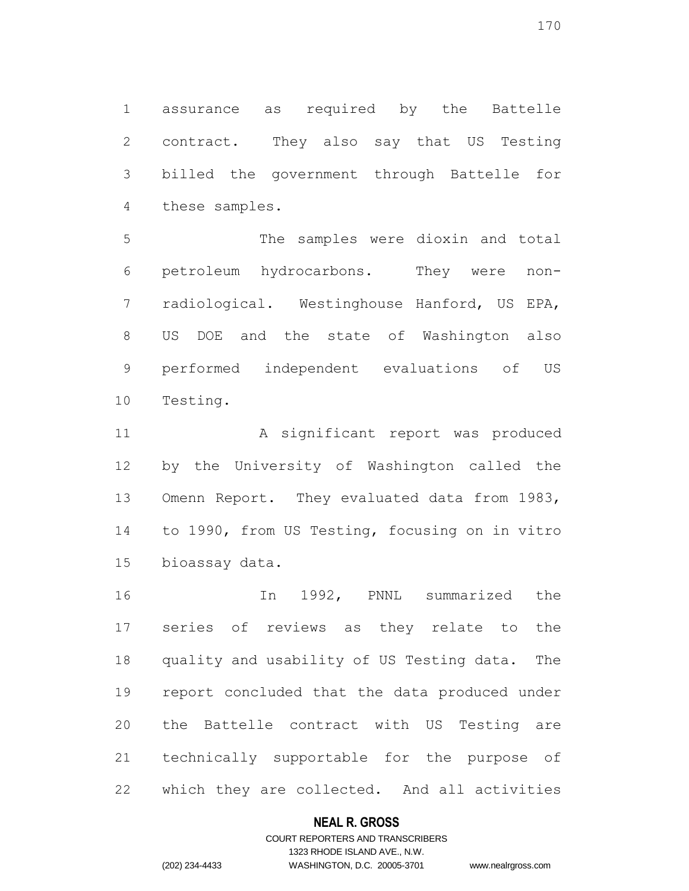assurance as required by the Battelle contract. They also say that US Testing billed the government through Battelle for these samples.

The samples were dioxin and total petroleum hydrocarbons. They were non-radiological. Westinghouse Hanford, US EPA, US DOE and the state of Washington also performed independent evaluations of US Testing.

A significant report was produced by the University of Washington called the Omenn Report. They evaluated data from 1983, to 1990, from US Testing, focusing on in vitro bioassay data.

In 1992, PNNL summarized the series of reviews as they relate to the quality and usability of US Testing data. The report concluded that the data produced under the Battelle contract with US Testing are technically supportable for the purpose of which they are collected. And all activities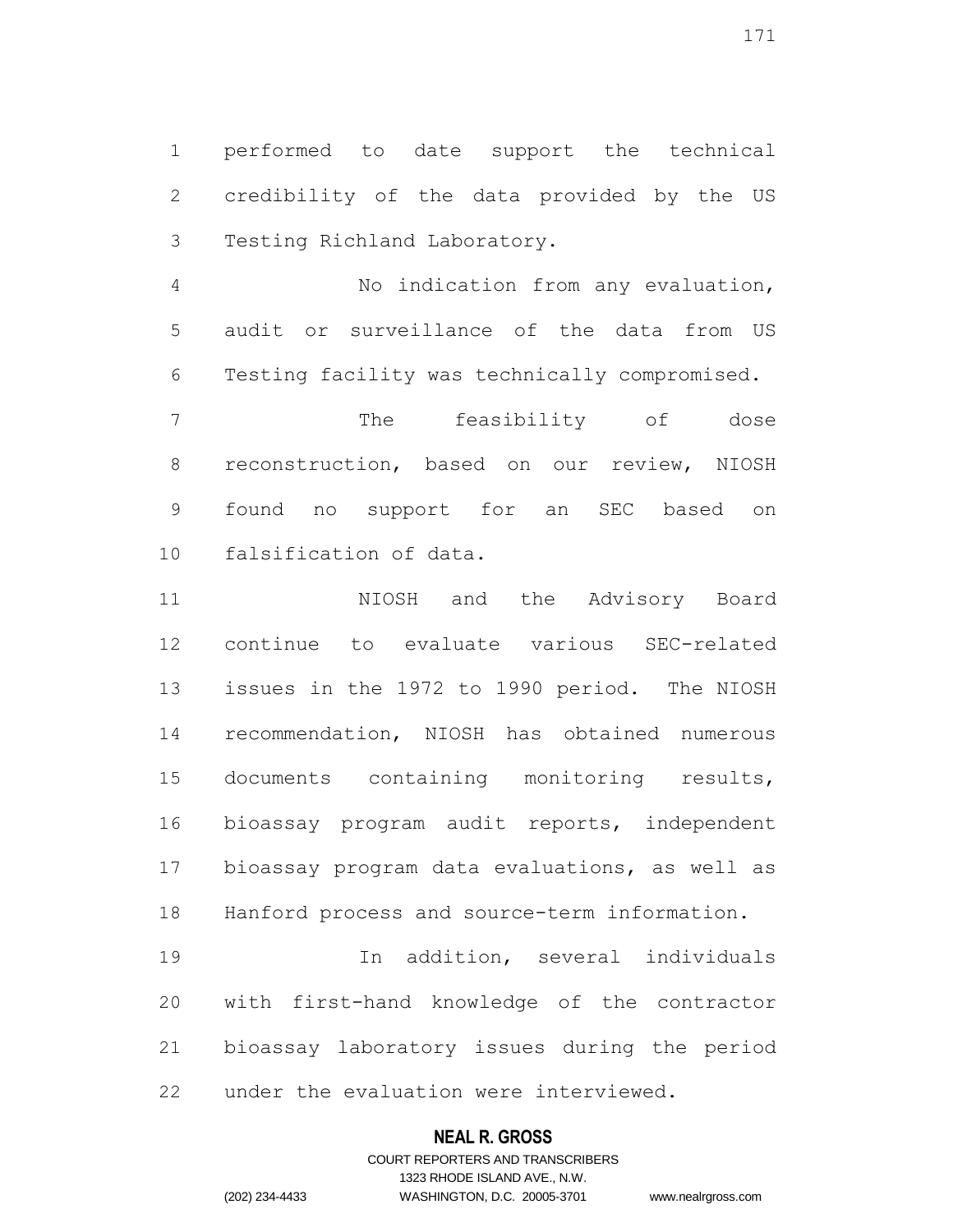performed to date support the technical credibility of the data provided by the US Testing Richland Laboratory.

No indication from any evaluation, audit or surveillance of the data from US Testing facility was technically compromised.

The feasibility of dose reconstruction, based on our review, NIOSH found no support for an SEC based on falsification of data.

NIOSH and the Advisory Board continue to evaluate various SEC-related issues in the 1972 to 1990 period. The NIOSH recommendation, NIOSH has obtained numerous documents containing monitoring results, bioassay program audit reports, independent bioassay program data evaluations, as well as Hanford process and source-term information.

In addition, several individuals with first-hand knowledge of the contractor bioassay laboratory issues during the period under the evaluation were interviewed.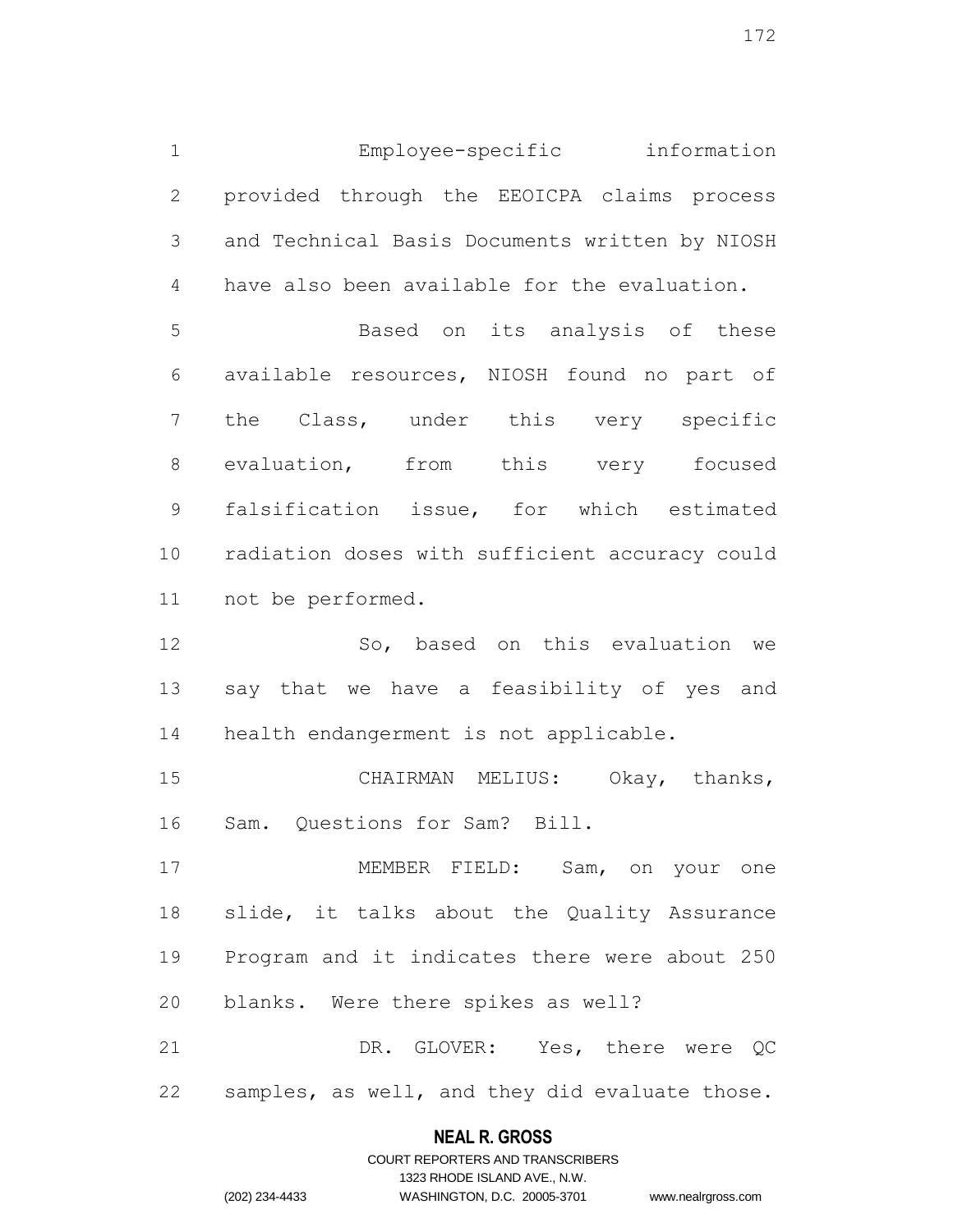Employee-specific information provided through the EEOICPA claims process and Technical Basis Documents written by NIOSH have also been available for the evaluation.

Based on its analysis of these available resources, NIOSH found no part of the Class, under this very specific evaluation, from this very focused falsification issue, for which estimated radiation doses with sufficient accuracy could not be performed.

So, based on this evaluation we say that we have a feasibility of yes and health endangerment is not applicable.

CHAIRMAN MELIUS: Okay, thanks, Sam. Questions for Sam? Bill.

MEMBER FIELD: Sam, on your one slide, it talks about the Quality Assurance Program and it indicates there were about 250 blanks. Were there spikes as well?

DR. GLOVER: Yes, there were QC samples, as well, and they did evaluate those.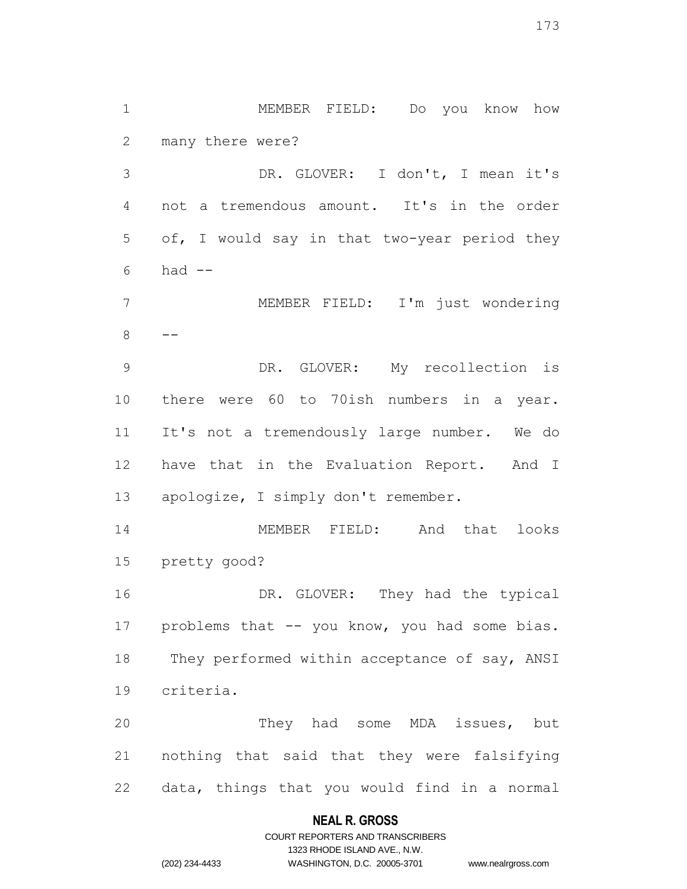MEMBER FIELD: Do you know how many there were?

DR. GLOVER: I don't, I mean it's not a tremendous amount. It's in the order of, I would say in that two-year period they had --

MEMBER FIELD: I'm just wondering --

DR. GLOVER: My recollection is there were 60 to 70ish numbers in a year. It's not a tremendously large number. We do have that in the Evaluation Report. And I apologize, I simply don't remember.

MEMBER FIELD: And that looks pretty good?

DR. GLOVER: They had the typical problems that -- you know, you had some bias. They performed within acceptance of say, ANSI criteria.

They had some MDA issues, but nothing that said that they were falsifying data, things that you would find in a normal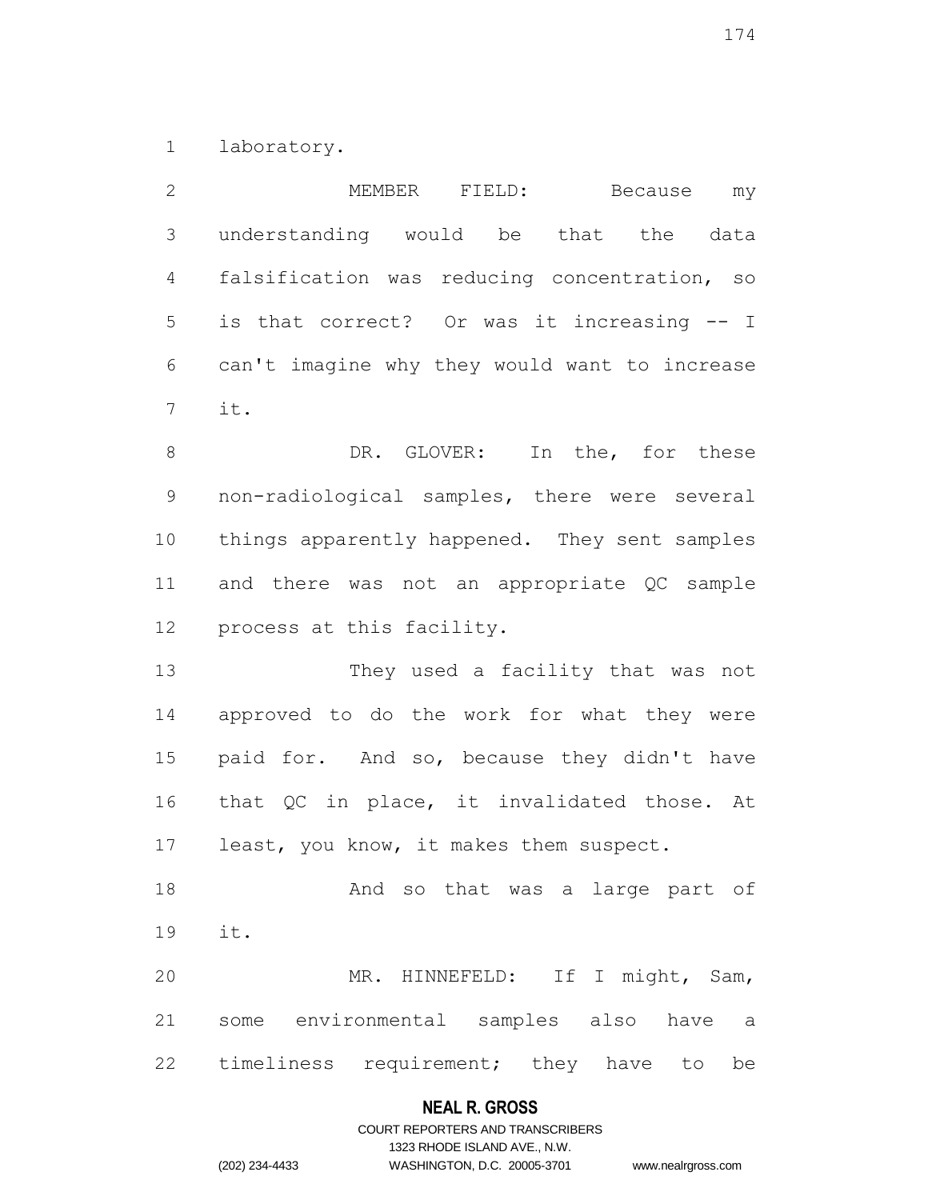laboratory.

MEMBER FIELD: Because my understanding would be that the data falsification was reducing concentration, so is that correct? Or was it increasing -- I can't imagine why they would want to increase it.

DR. GLOVER: In the, for these non-radiological samples, there were several things apparently happened. They sent samples and there was not an appropriate QC sample process at this facility.

They used a facility that was not approved to do the work for what they were paid for. And so, because they didn't have that QC in place, it invalidated those. At least, you know, it makes them suspect.

And so that was a large part of it.

MR. HINNEFELD: If I might, Sam, some environmental samples also have a timeliness requirement; they have to be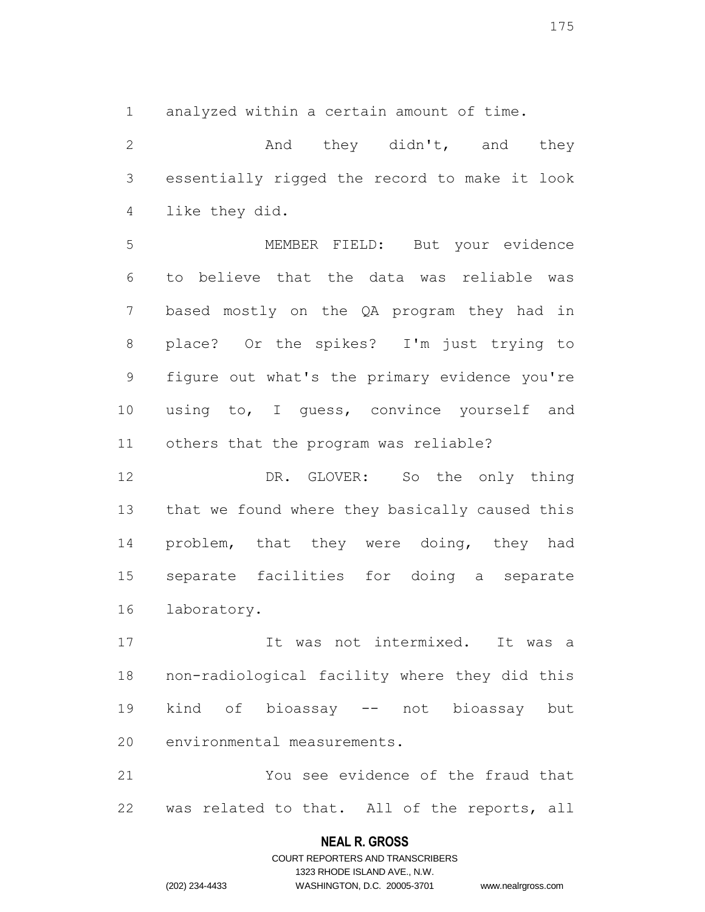analyzed within a certain amount of time.

And they didn't, and they essentially rigged the record to make it look like they did.

MEMBER FIELD: But your evidence to believe that the data was reliable was based mostly on the QA program they had in place? Or the spikes? I'm just trying to figure out what's the primary evidence you're using to, I guess, convince yourself and others that the program was reliable?

DR. GLOVER: So the only thing that we found where they basically caused this problem, that they were doing, they had separate facilities for doing a separate laboratory.

It was not intermixed. It was a non-radiological facility where they did this kind of bioassay -- not bioassay but environmental measurements.

You see evidence of the fraud that was related to that. All of the reports, all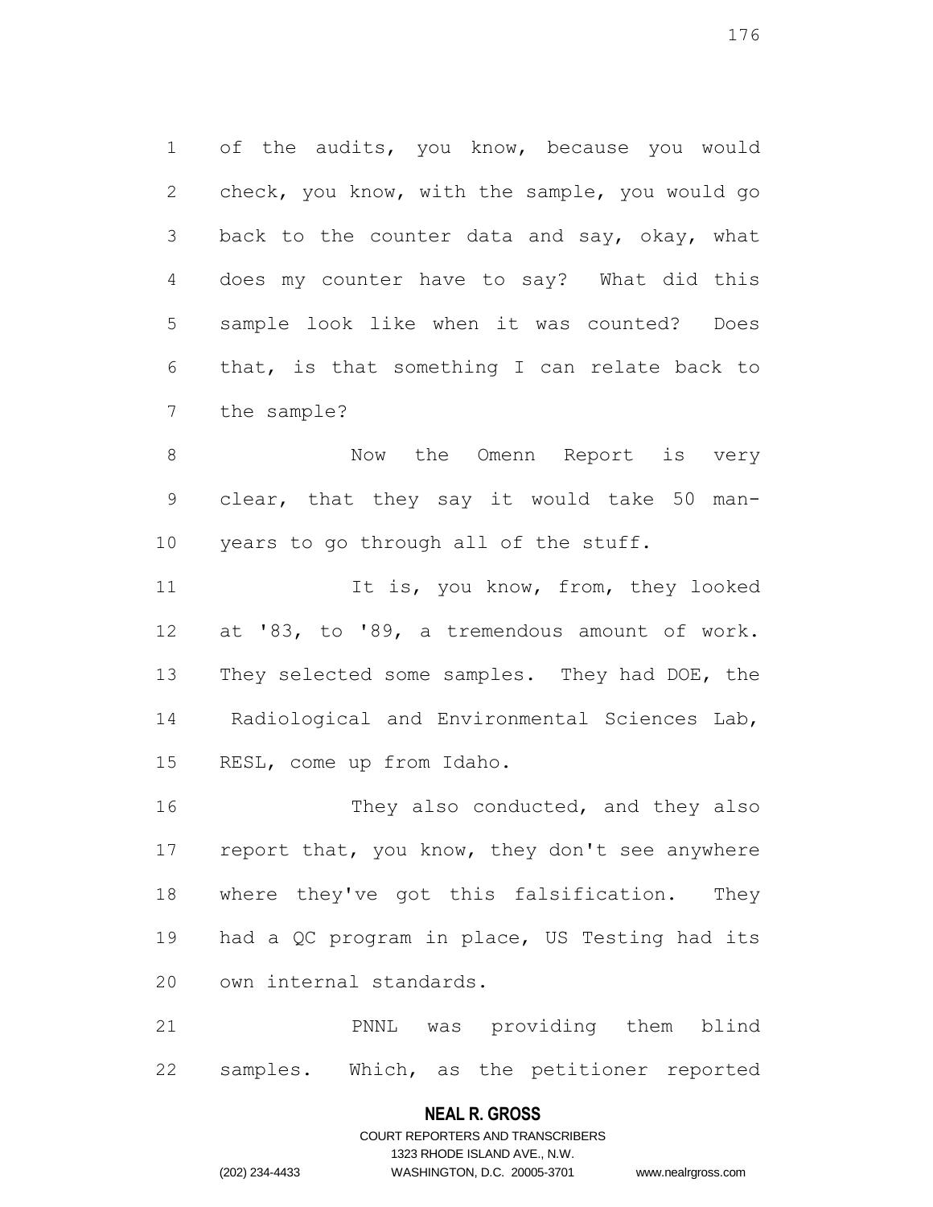of the audits, you know, because you would check, you know, with the sample, you would go back to the counter data and say, okay, what does my counter have to say? What did this sample look like when it was counted? Does that, is that something I can relate back to the sample?

Now the Omenn Report is very clear, that they say it would take 50 man-years to go through all of the stuff.

It is, you know, from, they looked at '83, to '89, a tremendous amount of work. They selected some samples. They had DOE, the Radiological and Environmental Sciences Lab, RESL, come up from Idaho.

They also conducted, and they also report that, you know, they don't see anywhere where they've got this falsification. They had a QC program in place, US Testing had its own internal standards.

PNNL was providing them blind samples. Which, as the petitioner reported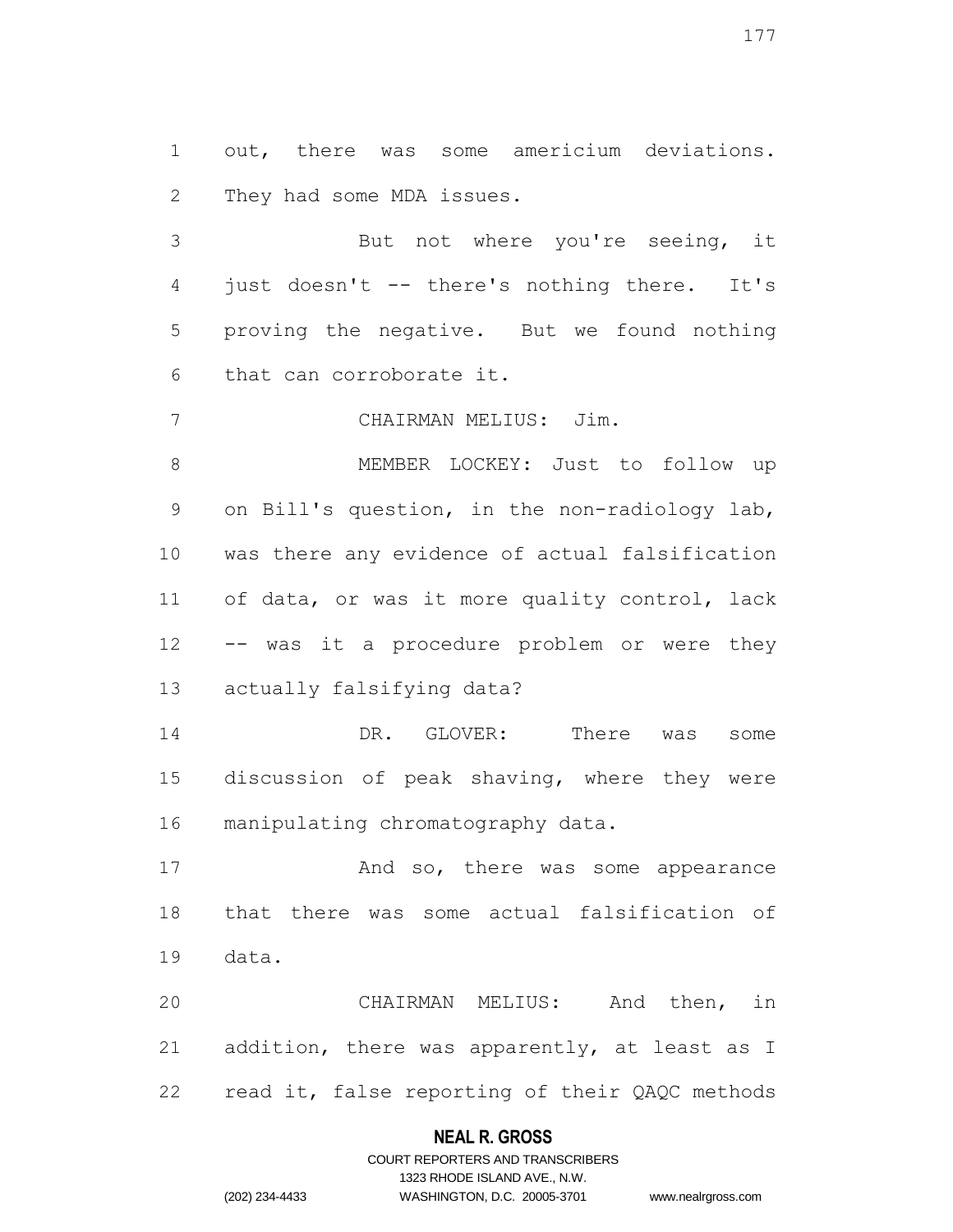out, there was some americium deviations. They had some MDA issues.

But not where you're seeing, it just doesn't -- there's nothing there. It's proving the negative. But we found nothing that can corroborate it.

CHAIRMAN MELIUS: Jim.

MEMBER LOCKEY: Just to follow up on Bill's question, in the non-radiology lab, was there any evidence of actual falsification of data, or was it more quality control, lack -- was it a procedure problem or were they actually falsifying data?

DR. GLOVER: There was some discussion of peak shaving, where they were manipulating chromatography data.

And so, there was some appearance that there was some actual falsification of data.

CHAIRMAN MELIUS: And then, in addition, there was apparently, at least as I read it, false reporting of their QAQC methods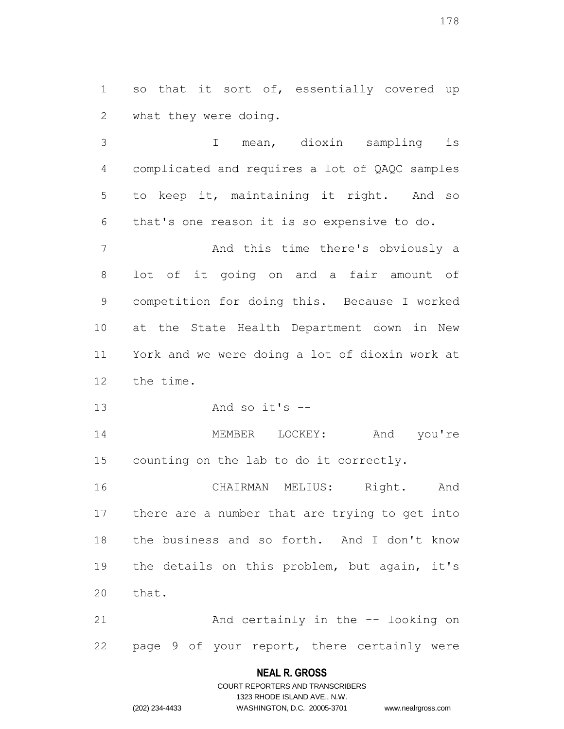so that it sort of, essentially covered up what they were doing.

I mean, dioxin sampling is complicated and requires a lot of QAQC samples to keep it, maintaining it right. And so that's one reason it is so expensive to do.

And this time there's obviously a lot of it going on and a fair amount of competition for doing this. Because I worked at the State Health Department down in New York and we were doing a lot of dioxin work at the time.

And so it's --

MEMBER LOCKEY: And you're counting on the lab to do it correctly.

CHAIRMAN MELIUS: Right. And there are a number that are trying to get into the business and so forth. And I don't know the details on this problem, but again, it's that.

And certainly in the -- looking on page 9 of your report, there certainly were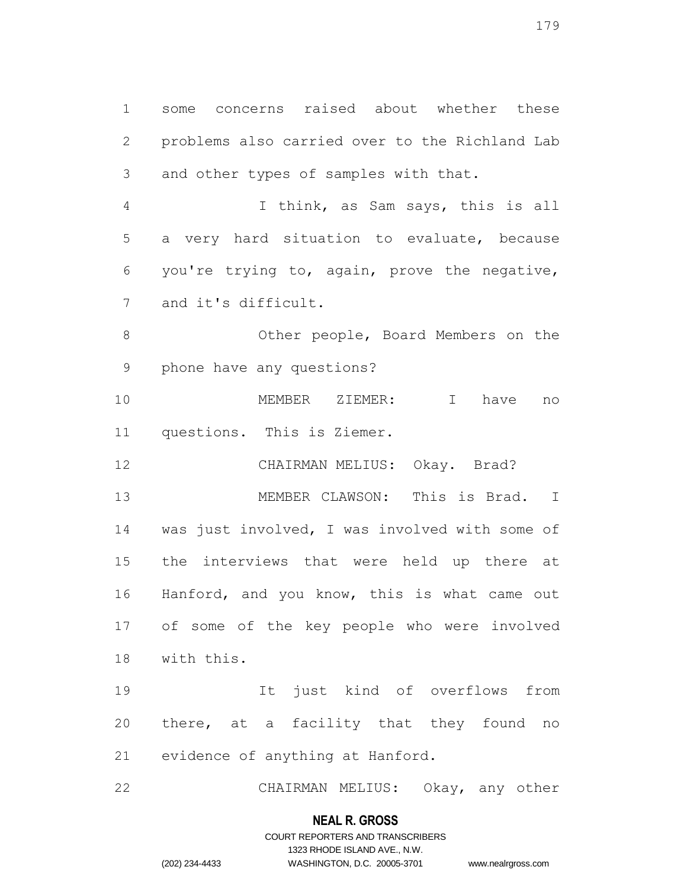some concerns raised about whether these problems also carried over to the Richland Lab and other types of samples with that.

I think, as Sam says, this is all a very hard situation to evaluate, because you're trying to, again, prove the negative, and it's difficult.

Other people, Board Members on the phone have any questions?

MEMBER ZIEMER: I have no questions. This is Ziemer.

CHAIRMAN MELIUS: Okay. Brad?

MEMBER CLAWSON: This is Brad. I was just involved, I was involved with some of the interviews that were held up there at Hanford, and you know, this is what came out of some of the key people who were involved with this.

It just kind of overflows from there, at a facility that they found no evidence of anything at Hanford.

CHAIRMAN MELIUS: Okay, any other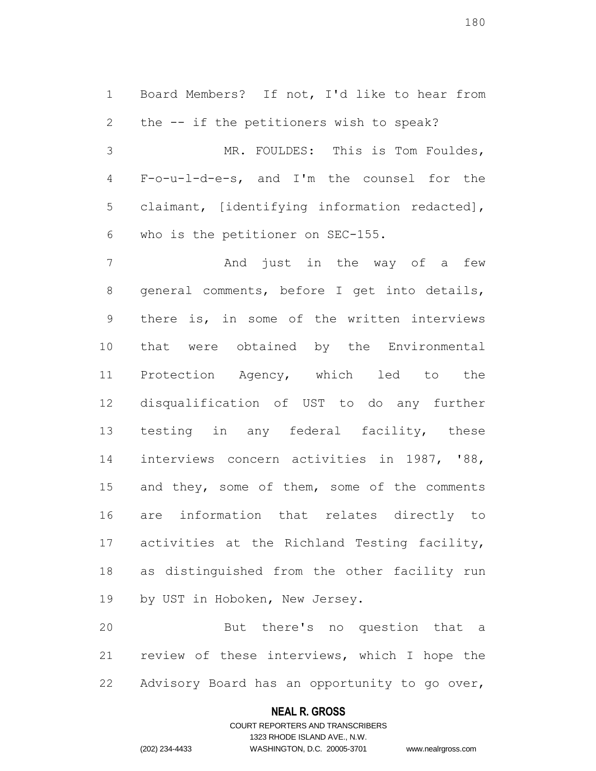Board Members? If not, I'd like to hear from the -- if the petitioners wish to speak?

MR. FOULDES: This is Tom Fouldes, F-o-u-l-d-e-s, and I'm the counsel for the claimant, [identifying information redacted], who is the petitioner on SEC-155.

And just in the way of a few general comments, before I get into details, there is, in some of the written interviews that were obtained by the Environmental Protection Agency, which led to the disqualification of UST to do any further testing in any federal facility, these interviews concern activities in 1987, '88, and they, some of them, some of the comments are information that relates directly to activities at the Richland Testing facility, as distinguished from the other facility run by UST in Hoboken, New Jersey.

But there's no question that a review of these interviews, which I hope the Advisory Board has an opportunity to go over,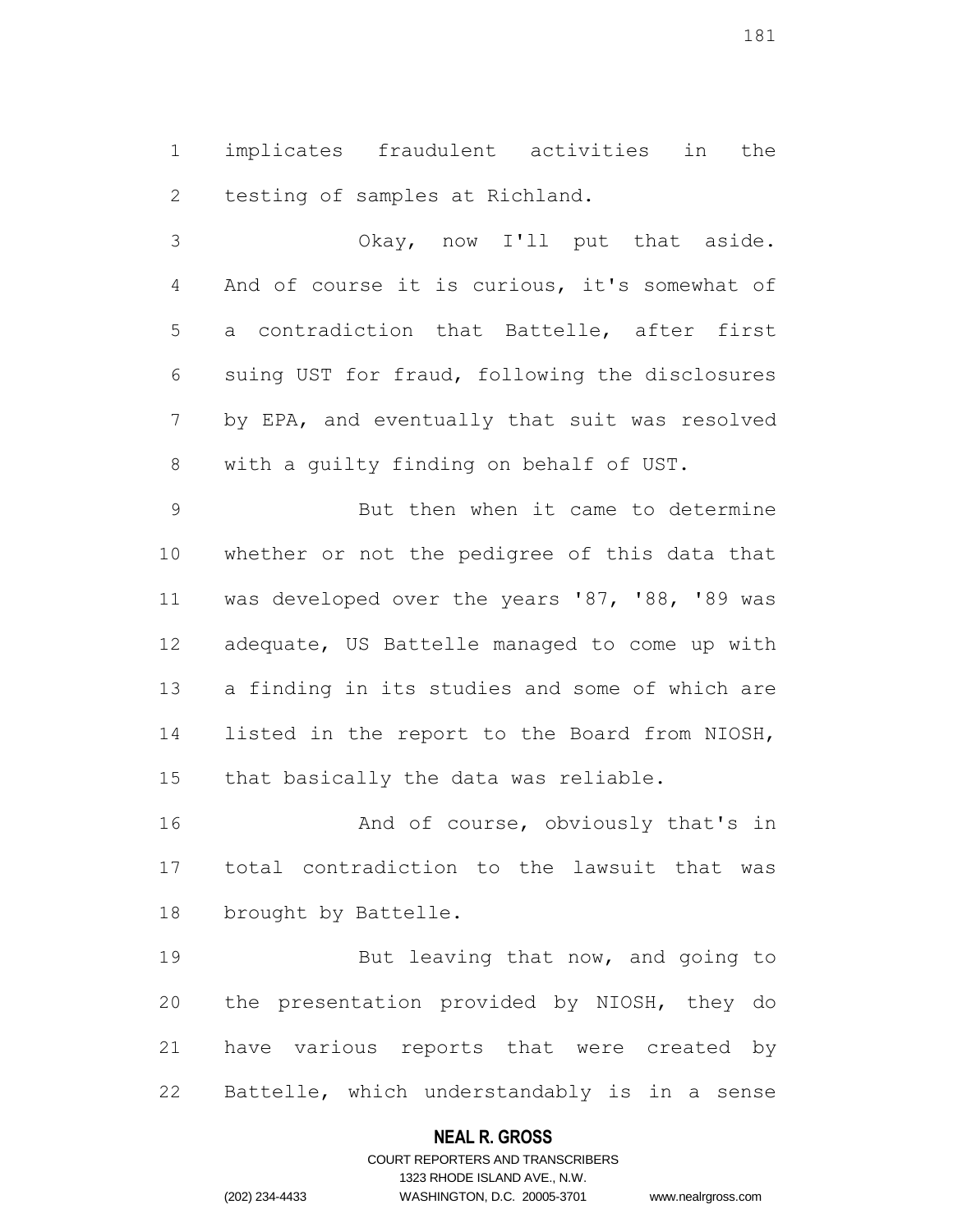implicates fraudulent activities in the testing of samples at Richland.

Okay, now I'll put that aside. And of course it is curious, it's somewhat of a contradiction that Battelle, after first suing UST for fraud, following the disclosures by EPA, and eventually that suit was resolved with a guilty finding on behalf of UST.

But then when it came to determine whether or not the pedigree of this data that was developed over the years '87, '88, '89 was adequate, US Battelle managed to come up with a finding in its studies and some of which are listed in the report to the Board from NIOSH, that basically the data was reliable.

And of course, obviously that's in total contradiction to the lawsuit that was brought by Battelle.

But leaving that now, and going to the presentation provided by NIOSH, they do have various reports that were created by Battelle, which understandably is in a sense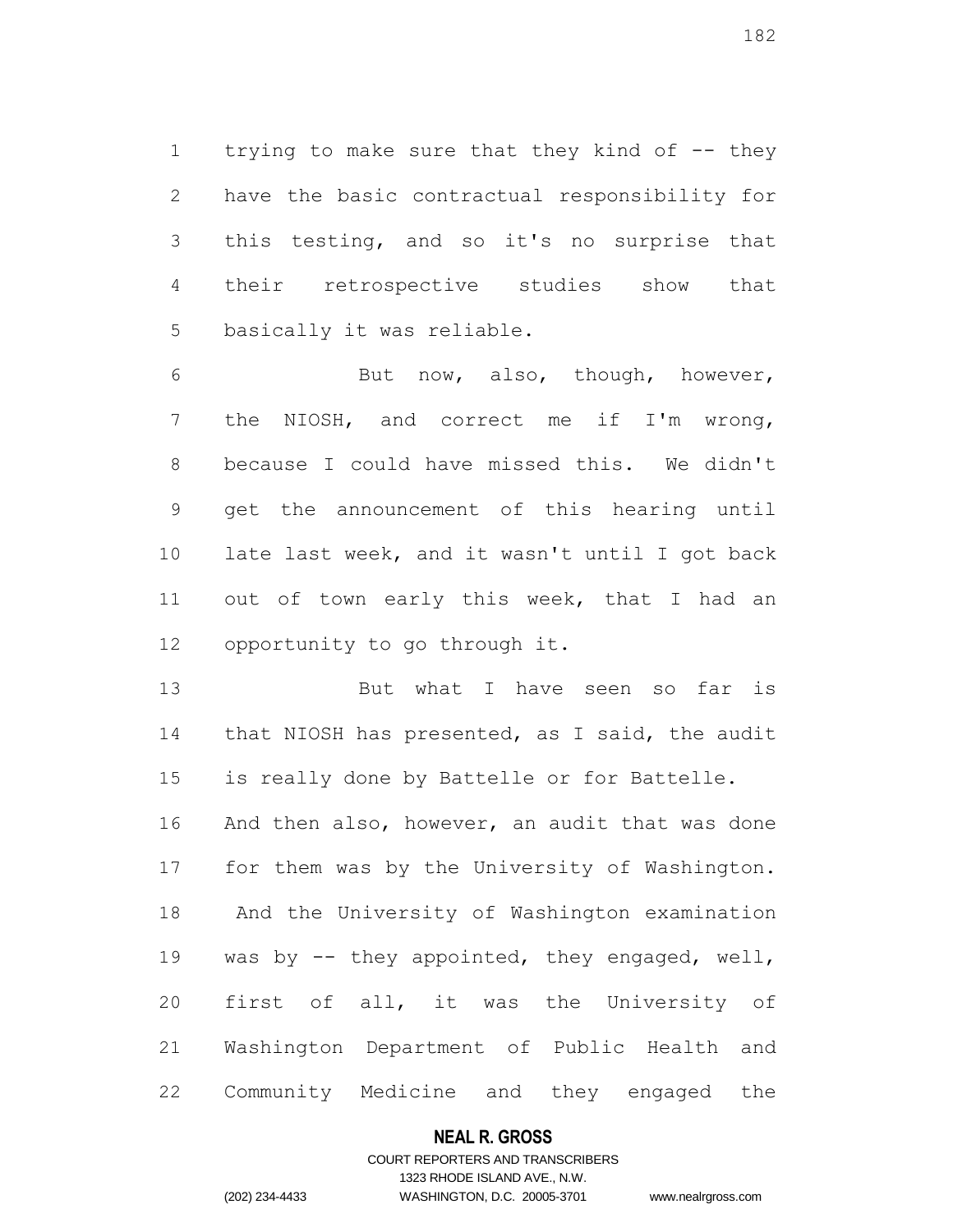trying to make sure that they kind of -- they have the basic contractual responsibility for this testing, and so it's no surprise that their retrospective studies show that basically it was reliable.

But now, also, though, however, the NIOSH, and correct me if I'm wrong, because I could have missed this. We didn't get the announcement of this hearing until late last week, and it wasn't until I got back out of town early this week, that I had an opportunity to go through it.

But what I have seen so far is that NIOSH has presented, as I said, the audit is really done by Battelle or for Battelle. And then also, however, an audit that was done for them was by the University of Washington. And the University of Washington examination was by -- they appointed, they engaged, well, first of all, it was the University of Washington Department of Public Health and Community Medicine and they engaged the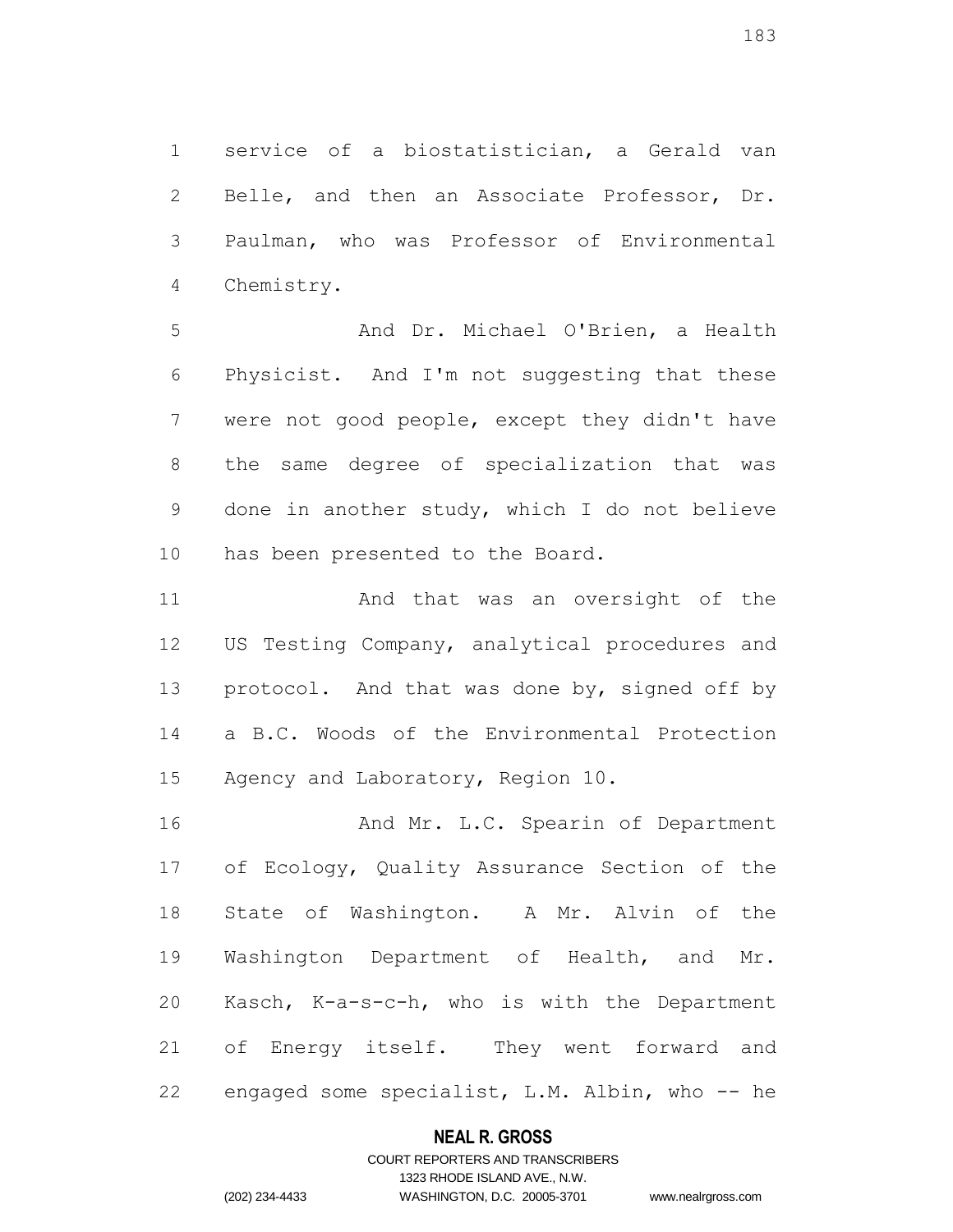service of a biostatistician, a Gerald van Belle, and then an Associate Professor, Dr. Paulman, who was Professor of Environmental Chemistry.

And Dr. Michael O'Brien, a Health Physicist. And I'm not suggesting that these were not good people, except they didn't have the same degree of specialization that was done in another study, which I do not believe has been presented to the Board.

And that was an oversight of the US Testing Company, analytical procedures and protocol. And that was done by, signed off by a B.C. Woods of the Environmental Protection Agency and Laboratory, Region 10.

And Mr. L.C. Spearin of Department of Ecology, Quality Assurance Section of the State of Washington. A Mr. Alvin of the Washington Department of Health, and Mr. Kasch, K-a-s-c-h, who is with the Department of Energy itself. They went forward and engaged some specialist, L.M. Albin, who -- he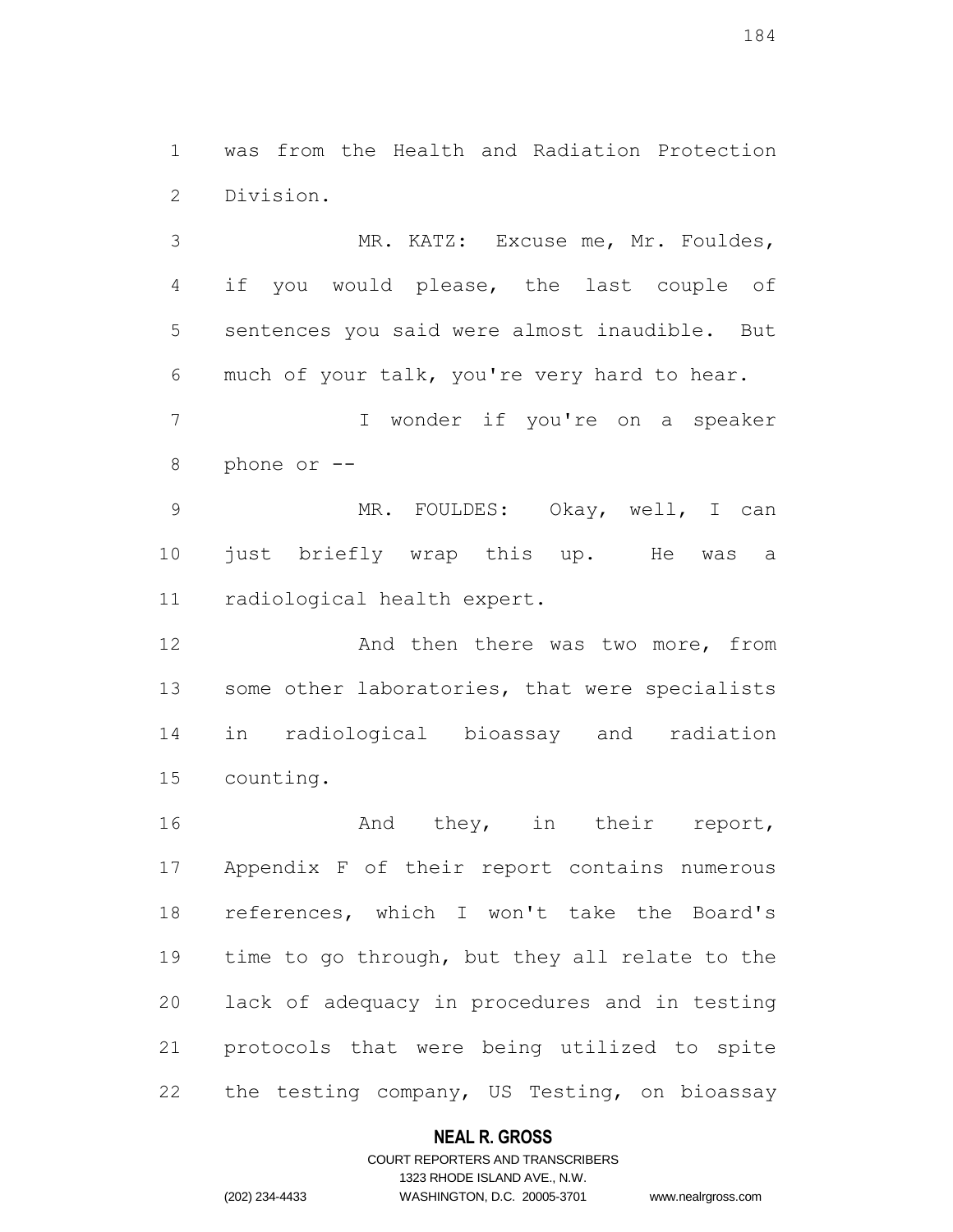was from the Health and Radiation Protection Division.

MR. KATZ: Excuse me, Mr. Fouldes, if you would please, the last couple of sentences you said were almost inaudible. But much of your talk, you're very hard to hear.

I wonder if you're on a speaker phone or --

MR. FOULDES: Okay, well, I can just briefly wrap this up. He was a radiological health expert.

And then there was two more, from some other laboratories, that were specialists in radiological bioassay and radiation counting.

And they, in their report, Appendix F of their report contains numerous references, which I won't take the Board's time to go through, but they all relate to the lack of adequacy in procedures and in testing protocols that were being utilized to spite the testing company, US Testing, on bioassay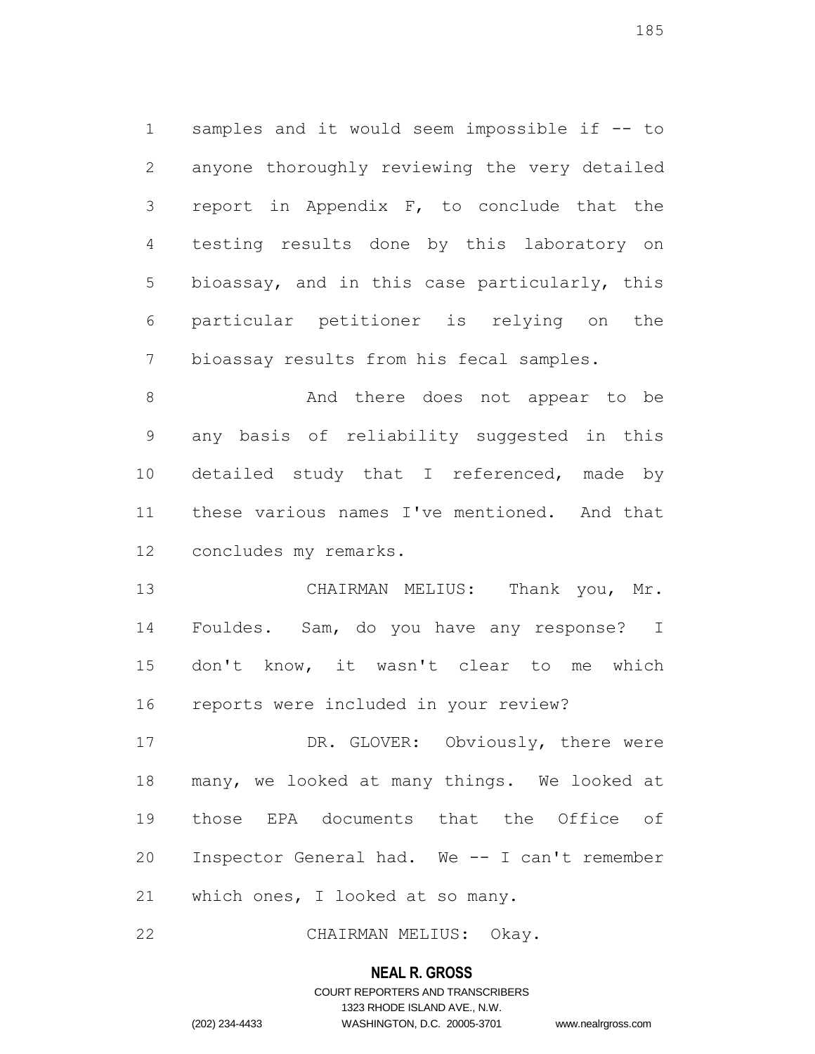samples and it would seem impossible if -- to anyone thoroughly reviewing the very detailed report in Appendix F, to conclude that the testing results done by this laboratory on bioassay, and in this case particularly, this particular petitioner is relying on the bioassay results from his fecal samples.

And there does not appear to be any basis of reliability suggested in this detailed study that I referenced, made by these various names I've mentioned. And that concludes my remarks.

CHAIRMAN MELIUS: Thank you, Mr. Fouldes. Sam, do you have any response? I don't know, it wasn't clear to me which reports were included in your review?

DR. GLOVER: Obviously, there were many, we looked at many things. We looked at those EPA documents that the Office of Inspector General had. We -- I can't remember which ones, I looked at so many.

CHAIRMAN MELIUS: Okay.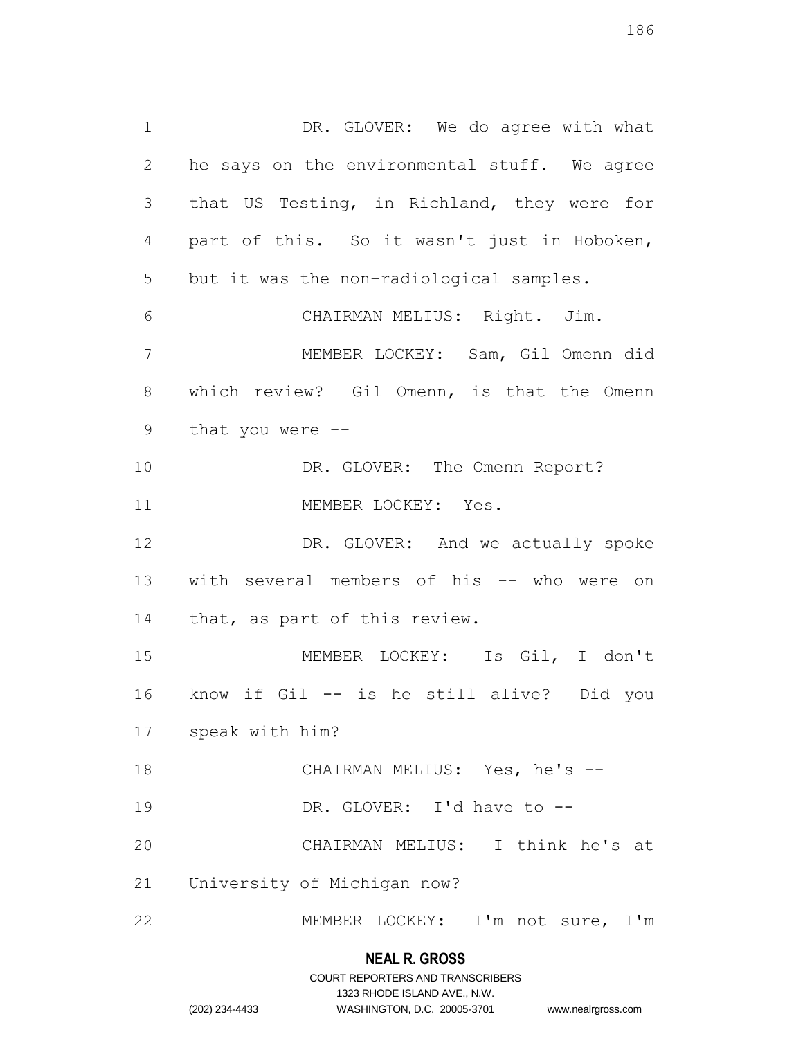DR. GLOVER: We do agree with what he says on the environmental stuff. We agree that US Testing, in Richland, they were for part of this. So it wasn't just in Hoboken, but it was the non-radiological samples.

CHAIRMAN MELIUS: Right. Jim.

MEMBER LOCKEY: Sam, Gil Omenn did which review? Gil Omenn, is that the Omenn that you were --

DR. GLOVER: The Omenn Report?

MEMBER LOCKEY: Yes.

DR. GLOVER: And we actually spoke with several members of his -- who were on that, as part of this review.

MEMBER LOCKEY: Is Gil, I don't know if Gil -- is he still alive? Did you speak with him?

CHAIRMAN MELIUS: Yes, he's --

DR. GLOVER: I'd have to --

CHAIRMAN MELIUS: I think he's at University of Michigan now?

MEMBER LOCKEY: I'm not sure, I'm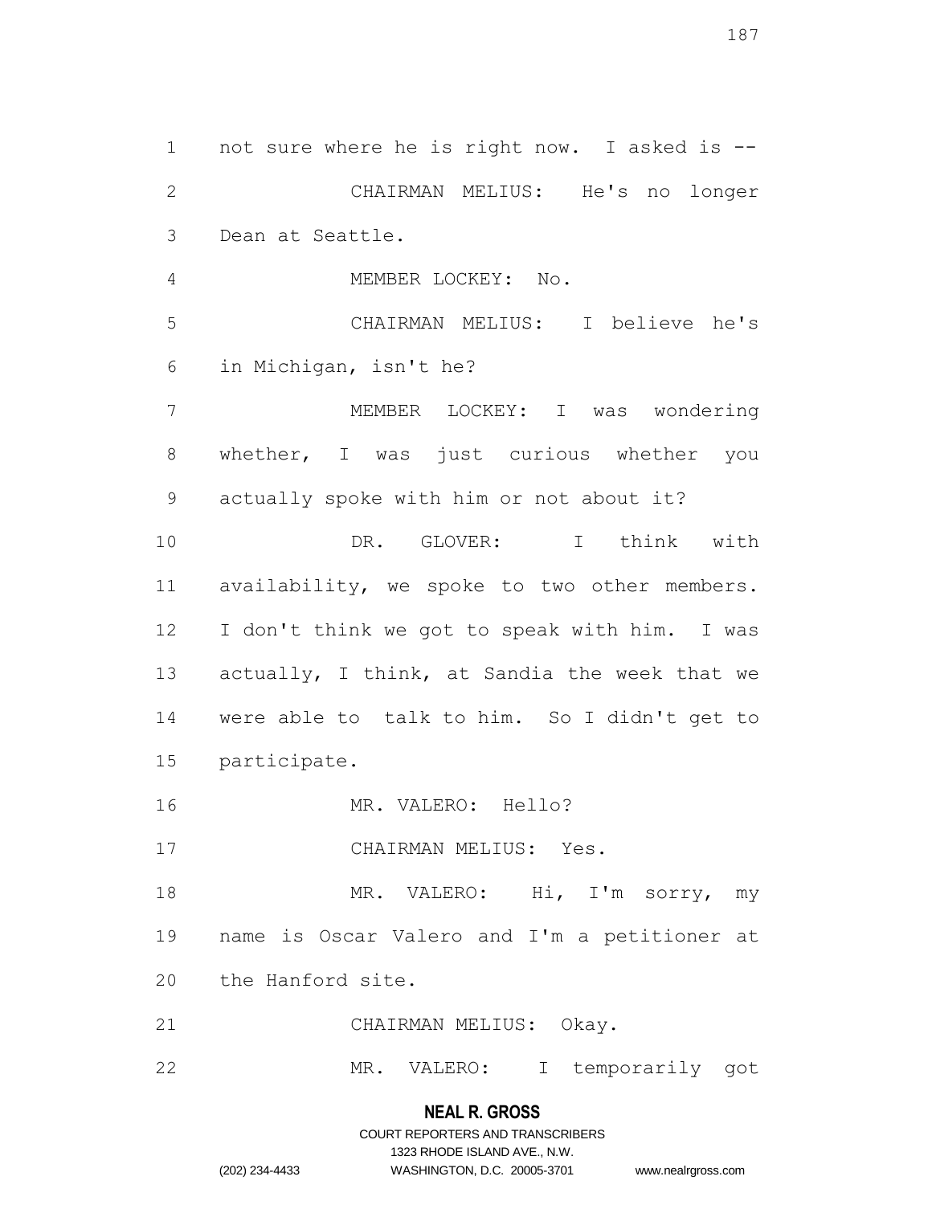not sure where he is right now. I asked is --

CHAIRMAN MELIUS: He's no longer Dean at Seattle.

MEMBER LOCKEY: No.

CHAIRMAN MELIUS: I believe he's in Michigan, isn't he?

MEMBER LOCKEY: I was wondering whether, I was just curious whether you actually spoke with him or not about it?

DR. GLOVER: I think with availability, we spoke to two other members. I don't think we got to speak with him. I was actually, I think, at Sandia the week that we were able to talk to him. So I didn't get to participate.

MR. VALERO: Hello?

CHAIRMAN MELIUS: Yes.

MR. VALERO: Hi, I'm sorry, my name is Oscar Valero and I'm a petitioner at the Hanford site.

CHAIRMAN MELIUS: Okay.

MR. VALERO: I temporarily got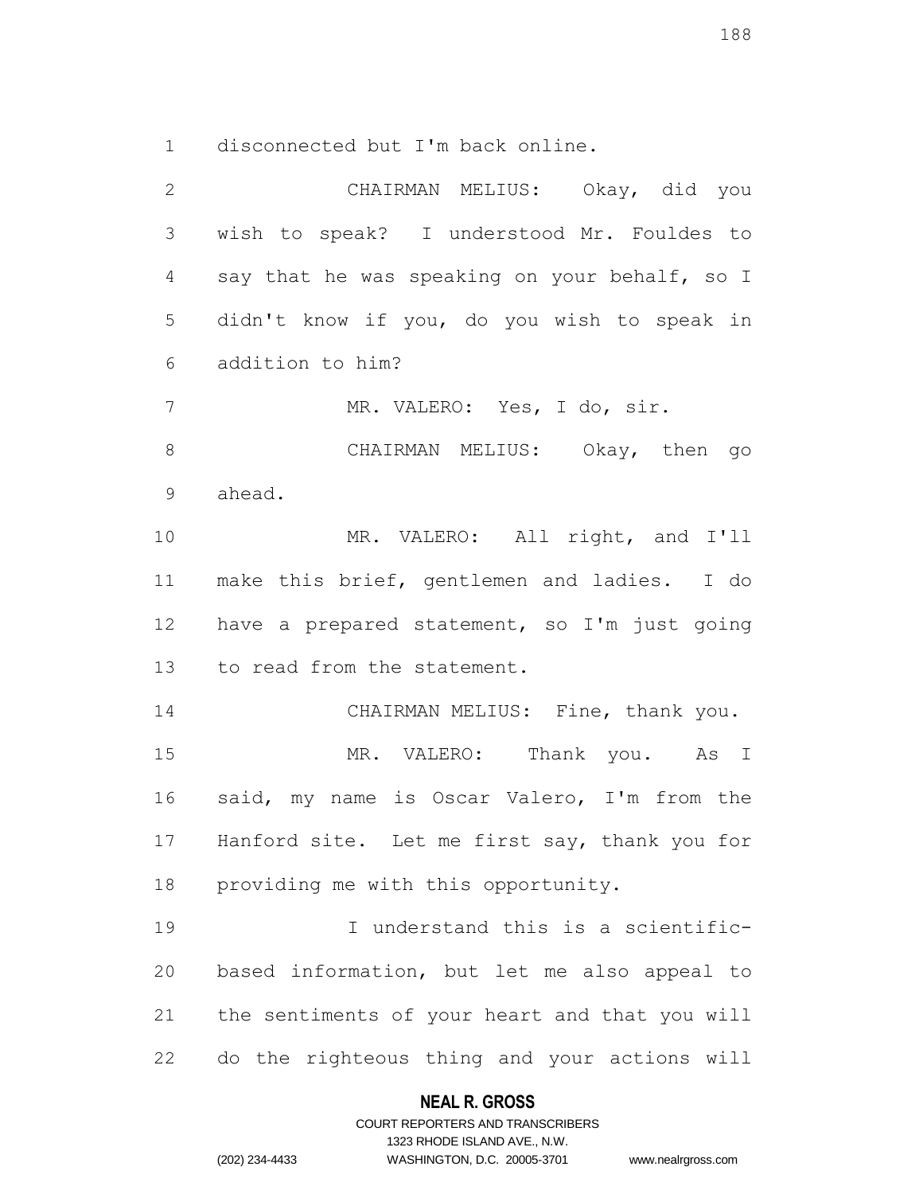disconnected but I'm back online.

CHAIRMAN MELIUS: Okay, did you wish to speak? I understood Mr. Fouldes to say that he was speaking on your behalf, so I didn't know if you, do you wish to speak in addition to him?

MR. VALERO: Yes, I do, sir.

CHAIRMAN MELIUS: Okay, then go ahead.

MR. VALERO: All right, and I'll make this brief, gentlemen and ladies. I do have a prepared statement, so I'm just going to read from the statement.

CHAIRMAN MELIUS: Fine, thank you.

MR. VALERO: Thank you. As I said, my name is Oscar Valero, I'm from the Hanford site. Let me first say, thank you for providing me with this opportunity.

I understand this is a scientific-based information, but let me also appeal to the sentiments of your heart and that you will do the righteous thing and your actions will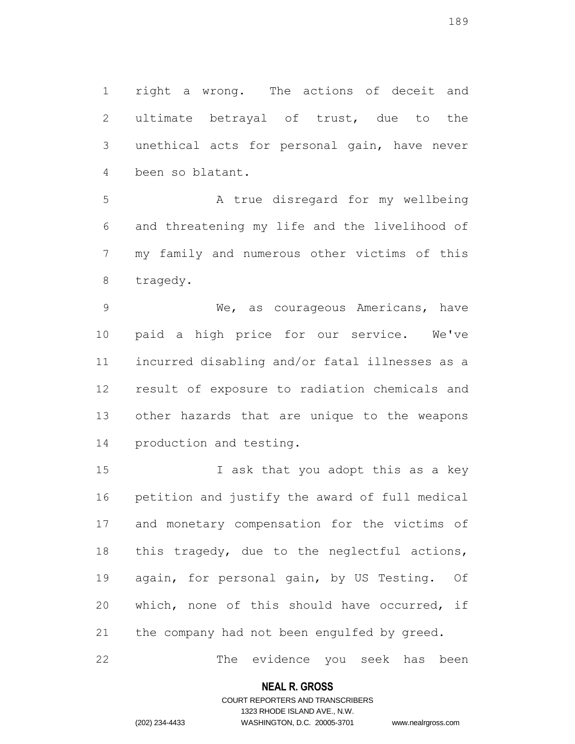right a wrong. The actions of deceit and ultimate betrayal of trust, due to the unethical acts for personal gain, have never been so blatant.

A true disregard for my wellbeing and threatening my life and the livelihood of my family and numerous other victims of this tragedy.

We, as courageous Americans, have paid a high price for our service. We've incurred disabling and/or fatal illnesses as a result of exposure to radiation chemicals and other hazards that are unique to the weapons production and testing.

I ask that you adopt this as a key petition and justify the award of full medical and monetary compensation for the victims of this tragedy, due to the neglectful actions, again, for personal gain, by US Testing. Of which, none of this should have occurred, if the company had not been engulfed by greed.

The evidence you seek has been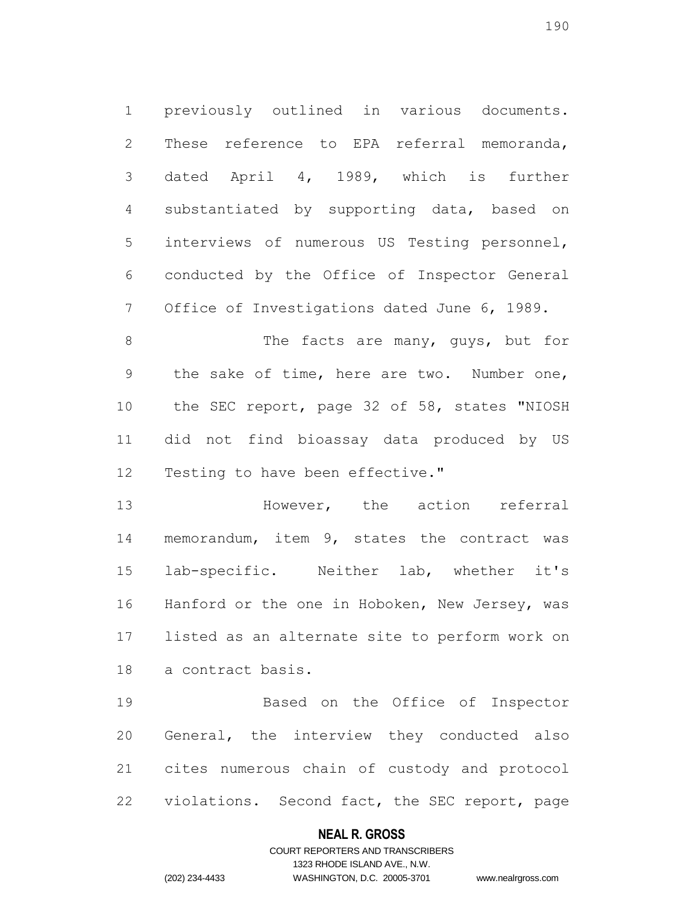previously outlined in various documents. These reference to EPA referral memoranda, dated April 4, 1989, which is further substantiated by supporting data, based on interviews of numerous US Testing personnel, conducted by the Office of Inspector General Office of Investigations dated June 6, 1989.

The facts are many, guys, but for the sake of time, here are two. Number one, the SEC report, page 32 of 58, states "NIOSH did not find bioassay data produced by US Testing to have been effective."

However, the action referral memorandum, item 9, states the contract was lab-specific. Neither lab, whether it's Hanford or the one in Hoboken, New Jersey, was listed as an alternate site to perform work on a contract basis.

Based on the Office of Inspector General, the interview they conducted also cites numerous chain of custody and protocol violations. Second fact, the SEC report, page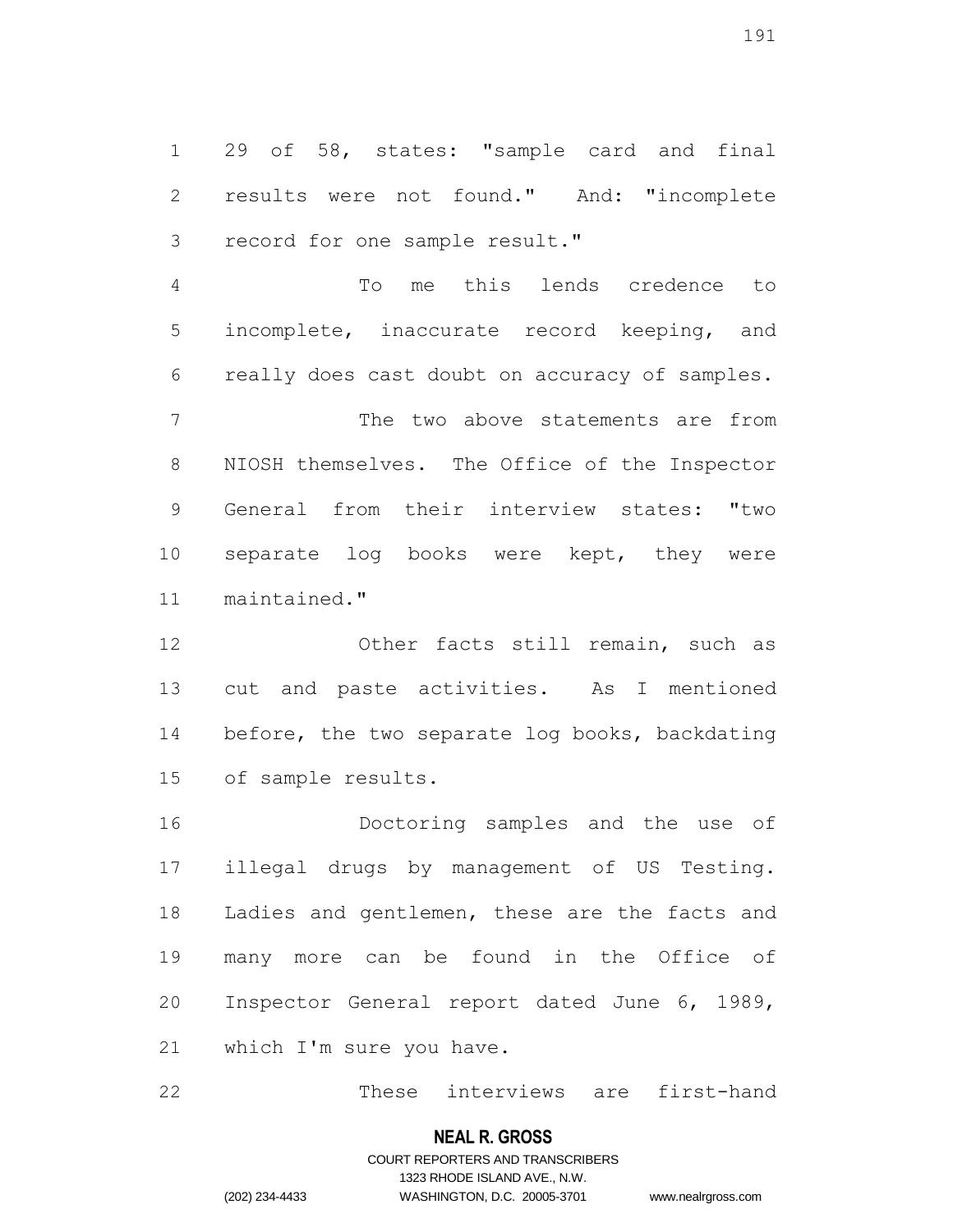29 of 58, states: "sample card and final results were not found." And: "incomplete record for one sample result."

To me this lends credence to incomplete, inaccurate record keeping, and really does cast doubt on accuracy of samples.

The two above statements are from NIOSH themselves. The Office of the Inspector General from their interview states: "two separate log books were kept, they were maintained."

Other facts still remain, such as cut and paste activities. As I mentioned before, the two separate log books, backdating of sample results.

Doctoring samples and the use of illegal drugs by management of US Testing. Ladies and gentlemen, these are the facts and many more can be found in the Office of Inspector General report dated June 6, 1989, which I'm sure you have.

These interviews are first-hand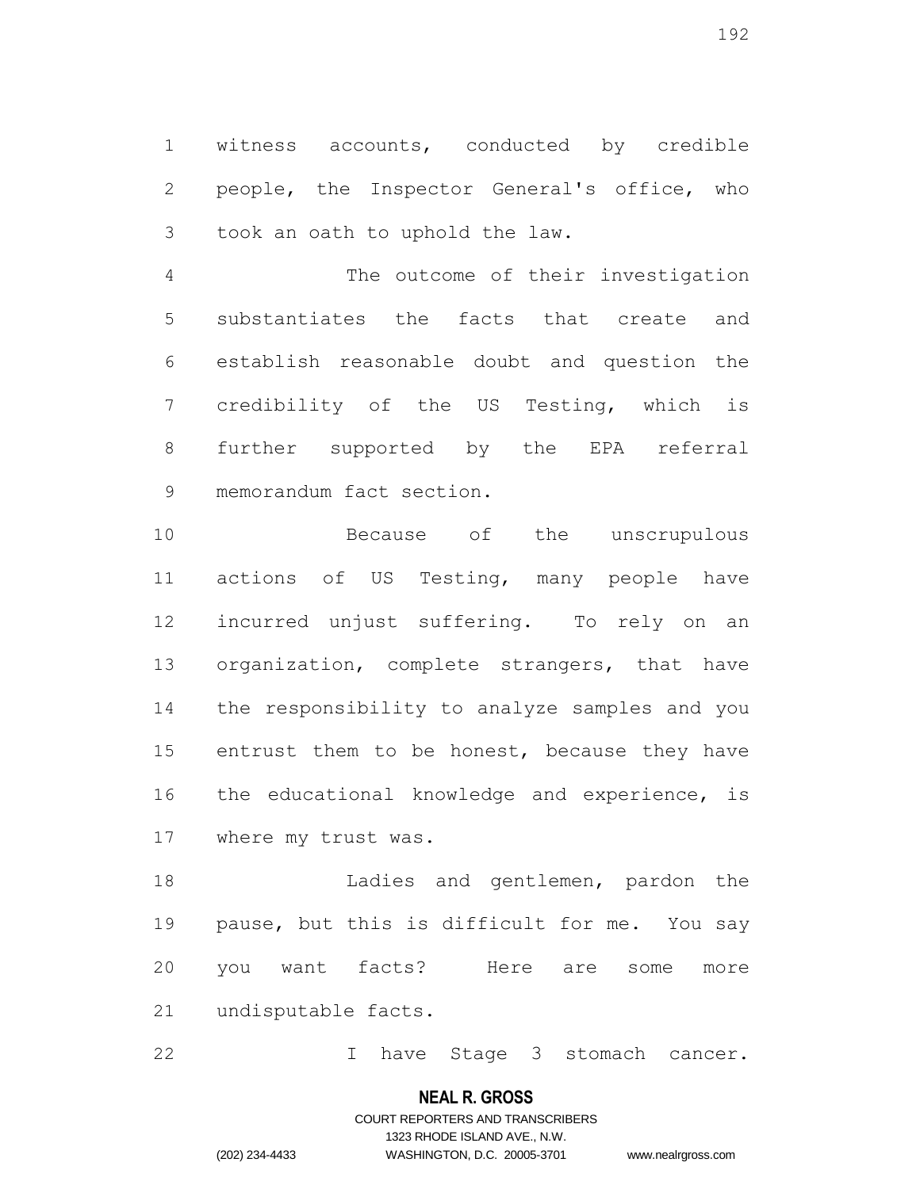witness accounts, conducted by credible people, the Inspector General's office, who took an oath to uphold the law.

The outcome of their investigation substantiates the facts that create and establish reasonable doubt and question the credibility of the US Testing, which is further supported by the EPA referral memorandum fact section.

Because of the unscrupulous actions of US Testing, many people have incurred unjust suffering. To rely on an organization, complete strangers, that have the responsibility to analyze samples and you entrust them to be honest, because they have the educational knowledge and experience, is where my trust was.

Ladies and gentlemen, pardon the pause, but this is difficult for me. You say you want facts? Here are some more undisputable facts.

I have Stage 3 stomach cancer.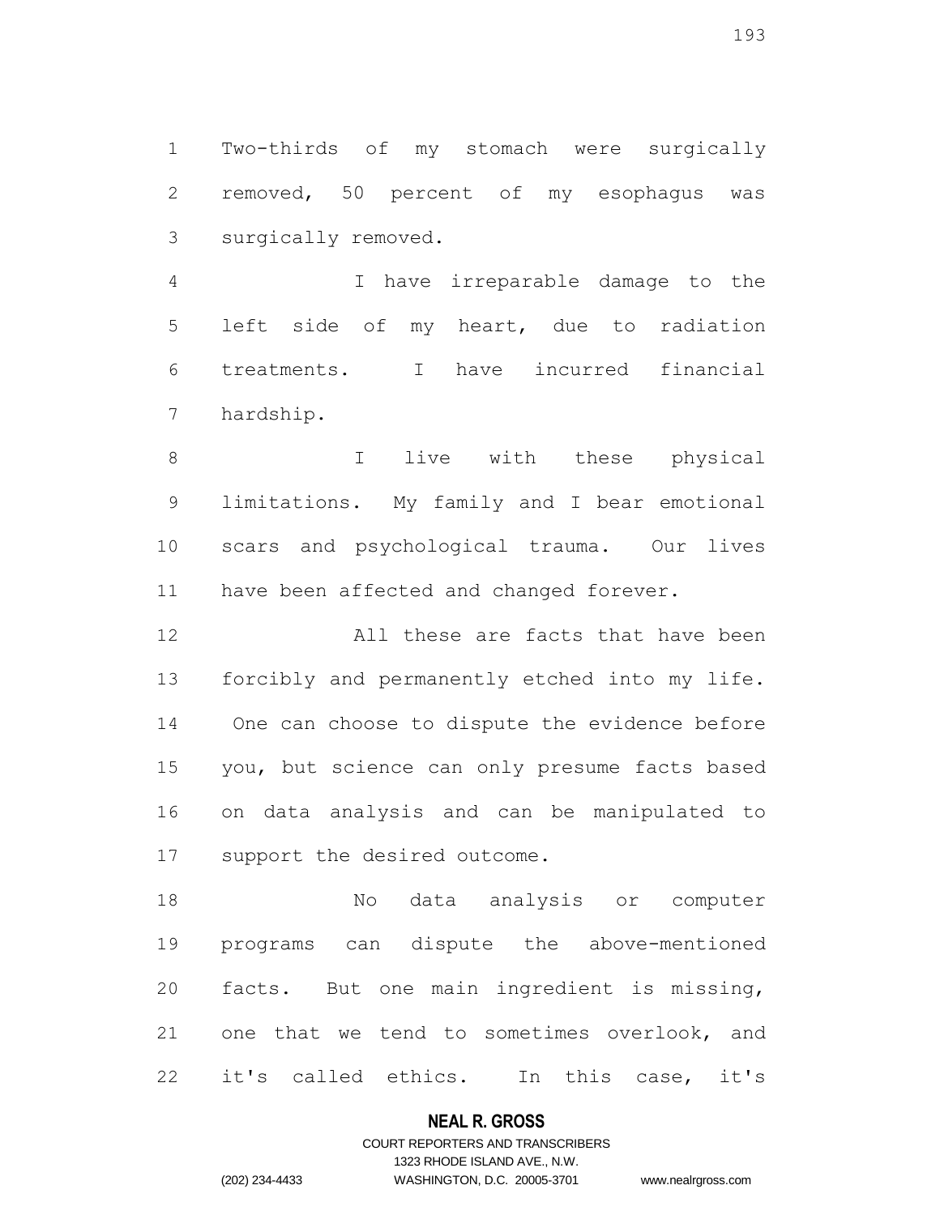Two-thirds of my stomach were surgically removed, 50 percent of my esophagus was surgically removed.

I have irreparable damage to the left side of my heart, due to radiation treatments. I have incurred financial hardship.

I live with these physical limitations. My family and I bear emotional scars and psychological trauma. Our lives have been affected and changed forever.

All these are facts that have been forcibly and permanently etched into my life. One can choose to dispute the evidence before you, but science can only presume facts based on data analysis and can be manipulated to support the desired outcome.

No data analysis or computer programs can dispute the above-mentioned facts. But one main ingredient is missing, one that we tend to sometimes overlook, and it's called ethics. In this case, it's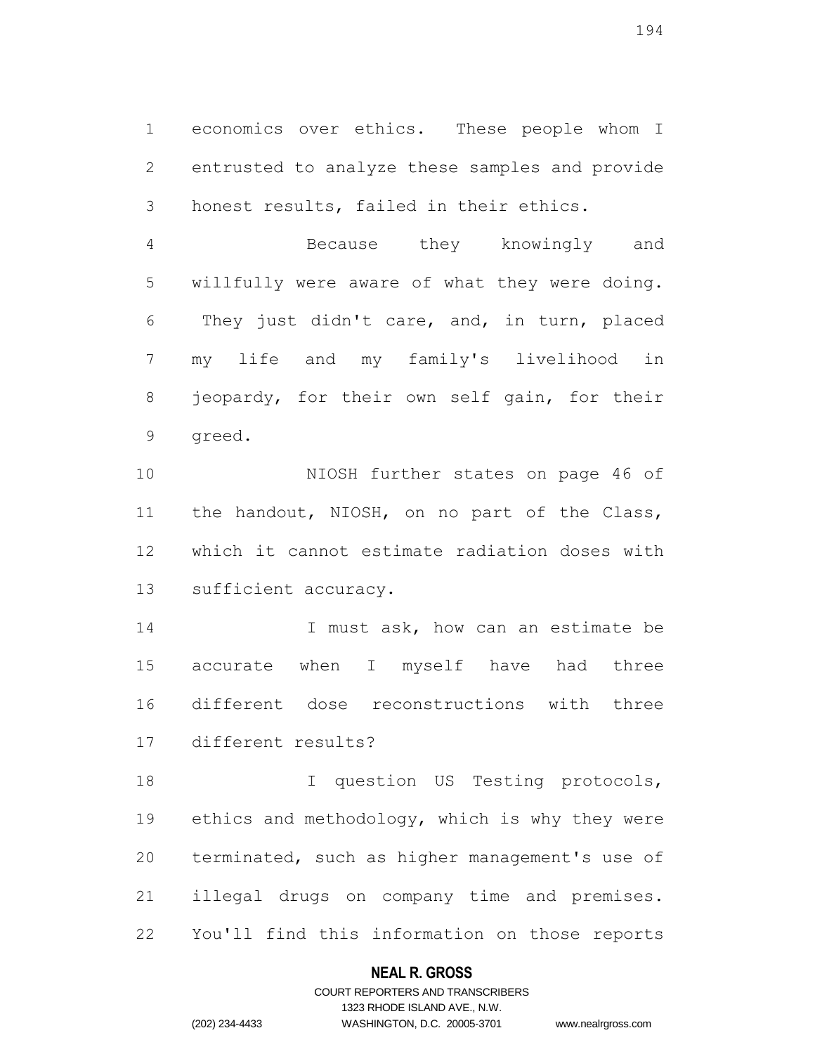economics over ethics. These people whom I entrusted to analyze these samples and provide honest results, failed in their ethics.

Because they knowingly and willfully were aware of what they were doing. They just didn't care, and, in turn, placed my life and my family's livelihood in jeopardy, for their own self gain, for their greed.

NIOSH further states on page 46 of the handout, NIOSH, on no part of the Class, which it cannot estimate radiation doses with sufficient accuracy.

I must ask, how can an estimate be accurate when I myself have had three different dose reconstructions with three different results?

I question US Testing protocols, ethics and methodology, which is why they were terminated, such as higher management's use of illegal drugs on company time and premises. You'll find this information on those reports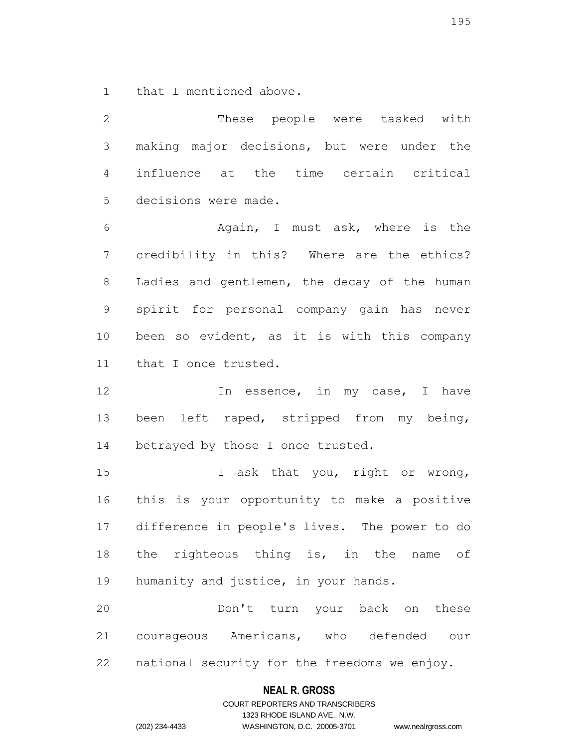that I mentioned above.

These people were tasked with making major decisions, but were under the influence at the time certain critical decisions were made.

Again, I must ask, where is the credibility in this? Where are the ethics? Ladies and gentlemen, the decay of the human spirit for personal company gain has never been so evident, as it is with this company that I once trusted.

In essence, in my case, I have been left raped, stripped from my being, betrayed by those I once trusted.

I ask that you, right or wrong, this is your opportunity to make a positive difference in people's lives. The power to do the righteous thing is, in the name of humanity and justice, in your hands.

Don't turn your back on these courageous Americans, who defended our national security for the freedoms we enjoy.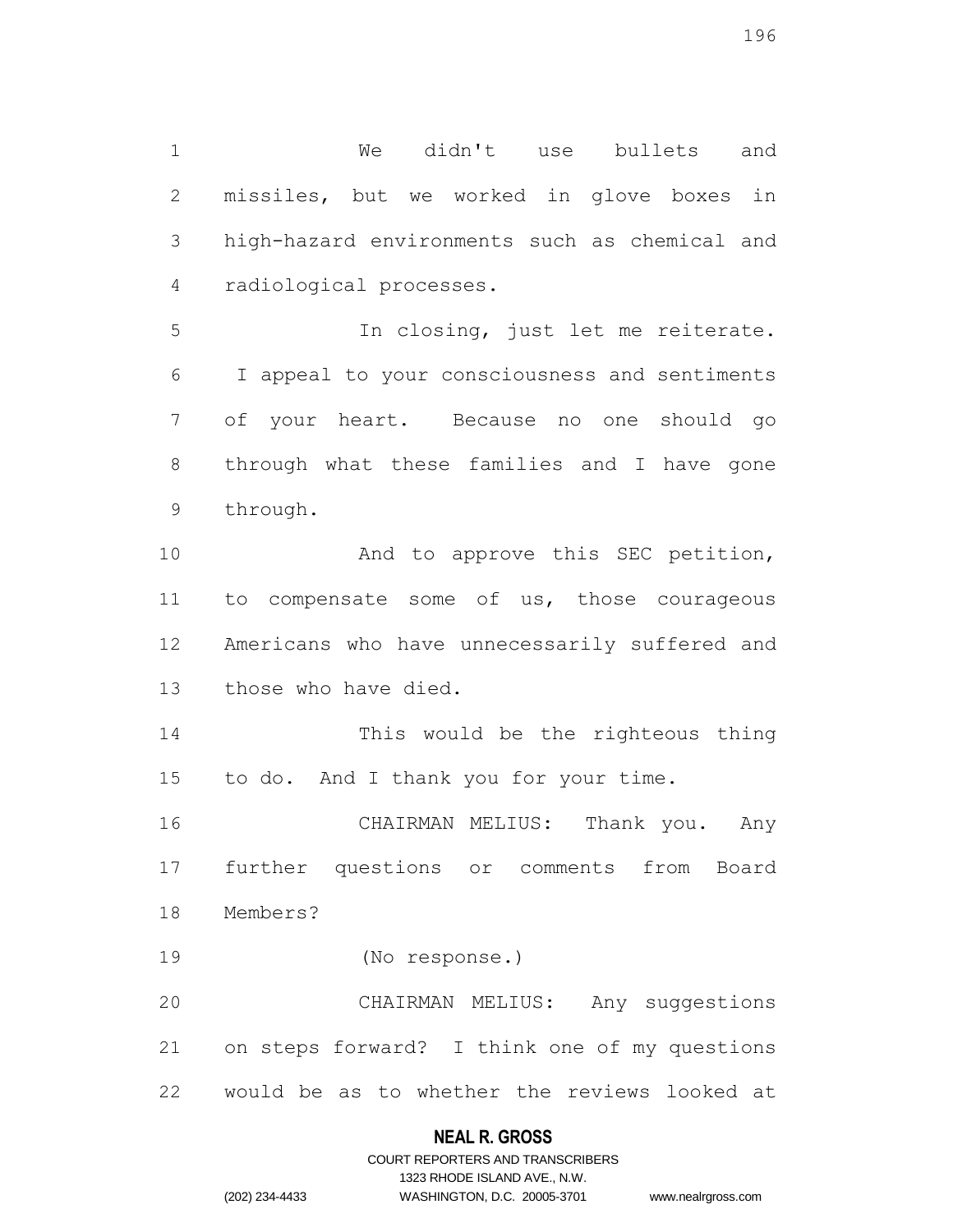We didn't use bullets and missiles, but we worked in glove boxes in high-hazard environments such as chemical and radiological processes.

In closing, just let me reiterate. I appeal to your consciousness and sentiments of your heart. Because no one should go through what these families and I have gone through.

And to approve this SEC petition, to compensate some of us, those courageous Americans who have unnecessarily suffered and those who have died.

This would be the righteous thing to do. And I thank you for your time.

CHAIRMAN MELIUS: Thank you. Any further questions or comments from Board Members?

(No response.)

CHAIRMAN MELIUS: Any suggestions on steps forward? I think one of my questions would be as to whether the reviews looked at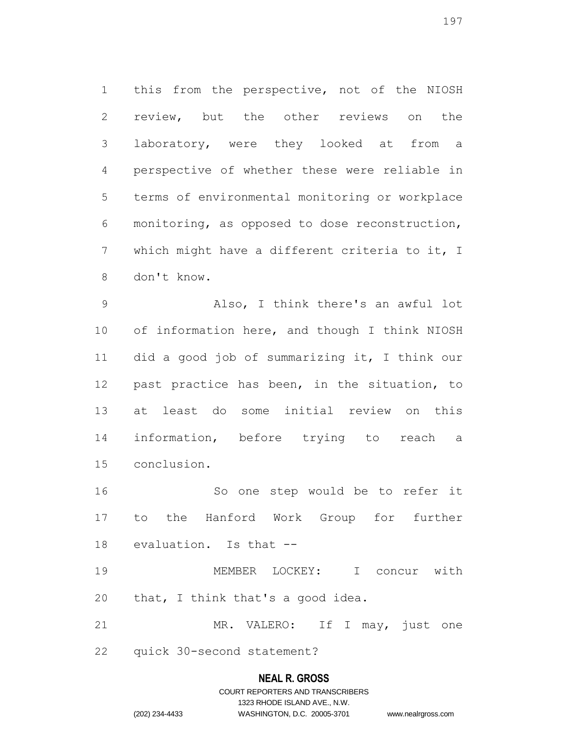this from the perspective, not of the NIOSH review, but the other reviews on the laboratory, were they looked at from a perspective of whether these were reliable in terms of environmental monitoring or workplace monitoring, as opposed to dose reconstruction, which might have a different criteria to it, I don't know.

Also, I think there's an awful lot of information here, and though I think NIOSH did a good job of summarizing it, I think our past practice has been, in the situation, to at least do some initial review on this information, before trying to reach a conclusion.

So one step would be to refer it to the Hanford Work Group for further evaluation. Is that --

MEMBER LOCKEY: I concur with that, I think that's a good idea.

MR. VALERO: If I may, just one quick 30-second statement?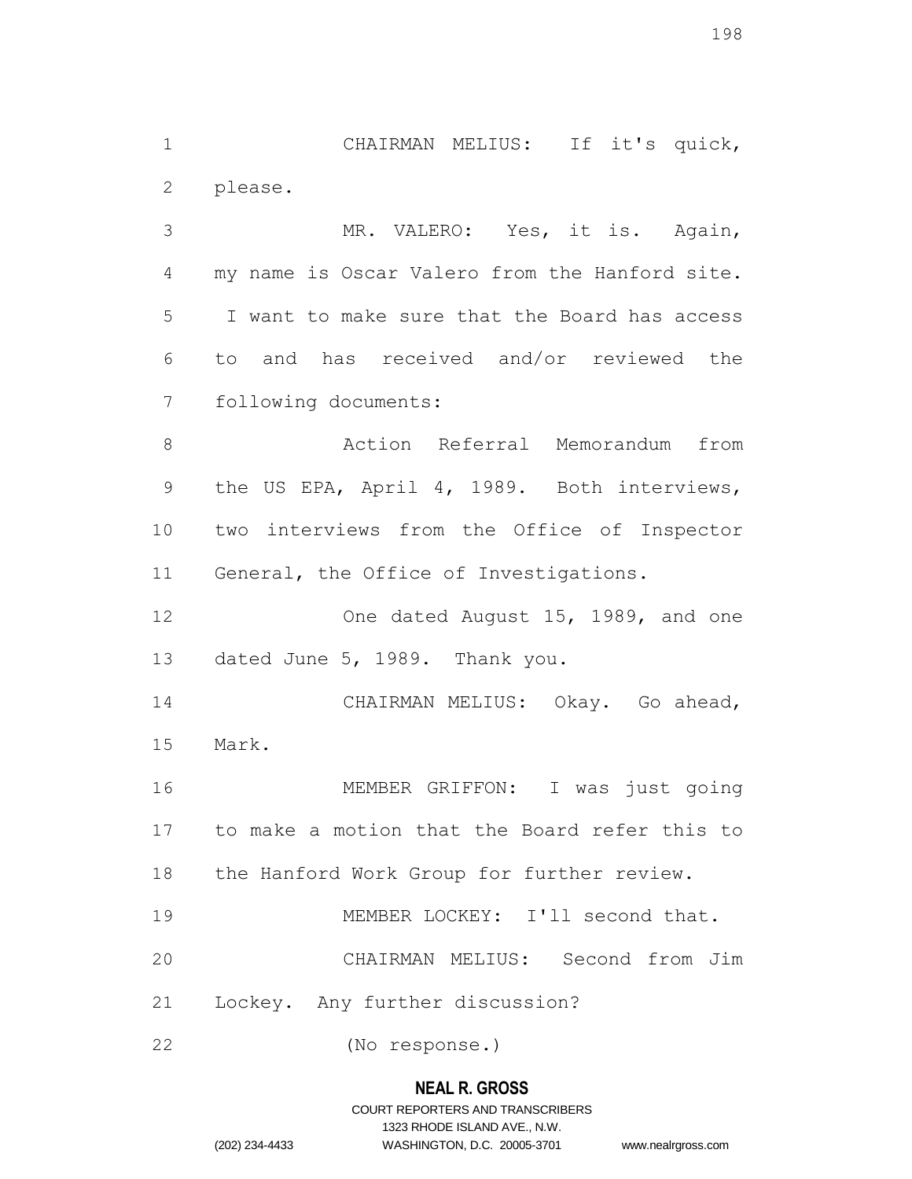CHAIRMAN MELIUS: If it's quick, please.

MR. VALERO: Yes, it is. Again, my name is Oscar Valero from the Hanford site. I want to make sure that the Board has access to and has received and/or reviewed the following documents:

Action Referral Memorandum from the US EPA, April 4, 1989. Both interviews, two interviews from the Office of Inspector General, the Office of Investigations.

One dated August 15, 1989, and one dated June 5, 1989. Thank you.

CHAIRMAN MELIUS: Okay. Go ahead, Mark.

MEMBER GRIFFON: I was just going to make a motion that the Board refer this to the Hanford Work Group for further review.

MEMBER LOCKEY: I'll second that.

CHAIRMAN MELIUS: Second from Jim Lockey. Any further discussion?

(No response.)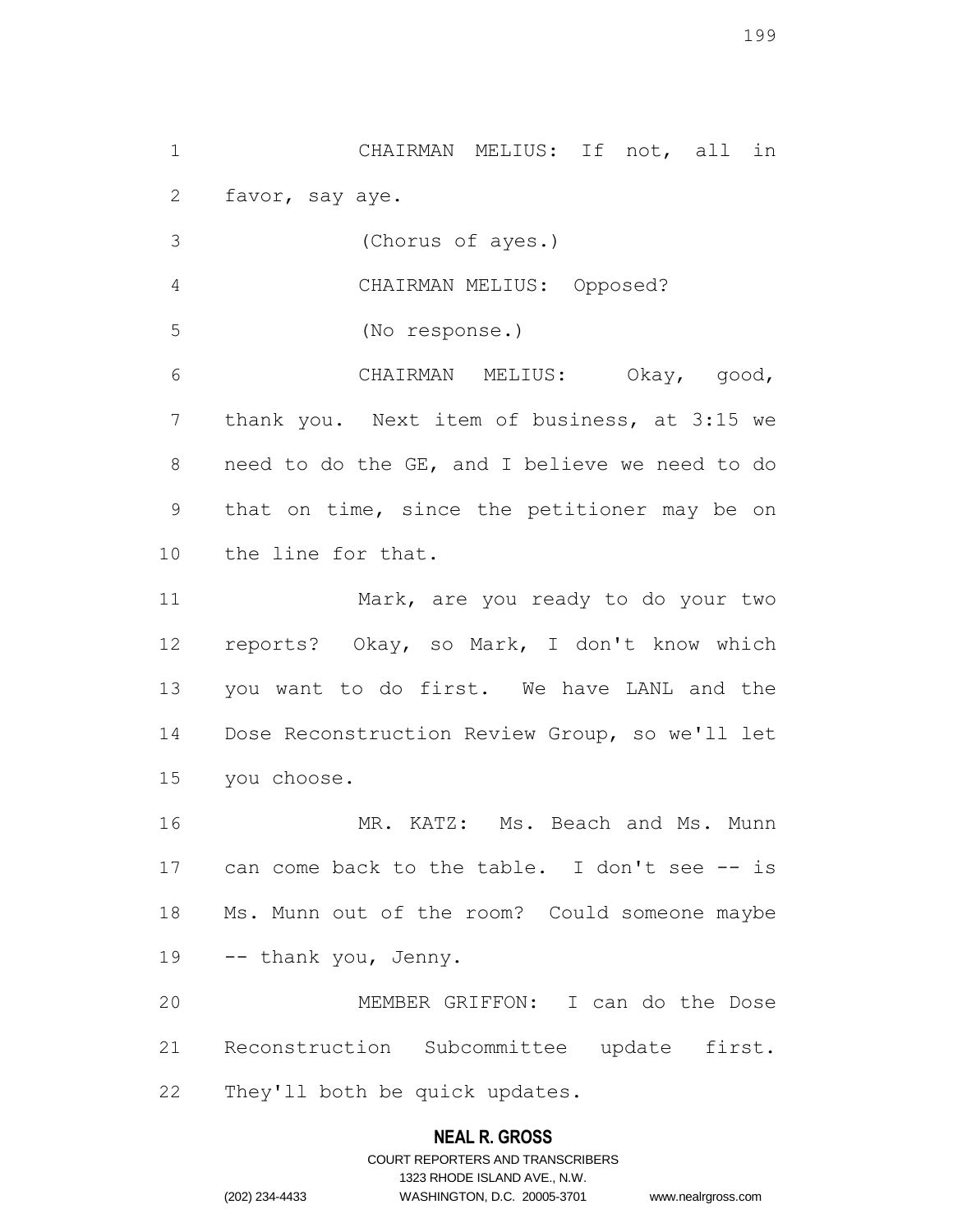CHAIRMAN MELIUS: If not, all in favor, say aye.

(Chorus of ayes.)

CHAIRMAN MELIUS: Opposed?

(No response.)

CHAIRMAN MELIUS: Okay, good, thank you. Next item of business, at 3:15 we need to do the GE, and I believe we need to do that on time, since the petitioner may be on the line for that.

Mark, are you ready to do your two reports? Okay, so Mark, I don't know which you want to do first. We have LANL and the Dose Reconstruction Review Group, so we'll let you choose.

MR. KATZ: Ms. Beach and Ms. Munn can come back to the table. I don't see -- is Ms. Munn out of the room? Could someone maybe -- thank you, Jenny.

MEMBER GRIFFON: I can do the Dose Reconstruction Subcommittee update first. They'll both be quick updates.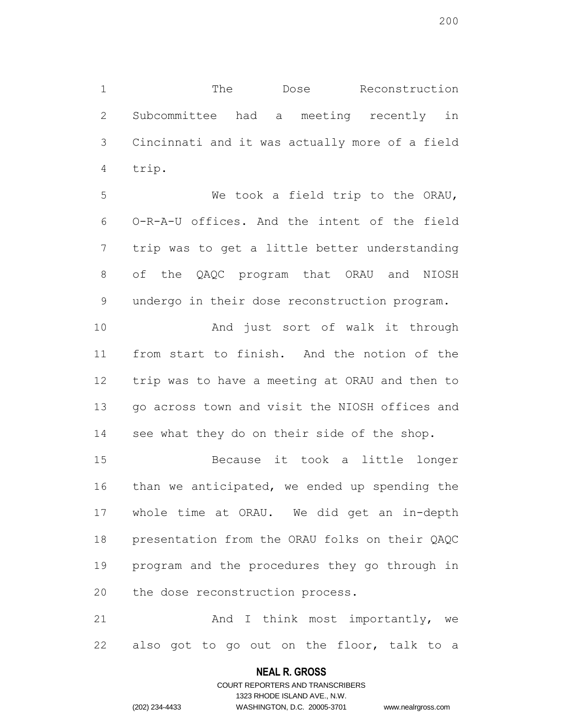The Dose Reconstruction Subcommittee had a meeting recently in Cincinnati and it was actually more of a field trip.

We took a field trip to the ORAU, O-R-A-U offices. And the intent of the field trip was to get a little better understanding of the QAQC program that ORAU and NIOSH undergo in their dose reconstruction program.

And just sort of walk it through from start to finish. And the notion of the trip was to have a meeting at ORAU and then to go across town and visit the NIOSH offices and see what they do on their side of the shop.

Because it took a little longer than we anticipated, we ended up spending the whole time at ORAU. We did get an in-depth presentation from the ORAU folks on their QAQC program and the procedures they go through in the dose reconstruction process.

And I think most importantly, we also got to go out on the floor, talk to a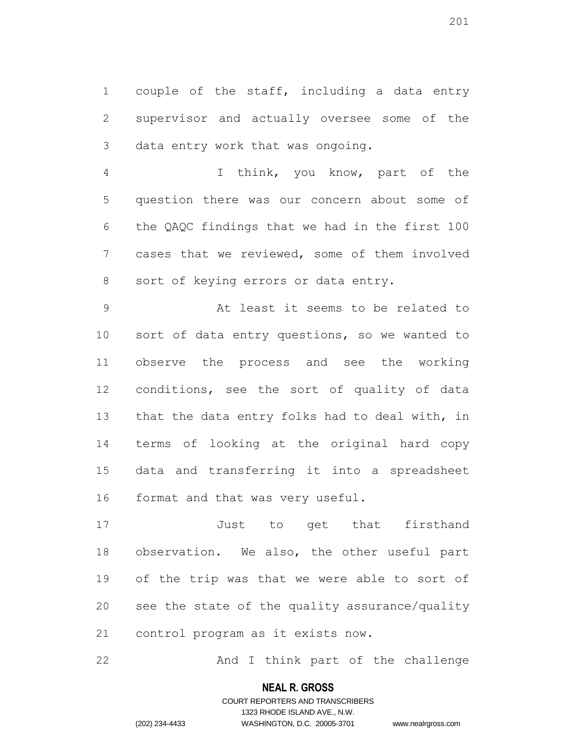couple of the staff, including a data entry supervisor and actually oversee some of the data entry work that was ongoing.

I think, you know, part of the question there was our concern about some of the QAQC findings that we had in the first 100 cases that we reviewed, some of them involved sort of keying errors or data entry.

At least it seems to be related to sort of data entry questions, so we wanted to observe the process and see the working conditions, see the sort of quality of data that the data entry folks had to deal with, in terms of looking at the original hard copy data and transferring it into a spreadsheet format and that was very useful.

Just to get that firsthand observation. We also, the other useful part of the trip was that we were able to sort of see the state of the quality assurance/quality control program as it exists now.

And I think part of the challenge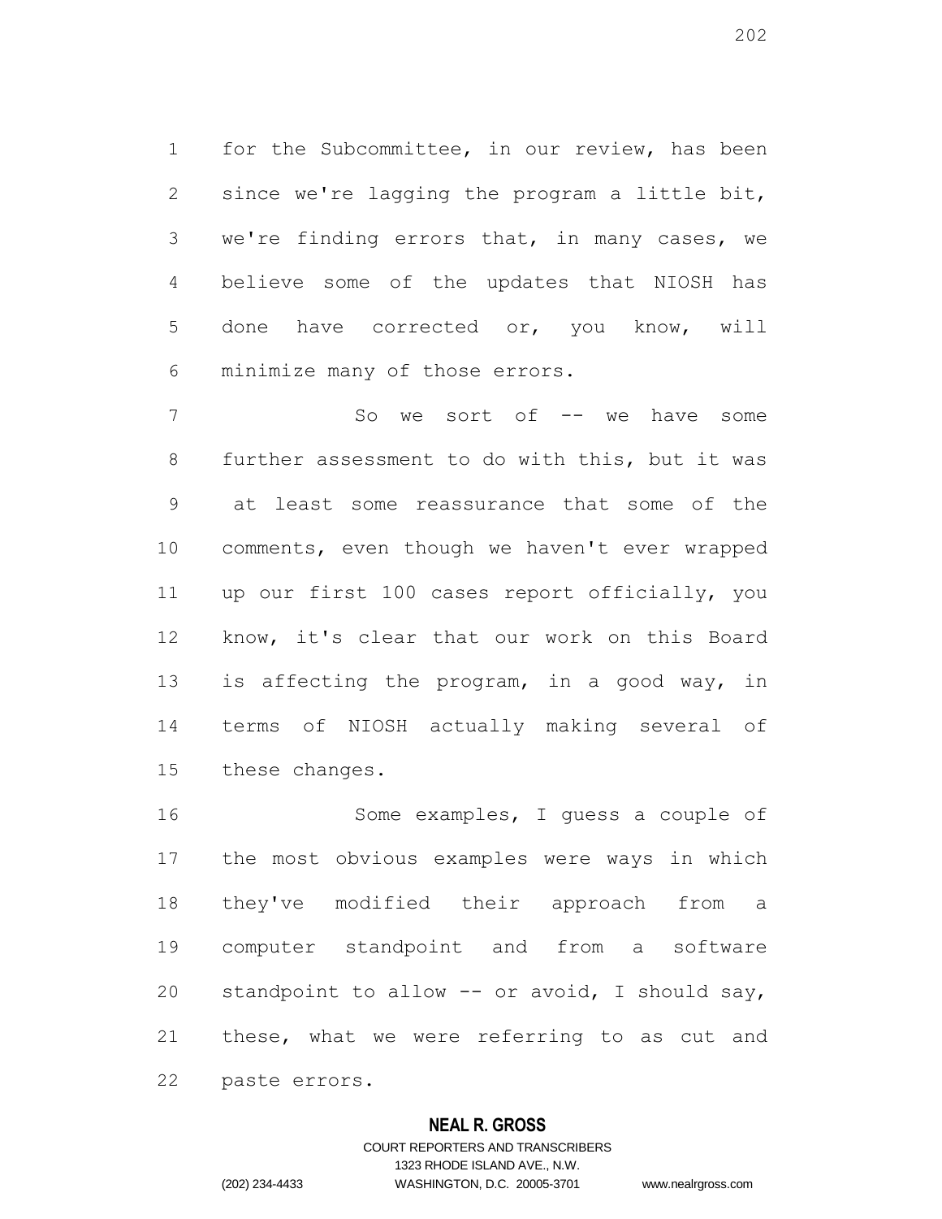for the Subcommittee, in our review, has been since we're lagging the program a little bit, we're finding errors that, in many cases, we believe some of the updates that NIOSH has done have corrected or, you know, will minimize many of those errors.

So we sort of -- we have some further assessment to do with this, but it was at least some reassurance that some of the comments, even though we haven't ever wrapped up our first 100 cases report officially, you know, it's clear that our work on this Board is affecting the program, in a good way, in terms of NIOSH actually making several of these changes.

Some examples, I guess a couple of the most obvious examples were ways in which they've modified their approach from a computer standpoint and from a software standpoint to allow -- or avoid, I should say, these, what we were referring to as cut and paste errors.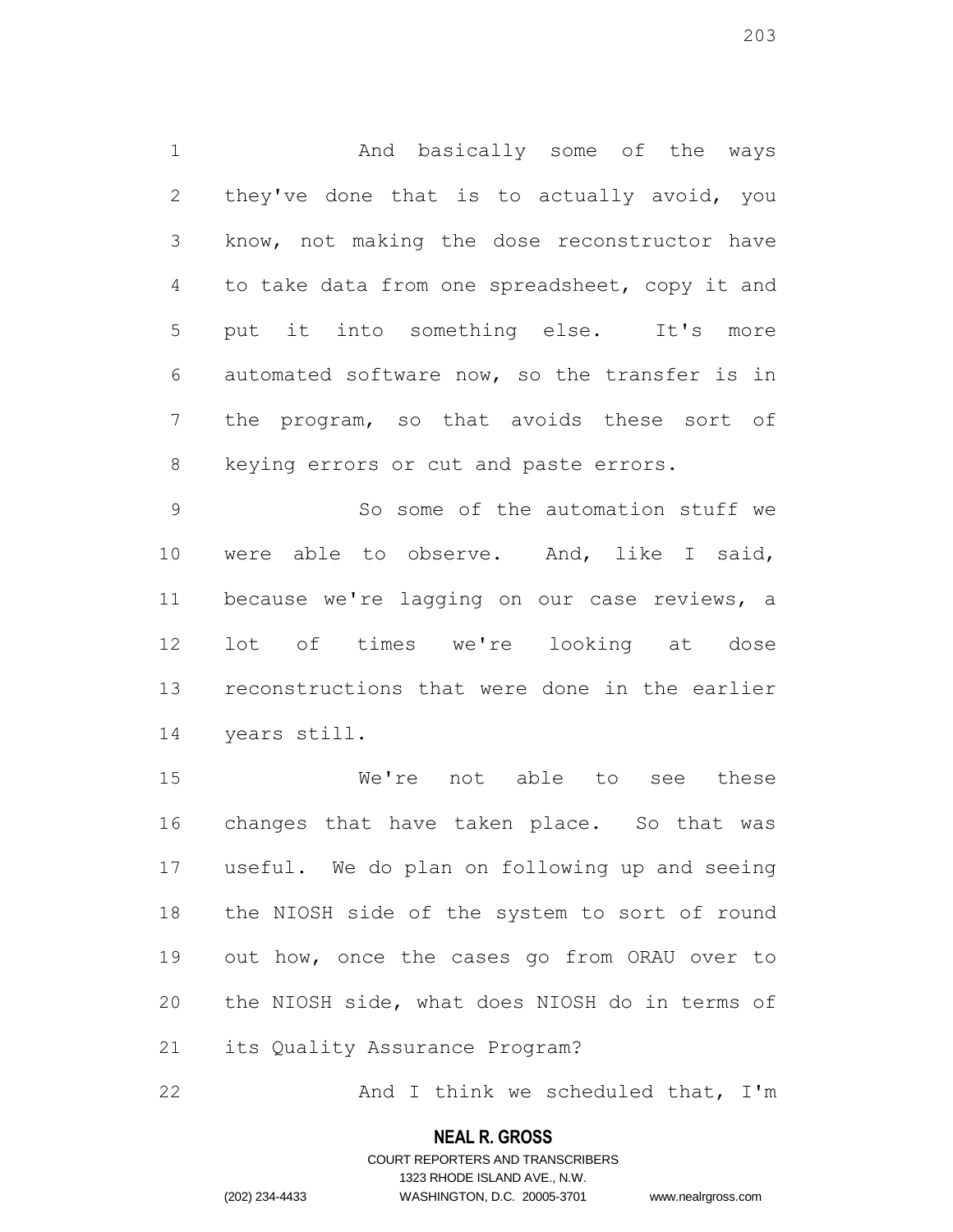And basically some of the ways they've done that is to actually avoid, you know, not making the dose reconstructor have to take data from one spreadsheet, copy it and put it into something else. It's more automated software now, so the transfer is in the program, so that avoids these sort of keying errors or cut and paste errors.

So some of the automation stuff we were able to observe. And, like I said, because we're lagging on our case reviews, a lot of times we're looking at dose reconstructions that were done in the earlier years still.

We're not able to see these changes that have taken place. So that was useful. We do plan on following up and seeing the NIOSH side of the system to sort of round out how, once the cases go from ORAU over to the NIOSH side, what does NIOSH do in terms of its Quality Assurance Program?

And I think we scheduled that, I'm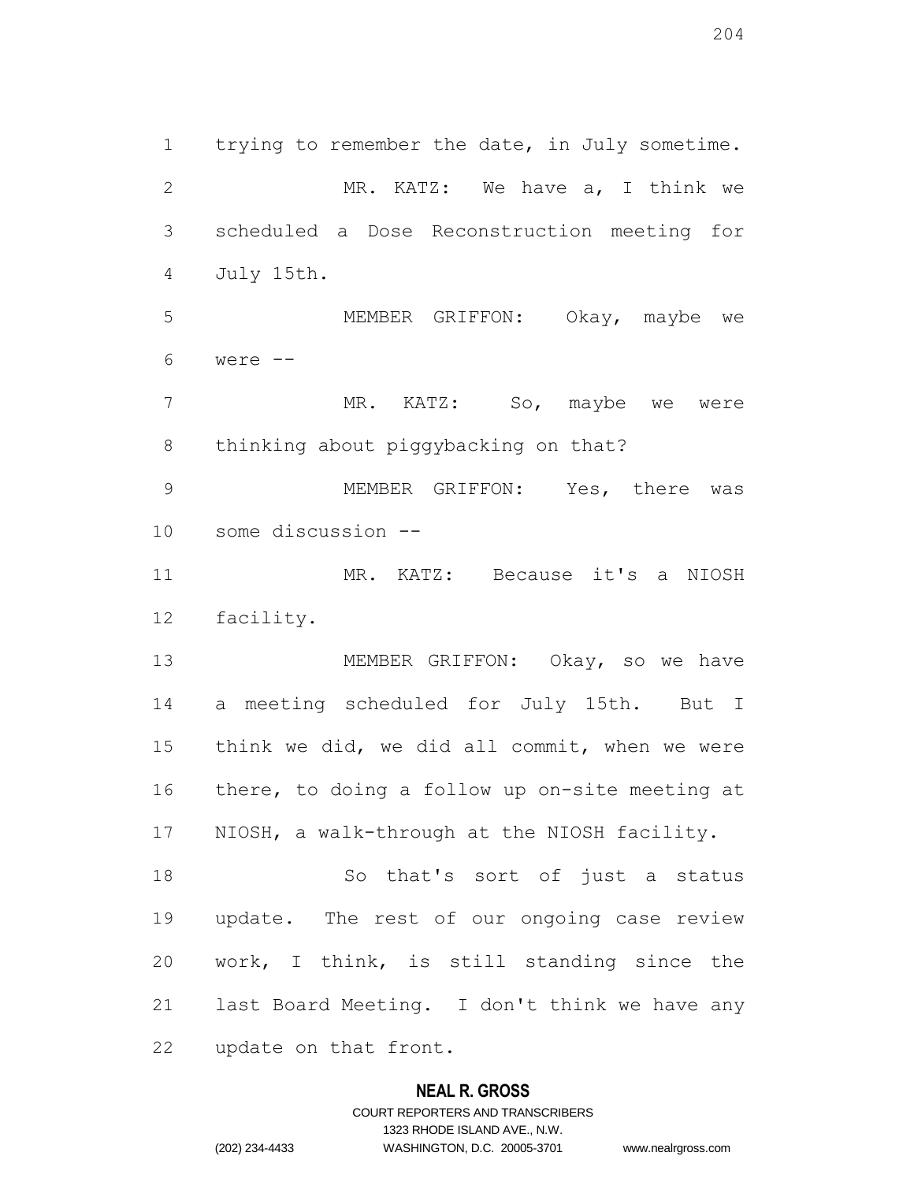trying to remember the date, in July sometime.

MR. KATZ: We have a, I think we scheduled a Dose Reconstruction meeting for July 15th.

MEMBER GRIFFON: Okay, maybe we were --

MR. KATZ: So, maybe we were thinking about piggybacking on that?

MEMBER GRIFFON: Yes, there was some discussion --

MR. KATZ: Because it's a NIOSH facility.

MEMBER GRIFFON: Okay, so we have a meeting scheduled for July 15th. But I think we did, we did all commit, when we were there, to doing a follow up on-site meeting at NIOSH, a walk-through at the NIOSH facility.

So that's sort of just a status update. The rest of our ongoing case review work, I think, is still standing since the last Board Meeting. I don't think we have any update on that front.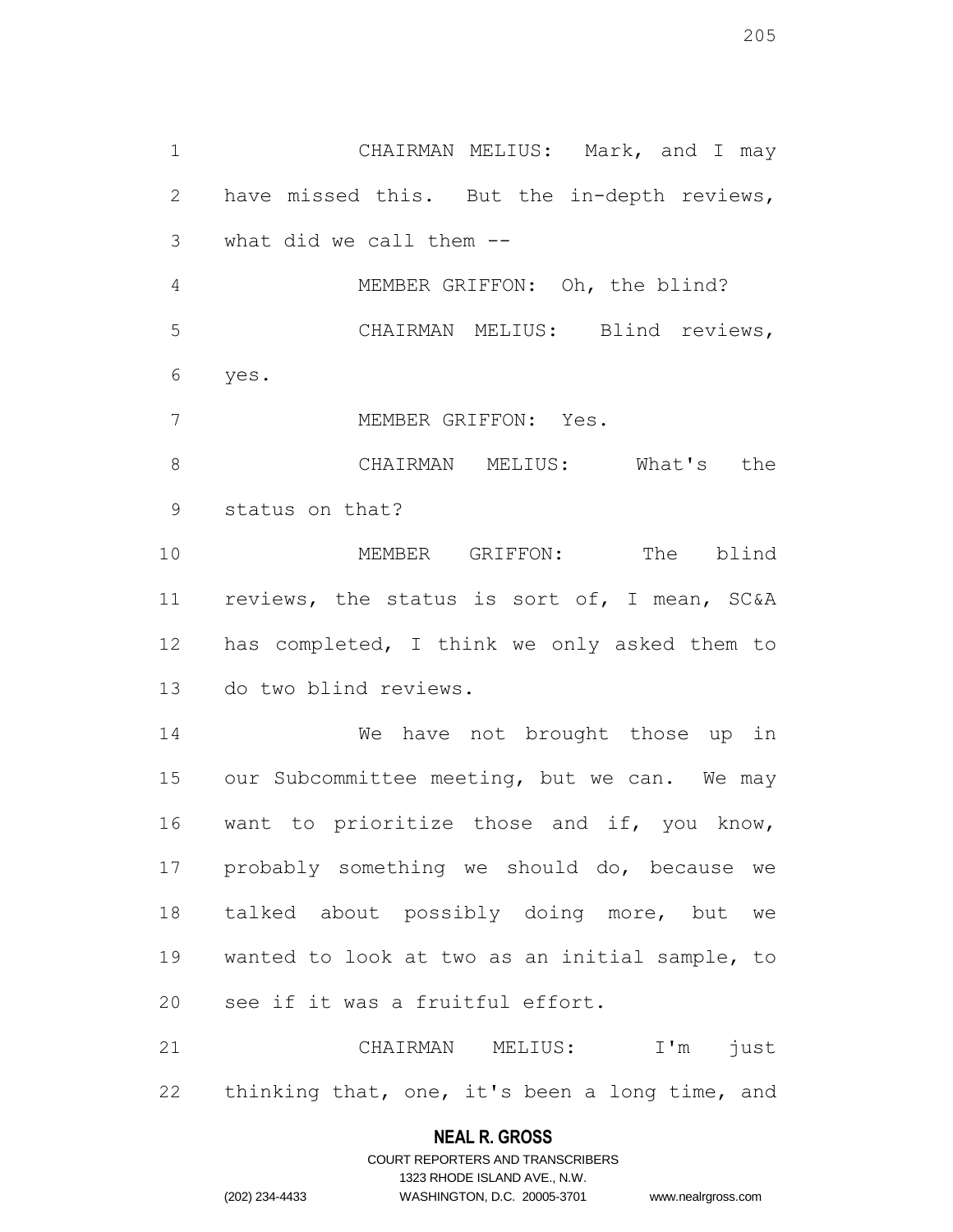CHAIRMAN MELIUS: Mark, and I may have missed this. But the in-depth reviews, what did we call them --

MEMBER GRIFFON: Oh, the blind?

CHAIRMAN MELIUS: Blind reviews, yes.

MEMBER GRIFFON: Yes.

CHAIRMAN MELIUS: What's the status on that?

MEMBER GRIFFON: The blind reviews, the status is sort of, I mean, SC&A has completed, I think we only asked them to do two blind reviews.

We have not brought those up in our Subcommittee meeting, but we can. We may want to prioritize those and if, you know, probably something we should do, because we talked about possibly doing more, but we wanted to look at two as an initial sample, to see if it was a fruitful effort.

CHAIRMAN MELIUS: I'm just thinking that, one, it's been a long time, and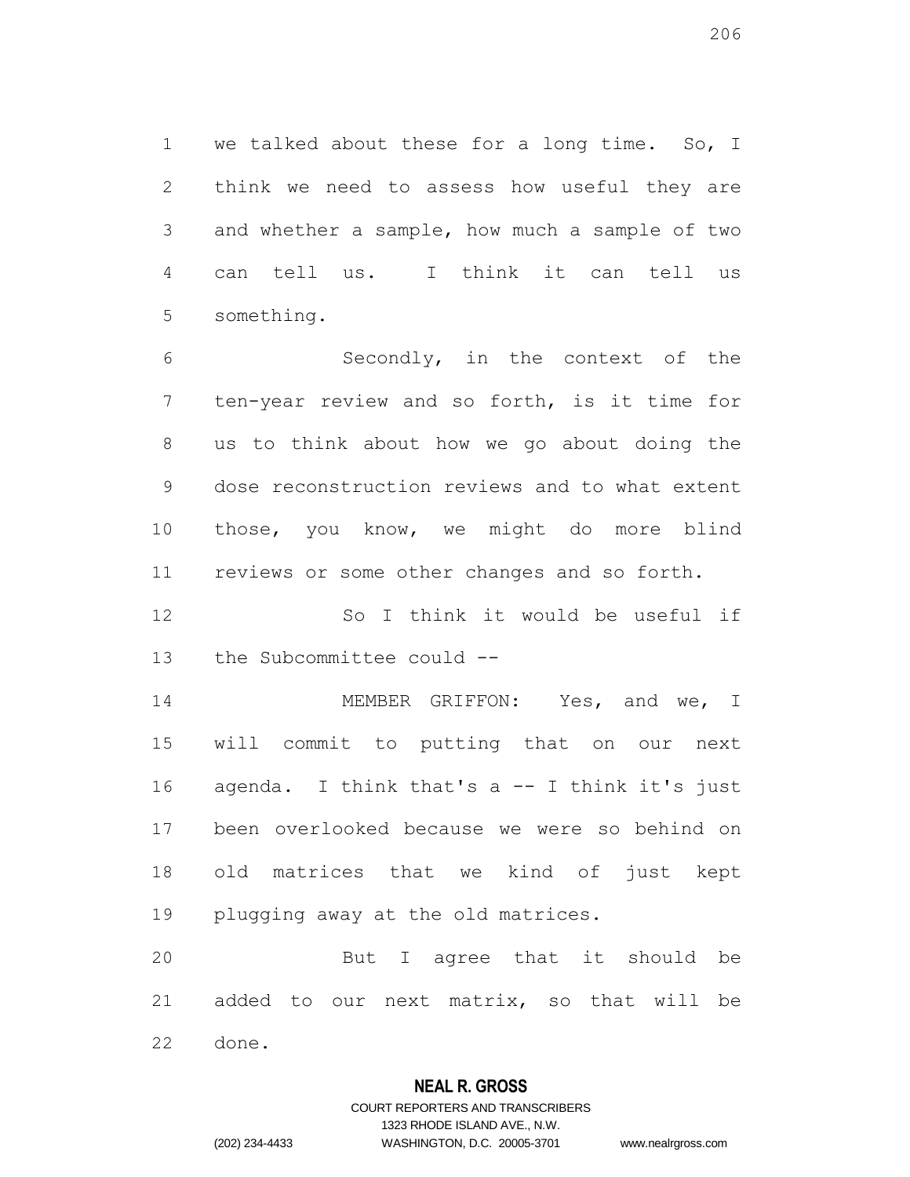we talked about these for a long time. So, I think we need to assess how useful they are and whether a sample, how much a sample of two can tell us. I think it can tell us something.

Secondly, in the context of the ten-year review and so forth, is it time for us to think about how we go about doing the dose reconstruction reviews and to what extent those, you know, we might do more blind reviews or some other changes and so forth.

So I think it would be useful if the Subcommittee could --

MEMBER GRIFFON: Yes, and we, I will commit to putting that on our next agenda. I think that's a -- I think it's just been overlooked because we were so behind on old matrices that we kind of just kept plugging away at the old matrices.

But I agree that it should be added to our next matrix, so that will be done.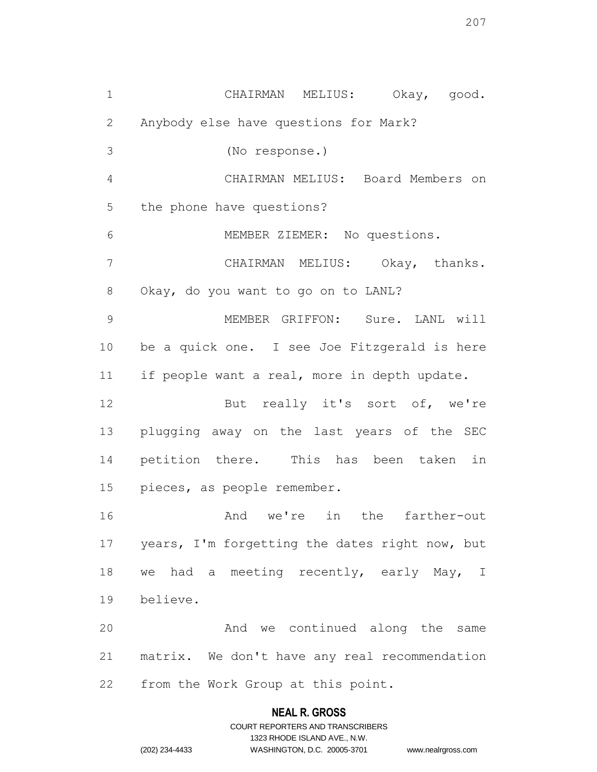CHAIRMAN MELIUS: Okay, good. Anybody else have questions for Mark?

(No response.)

CHAIRMAN MELIUS: Board Members on the phone have questions?

MEMBER ZIEMER: No questions.

CHAIRMAN MELIUS: Okay, thanks. Okay, do you want to go on to LANL?

MEMBER GRIFFON: Sure. LANL will be a quick one. I see Joe Fitzgerald is here if people want a real, more in depth update.

But really it's sort of, we're plugging away on the last years of the SEC petition there. This has been taken in pieces, as people remember.

And we're in the farther-out years, I'm forgetting the dates right now, but we had a meeting recently, early May, I believe.

And we continued along the same matrix. We don't have any real recommendation from the Work Group at this point.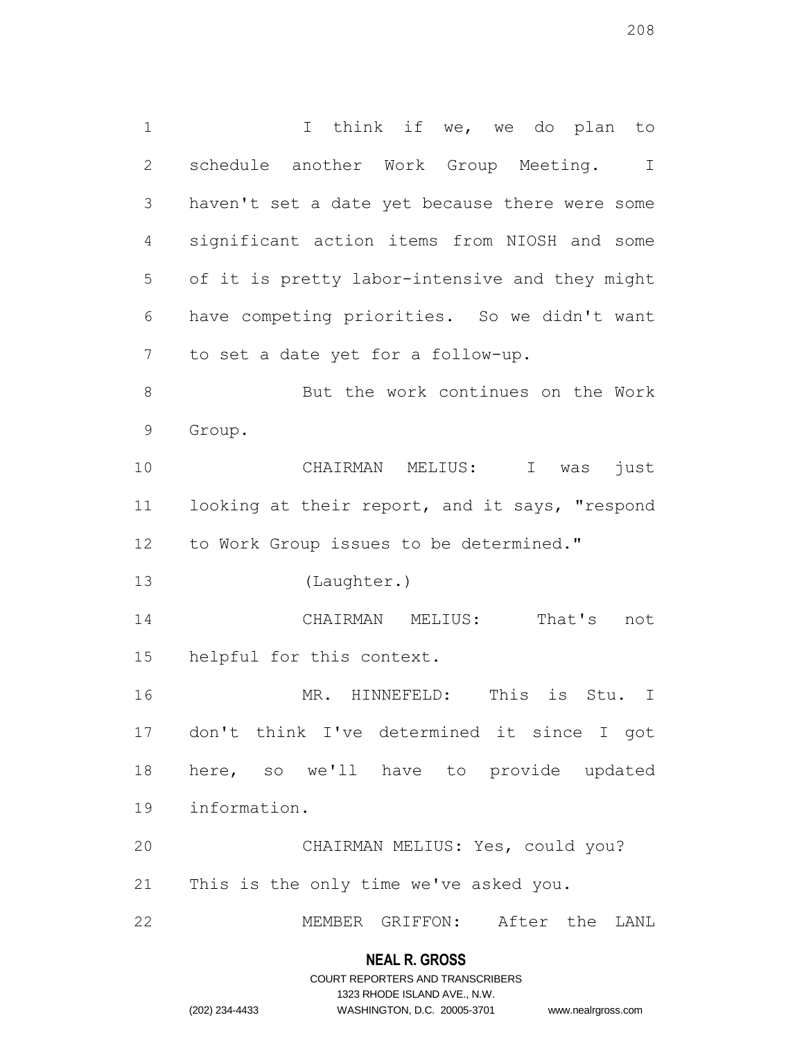I think if we, we do plan to schedule another Work Group Meeting. I haven't set a date yet because there were some significant action items from NIOSH and some of it is pretty labor-intensive and they might have competing priorities. So we didn't want to set a date yet for a follow-up.

But the work continues on the Work Group.

CHAIRMAN MELIUS: I was just looking at their report, and it says, "respond to Work Group issues to be determined."

(Laughter.)

CHAIRMAN MELIUS: That's not helpful for this context.

MR. HINNEFELD: This is Stu. I don't think I've determined it since I got here, so we'll have to provide updated information.

CHAIRMAN MELIUS: Yes, could you? This is the only time we've asked you.

MEMBER GRIFFON: After the LANL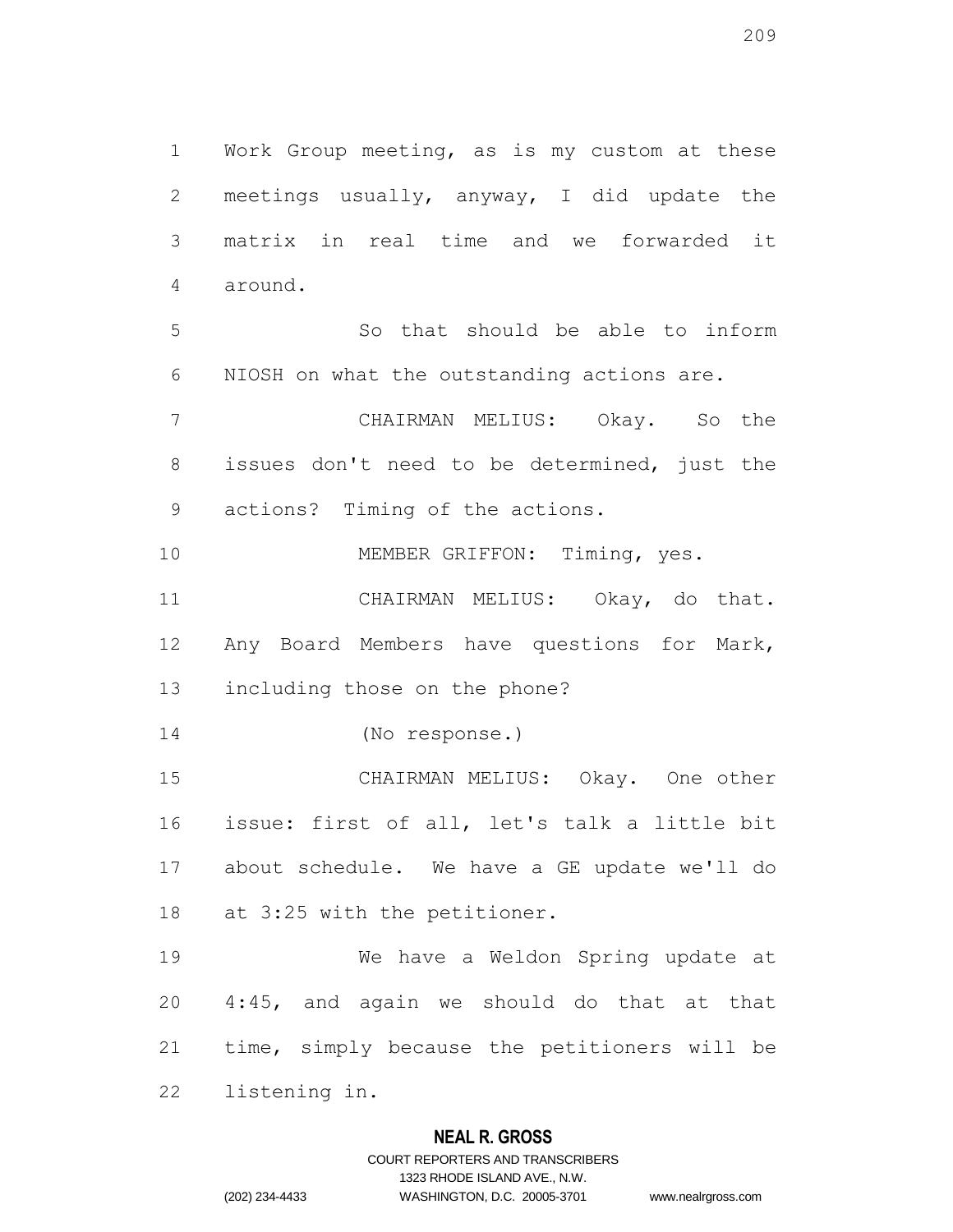Work Group meeting, as is my custom at these meetings usually, anyway, I did update the matrix in real time and we forwarded it around.

So that should be able to inform NIOSH on what the outstanding actions are.

CHAIRMAN MELIUS: Okay. So the issues don't need to be determined, just the actions? Timing of the actions.

MEMBER GRIFFON: Timing, yes.

CHAIRMAN MELIUS: Okay, do that. Any Board Members have questions for Mark, including those on the phone?

(No response.)

CHAIRMAN MELIUS: Okay. One other issue: first of all, let's talk a little bit about schedule. We have a GE update we'll do at 3:25 with the petitioner.

We have a Weldon Spring update at 4:45, and again we should do that at that time, simply because the petitioners will be listening in.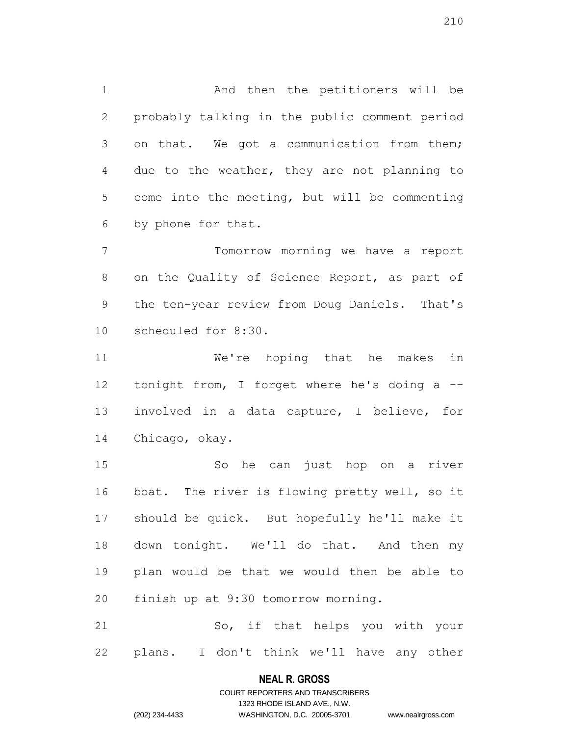And then the petitioners will be probably talking in the public comment period on that. We got a communication from them; due to the weather, they are not planning to come into the meeting, but will be commenting by phone for that.

Tomorrow morning we have a report on the Quality of Science Report, as part of the ten-year review from Doug Daniels. That's scheduled for 8:30.

We're hoping that he makes in tonight from, I forget where he's doing a -- involved in a data capture, I believe, for Chicago, okay.

So he can just hop on a river boat. The river is flowing pretty well, so it should be quick. But hopefully he'll make it down tonight. We'll do that. And then my plan would be that we would then be able to finish up at 9:30 tomorrow morning.

So, if that helps you with your plans. I don't think we'll have any other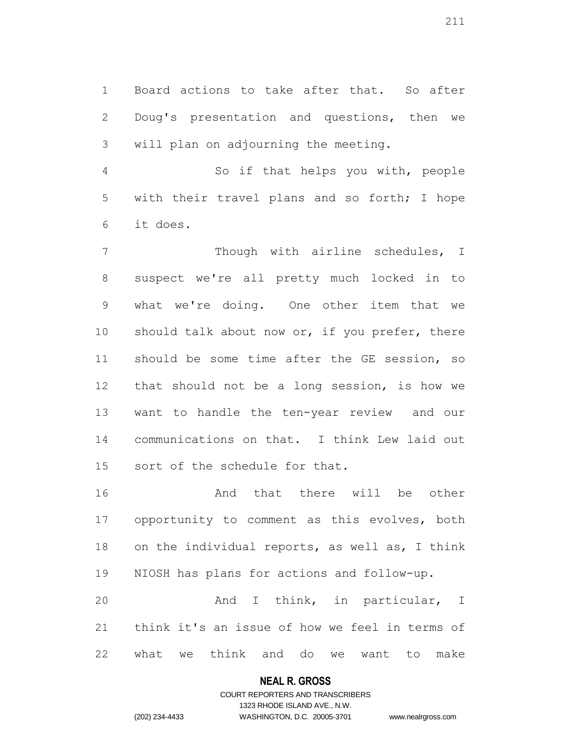Board actions to take after that. So after Doug's presentation and questions, then we will plan on adjourning the meeting.

So if that helps you with, people with their travel plans and so forth; I hope it does.

Though with airline schedules, I suspect we're all pretty much locked in to what we're doing. One other item that we should talk about now or, if you prefer, there should be some time after the GE session, so that should not be a long session, is how we want to handle the ten-year review and our communications on that. I think Lew laid out sort of the schedule for that.

And that there will be other opportunity to comment as this evolves, both on the individual reports, as well as, I think NIOSH has plans for actions and follow-up.

And I think, in particular, I think it's an issue of how we feel in terms of what we think and do we want to make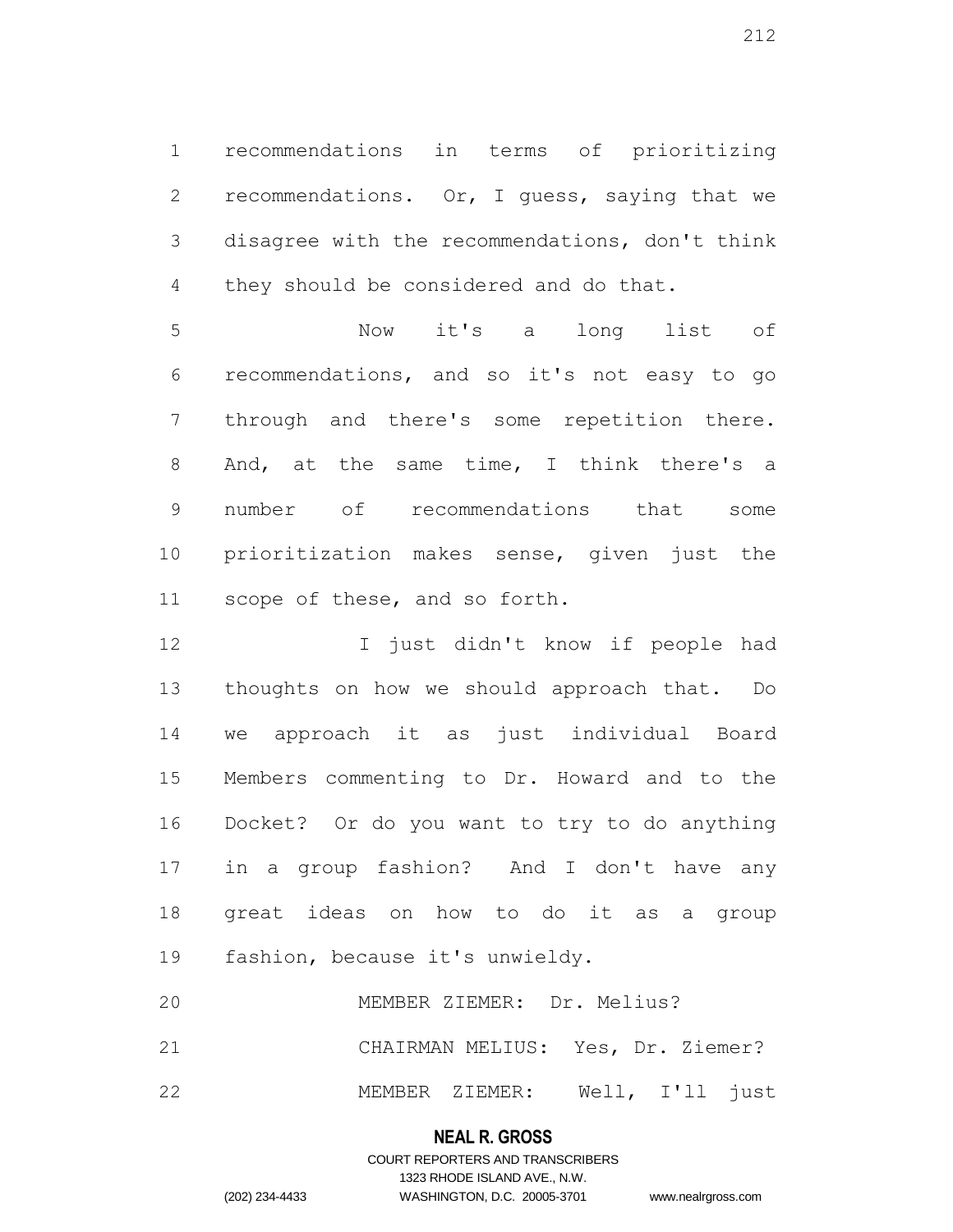recommendations in terms of prioritizing recommendations. Or, I guess, saying that we disagree with the recommendations, don't think they should be considered and do that.

Now it's a long list of recommendations, and so it's not easy to go through and there's some repetition there. And, at the same time, I think there's a number of recommendations that some prioritization makes sense, given just the scope of these, and so forth.

I just didn't know if people had thoughts on how we should approach that. Do we approach it as just individual Board Members commenting to Dr. Howard and to the Docket? Or do you want to try to do anything in a group fashion? And I don't have any great ideas on how to do it as a group fashion, because it's unwieldy.

MEMBER ZIEMER: Dr. Melius?

CHAIRMAN MELIUS: Yes, Dr. Ziemer?

MEMBER ZIEMER: Well, I'll just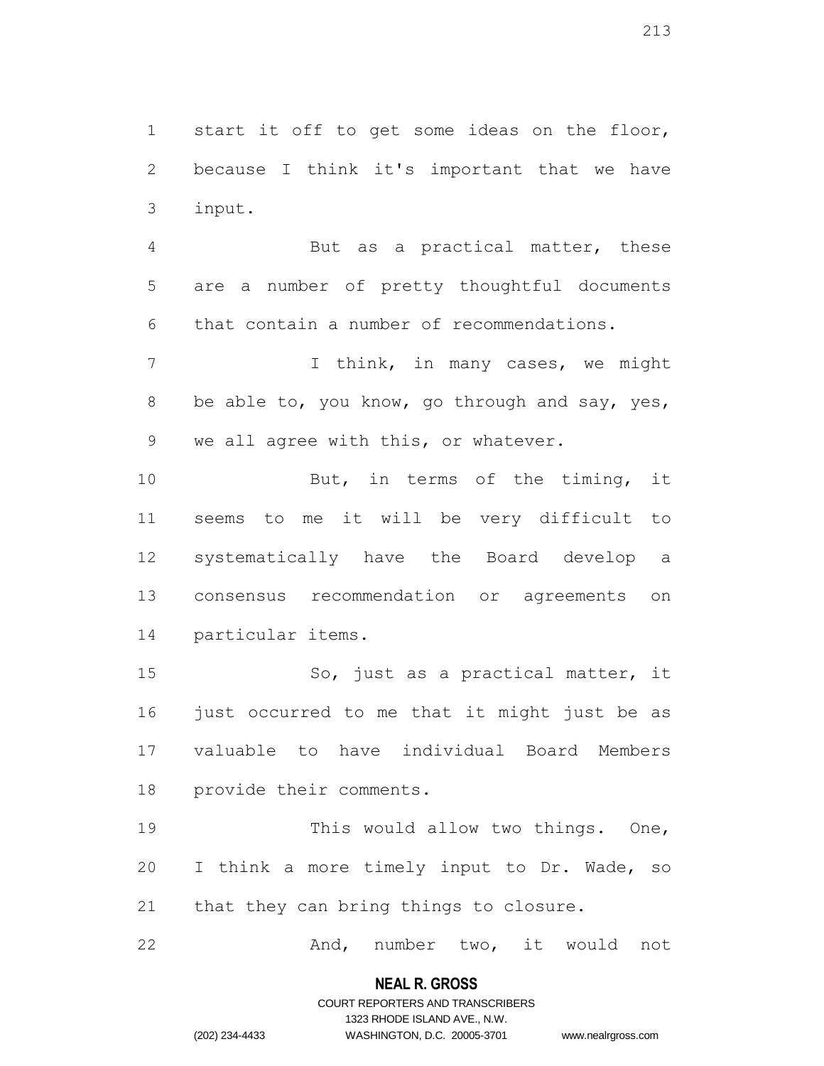start it off to get some ideas on the floor, because I think it's important that we have input.

But as a practical matter, these are a number of pretty thoughtful documents that contain a number of recommendations.

I think, in many cases, we might be able to, you know, go through and say, yes, we all agree with this, or whatever.

But, in terms of the timing, it seems to me it will be very difficult to systematically have the Board develop a consensus recommendation or agreements on particular items.

So, just as a practical matter, it just occurred to me that it might just be as valuable to have individual Board Members provide their comments.

This would allow two things. One, I think a more timely input to Dr. Wade, so that they can bring things to closure.

And, number two, it would not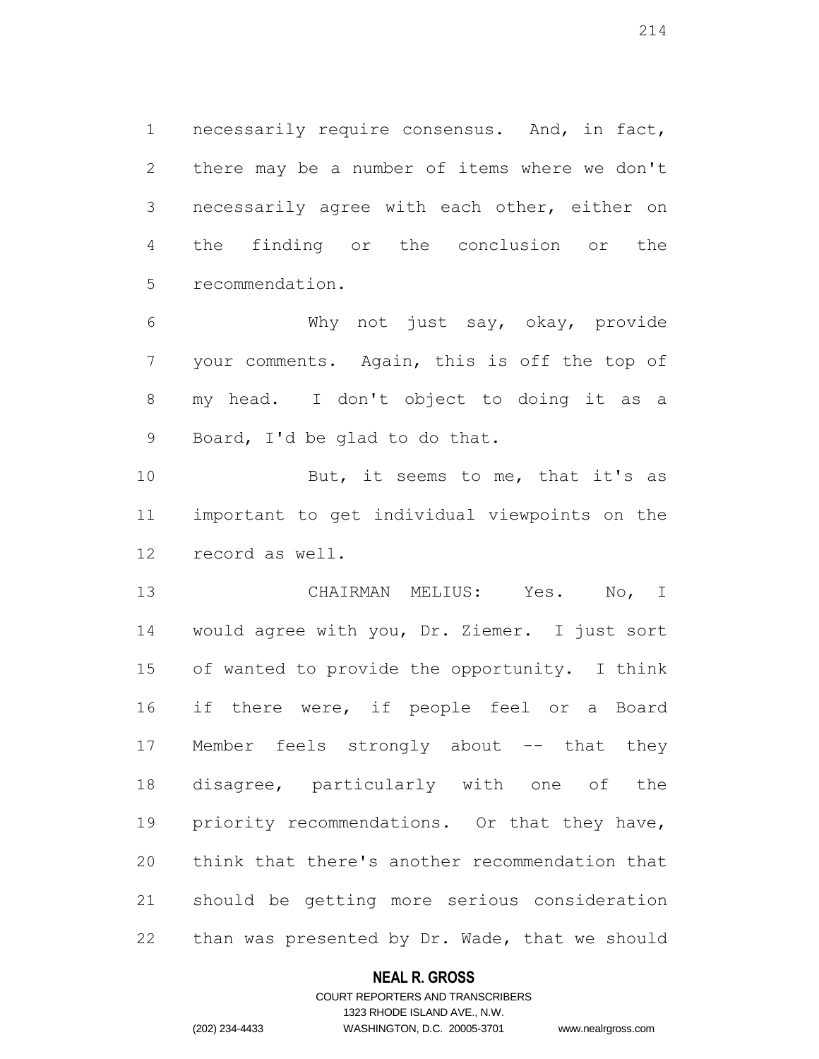necessarily require consensus. And, in fact, there may be a number of items where we don't necessarily agree with each other, either on the finding or the conclusion or the recommendation.

Why not just say, okay, provide your comments. Again, this is off the top of my head. I don't object to doing it as a Board, I'd be glad to do that.

But, it seems to me, that it's as important to get individual viewpoints on the record as well.

CHAIRMAN MELIUS: Yes. No, I would agree with you, Dr. Ziemer. I just sort of wanted to provide the opportunity. I think if there were, if people feel or a Board Member feels strongly about -- that they disagree, particularly with one of the priority recommendations. Or that they have, think that there's another recommendation that should be getting more serious consideration than was presented by Dr. Wade, that we should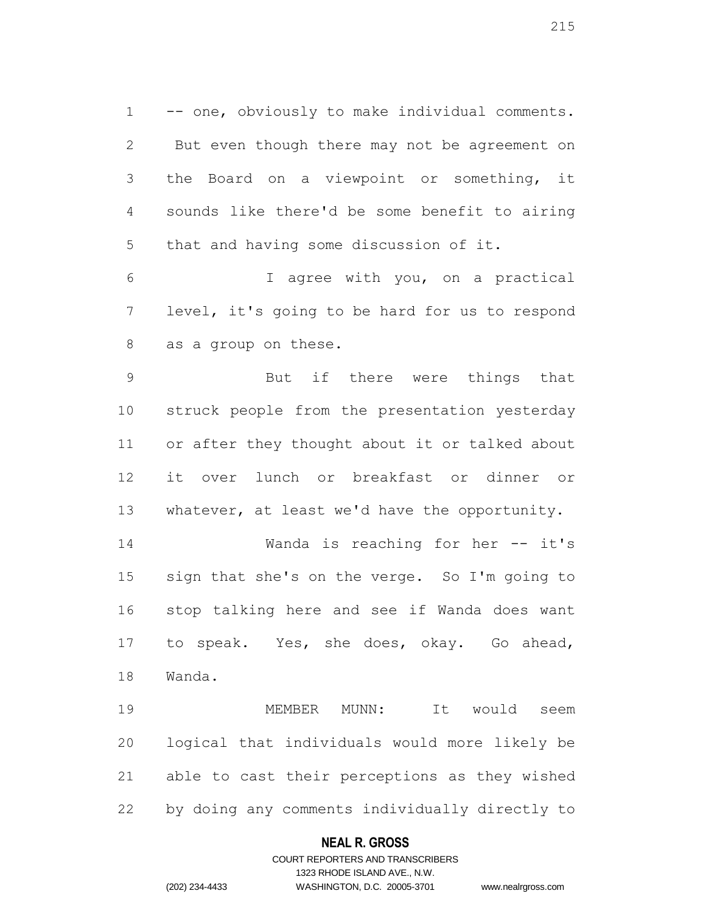-- one, obviously to make individual comments. But even though there may not be agreement on the Board on a viewpoint or something, it sounds like there'd be some benefit to airing that and having some discussion of it.

I agree with you, on a practical level, it's going to be hard for us to respond as a group on these.

But if there were things that struck people from the presentation yesterday or after they thought about it or talked about it over lunch or breakfast or dinner or whatever, at least we'd have the opportunity.

Wanda is reaching for her -- it's sign that she's on the verge. So I'm going to stop talking here and see if Wanda does want to speak. Yes, she does, okay. Go ahead, Wanda.

MEMBER MUNN: It would seem logical that individuals would more likely be able to cast their perceptions as they wished by doing any comments individually directly to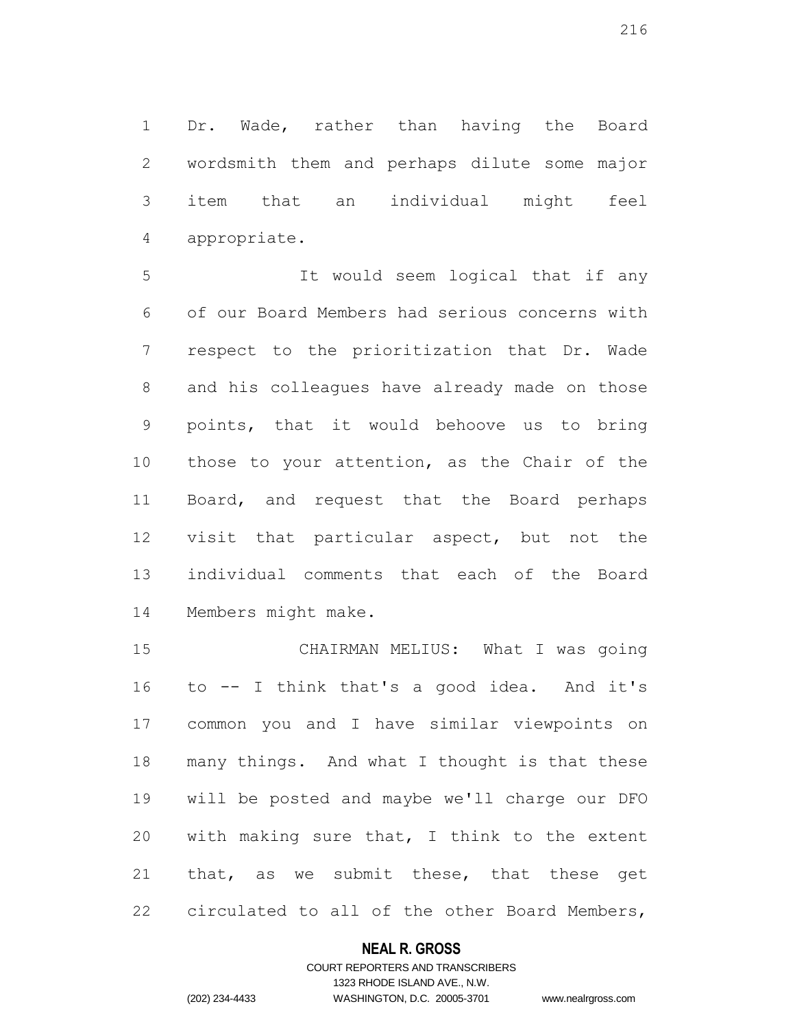Dr. Wade, rather than having the Board wordsmith them and perhaps dilute some major item that an individual might feel appropriate.

It would seem logical that if any of our Board Members had serious concerns with respect to the prioritization that Dr. Wade and his colleagues have already made on those points, that it would behoove us to bring those to your attention, as the Chair of the Board, and request that the Board perhaps visit that particular aspect, but not the individual comments that each of the Board Members might make.

CHAIRMAN MELIUS: What I was going to -- I think that's a good idea. And it's common you and I have similar viewpoints on many things. And what I thought is that these will be posted and maybe we'll charge our DFO with making sure that, I think to the extent that, as we submit these, that these get circulated to all of the other Board Members,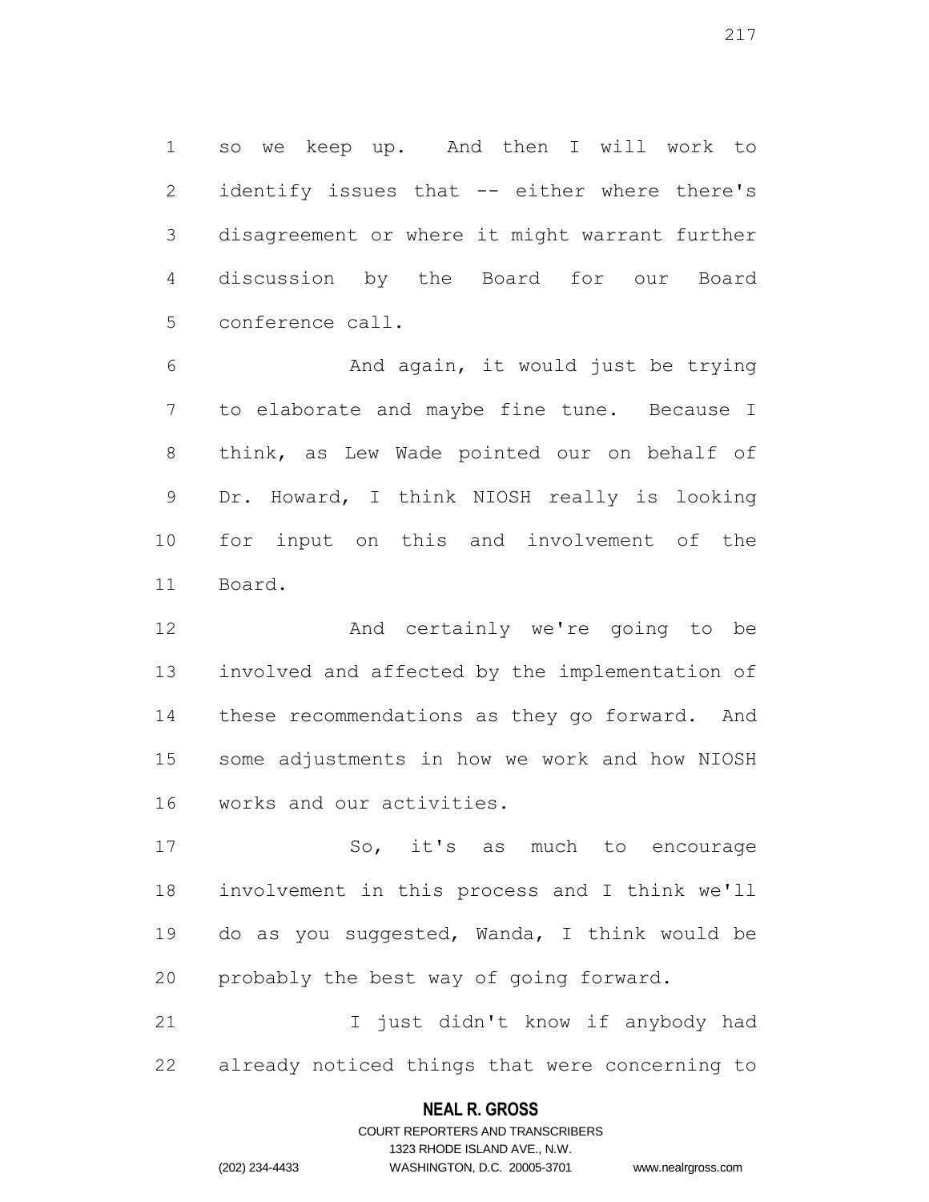so we keep up. And then I will work to identify issues that -- either where there's disagreement or where it might warrant further discussion by the Board for our Board conference call.

And again, it would just be trying to elaborate and maybe fine tune. Because I think, as Lew Wade pointed our on behalf of Dr. Howard, I think NIOSH really is looking for input on this and involvement of the Board.

And certainly we're going to be involved and affected by the implementation of these recommendations as they go forward. And some adjustments in how we work and how NIOSH works and our activities.

So, it's as much to encourage involvement in this process and I think we'll do as you suggested, Wanda, I think would be probably the best way of going forward.

I just didn't know if anybody had already noticed things that were concerning to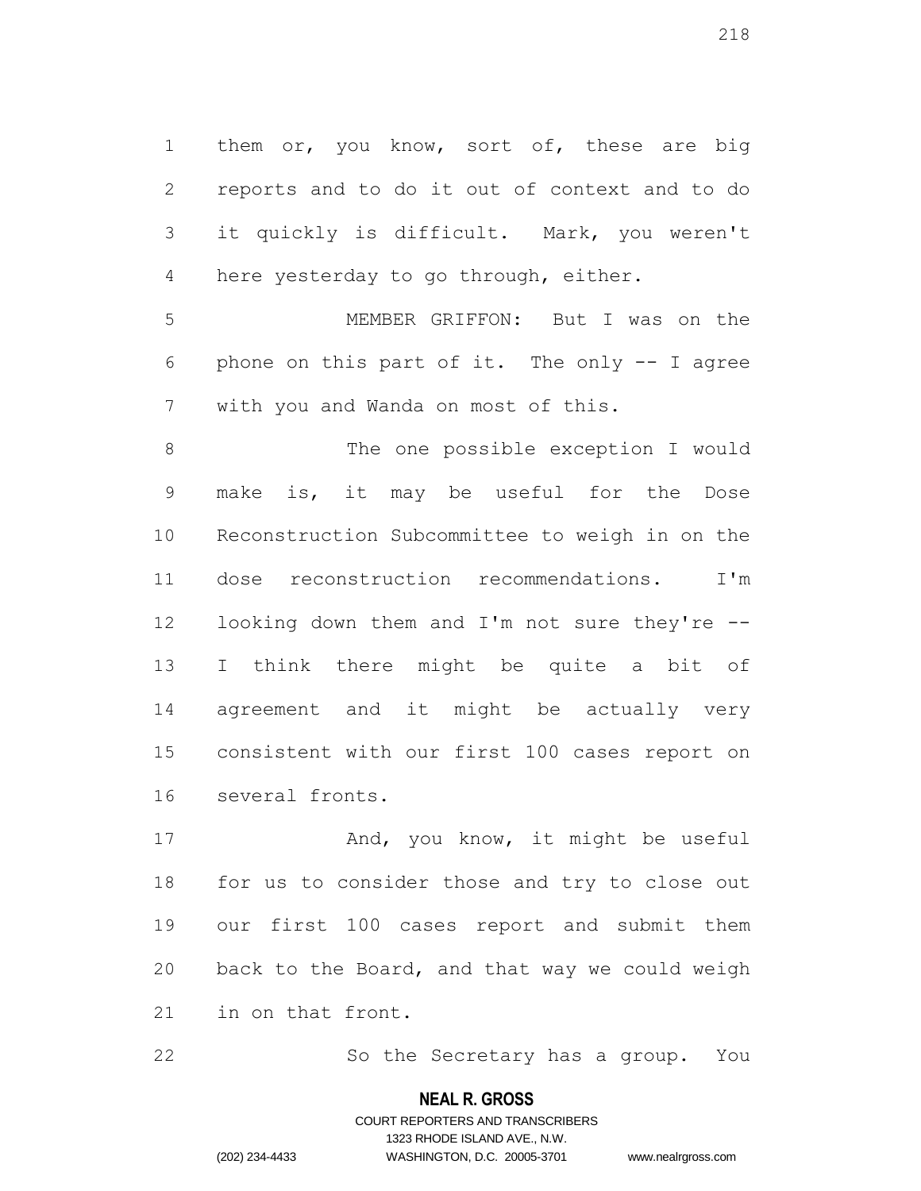them or, you know, sort of, these are big reports and to do it out of context and to do it quickly is difficult. Mark, you weren't here yesterday to go through, either.

MEMBER GRIFFON: But I was on the phone on this part of it. The only -- I agree with you and Wanda on most of this.

The one possible exception I would make is, it may be useful for the Dose Reconstruction Subcommittee to weigh in on the dose reconstruction recommendations. I'm looking down them and I'm not sure they're -- I think there might be quite a bit of agreement and it might be actually very consistent with our first 100 cases report on several fronts.

And, you know, it might be useful for us to consider those and try to close out our first 100 cases report and submit them back to the Board, and that way we could weigh in on that front.

So the Secretary has a group. You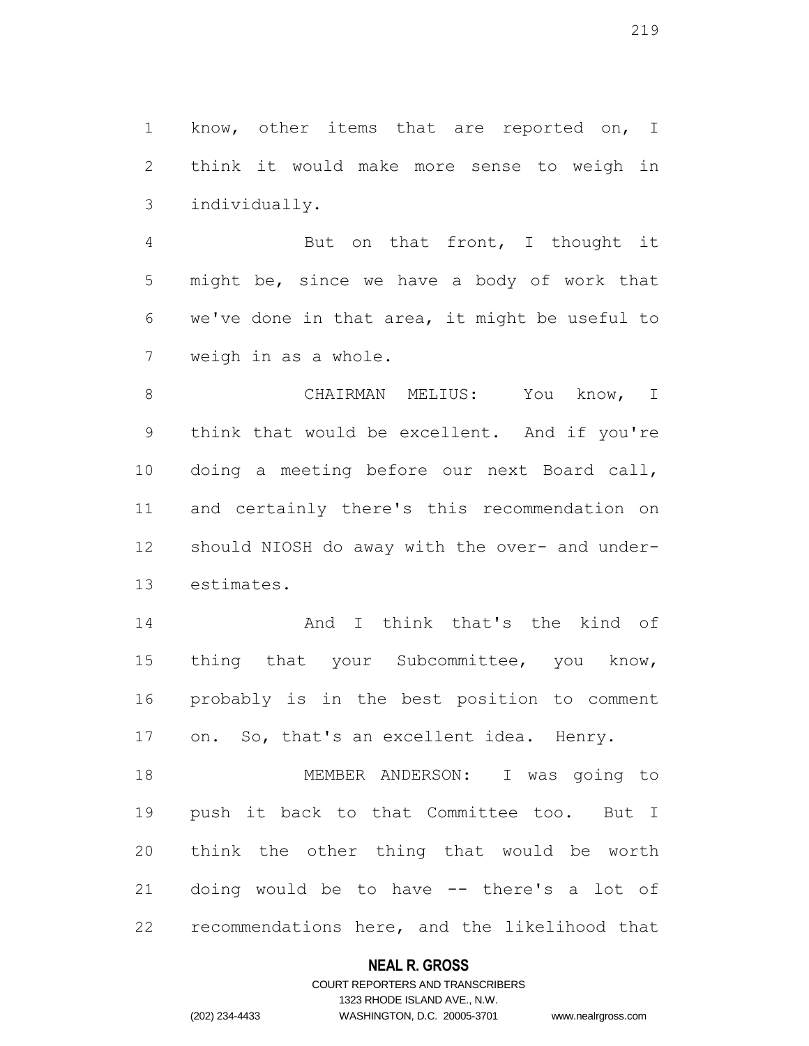know, other items that are reported on, I think it would make more sense to weigh in individually.

But on that front, I thought it might be, since we have a body of work that we've done in that area, it might be useful to weigh in as a whole.

CHAIRMAN MELIUS: You know, I think that would be excellent. And if you're doing a meeting before our next Board call, and certainly there's this recommendation on should NIOSH do away with the over- and under-estimates.

And I think that's the kind of thing that your Subcommittee, you know, probably is in the best position to comment on. So, that's an excellent idea. Henry.

MEMBER ANDERSON: I was going to push it back to that Committee too. But I think the other thing that would be worth doing would be to have -- there's a lot of recommendations here, and the likelihood that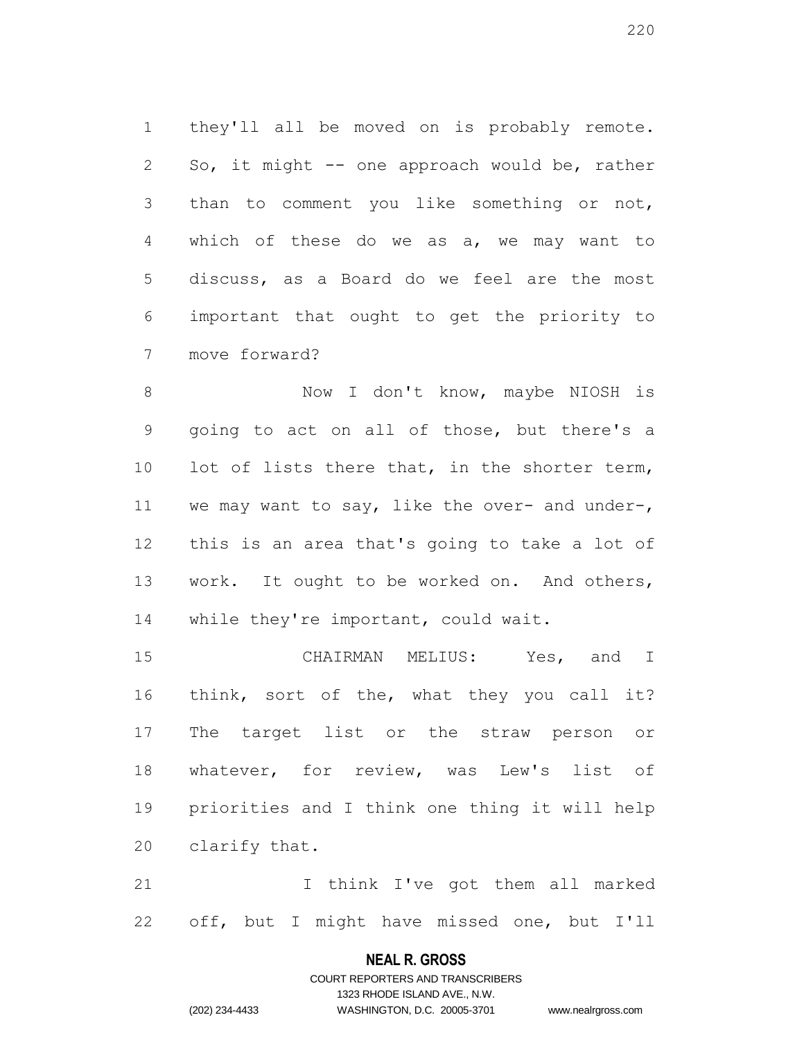they'll all be moved on is probably remote. So, it might -- one approach would be, rather than to comment you like something or not, which of these do we as a, we may want to discuss, as a Board do we feel are the most important that ought to get the priority to move forward?

Now I don't know, maybe NIOSH is going to act on all of those, but there's a lot of lists there that, in the shorter term, we may want to say, like the over- and under-, this is an area that's going to take a lot of work. It ought to be worked on. And others, while they're important, could wait.

CHAIRMAN MELIUS: Yes, and I think, sort of the, what they you call it? The target list or the straw person or whatever, for review, was Lew's list of priorities and I think one thing it will help clarify that.

I think I've got them all marked off, but I might have missed one, but I'll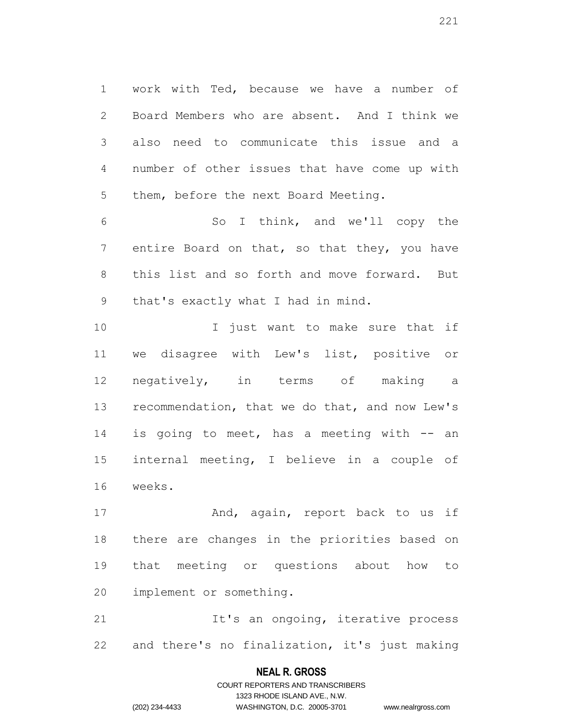work with Ted, because we have a number of Board Members who are absent. And I think we also need to communicate this issue and a number of other issues that have come up with them, before the next Board Meeting.

So I think, and we'll copy the entire Board on that, so that they, you have this list and so forth and move forward. But that's exactly what I had in mind.

I just want to make sure that if we disagree with Lew's list, positive or negatively, in terms of making a recommendation, that we do that, and now Lew's is going to meet, has a meeting with -- an internal meeting, I believe in a couple of weeks.

And, again, report back to us if there are changes in the priorities based on that meeting or questions about how to implement or something.

It's an ongoing, iterative process and there's no finalization, it's just making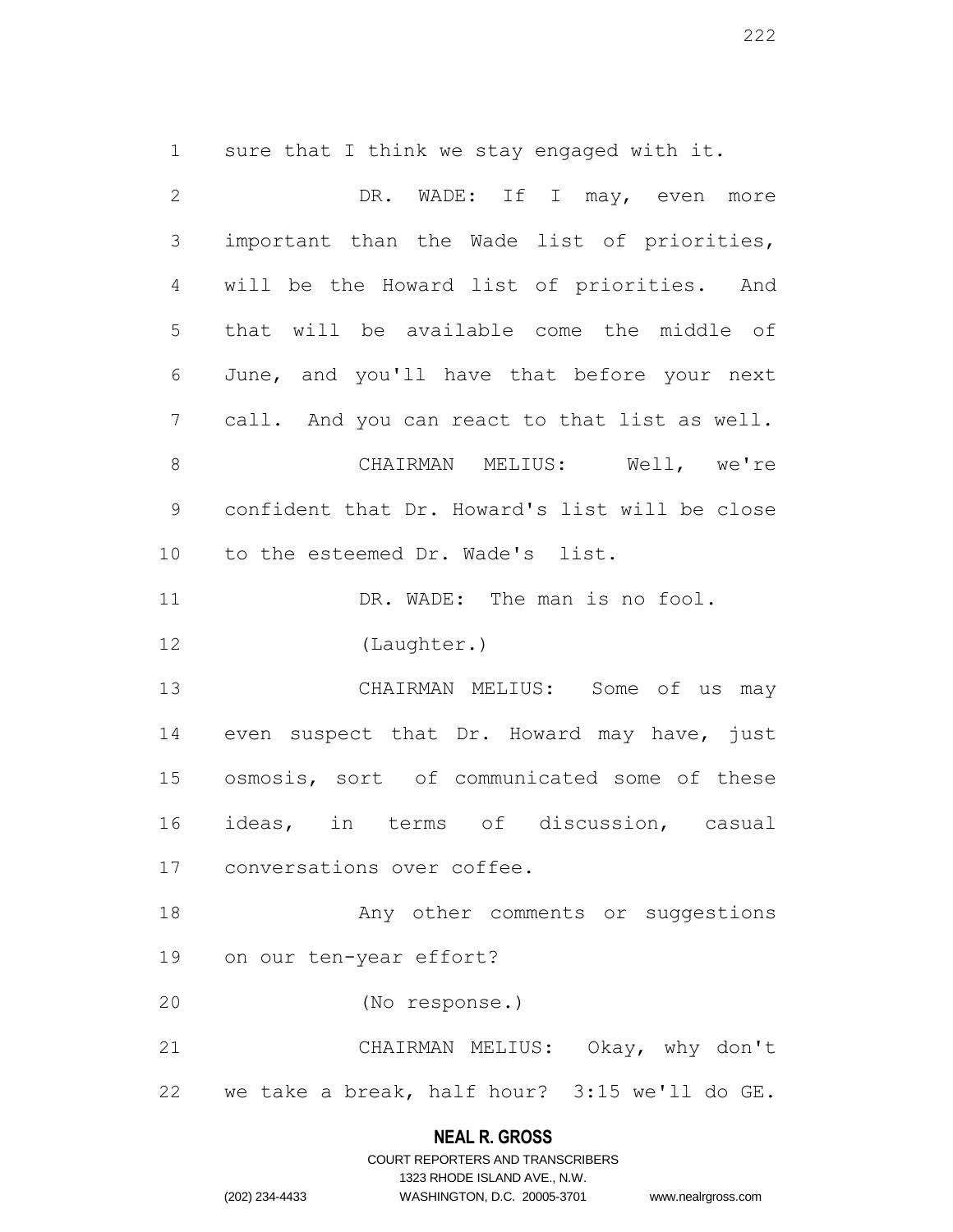sure that I think we stay engaged with it.

DR. WADE: If I may, even more important than the Wade list of priorities, will be the Howard list of priorities. And that will be available come the middle of June, and you'll have that before your next call. And you can react to that list as well.

CHAIRMAN MELIUS: Well, we're confident that Dr. Howard's list will be close to the esteemed Dr. Wade's list.

DR. WADE: The man is no fool.

(Laughter.)

CHAIRMAN MELIUS: Some of us may even suspect that Dr. Howard may have, just osmosis, sort of communicated some of these ideas, in terms of discussion, casual conversations over coffee.

Any other comments or suggestions on our ten-year effort?

(No response.)

CHAIRMAN MELIUS: Okay, why don't we take a break, half hour? 3:15 we'll do GE.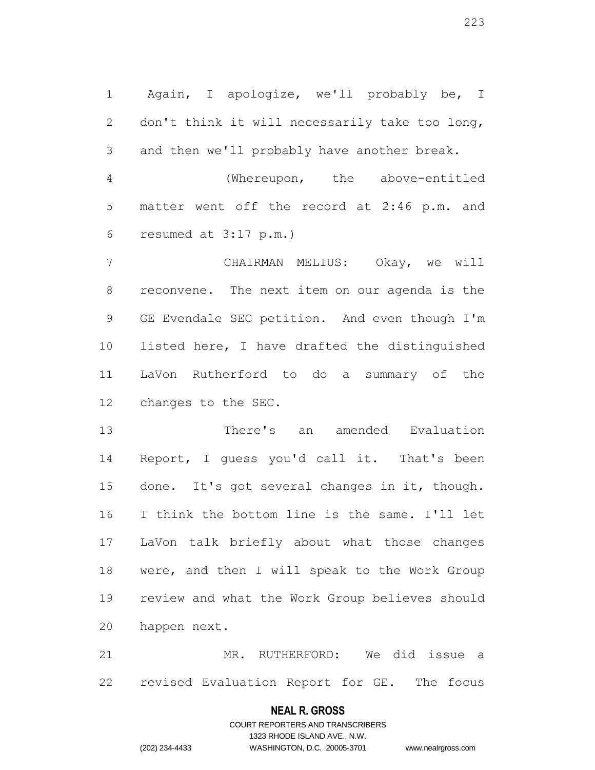Again, I apologize, we'll probably be, I don't think it will necessarily take too long, and then we'll probably have another break.

(Whereupon, the above-entitled matter went off the record at 2:46 p.m. and resumed at 3:17 p.m.)

CHAIRMAN MELIUS: Okay, we will reconvene. The next item on our agenda is the GE Evendale SEC petition. And even though I'm listed here, I have drafted the distinguished LaVon Rutherford to do a summary of the changes to the SEC.

There's an amended Evaluation Report, I guess you'd call it. That's been done. It's got several changes in it, though. I think the bottom line is the same. I'll let LaVon talk briefly about what those changes were, and then I will speak to the Work Group review and what the Work Group believes should happen next.

MR. RUTHERFORD: We did issue a revised Evaluation Report for GE. The focus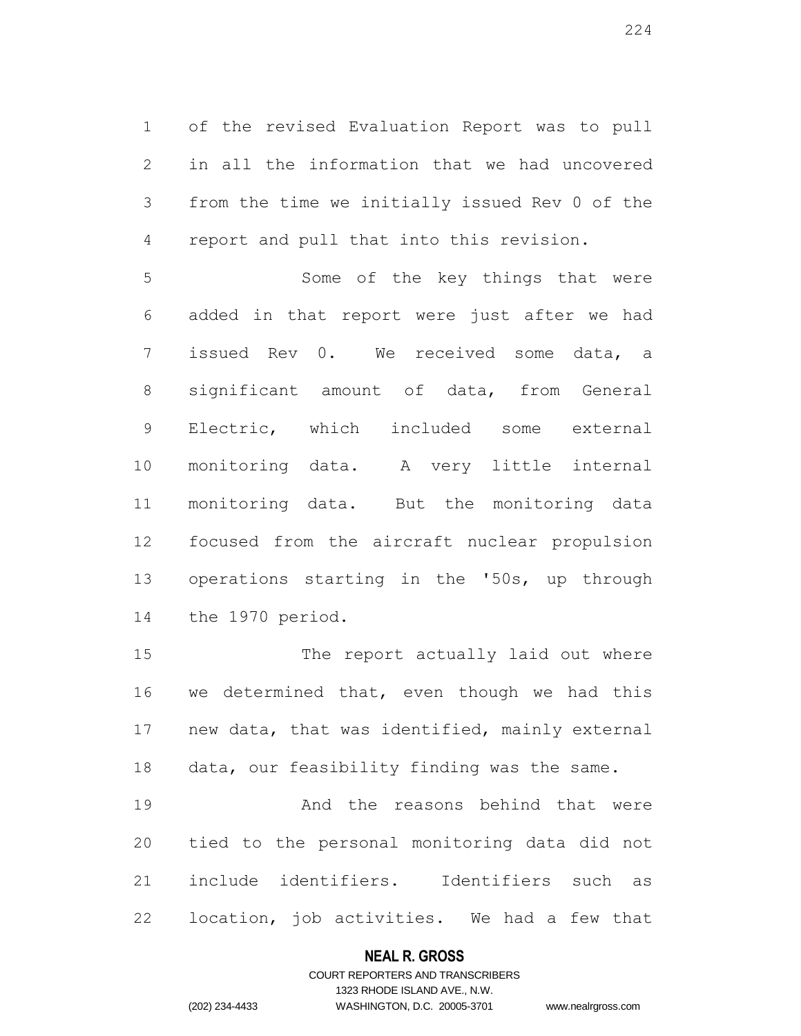of the revised Evaluation Report was to pull in all the information that we had uncovered from the time we initially issued Rev 0 of the report and pull that into this revision.

Some of the key things that were added in that report were just after we had issued Rev 0. We received some data, a significant amount of data, from General Electric, which included some external monitoring data. A very little internal monitoring data. But the monitoring data focused from the aircraft nuclear propulsion operations starting in the '50s, up through the 1970 period.

The report actually laid out where we determined that, even though we had this new data, that was identified, mainly external data, our feasibility finding was the same.

And the reasons behind that were tied to the personal monitoring data did not include identifiers. Identifiers such as location, job activities. We had a few that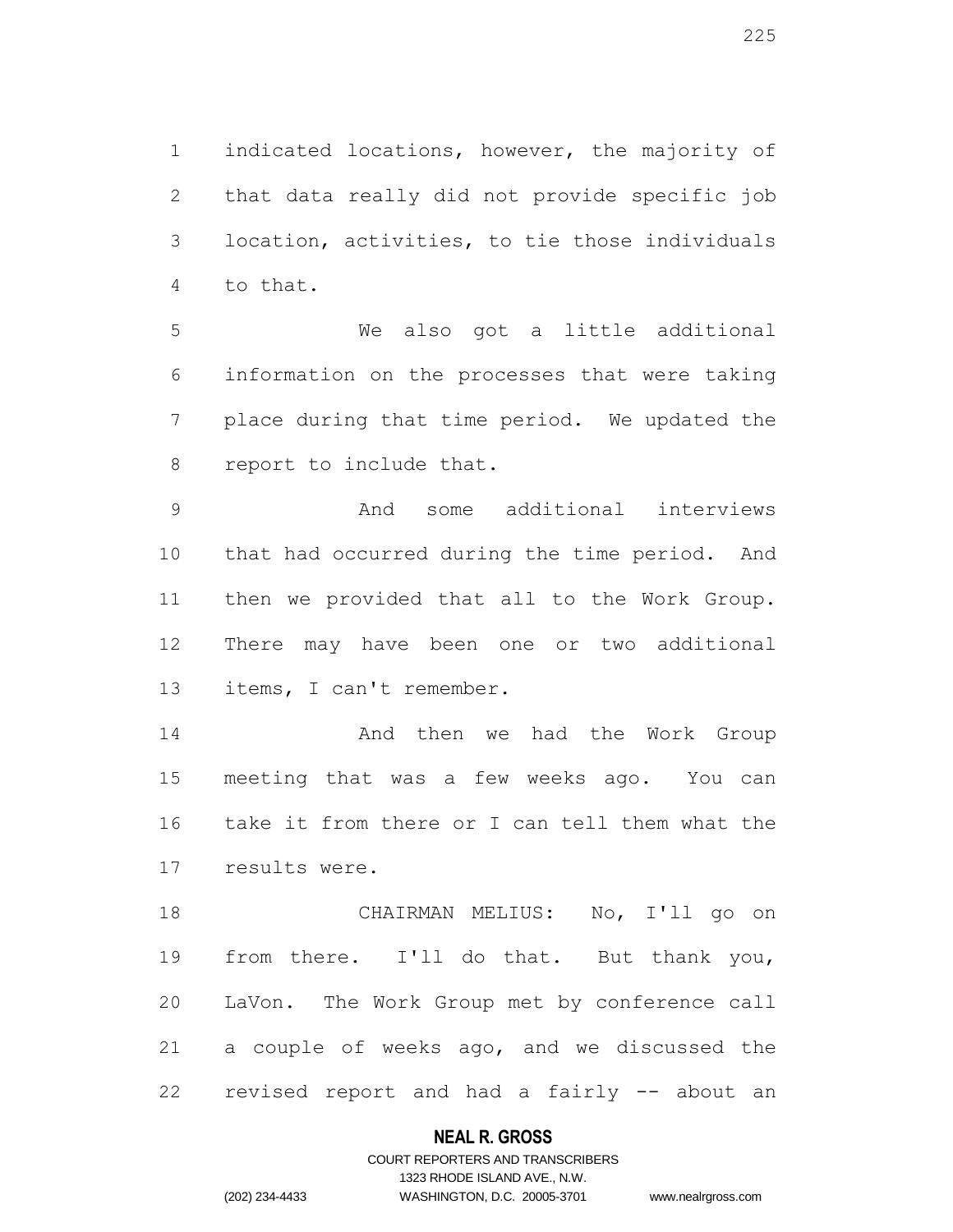indicated locations, however, the majority of that data really did not provide specific job location, activities, to tie those individuals to that.

We also got a little additional information on the processes that were taking place during that time period. We updated the report to include that.

And some additional interviews that had occurred during the time period. And then we provided that all to the Work Group. There may have been one or two additional items, I can't remember.

And then we had the Work Group meeting that was a few weeks ago. You can take it from there or I can tell them what the results were.

CHAIRMAN MELIUS: No, I'll go on from there. I'll do that. But thank you, LaVon. The Work Group met by conference call a couple of weeks ago, and we discussed the revised report and had a fairly -- about an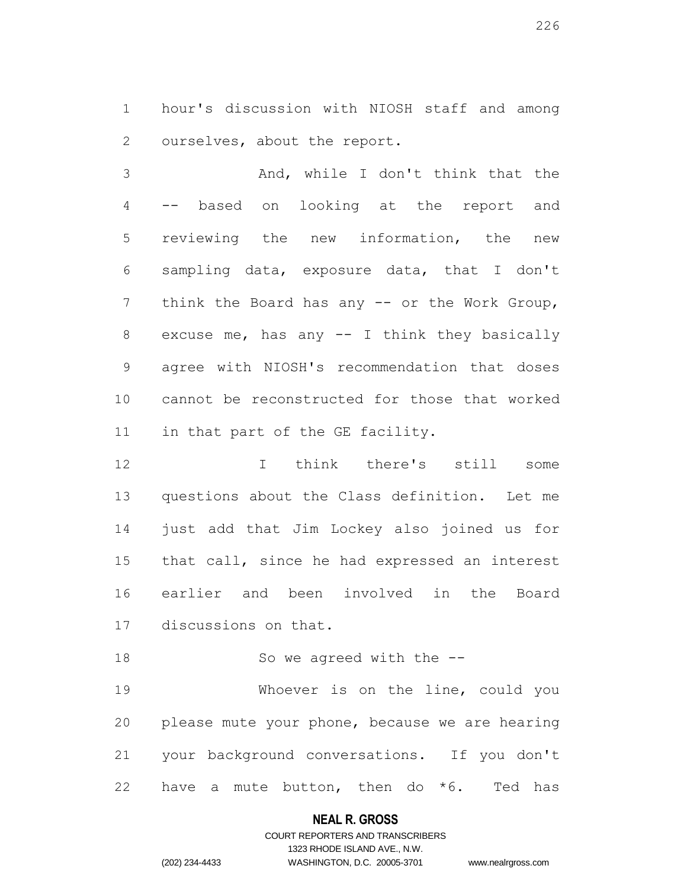hour's discussion with NIOSH staff and among ourselves, about the report.

And, while I don't think that the -- based on looking at the report and reviewing the new information, the new sampling data, exposure data, that I don't think the Board has any -- or the Work Group, excuse me, has any -- I think they basically agree with NIOSH's recommendation that doses cannot be reconstructed for those that worked in that part of the GE facility.

I think there's still some questions about the Class definition. Let me just add that Jim Lockey also joined us for that call, since he had expressed an interest earlier and been involved in the Board discussions on that.

So we agreed with the --

Whoever is on the line, could you please mute your phone, because we are hearing your background conversations. If you don't have a mute button, then do *6. Ted has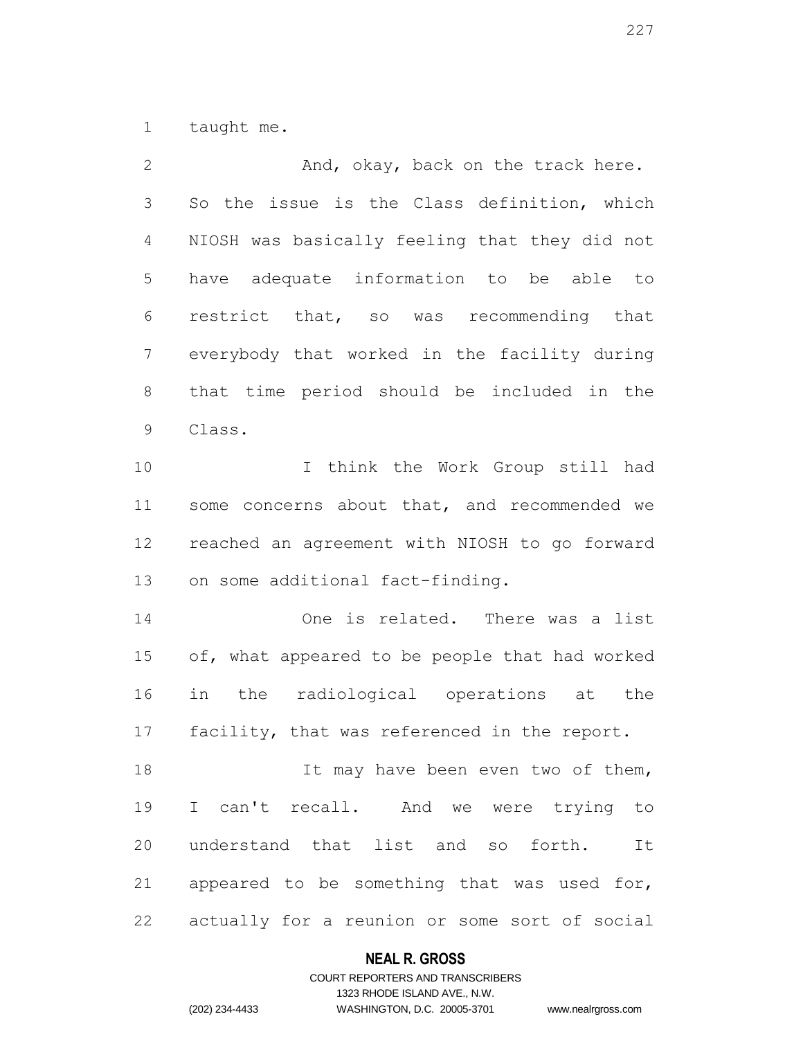taught me.

And, okay, back on the track here. So the issue is the Class definition, which NIOSH was basically feeling that they did not have adequate information to be able to restrict that, so was recommending that everybody that worked in the facility during that time period should be included in the Class.

I think the Work Group still had some concerns about that, and recommended we reached an agreement with NIOSH to go forward on some additional fact-finding.

One is related. There was a list of, what appeared to be people that had worked in the radiological operations at the facility, that was referenced in the report.

It may have been even two of them, I can't recall. And we were trying to understand that list and so forth. It appeared to be something that was used for, actually for a reunion or some sort of social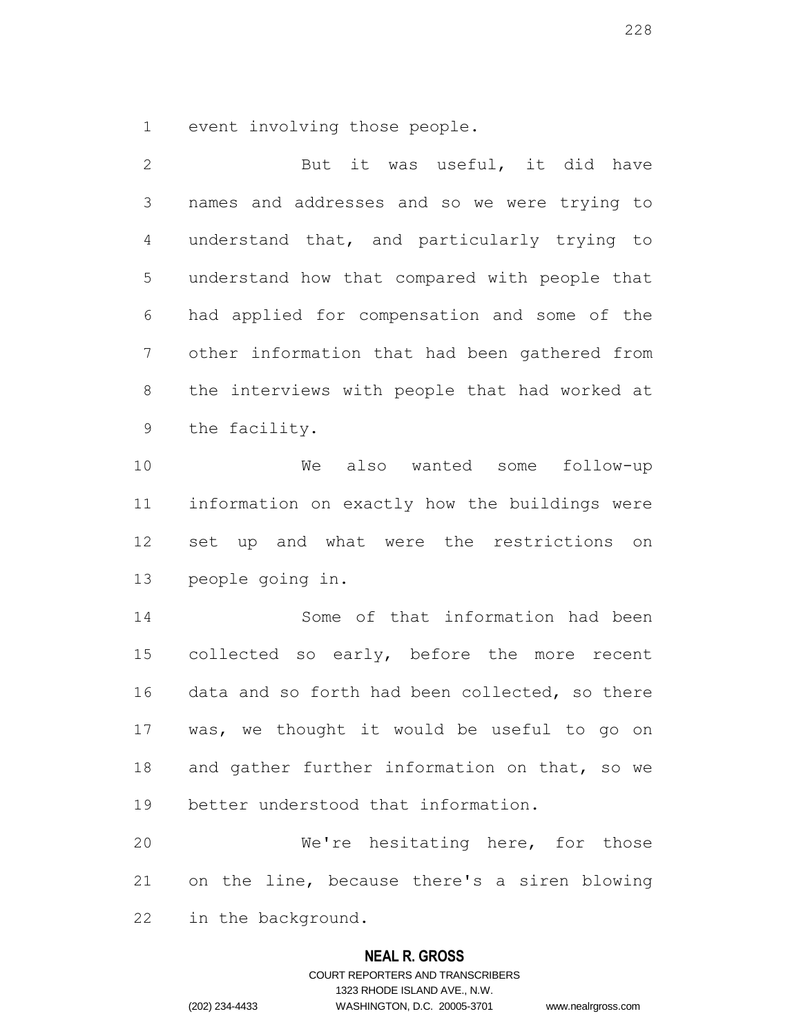event involving those people.

But it was useful, it did have names and addresses and so we were trying to understand that, and particularly trying to understand how that compared with people that had applied for compensation and some of the other information that had been gathered from the interviews with people that had worked at the facility.

We also wanted some follow-up information on exactly how the buildings were set up and what were the restrictions on people going in.

Some of that information had been collected so early, before the more recent data and so forth had been collected, so there was, we thought it would be useful to go on and gather further information on that, so we better understood that information.

We're hesitating here, for those on the line, because there's a siren blowing in the background.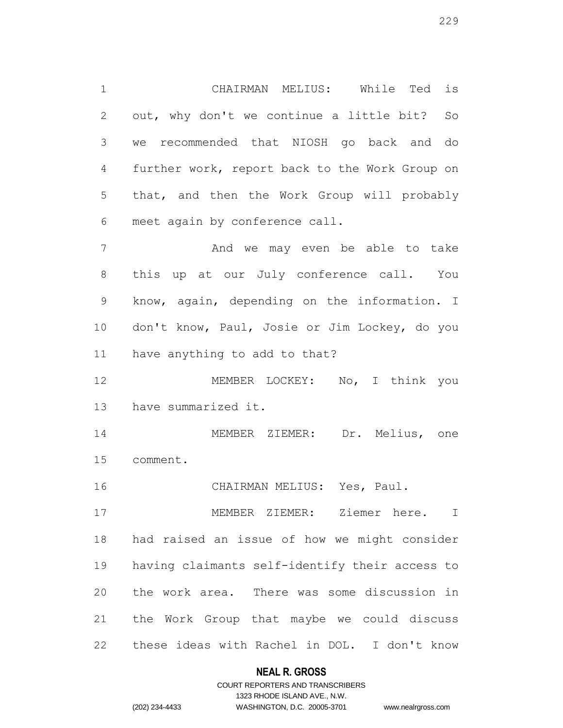CHAIRMAN MELIUS: While Ted is out, why don't we continue a little bit? So we recommended that NIOSH go back and do further work, report back to the Work Group on that, and then the Work Group will probably meet again by conference call.

And we may even be able to take this up at our July conference call. You know, again, depending on the information. I don't know, Paul, Josie or Jim Lockey, do you have anything to add to that?

MEMBER LOCKEY: No, I think you have summarized it.

MEMBER ZIEMER: Dr. Melius, one comment.

CHAIRMAN MELIUS: Yes, Paul.

MEMBER ZIEMER: Ziemer here. I had raised an issue of how we might consider having claimants self-identify their access to the work area. There was some discussion in the Work Group that maybe we could discuss these ideas with Rachel in DOL. I don't know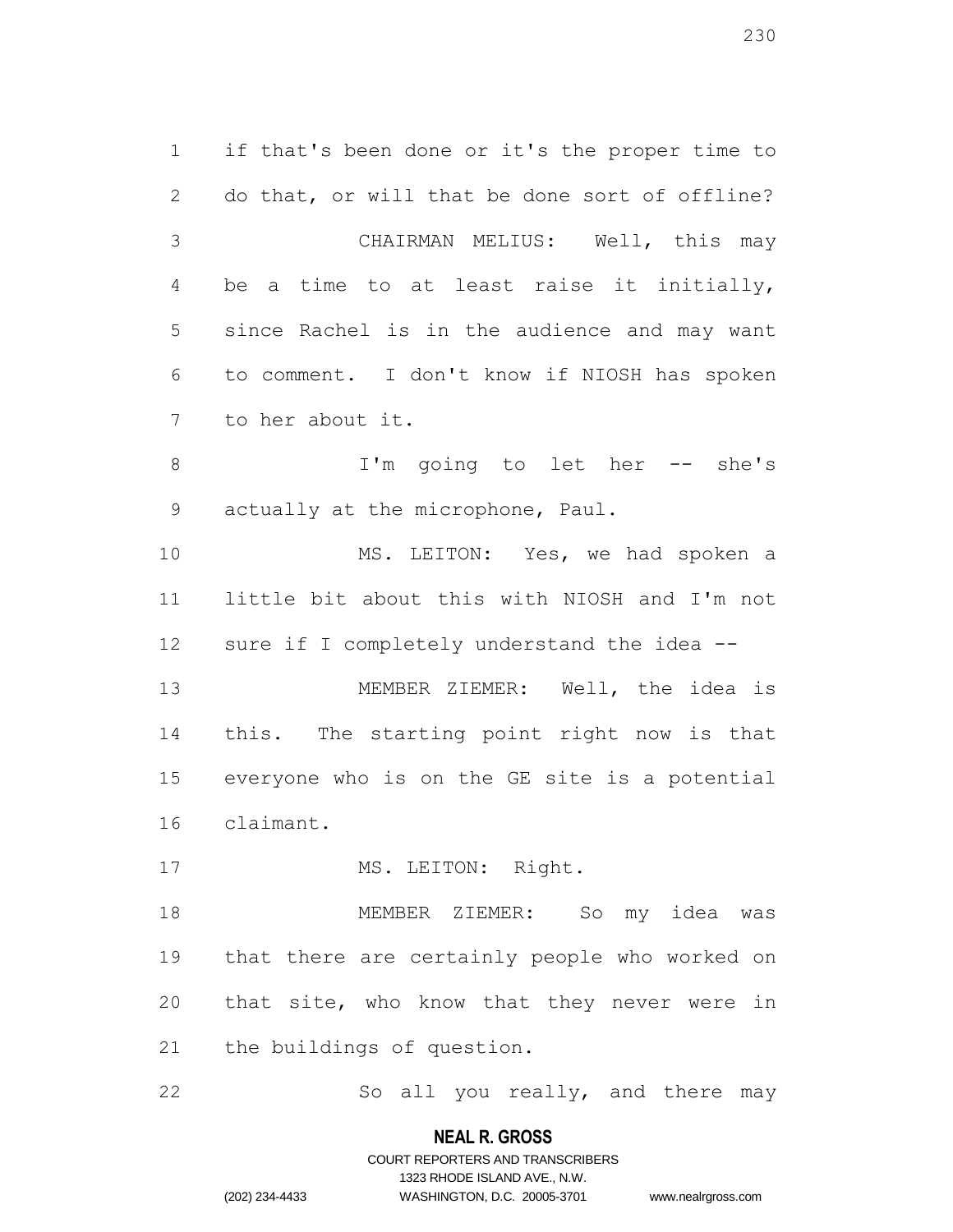if that's been done or it's the proper time to do that, or will that be done sort of offline?

CHAIRMAN MELIUS: Well, this may be a time to at least raise it initially, since Rachel is in the audience and may want to comment. I don't know if NIOSH has spoken to her about it.

I'm going to let her -- she's actually at the microphone, Paul.

MS. LEITON: Yes, we had spoken a little bit about this with NIOSH and I'm not sure if I completely understand the idea --

MEMBER ZIEMER: Well, the idea is this. The starting point right now is that everyone who is on the GE site is a potential claimant.

MS. LEITON: Right.

MEMBER ZIEMER: So my idea was that there are certainly people who worked on that site, who know that they never were in the buildings of question.

So all you really, and there may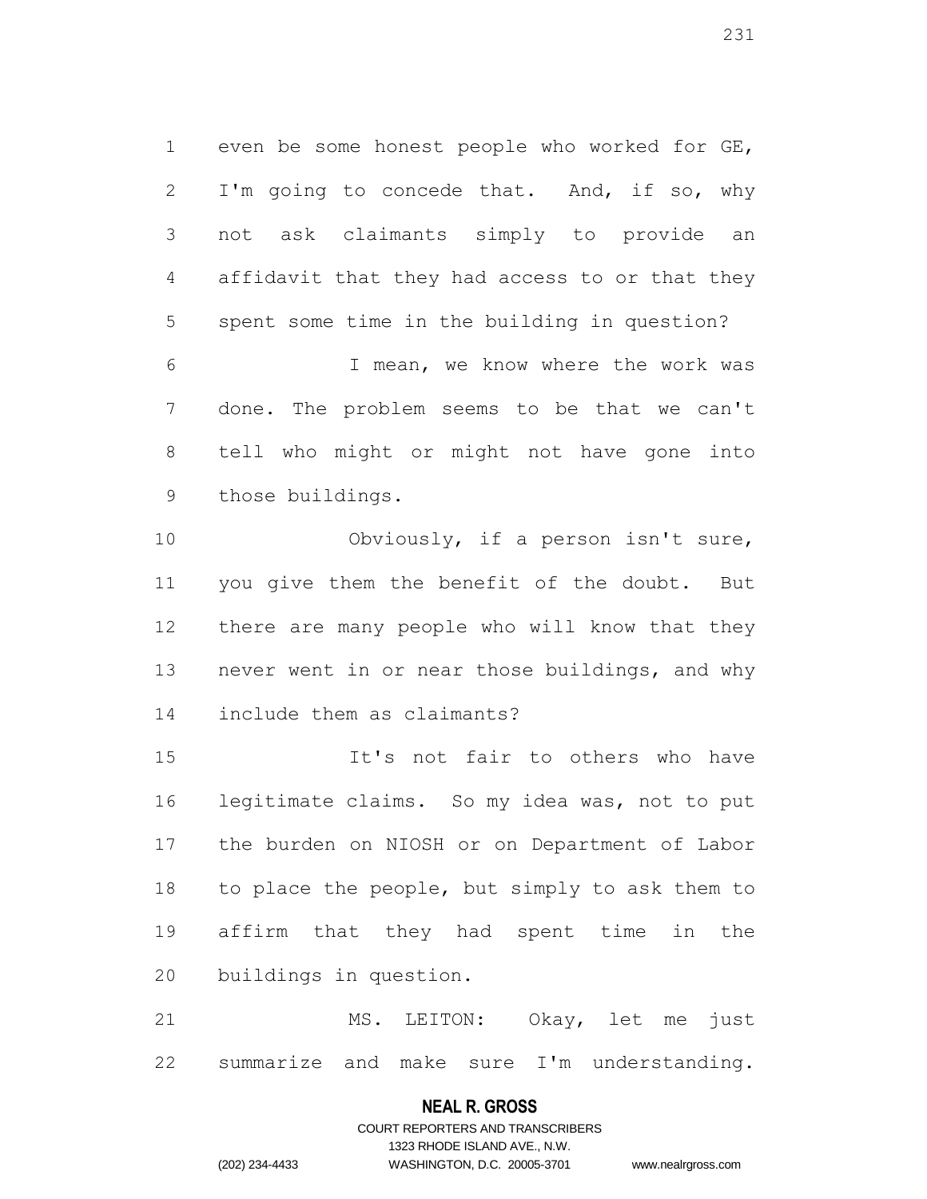even be some honest people who worked for GE, I'm going to concede that. And, if so, why not ask claimants simply to provide an affidavit that they had access to or that they spent some time in the building in question?

I mean, we know where the work was done. The problem seems to be that we can't tell who might or might not have gone into those buildings.

Obviously, if a person isn't sure, you give them the benefit of the doubt. But there are many people who will know that they never went in or near those buildings, and why include them as claimants?

It's not fair to others who have legitimate claims. So my idea was, not to put the burden on NIOSH or on Department of Labor to place the people, but simply to ask them to affirm that they had spent time in the buildings in question.

MS. LEITON: Okay, let me just summarize and make sure I'm understanding.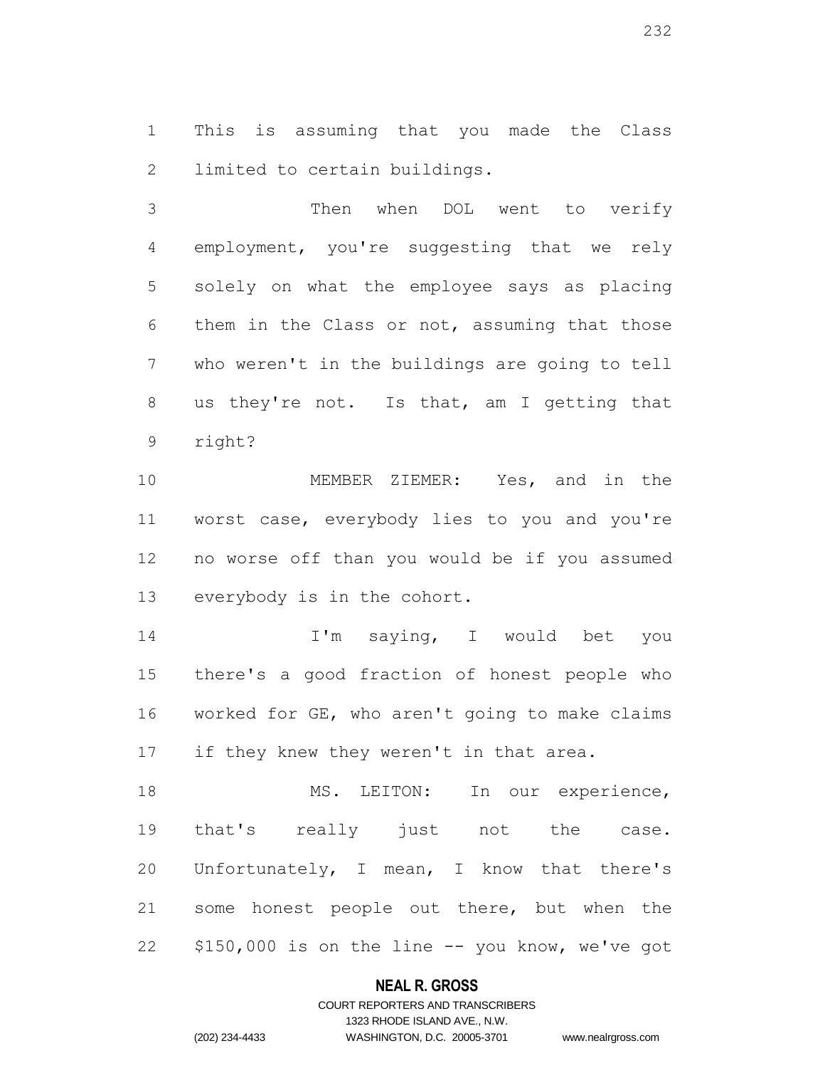This is assuming that you made the Class limited to certain buildings.

Then when DOL went to verify employment, you're suggesting that we rely solely on what the employee says as placing them in the Class or not, assuming that those who weren't in the buildings are going to tell us they're not. Is that, am I getting that right?

MEMBER ZIEMER: Yes, and in the worst case, everybody lies to you and you're no worse off than you would be if you assumed everybody is in the cohort.

I'm saying, I would bet you there's a good fraction of honest people who worked for GE, who aren't going to make claims if they knew they weren't in that area.

MS. LEITON: In our experience, that's really just not the case. Unfortunately, I mean, I know that there's some honest people out there, but when the $150,000 is on the line -- you know, we've got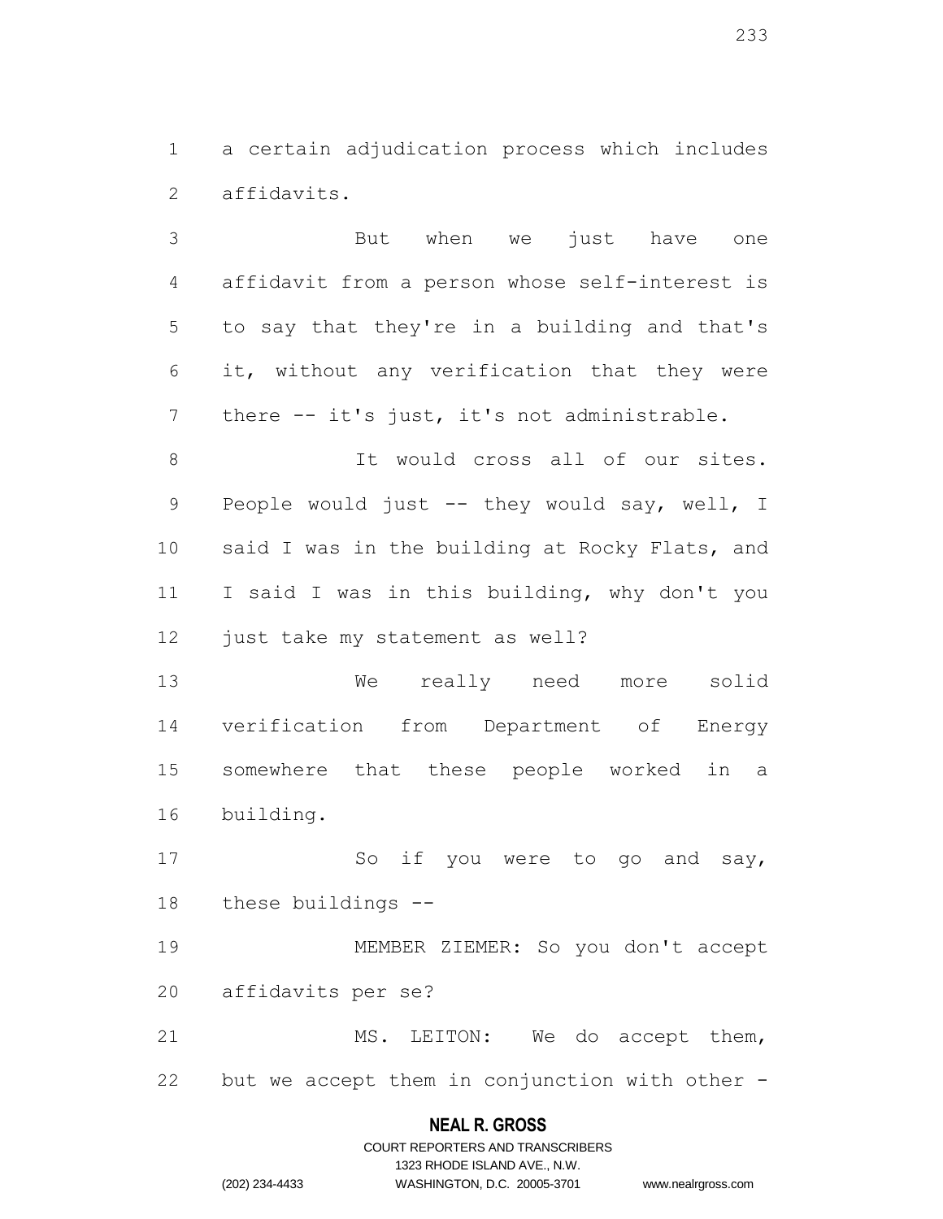a certain adjudication process which includes affidavits.

But when we just have one affidavit from a person whose self-interest is to say that they're in a building and that's it, without any verification that they were there -- it's just, it's not administrable.

It would cross all of our sites. People would just -- they would say, well, I said I was in the building at Rocky Flats, and I said I was in this building, why don't you just take my statement as well?

We really need more solid verification from Department of Energy somewhere that these people worked in a building.

So if you were to go and say, these buildings --

MEMBER ZIEMER: So you don't accept affidavits per se?

MS. LEITON: We do accept them, but we accept them in conjunction with other -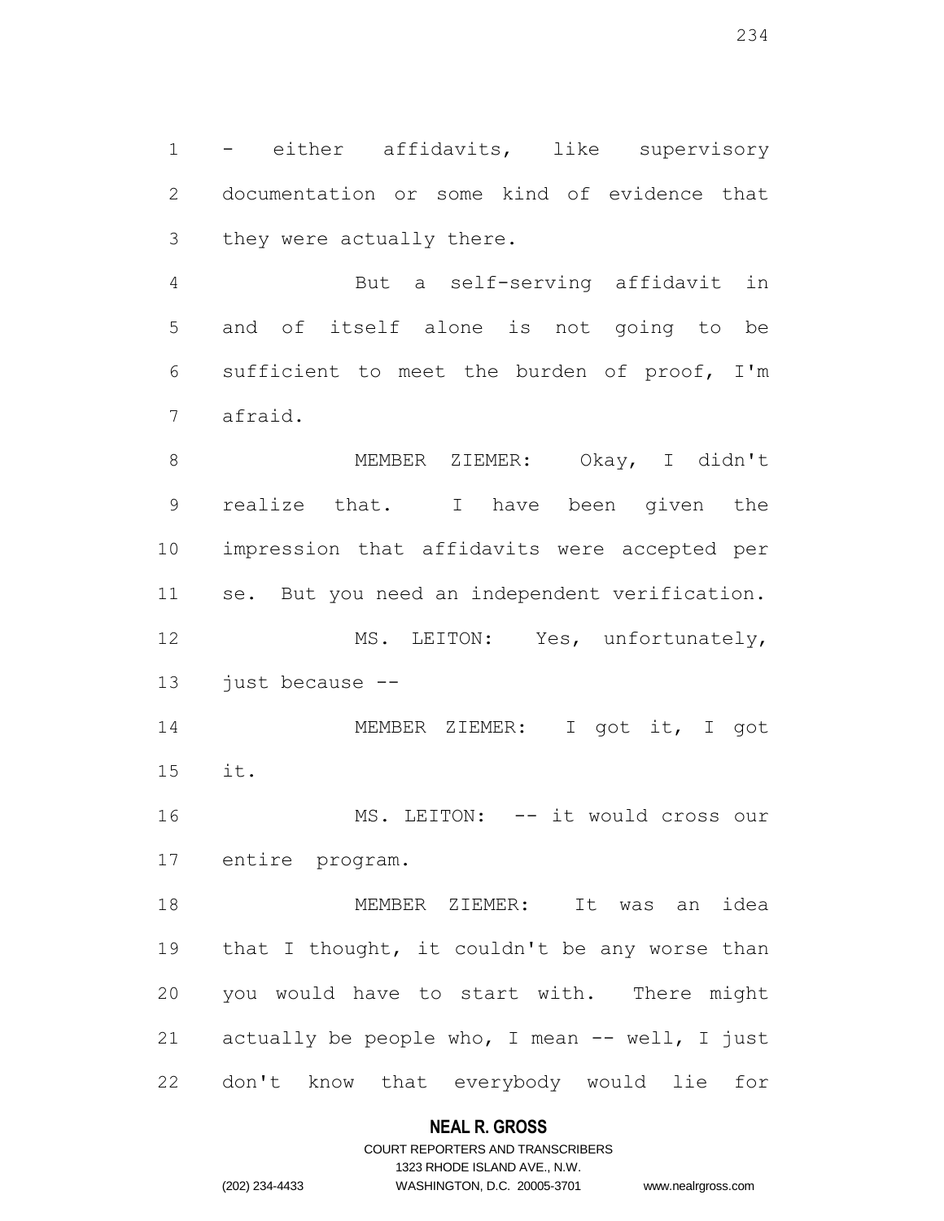- either affidavits, like supervisory documentation or some kind of evidence that they were actually there.

But a self-serving affidavit in and of itself alone is not going to be sufficient to meet the burden of proof, I'm afraid.

MEMBER ZIEMER: Okay, I didn't realize that. I have been given the impression that affidavits were accepted per se. But you need an independent verification.

MS. LEITON: Yes, unfortunately, just because --

MEMBER ZIEMER: I got it, I got it.

MS. LEITON: -- it would cross our entire program.

MEMBER ZIEMER: It was an idea that I thought, it couldn't be any worse than you would have to start with. There might actually be people who, I mean -- well, I just don't know that everybody would lie for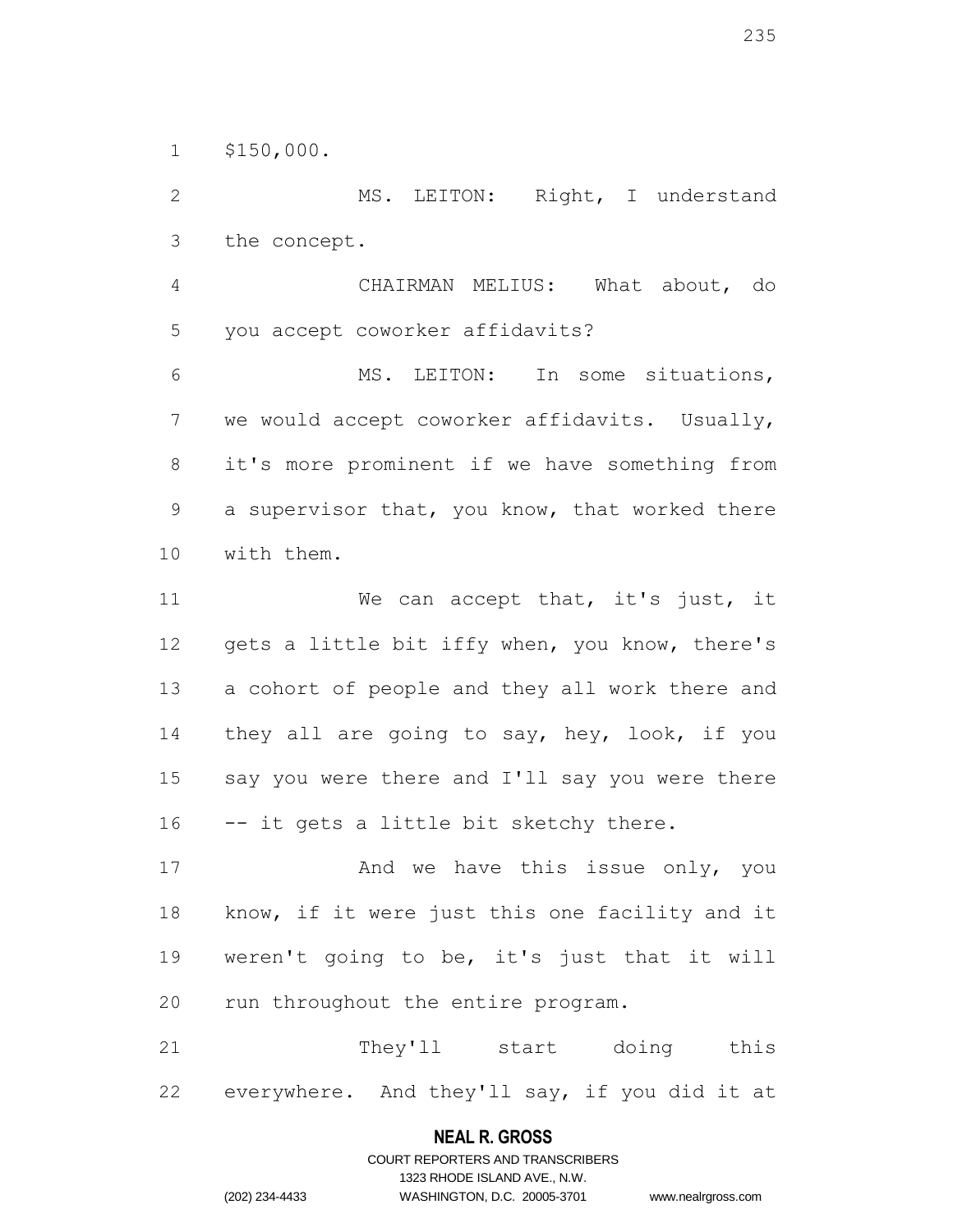$150,000.

MS. LEITON: Right, I understand the concept.

CHAIRMAN MELIUS: What about, do you accept coworker affidavits?

MS. LEITON: In some situations, we would accept coworker affidavits. Usually, it's more prominent if we have something from a supervisor that, you know, that worked there with them.

We can accept that, it's just, it gets a little bit iffy when, you know, there's a cohort of people and they all work there and they all are going to say, hey, look, if you say you were there and I'll say you were there -- it gets a little bit sketchy there.

And we have this issue only, you know, if it were just this one facility and it weren't going to be, it's just that it will run throughout the entire program.

They'll start doing this everywhere. And they'll say, if you did it at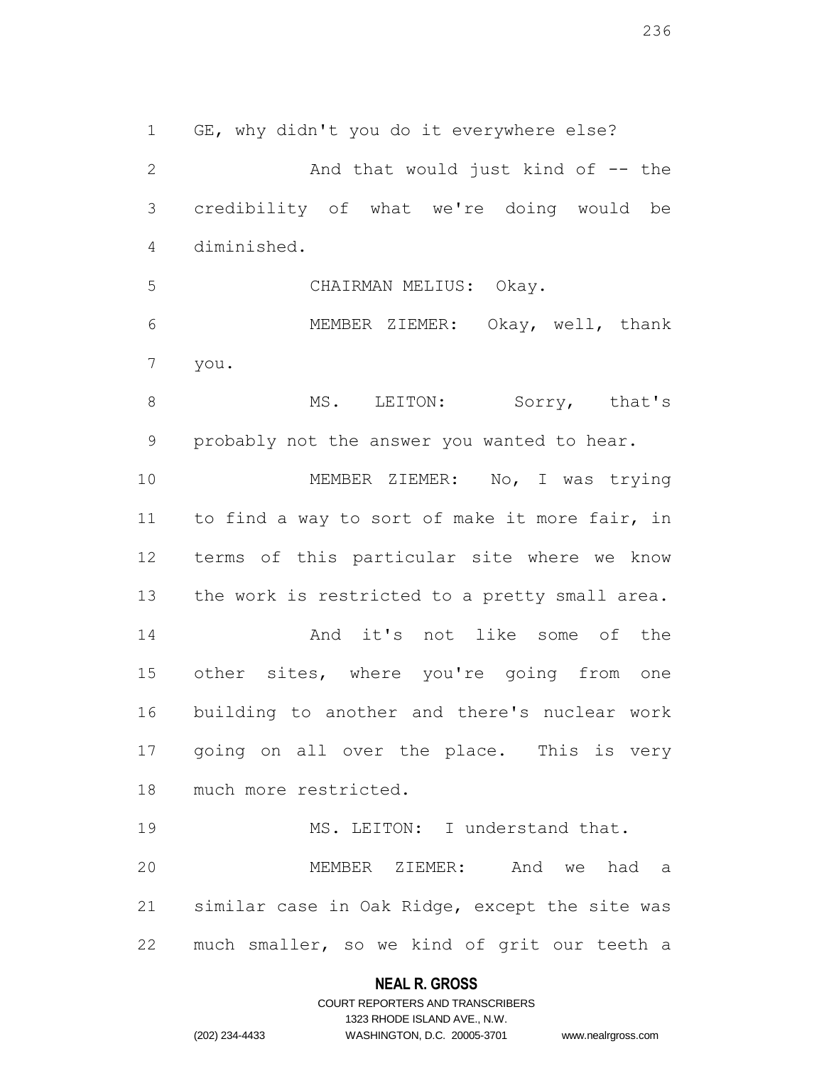GE, why didn't you do it everywhere else?

And that would just kind of -- the credibility of what we're doing would be diminished.

CHAIRMAN MELIUS: Okay.

MEMBER ZIEMER: Okay, well, thank you.

MS. LEITON: Sorry, that's probably not the answer you wanted to hear.

MEMBER ZIEMER: No, I was trying to find a way to sort of make it more fair, in terms of this particular site where we know the work is restricted to a pretty small area.

And it's not like some of the other sites, where you're going from one building to another and there's nuclear work going on all over the place. This is very much more restricted.

MS. LEITON: I understand that.

MEMBER ZIEMER: And we had a similar case in Oak Ridge, except the site was much smaller, so we kind of grit our teeth a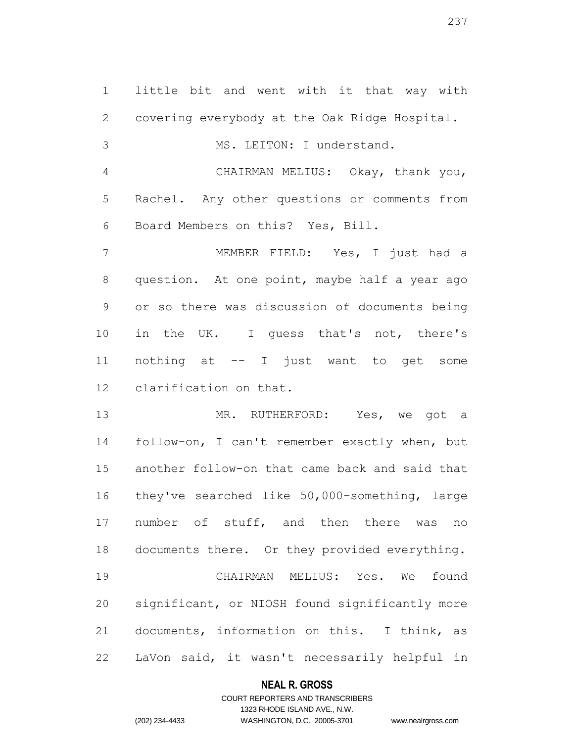little bit and went with it that way with covering everybody at the Oak Ridge Hospital.

MS. LEITON: I understand.

CHAIRMAN MELIUS: Okay, thank you, Rachel. Any other questions or comments from Board Members on this? Yes, Bill.

MEMBER FIELD: Yes, I just had a question. At one point, maybe half a year ago or so there was discussion of documents being in the UK. I guess that's not, there's nothing at -- I just want to get some clarification on that.

MR. RUTHERFORD: Yes, we got a follow-on, I can't remember exactly when, but another follow-on that came back and said that they've searched like 50,000-something, large number of stuff, and then there was no documents there. Or they provided everything.

CHAIRMAN MELIUS: Yes. We found significant, or NIOSH found significantly more documents, information on this. I think, as LaVon said, it wasn't necessarily helpful in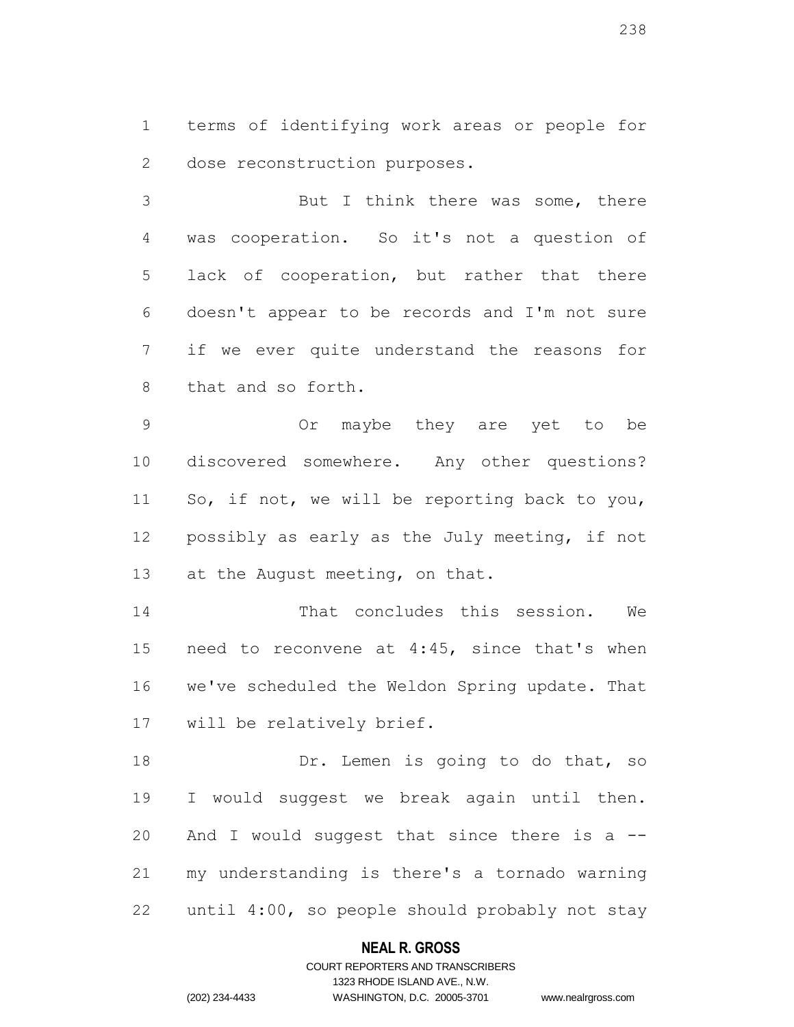terms of identifying work areas or people for dose reconstruction purposes.

But I think there was some, there was cooperation. So it's not a question of lack of cooperation, but rather that there doesn't appear to be records and I'm not sure if we ever quite understand the reasons for that and so forth.

Or maybe they are yet to be discovered somewhere. Any other questions? So, if not, we will be reporting back to you, possibly as early as the July meeting, if not at the August meeting, on that.

That concludes this session. We need to reconvene at 4:45, since that's when we've scheduled the Weldon Spring update. That will be relatively brief.

Dr. Lemen is going to do that, so I would suggest we break again until then. And I would suggest that since there is a -- my understanding is there's a tornado warning until 4:00, so people should probably not stay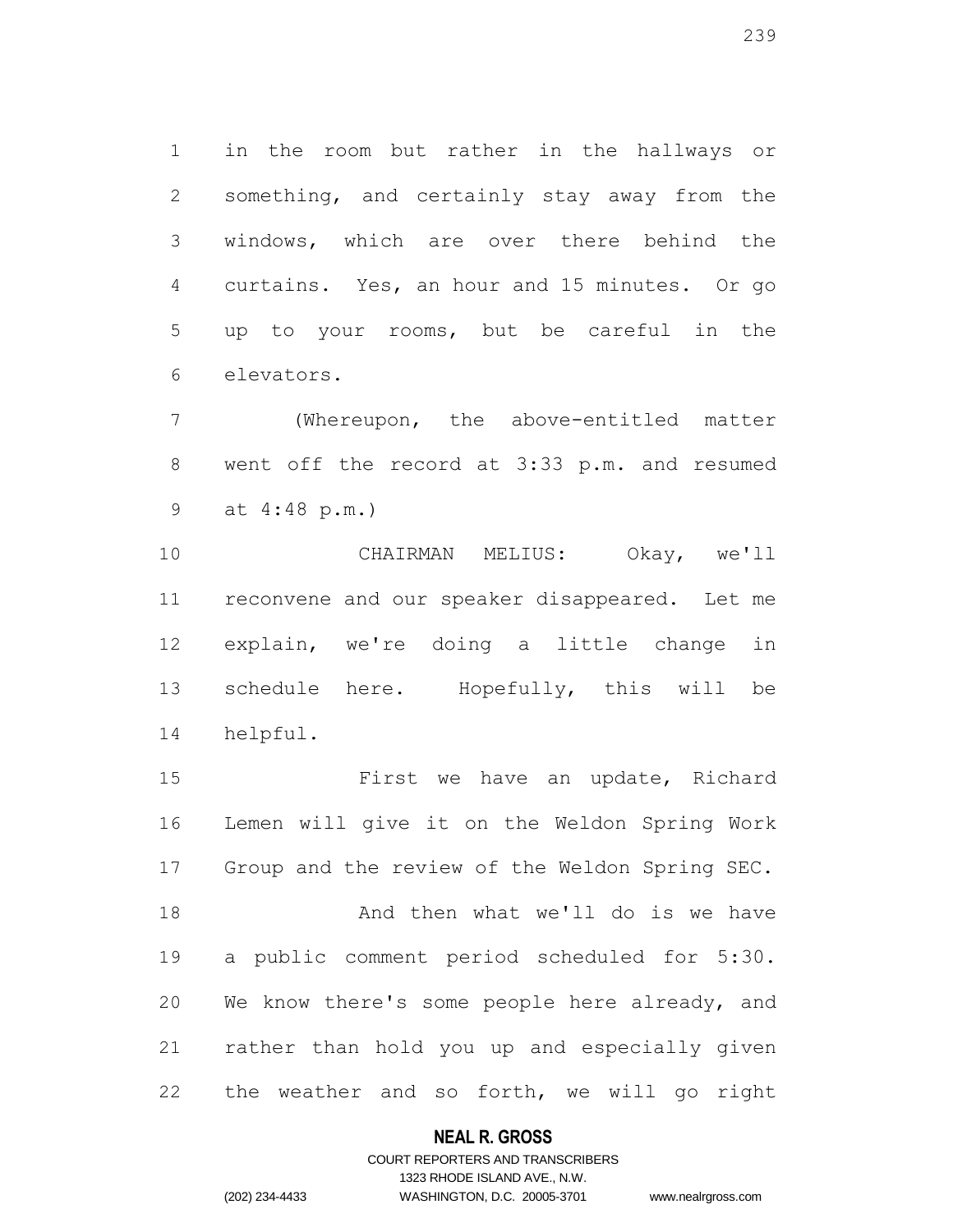in the room but rather in the hallways or something, and certainly stay away from the windows, which are over there behind the curtains. Yes, an hour and 15 minutes. Or go up to your rooms, but be careful in the elevators.

(Whereupon, the above-entitled matter went off the record at 3:33 p.m. and resumed at 4:48 p.m.)

CHAIRMAN MELIUS: Okay, we'll reconvene and our speaker disappeared. Let me explain, we're doing a little change in schedule here. Hopefully, this will be helpful.

First we have an update, Richard Lemen will give it on the Weldon Spring Work Group and the review of the Weldon Spring SEC.

And then what we'll do is we have a public comment period scheduled for 5:30. We know there's some people here already, and rather than hold you up and especially given the weather and so forth, we will go right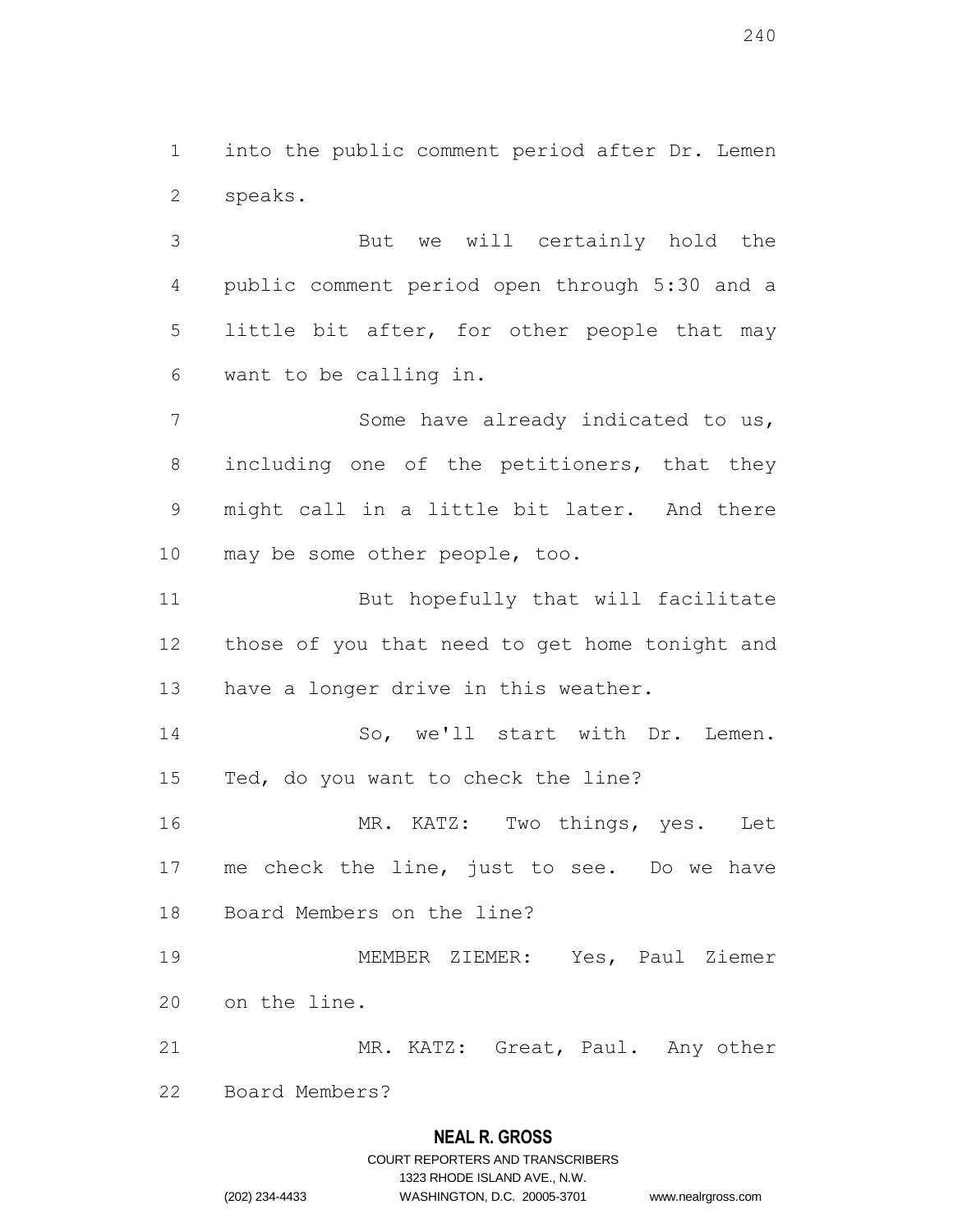into the public comment period after Dr. Lemen speaks.

But we will certainly hold the public comment period open through 5:30 and a little bit after, for other people that may want to be calling in.

Some have already indicated to us, including one of the petitioners, that they might call in a little bit later. And there may be some other people, too.

But hopefully that will facilitate those of you that need to get home tonight and have a longer drive in this weather.

So, we'll start with Dr. Lemen. Ted, do you want to check the line?

MR. KATZ: Two things, yes. Let me check the line, just to see. Do we have Board Members on the line?

MEMBER ZIEMER: Yes, Paul Ziemer on the line.

MR. KATZ: Great, Paul. Any other Board Members?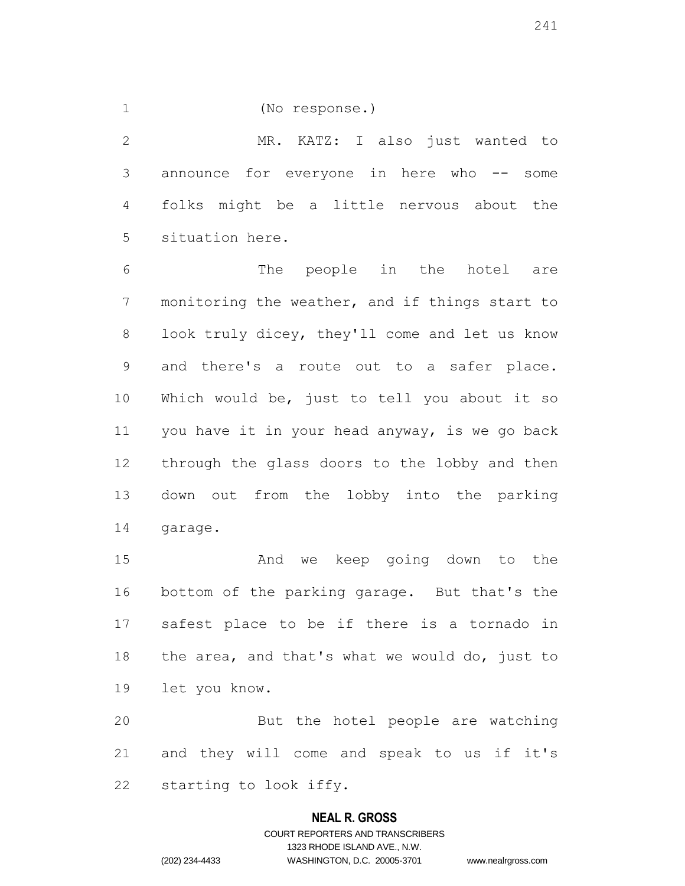(No response.)

MR. KATZ: I also just wanted to announce for everyone in here who -- some folks might be a little nervous about the situation here.

The people in the hotel are monitoring the weather, and if things start to look truly dicey, they'll come and let us know and there's a route out to a safer place. Which would be, just to tell you about it so you have it in your head anyway, is we go back through the glass doors to the lobby and then down out from the lobby into the parking garage.

And we keep going down to the bottom of the parking garage. But that's the safest place to be if there is a tornado in the area, and that's what we would do, just to let you know.

But the hotel people are watching and they will come and speak to us if it's starting to look iffy.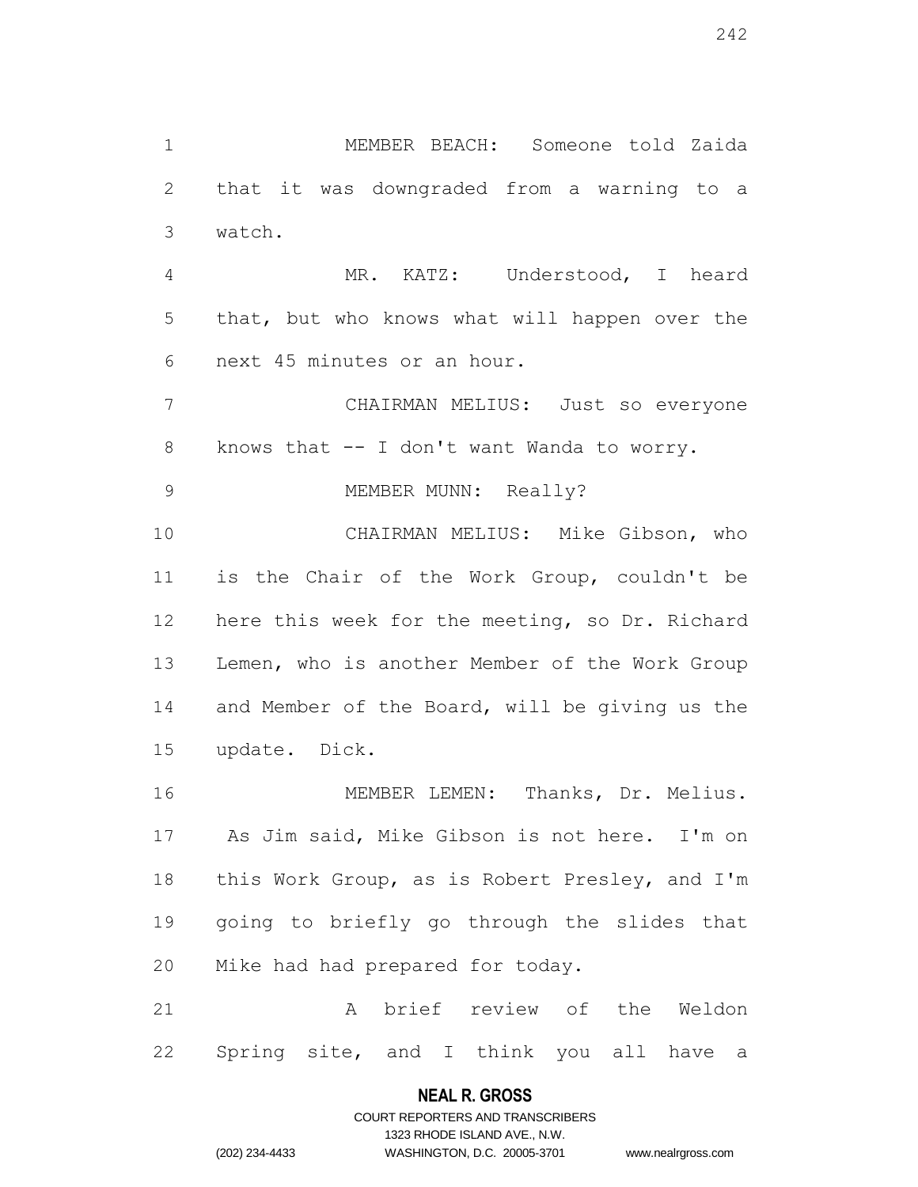MEMBER BEACH: Someone told Zaida that it was downgraded from a warning to a watch.

MR. KATZ: Understood, I heard that, but who knows what will happen over the next 45 minutes or an hour.

CHAIRMAN MELIUS: Just so everyone knows that -- I don't want Wanda to worry.

MEMBER MUNN: Really?

CHAIRMAN MELIUS: Mike Gibson, who is the Chair of the Work Group, couldn't be here this week for the meeting, so Dr. Richard Lemen, who is another Member of the Work Group and Member of the Board, will be giving us the update. Dick.

MEMBER LEMEN: Thanks, Dr. Melius. As Jim said, Mike Gibson is not here. I'm on this Work Group, as is Robert Presley, and I'm going to briefly go through the slides that Mike had had prepared for today.

A brief review of the Weldon Spring site, and I think you all have a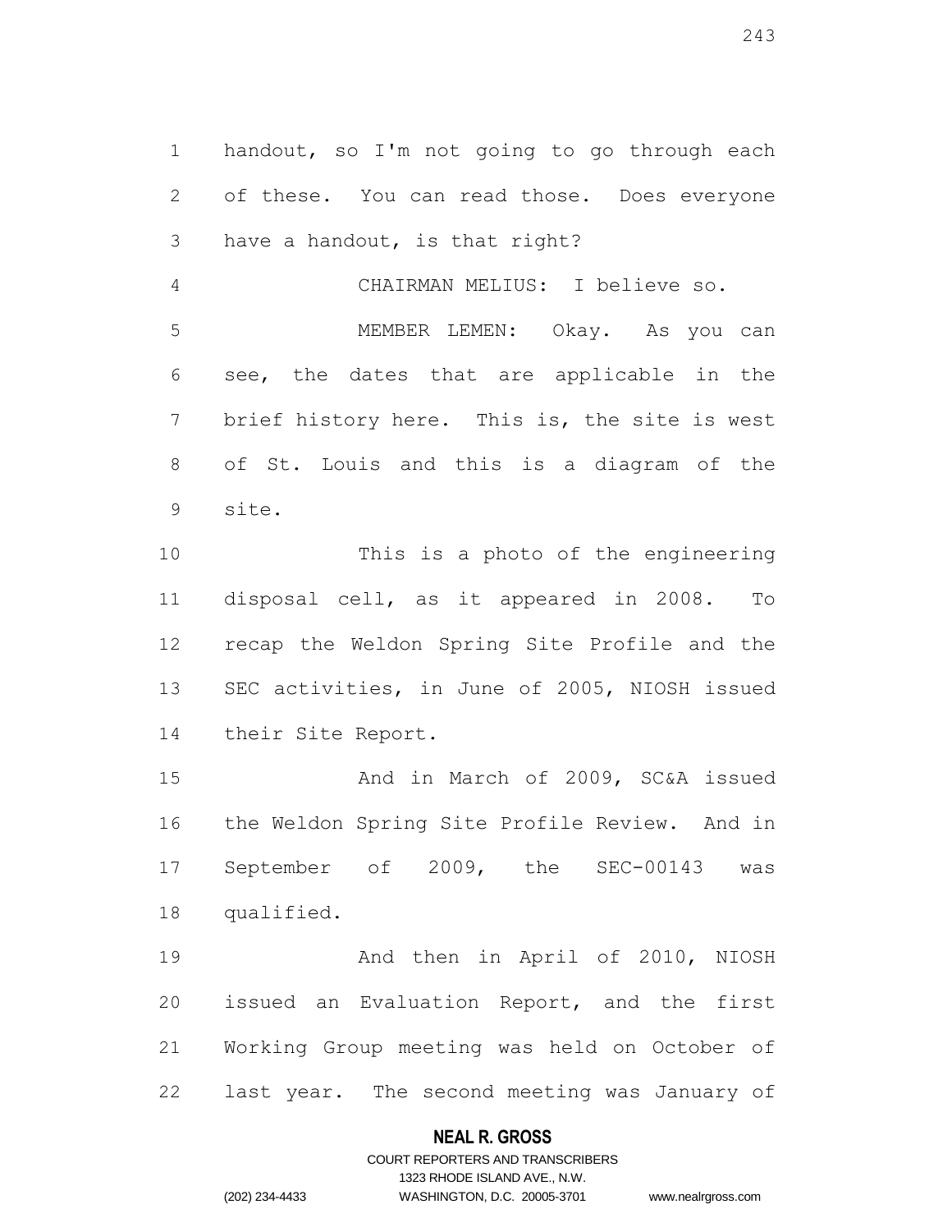handout, so I'm not going to go through each of these. You can read those. Does everyone have a handout, is that right?

CHAIRMAN MELIUS: I believe so.

MEMBER LEMEN: Okay. As you can see, the dates that are applicable in the brief history here. This is, the site is west of St. Louis and this is a diagram of the site.

This is a photo of the engineering disposal cell, as it appeared in 2008. To recap the Weldon Spring Site Profile and the SEC activities, in June of 2005, NIOSH issued their Site Report.

And in March of 2009, SC&A issued the Weldon Spring Site Profile Review. And in September of 2009, the SEC-00143 was qualified.

And then in April of 2010, NIOSH issued an Evaluation Report, and the first Working Group meeting was held on October of last year. The second meeting was January of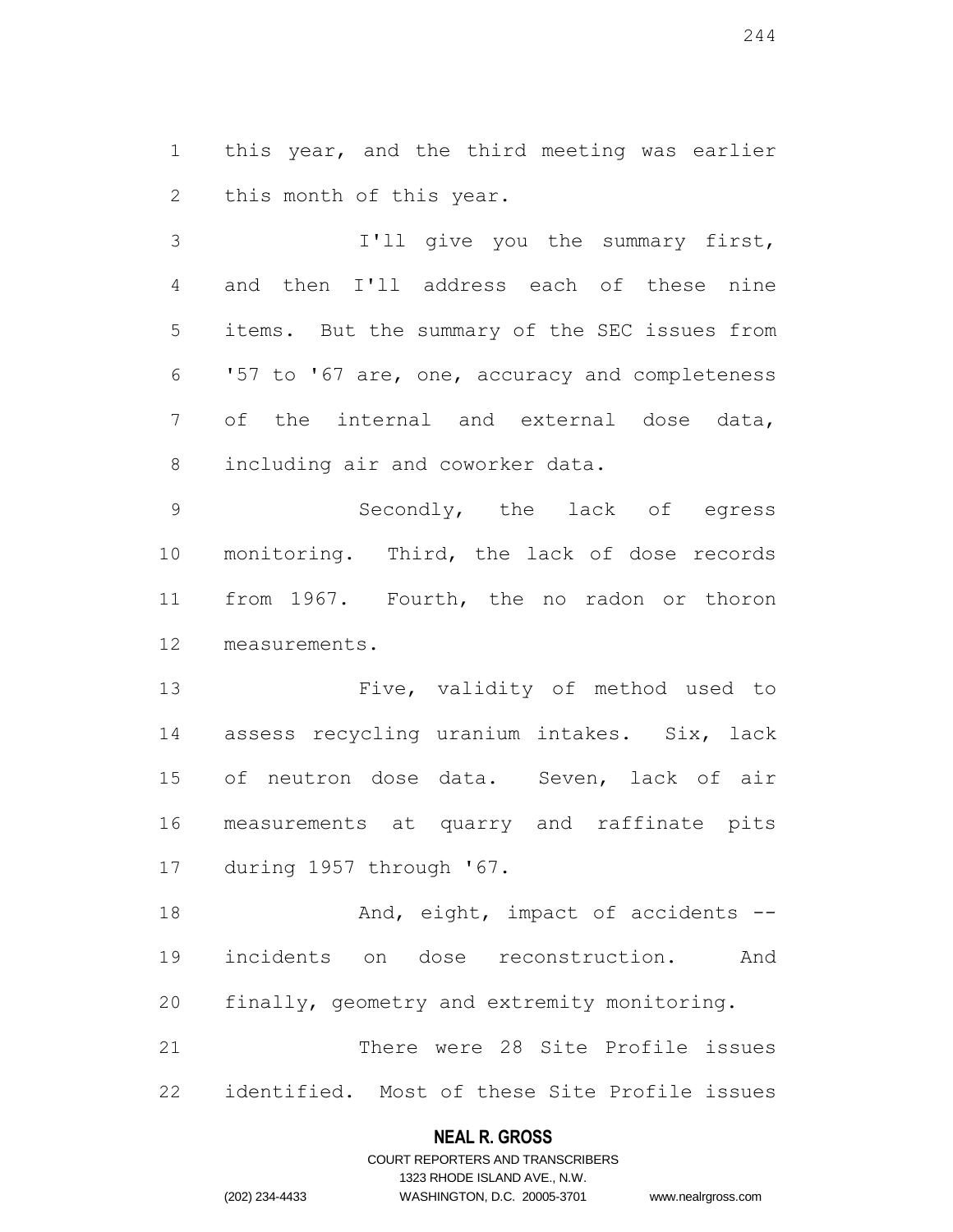this year, and the third meeting was earlier this month of this year.

I'll give you the summary first, and then I'll address each of these nine items. But the summary of the SEC issues from '57 to '67 are, one, accuracy and completeness of the internal and external dose data, including air and coworker data.

Secondly, the lack of egress monitoring. Third, the lack of dose records from 1967. Fourth, the no radon or thoron measurements.

Five, validity of method used to assess recycling uranium intakes. Six, lack of neutron dose data. Seven, lack of air measurements at quarry and raffinate pits during 1957 through '67.

And, eight, impact of accidents -- incidents on dose reconstruction. And finally, geometry and extremity monitoring.

There were 28 Site Profile issues identified. Most of these Site Profile issues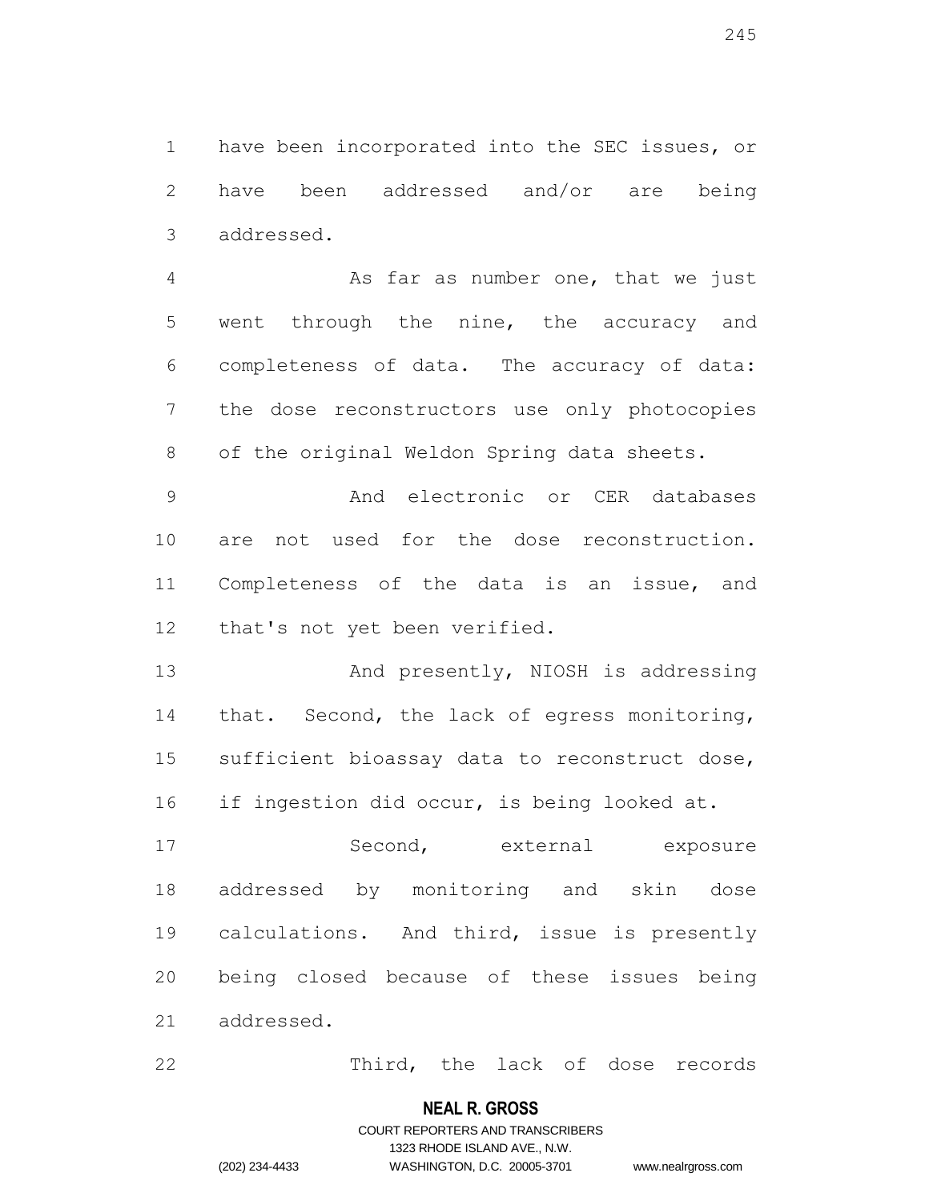have been incorporated into the SEC issues, or have been addressed and/or are being addressed.

As far as number one, that we just went through the nine, the accuracy and completeness of data. The accuracy of data: the dose reconstructors use only photocopies of the original Weldon Spring data sheets.

And electronic or CER databases are not used for the dose reconstruction. Completeness of the data is an issue, and that's not yet been verified.

And presently, NIOSH is addressing that. Second, the lack of egress monitoring, sufficient bioassay data to reconstruct dose, if ingestion did occur, is being looked at.

Second, external exposure addressed by monitoring and skin dose calculations. And third, issue is presently being closed because of these issues being addressed.

Third, the lack of dose records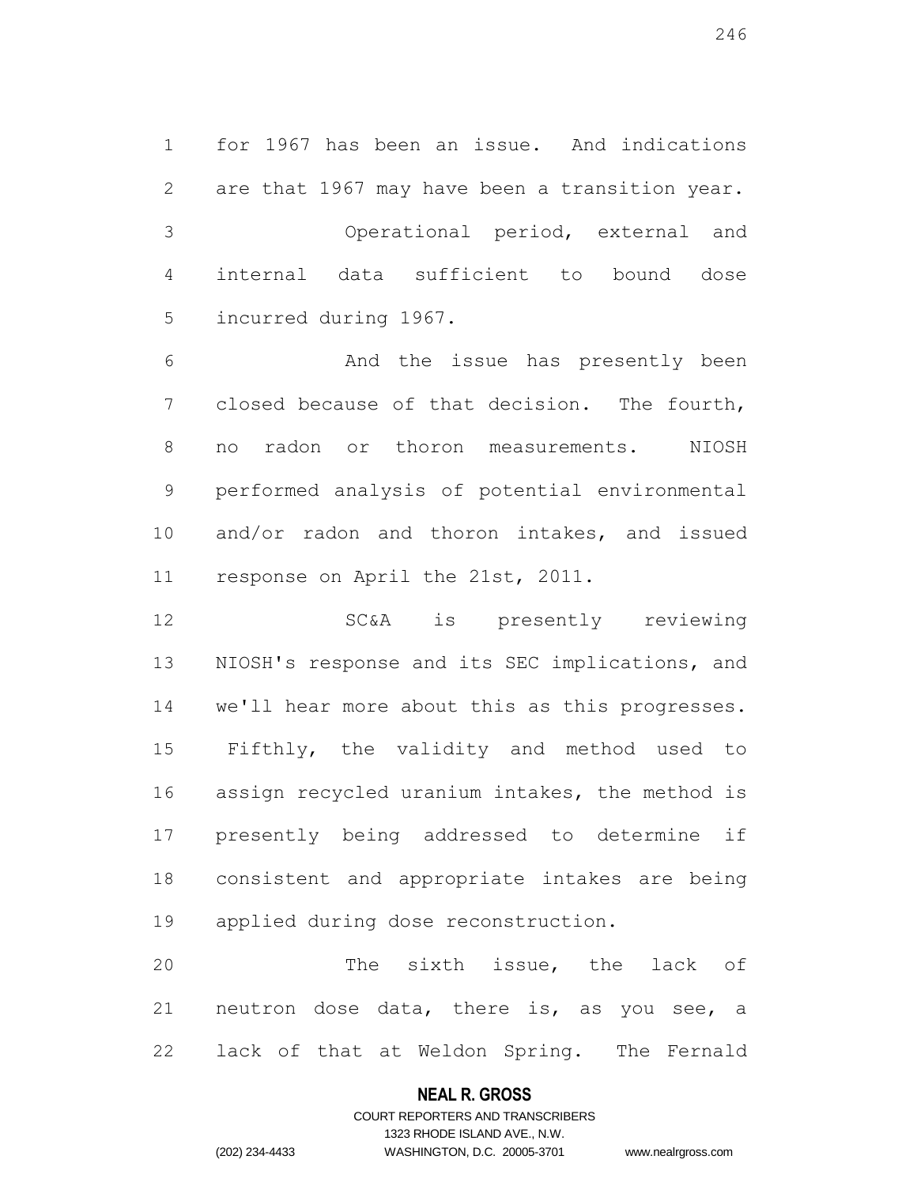for 1967 has been an issue. And indications are that 1967 may have been a transition year.

Operational period, external and internal data sufficient to bound dose incurred during 1967.

And the issue has presently been closed because of that decision. The fourth, no radon or thoron measurements. NIOSH performed analysis of potential environmental and/or radon and thoron intakes, and issued response on April the 21st, 2011.

SC&A is presently reviewing NIOSH's response and its SEC implications, and we'll hear more about this as this progresses. Fifthly, the validity and method used to assign recycled uranium intakes, the method is presently being addressed to determine if consistent and appropriate intakes are being applied during dose reconstruction.

The sixth issue, the lack of neutron dose data, there is, as you see, a lack of that at Weldon Spring. The Fernald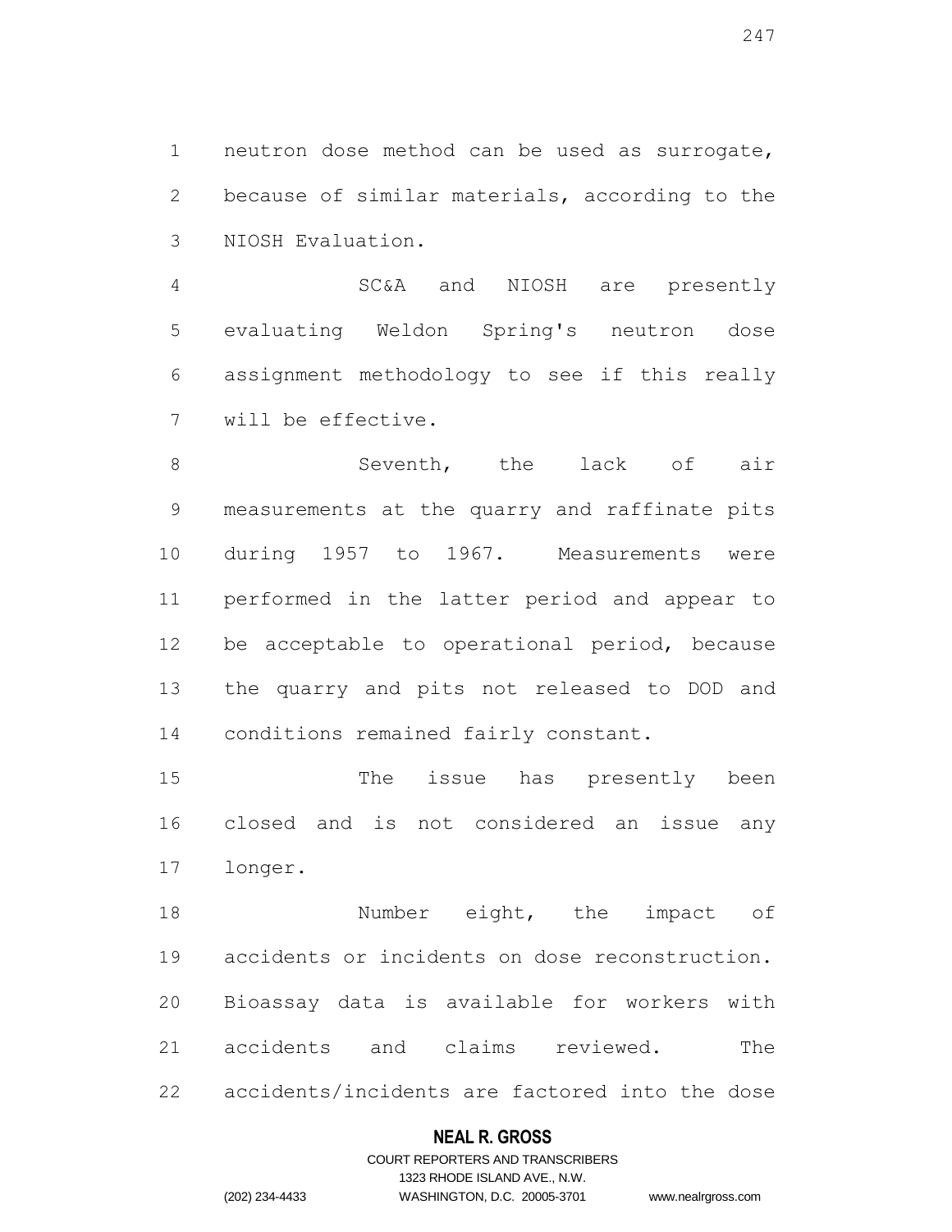neutron dose method can be used as surrogate, because of similar materials, according to the NIOSH Evaluation.

SC&A and NIOSH are presently evaluating Weldon Spring's neutron dose assignment methodology to see if this really will be effective.

Seventh, the lack of air measurements at the quarry and raffinate pits during 1957 to 1967. Measurements were performed in the latter period and appear to be acceptable to operational period, because the quarry and pits not released to DOD and conditions remained fairly constant.

The issue has presently been closed and is not considered an issue any longer.

Number eight, the impact of accidents or incidents on dose reconstruction. Bioassay data is available for workers with accidents and claims reviewed. The accidents/incidents are factored into the dose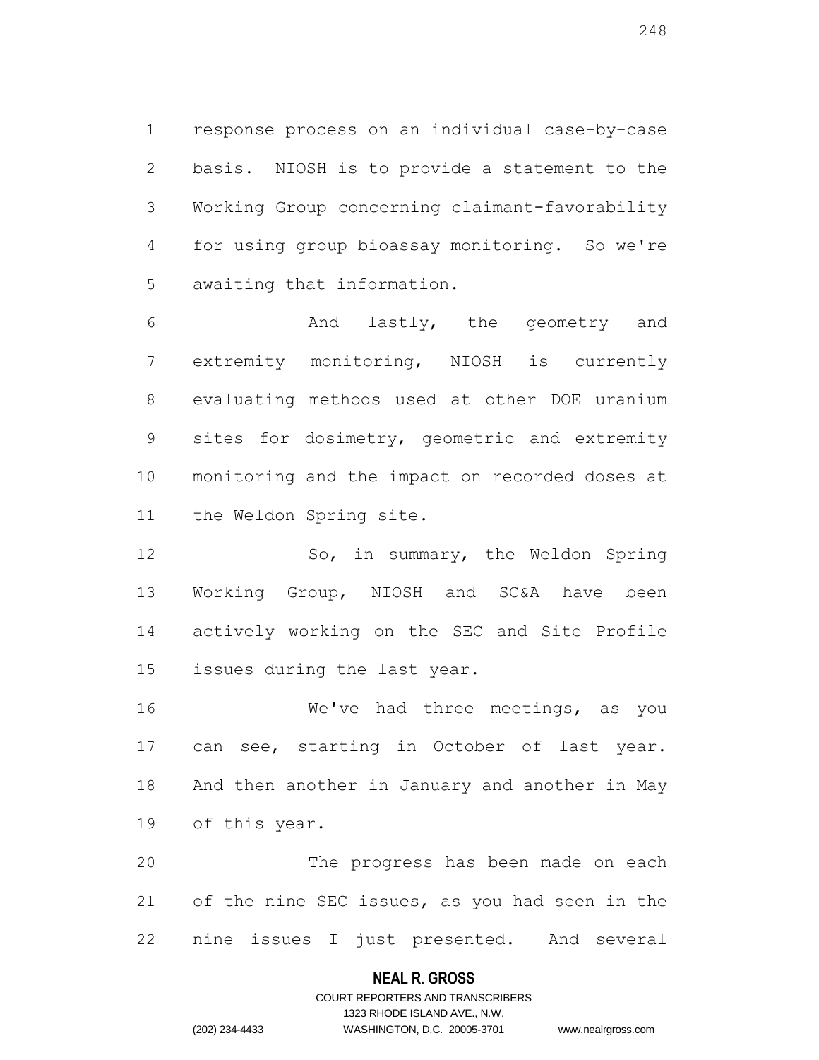response process on an individual case-by-case basis. NIOSH is to provide a statement to the Working Group concerning claimant-favorability for using group bioassay monitoring. So we're awaiting that information.

And lastly, the geometry and extremity monitoring, NIOSH is currently evaluating methods used at other DOE uranium sites for dosimetry, geometric and extremity monitoring and the impact on recorded doses at the Weldon Spring site.

So, in summary, the Weldon Spring Working Group, NIOSH and SC&A have been actively working on the SEC and Site Profile issues during the last year.

We've had three meetings, as you can see, starting in October of last year. And then another in January and another in May of this year.

The progress has been made on each of the nine SEC issues, as you had seen in the nine issues I just presented. And several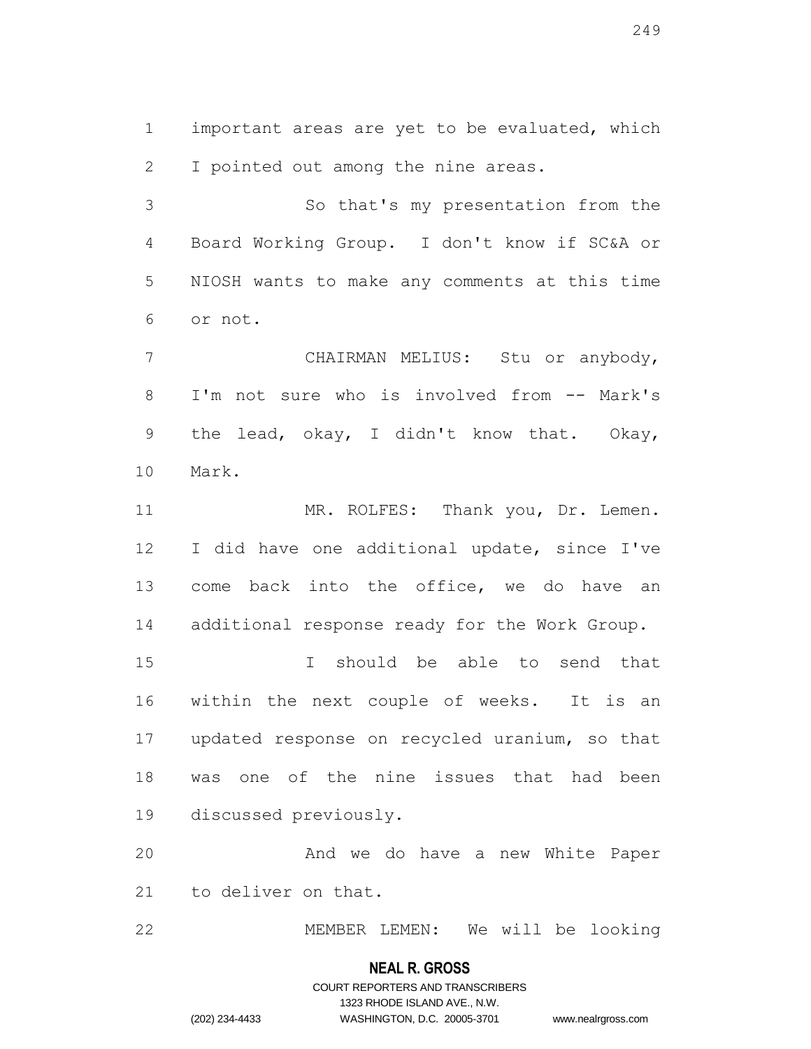important areas are yet to be evaluated, which I pointed out among the nine areas.

So that's my presentation from the Board Working Group. I don't know if SC&A or NIOSH wants to make any comments at this time or not.

CHAIRMAN MELIUS: Stu or anybody, I'm not sure who is involved from -- Mark's the lead, okay, I didn't know that. Okay, Mark.

MR. ROLFES: Thank you, Dr. Lemen. I did have one additional update, since I've come back into the office, we do have an additional response ready for the Work Group.

I should be able to send that within the next couple of weeks. It is an updated response on recycled uranium, so that was one of the nine issues that had been discussed previously.

And we do have a new White Paper to deliver on that.

MEMBER LEMEN: We will be looking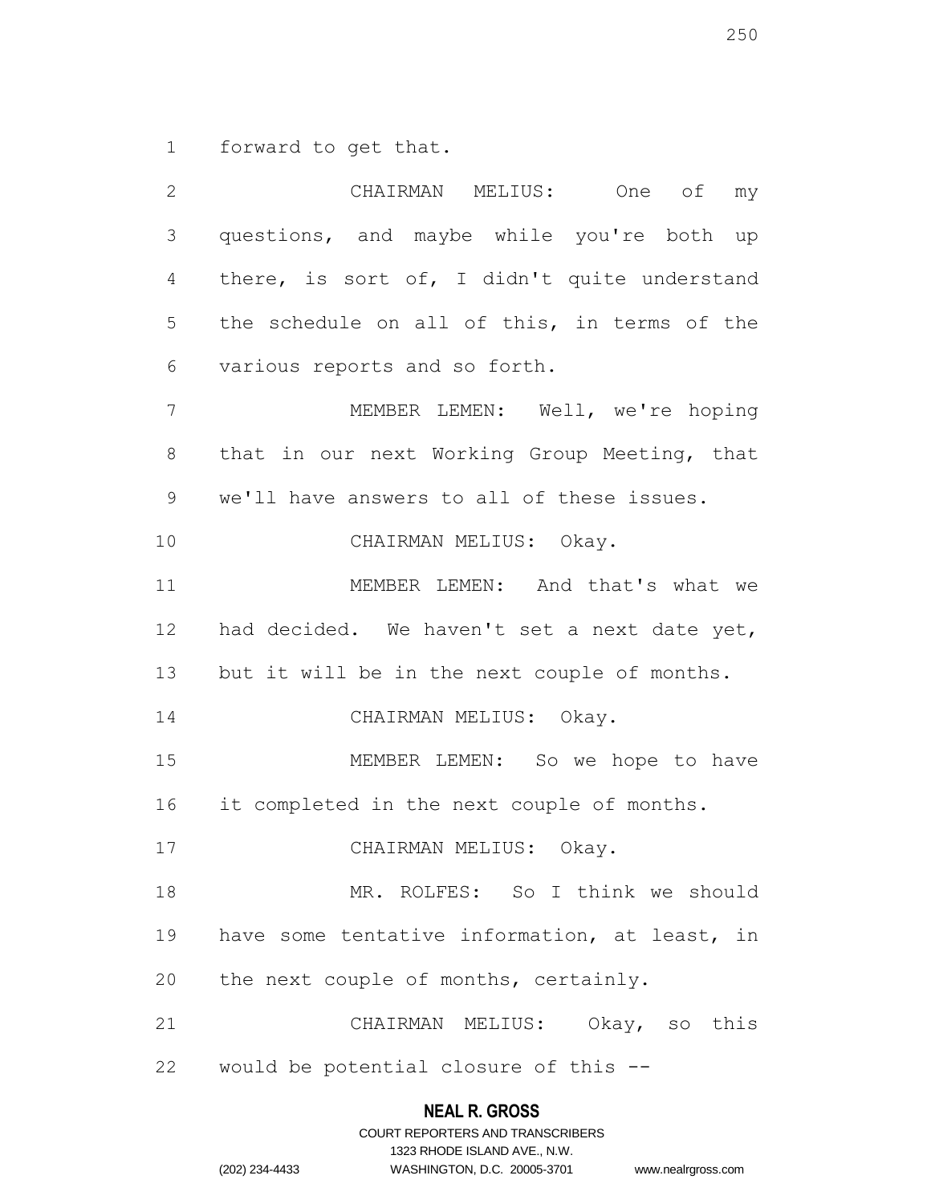forward to get that.

CHAIRMAN MELIUS: One of my questions, and maybe while you're both up there, is sort of, I didn't quite understand the schedule on all of this, in terms of the various reports and so forth.

MEMBER LEMEN: Well, we're hoping that in our next Working Group Meeting, that we'll have answers to all of these issues.

CHAIRMAN MELIUS: Okay.

MEMBER LEMEN: And that's what we had decided. We haven't set a next date yet, but it will be in the next couple of months.

CHAIRMAN MELIUS: Okay.

MEMBER LEMEN: So we hope to have it completed in the next couple of months.

CHAIRMAN MELIUS: Okay.

MR. ROLFES: So I think we should have some tentative information, at least, in the next couple of months, certainly.

CHAIRMAN MELIUS: Okay, so this would be potential closure of this --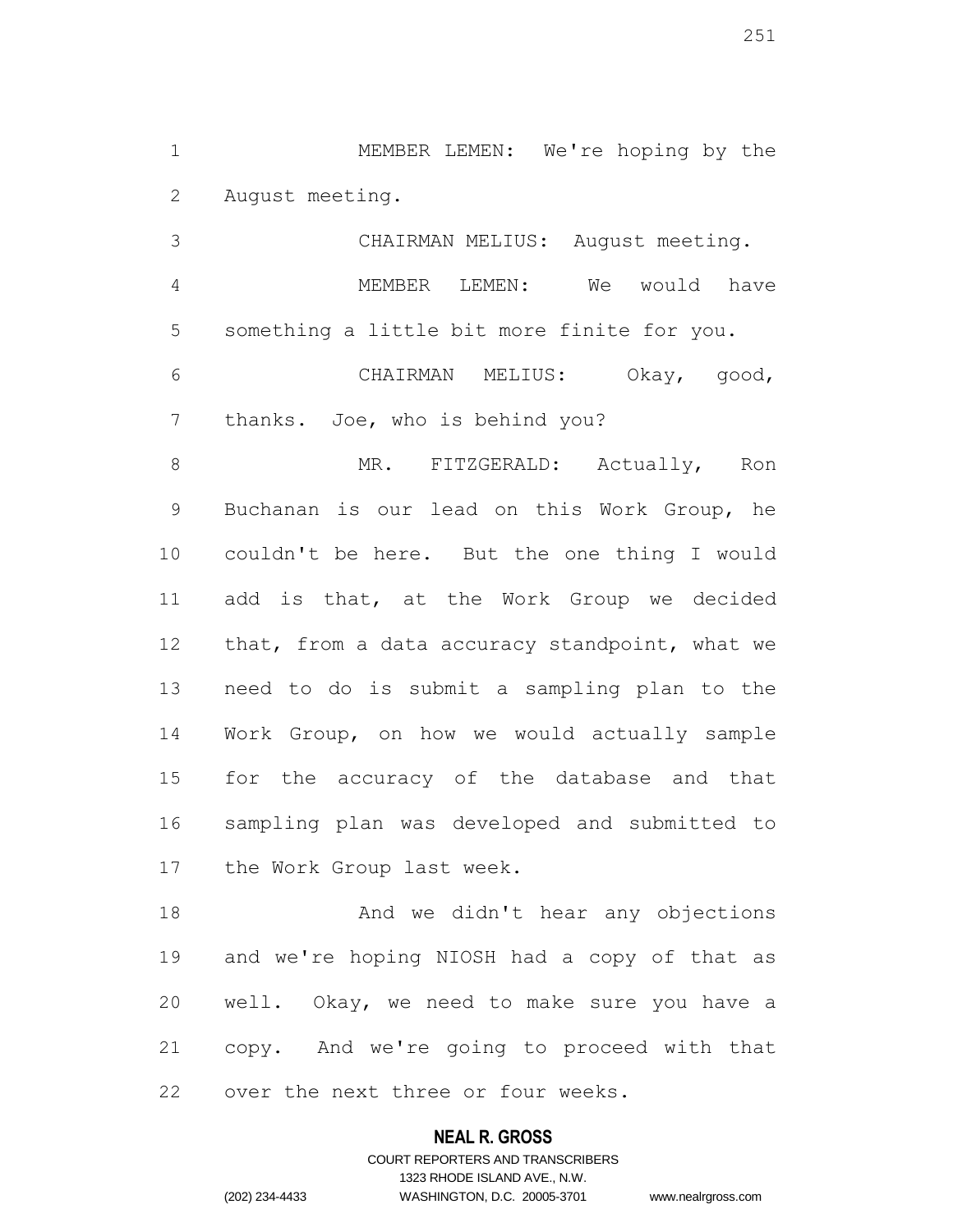MEMBER LEMEN: We're hoping by the August meeting.

CHAIRMAN MELIUS: August meeting.

MEMBER LEMEN: We would have something a little bit more finite for you.

CHAIRMAN MELIUS: Okay, good, thanks. Joe, who is behind you?

MR. FITZGERALD: Actually, Ron Buchanan is our lead on this Work Group, he couldn't be here. But the one thing I would add is that, at the Work Group we decided that, from a data accuracy standpoint, what we need to do is submit a sampling plan to the Work Group, on how we would actually sample for the accuracy of the database and that sampling plan was developed and submitted to the Work Group last week.

And we didn't hear any objections and we're hoping NIOSH had a copy of that as well. Okay, we need to make sure you have a copy. And we're going to proceed with that over the next three or four weeks.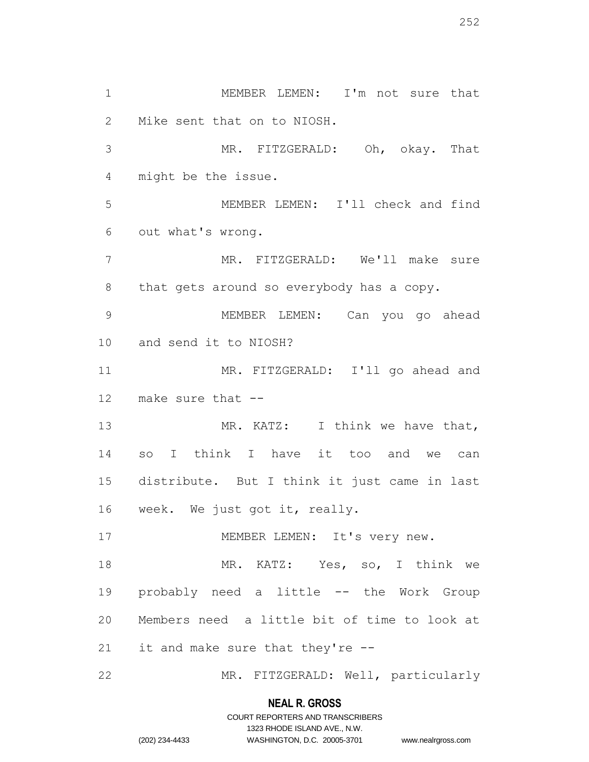MEMBER LEMEN: I'm not sure that Mike sent that on to NIOSH.

MR. FITZGERALD: Oh, okay. That might be the issue.

MEMBER LEMEN: I'll check and find out what's wrong.

MR. FITZGERALD: We'll make sure that gets around so everybody has a copy.

MEMBER LEMEN: Can you go ahead and send it to NIOSH?

MR. FITZGERALD: I'll go ahead and make sure that --

MR. KATZ: I think we have that, so I think I have it too and we can distribute. But I think it just came in last week. We just got it, really.

MEMBER LEMEN: It's very new.

MR. KATZ: Yes, so, I think we probably need a little -- the Work Group Members need a little bit of time to look at it and make sure that they're --

MR. FITZGERALD: Well, particularly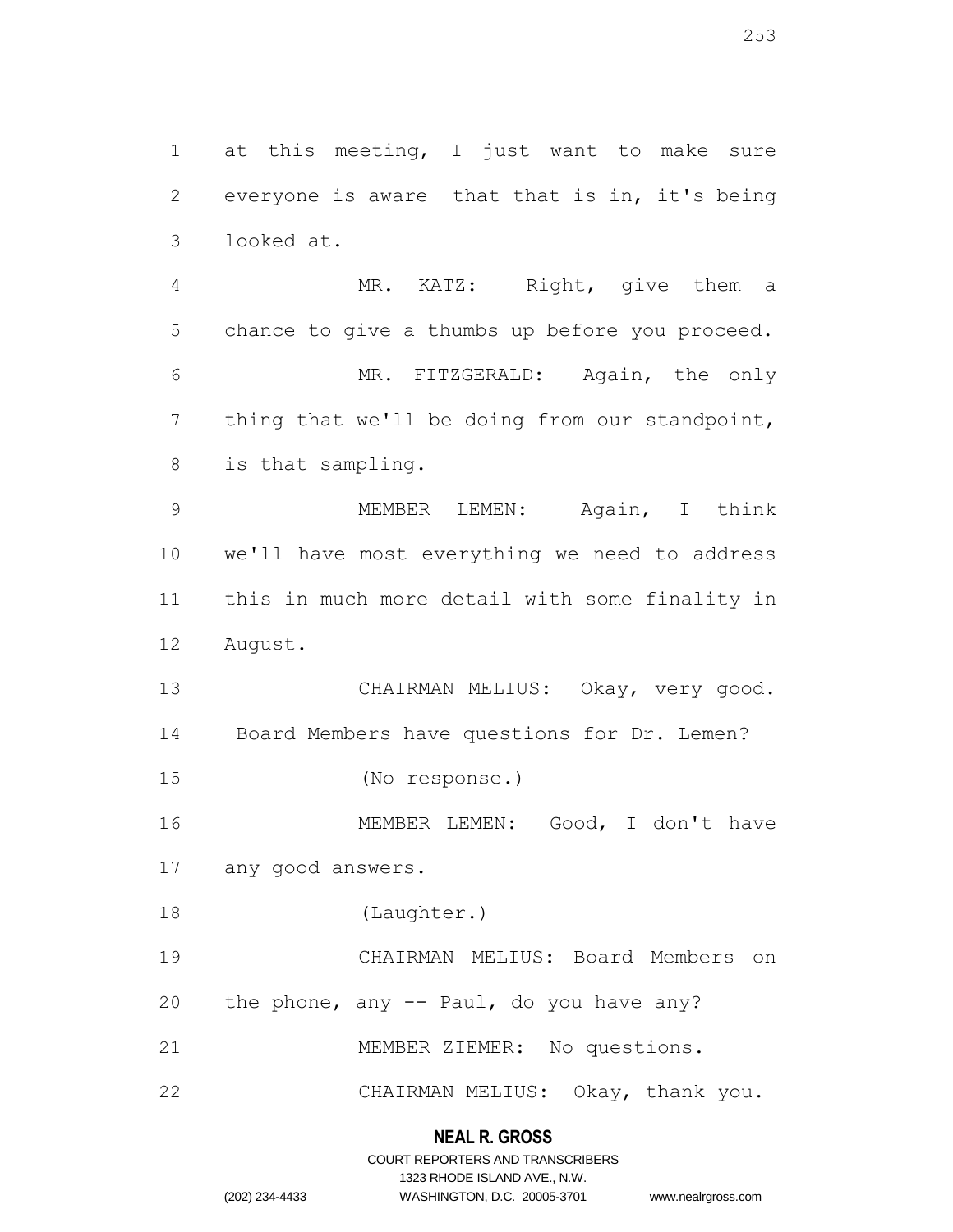at this meeting, I just want to make sure everyone is aware that that is in, it's being looked at.

MR. KATZ: Right, give them a chance to give a thumbs up before you proceed.

MR. FITZGERALD: Again, the only thing that we'll be doing from our standpoint, is that sampling.

MEMBER LEMEN: Again, I think we'll have most everything we need to address this in much more detail with some finality in August.

CHAIRMAN MELIUS: Okay, very good. Board Members have questions for Dr. Lemen?

(No response.)

MEMBER LEMEN: Good, I don't have any good answers.

(Laughter.)

CHAIRMAN MELIUS: Board Members on the phone, any -- Paul, do you have any?

MEMBER ZIEMER: No questions.

CHAIRMAN MELIUS: Okay, thank you.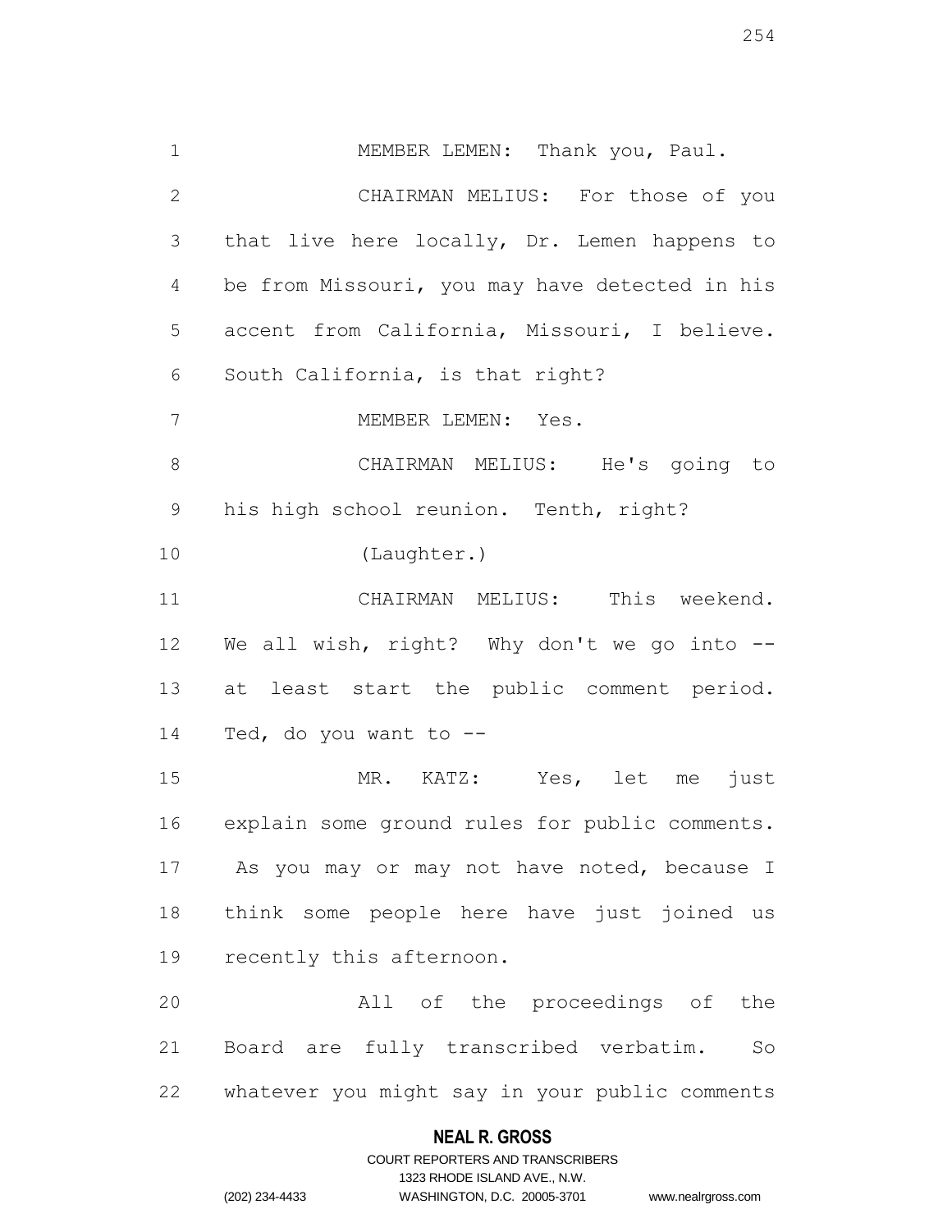MEMBER LEMEN: Thank you, Paul.

CHAIRMAN MELIUS: For those of you that live here locally, Dr. Lemen happens to be from Missouri, you may have detected in his accent from California, Missouri, I believe. South California, is that right?

MEMBER LEMEN: Yes.

CHAIRMAN MELIUS: He's going to his high school reunion. Tenth, right?

(Laughter.)

CHAIRMAN MELIUS: This weekend. We all wish, right? Why don't we go into -- at least start the public comment period. Ted, do you want to --

MR. KATZ: Yes, let me just explain some ground rules for public comments. As you may or may not have noted, because I think some people here have just joined us recently this afternoon.

All of the proceedings of the Board are fully transcribed verbatim. So whatever you might say in your public comments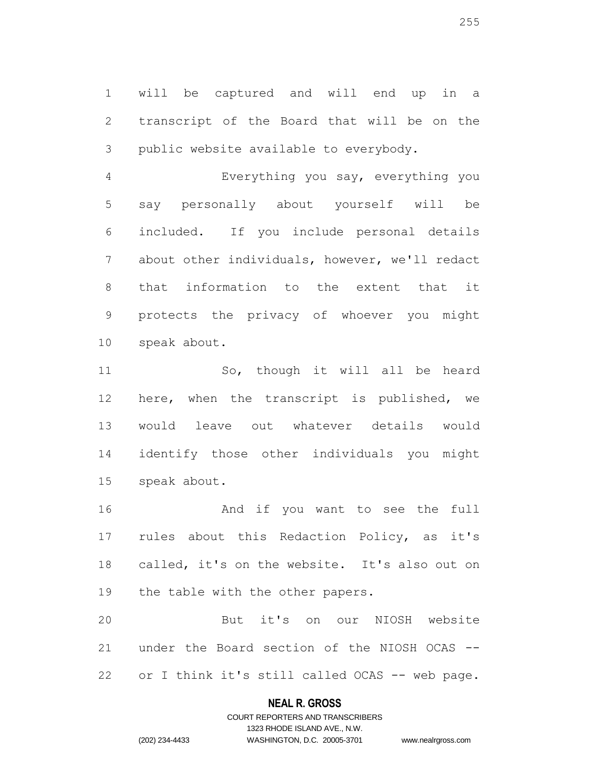will be captured and will end up in a transcript of the Board that will be on the public website available to everybody.

Everything you say, everything you say personally about yourself will be included. If you include personal details about other individuals, however, we'll redact that information to the extent that it protects the privacy of whoever you might speak about.

So, though it will all be heard here, when the transcript is published, we would leave out whatever details would identify those other individuals you might speak about.

And if you want to see the full rules about this Redaction Policy, as it's called, it's on the website. It's also out on the table with the other papers.

But it's on our NIOSH website under the Board section of the NIOSH OCAS -- or I think it's still called OCAS -- web page.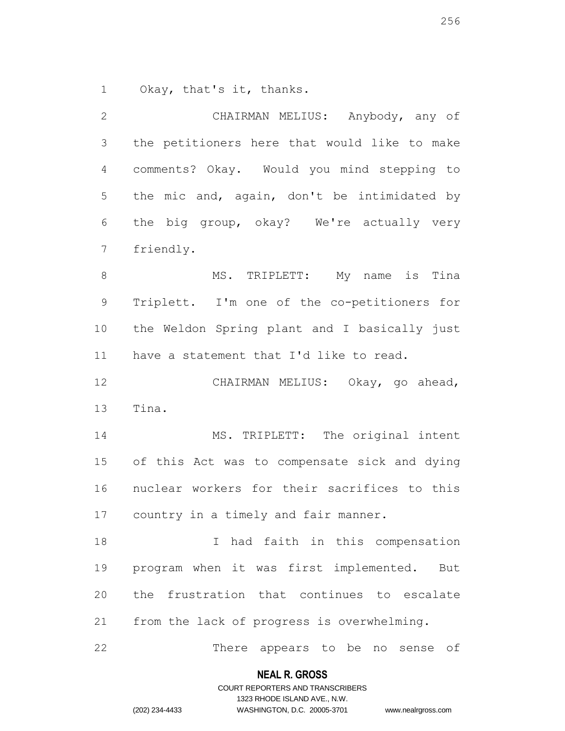Okay, that's it, thanks.

CHAIRMAN MELIUS: Anybody, any of the petitioners here that would like to make comments? Okay. Would you mind stepping to the mic and, again, don't be intimidated by the big group, okay? We're actually very friendly.

MS. TRIPLETT: My name is Tina Triplett. I'm one of the co-petitioners for the Weldon Spring plant and I basically just have a statement that I'd like to read.

CHAIRMAN MELIUS: Okay, go ahead, Tina.

MS. TRIPLETT: The original intent of this Act was to compensate sick and dying nuclear workers for their sacrifices to this country in a timely and fair manner.

I had faith in this compensation program when it was first implemented. But the frustration that continues to escalate from the lack of progress is overwhelming.

There appears to be no sense of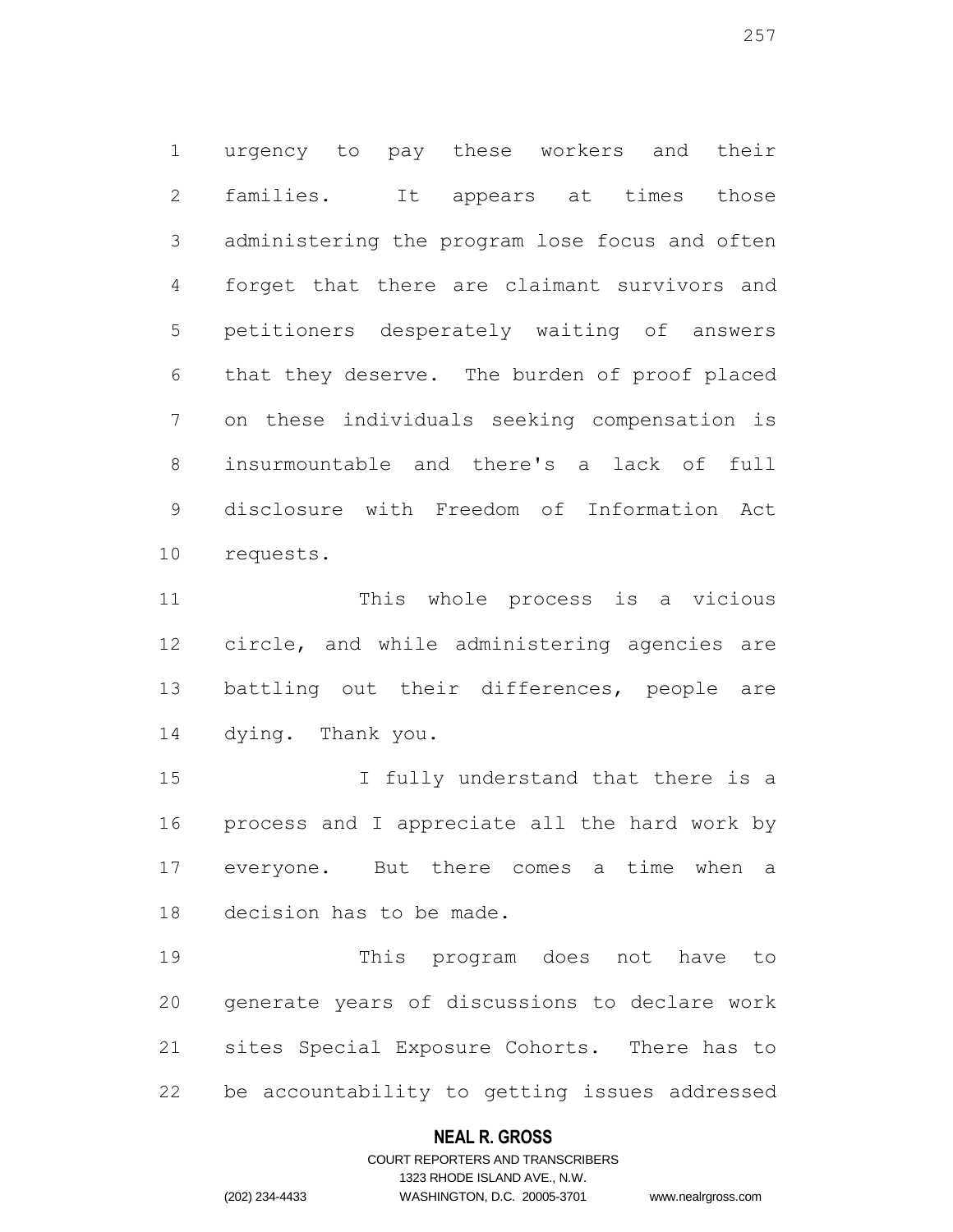urgency to pay these workers and their families. It appears at times those administering the program lose focus and often forget that there are claimant survivors and petitioners desperately waiting of answers that they deserve. The burden of proof placed on these individuals seeking compensation is insurmountable and there's a lack of full disclosure with Freedom of Information Act requests.

This whole process is a vicious circle, and while administering agencies are battling out their differences, people are dying. Thank you.

I fully understand that there is a process and I appreciate all the hard work by everyone. But there comes a time when a decision has to be made.

This program does not have to generate years of discussions to declare work sites Special Exposure Cohorts. There has to be accountability to getting issues addressed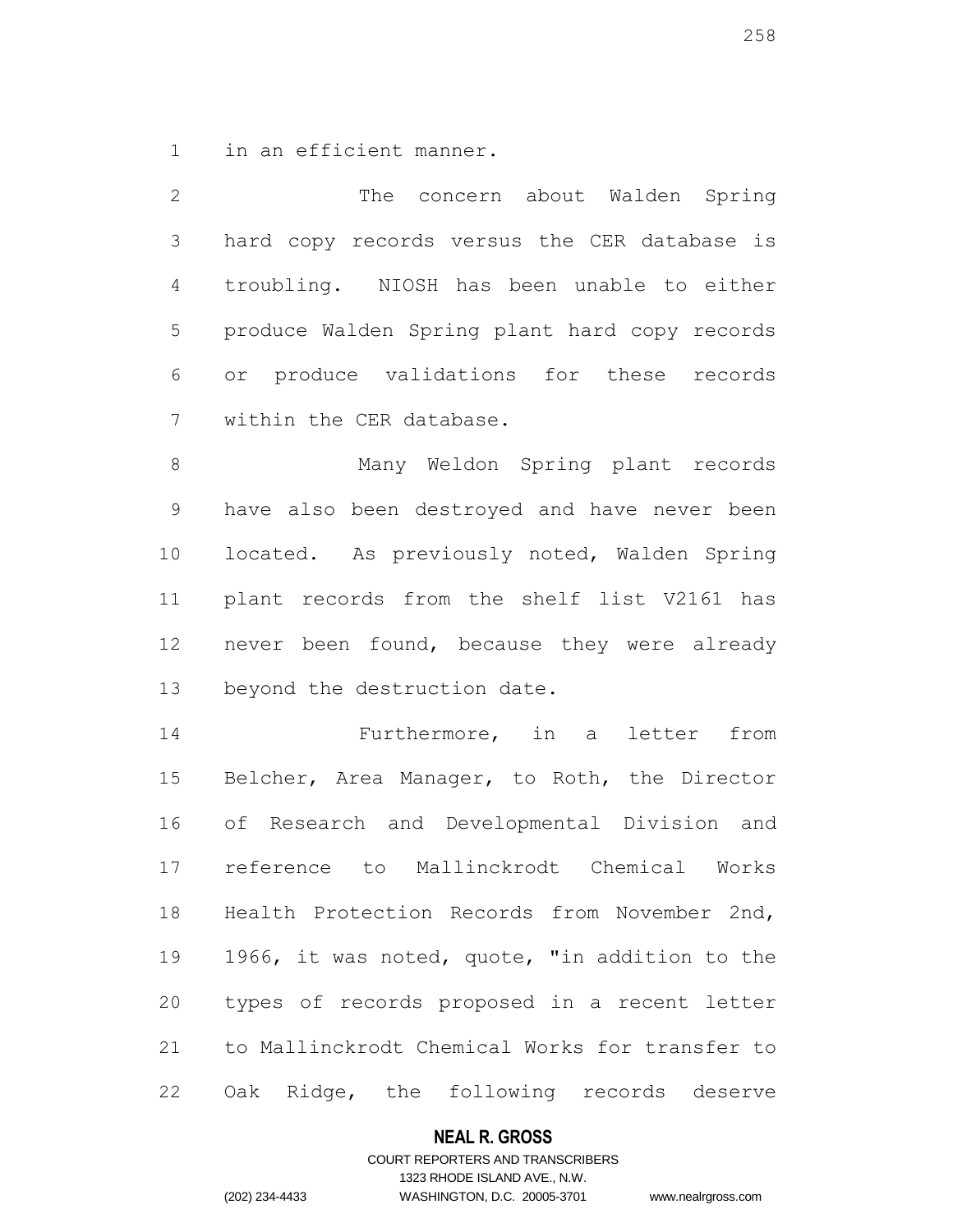in an efficient manner.

The concern about Walden Spring hard copy records versus the CER database is troubling. NIOSH has been unable to either produce Walden Spring plant hard copy records or produce validations for these records within the CER database.

Many Weldon Spring plant records have also been destroyed and have never been located. As previously noted, Walden Spring plant records from the shelf list V2161 has never been found, because they were already beyond the destruction date.

Furthermore, in a letter from Belcher, Area Manager, to Roth, the Director of Research and Developmental Division and reference to Mallinckrodt Chemical Works Health Protection Records from November 2nd, 1966, it was noted, quote, "in addition to the types of records proposed in a recent letter to Mallinckrodt Chemical Works for transfer to Oak Ridge, the following records deserve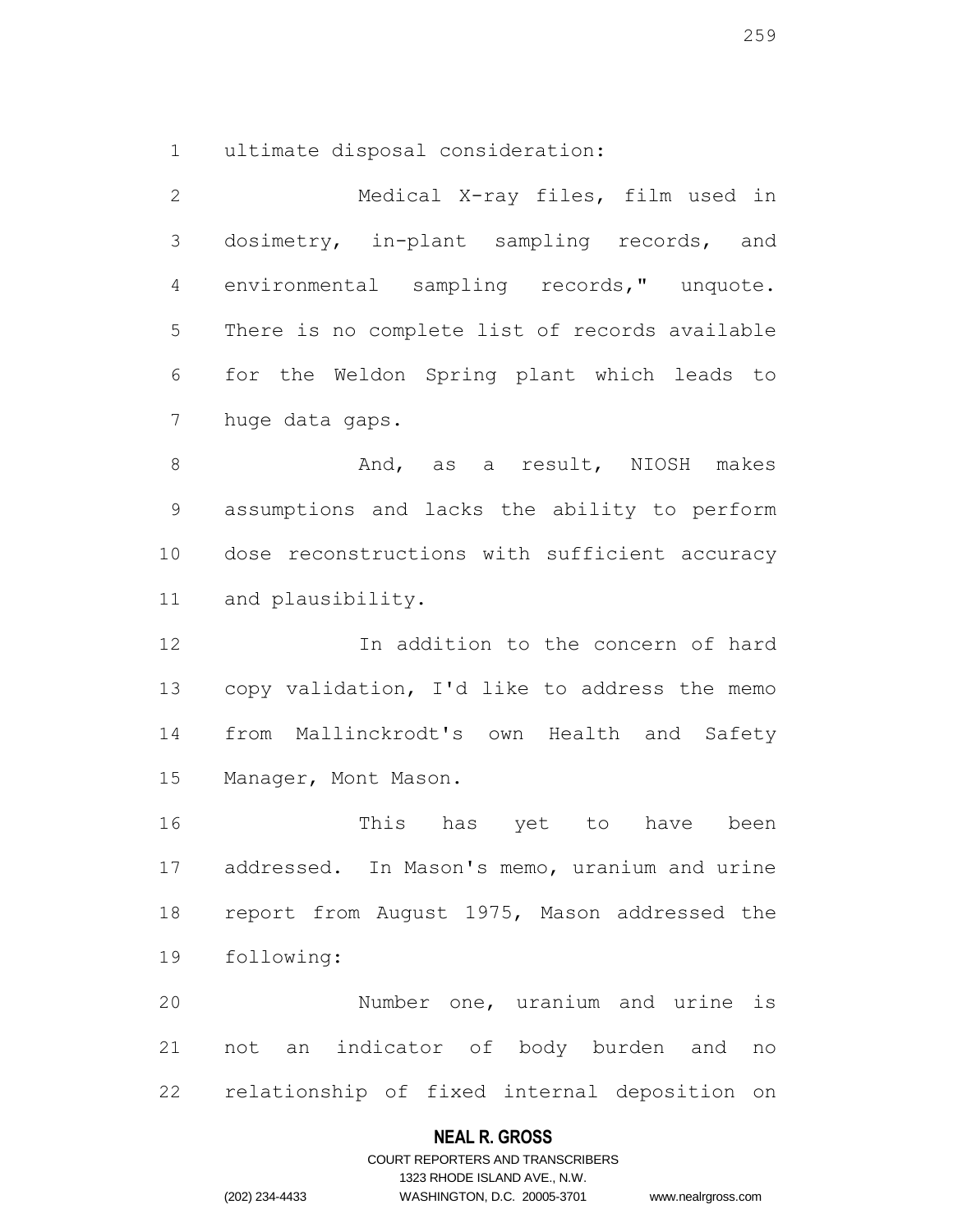ultimate disposal consideration:

Medical X-ray files, film used in dosimetry, in-plant sampling records, and environmental sampling records," unquote. There is no complete list of records available for the Weldon Spring plant which leads to huge data gaps.

And, as a result, NIOSH makes assumptions and lacks the ability to perform dose reconstructions with sufficient accuracy and plausibility.

In addition to the concern of hard copy validation, I'd like to address the memo from Mallinckrodt's own Health and Safety Manager, Mont Mason.

This has yet to have been addressed. In Mason's memo, uranium and urine report from August 1975, Mason addressed the following:

Number one, uranium and urine is not an indicator of body burden and no relationship of fixed internal deposition on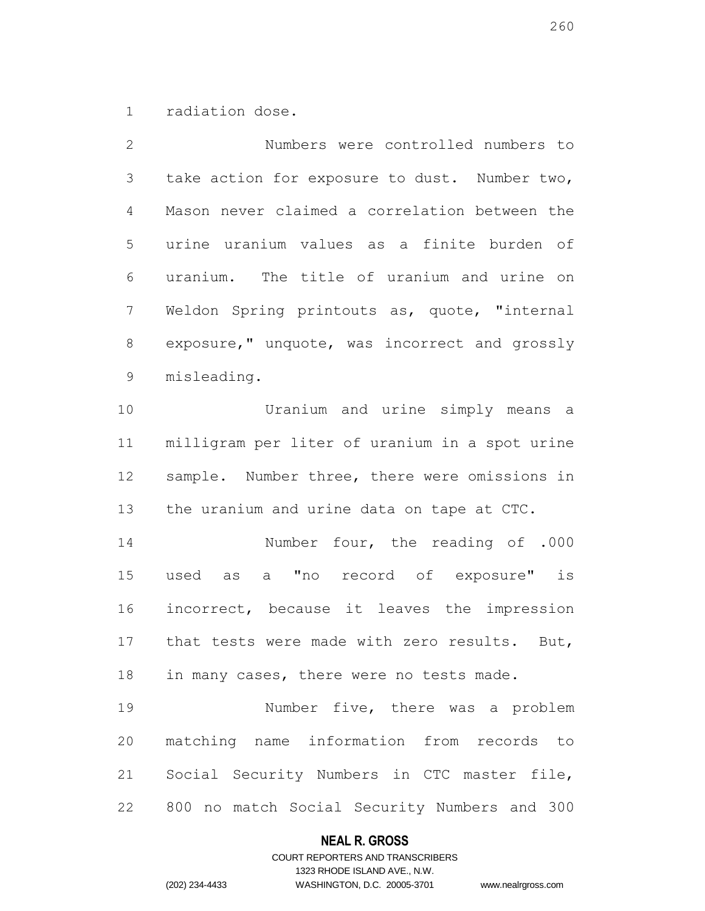radiation dose.

Numbers were controlled numbers to take action for exposure to dust. Number two, Mason never claimed a correlation between the urine uranium values as a finite burden of uranium. The title of uranium and urine on Weldon Spring printouts as, quote, "internal exposure," unquote, was incorrect and grossly misleading.

Uranium and urine simply means a milligram per liter of uranium in a spot urine sample. Number three, there were omissions in the uranium and urine data on tape at CTC.

Number four, the reading of .000 used as a "no record of exposure" is incorrect, because it leaves the impression that tests were made with zero results. But, in many cases, there were no tests made.

Number five, there was a problem matching name information from records to Social Security Numbers in CTC master file, 800 no match Social Security Numbers and 300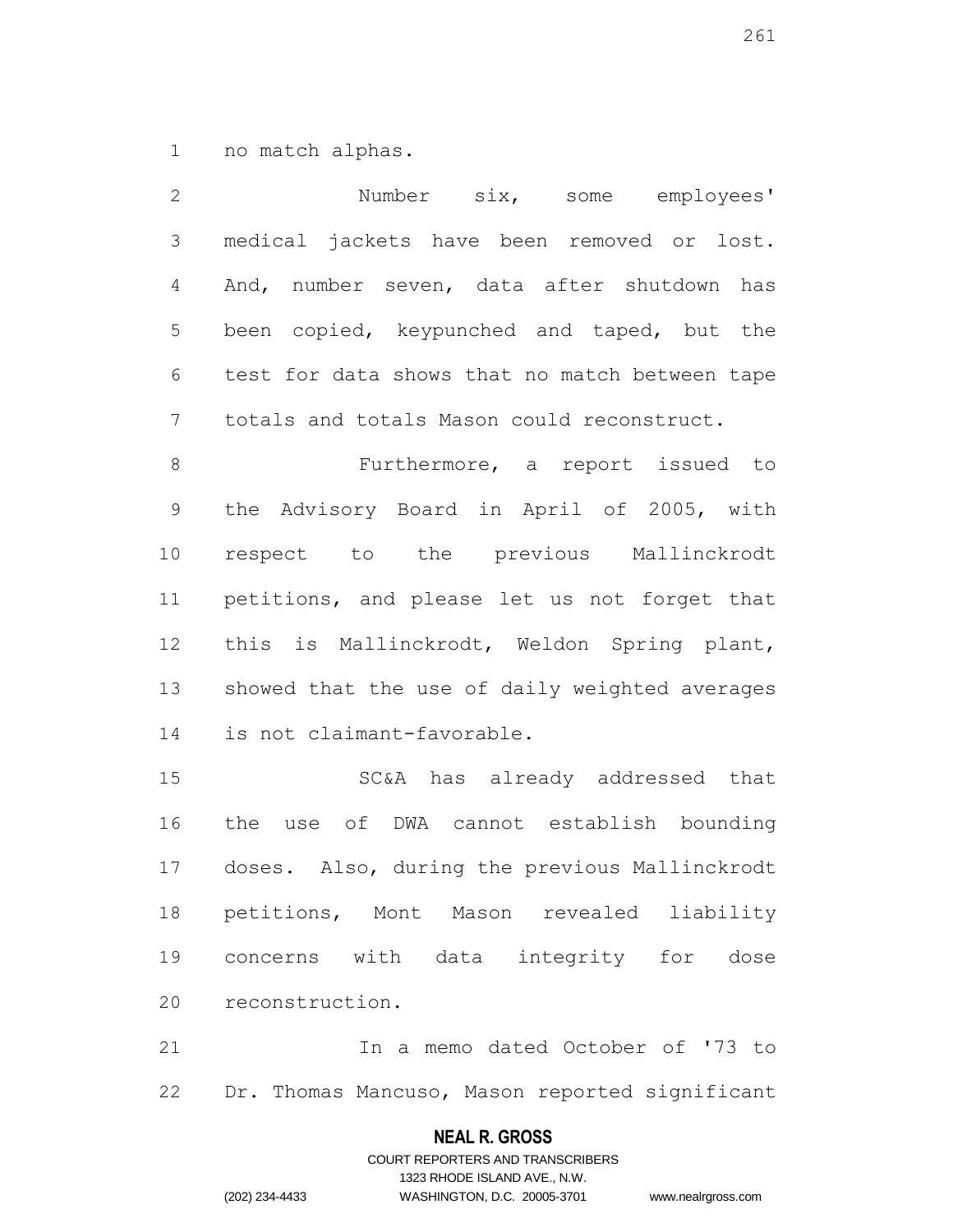no match alphas.

Number six, some employees' medical jackets have been removed or lost. And, number seven, data after shutdown has been copied, keypunched and taped, but the test for data shows that no match between tape totals and totals Mason could reconstruct.

Furthermore, a report issued to the Advisory Board in April of 2005, with respect to the previous Mallinckrodt petitions, and please let us not forget that this is Mallinckrodt, Weldon Spring plant, showed that the use of daily weighted averages is not claimant-favorable.

SC&A has already addressed that the use of DWA cannot establish bounding doses. Also, during the previous Mallinckrodt petitions, Mont Mason revealed liability concerns with data integrity for dose reconstruction.

In a memo dated October of '73 to Dr. Thomas Mancuso, Mason reported significant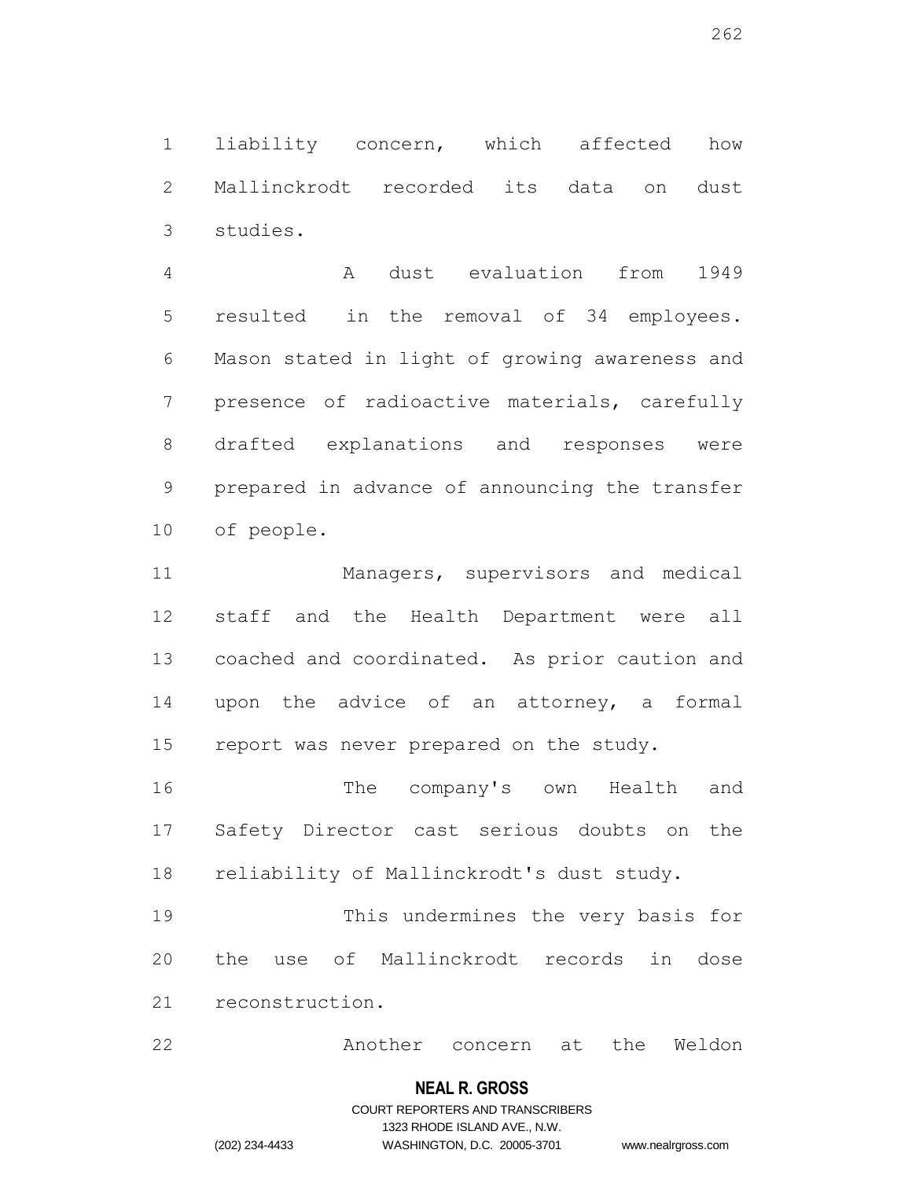liability concern, which affected how Mallinckrodt recorded its data on dust studies.

A dust evaluation from 1949 resulted in the removal of 34 employees. Mason stated in light of growing awareness and presence of radioactive materials, carefully drafted explanations and responses were prepared in advance of announcing the transfer of people.

Managers, supervisors and medical staff and the Health Department were all coached and coordinated. As prior caution and upon the advice of an attorney, a formal report was never prepared on the study.

The company's own Health and Safety Director cast serious doubts on the reliability of Mallinckrodt's dust study.

This undermines the very basis for the use of Mallinckrodt records in dose reconstruction.

Another concern at the Weldon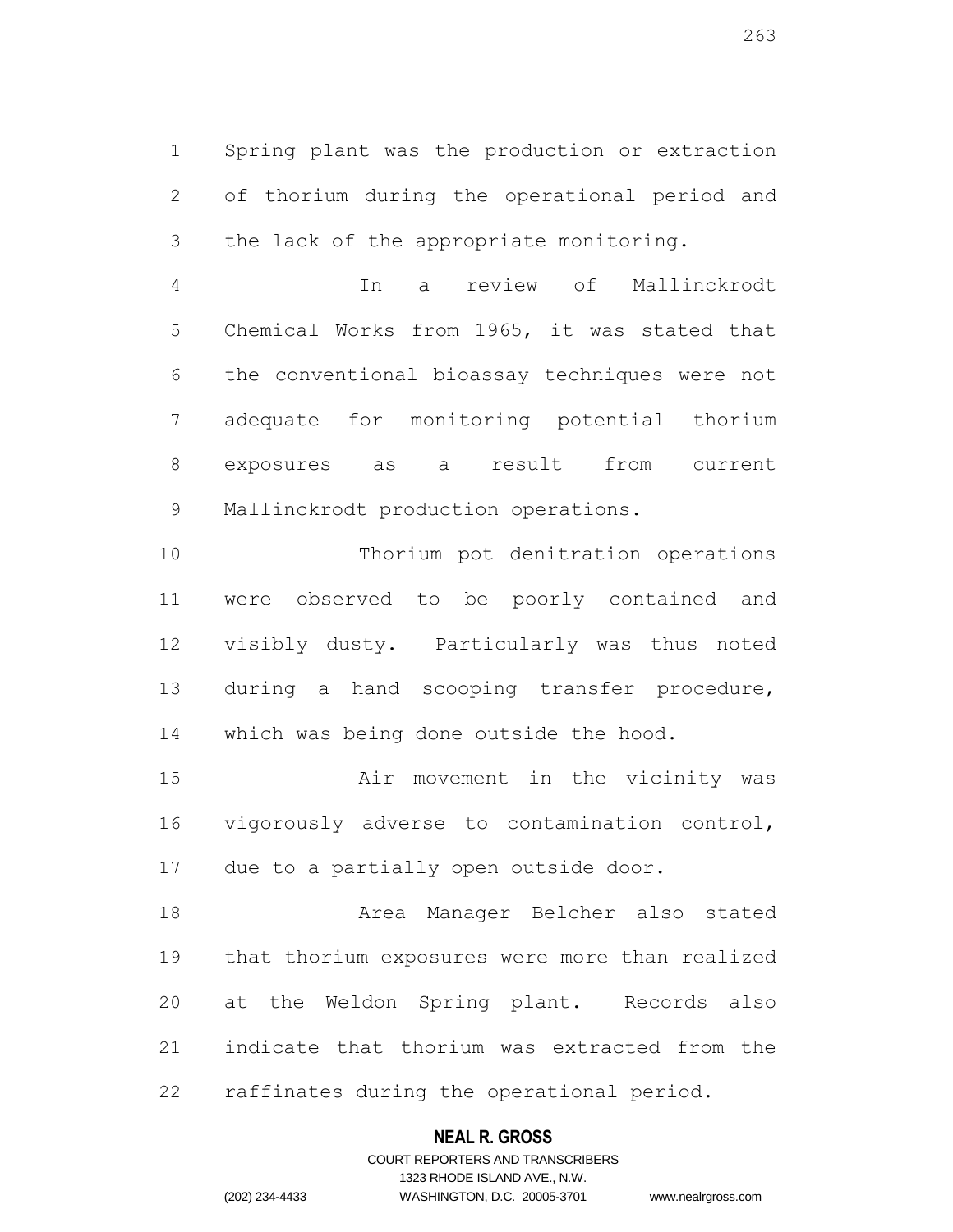Spring plant was the production or extraction of thorium during the operational period and the lack of the appropriate monitoring.

In a review of Mallinckrodt Chemical Works from 1965, it was stated that the conventional bioassay techniques were not adequate for monitoring potential thorium exposures as a result from current Mallinckrodt production operations.

Thorium pot denitration operations were observed to be poorly contained and visibly dusty. Particularly was thus noted during a hand scooping transfer procedure, which was being done outside the hood.

Air movement in the vicinity was vigorously adverse to contamination control, due to a partially open outside door.

Area Manager Belcher also stated that thorium exposures were more than realized at the Weldon Spring plant. Records also indicate that thorium was extracted from the raffinates during the operational period.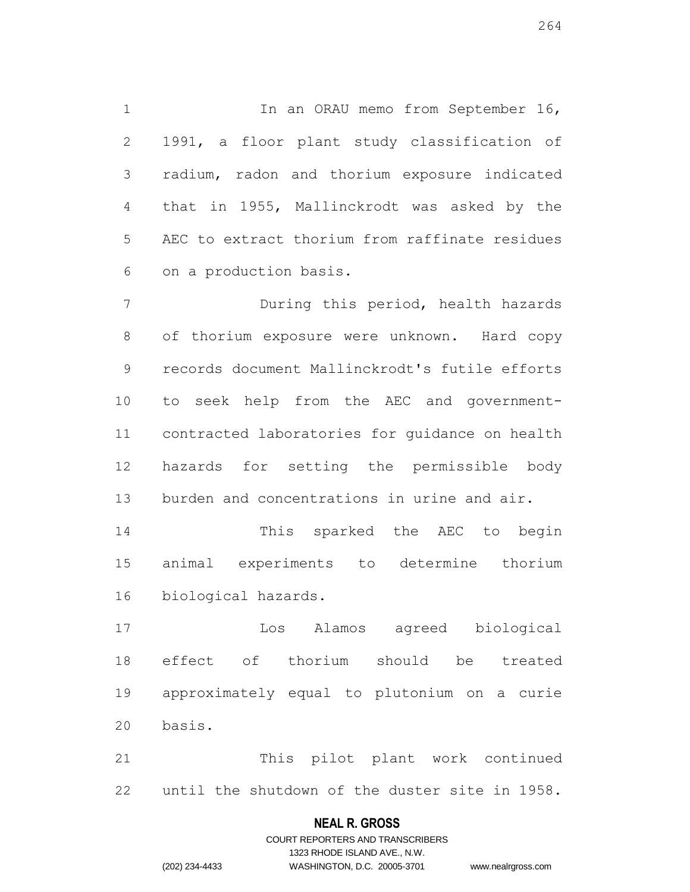In an ORAU memo from September 16, 1991, a floor plant study classification of radium, radon and thorium exposure indicated that in 1955, Mallinckrodt was asked by the AEC to extract thorium from raffinate residues on a production basis.

During this period, health hazards of thorium exposure were unknown. Hard copy records document Mallinckrodt's futile efforts to seek help from the AEC and government-contracted laboratories for guidance on health hazards for setting the permissible body burden and concentrations in urine and air.

This sparked the AEC to begin animal experiments to determine thorium biological hazards.

Los Alamos agreed biological effect of thorium should be treated approximately equal to plutonium on a curie basis.

This pilot plant work continued until the shutdown of the duster site in 1958.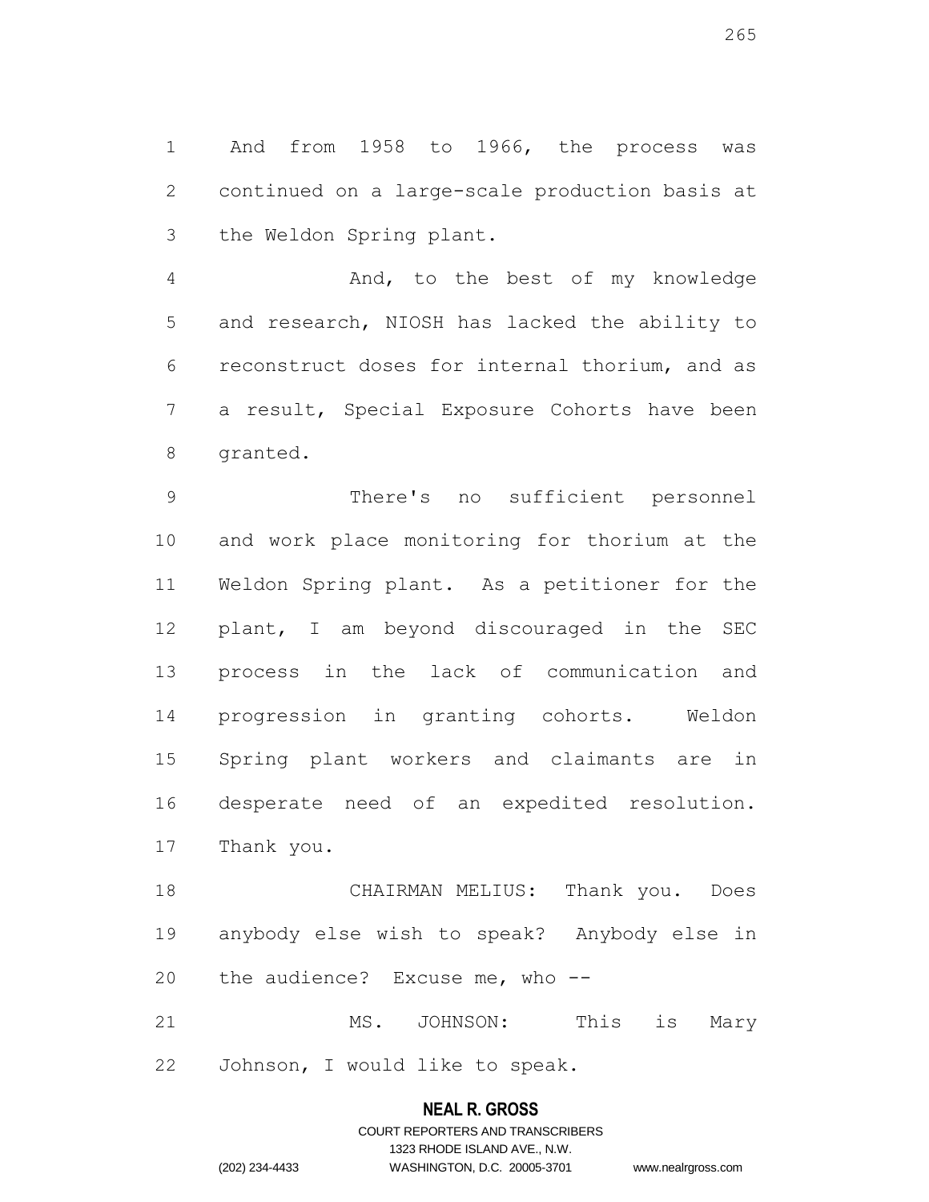And from 1958 to 1966, the process was continued on a large-scale production basis at the Weldon Spring plant.

And, to the best of my knowledge and research, NIOSH has lacked the ability to reconstruct doses for internal thorium, and as a result, Special Exposure Cohorts have been granted.

There's no sufficient personnel and work place monitoring for thorium at the Weldon Spring plant. As a petitioner for the plant, I am beyond discouraged in the SEC process in the lack of communication and progression in granting cohorts. Weldon Spring plant workers and claimants are in desperate need of an expedited resolution. Thank you.

CHAIRMAN MELIUS: Thank you. Does anybody else wish to speak? Anybody else in the audience? Excuse me, who --

MS. JOHNSON: This is Mary Johnson, I would like to speak.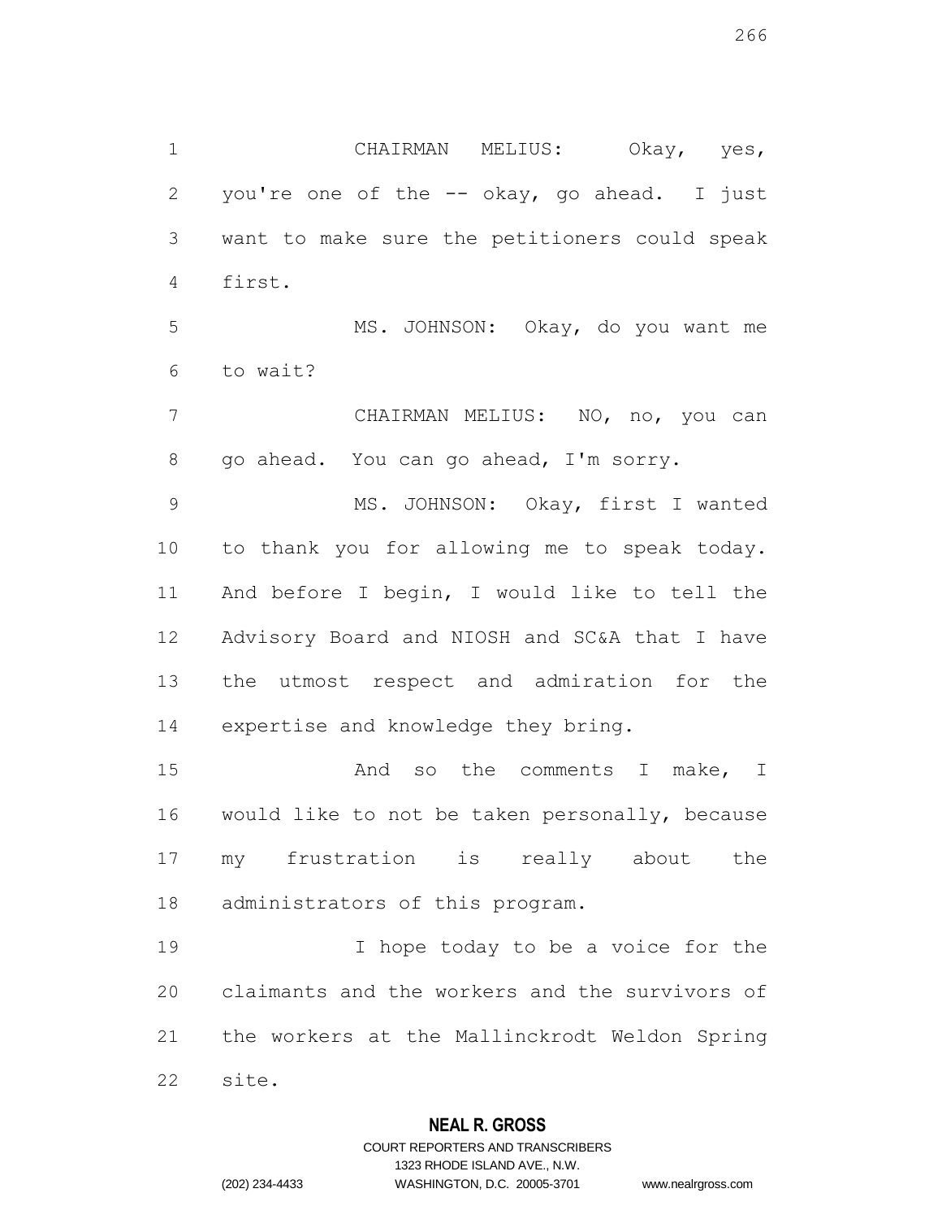CHAIRMAN MELIUS: Okay, yes, you're one of the -- okay, go ahead. I just want to make sure the petitioners could speak first.

MS. JOHNSON: Okay, do you want me to wait?

CHAIRMAN MELIUS: NO, no, you can go ahead. You can go ahead, I'm sorry.

MS. JOHNSON: Okay, first I wanted to thank you for allowing me to speak today. And before I begin, I would like to tell the Advisory Board and NIOSH and SC&A that I have the utmost respect and admiration for the expertise and knowledge they bring.

And so the comments I make, I would like to not be taken personally, because my frustration is really about the administrators of this program.

I hope today to be a voice for the claimants and the workers and the survivors of the workers at the Mallinckrodt Weldon Spring site.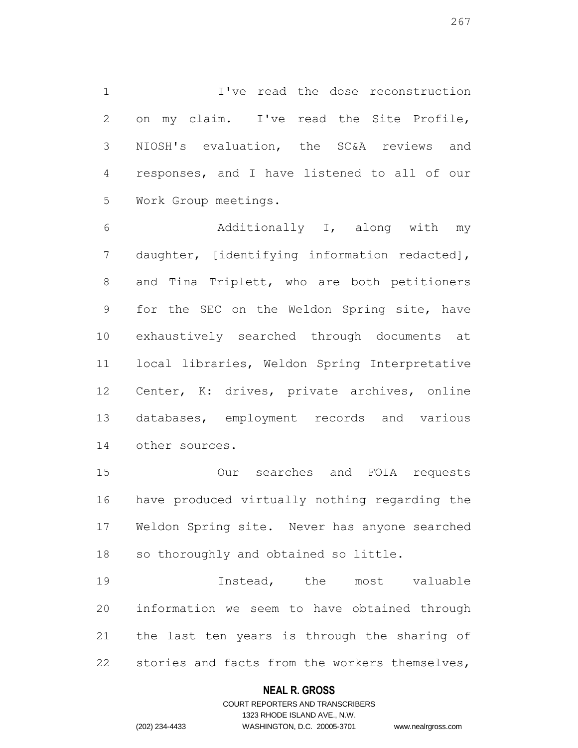I've read the dose reconstruction on my claim. I've read the Site Profile, NIOSH's evaluation, the SC&A reviews and responses, and I have listened to all of our Work Group meetings.

Additionally I, along with my daughter, [identifying information redacted], and Tina Triplett, who are both petitioners for the SEC on the Weldon Spring site, have exhaustively searched through documents at local libraries, Weldon Spring Interpretative Center, K: drives, private archives, online databases, employment records and various other sources.

Our searches and FOIA requests have produced virtually nothing regarding the Weldon Spring site. Never has anyone searched so thoroughly and obtained so little.

Instead, the most valuable information we seem to have obtained through the last ten years is through the sharing of stories and facts from the workers themselves,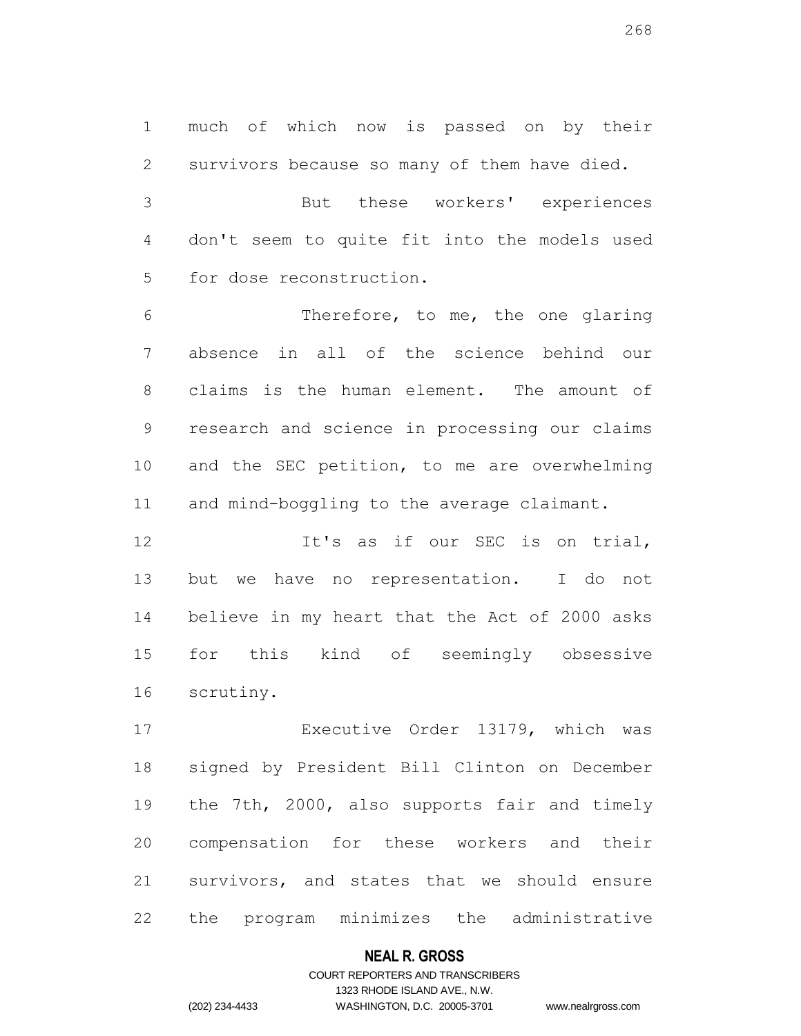much of which now is passed on by their survivors because so many of them have died.

But these workers' experiences don't seem to quite fit into the models used for dose reconstruction.

Therefore, to me, the one glaring absence in all of the science behind our claims is the human element. The amount of research and science in processing our claims and the SEC petition, to me are overwhelming and mind-boggling to the average claimant.

It's as if our SEC is on trial, but we have no representation. I do not believe in my heart that the Act of 2000 asks for this kind of seemingly obsessive scrutiny.

Executive Order 13179, which was signed by President Bill Clinton on December the 7th, 2000, also supports fair and timely compensation for these workers and their survivors, and states that we should ensure the program minimizes the administrative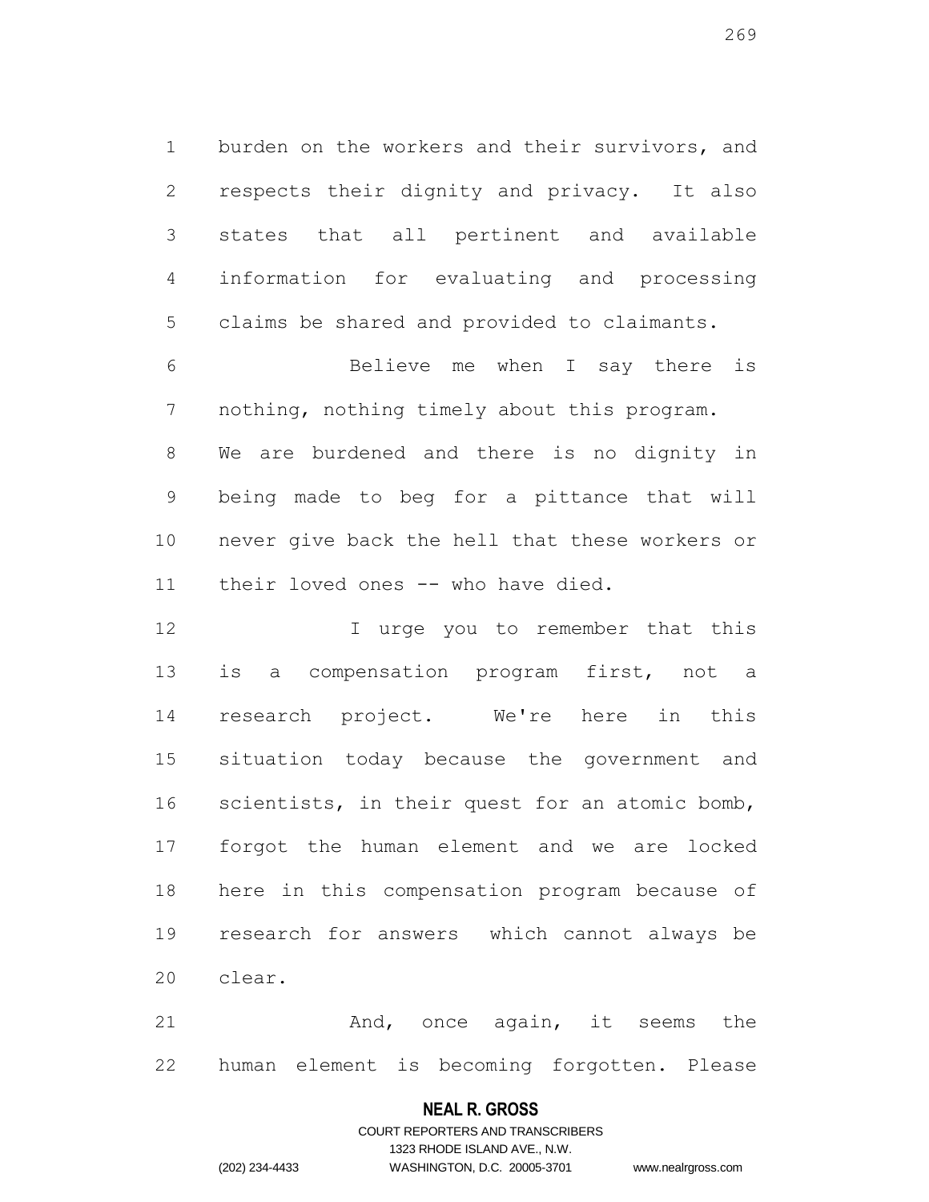burden on the workers and their survivors, and respects their dignity and privacy. It also states that all pertinent and available information for evaluating and processing claims be shared and provided to claimants.

Believe me when I say there is nothing, nothing timely about this program. We are burdened and there is no dignity in being made to beg for a pittance that will never give back the hell that these workers or their loved ones -- who have died.

I urge you to remember that this is a compensation program first, not a research project. We're here in this situation today because the government and scientists, in their quest for an atomic bomb, forgot the human element and we are locked here in this compensation program because of research for answers which cannot always be clear.

And, once again, it seems the human element is becoming forgotten. Please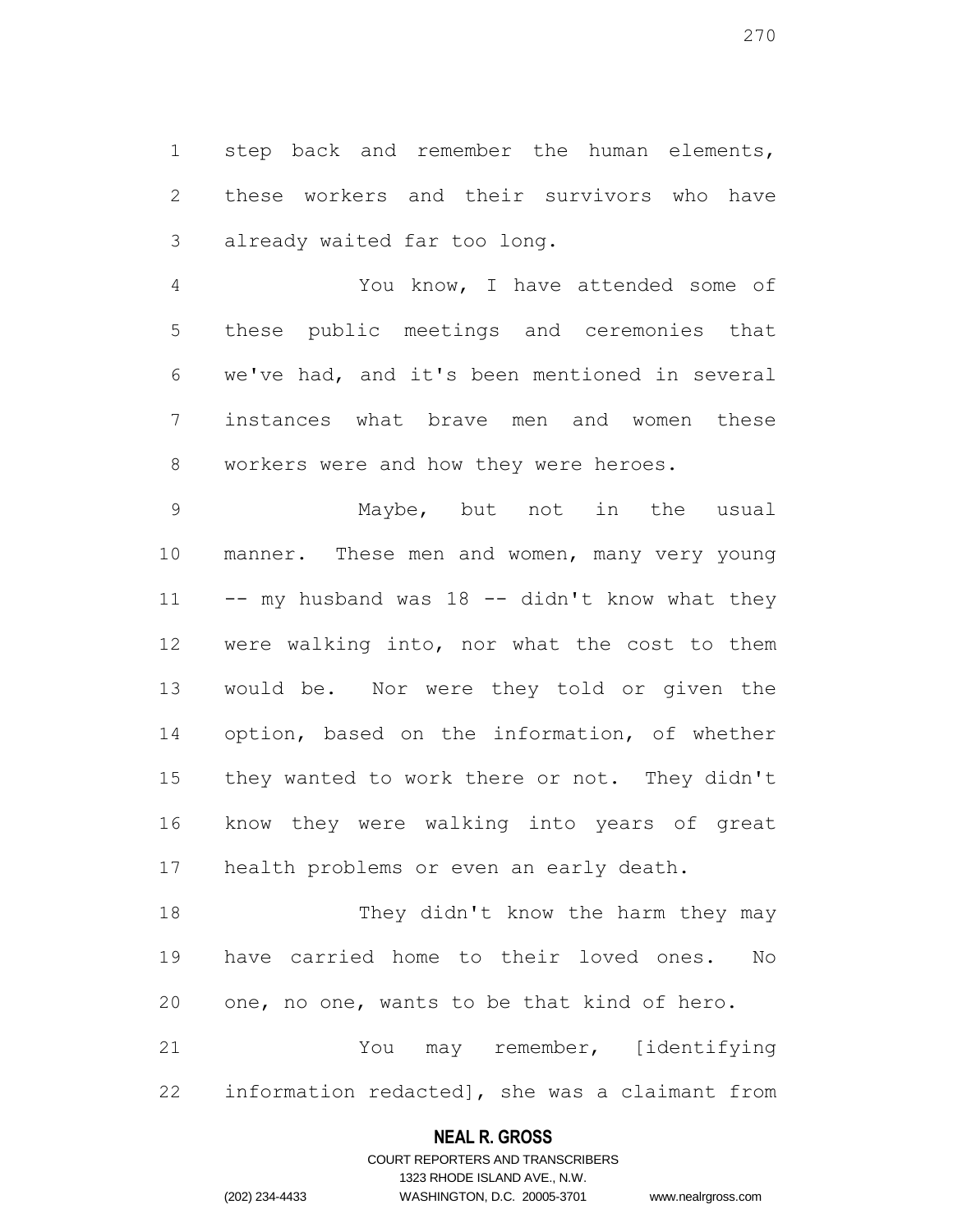step back and remember the human elements, these workers and their survivors who have already waited far too long.

You know, I have attended some of these public meetings and ceremonies that we've had, and it's been mentioned in several instances what brave men and women these workers were and how they were heroes.

Maybe, but not in the usual manner. These men and women, many very young -- my husband was 18 -- didn't know what they were walking into, nor what the cost to them would be. Nor were they told or given the option, based on the information, of whether they wanted to work there or not. They didn't know they were walking into years of great health problems or even an early death.

They didn't know the harm they may have carried home to their loved ones. No one, no one, wants to be that kind of hero.

You may remember, [identifying information redacted], she was a claimant from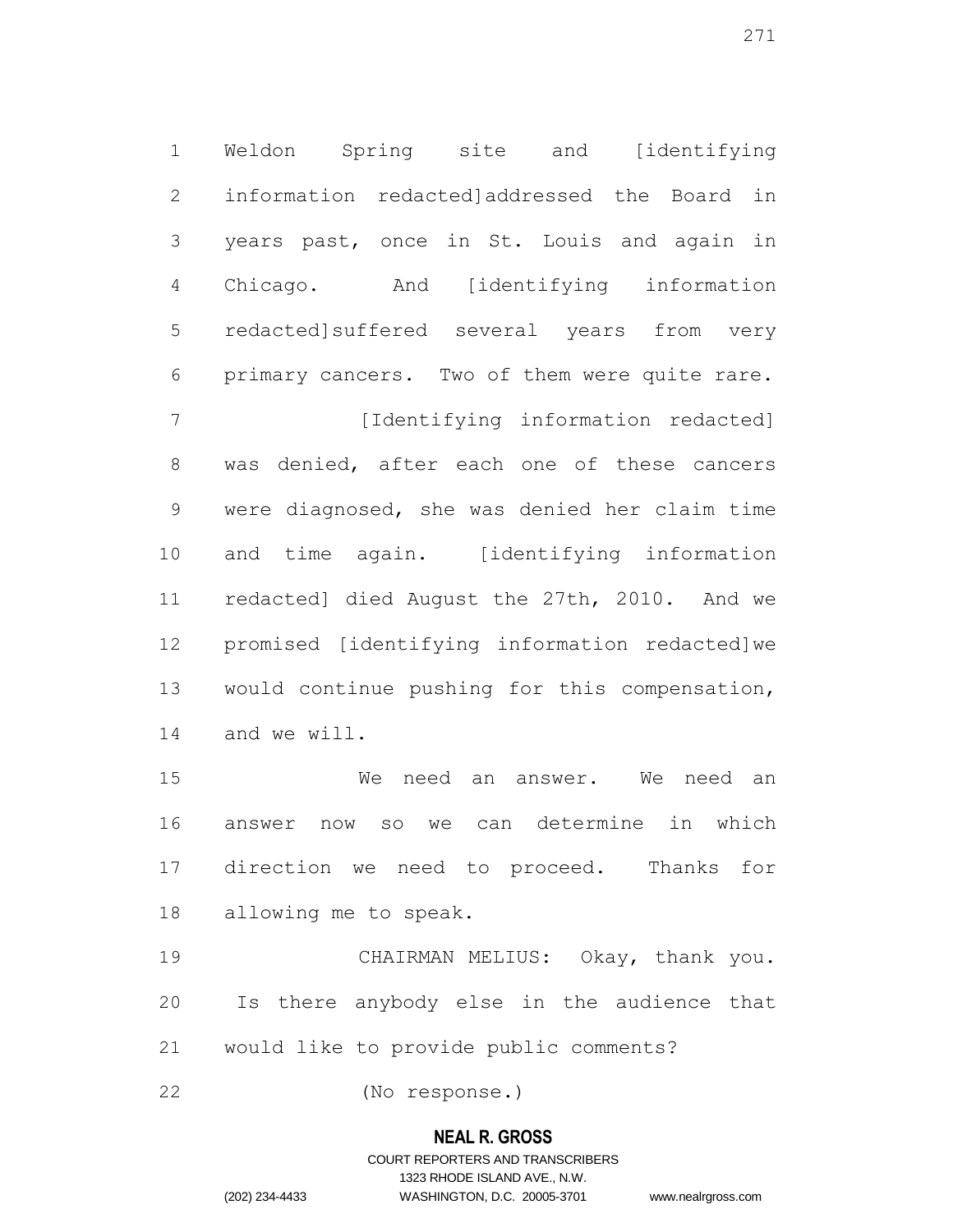Weldon Spring site and [identifying information redacted]addressed the Board in years past, once in St. Louis and again in Chicago. And [identifying information redacted]suffered several years from very primary cancers. Two of them were quite rare.

[Identifying information redacted] was denied, after each one of these cancers were diagnosed, she was denied her claim time and time again. [identifying information redacted] died August the 27th, 2010. And we promised [identifying information redacted]we would continue pushing for this compensation, and we will.

We need an answer. We need an answer now so we can determine in which direction we need to proceed. Thanks for allowing me to speak.

CHAIRMAN MELIUS: Okay, thank you. Is there anybody else in the audience that would like to provide public comments?

(No response.)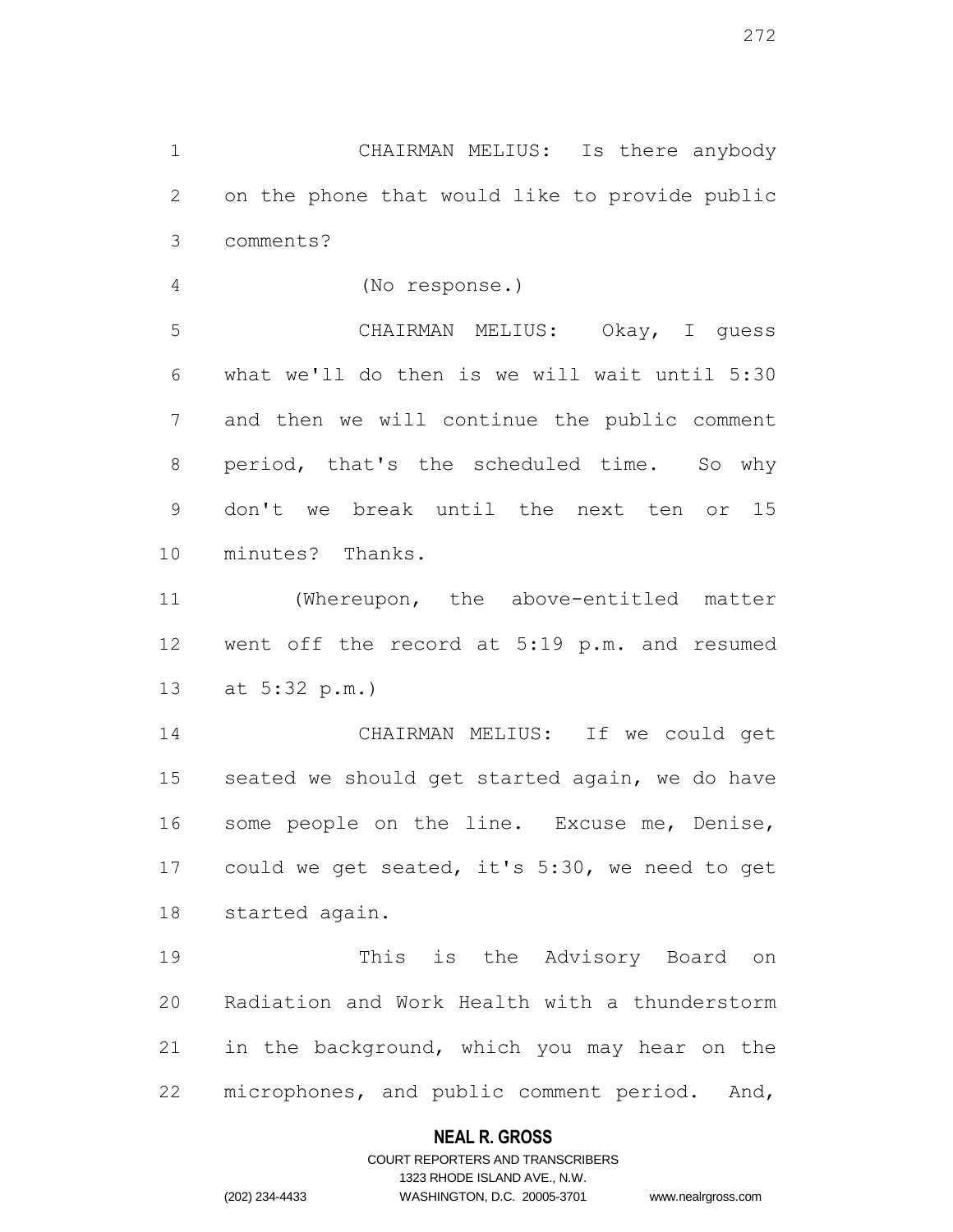CHAIRMAN MELIUS: Is there anybody on the phone that would like to provide public comments?

(No response.)

CHAIRMAN MELIUS: Okay, I guess what we'll do then is we will wait until 5:30 and then we will continue the public comment period, that's the scheduled time. So why don't we break until the next ten or 15 minutes? Thanks.

(Whereupon, the above-entitled matter went off the record at 5:19 p.m. and resumed at 5:32 p.m.)

CHAIRMAN MELIUS: If we could get seated we should get started again, we do have some people on the line. Excuse me, Denise, could we get seated, it's 5:30, we need to get started again.

This is the Advisory Board on Radiation and Work Health with a thunderstorm in the background, which you may hear on the microphones, and public comment period. And,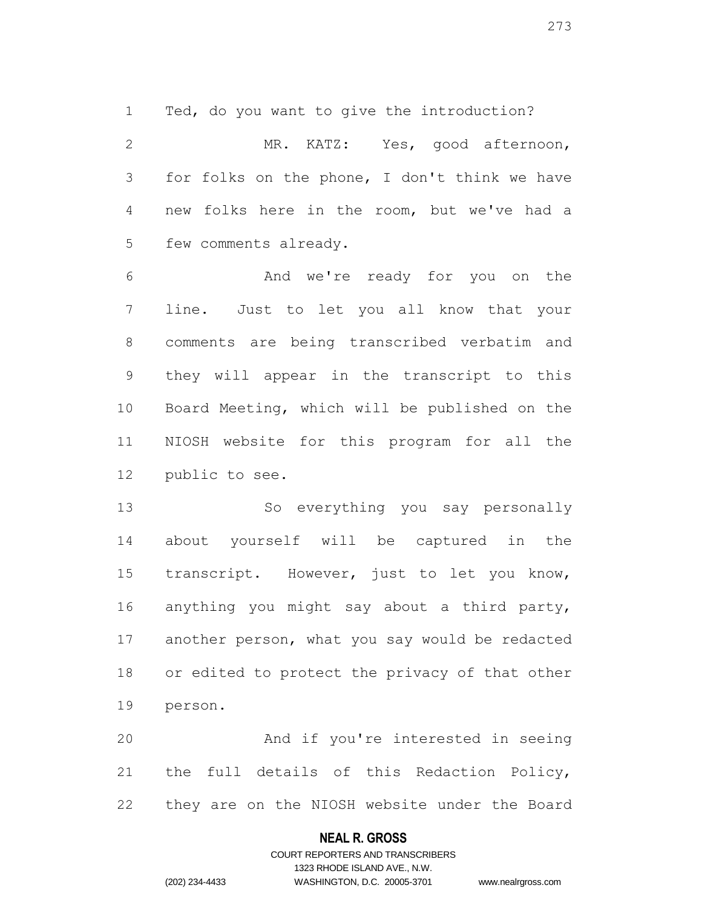Ted, do you want to give the introduction?

MR. KATZ: Yes, good afternoon, for folks on the phone, I don't think we have new folks here in the room, but we've had a few comments already.

And we're ready for you on the line. Just to let you all know that your comments are being transcribed verbatim and they will appear in the transcript to this Board Meeting, which will be published on the NIOSH website for this program for all the public to see.

So everything you say personally about yourself will be captured in the transcript. However, just to let you know, anything you might say about a third party, another person, what you say would be redacted or edited to protect the privacy of that other person.

And if you're interested in seeing the full details of this Redaction Policy, they are on the NIOSH website under the Board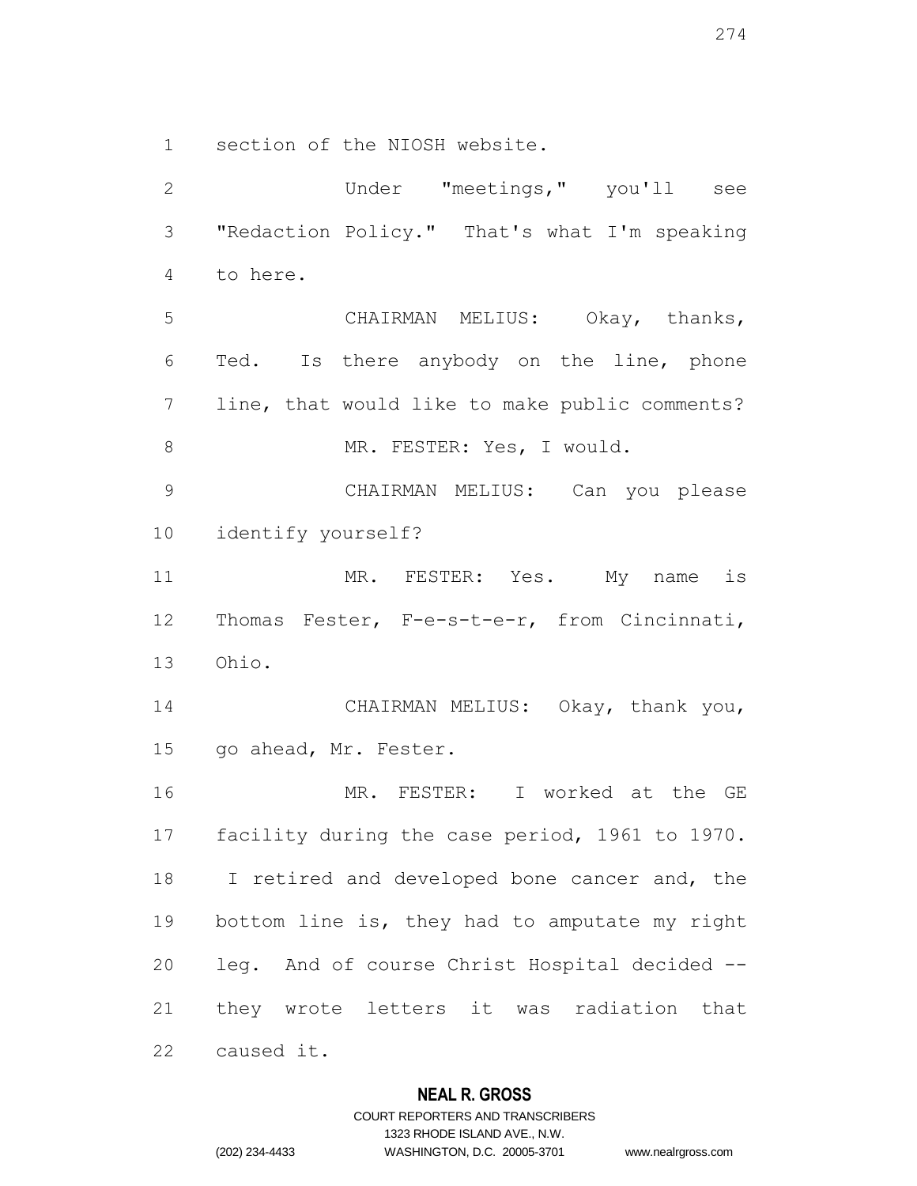section of the NIOSH website.

Under "meetings," you'll see "Redaction Policy." That's what I'm speaking to here.

CHAIRMAN MELIUS: Okay, thanks, Ted. Is there anybody on the line, phone line, that would like to make public comments?

MR. FESTER: Yes, I would.

CHAIRMAN MELIUS: Can you please identify yourself?

MR. FESTER: Yes. My name is Thomas Fester, F-e-s-t-e-r, from Cincinnati, Ohio.

CHAIRMAN MELIUS: Okay, thank you, go ahead, Mr. Fester.

MR. FESTER: I worked at the GE facility during the case period, 1961 to 1970. I retired and developed bone cancer and, the bottom line is, they had to amputate my right leg. And of course Christ Hospital decided -- they wrote letters it was radiation that caused it.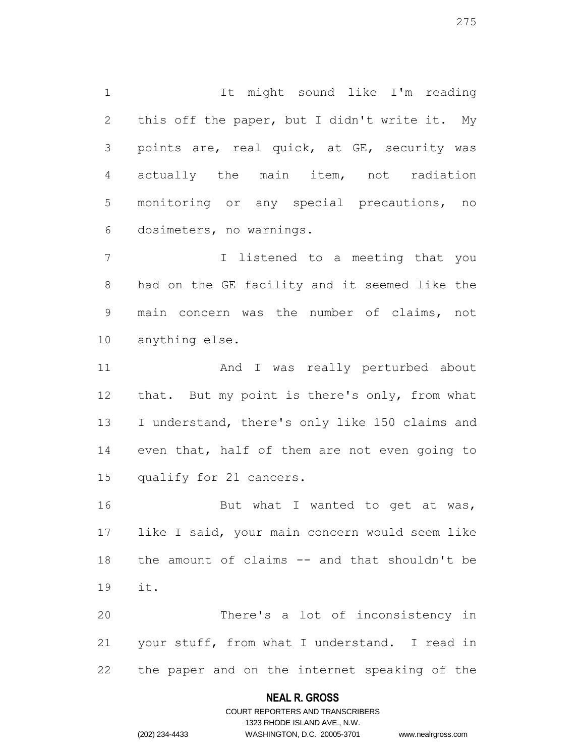It might sound like I'm reading this off the paper, but I didn't write it. My points are, real quick, at GE, security was actually the main item, not radiation monitoring or any special precautions, no dosimeters, no warnings.

I listened to a meeting that you had on the GE facility and it seemed like the main concern was the number of claims, not anything else.

And I was really perturbed about that. But my point is there's only, from what I understand, there's only like 150 claims and even that, half of them are not even going to qualify for 21 cancers.

But what I wanted to get at was, like I said, your main concern would seem like the amount of claims -- and that shouldn't be it.

There's a lot of inconsistency in your stuff, from what I understand. I read in the paper and on the internet speaking of the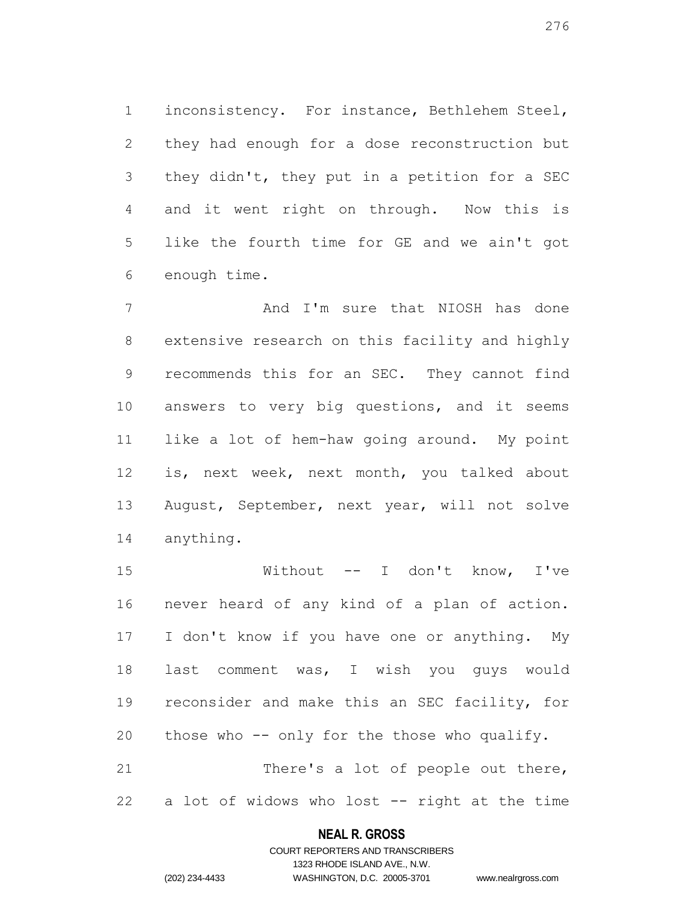inconsistency. For instance, Bethlehem Steel, they had enough for a dose reconstruction but they didn't, they put in a petition for a SEC and it went right on through. Now this is like the fourth time for GE and we ain't got enough time.

And I'm sure that NIOSH has done extensive research on this facility and highly recommends this for an SEC. They cannot find answers to very big questions, and it seems like a lot of hem-haw going around. My point is, next week, next month, you talked about August, September, next year, will not solve anything.

Without -- I don't know, I've never heard of any kind of a plan of action. I don't know if you have one or anything. My last comment was, I wish you guys would reconsider and make this an SEC facility, for those who -- only for the those who qualify.

There's a lot of people out there, a lot of widows who lost -- right at the time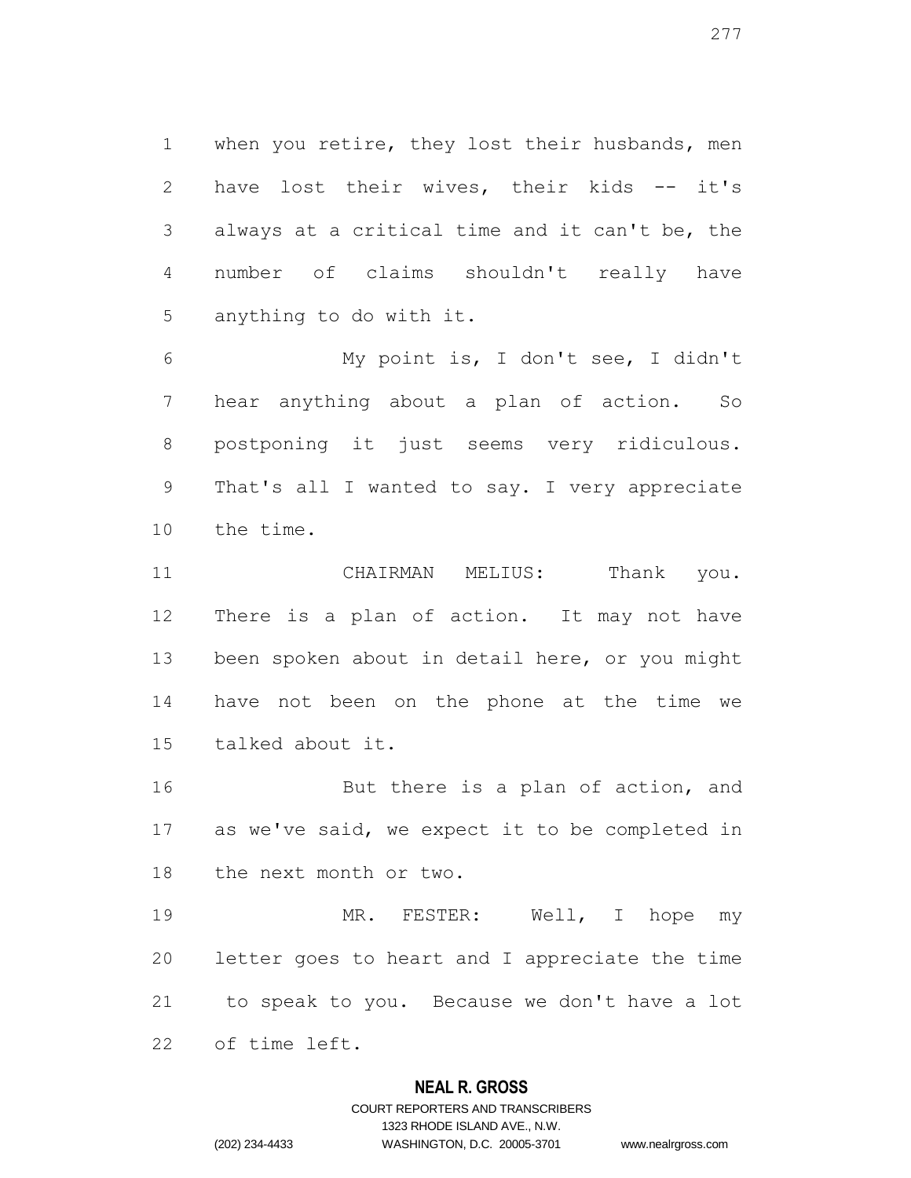when you retire, they lost their husbands, men have lost their wives, their kids -- it's always at a critical time and it can't be, the number of claims shouldn't really have anything to do with it.

My point is, I don't see, I didn't hear anything about a plan of action. So postponing it just seems very ridiculous. That's all I wanted to say. I very appreciate the time.

CHAIRMAN MELIUS: Thank you. There is a plan of action. It may not have been spoken about in detail here, or you might have not been on the phone at the time we talked about it.

But there is a plan of action, and as we've said, we expect it to be completed in the next month or two.

MR. FESTER: Well, I hope my letter goes to heart and I appreciate the time to speak to you. Because we don't have a lot of time left.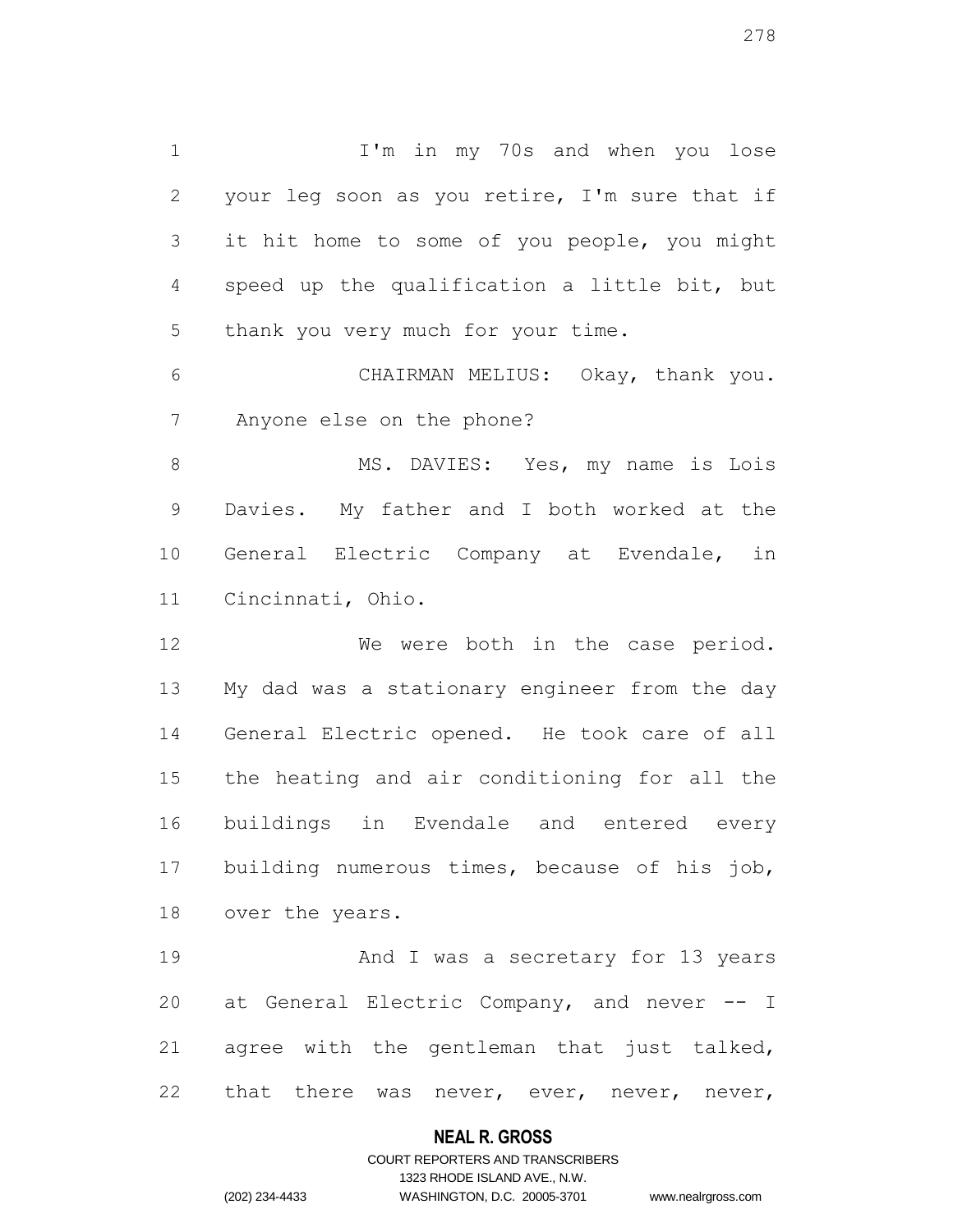I'm in my 70s and when you lose your leg soon as you retire, I'm sure that if it hit home to some of you people, you might speed up the qualification a little bit, but thank you very much for your time.

CHAIRMAN MELIUS: Okay, thank you. Anyone else on the phone?

MS. DAVIES: Yes, my name is Lois Davies. My father and I both worked at the General Electric Company at Evendale, in Cincinnati, Ohio.

We were both in the case period. My dad was a stationary engineer from the day General Electric opened. He took care of all the heating and air conditioning for all the buildings in Evendale and entered every building numerous times, because of his job, over the years.

And I was a secretary for 13 years at General Electric Company, and never -- I agree with the gentleman that just talked, that there was never, ever, never, never,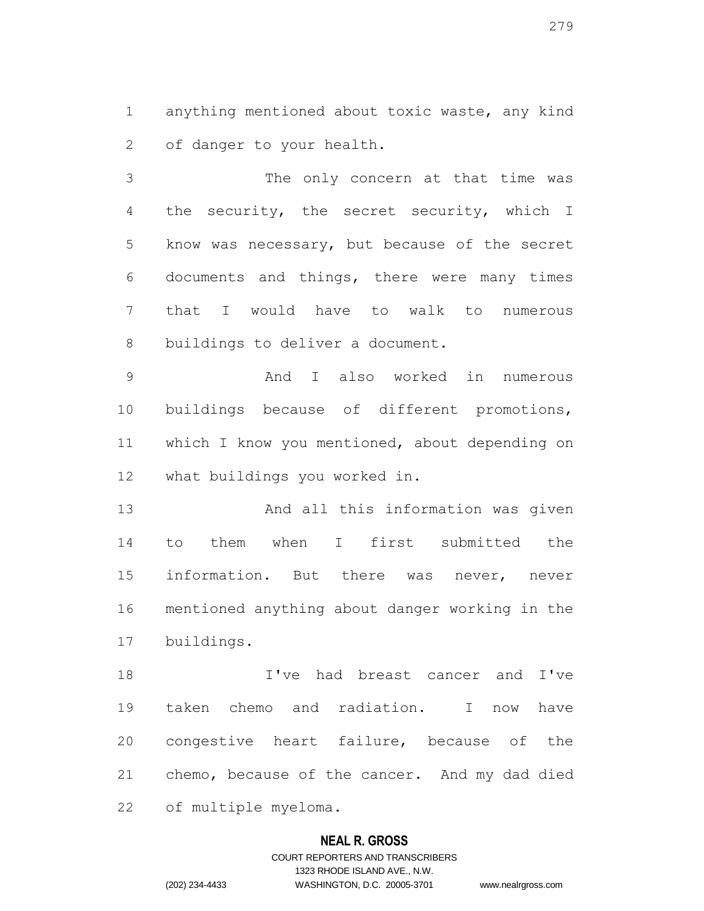anything mentioned about toxic waste, any kind of danger to your health.

The only concern at that time was the security, the secret security, which I know was necessary, but because of the secret documents and things, there were many times that I would have to walk to numerous buildings to deliver a document.

And I also worked in numerous buildings because of different promotions, which I know you mentioned, about depending on what buildings you worked in.

And all this information was given to them when I first submitted the information. But there was never, never mentioned anything about danger working in the buildings.

I've had breast cancer and I've taken chemo and radiation. I now have congestive heart failure, because of the chemo, because of the cancer. And my dad died of multiple myeloma.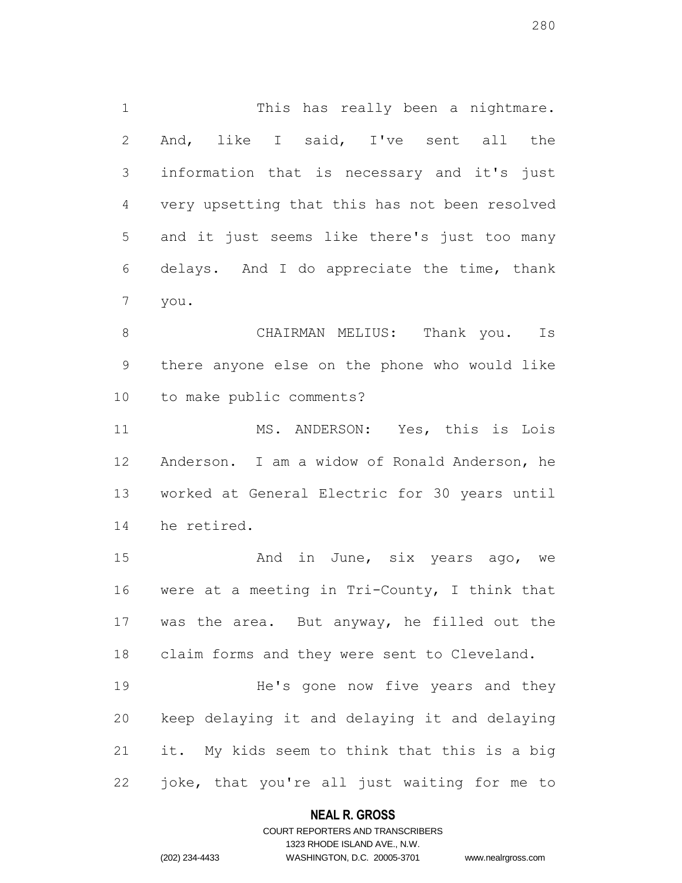This has really been a nightmare. And, like I said, I've sent all the information that is necessary and it's just very upsetting that this has not been resolved and it just seems like there's just too many delays. And I do appreciate the time, thank you.

CHAIRMAN MELIUS: Thank you. Is there anyone else on the phone who would like to make public comments?

MS. ANDERSON: Yes, this is Lois Anderson. I am a widow of Ronald Anderson, he worked at General Electric for 30 years until he retired.

And in June, six years ago, we were at a meeting in Tri-County, I think that was the area. But anyway, he filled out the claim forms and they were sent to Cleveland.

He's gone now five years and they keep delaying it and delaying it and delaying it. My kids seem to think that this is a big joke, that you're all just waiting for me to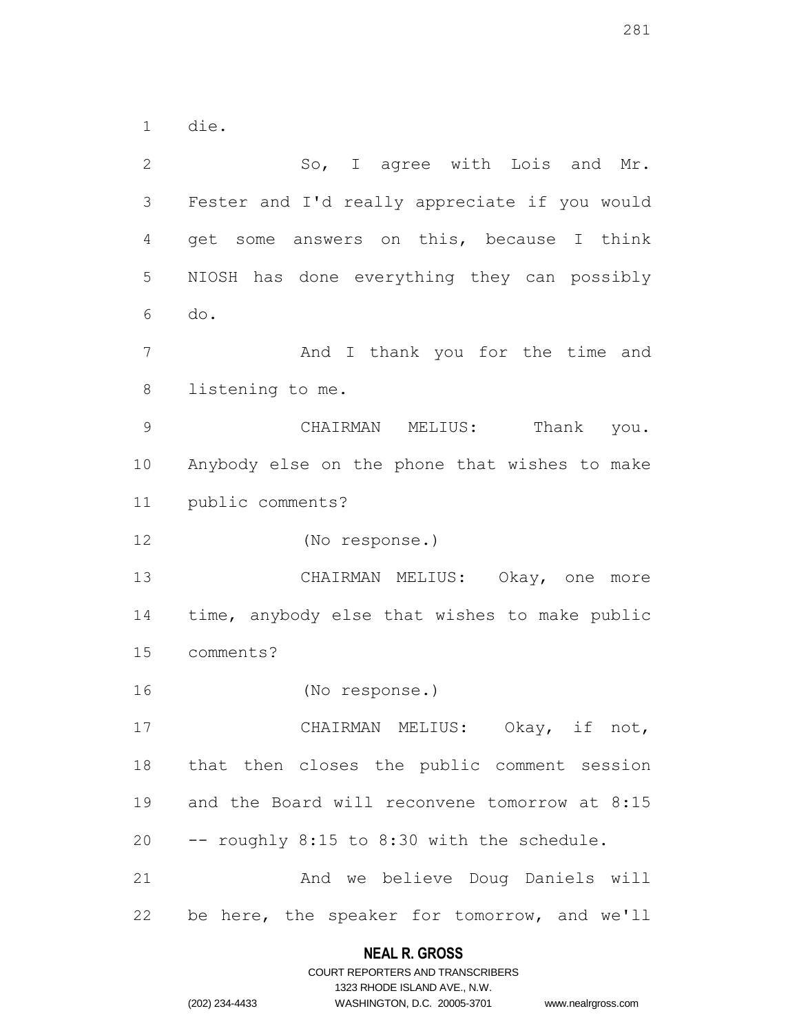1 die.

2 So, I agree with Lois and Mr.
3 Fester and I'd really appreciate if you would
4 get some answers on this, because I think
5 NIOSH has done everything they can possibly
6 do.

7 And I thank you for the time and
8 listening to me.

9 CHAIRMAN MELIUS: Thank you.
10 Anybody else on the phone that wishes to make
11 public comments?

12 (No response.)

13 CHAIRMAN MELIUS: Okay, one more
14 time, anybody else that wishes to make public
15 comments?

16 (No response.)

17 CHAIRMAN MELIUS: Okay, if not,
18 that then closes the public comment session
19 and the Board will reconvene tomorrow at 8:15
20 -- roughly 8:15 to 8:30 with the schedule.

21 And we believe Doug Daniels will
22 be here, the speaker for tomorrow, and we'll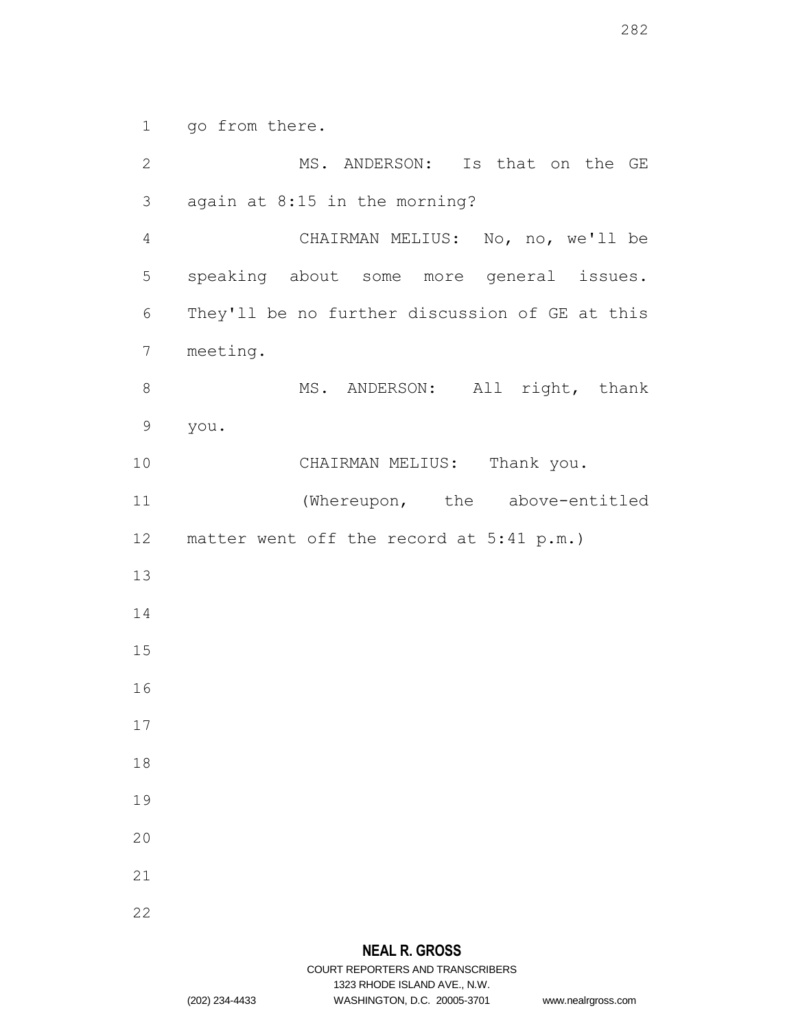go from there.

MS. ANDERSON: Is that on the GE again at 8:15 in the morning?

CHAIRMAN MELIUS: No, no, we'll be speaking about some more general issues. They'll be no further discussion of GE at this meeting.

MS. ANDERSON: All right, thank you.

CHAIRMAN MELIUS: Thank you.

(Whereupon, the above-entitled matter went off the record at 5:41 p.m.)